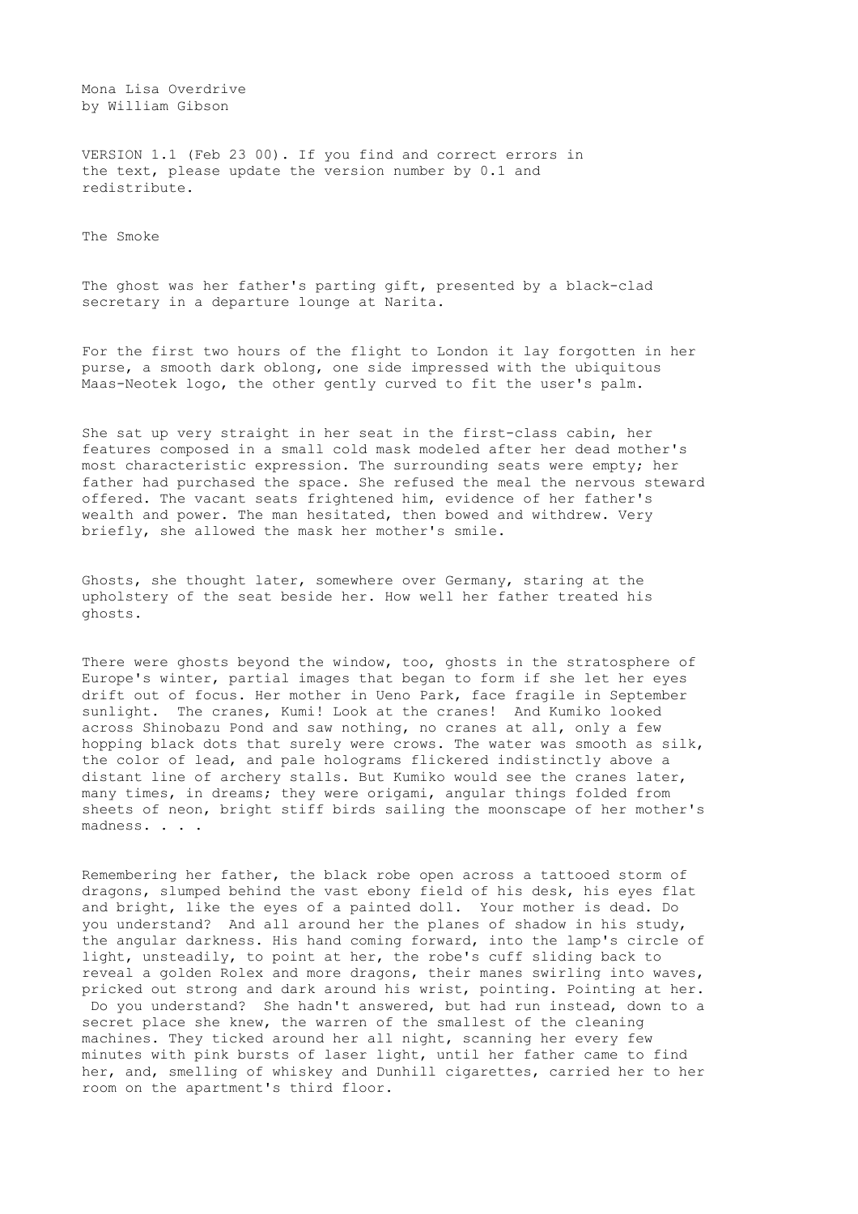# Mona Lisa Overdrive
by William Gibson

VERSION 1.1 (Feb 23 00). If you find and correct errors in the text, please update the version number by 0.1 and redistribute.

## The Smoke

The ghost was her father's parting gift, presented by a black-clad secretary in a departure lounge at Narita.

For the first two hours of the flight to London it lay forgotten in her purse, a smooth dark oblong, one side impressed with the ubiquitous Maas-Neotek logo, the other gently curved to fit the user's palm.

She sat up very straight in her seat in the first-class cabin, her features composed in a small cold mask modeled after her dead mother's most characteristic expression. The surrounding seats were empty; her father had purchased the space. She refused the meal the nervous steward offered. The vacant seats frightened him, evidence of her father's wealth and power. The man hesitated, then bowed and withdrew. Very briefly, she allowed the mask her mother's smile.

Ghosts, she thought later, somewhere over Germany, staring at the upholstery of the seat beside her. How well her father treated his ghosts.

There were ghosts beyond the window, too, ghosts in the stratosphere of Europe's winter, partial images that began to form if she let her eyes drift out of focus. Her mother in Ueno Park, face fragile in September sunlight. The cranes, Kumi! Look at the cranes! And Kumiko looked across Shinobazu Pond and saw nothing, no cranes at all, only a few hopping black dots that surely were crows. The water was smooth as silk, the color of lead, and pale holograms flickered indistinctly above a distant line of archery stalls. But Kumiko would see the cranes later, many times, in dreams; they were origami, angular things folded from sheets of neon, bright stiff birds sailing the moonscape of her mother's madness. . . .

Remembering her father, the black robe open across a tattooed storm of dragons, slumped behind the vast ebony field of his desk, his eyes flat and bright, like the eyes of a painted doll. Your mother is dead. Do you understand? And all around her the planes of shadow in his study, the angular darkness. His hand coming forward, into the lamp's circle of light, unsteadily, to point at her, the robe's cuff sliding back to reveal a golden Rolex and more dragons, their manes swirling into waves, pricked out strong and dark around his wrist, pointing. Pointing at her. Do you understand? She hadn't answered, but had run instead, down to a secret place she knew, the warren of the smallest of the cleaning machines. They ticked around her all night, scanning her every few minutes with pink bursts of laser light, until her father came to find her, and, smelling of whiskey and Dunhill cigarettes, carried her to her room on the apartment's third floor.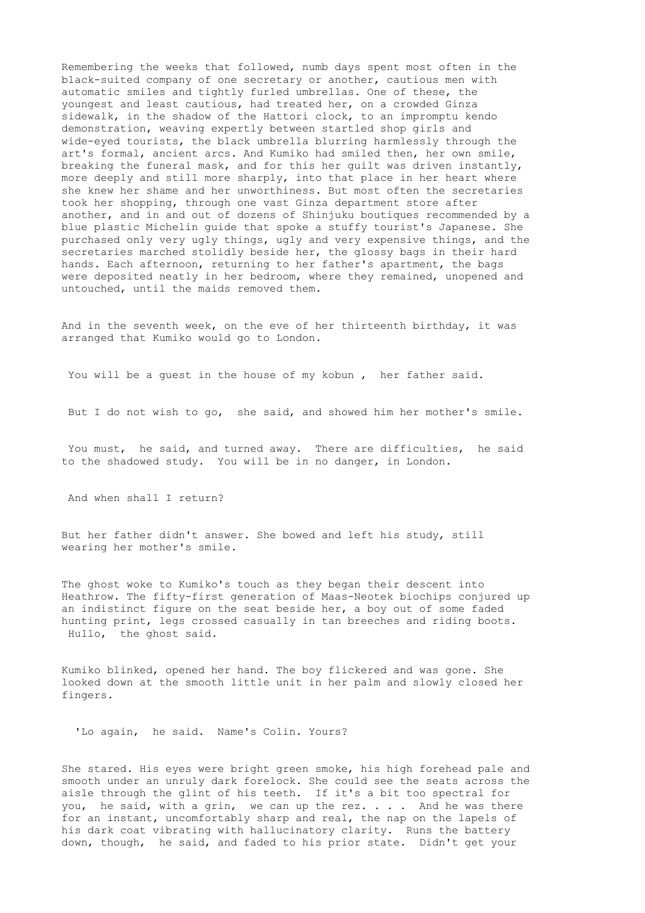Remembering the weeks that followed, numb days spent most often in the black-suited company of one secretary or another, cautious men with automatic smiles and tightly furled umbrellas. One of these, the youngest and least cautious, had treated her, on a crowded Ginza sidewalk, in the shadow of the Hattori clock, to an impromptu kendo demonstration, weaving expertly between startled shop girls and wide-eyed tourists, the black umbrella blurring harmlessly through the art's formal, ancient arcs. And Kumiko had smiled then, her own smile, breaking the funeral mask, and for this her guilt was driven instantly, more deeply and still more sharply, into that place in her heart where she knew her shame and her unworthiness. But most often the secretaries took her shopping, through one vast Ginza department store after another, and in and out of dozens of Shinjuku boutiques recommended by a blue plastic Michelin guide that spoke a stuffy tourist's Japanese. She purchased only very ugly things, ugly and very expensive things, and the secretaries marched stolidly beside her, the glossy bags in their hard hands. Each afternoon, returning to her father's apartment, the bags were deposited neatly in her bedroom, where they remained, unopened and untouched, until the maids removed them.

And in the seventh week, on the eve of her thirteenth birthday, it was arranged that Kumiko would go to London.

You will be a guest in the house of my kobun , her father said.

But I do not wish to go, she said, and showed him her mother's smile.

You must, he said, and turned away. There are difficulties, he said to the shadowed study. You will be in no danger, in London.

And when shall I return?

But her father didn't answer. She bowed and left his study, still wearing her mother's smile.

The ghost woke to Kumiko's touch as they began their descent into Heathrow. The fifty-first generation of Maas-Neotek biochips conjured up an indistinct figure on the seat beside her, a boy out of some faded hunting print, legs crossed casually in tan breeches and riding boots. Hullo, the ghost said.

Kumiko blinked, opened her hand. The boy flickered and was gone. She looked down at the smooth little unit in her palm and slowly closed her fingers.

'Lo again, he said. Name's Colin. Yours?

She stared. His eyes were bright green smoke, his high forehead pale and smooth under an unruly dark forelock. She could see the seats across the aisle through the glint of his teeth. If it's a bit too spectral for you, he said, with a grin, we can up the rez. . . . And he was there for an instant, uncomfortably sharp and real, the nap on the lapels of his dark coat vibrating with hallucinatory clarity. Runs the battery down, though, he said, and faded to his prior state. Didn't get your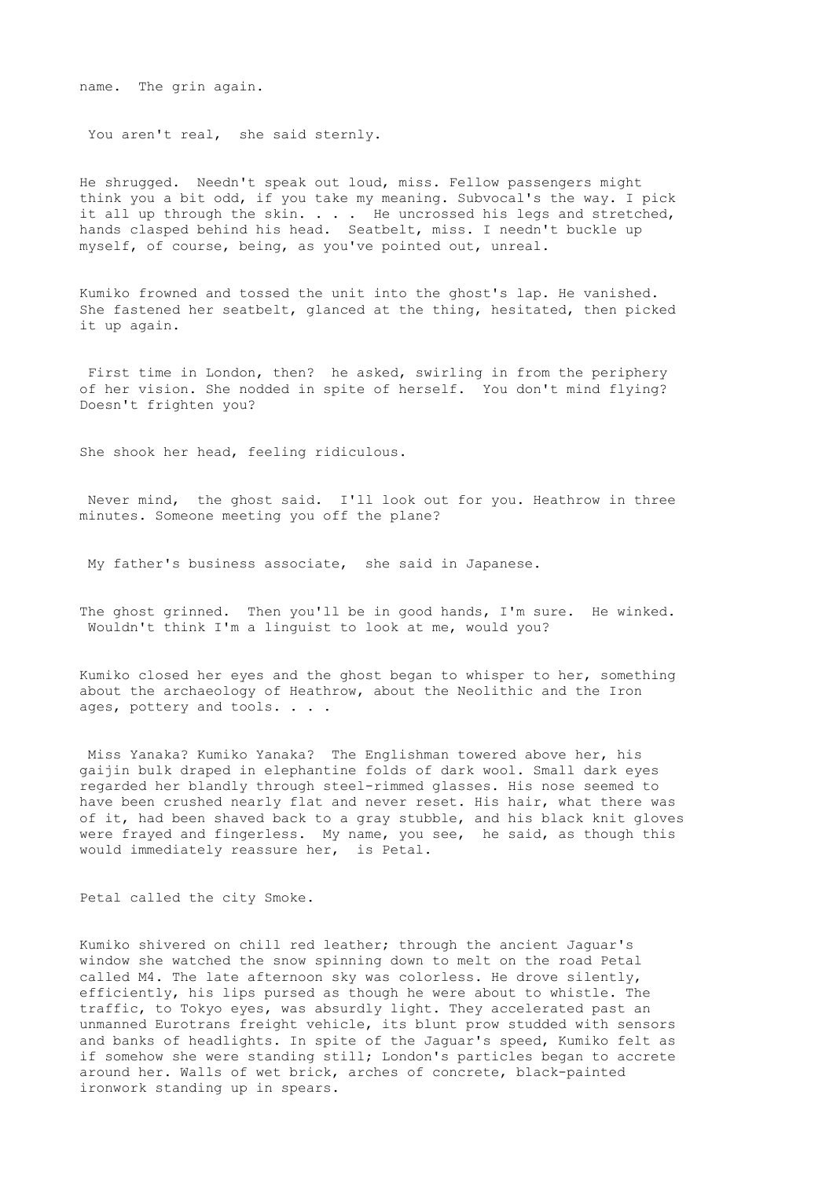name.  The grin again.

You aren't real,  she said sternly.

He shrugged.  Needn't speak out loud, miss. Fellow passengers might think you a bit odd, if you take my meaning. Subvocal's the way. I pick it all up through the skin. . . .  He uncrossed his legs and stretched, hands clasped behind his head.  Seatbelt, miss. I needn't buckle up myself, of course, being, as you've pointed out, unreal.

Kumiko frowned and tossed the unit into the ghost's lap. He vanished. She fastened her seatbelt, glanced at the thing, hesitated, then picked it up again.

First time in London, then?  he asked, swirling in from the periphery of her vision. She nodded in spite of herself.  You don't mind flying? Doesn't frighten you?

She shook her head, feeling ridiculous.

Never mind,  the ghost said.  I'll look out for you. Heathrow in three minutes. Someone meeting you off the plane?

My father's business associate,  she said in Japanese.

The ghost grinned.  Then you'll be in good hands, I'm sure.  He winked. Wouldn't think I'm a linguist to look at me, would you?

Kumiko closed her eyes and the ghost began to whisper to her, something about the archaeology of Heathrow, about the Neolithic and the Iron ages, pottery and tools. . . .

Miss Yanaka? Kumiko Yanaka?  The Englishman towered above her, his gaijin bulk draped in elephantine folds of dark wool. Small dark eyes regarded her blandly through steel-rimmed glasses. His nose seemed to have been crushed nearly flat and never reset. His hair, what there was of it, had been shaved back to a gray stubble, and his black knit gloves were frayed and fingerless.  My name, you see,  he said, as though this would immediately reassure her,  is Petal.

Petal called the city Smoke.

Kumiko shivered on chill red leather; through the ancient Jaguar's window she watched the snow spinning down to melt on the road Petal called M4. The late afternoon sky was colorless. He drove silently, efficiently, his lips pursed as though he were about to whistle. The traffic, to Tokyo eyes, was absurdly light. They accelerated past an unmanned Eurotrans freight vehicle, its blunt prow studded with sensors and banks of headlights. In spite of the Jaguar's speed, Kumiko felt as if somehow she were standing still; London's particles began to accrete around her. Walls of wet brick, arches of concrete, black-painted ironwork standing up in spears.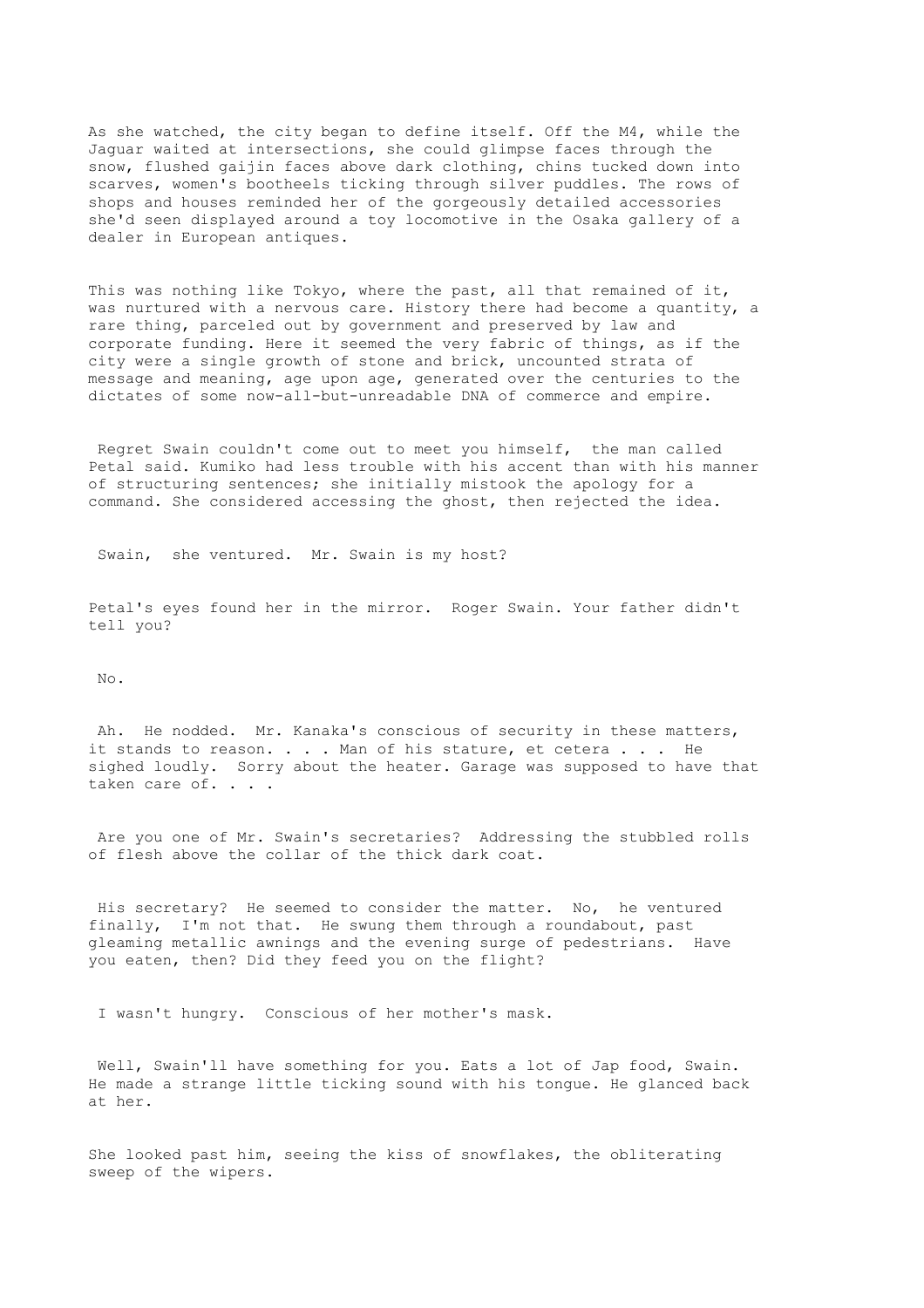As she watched, the city began to define itself. Off the M4, while the Jaguar waited at intersections, she could glimpse faces through the snow, flushed gaijin faces above dark clothing, chins tucked down into scarves, women's bootheels ticking through silver puddles. The rows of shops and houses reminded her of the gorgeously detailed accessories she'd seen displayed around a toy locomotive in the Osaka gallery of a dealer in European antiques.

This was nothing like Tokyo, where the past, all that remained of it, was nurtured with a nervous care. History there had become a quantity, a rare thing, parceled out by government and preserved by law and corporate funding. Here it seemed the very fabric of things, as if the city were a single growth of stone and brick, uncounted strata of message and meaning, age upon age, generated over the centuries to the dictates of some now-all-but-unreadable DNA of commerce and empire.

Regret Swain couldn't come out to meet you himself, the man called Petal said. Kumiko had less trouble with his accent than with his manner of structuring sentences; she initially mistook the apology for a command. She considered accessing the ghost, then rejected the idea.

Swain, she ventured. Mr. Swain is my host?

Petal's eyes found her in the mirror. Roger Swain. Your father didn't tell you?

No.

Ah. He nodded. Mr. Kanaka's conscious of security in these matters, it stands to reason. . . . Man of his stature, et cetera . . . He sighed loudly. Sorry about the heater. Garage was supposed to have that taken care of. . . .

Are you one of Mr. Swain's secretaries? Addressing the stubbled rolls of flesh above the collar of the thick dark coat.

His secretary? He seemed to consider the matter. No, he ventured finally, I'm not that. He swung them through a roundabout, past gleaming metallic awnings and the evening surge of pedestrians. Have you eaten, then? Did they feed you on the flight?

I wasn't hungry. Conscious of her mother's mask.

Well, Swain'll have something for you. Eats a lot of Jap food, Swain. He made a strange little ticking sound with his tongue. He glanced back at her.

She looked past him, seeing the kiss of snowflakes, the obliterating sweep of the wipers.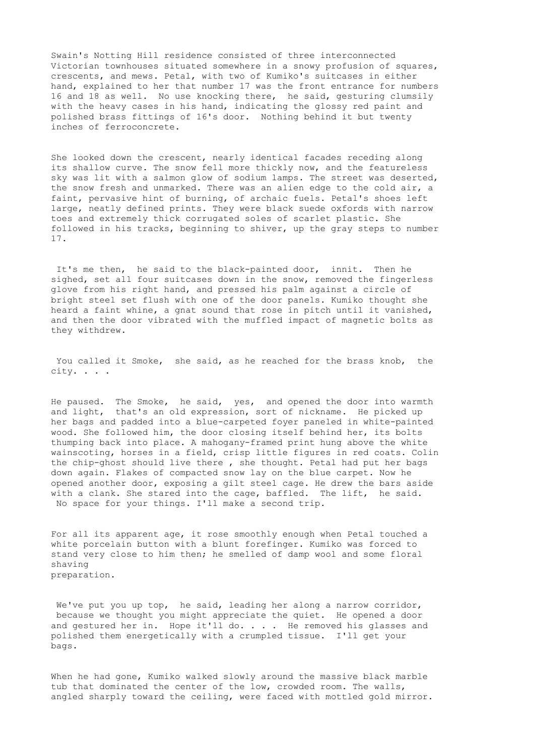Swain's Notting Hill residence consisted of three interconnected Victorian townhouses situated somewhere in a snowy profusion of squares, crescents, and mews. Petal, with two of Kumiko's suitcases in either hand, explained to her that number 17 was the front entrance for numbers 16 and 18 as well.  No use knocking there,  he said, gesturing clumsily with the heavy cases in his hand, indicating the glossy red paint and polished brass fittings of 16's door.  Nothing behind it but twenty inches of ferroconcrete.

She looked down the crescent, nearly identical facades receding along its shallow curve. The snow fell more thickly now, and the featureless sky was lit with a salmon glow of sodium lamps. The street was deserted, the snow fresh and unmarked. There was an alien edge to the cold air, a faint, pervasive hint of burning, of archaic fuels. Petal's shoes left large, neatly defined prints. They were black suede oxfords with narrow toes and extremely thick corrugated soles of scarlet plastic. She followed in his tracks, beginning to shiver, up the gray steps to number 17.

 It's me then,  he said to the black-painted door,  innit.  Then he sighed, set all four suitcases down in the snow, removed the fingerless glove from his right hand, and pressed his palm against a circle of bright steel set flush with one of the door panels. Kumiko thought she heard a faint whine, a gnat sound that rose in pitch until it vanished, and then the door vibrated with the muffled impact of magnetic bolts as they withdrew.

 You called it Smoke,  she said, as he reached for the brass knob,  the city. . . .

He paused.  The Smoke,  he said,  yes,  and opened the door into warmth and light,  that's an old expression, sort of nickname.  He picked up her bags and padded into a blue-carpeted foyer paneled in white-painted wood. She followed him, the door closing itself behind her, its bolts thumping back into place. A mahogany-framed print hung above the white wainscoting, horses in a field, crisp little figures in red coats. Colin the chip-ghost should live there , she thought. Petal had put her bags down again. Flakes of compacted snow lay on the blue carpet. Now he opened another door, exposing a gilt steel cage. He drew the bars aside with a clank. She stared into the cage, baffled.  The lift,  he said.  No space for your things. I'll make a second trip.

For all its apparent age, it rose smoothly enough when Petal touched a white porcelain button with a blunt forefinger. Kumiko was forced to stand very close to him then; he smelled of damp wool and some floral shaving preparation.

 We've put you up top,  he said, leading her along a narrow corridor,  because we thought you might appreciate the quiet.  He opened a door and gestured her in.  Hope it'll do. . . .  He removed his glasses and polished them energetically with a crumpled tissue.  I'll get your bags.

When he had gone, Kumiko walked slowly around the massive black marble tub that dominated the center of the low, crowded room. The walls, angled sharply toward the ceiling, were faced with mottled gold mirror.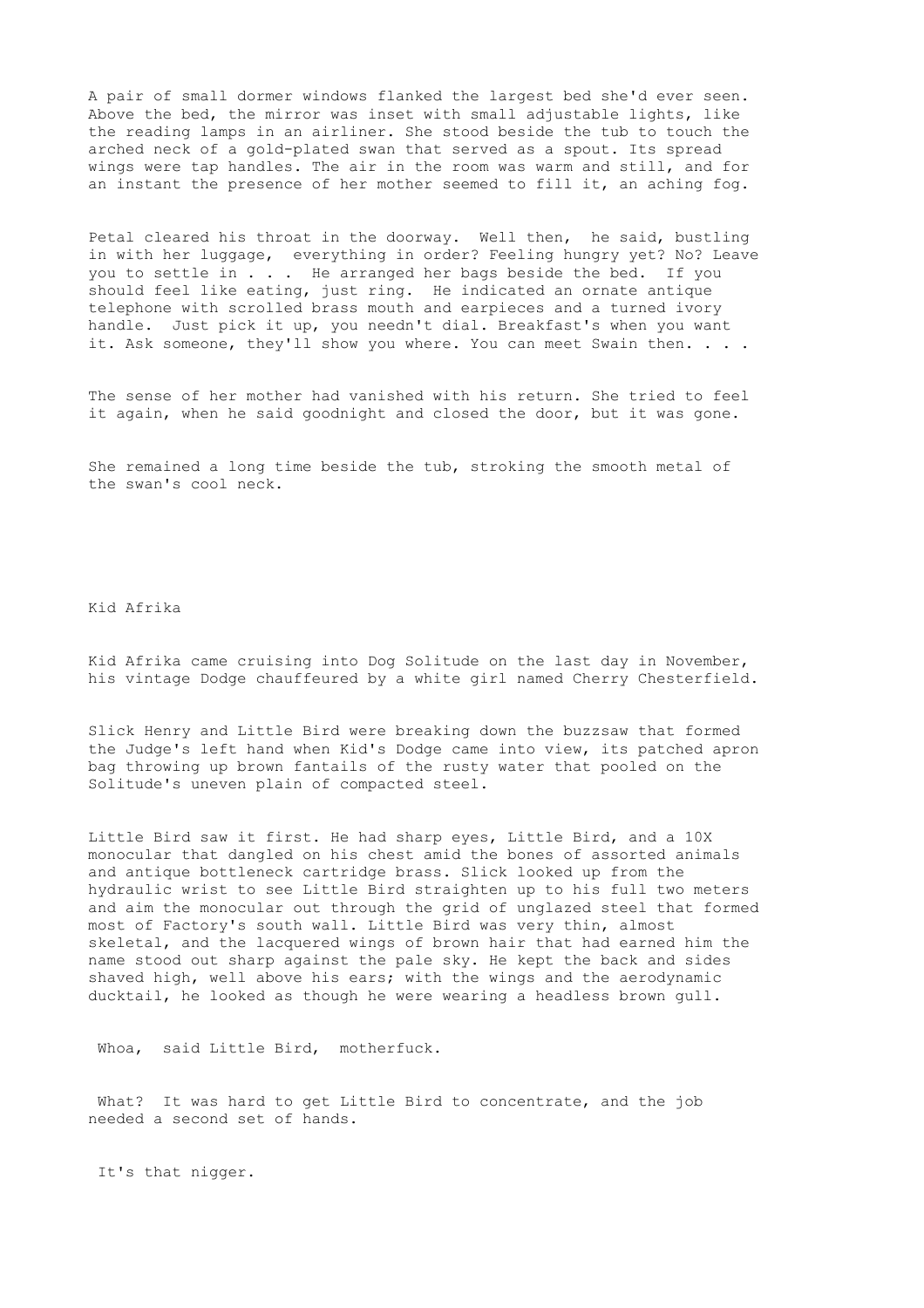A pair of small dormer windows flanked the largest bed she'd ever seen. Above the bed, the mirror was inset with small adjustable lights, like the reading lamps in an airliner. She stood beside the tub to touch the arched neck of a gold-plated swan that served as a spout. Its spread wings were tap handles. The air in the room was warm and still, and for an instant the presence of her mother seemed to fill it, an aching fog.

Petal cleared his throat in the doorway. Well then, he said, bustling in with her luggage, everything in order? Feeling hungry yet? No? Leave you to settle in . . . He arranged her bags beside the bed. If you should feel like eating, just ring. He indicated an ornate antique telephone with scrolled brass mouth and earpieces and a turned ivory handle. Just pick it up, you needn't dial. Breakfast's when you want it. Ask someone, they'll show you where. You can meet Swain then. . . .

The sense of her mother had vanished with his return. She tried to feel it again, when he said goodnight and closed the door, but it was gone.

She remained a long time beside the tub, stroking the smooth metal of the swan's cool neck.

## Kid Afrika

Kid Afrika came cruising into Dog Solitude on the last day in November, his vintage Dodge chauffeured by a white girl named Cherry Chesterfield.

Slick Henry and Little Bird were breaking down the buzzsaw that formed the Judge's left hand when Kid's Dodge came into view, its patched apron bag throwing up brown fantails of the rusty water that pooled on the Solitude's uneven plain of compacted steel.

Little Bird saw it first. He had sharp eyes, Little Bird, and a 10X monocular that dangled on his chest amid the bones of assorted animals and antique bottleneck cartridge brass. Slick looked up from the hydraulic wrist to see Little Bird straighten up to his full two meters and aim the monocular out through the grid of unglazed steel that formed most of Factory's south wall. Little Bird was very thin, almost skeletal, and the lacquered wings of brown hair that had earned him the name stood out sharp against the pale sky. He kept the back and sides shaved high, well above his ears; with the wings and the aerodynamic ducktail, he looked as though he were wearing a headless brown gull.

Whoa, said Little Bird, motherfuck.

What? It was hard to get Little Bird to concentrate, and the job needed a second set of hands.

It's that nigger.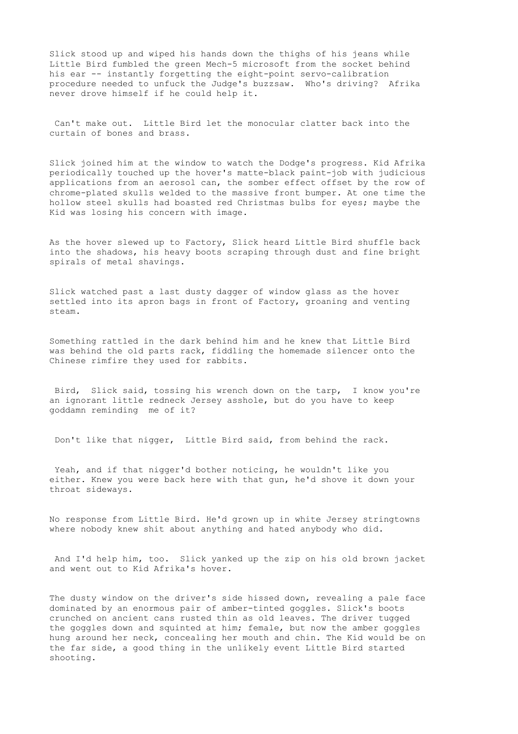Slick stood up and wiped his hands down the thighs of his jeans while Little Bird fumbled the green Mech-5 microsoft from the socket behind his ear -- instantly forgetting the eight-point servo-calibration procedure needed to unfuck the Judge's buzzsaw. Who's driving? Afrika never drove himself if he could help it.

Can't make out. Little Bird let the monocular clatter back into the curtain of bones and brass.

Slick joined him at the window to watch the Dodge's progress. Kid Afrika periodically touched up the hover's matte-black paint-job with judicious applications from an aerosol can, the somber effect offset by the row of chrome-plated skulls welded to the massive front bumper. At one time the hollow steel skulls had boasted red Christmas bulbs for eyes; maybe the Kid was losing his concern with image.

As the hover slewed up to Factory, Slick heard Little Bird shuffle back into the shadows, his heavy boots scraping through dust and fine bright spirals of metal shavings.

Slick watched past a last dusty dagger of window glass as the hover settled into its apron bags in front of Factory, groaning and venting steam.

Something rattled in the dark behind him and he knew that Little Bird was behind the old parts rack, fiddling the homemade silencer onto the Chinese rimfire they used for rabbits.

Bird, Slick said, tossing his wrench down on the tarp, I know you're an ignorant little redneck Jersey asshole, but do you have to keep goddamn reminding me of it?

Don't like that nigger, Little Bird said, from behind the rack.

Yeah, and if that nigger'd bother noticing, he wouldn't like you either. Knew you were back here with that gun, he'd shove it down your throat sideways.

No response from Little Bird. He'd grown up in white Jersey stringtowns where nobody knew shit about anything and hated anybody who did.

And I'd help him, too. Slick yanked up the zip on his old brown jacket and went out to Kid Afrika's hover.

The dusty window on the driver's side hissed down, revealing a pale face dominated by an enormous pair of amber-tinted goggles. Slick's boots crunched on ancient cans rusted thin as old leaves. The driver tugged the goggles down and squinted at him; female, but now the amber goggles hung around her neck, concealing her mouth and chin. The Kid would be on the far side, a good thing in the unlikely event Little Bird started shooting.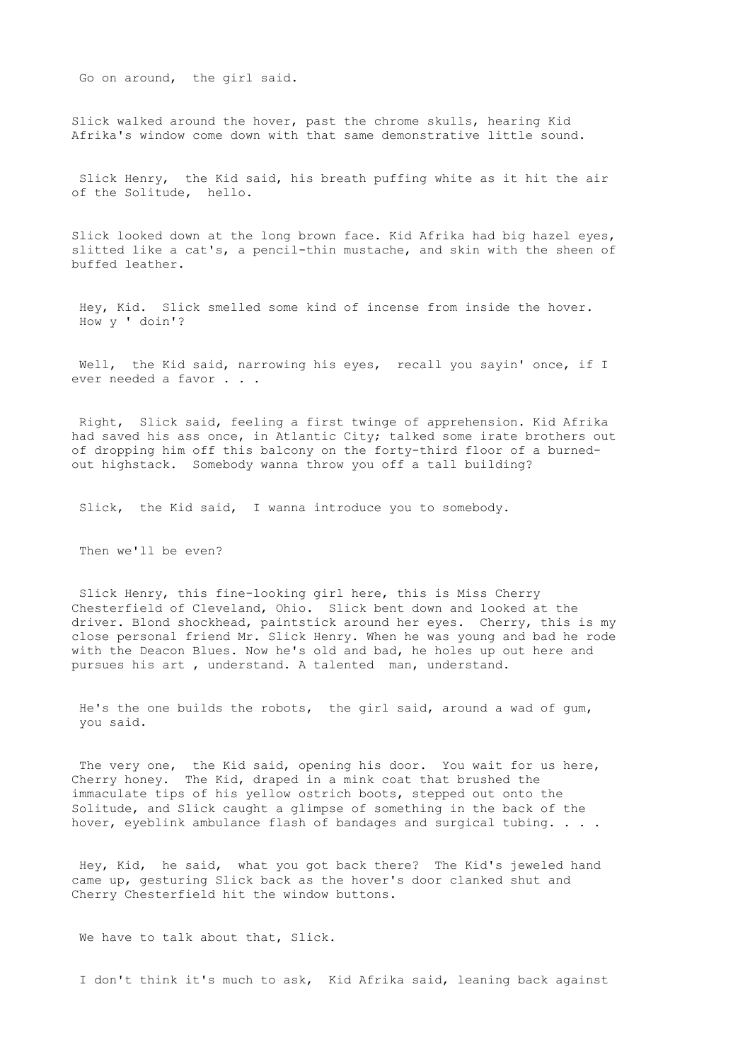Go on around, the girl said.

Slick walked around the hover, past the chrome skulls, hearing Kid Afrika's window come down with that same demonstrative little sound.

Slick Henry, the Kid said, his breath puffing white as it hit the air of the Solitude, hello.

Slick looked down at the long brown face. Kid Afrika had big hazel eyes, slitted like a cat's, a pencil-thin mustache, and skin with the sheen of buffed leather.

Hey, Kid. Slick smelled some kind of incense from inside the hover. How y ' doin'?

Well, the Kid said, narrowing his eyes, recall you sayin' once, if I ever needed a favor . . .

Right, Slick said, feeling a first twinge of apprehension. Kid Afrika had saved his ass once, in Atlantic City; talked some irate brothers out of dropping him off this balcony on the forty-third floor of a burned-out highstack. Somebody wanna throw you off a tall building?

Slick, the Kid said, I wanna introduce you to somebody.

Then we'll be even?

Slick Henry, this fine-looking girl here, this is Miss Cherry Chesterfield of Cleveland, Ohio. Slick bent down and looked at the driver. Blond shockhead, paintstick around her eyes. Cherry, this is my close personal friend Mr. Slick Henry. When he was young and bad he rode with the Deacon Blues. Now he's old and bad, he holes up out here and pursues his art , understand. A talented man, understand.

He's the one builds the robots, the girl said, around a wad of gum, you said.

The very one, the Kid said, opening his door. You wait for us here, Cherry honey. The Kid, draped in a mink coat that brushed the immaculate tips of his yellow ostrich boots, stepped out onto the Solitude, and Slick caught a glimpse of something in the back of the hover, eyeblink ambulance flash of bandages and surgical tubing. . . .

Hey, Kid, he said, what you got back there? The Kid's jeweled hand came up, gesturing Slick back as the hover's door clanked shut and Cherry Chesterfield hit the window buttons.

We have to talk about that, Slick.

I don't think it's much to ask, Kid Afrika said, leaning back against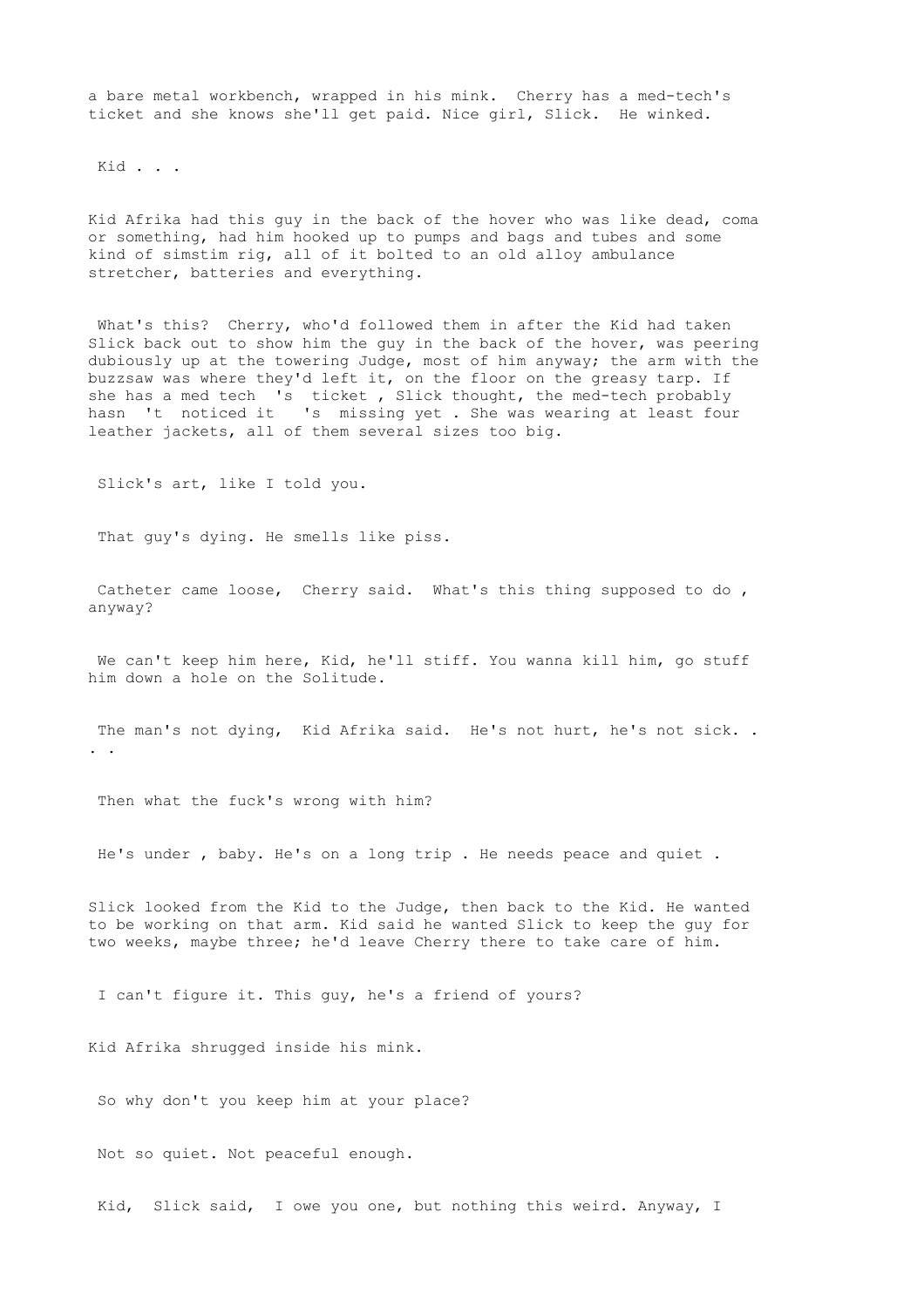a bare metal workbench, wrapped in his mink. Cherry has a med-tech's ticket and she knows she'll get paid. Nice girl, Slick. He winked.

Kid . . .

Kid Afrika had this guy in the back of the hover who was like dead, coma or something, had him hooked up to pumps and bags and tubes and some kind of simstim rig, all of it bolted to an old alloy ambulance stretcher, batteries and everything.

What's this? Cherry, who'd followed them in after the Kid had taken Slick back out to show him the guy in the back of the hover, was peering dubiously up at the towering Judge, most of him anyway; the arm with the buzzsaw was where they'd left it, on the floor on the greasy tarp. If she has a med tech 's ticket , Slick thought, the med-tech probably hasn 't noticed it 's missing yet . She was wearing at least four leather jackets, all of them several sizes too big.

Slick's art, like I told you.

That guy's dying. He smells like piss.

Catheter came loose, Cherry said. What's this thing supposed to do , anyway?

We can't keep him here, Kid, he'll stiff. You wanna kill him, go stuff him down a hole on the Solitude.

The man's not dying, Kid Afrika said. He's not hurt, he's not sick. . . .

Then what the fuck's wrong with him?

He's under , baby. He's on a long trip . He needs peace and quiet .

Slick looked from the Kid to the Judge, then back to the Kid. He wanted to be working on that arm. Kid said he wanted Slick to keep the guy for two weeks, maybe three; he'd leave Cherry there to take care of him.

I can't figure it. This guy, he's a friend of yours?

Kid Afrika shrugged inside his mink.

So why don't you keep him at your place?

Not so quiet. Not peaceful enough.

Kid, Slick said, I owe you one, but nothing this weird. Anyway, I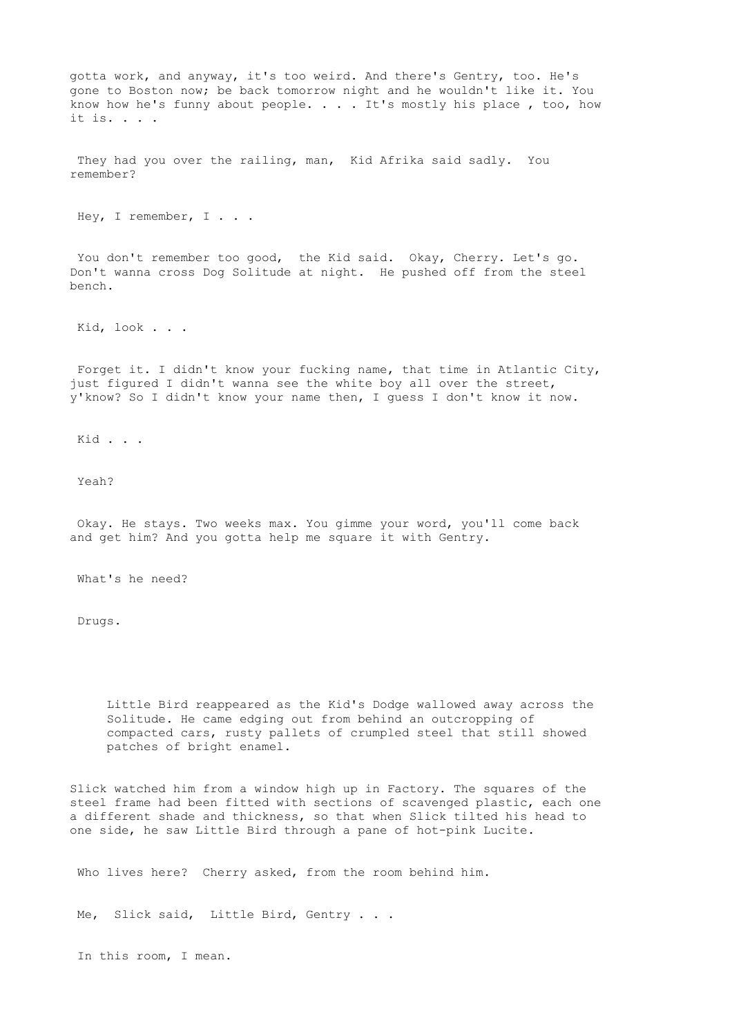gotta work, and anyway, it's too weird. And there's Gentry, too. He's gone to Boston now; be back tomorrow night and he wouldn't like it. You know how he's funny about people. . . . It's mostly his place , too, how it is. . . .

They had you over the railing, man, Kid Afrika said sadly. You remember?

Hey, I remember, I . . .

You don't remember too good, the Kid said. Okay, Cherry. Let's go. Don't wanna cross Dog Solitude at night. He pushed off from the steel bench.

Kid, look . . .

Forget it. I didn't know your fucking name, that time in Atlantic City, just figured I didn't wanna see the white boy all over the street, y'know? So I didn't know your name then, I guess I don't know it now.

Kid . . .

Yeah?

Okay. He stays. Two weeks max. You gimme your word, you'll come back and get him? And you gotta help me square it with Gentry.

What's he need?

Drugs.

> Little Bird reappeared as the Kid's Dodge wallowed away across the Solitude. He came edging out from behind an outcropping of compacted cars, rusty pallets of crumpled steel that still showed patches of bright enamel.

Slick watched him from a window high up in Factory. The squares of the steel frame had been fitted with sections of scavenged plastic, each one a different shade and thickness, so that when Slick tilted his head to one side, he saw Little Bird through a pane of hot-pink Lucite.

Who lives here? Cherry asked, from the room behind him.

Me, Slick said, Little Bird, Gentry . . .

In this room, I mean.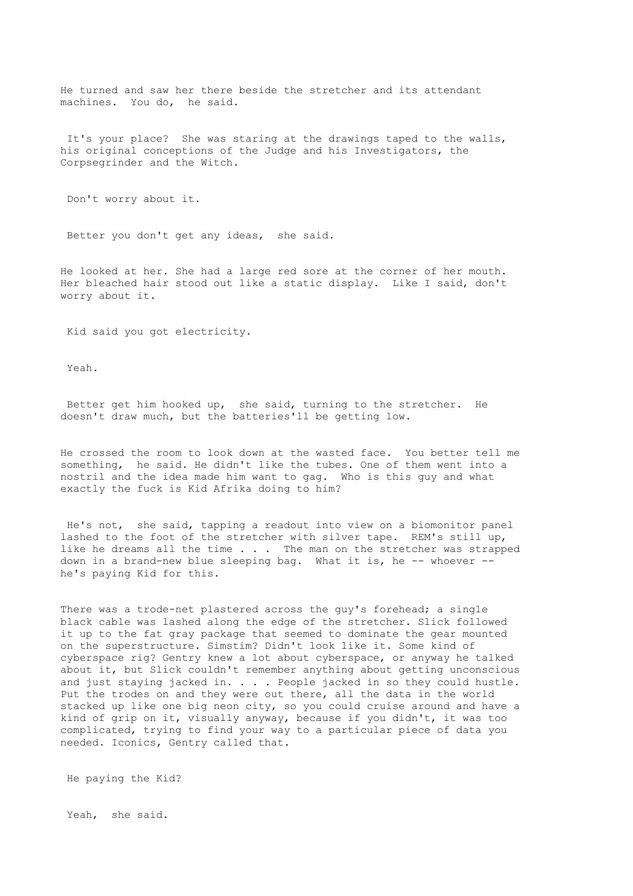He turned and saw her there beside the stretcher and its attendant machines.  You do,  he said.

It's your place?  She was staring at the drawings taped to the walls, his original conceptions of the Judge and his Investigators, the Corpsegrinder and the Witch.

Don't worry about it.

Better you don't get any ideas,  she said.

He looked at her. She had a large red sore at the corner of her mouth. Her bleached hair stood out like a static display.  Like I said, don't worry about it.

Kid said you got electricity.

Yeah.

Better get him hooked up,  she said, turning to the stretcher.  He doesn't draw much, but the batteries'll be getting low.

He crossed the room to look down at the wasted face.  You better tell me something,  he said. He didn't like the tubes. One of them went into a nostril and the idea made him want to gag.  Who is this guy and what exactly the fuck is Kid Afrika doing to him?

He's not,  she said, tapping a readout into view on a biomonitor panel lashed to the foot of the stretcher with silver tape.  REM's still up, like he dreams all the time . . .  The man on the stretcher was strapped down in a brand-new blue sleeping bag.  What it is, he -- whoever -- he's paying Kid for this.

There was a trode-net plastered across the guy's forehead; a single black cable was lashed along the edge of the stretcher. Slick followed it up to the fat gray package that seemed to dominate the gear mounted on the superstructure. Simstim? Didn't look like it. Some kind of cyberspace rig? Gentry knew a lot about cyberspace, or anyway he talked about it, but Slick couldn't remember anything about getting unconscious and just staying jacked in. . . . People jacked in so they could hustle. Put the trodes on and they were out there, all the data in the world stacked up like one big neon city, so you could cruise around and have a kind of grip on it, visually anyway, because if you didn't, it was too complicated, trying to find your way to a particular piece of data you needed. Iconics, Gentry called that.

He paying the Kid?

Yeah,  she said.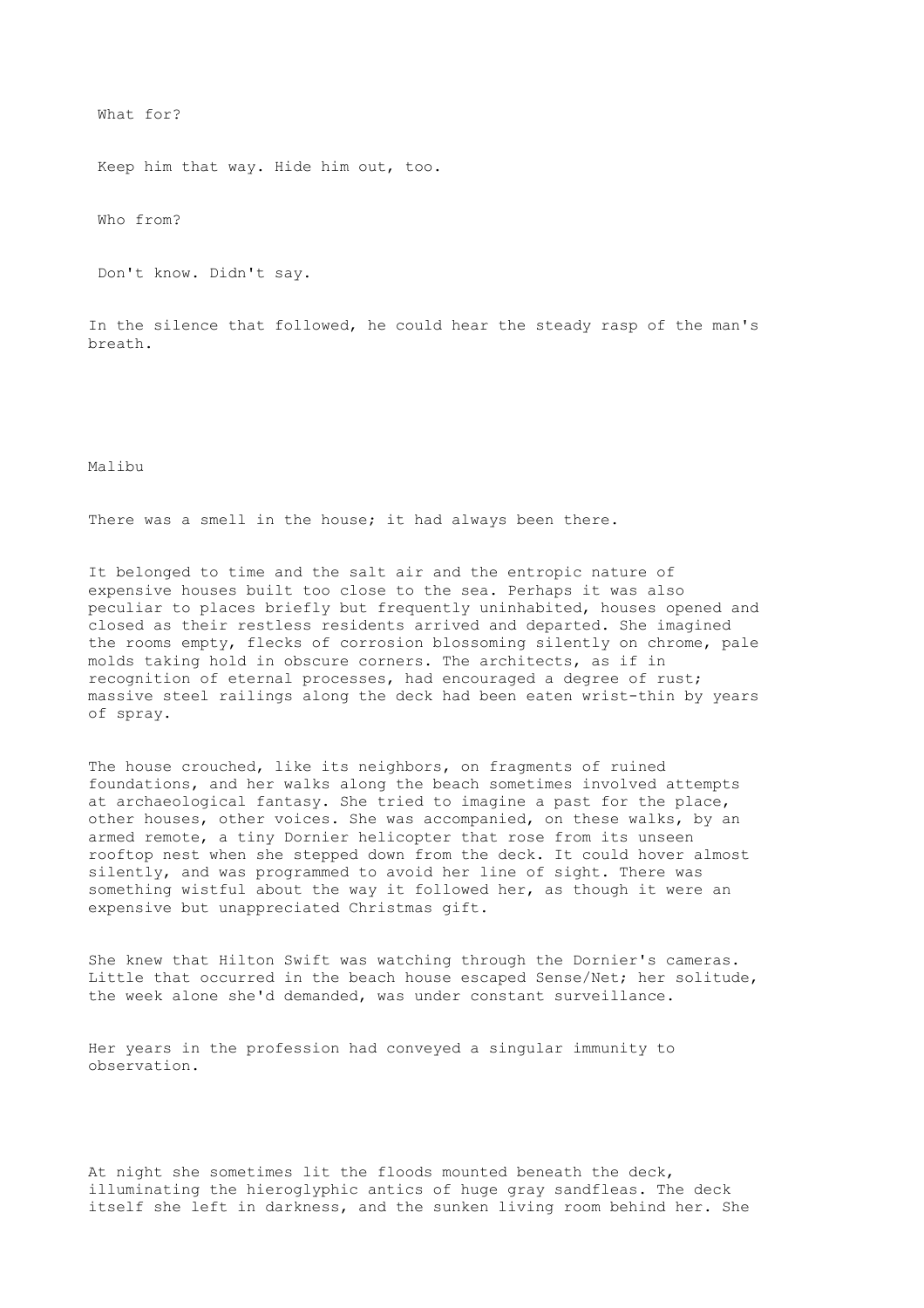What for?

Keep him that way. Hide him out, too.

Who from?

Don't know. Didn't say.

In the silence that followed, he could hear the steady rasp of the man's breath.

## Malibu

There was a smell in the house; it had always been there.

It belonged to time and the salt air and the entropic nature of expensive houses built too close to the sea. Perhaps it was also peculiar to places briefly but frequently uninhabited, houses opened and closed as their restless residents arrived and departed. She imagined the rooms empty, flecks of corrosion blossoming silently on chrome, pale molds taking hold in obscure corners. The architects, as if in recognition of eternal processes, had encouraged a degree of rust; massive steel railings along the deck had been eaten wrist-thin by years of spray.

The house crouched, like its neighbors, on fragments of ruined foundations, and her walks along the beach sometimes involved attempts at archaeological fantasy. She tried to imagine a past for the place, other houses, other voices. She was accompanied, on these walks, by an armed remote, a tiny Dornier helicopter that rose from its unseen rooftop nest when she stepped down from the deck. It could hover almost silently, and was programmed to avoid her line of sight. There was something wistful about the way it followed her, as though it were an expensive but unappreciated Christmas gift.

She knew that Hilton Swift was watching through the Dornier's cameras. Little that occurred in the beach house escaped Sense/Net; her solitude, the week alone she'd demanded, was under constant surveillance.

Her years in the profession had conveyed a singular immunity to observation.

At night she sometimes lit the floods mounted beneath the deck, illuminating the hieroglyphic antics of huge gray sandfleas. The deck itself she left in darkness, and the sunken living room behind her. She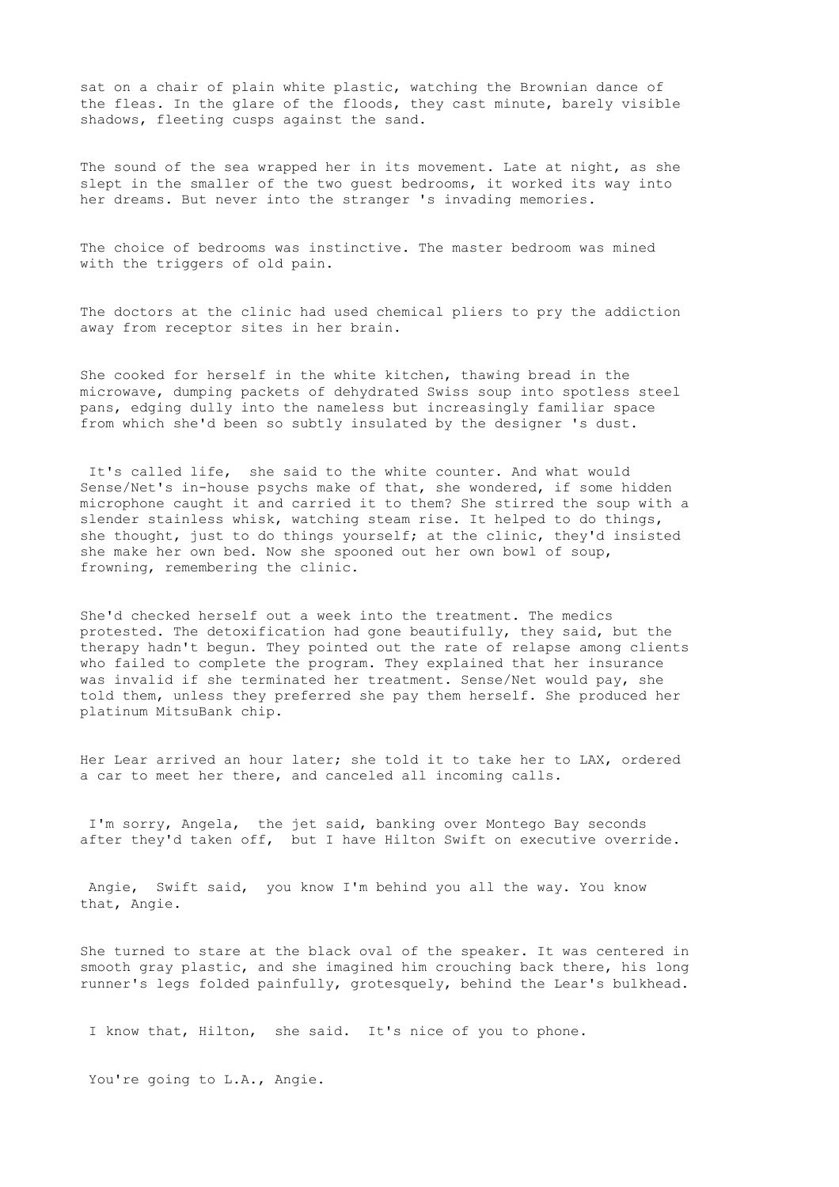sat on a chair of plain white plastic, watching the Brownian dance of the fleas. In the glare of the floods, they cast minute, barely visible shadows, fleeting cusps against the sand.

The sound of the sea wrapped her in its movement. Late at night, as she slept in the smaller of the two guest bedrooms, it worked its way into her dreams. But never into the stranger 's invading memories.

The choice of bedrooms was instinctive. The master bedroom was mined with the triggers of old pain.

The doctors at the clinic had used chemical pliers to pry the addiction away from receptor sites in her brain.

She cooked for herself in the white kitchen, thawing bread in the microwave, dumping packets of dehydrated Swiss soup into spotless steel pans, edging dully into the nameless but increasingly familiar space from which she'd been so subtly insulated by the designer 's dust.

It's called life, she said to the white counter. And what would Sense/Net's in-house psychs make of that, she wondered, if some hidden microphone caught it and carried it to them? She stirred the soup with a slender stainless whisk, watching steam rise. It helped to do things, she thought, just to do things yourself; at the clinic, they'd insisted she make her own bed. Now she spooned out her own bowl of soup, frowning, remembering the clinic.

She'd checked herself out a week into the treatment. The medics protested. The detoxification had gone beautifully, they said, but the therapy hadn't begun. They pointed out the rate of relapse among clients who failed to complete the program. They explained that her insurance was invalid if she terminated her treatment. Sense/Net would pay, she told them, unless they preferred she pay them herself. She produced her platinum MitsuBank chip.

Her Lear arrived an hour later; she told it to take her to LAX, ordered a car to meet her there, and canceled all incoming calls.

I'm sorry, Angela, the jet said, banking over Montego Bay seconds after they'd taken off, but I have Hilton Swift on executive override.

Angie, Swift said, you know I'm behind you all the way. You know that, Angie.

She turned to stare at the black oval of the speaker. It was centered in smooth gray plastic, and she imagined him crouching back there, his long runner's legs folded painfully, grotesquely, behind the Lear's bulkhead.

I know that, Hilton, she said. It's nice of you to phone.

You're going to L.A., Angie.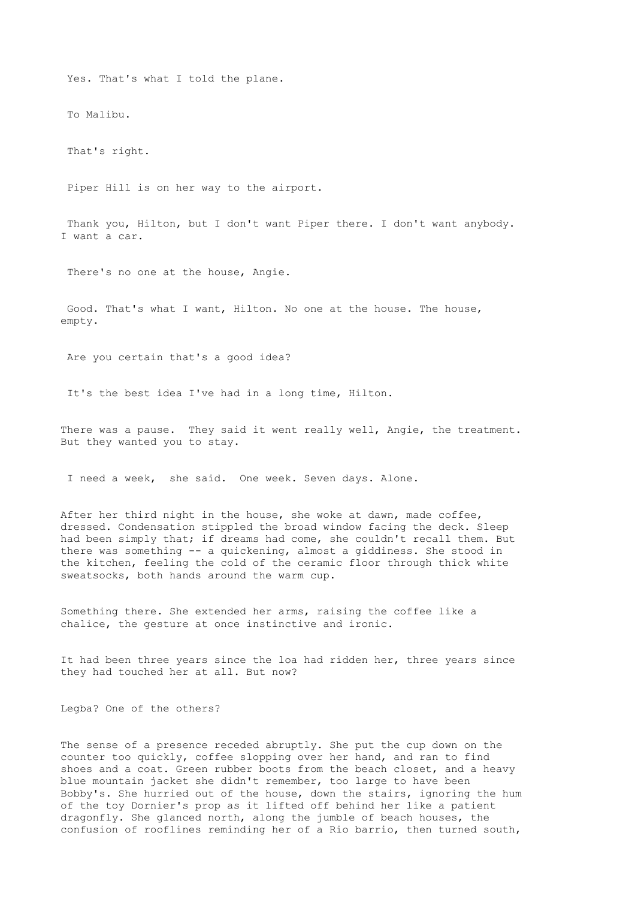Yes. That's what I told the plane.

To Malibu.

That's right.

Piper Hill is on her way to the airport.

Thank you, Hilton, but I don't want Piper there. I don't want anybody. I want a car.

There's no one at the house, Angie.

Good. That's what I want, Hilton. No one at the house. The house, empty.

Are you certain that's a good idea?

It's the best idea I've had in a long time, Hilton.

There was a pause. They said it went really well, Angie, the treatment. But they wanted you to stay.

I need a week, she said. One week. Seven days. Alone.

After her third night in the house, she woke at dawn, made coffee, dressed. Condensation stippled the broad window facing the deck. Sleep had been simply that; if dreams had come, she couldn't recall them. But there was something -- a quickening, almost a giddiness. She stood in the kitchen, feeling the cold of the ceramic floor through thick white sweatsocks, both hands around the warm cup.

Something there. She extended her arms, raising the coffee like a chalice, the gesture at once instinctive and ironic.

It had been three years since the loa had ridden her, three years since they had touched her at all. But now?

Legba? One of the others?

The sense of a presence receded abruptly. She put the cup down on the counter too quickly, coffee slopping over her hand, and ran to find shoes and a coat. Green rubber boots from the beach closet, and a heavy blue mountain jacket she didn't remember, too large to have been Bobby's. She hurried out of the house, down the stairs, ignoring the hum of the toy Dornier's prop as it lifted off behind her like a patient dragonfly. She glanced north, along the jumble of beach houses, the confusion of rooflines reminding her of a Rio barrio, then turned south,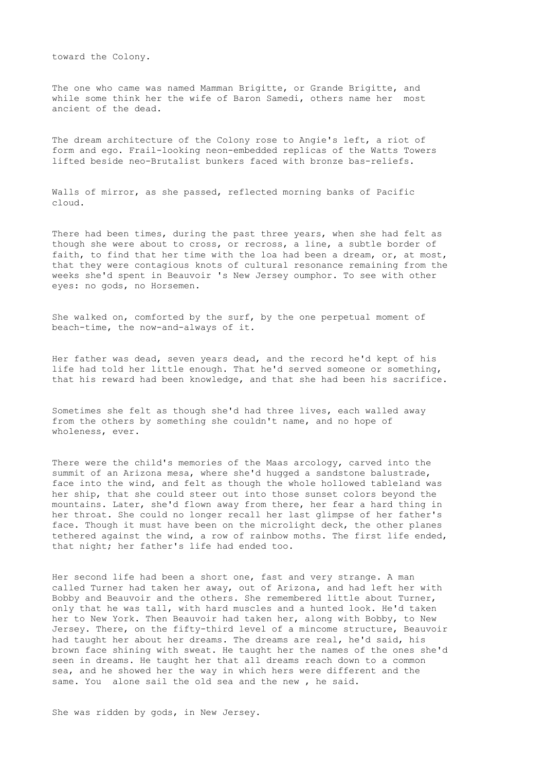toward the Colony.

The one who came was named Mamman Brigitte, or Grande Brigitte, and while some think her the wife of Baron Samedi, others name her most ancient of the dead.

The dream architecture of the Colony rose to Angie's left, a riot of form and ego. Frail-looking neon-embedded replicas of the Watts Towers lifted beside neo-Brutalist bunkers faced with bronze bas-reliefs.

Walls of mirror, as she passed, reflected morning banks of Pacific cloud.

There had been times, during the past three years, when she had felt as though she were about to cross, or recross, a line, a subtle border of faith, to find that her time with the loa had been a dream, or, at most, that they were contagious knots of cultural resonance remaining from the weeks she'd spent in Beauvoir 's New Jersey oumphor. To see with other eyes: no gods, no Horsemen.

She walked on, comforted by the surf, by the one perpetual moment of beach-time, the now-and-always of it.

Her father was dead, seven years dead, and the record he'd kept of his life had told her little enough. That he'd served someone or something, that his reward had been knowledge, and that she had been his sacrifice.

Sometimes she felt as though she'd had three lives, each walled away from the others by something she couldn't name, and no hope of wholeness, ever.

There were the child's memories of the Maas arcology, carved into the summit of an Arizona mesa, where she'd hugged a sandstone balustrade, face into the wind, and felt as though the whole hollowed tableland was her ship, that she could steer out into those sunset colors beyond the mountains. Later, she'd flown away from there, her fear a hard thing in her throat. She could no longer recall her last glimpse of her father's face. Though it must have been on the microlight deck, the other planes tethered against the wind, a row of rainbow moths. The first life ended, that night; her father's life had ended too.

Her second life had been a short one, fast and very strange. A man called Turner had taken her away, out of Arizona, and had left her with Bobby and Beauvoir and the others. She remembered little about Turner, only that he was tall, with hard muscles and a hunted look. He'd taken her to New York. Then Beauvoir had taken her, along with Bobby, to New Jersey. There, on the fifty-third level of a mincome structure, Beauvoir had taught her about her dreams. The dreams are real, he'd said, his brown face shining with sweat. He taught her the names of the ones she'd seen in dreams. He taught her that all dreams reach down to a common sea, and he showed her the way in which hers were different and the same. You alone sail the old sea and the new , he said.

She was ridden by gods, in New Jersey.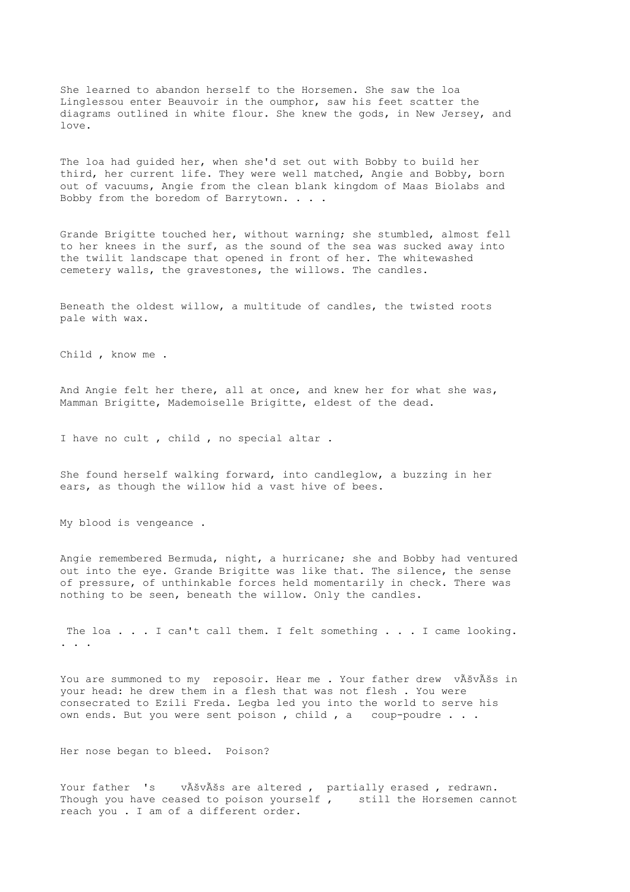She learned to abandon herself to the Horsemen. She saw the loa Linglessou enter Beauvoir in the oumphor, saw his feet scatter the diagrams outlined in white flour. She knew the gods, in New Jersey, and love.

The loa had guided her, when she'd set out with Bobby to build her third, her current life. They were well matched, Angie and Bobby, born out of vacuums, Angie from the clean blank kingdom of Maas Biolabs and Bobby from the boredom of Barrytown. . . .

Grande Brigitte touched her, without warning; she stumbled, almost fell to her knees in the surf, as the sound of the sea was sucked away into the twilit landscape that opened in front of her. The whitewashed cemetery walls, the gravestones, the willows. The candles.

Beneath the oldest willow, a multitude of candles, the twisted roots pale with wax.

Child , know me .

And Angie felt her there, all at once, and knew her for what she was, Mamman Brigitte, Mademoiselle Brigitte, eldest of the dead.

I have no cult , child , no special altar .

She found herself walking forward, into candleglow, a buzzing in her ears, as though the willow hid a vast hive of bees.

My blood is vengeance .

Angie remembered Bermuda, night, a hurricane; she and Bobby had ventured out into the eye. Grande Brigitte was like that. The silence, the sense of pressure, of unthinkable forces held momentarily in check. There was nothing to be seen, beneath the willow. Only the candles.

The loa . . . I can't call them. I felt something . . . I came looking. . . .

You are summoned to my reposoir. Hear me . Your father drew vÃšvÃšs in your head: he drew them in a flesh that was not flesh . You were consecrated to Ezili Freda. Legba led you into the world to serve his own ends. But you were sent poison , child , a coup-poudre . . .

Her nose began to bleed. Poison?

Your father 's vÃšvÃšs are altered , partially erased , redrawn. Though you have ceased to poison yourself , still the Horsemen cannot reach you . I am of a different order.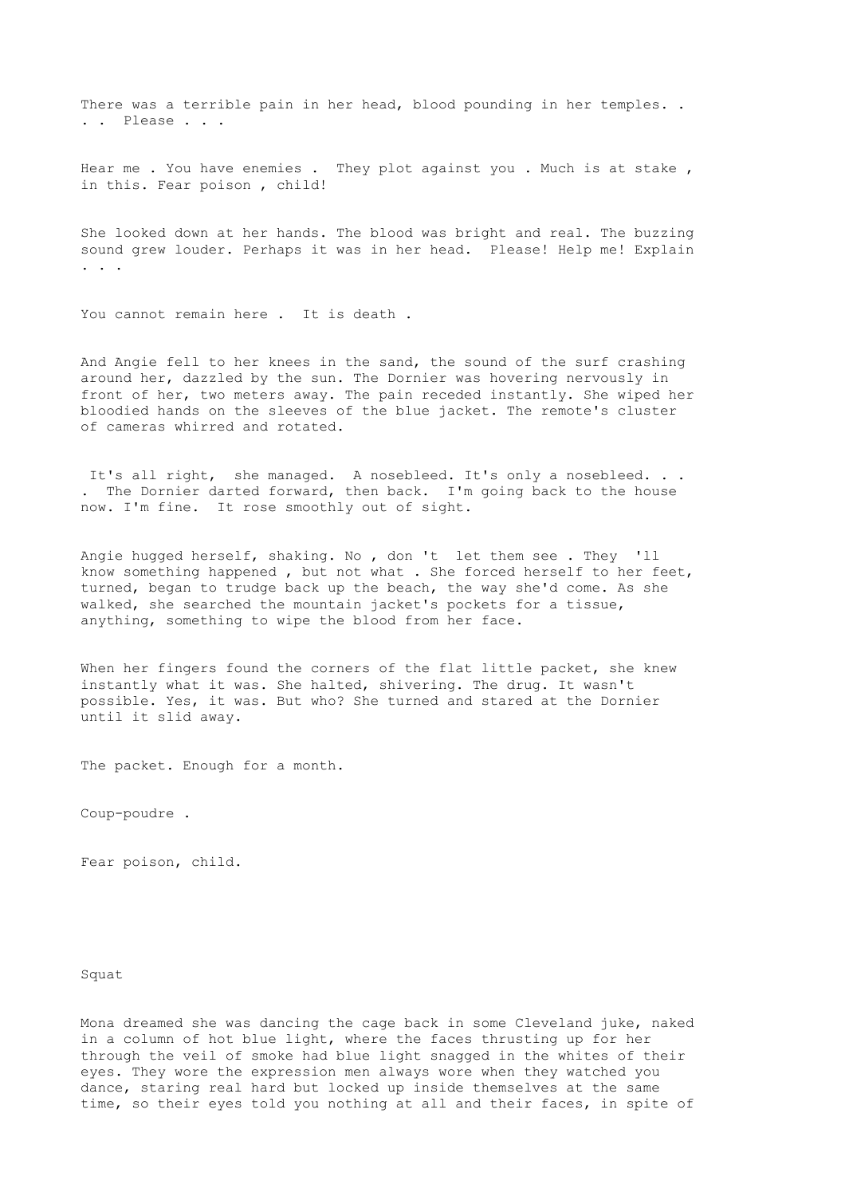There was a terrible pain in her head, blood pounding in her temples. . . . Please . . .

Hear me . You have enemies . They plot against you . Much is at stake , in this. Fear poison , child!

She looked down at her hands. The blood was bright and real. The buzzing sound grew louder. Perhaps it was in her head. Please! Help me! Explain . . .

You cannot remain here . It is death .

And Angie fell to her knees in the sand, the sound of the surf crashing around her, dazzled by the sun. The Dornier was hovering nervously in front of her, two meters away. The pain receded instantly. She wiped her bloodied hands on the sleeves of the blue jacket. The remote's cluster of cameras whirred and rotated.

It's all right, she managed. A nosebleed. It's only a nosebleed. . . . The Dornier darted forward, then back. I'm going back to the house now. I'm fine. It rose smoothly out of sight.

Angie hugged herself, shaking. No , don 't let them see . They 'll know something happened , but not what . She forced herself to her feet, turned, began to trudge back up the beach, the way she'd come. As she walked, she searched the mountain jacket's pockets for a tissue, anything, something to wipe the blood from her face.

When her fingers found the corners of the flat little packet, she knew instantly what it was. She halted, shivering. The drug. It wasn't possible. Yes, it was. But who? She turned and stared at the Dornier until it slid away.

The packet. Enough for a month.

Coup-poudre .

Fear poison, child.

## Squat

Mona dreamed she was dancing the cage back in some Cleveland juke, naked in a column of hot blue light, where the faces thrusting up for her through the veil of smoke had blue light snagged in the whites of their eyes. They wore the expression men always wore when they watched you dance, staring real hard but locked up inside themselves at the same time, so their eyes told you nothing at all and their faces, in spite of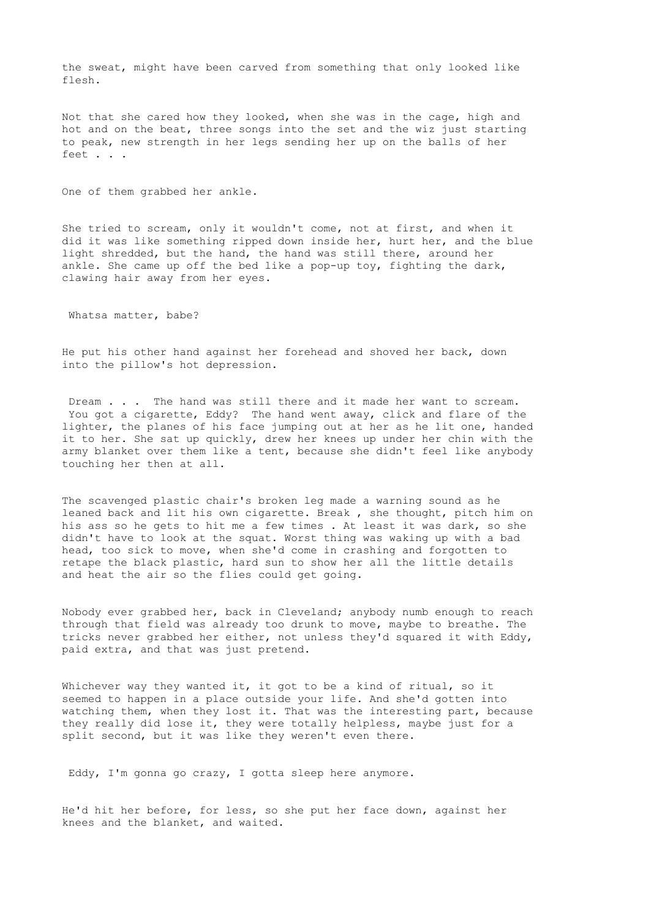the sweat, might have been carved from something that only looked like flesh.

Not that she cared how they looked, when she was in the cage, high and hot and on the beat, three songs into the set and the wiz just starting to peak, new strength in her legs sending her up on the balls of her feet . . .

One of them grabbed her ankle.

She tried to scream, only it wouldn't come, not at first, and when it did it was like something ripped down inside her, hurt her, and the blue light shredded, but the hand, the hand was still there, around her ankle. She came up off the bed like a pop-up toy, fighting the dark, clawing hair away from her eyes.

Whatsa matter, babe?

He put his other hand against her forehead and shoved her back, down into the pillow's hot depression.

Dream . . . The hand was still there and it made her want to scream. You got a cigarette, Eddy? The hand went away, click and flare of the lighter, the planes of his face jumping out at her as he lit one, handed it to her. She sat up quickly, drew her knees up under her chin with the army blanket over them like a tent, because she didn't feel like anybody touching her then at all.

The scavenged plastic chair's broken leg made a warning sound as he leaned back and lit his own cigarette. Break , she thought, pitch him on his ass so he gets to hit me a few times . At least it was dark, so she didn't have to look at the squat. Worst thing was waking up with a bad head, too sick to move, when she'd come in crashing and forgotten to retape the black plastic, hard sun to show her all the little details and heat the air so the flies could get going.

Nobody ever grabbed her, back in Cleveland; anybody numb enough to reach through that field was already too drunk to move, maybe to breathe. The tricks never grabbed her either, not unless they'd squared it with Eddy, paid extra, and that was just pretend.

Whichever way they wanted it, it got to be a kind of ritual, so it seemed to happen in a place outside your life. And she'd gotten into watching them, when they lost it. That was the interesting part, because they really did lose it, they were totally helpless, maybe just for a split second, but it was like they weren't even there.

Eddy, I'm gonna go crazy, I gotta sleep here anymore.

He'd hit her before, for less, so she put her face down, against her knees and the blanket, and waited.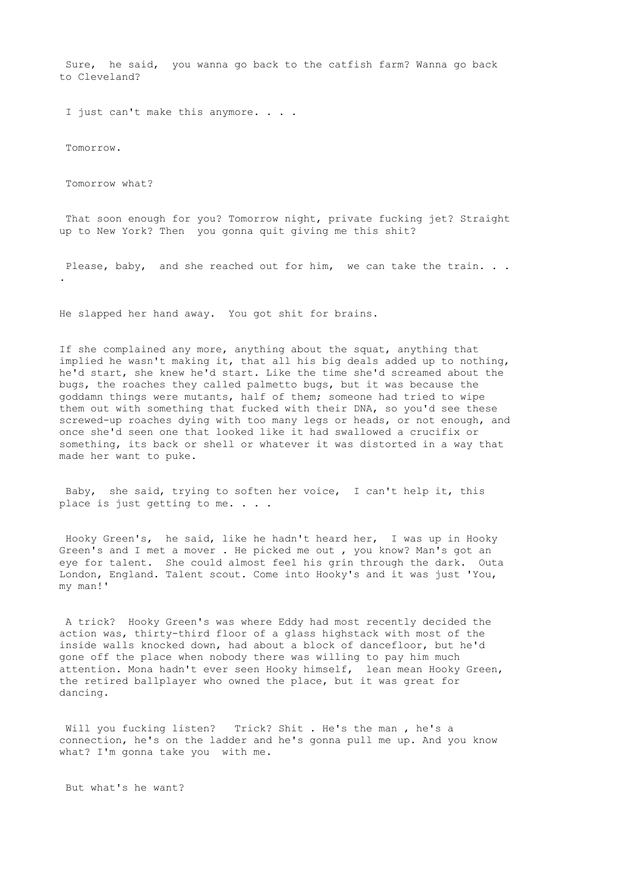Sure, he said, you wanna go back to the catfish farm? Wanna go back to Cleveland?

I just can't make this anymore. . . .

Tomorrow.

Tomorrow what?

That soon enough for you? Tomorrow night, private fucking jet? Straight up to New York? Then you gonna quit giving me this shit?

Please, baby, and she reached out for him, we can take the train. . . .

He slapped her hand away. You got shit for brains.

If she complained any more, anything about the squat, anything that implied he wasn't making it, that all his big deals added up to nothing, he'd start, she knew he'd start. Like the time she'd screamed about the bugs, the roaches they called palmetto bugs, but it was because the goddamn things were mutants, half of them; someone had tried to wipe them out with something that fucked with their DNA, so you'd see these screwed-up roaches dying with too many legs or heads, or not enough, and once she'd seen one that looked like it had swallowed a crucifix or something, its back or shell or whatever it was distorted in a way that made her want to puke.

Baby, she said, trying to soften her voice, I can't help it, this place is just getting to me. . . .

Hooky Green's, he said, like he hadn't heard her, I was up in Hooky Green's and I met a mover . He picked me out , you know? Man's got an eye for talent. She could almost feel his grin through the dark. Outa London, England. Talent scout. Come into Hooky's and it was just 'You, my man!'

A trick? Hooky Green's was where Eddy had most recently decided the action was, thirty-third floor of a glass highstack with most of the inside walls knocked down, had about a block of dancefloor, but he'd gone off the place when nobody there was willing to pay him much attention. Mona hadn't ever seen Hooky himself, lean mean Hooky Green, the retired ballplayer who owned the place, but it was great for dancing.

Will you fucking listen? Trick? Shit . He's the man , he's a connection, he's on the ladder and he's gonna pull me up. And you know what? I'm gonna take you with me.

But what's he want?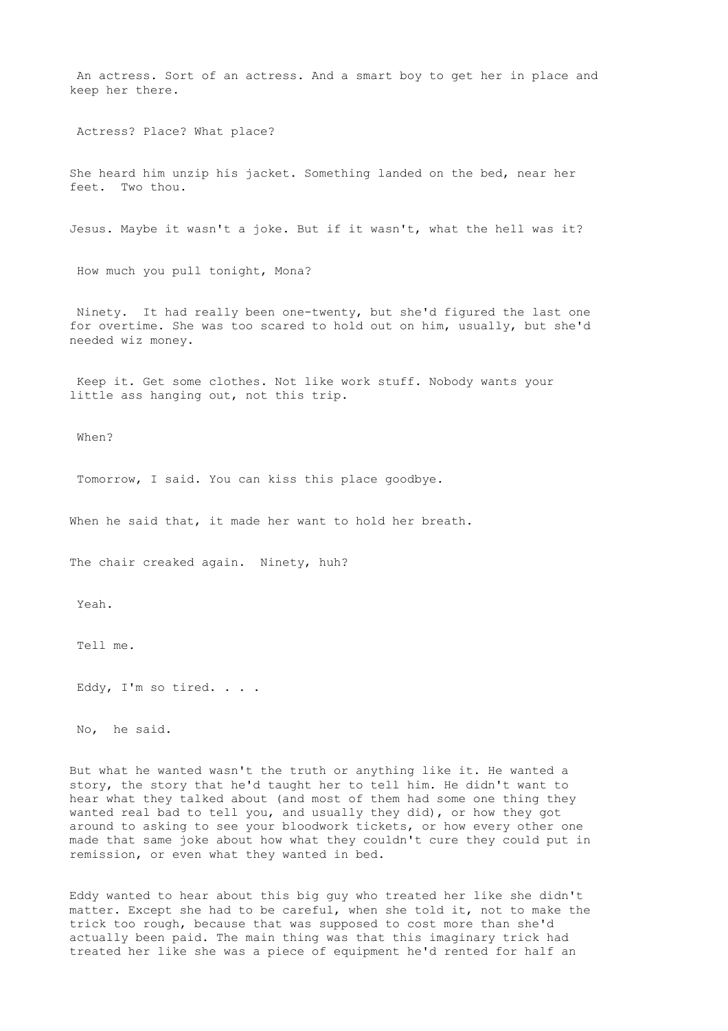An actress. Sort of an actress. And a smart boy to get her in place and keep her there.

Actress? Place? What place?

She heard him unzip his jacket. Something landed on the bed, near her feet. Two thou.

Jesus. Maybe it wasn't a joke. But if it wasn't, what the hell was it?

How much you pull tonight, Mona?

Ninety. It had really been one-twenty, but she'd figured the last one for overtime. She was too scared to hold out on him, usually, but she'd needed wiz money.

Keep it. Get some clothes. Not like work stuff. Nobody wants your little ass hanging out, not this trip.

When?

Tomorrow, I said. You can kiss this place goodbye.

When he said that, it made her want to hold her breath.

The chair creaked again. Ninety, huh?

Yeah.

Tell me.

Eddy, I'm so tired. . . .

No, he said.

But what he wanted wasn't the truth or anything like it. He wanted a story, the story that he'd taught her to tell him. He didn't want to hear what they talked about (and most of them had some one thing they wanted real bad to tell you, and usually they did), or how they got around to asking to see your bloodwork tickets, or how every other one made that same joke about how what they couldn't cure they could put in remission, or even what they wanted in bed.

Eddy wanted to hear about this big guy who treated her like she didn't matter. Except she had to be careful, when she told it, not to make the trick too rough, because that was supposed to cost more than she'd actually been paid. The main thing was that this imaginary trick had treated her like she was a piece of equipment he'd rented for half an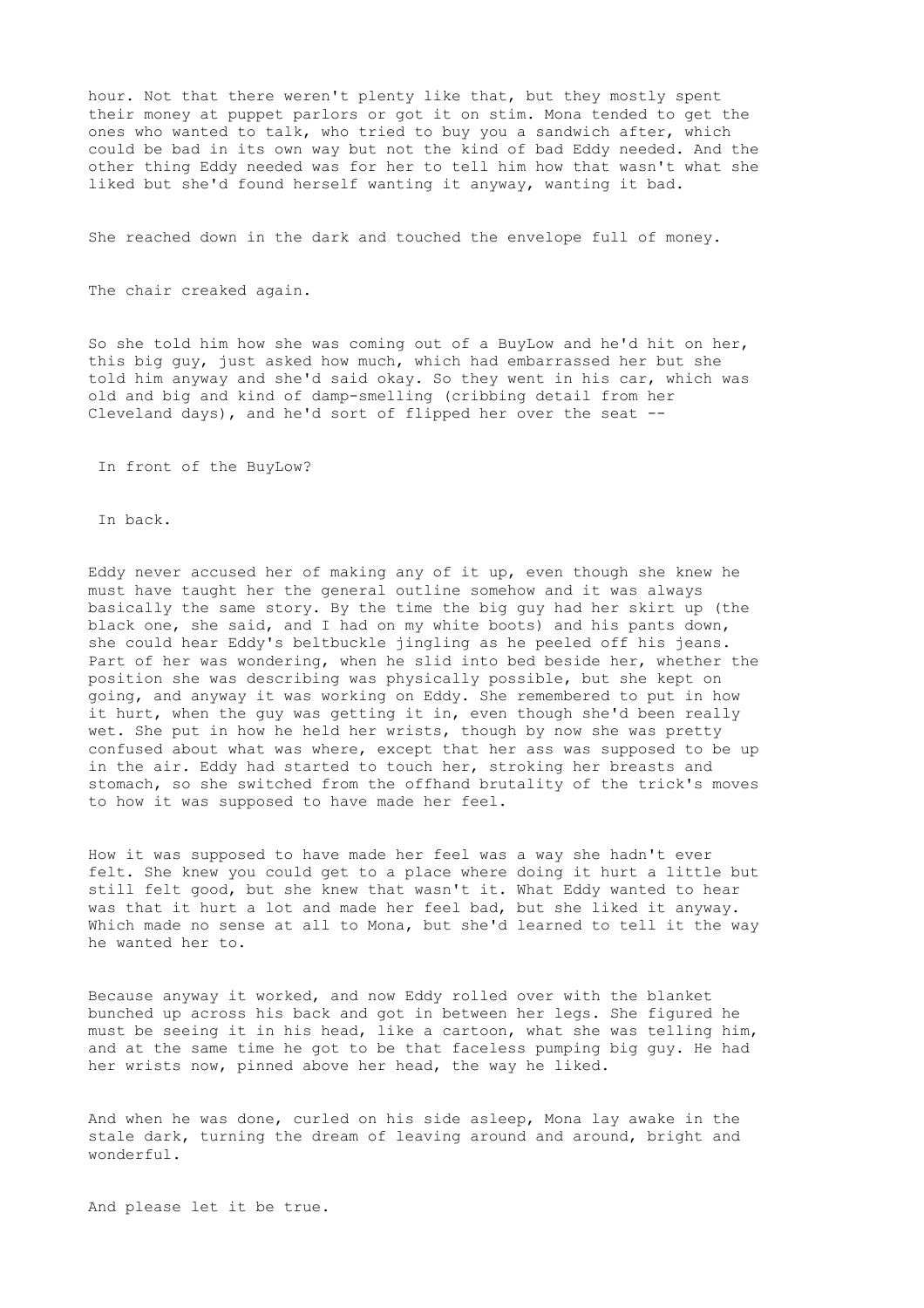hour. Not that there weren't plenty like that, but they mostly spent their money at puppet parlors or got it on stim. Mona tended to get the ones who wanted to talk, who tried to buy you a sandwich after, which could be bad in its own way but not the kind of bad Eddy needed. And the other thing Eddy needed was for her to tell him how that wasn't what she liked but she'd found herself wanting it anyway, wanting it bad.

She reached down in the dark and touched the envelope full of money.

The chair creaked again.

So she told him how she was coming out of a BuyLow and he'd hit on her, this big guy, just asked how much, which had embarrassed her but she told him anyway and she'd said okay. So they went in his car, which was old and big and kind of damp-smelling (cribbing detail from her Cleveland days), and he'd sort of flipped her over the seat --

In front of the BuyLow?

In back.

Eddy never accused her of making any of it up, even though she knew he must have taught her the general outline somehow and it was always basically the same story. By the time the big guy had her skirt up (the black one, she said, and I had on my white boots) and his pants down, she could hear Eddy's beltbuckle jingling as he peeled off his jeans. Part of her was wondering, when he slid into bed beside her, whether the position she was describing was physically possible, but she kept on going, and anyway it was working on Eddy. She remembered to put in how it hurt, when the guy was getting it in, even though she'd been really wet. She put in how he held her wrists, though by now she was pretty confused about what was where, except that her ass was supposed to be up in the air. Eddy had started to touch her, stroking her breasts and stomach, so she switched from the offhand brutality of the trick's moves to how it was supposed to have made her feel.

How it was supposed to have made her feel was a way she hadn't ever felt. She knew you could get to a place where doing it hurt a little but still felt good, but she knew that wasn't it. What Eddy wanted to hear was that it hurt a lot and made her feel bad, but she liked it anyway. Which made no sense at all to Mona, but she'd learned to tell it the way he wanted her to.

Because anyway it worked, and now Eddy rolled over with the blanket bunched up across his back and got in between her legs. She figured he must be seeing it in his head, like a cartoon, what she was telling him, and at the same time he got to be that faceless pumping big guy. He had her wrists now, pinned above her head, the way he liked.

And when he was done, curled on his side asleep, Mona lay awake in the stale dark, turning the dream of leaving around and around, bright and wonderful.

And please let it be true.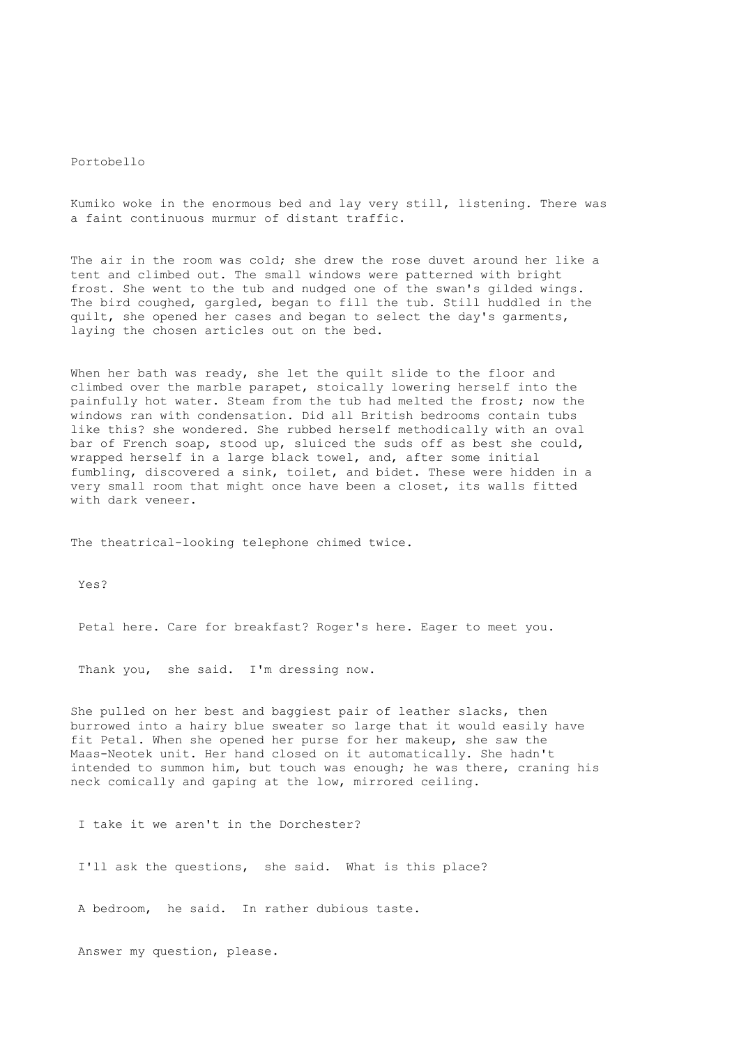Portobello

Kumiko woke in the enormous bed and lay very still, listening. There was a faint continuous murmur of distant traffic.

The air in the room was cold; she drew the rose duvet around her like a tent and climbed out. The small windows were patterned with bright frost. She went to the tub and nudged one of the swan's gilded wings. The bird coughed, gargled, began to fill the tub. Still huddled in the quilt, she opened her cases and began to select the day's garments, laying the chosen articles out on the bed.

When her bath was ready, she let the quilt slide to the floor and climbed over the marble parapet, stoically lowering herself into the painfully hot water. Steam from the tub had melted the frost; now the windows ran with condensation. Did all British bedrooms contain tubs like this? she wondered. She rubbed herself methodically with an oval bar of French soap, stood up, sluiced the suds off as best she could, wrapped herself in a large black towel, and, after some initial fumbling, discovered a sink, toilet, and bidet. These were hidden in a very small room that might once have been a closet, its walls fitted with dark veneer.

The theatrical-looking telephone chimed twice.

Yes?

Petal here. Care for breakfast? Roger's here. Eager to meet you.

Thank you, she said. I'm dressing now.

She pulled on her best and baggiest pair of leather slacks, then burrowed into a hairy blue sweater so large that it would easily have fit Petal. When she opened her purse for her makeup, she saw the Maas-Neotek unit. Her hand closed on it automatically. She hadn't intended to summon him, but touch was enough; he was there, craning his neck comically and gaping at the low, mirrored ceiling.

I take it we aren't in the Dorchester?

I'll ask the questions, she said. What is this place?

A bedroom, he said. In rather dubious taste.

Answer my question, please.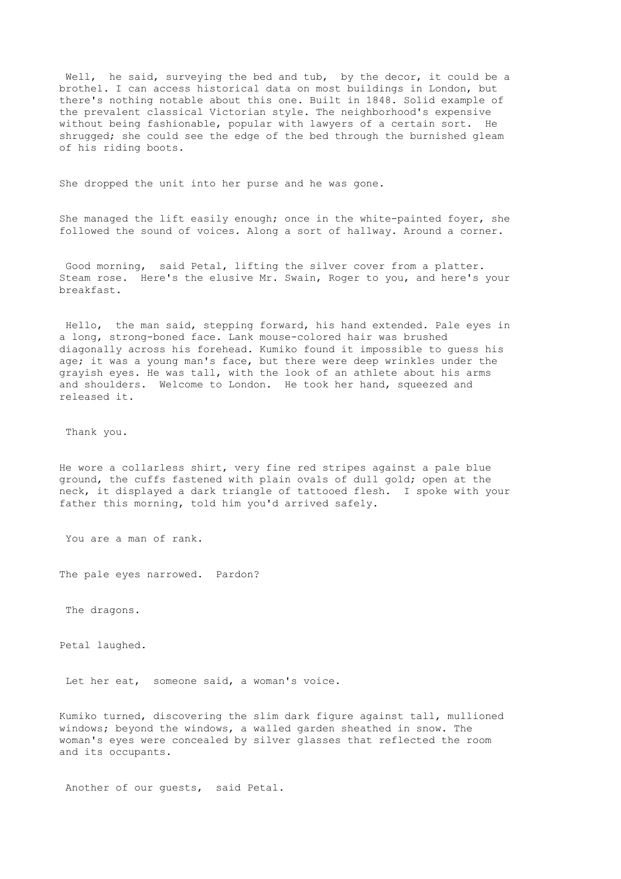Well, he said, surveying the bed and tub, by the decor, it could be a brothel. I can access historical data on most buildings in London, but there's nothing notable about this one. Built in 1848. Solid example of the prevalent classical Victorian style. The neighborhood's expensive without being fashionable, popular with lawyers of a certain sort. He shrugged; she could see the edge of the bed through the burnished gleam of his riding boots.

She dropped the unit into her purse and he was gone.

She managed the lift easily enough; once in the white-painted foyer, she followed the sound of voices. Along a sort of hallway. Around a corner.

Good morning, said Petal, lifting the silver cover from a platter. Steam rose. Here's the elusive Mr. Swain, Roger to you, and here's your breakfast.

Hello, the man said, stepping forward, his hand extended. Pale eyes in a long, strong-boned face. Lank mouse-colored hair was brushed diagonally across his forehead. Kumiko found it impossible to guess his age; it was a young man's face, but there were deep wrinkles under the grayish eyes. He was tall, with the look of an athlete about his arms and shoulders. Welcome to London. He took her hand, squeezed and released it.

Thank you.

He wore a collarless shirt, very fine red stripes against a pale blue ground, the cuffs fastened with plain ovals of dull gold; open at the neck, it displayed a dark triangle of tattooed flesh. I spoke with your father this morning, told him you'd arrived safely.

You are a man of rank.

The pale eyes narrowed. Pardon?

The dragons.

Petal laughed.

Let her eat, someone said, a woman's voice.

Kumiko turned, discovering the slim dark figure against tall, mullioned windows; beyond the windows, a walled garden sheathed in snow. The woman's eyes were concealed by silver glasses that reflected the room and its occupants.

Another of our guests, said Petal.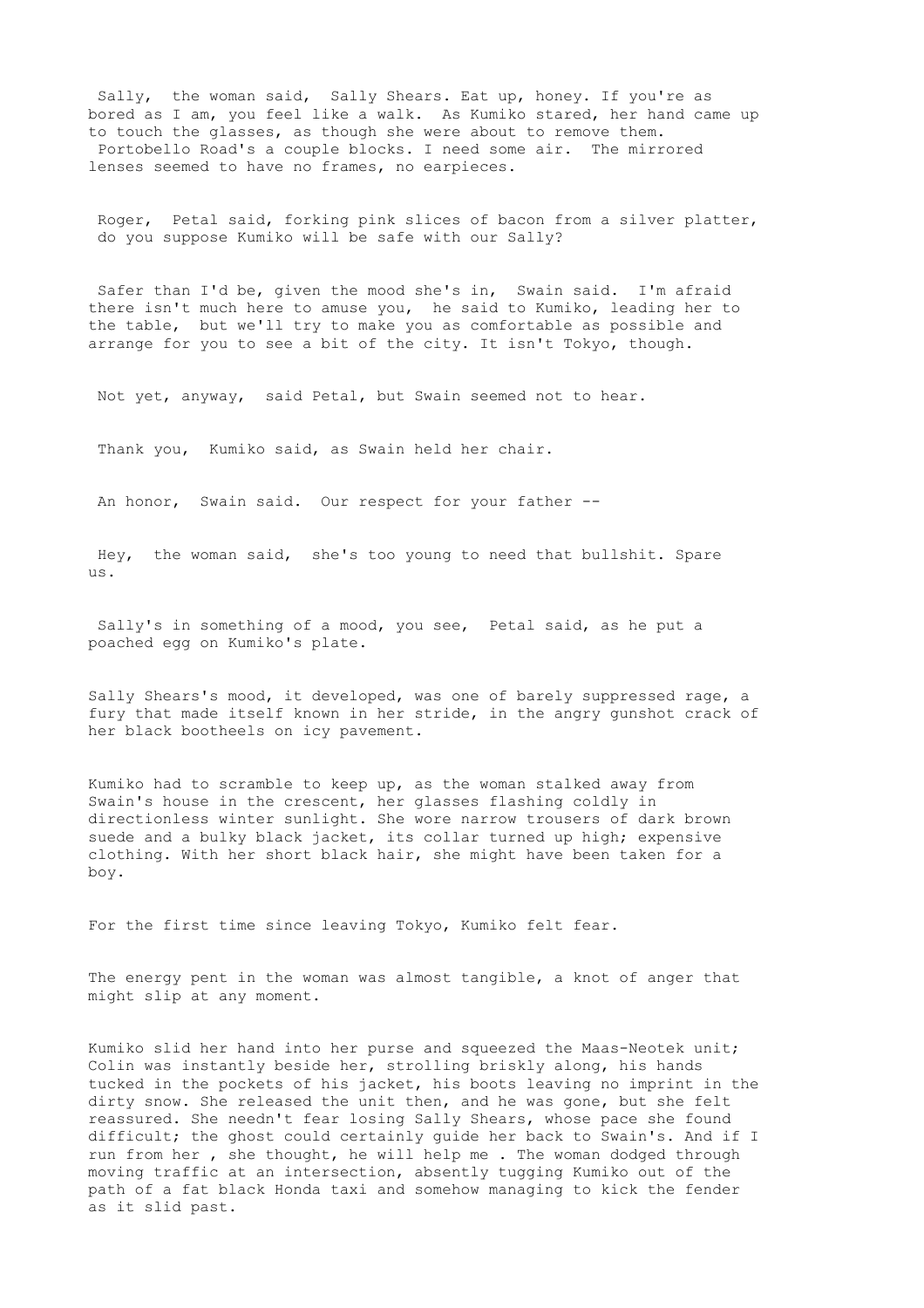Sally, the woman said, Sally Shears. Eat up, honey. If you're as bored as I am, you feel like a walk. As Kumiko stared, her hand came up to touch the glasses, as though she were about to remove them. Portobello Road's a couple blocks. I need some air. The mirrored lenses seemed to have no frames, no earpieces.

Roger, Petal said, forking pink slices of bacon from a silver platter, do you suppose Kumiko will be safe with our Sally?

Safer than I'd be, given the mood she's in, Swain said. I'm afraid there isn't much here to amuse you, he said to Kumiko, leading her to the table, but we'll try to make you as comfortable as possible and arrange for you to see a bit of the city. It isn't Tokyo, though.

Not yet, anyway, said Petal, but Swain seemed not to hear.

Thank you, Kumiko said, as Swain held her chair.

An honor, Swain said. Our respect for your father --

Hey, the woman said, she's too young to need that bullshit. Spare us.

Sally's in something of a mood, you see, Petal said, as he put a poached egg on Kumiko's plate.

Sally Shears's mood, it developed, was one of barely suppressed rage, a fury that made itself known in her stride, in the angry gunshot crack of her black bootheels on icy pavement.

Kumiko had to scramble to keep up, as the woman stalked away from Swain's house in the crescent, her glasses flashing coldly in directionless winter sunlight. She wore narrow trousers of dark brown suede and a bulky black jacket, its collar turned up high; expensive clothing. With her short black hair, she might have been taken for a boy.

For the first time since leaving Tokyo, Kumiko felt fear.

The energy pent in the woman was almost tangible, a knot of anger that might slip at any moment.

Kumiko slid her hand into her purse and squeezed the Maas-Neotek unit; Colin was instantly beside her, strolling briskly along, his hands tucked in the pockets of his jacket, his boots leaving no imprint in the dirty snow. She released the unit then, and he was gone, but she felt reassured. She needn't fear losing Sally Shears, whose pace she found difficult; the ghost could certainly guide her back to Swain's. And if I run from her , she thought, he will help me . The woman dodged through moving traffic at an intersection, absently tugging Kumiko out of the path of a fat black Honda taxi and somehow managing to kick the fender as it slid past.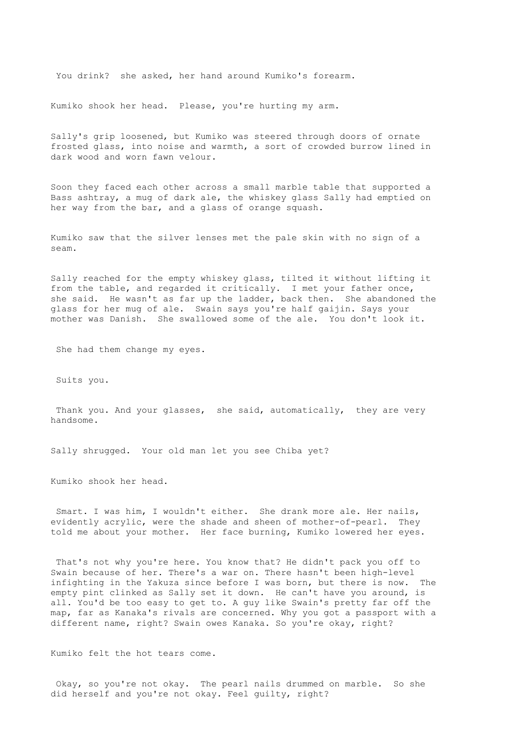You drink? she asked, her hand around Kumiko's forearm.

Kumiko shook her head. Please, you're hurting my arm.

Sally's grip loosened, but Kumiko was steered through doors of ornate frosted glass, into noise and warmth, a sort of crowded burrow lined in dark wood and worn fawn velour.

Soon they faced each other across a small marble table that supported a Bass ashtray, a mug of dark ale, the whiskey glass Sally had emptied on her way from the bar, and a glass of orange squash.

Kumiko saw that the silver lenses met the pale skin with no sign of a seam.

Sally reached for the empty whiskey glass, tilted it without lifting it from the table, and regarded it critically. I met your father once, she said. He wasn't as far up the ladder, back then. She abandoned the glass for her mug of ale. Swain says you're half gaijin. Says your mother was Danish. She swallowed some of the ale. You don't look it.

She had them change my eyes.

Suits you.

Thank you. And your glasses, she said, automatically, they are very handsome.

Sally shrugged. Your old man let you see Chiba yet?

Kumiko shook her head.

Smart. I was him, I wouldn't either. She drank more ale. Her nails, evidently acrylic, were the shade and sheen of mother-of-pearl. They told me about your mother. Her face burning, Kumiko lowered her eyes.

That's not why you're here. You know that? He didn't pack you off to Swain because of her. There's a war on. There hasn't been high-level infighting in the Yakuza since before I was born, but there is now. The empty pint clinked as Sally set it down. He can't have you around, is all. You'd be too easy to get to. A guy like Swain's pretty far off the map, far as Kanaka's rivals are concerned. Why you got a passport with a different name, right? Swain owes Kanaka. So you're okay, right?

Kumiko felt the hot tears come.

Okay, so you're not okay. The pearl nails drummed on marble. So she did herself and you're not okay. Feel guilty, right?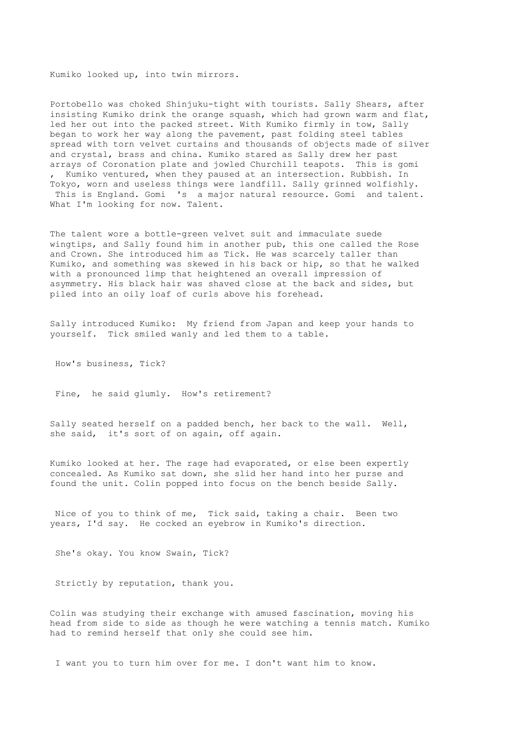Kumiko looked up, into twin mirrors.

Portobello was choked Shinjuku-tight with tourists. Sally Shears, after insisting Kumiko drink the orange squash, which had grown warm and flat, led her out into the packed street. With Kumiko firmly in tow, Sally began to work her way along the pavement, past folding steel tables spread with torn velvet curtains and thousands of objects made of silver and crystal, brass and china. Kumiko stared as Sally drew her past arrays of Coronation plate and jowled Churchill teapots. This is gomi , Kumiko ventured, when they paused at an intersection. Rubbish. In Tokyo, worn and useless things were landfill. Sally grinned wolfishly. This is England. Gomi 's a major natural resource. Gomi and talent. What I'm looking for now. Talent.

The talent wore a bottle-green velvet suit and immaculate suede wingtips, and Sally found him in another pub, this one called the Rose and Crown. She introduced him as Tick. He was scarcely taller than Kumiko, and something was skewed in his back or hip, so that he walked with a pronounced limp that heightened an overall impression of asymmetry. His black hair was shaved close at the back and sides, but piled into an oily loaf of curls above his forehead.

Sally introduced Kumiko: My friend from Japan and keep your hands to yourself. Tick smiled wanly and led them to a table.

How's business, Tick?

Fine, he said glumly. How's retirement?

Sally seated herself on a padded bench, her back to the wall. Well, she said, it's sort of on again, off again.

Kumiko looked at her. The rage had evaporated, or else been expertly concealed. As Kumiko sat down, she slid her hand into her purse and found the unit. Colin popped into focus on the bench beside Sally.

Nice of you to think of me, Tick said, taking a chair. Been two years, I'd say. He cocked an eyebrow in Kumiko's direction.

She's okay. You know Swain, Tick?

Strictly by reputation, thank you.

Colin was studying their exchange with amused fascination, moving his head from side to side as though he were watching a tennis match. Kumiko had to remind herself that only she could see him.

I want you to turn him over for me. I don't want him to know.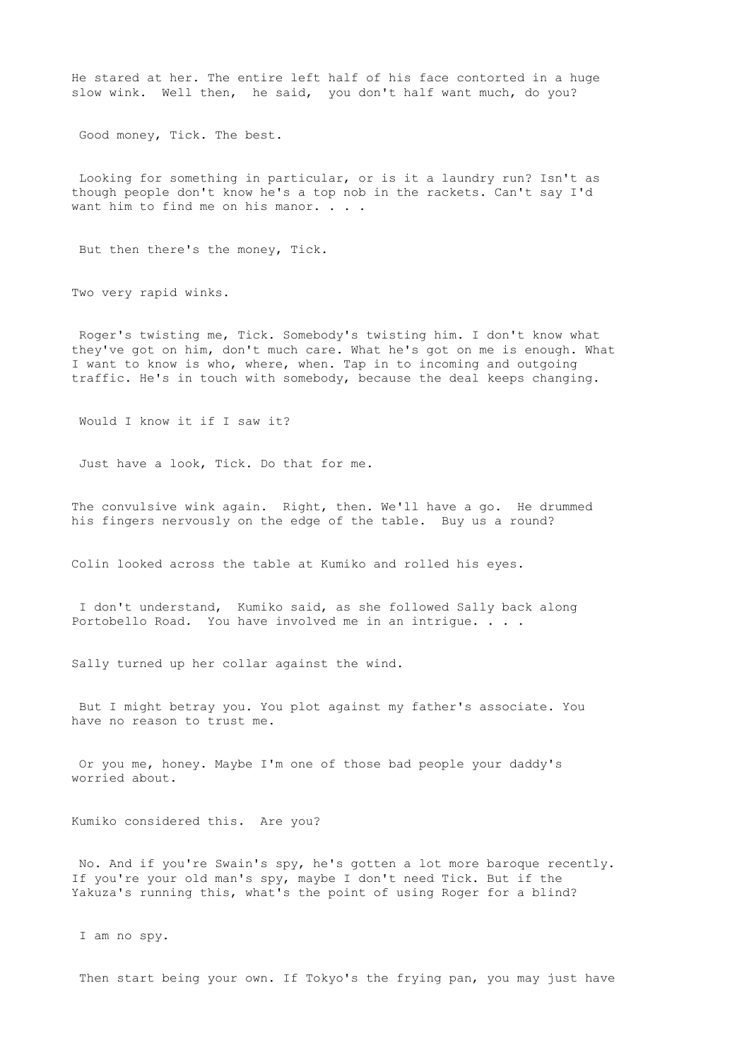He stared at her. The entire left half of his face contorted in a huge slow wink. Well then, he said, you don't half want much, do you?

Good money, Tick. The best.

Looking for something in particular, or is it a laundry run? Isn't as though people don't know he's a top nob in the rackets. Can't say I'd want him to find me on his manor. . . .

But then there's the money, Tick.

Two very rapid winks.

Roger's twisting me, Tick. Somebody's twisting him. I don't know what they've got on him, don't much care. What he's got on me is enough. What I want to know is who, where, when. Tap in to incoming and outgoing traffic. He's in touch with somebody, because the deal keeps changing.

Would I know it if I saw it?

Just have a look, Tick. Do that for me.

The convulsive wink again. Right, then. We'll have a go. He drummed his fingers nervously on the edge of the table. Buy us a round?

Colin looked across the table at Kumiko and rolled his eyes.

I don't understand, Kumiko said, as she followed Sally back along Portobello Road. You have involved me in an intrigue. . . .

Sally turned up her collar against the wind.

But I might betray you. You plot against my father's associate. You have no reason to trust me.

Or you me, honey. Maybe I'm one of those bad people your daddy's worried about.

Kumiko considered this. Are you?

No. And if you're Swain's spy, he's gotten a lot more baroque recently. If you're your old man's spy, maybe I don't need Tick. But if the Yakuza's running this, what's the point of using Roger for a blind?

I am no spy.

Then start being your own. If Tokyo's the frying pan, you may just have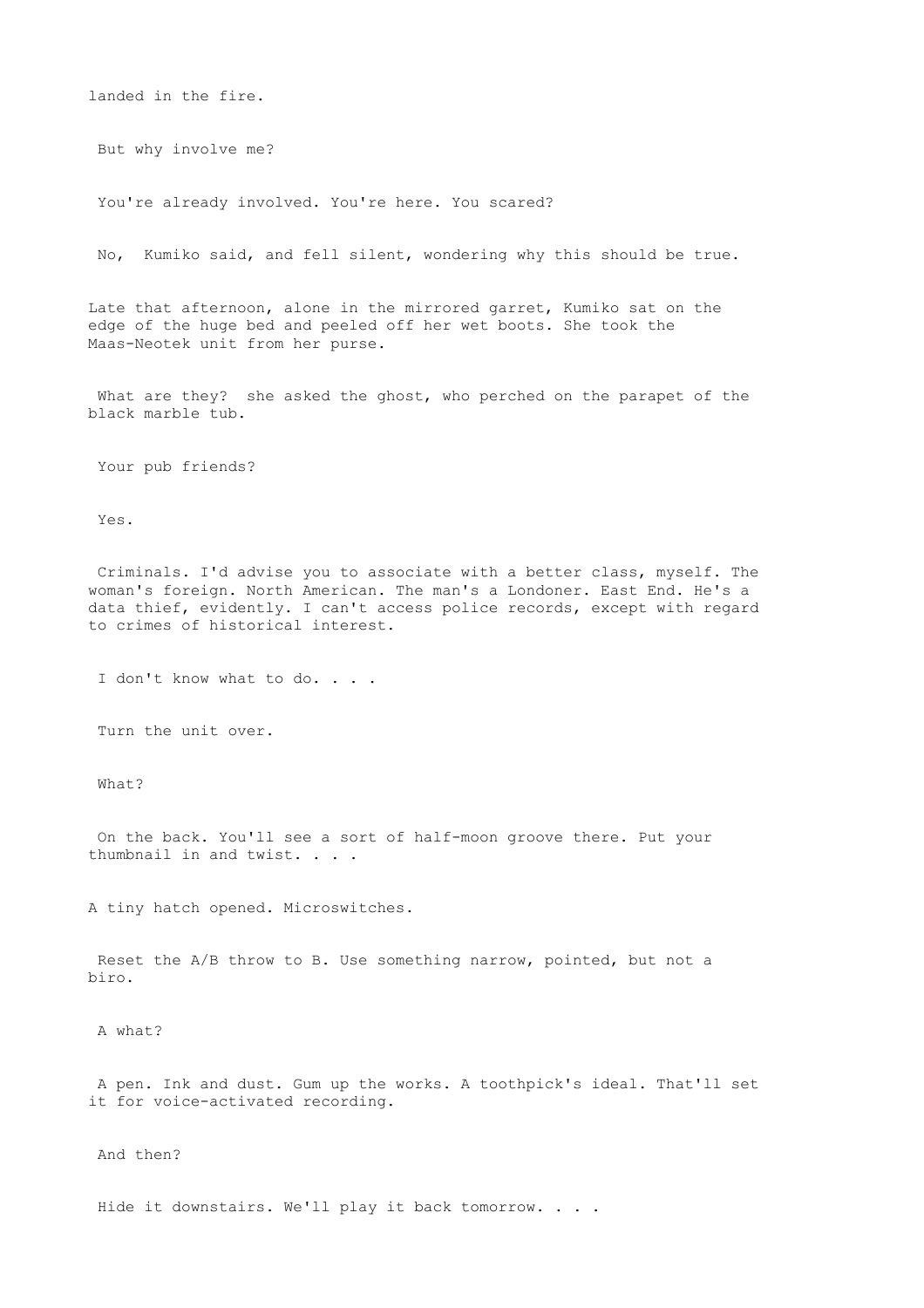landed in the fire.

But why involve me?

You're already involved. You're here. You scared?

No, Kumiko said, and fell silent, wondering why this should be true.

Late that afternoon, alone in the mirrored garret, Kumiko sat on the edge of the huge bed and peeled off her wet boots. She took the Maas-Neotek unit from her purse.

What are they? she asked the ghost, who perched on the parapet of the black marble tub.

Your pub friends?

Yes.

Criminals. I'd advise you to associate with a better class, myself. The woman's foreign. North American. The man's a Londoner. East End. He's a data thief, evidently. I can't access police records, except with regard to crimes of historical interest.

I don't know what to do. . . .

Turn the unit over.

What?

On the back. You'll see a sort of half-moon groove there. Put your thumbnail in and twist. . . .

A tiny hatch opened. Microswitches.

Reset the A/B throw to B. Use something narrow, pointed, but not a biro.

A what?

A pen. Ink and dust. Gum up the works. A toothpick's ideal. That'll set it for voice-activated recording.

And then?

Hide it downstairs. We'll play it back tomorrow. . . .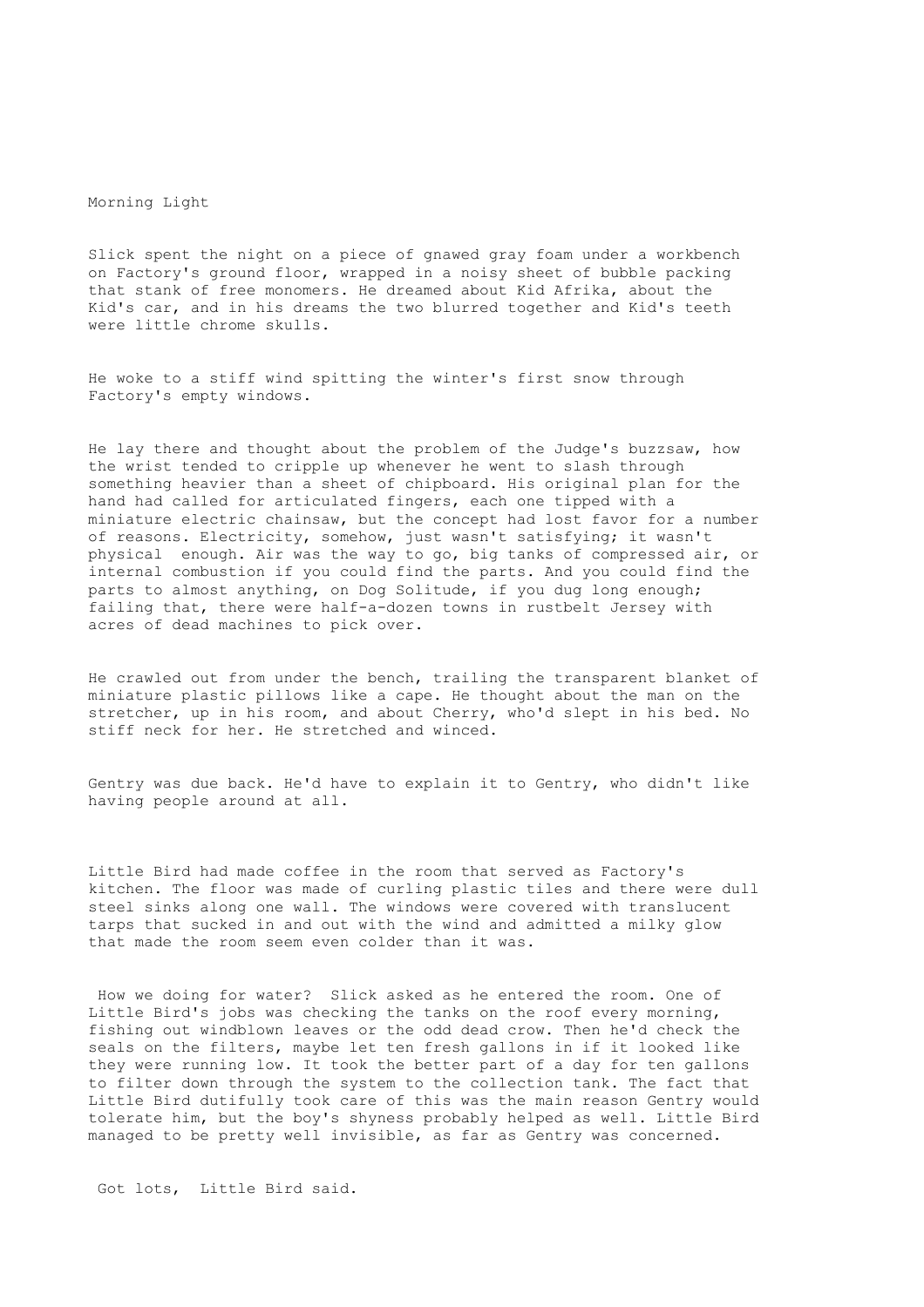# Morning Light

Slick spent the night on a piece of gnawed gray foam under a workbench on Factory's ground floor, wrapped in a noisy sheet of bubble packing that stank of free monomers. He dreamed about Kid Afrika, about the Kid's car, and in his dreams the two blurred together and Kid's teeth were little chrome skulls.

He woke to a stiff wind spitting the winter's first snow through Factory's empty windows.

He lay there and thought about the problem of the Judge's buzzsaw, how the wrist tended to cripple up whenever he went to slash through something heavier than a sheet of chipboard. His original plan for the hand had called for articulated fingers, each one tipped with a miniature electric chainsaw, but the concept had lost favor for a number of reasons. Electricity, somehow, just wasn't satisfying; it wasn't physical enough. Air was the way to go, big tanks of compressed air, or internal combustion if you could find the parts. And you could find the parts to almost anything, on Dog Solitude, if you dug long enough; failing that, there were half-a-dozen towns in rustbelt Jersey with acres of dead machines to pick over.

He crawled out from under the bench, trailing the transparent blanket of miniature plastic pillows like a cape. He thought about the man on the stretcher, up in his room, and about Cherry, who'd slept in his bed. No stiff neck for her. He stretched and winced.

Gentry was due back. He'd have to explain it to Gentry, who didn't like having people around at all.

Little Bird had made coffee in the room that served as Factory's kitchen. The floor was made of curling plastic tiles and there were dull steel sinks along one wall. The windows were covered with translucent tarps that sucked in and out with the wind and admitted a milky glow that made the room seem even colder than it was.

How we doing for water? Slick asked as he entered the room. One of Little Bird's jobs was checking the tanks on the roof every morning, fishing out windblown leaves or the odd dead crow. Then he'd check the seals on the filters, maybe let ten fresh gallons in if it looked like they were running low. It took the better part of a day for ten gallons to filter down through the system to the collection tank. The fact that Little Bird dutifully took care of this was the main reason Gentry would tolerate him, but the boy's shyness probably helped as well. Little Bird managed to be pretty well invisible, as far as Gentry was concerned.

Got lots, Little Bird said.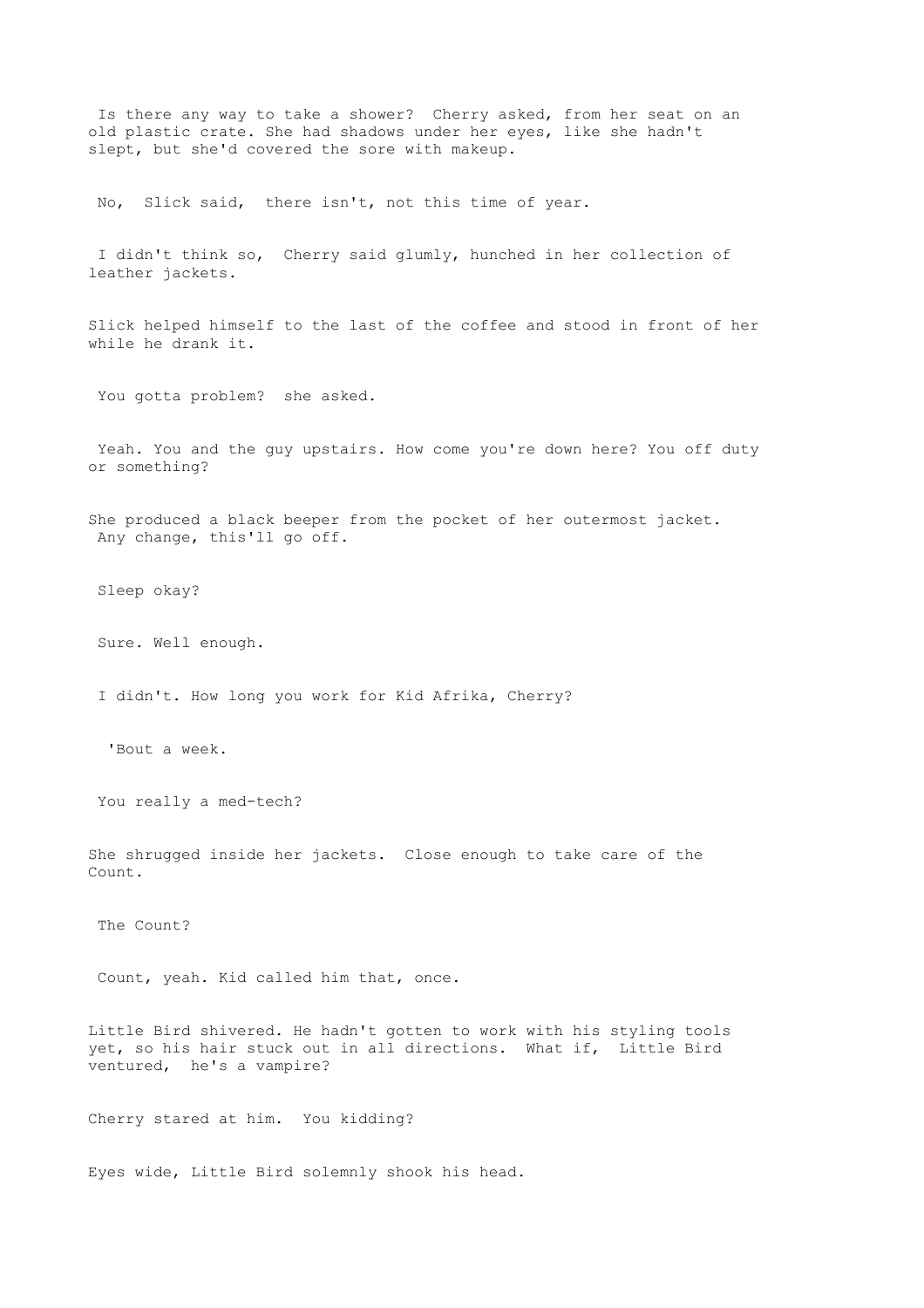Is there any way to take a shower? Cherry asked, from her seat on an old plastic crate. She had shadows under her eyes, like she hadn't slept, but she'd covered the sore with makeup.

No, Slick said, there isn't, not this time of year.

I didn't think so, Cherry said glumly, hunched in her collection of leather jackets.

Slick helped himself to the last of the coffee and stood in front of her while he drank it.

You gotta problem? she asked.

Yeah. You and the guy upstairs. How come you're down here? You off duty or something?

She produced a black beeper from the pocket of her outermost jacket. Any change, this'll go off.

Sleep okay?

Sure. Well enough.

I didn't. How long you work for Kid Afrika, Cherry?

'Bout a week.

You really a med-tech?

She shrugged inside her jackets. Close enough to take care of the Count.

The Count?

Count, yeah. Kid called him that, once.

Little Bird shivered. He hadn't gotten to work with his styling tools yet, so his hair stuck out in all directions. What if, Little Bird ventured, he's a vampire?

Cherry stared at him. You kidding?

Eyes wide, Little Bird solemnly shook his head.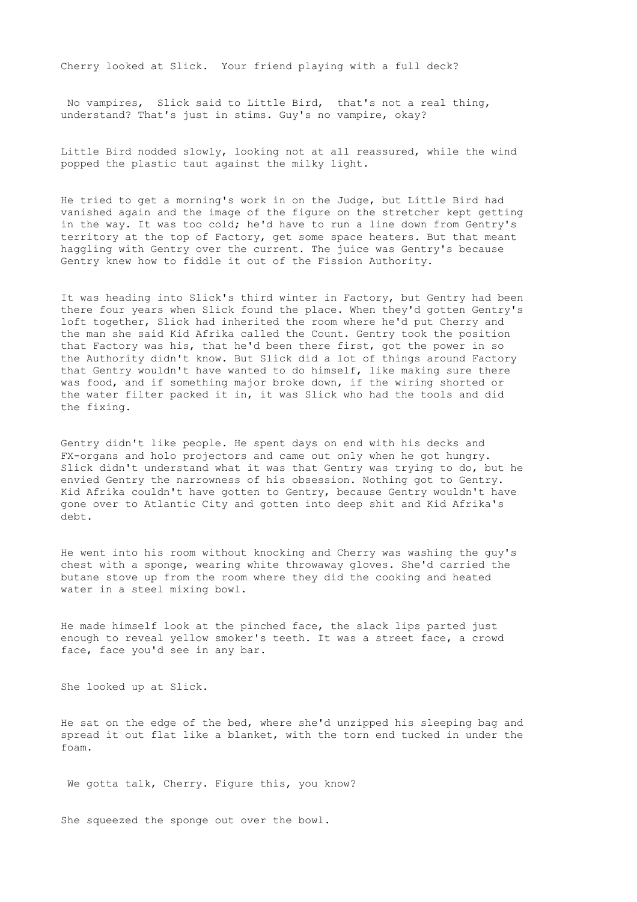Cherry looked at Slick. Your friend playing with a full deck?

No vampires, Slick said to Little Bird, that's not a real thing, understand? That's just in stims. Guy's no vampire, okay?

Little Bird nodded slowly, looking not at all reassured, while the wind popped the plastic taut against the milky light.

He tried to get a morning's work in on the Judge, but Little Bird had vanished again and the image of the figure on the stretcher kept getting in the way. It was too cold; he'd have to run a line down from Gentry's territory at the top of Factory, get some space heaters. But that meant haggling with Gentry over the current. The juice was Gentry's because Gentry knew how to fiddle it out of the Fission Authority.

It was heading into Slick's third winter in Factory, but Gentry had been there four years when Slick found the place. When they'd gotten Gentry's loft together, Slick had inherited the room where he'd put Cherry and the man she said Kid Afrika called the Count. Gentry took the position that Factory was his, that he'd been there first, got the power in so the Authority didn't know. But Slick did a lot of things around Factory that Gentry wouldn't have wanted to do himself, like making sure there was food, and if something major broke down, if the wiring shorted or the water filter packed it in, it was Slick who had the tools and did the fixing.

Gentry didn't like people. He spent days on end with his decks and FX-organs and holo projectors and came out only when he got hungry. Slick didn't understand what it was that Gentry was trying to do, but he envied Gentry the narrowness of his obsession. Nothing got to Gentry. Kid Afrika couldn't have gotten to Gentry, because Gentry wouldn't have gone over to Atlantic City and gotten into deep shit and Kid Afrika's debt.

He went into his room without knocking and Cherry was washing the guy's chest with a sponge, wearing white throwaway gloves. She'd carried the butane stove up from the room where they did the cooking and heated water in a steel mixing bowl.

He made himself look at the pinched face, the slack lips parted just enough to reveal yellow smoker's teeth. It was a street face, a crowd face, face you'd see in any bar.

She looked up at Slick.

He sat on the edge of the bed, where she'd unzipped his sleeping bag and spread it out flat like a blanket, with the torn end tucked in under the foam.

We gotta talk, Cherry. Figure this, you know?

She squeezed the sponge out over the bowl.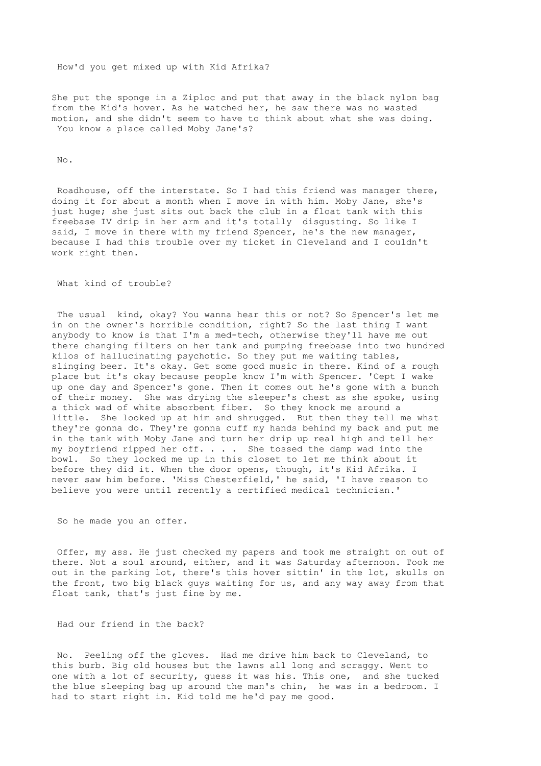How'd you get mixed up with Kid Afrika?

She put the sponge in a Ziploc and put that away in the black nylon bag from the Kid's hover. As he watched her, he saw there was no wasted motion, and she didn't seem to have to think about what she was doing. You know a place called Moby Jane's?

No.

Roadhouse, off the interstate. So I had this friend was manager there, doing it for about a month when I move in with him. Moby Jane, she's just huge; she just sits out back the club in a float tank with this freebase IV drip in her arm and it's totally disgusting. So like I said, I move in there with my friend Spencer, he's the new manager, because I had this trouble over my ticket in Cleveland and I couldn't work right then.

What kind of trouble?

The usual kind, okay? You wanna hear this or not? So Spencer's let me in on the owner's horrible condition, right? So the last thing I want anybody to know is that I'm a med-tech, otherwise they'll have me out there changing filters on her tank and pumping freebase into two hundred kilos of hallucinating psychotic. So they put me waiting tables, slinging beer. It's okay. Get some good music in there. Kind of a rough place but it's okay because people know I'm with Spencer. 'Cept I wake up one day and Spencer's gone. Then it comes out he's gone with a bunch of their money. She was drying the sleeper's chest as she spoke, using a thick wad of white absorbent fiber. So they knock me around a little. She looked up at him and shrugged. But then they tell me what they're gonna do. They're gonna cuff my hands behind my back and put me in the tank with Moby Jane and turn her drip up real high and tell her my boyfriend ripped her off. . . . She tossed the damp wad into the bowl. So they locked me up in this closet to let me think about it before they did it. When the door opens, though, it's Kid Afrika. I never saw him before. 'Miss Chesterfield,' he said, 'I have reason to believe you were until recently a certified medical technician.'

So he made you an offer.

Offer, my ass. He just checked my papers and took me straight on out of there. Not a soul around, either, and it was Saturday afternoon. Took me out in the parking lot, there's this hover sittin' in the lot, skulls on the front, two big black guys waiting for us, and any way away from that float tank, that's just fine by me.

Had our friend in the back?

No. Peeling off the gloves. Had me drive him back to Cleveland, to this burb. Big old houses but the lawns all long and scraggy. Went to one with a lot of security, guess it was his. This one, and she tucked the blue sleeping bag up around the man's chin, he was in a bedroom. I had to start right in. Kid told me he'd pay me good.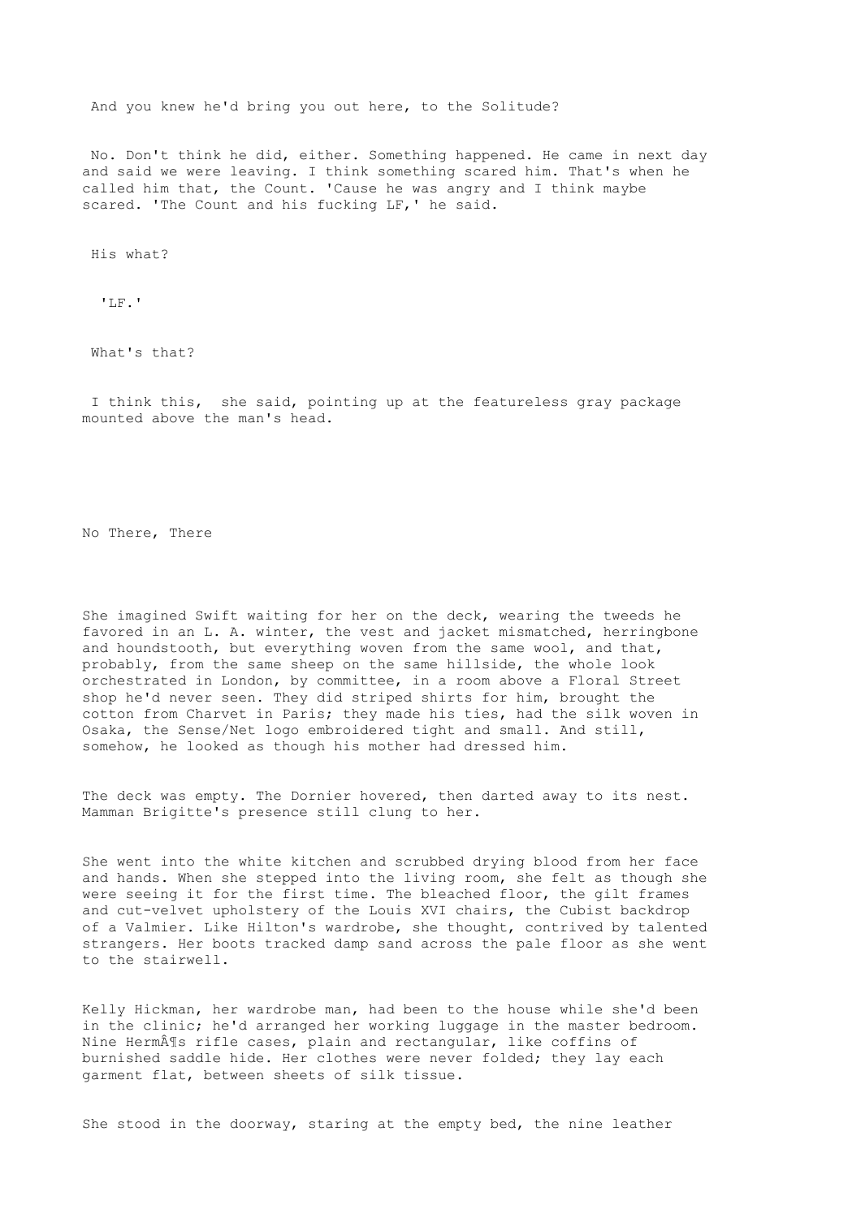And you knew he'd bring you out here, to the Solitude?

No. Don't think he did, either. Something happened. He came in next day and said we were leaving. I think something scared him. That's when he called him that, the Count. 'Cause he was angry and I think maybe scared. 'The Count and his fucking LF,' he said.

His what?

'LF.'

What's that?

I think this, she said, pointing up at the featureless gray package mounted above the man's head.

## No There, There

She imagined Swift waiting for her on the deck, wearing the tweeds he favored in an L. A. winter, the vest and jacket mismatched, herringbone and houndstooth, but everything woven from the same wool, and that, probably, from the same sheep on the same hillside, the whole look orchestrated in London, by committee, in a room above a Floral Street shop he'd never seen. They did striped shirts for him, brought the cotton from Charvet in Paris; they made his ties, had the silk woven in Osaka, the Sense/Net logo embroidered tight and small. And still, somehow, he looked as though his mother had dressed him.

The deck was empty. The Dornier hovered, then darted away to its nest. Mamman Brigitte's presence still clung to her.

She went into the white kitchen and scrubbed drying blood from her face and hands. When she stepped into the living room, she felt as though she were seeing it for the first time. The bleached floor, the gilt frames and cut-velvet upholstery of the Louis XVI chairs, the Cubist backdrop of a Valmier. Like Hilton's wardrobe, she thought, contrived by talented strangers. Her boots tracked damp sand across the pale floor as she went to the stairwell.

Kelly Hickman, her wardrobe man, had been to the house while she'd been in the clinic; he'd arranged her working luggage in the master bedroom. Nine HermÂ¶s rifle cases, plain and rectangular, like coffins of burnished saddle hide. Her clothes were never folded; they lay each garment flat, between sheets of silk tissue.

She stood in the doorway, staring at the empty bed, the nine leather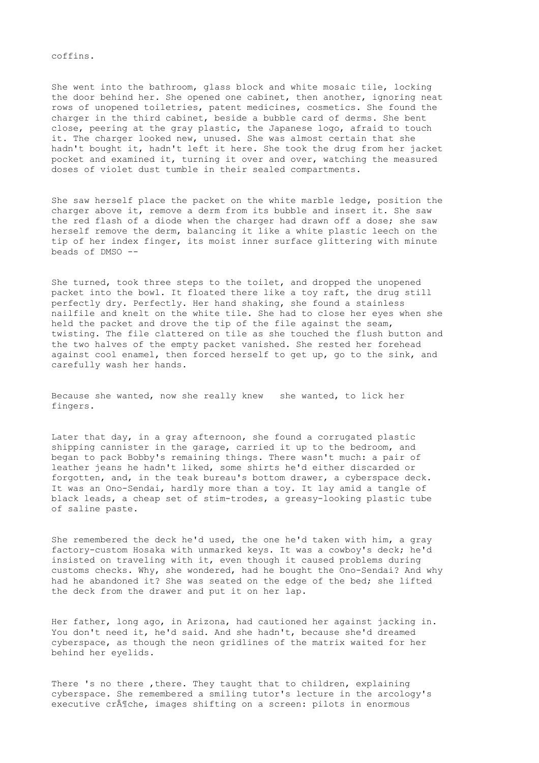coffins.

She went into the bathroom, glass block and white mosaic tile, locking the door behind her. She opened one cabinet, then another, ignoring neat rows of unopened toiletries, patent medicines, cosmetics. She found the charger in the third cabinet, beside a bubble card of derms. She bent close, peering at the gray plastic, the Japanese logo, afraid to touch it. The charger looked new, unused. She was almost certain that she hadn't bought it, hadn't left it here. She took the drug from her jacket pocket and examined it, turning it over and over, watching the measured doses of violet dust tumble in their sealed compartments.

She saw herself place the packet on the white marble ledge, position the charger above it, remove a derm from its bubble and insert it. She saw the red flash of a diode when the charger had drawn off a dose; she saw herself remove the derm, balancing it like a white plastic leech on the tip of her index finger, its moist inner surface glittering with minute beads of DMSO --

She turned, took three steps to the toilet, and dropped the unopened packet into the bowl. It floated there like a toy raft, the drug still perfectly dry. Perfectly. Her hand shaking, she found a stainless nailfile and knelt on the white tile. She had to close her eyes when she held the packet and drove the tip of the file against the seam, twisting. The file clattered on tile as she touched the flush button and the two halves of the empty packet vanished. She rested her forehead against cool enamel, then forced herself to get up, go to the sink, and carefully wash her hands.

Because she wanted, now she really knew   she wanted, to lick her fingers.

Later that day, in a gray afternoon, she found a corrugated plastic shipping cannister in the garage, carried it up to the bedroom, and began to pack Bobby's remaining things. There wasn't much: a pair of leather jeans he hadn't liked, some shirts he'd either discarded or forgotten, and, in the teak bureau's bottom drawer, a cyberspace deck. It was an Ono-Sendai, hardly more than a toy. It lay amid a tangle of black leads, a cheap set of stim-trodes, a greasy-looking plastic tube of saline paste.

She remembered the deck he'd used, the one he'd taken with him, a gray factory-custom Hosaka with unmarked keys. It was a cowboy's deck; he'd insisted on traveling with it, even though it caused problems during customs checks. Why, she wondered, had he bought the Ono-Sendai? And why had he abandoned it? She was seated on the edge of the bed; she lifted the deck from the drawer and put it on her lap.

Her father, long ago, in Arizona, had cautioned her against jacking in. You don't need it, he'd said. And she hadn't, because she'd dreamed cyberspace, as though the neon gridlines of the matrix waited for her behind her eyelids.

There 's no there ,there. They taught that to children, explaining cyberspace. She remembered a smiling tutor's lecture in the arcology's executive crÂ¶che, images shifting on a screen: pilots in enormous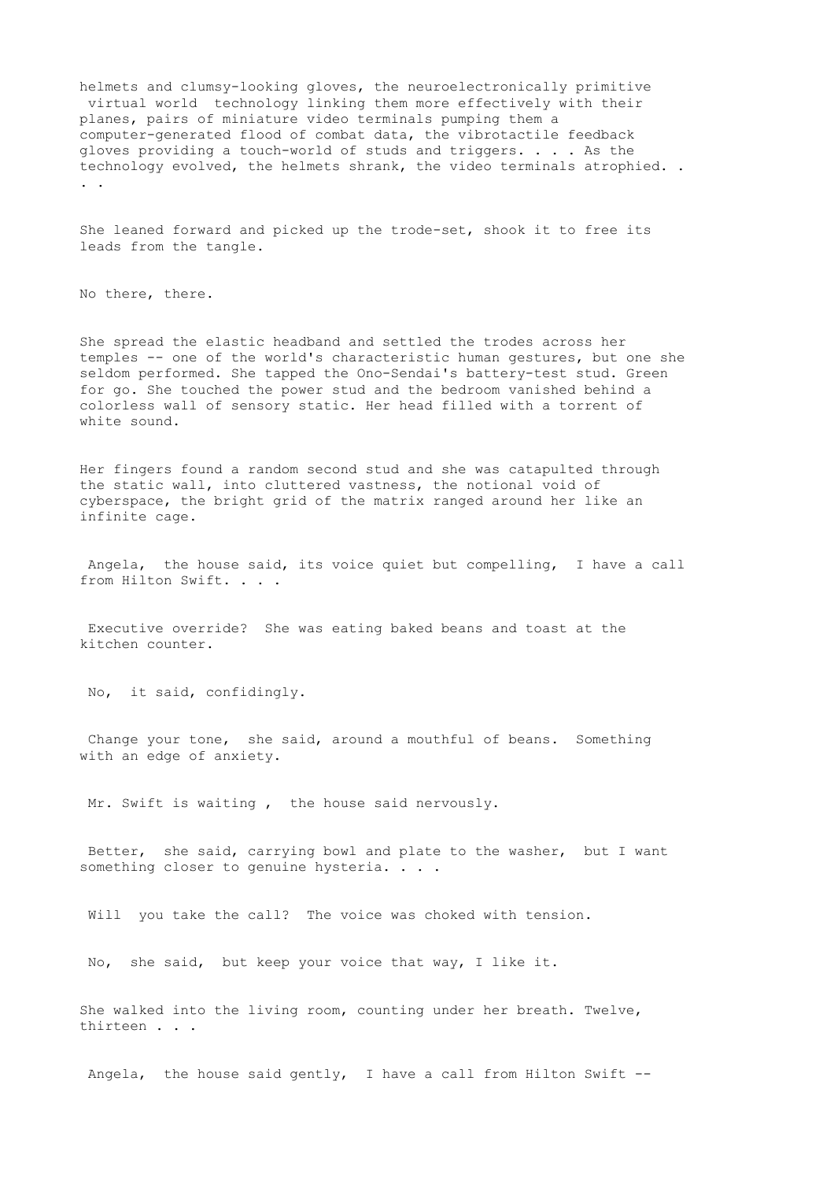helmets and clumsy-looking gloves, the neuroelectronically primitive virtual world technology linking them more effectively with their planes, pairs of miniature video terminals pumping them a computer-generated flood of combat data, the vibrotactile feedback gloves providing a touch-world of studs and triggers. . . . As the technology evolved, the helmets shrank, the video terminals atrophied. . . .

She leaned forward and picked up the trode-set, shook it to free its leads from the tangle.

No there, there.

She spread the elastic headband and settled the trodes across her temples -- one of the world's characteristic human gestures, but one she seldom performed. She tapped the Ono-Sendai's battery-test stud. Green for go. She touched the power stud and the bedroom vanished behind a colorless wall of sensory static. Her head filled with a torrent of white sound.

Her fingers found a random second stud and she was catapulted through the static wall, into cluttered vastness, the notional void of cyberspace, the bright grid of the matrix ranged around her like an infinite cage.

Angela, the house said, its voice quiet but compelling, I have a call from Hilton Swift. . . .

Executive override? She was eating baked beans and toast at the kitchen counter.

No, it said, confidingly.

Change your tone, she said, around a mouthful of beans. Something with an edge of anxiety.

Mr. Swift is waiting , the house said nervously.

Better, she said, carrying bowl and plate to the washer, but I want something closer to genuine hysteria. . . .

Will you take the call? The voice was choked with tension.

No, she said, but keep your voice that way, I like it.

She walked into the living room, counting under her breath. Twelve, thirteen . . .

Angela, the house said gently, I have a call from Hilton Swift --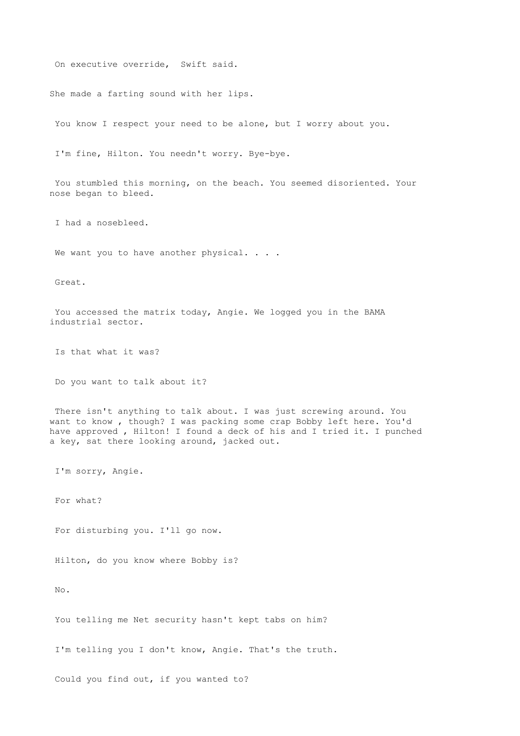On executive override, Swift said.

She made a farting sound with her lips.

You know I respect your need to be alone, but I worry about you.

I'm fine, Hilton. You needn't worry. Bye-bye.

You stumbled this morning, on the beach. You seemed disoriented. Your nose began to bleed.

I had a nosebleed.

We want you to have another physical. . . .

Great.

You accessed the matrix today, Angie. We logged you in the BAMA industrial sector.

Is that what it was?

Do you want to talk about it?

There isn't anything to talk about. I was just screwing around. You want to know , though? I was packing some crap Bobby left here. You'd have approved , Hilton! I found a deck of his and I tried it. I punched a key, sat there looking around, jacked out.

I'm sorry, Angie.

For what?

For disturbing you. I'll go now.

Hilton, do you know where Bobby is?

No.

You telling me Net security hasn't kept tabs on him?

I'm telling you I don't know, Angie. That's the truth.

Could you find out, if you wanted to?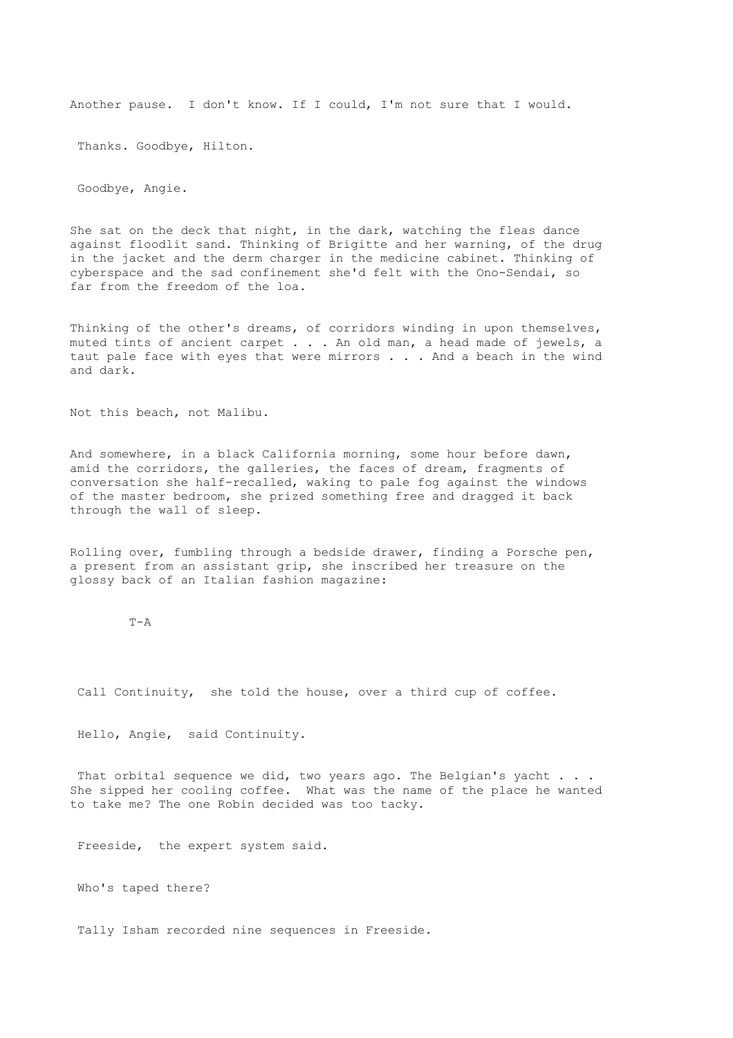Another pause. I don't know. If I could, I'm not sure that I would.

Thanks. Goodbye, Hilton.

Goodbye, Angie.

She sat on the deck that night, in the dark, watching the fleas dance against floodlit sand. Thinking of Brigitte and her warning, of the drug in the jacket and the derm charger in the medicine cabinet. Thinking of cyberspace and the sad confinement she'd felt with the Ono-Sendai, so far from the freedom of the loa.

Thinking of the other's dreams, of corridors winding in upon themselves, muted tints of ancient carpet . . . An old man, a head made of jewels, a taut pale face with eyes that were mirrors . . . And a beach in the wind and dark.

Not this beach, not Malibu.

And somewhere, in a black California morning, some hour before dawn, amid the corridors, the galleries, the faces of dream, fragments of conversation she half-recalled, waking to pale fog against the windows of the master bedroom, she prized something free and dragged it back through the wall of sleep.

Rolling over, fumbling through a bedside drawer, finding a Porsche pen, a present from an assistant grip, she inscribed her treasure on the glossy back of an Italian fashion magazine:

T-A

Call Continuity, she told the house, over a third cup of coffee.

Hello, Angie, said Continuity.

That orbital sequence we did, two years ago. The Belgian's yacht . . . She sipped her cooling coffee. What was the name of the place he wanted to take me? The one Robin decided was too tacky.

Freeside, the expert system said.

Who's taped there?

Tally Isham recorded nine sequences in Freeside.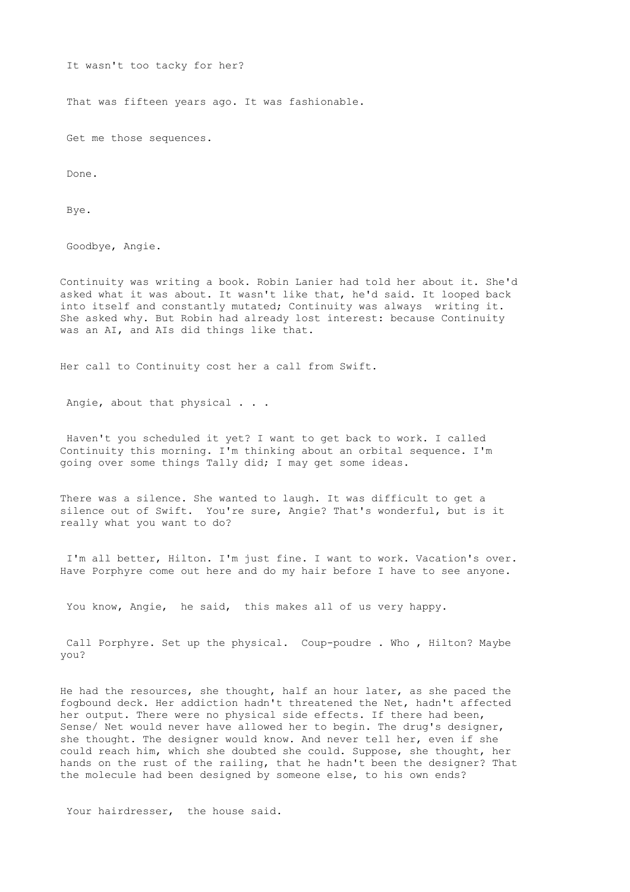It wasn't too tacky for her?

That was fifteen years ago. It was fashionable.

Get me those sequences.

Done.

Bye.

Goodbye, Angie.

Continuity was writing a book. Robin Lanier had told her about it. She'd asked what it was about. It wasn't like that, he'd said. It looped back into itself and constantly mutated; Continuity was always writing it. She asked why. But Robin had already lost interest: because Continuity was an AI, and AIs did things like that.

Her call to Continuity cost her a call from Swift.

Angie, about that physical . . .

Haven't you scheduled it yet? I want to get back to work. I called Continuity this morning. I'm thinking about an orbital sequence. I'm going over some things Tally did; I may get some ideas.

There was a silence. She wanted to laugh. It was difficult to get a silence out of Swift. You're sure, Angie? That's wonderful, but is it really what you want to do?

I'm all better, Hilton. I'm just fine. I want to work. Vacation's over. Have Porphyre come out here and do my hair before I have to see anyone.

You know, Angie, he said, this makes all of us very happy.

Call Porphyre. Set up the physical. Coup-poudre . Who , Hilton? Maybe you?

He had the resources, she thought, half an hour later, as she paced the fogbound deck. Her addiction hadn't threatened the Net, hadn't affected her output. There were no physical side effects. If there had been, Sense/ Net would never have allowed her to begin. The drug's designer, she thought. The designer would know. And never tell her, even if she could reach him, which she doubted she could. Suppose, she thought, her hands on the rust of the railing, that he hadn't been the designer? That the molecule had been designed by someone else, to his own ends?

Your hairdresser, the house said.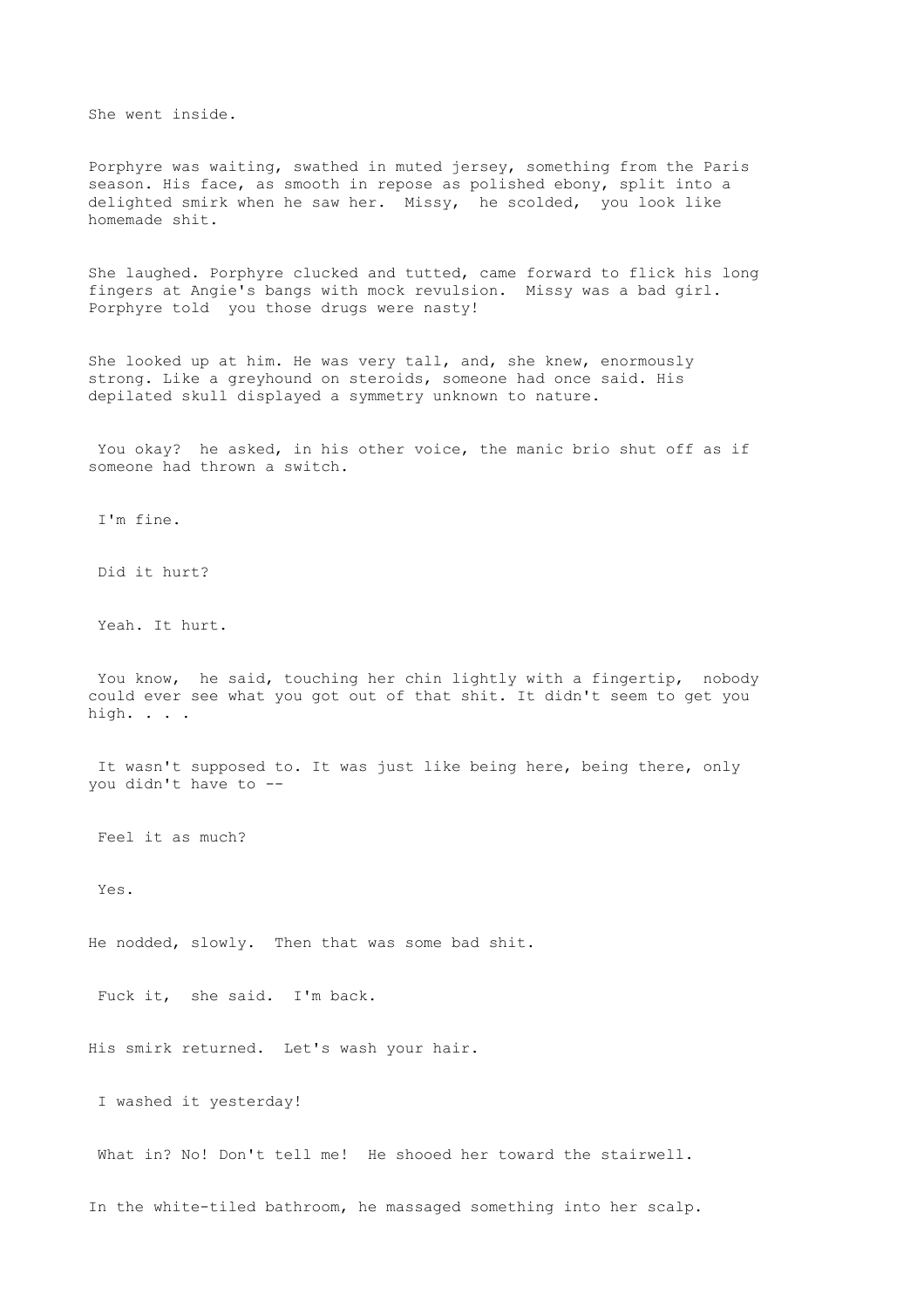She went inside.

Porphyre was waiting, swathed in muted jersey, something from the Paris season. His face, as smooth in repose as polished ebony, split into a delighted smirk when he saw her. Missy, he scolded, you look like homemade shit.

She laughed. Porphyre clucked and tutted, came forward to flick his long fingers at Angie's bangs with mock revulsion. Missy was a bad girl. Porphyre told you those drugs were nasty!

She looked up at him. He was very tall, and, she knew, enormously strong. Like a greyhound on steroids, someone had once said. His depilated skull displayed a symmetry unknown to nature.

You okay? he asked, in his other voice, the manic brio shut off as if someone had thrown a switch.

I'm fine.

Did it hurt?

Yeah. It hurt.

You know, he said, touching her chin lightly with a fingertip, nobody could ever see what you got out of that shit. It didn't seem to get you high. . . .

It wasn't supposed to. It was just like being here, being there, only you didn't have to --

Feel it as much?

Yes.

He nodded, slowly. Then that was some bad shit.

Fuck it, she said. I'm back.

His smirk returned. Let's wash your hair.

I washed it yesterday!

What in? No! Don't tell me! He shooed her toward the stairwell.

In the white-tiled bathroom, he massaged something into her scalp.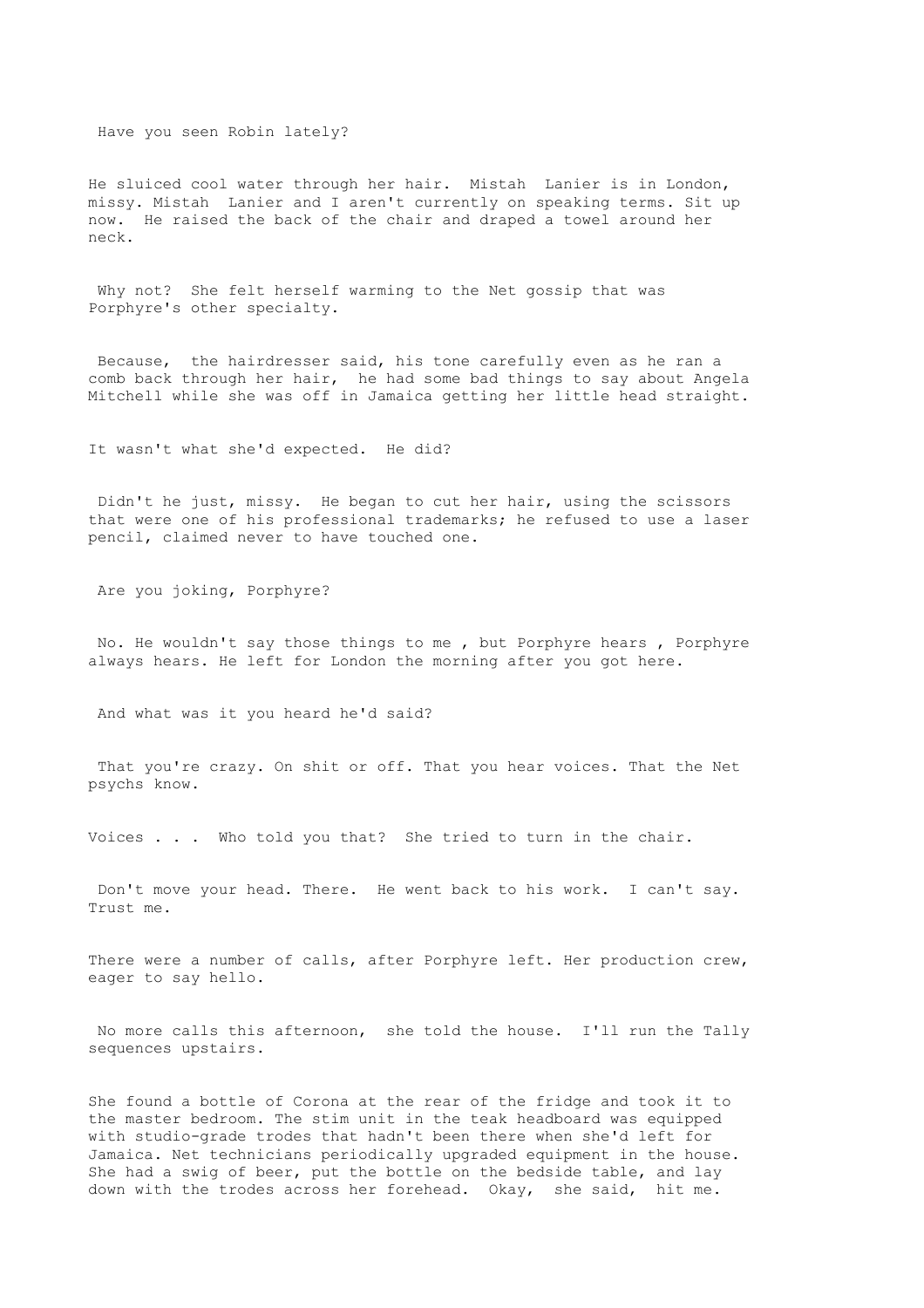Have you seen Robin lately?

He sluiced cool water through her hair. Mistah Lanier is in London, missy. Mistah Lanier and I aren't currently on speaking terms. Sit up now. He raised the back of the chair and draped a towel around her neck.

Why not? She felt herself warming to the Net gossip that was Porphyre's other specialty.

Because, the hairdresser said, his tone carefully even as he ran a comb back through her hair, he had some bad things to say about Angela Mitchell while she was off in Jamaica getting her little head straight.

It wasn't what she'd expected. He did?

Didn't he just, missy. He began to cut her hair, using the scissors that were one of his professional trademarks; he refused to use a laser pencil, claimed never to have touched one.

Are you joking, Porphyre?

No. He wouldn't say those things to me , but Porphyre hears , Porphyre always hears. He left for London the morning after you got here.

And what was it you heard he'd said?

That you're crazy. On shit or off. That you hear voices. That the Net psychs know.

Voices . . . Who told you that? She tried to turn in the chair.

Don't move your head. There. He went back to his work. I can't say. Trust me.

There were a number of calls, after Porphyre left. Her production crew, eager to say hello.

No more calls this afternoon, she told the house. I'll run the Tally sequences upstairs.

She found a bottle of Corona at the rear of the fridge and took it to the master bedroom. The stim unit in the teak headboard was equipped with studio-grade trodes that hadn't been there when she'd left for Jamaica. Net technicians periodically upgraded equipment in the house. She had a swig of beer, put the bottle on the bedside table, and lay down with the trodes across her forehead. Okay, she said, hit me.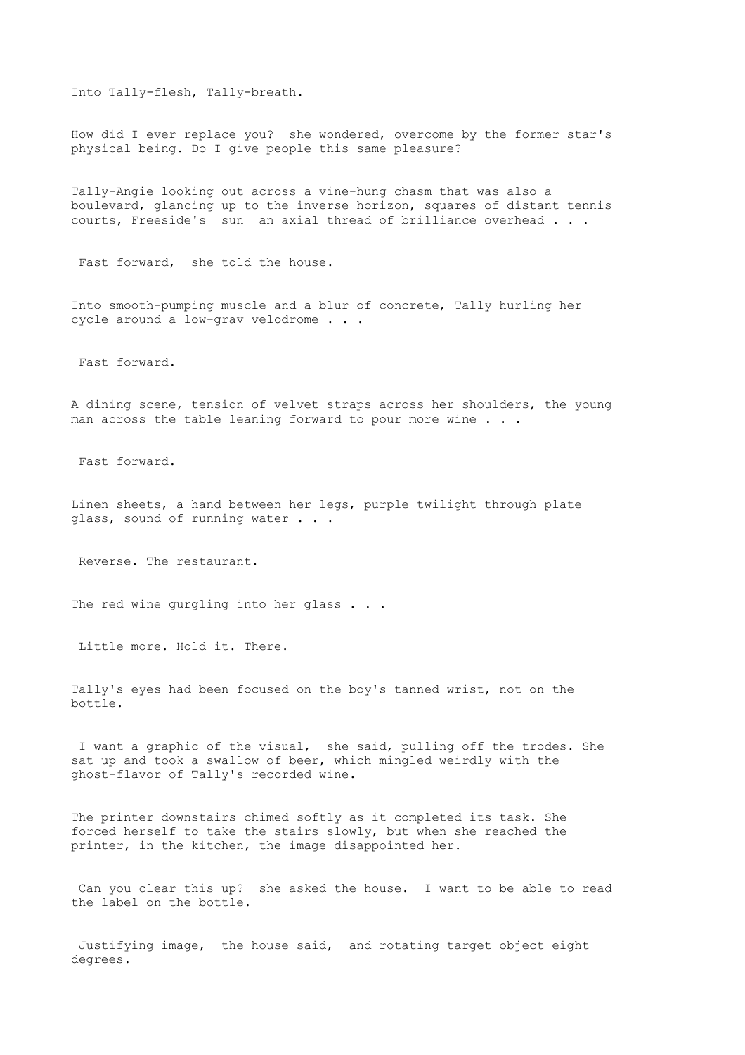Into Tally-flesh, Tally-breath.

How did I ever replace you? she wondered, overcome by the former star's physical being. Do I give people this same pleasure?

Tally-Angie looking out across a vine-hung chasm that was also a boulevard, glancing up to the inverse horizon, squares of distant tennis courts, Freeside's sun an axial thread of brilliance overhead . . .

Fast forward, she told the house.

Into smooth-pumping muscle and a blur of concrete, Tally hurling her cycle around a low-grav velodrome . . .

Fast forward.

A dining scene, tension of velvet straps across her shoulders, the young man across the table leaning forward to pour more wine . . .

Fast forward.

Linen sheets, a hand between her legs, purple twilight through plate glass, sound of running water . . .

Reverse. The restaurant.

The red wine gurgling into her glass . . .

Little more. Hold it. There.

Tally's eyes had been focused on the boy's tanned wrist, not on the bottle.

I want a graphic of the visual, she said, pulling off the trodes. She sat up and took a swallow of beer, which mingled weirdly with the ghost-flavor of Tally's recorded wine.

The printer downstairs chimed softly as it completed its task. She forced herself to take the stairs slowly, but when she reached the printer, in the kitchen, the image disappointed her.

Can you clear this up? she asked the house. I want to be able to read the label on the bottle.

Justifying image, the house said, and rotating target object eight degrees.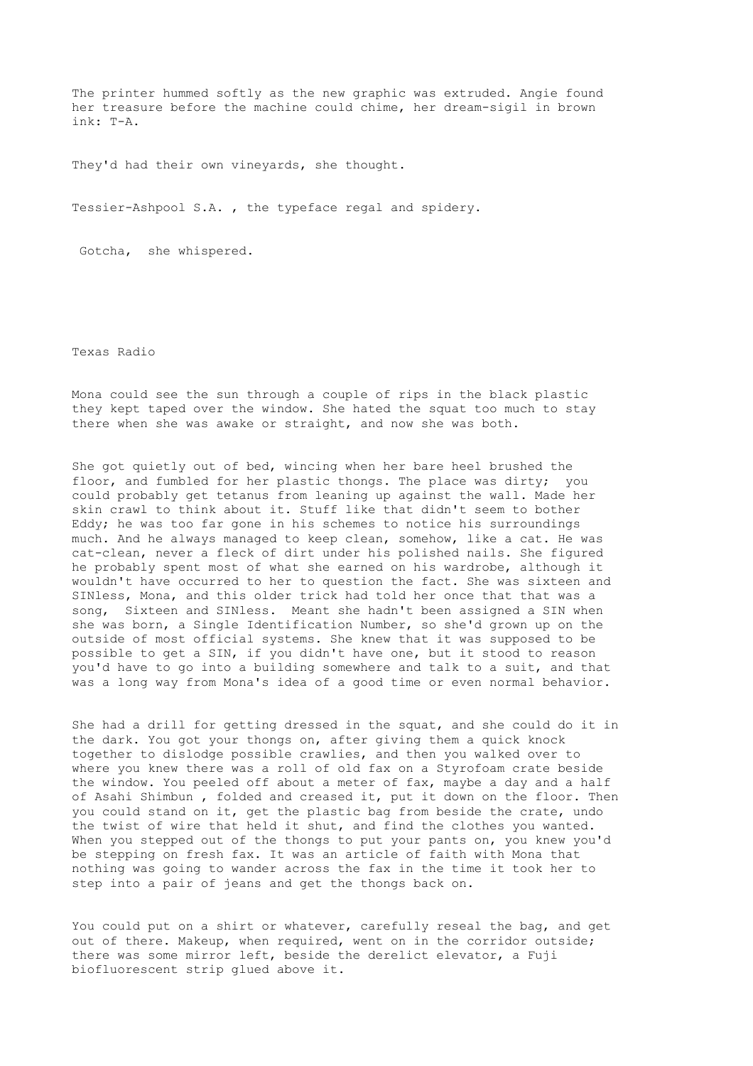The printer hummed softly as the new graphic was extruded. Angie found her treasure before the machine could chime, her dream-sigil in brown ink: T-A.

They'd had their own vineyards, she thought.

Tessier-Ashpool S.A. , the typeface regal and spidery.

Gotcha, she whispered.

## Texas Radio

Mona could see the sun through a couple of rips in the black plastic they kept taped over the window. She hated the squat too much to stay there when she was awake or straight, and now she was both.

She got quietly out of bed, wincing when her bare heel brushed the floor, and fumbled for her plastic thongs. The place was dirty; you could probably get tetanus from leaning up against the wall. Made her skin crawl to think about it. Stuff like that didn't seem to bother Eddy; he was too far gone in his schemes to notice his surroundings much. And he always managed to keep clean, somehow, like a cat. He was cat-clean, never a fleck of dirt under his polished nails. She figured he probably spent most of what she earned on his wardrobe, although it wouldn't have occurred to her to question the fact. She was sixteen and SINless, Mona, and this older trick had told her once that that was a song, Sixteen and SINless. Meant she hadn't been assigned a SIN when she was born, a Single Identification Number, so she'd grown up on the outside of most official systems. She knew that it was supposed to be possible to get a SIN, if you didn't have one, but it stood to reason you'd have to go into a building somewhere and talk to a suit, and that was a long way from Mona's idea of a good time or even normal behavior.

She had a drill for getting dressed in the squat, and she could do it in the dark. You got your thongs on, after giving them a quick knock together to dislodge possible crawlies, and then you walked over to where you knew there was a roll of old fax on a Styrofoam crate beside the window. You peeled off about a meter of fax, maybe a day and a half of Asahi Shimbun , folded and creased it, put it down on the floor. Then you could stand on it, get the plastic bag from beside the crate, undo the twist of wire that held it shut, and find the clothes you wanted. When you stepped out of the thongs to put your pants on, you knew you'd be stepping on fresh fax. It was an article of faith with Mona that nothing was going to wander across the fax in the time it took her to step into a pair of jeans and get the thongs back on.

You could put on a shirt or whatever, carefully reseal the bag, and get out of there. Makeup, when required, went on in the corridor outside; there was some mirror left, beside the derelict elevator, a Fuji biofluorescent strip glued above it.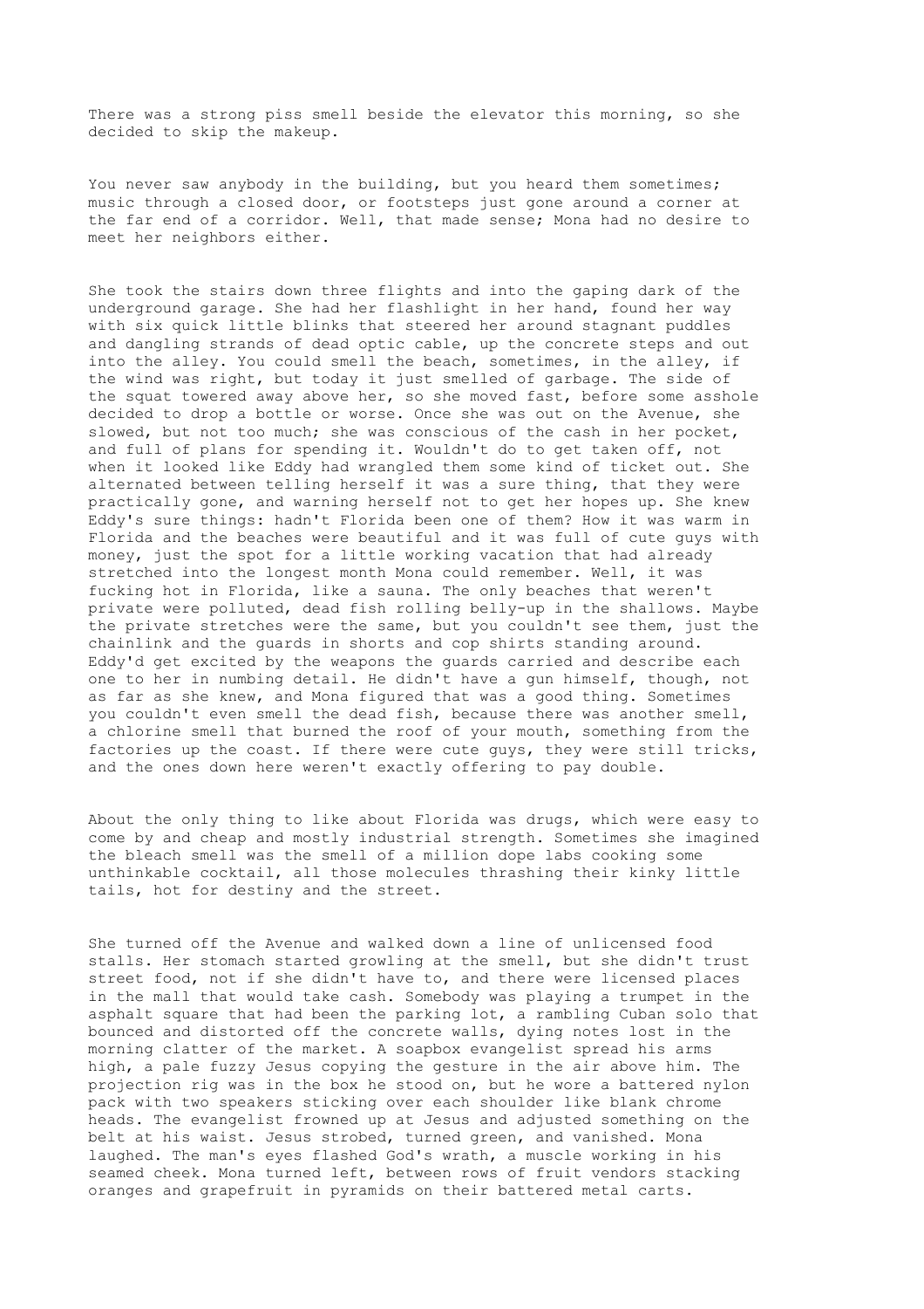There was a strong piss smell beside the elevator this morning, so she decided to skip the makeup.

You never saw anybody in the building, but you heard them sometimes; music through a closed door, or footsteps just gone around a corner at the far end of a corridor. Well, that made sense; Mona had no desire to meet her neighbors either.

She took the stairs down three flights and into the gaping dark of the underground garage. She had her flashlight in her hand, found her way with six quick little blinks that steered her around stagnant puddles and dangling strands of dead optic cable, up the concrete steps and out into the alley. You could smell the beach, sometimes, in the alley, if the wind was right, but today it just smelled of garbage. The side of the squat towered away above her, so she moved fast, before some asshole decided to drop a bottle or worse. Once she was out on the Avenue, she slowed, but not too much; she was conscious of the cash in her pocket, and full of plans for spending it. Wouldn't do to get taken off, not when it looked like Eddy had wrangled them some kind of ticket out. She alternated between telling herself it was a sure thing, that they were practically gone, and warning herself not to get her hopes up. She knew Eddy's sure things: hadn't Florida been one of them? How it was warm in Florida and the beaches were beautiful and it was full of cute guys with money, just the spot for a little working vacation that had already stretched into the longest month Mona could remember. Well, it was fucking hot in Florida, like a sauna. The only beaches that weren't private were polluted, dead fish rolling belly-up in the shallows. Maybe the private stretches were the same, but you couldn't see them, just the chainlink and the guards in shorts and cop shirts standing around. Eddy'd get excited by the weapons the guards carried and describe each one to her in numbing detail. He didn't have a gun himself, though, not as far as she knew, and Mona figured that was a good thing. Sometimes you couldn't even smell the dead fish, because there was another smell, a chlorine smell that burned the roof of your mouth, something from the factories up the coast. If there were cute guys, they were still tricks, and the ones down here weren't exactly offering to pay double.

About the only thing to like about Florida was drugs, which were easy to come by and cheap and mostly industrial strength. Sometimes she imagined the bleach smell was the smell of a million dope labs cooking some unthinkable cocktail, all those molecules thrashing their kinky little tails, hot for destiny and the street.

She turned off the Avenue and walked down a line of unlicensed food stalls. Her stomach started growling at the smell, but she didn't trust street food, not if she didn't have to, and there were licensed places in the mall that would take cash. Somebody was playing a trumpet in the asphalt square that had been the parking lot, a rambling Cuban solo that bounced and distorted off the concrete walls, dying notes lost in the morning clatter of the market. A soapbox evangelist spread his arms high, a pale fuzzy Jesus copying the gesture in the air above him. The projection rig was in the box he stood on, but he wore a battered nylon pack with two speakers sticking over each shoulder like blank chrome heads. The evangelist frowned up at Jesus and adjusted something on the belt at his waist. Jesus strobed, turned green, and vanished. Mona laughed. The man's eyes flashed God's wrath, a muscle working in his seamed cheek. Mona turned left, between rows of fruit vendors stacking oranges and grapefruit in pyramids on their battered metal carts.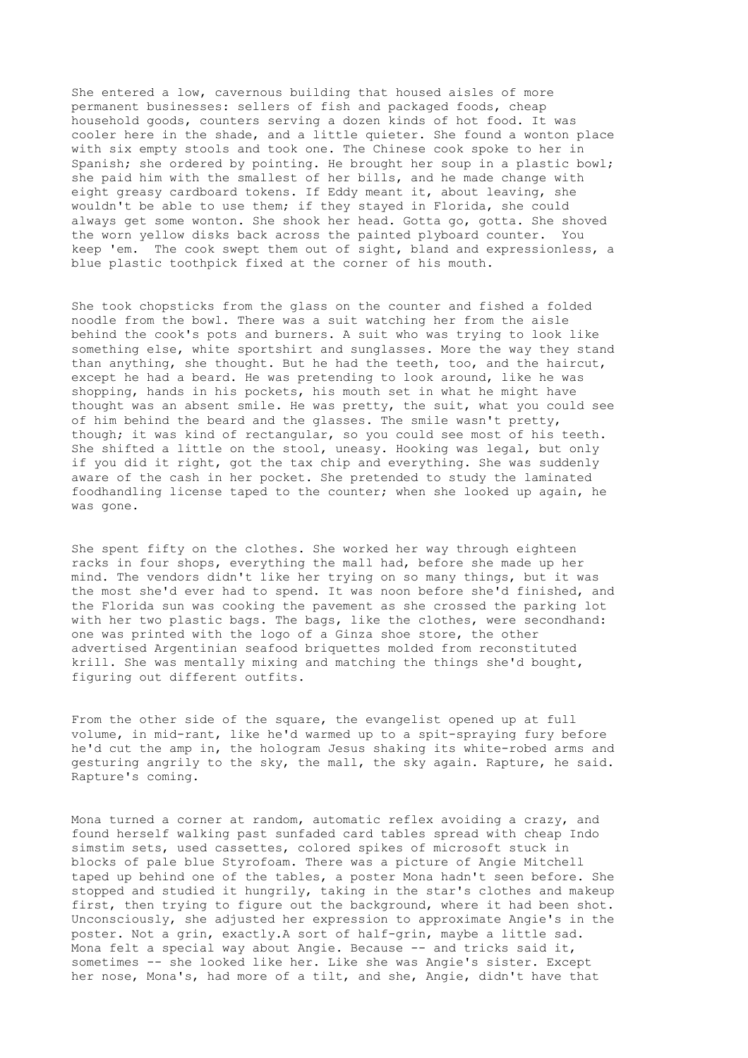She entered a low, cavernous building that housed aisles of more permanent businesses: sellers of fish and packaged foods, cheap household goods, counters serving a dozen kinds of hot food. It was cooler here in the shade, and a little quieter. She found a wonton place with six empty stools and took one. The Chinese cook spoke to her in Spanish; she ordered by pointing. He brought her soup in a plastic bowl; she paid him with the smallest of her bills, and he made change with eight greasy cardboard tokens. If Eddy meant it, about leaving, she wouldn't be able to use them; if they stayed in Florida, she could always get some wonton. She shook her head. Gotta go, gotta. She shoved the worn yellow disks back across the painted plyboard counter. You keep 'em. The cook swept them out of sight, bland and expressionless, a blue plastic toothpick fixed at the corner of his mouth.

She took chopsticks from the glass on the counter and fished a folded noodle from the bowl. There was a suit watching her from the aisle behind the cook's pots and burners. A suit who was trying to look like something else, white sportshirt and sunglasses. More the way they stand than anything, she thought. But he had the teeth, too, and the haircut, except he had a beard. He was pretending to look around, like he was shopping, hands in his pockets, his mouth set in what he might have thought was an absent smile. He was pretty, the suit, what you could see of him behind the beard and the glasses. The smile wasn't pretty, though; it was kind of rectangular, so you could see most of his teeth. She shifted a little on the stool, uneasy. Hooking was legal, but only if you did it right, got the tax chip and everything. She was suddenly aware of the cash in her pocket. She pretended to study the laminated foodhandling license taped to the counter; when she looked up again, he was gone.

She spent fifty on the clothes. She worked her way through eighteen racks in four shops, everything the mall had, before she made up her mind. The vendors didn't like her trying on so many things, but it was the most she'd ever had to spend. It was noon before she'd finished, and the Florida sun was cooking the pavement as she crossed the parking lot with her two plastic bags. The bags, like the clothes, were secondhand: one was printed with the logo of a Ginza shoe store, the other advertised Argentinian seafood briquettes molded from reconstituted krill. She was mentally mixing and matching the things she'd bought, figuring out different outfits.

From the other side of the square, the evangelist opened up at full volume, in mid-rant, like he'd warmed up to a spit-spraying fury before he'd cut the amp in, the hologram Jesus shaking its white-robed arms and gesturing angrily to the sky, the mall, the sky again. Rapture, he said. Rapture's coming.

Mona turned a corner at random, automatic reflex avoiding a crazy, and found herself walking past sunfaded card tables spread with cheap Indo simstim sets, used cassettes, colored spikes of microsoft stuck in blocks of pale blue Styrofoam. There was a picture of Angie Mitchell taped up behind one of the tables, a poster Mona hadn't seen before. She stopped and studied it hungrily, taking in the star's clothes and makeup first, then trying to figure out the background, where it had been shot. Unconsciously, she adjusted her expression to approximate Angie's in the poster. Not a grin, exactly.A sort of half-grin, maybe a little sad. Mona felt a special way about Angie. Because -- and tricks said it, sometimes -- she looked like her. Like she was Angie's sister. Except her nose, Mona's, had more of a tilt, and she, Angie, didn't have that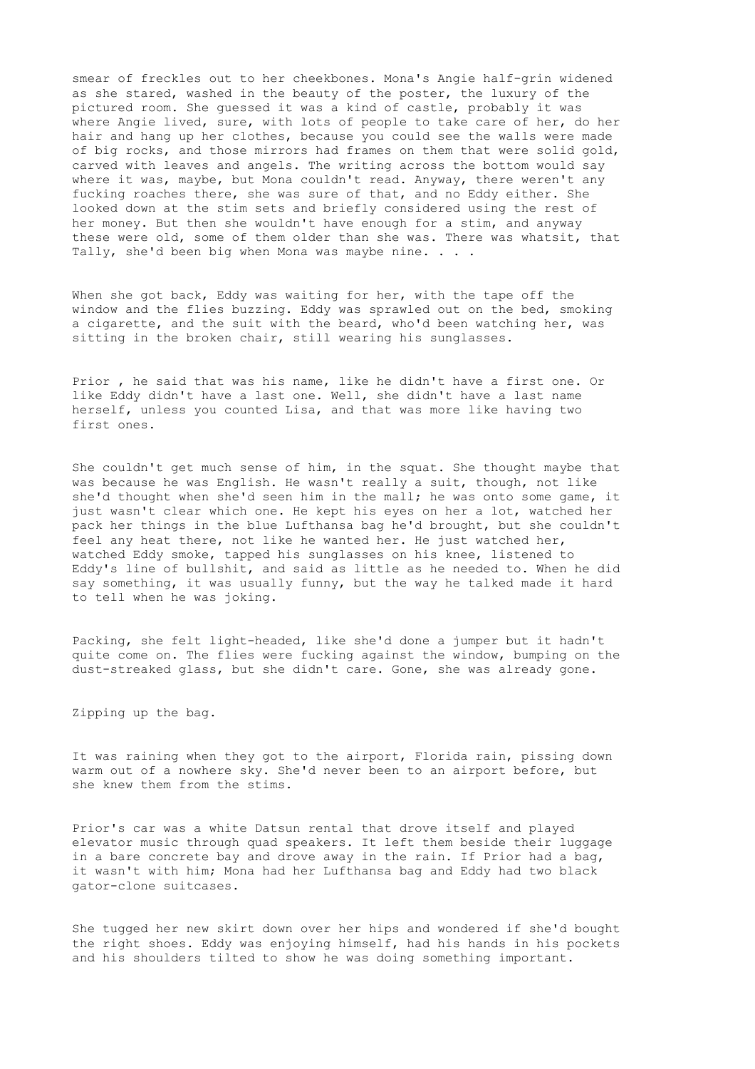smear of freckles out to her cheekbones. Mona's Angie half-grin widened as she stared, washed in the beauty of the poster, the luxury of the pictured room. She guessed it was a kind of castle, probably it was where Angie lived, sure, with lots of people to take care of her, do her hair and hang up her clothes, because you could see the walls were made of big rocks, and those mirrors had frames on them that were solid gold, carved with leaves and angels. The writing across the bottom would say where it was, maybe, but Mona couldn't read. Anyway, there weren't any fucking roaches there, she was sure of that, and no Eddy either. She looked down at the stim sets and briefly considered using the rest of her money. But then she wouldn't have enough for a stim, and anyway these were old, some of them older than she was. There was whatsit, that Tally, she'd been big when Mona was maybe nine. . . .

When she got back, Eddy was waiting for her, with the tape off the window and the flies buzzing. Eddy was sprawled out on the bed, smoking a cigarette, and the suit with the beard, who'd been watching her, was sitting in the broken chair, still wearing his sunglasses.

Prior , he said that was his name, like he didn't have a first one. Or like Eddy didn't have a last one. Well, she didn't have a last name herself, unless you counted Lisa, and that was more like having two first ones.

She couldn't get much sense of him, in the squat. She thought maybe that was because he was English. He wasn't really a suit, though, not like she'd thought when she'd seen him in the mall; he was onto some game, it just wasn't clear which one. He kept his eyes on her a lot, watched her pack her things in the blue Lufthansa bag he'd brought, but she couldn't feel any heat there, not like he wanted her. He just watched her, watched Eddy smoke, tapped his sunglasses on his knee, listened to Eddy's line of bullshit, and said as little as he needed to. When he did say something, it was usually funny, but the way he talked made it hard to tell when he was joking.

Packing, she felt light-headed, like she'd done a jumper but it hadn't quite come on. The flies were fucking against the window, bumping on the dust-streaked glass, but she didn't care. Gone, she was already gone.

Zipping up the bag.

It was raining when they got to the airport, Florida rain, pissing down warm out of a nowhere sky. She'd never been to an airport before, but she knew them from the stims.

Prior's car was a white Datsun rental that drove itself and played elevator music through quad speakers. It left them beside their luggage in a bare concrete bay and drove away in the rain. If Prior had a bag, it wasn't with him; Mona had her Lufthansa bag and Eddy had two black gator-clone suitcases.

She tugged her new skirt down over her hips and wondered if she'd bought the right shoes. Eddy was enjoying himself, had his hands in his pockets and his shoulders tilted to show he was doing something important.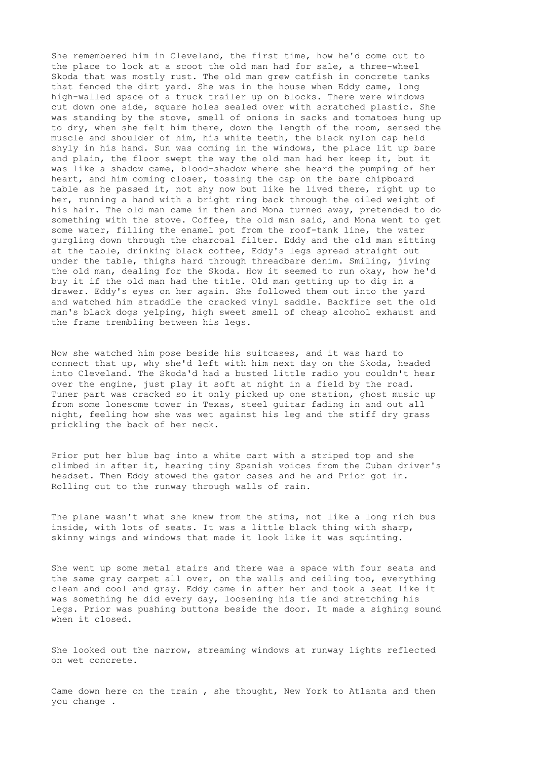She remembered him in Cleveland, the first time, how he'd come out to the place to look at a scoot the old man had for sale, a three-wheel Skoda that was mostly rust. The old man grew catfish in concrete tanks that fenced the dirt yard. She was in the house when Eddy came, long high-walled space of a truck trailer up on blocks. There were windows cut down one side, square holes sealed over with scratched plastic. She was standing by the stove, smell of onions in sacks and tomatoes hung up to dry, when she felt him there, down the length of the room, sensed the muscle and shoulder of him, his white teeth, the black nylon cap held shyly in his hand. Sun was coming in the windows, the place lit up bare and plain, the floor swept the way the old man had her keep it, but it was like a shadow came, blood-shadow where she heard the pumping of her heart, and him coming closer, tossing the cap on the bare chipboard table as he passed it, not shy now but like he lived there, right up to her, running a hand with a bright ring back through the oiled weight of his hair. The old man came in then and Mona turned away, pretended to do something with the stove. Coffee, the old man said, and Mona went to get some water, filling the enamel pot from the roof-tank line, the water gurgling down through the charcoal filter. Eddy and the old man sitting at the table, drinking black coffee, Eddy's legs spread straight out under the table, thighs hard through threadbare denim. Smiling, jiving the old man, dealing for the Skoda. How it seemed to run okay, how he'd buy it if the old man had the title. Old man getting up to dig in a drawer. Eddy's eyes on her again. She followed them out into the yard and watched him straddle the cracked vinyl saddle. Backfire set the old man's black dogs yelping, high sweet smell of cheap alcohol exhaust and the frame trembling between his legs.

Now she watched him pose beside his suitcases, and it was hard to connect that up, why she'd left with him next day on the Skoda, headed into Cleveland. The Skoda'd had a busted little radio you couldn't hear over the engine, just play it soft at night in a field by the road. Tuner part was cracked so it only picked up one station, ghost music up from some lonesome tower in Texas, steel guitar fading in and out all night, feeling how she was wet against his leg and the stiff dry grass prickling the back of her neck.

Prior put her blue bag into a white cart with a striped top and she climbed in after it, hearing tiny Spanish voices from the Cuban driver's headset. Then Eddy stowed the gator cases and he and Prior got in. Rolling out to the runway through walls of rain.

The plane wasn't what she knew from the stims, not like a long rich bus inside, with lots of seats. It was a little black thing with sharp, skinny wings and windows that made it look like it was squinting.

She went up some metal stairs and there was a space with four seats and the same gray carpet all over, on the walls and ceiling too, everything clean and cool and gray. Eddy came in after her and took a seat like it was something he did every day, loosening his tie and stretching his legs. Prior was pushing buttons beside the door. It made a sighing sound when it closed.

She looked out the narrow, streaming windows at runway lights reflected on wet concrete.

Came down here on the train , she thought, New York to Atlanta and then you change .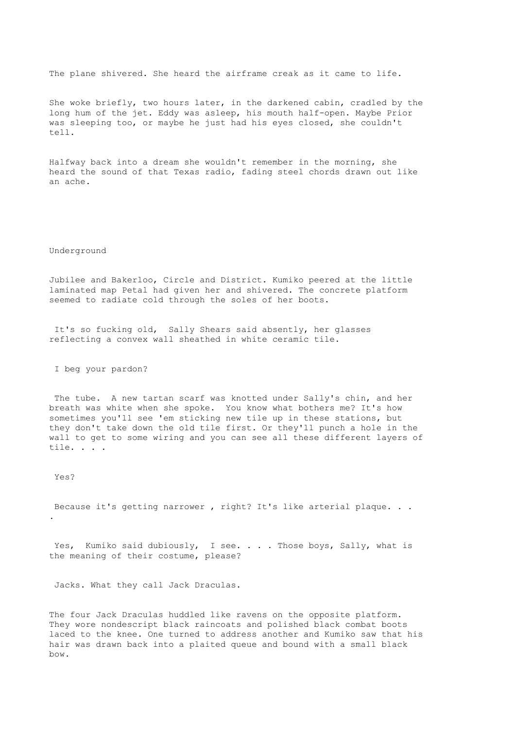The plane shivered. She heard the airframe creak as it came to life.

She woke briefly, two hours later, in the darkened cabin, cradled by the long hum of the jet. Eddy was asleep, his mouth half-open. Maybe Prior was sleeping too, or maybe he just had his eyes closed, she couldn't tell.

Halfway back into a dream she wouldn't remember in the morning, she heard the sound of that Texas radio, fading steel chords drawn out like an ache.

## Underground

Jubilee and Bakerloo, Circle and District. Kumiko peered at the little laminated map Petal had given her and shivered. The concrete platform seemed to radiate cold through the soles of her boots.

It's so fucking old, Sally Shears said absently, her glasses reflecting a convex wall sheathed in white ceramic tile.

I beg your pardon?

The tube. A new tartan scarf was knotted under Sally's chin, and her breath was white when she spoke. You know what bothers me? It's how sometimes you'll see 'em sticking new tile up in these stations, but they don't take down the old tile first. Or they'll punch a hole in the wall to get to some wiring and you can see all these different layers of tile. . . .

Yes?

Because it's getting narrower , right? It's like arterial plaque. . . .

Yes, Kumiko said dubiously, I see. . . . Those boys, Sally, what is the meaning of their costume, please?

Jacks. What they call Jack Draculas.

The four Jack Draculas huddled like ravens on the opposite platform. They wore nondescript black raincoats and polished black combat boots laced to the knee. One turned to address another and Kumiko saw that his hair was drawn back into a plaited queue and bound with a small black bow.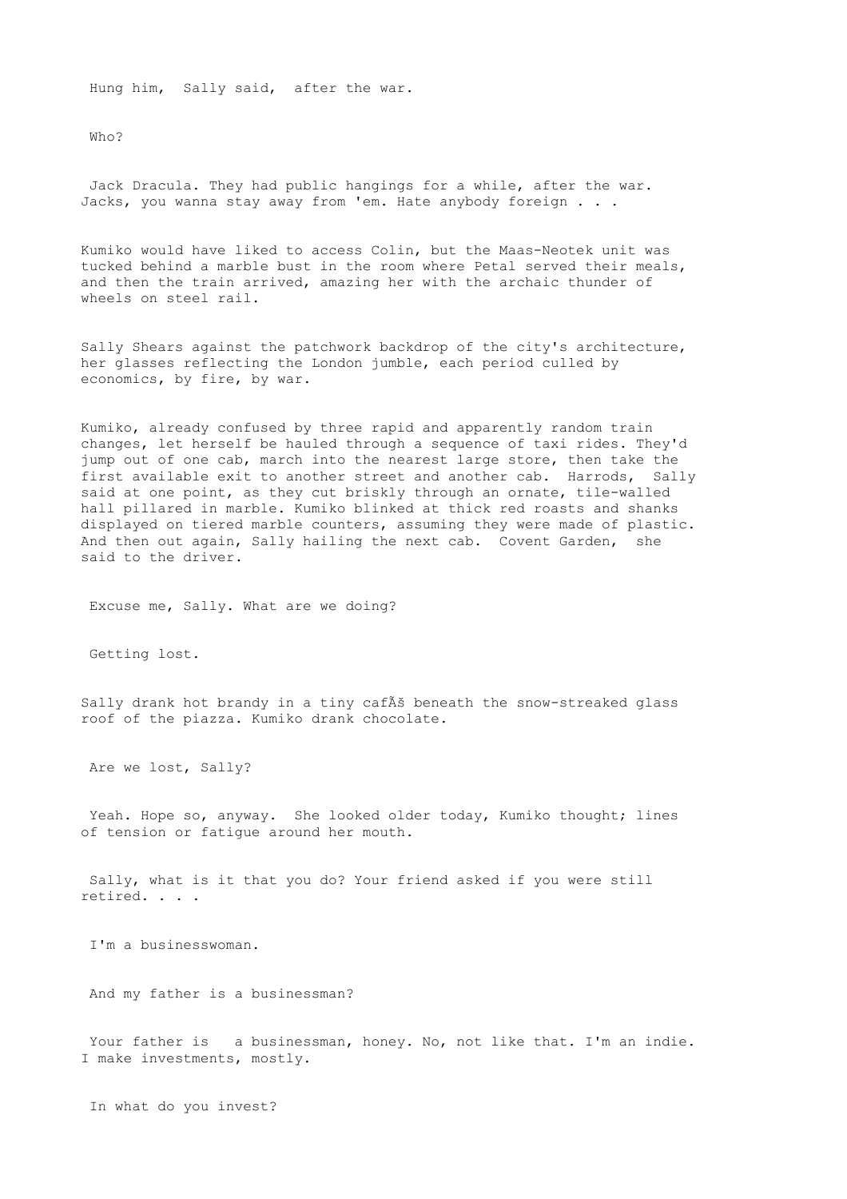Hung him, Sally said, after the war.

Who?

Jack Dracula. They had public hangings for a while, after the war. Jacks, you wanna stay away from 'em. Hate anybody foreign . . .

Kumiko would have liked to access Colin, but the Maas-Neotek unit was tucked behind a marble bust in the room where Petal served their meals, and then the train arrived, amazing her with the archaic thunder of wheels on steel rail.

Sally Shears against the patchwork backdrop of the city's architecture, her glasses reflecting the London jumble, each period culled by economics, by fire, by war.

Kumiko, already confused by three rapid and apparently random train changes, let herself be hauled through a sequence of taxi rides. They'd jump out of one cab, march into the nearest large store, then take the first available exit to another street and another cab. Harrods, Sally said at one point, as they cut briskly through an ornate, tile-walled hall pillared in marble. Kumiko blinked at thick red roasts and shanks displayed on tiered marble counters, assuming they were made of plastic. And then out again, Sally hailing the next cab. Covent Garden, she said to the driver.

Excuse me, Sally. What are we doing?

Getting lost.

Sally drank hot brandy in a tiny cafÃš beneath the snow-streaked glass roof of the piazza. Kumiko drank chocolate.

Are we lost, Sally?

Yeah. Hope so, anyway. She looked older today, Kumiko thought; lines of tension or fatigue around her mouth.

Sally, what is it that you do? Your friend asked if you were still retired. . . .

I'm a businesswoman.

And my father is a businessman?

Your father is a businessman, honey. No, not like that. I'm an indie. I make investments, mostly.

In what do you invest?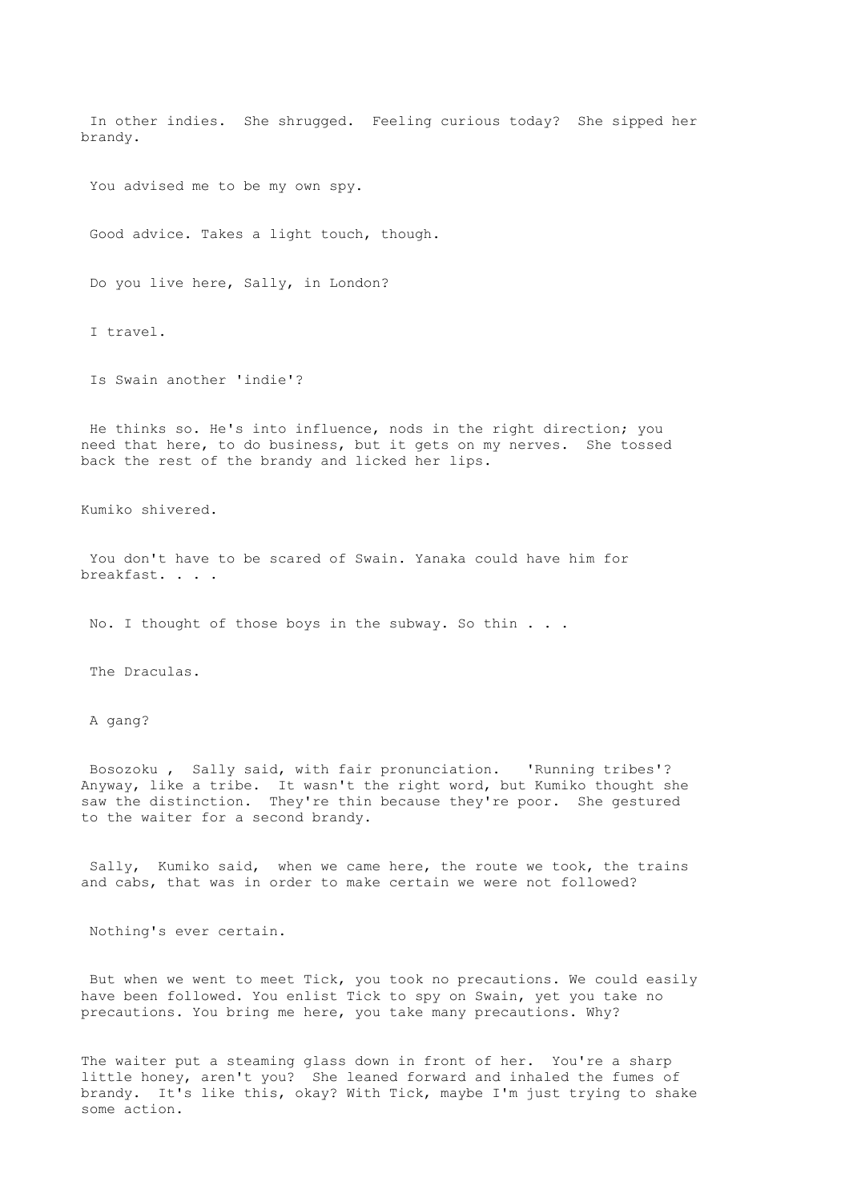In other indies. She shrugged. Feeling curious today? She sipped her brandy.

You advised me to be my own spy.

Good advice. Takes a light touch, though.

Do you live here, Sally, in London?

I travel.

Is Swain another 'indie'?

He thinks so. He's into influence, nods in the right direction; you need that here, to do business, but it gets on my nerves. She tossed back the rest of the brandy and licked her lips.

Kumiko shivered.

You don't have to be scared of Swain. Yanaka could have him for breakfast. . . .

No. I thought of those boys in the subway. So thin . . .

The Draculas.

A gang?

Bosozoku , Sally said, with fair pronunciation. 'Running tribes'? Anyway, like a tribe. It wasn't the right word, but Kumiko thought she saw the distinction. They're thin because they're poor. She gestured to the waiter for a second brandy.

Sally, Kumiko said, when we came here, the route we took, the trains and cabs, that was in order to make certain we were not followed?

Nothing's ever certain.

But when we went to meet Tick, you took no precautions. We could easily have been followed. You enlist Tick to spy on Swain, yet you take no precautions. You bring me here, you take many precautions. Why?

The waiter put a steaming glass down in front of her. You're a sharp little honey, aren't you? She leaned forward and inhaled the fumes of brandy. It's like this, okay? With Tick, maybe I'm just trying to shake some action.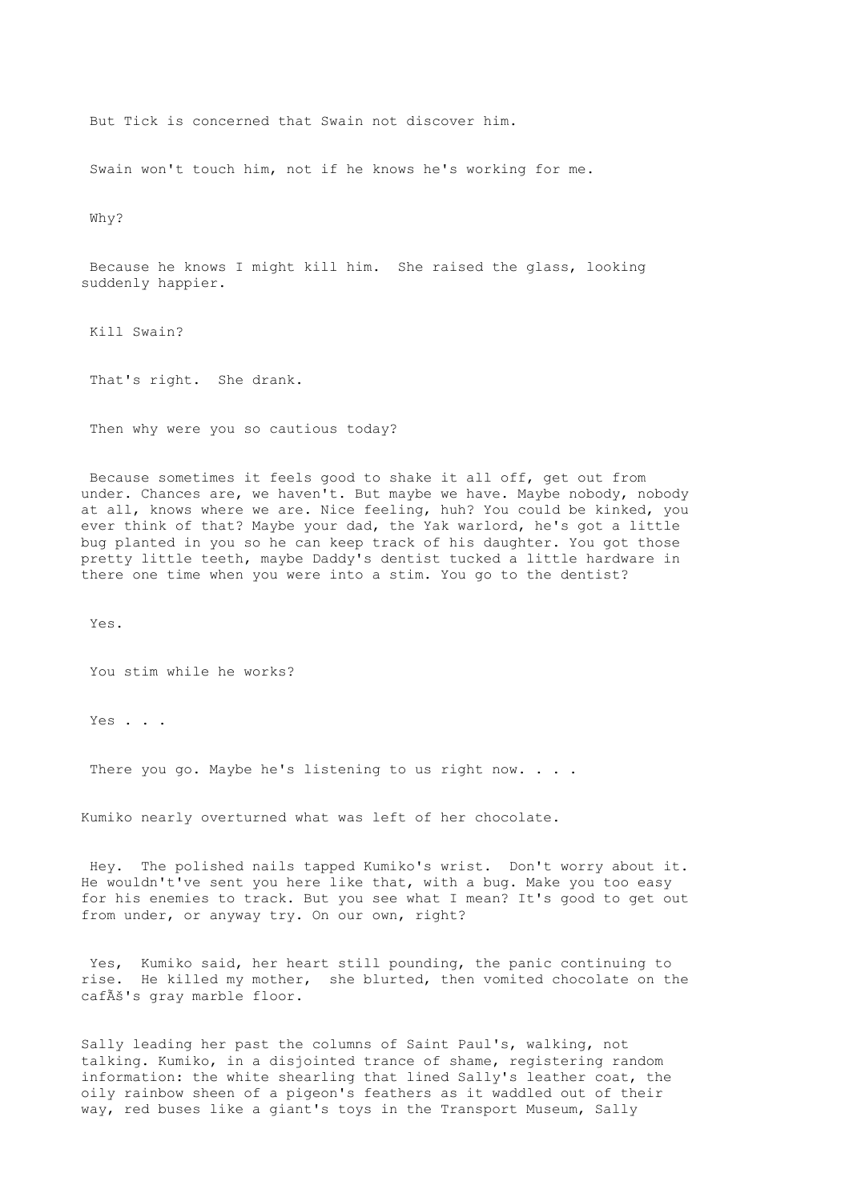But Tick is concerned that Swain not discover him.

Swain won't touch him, not if he knows he's working for me.

Why?

Because he knows I might kill him. She raised the glass, looking suddenly happier.

Kill Swain?

That's right. She drank.

Then why were you so cautious today?

Because sometimes it feels good to shake it all off, get out from under. Chances are, we haven't. But maybe we have. Maybe nobody, nobody at all, knows where we are. Nice feeling, huh? You could be kinked, you ever think of that? Maybe your dad, the Yak warlord, he's got a little bug planted in you so he can keep track of his daughter. You got those pretty little teeth, maybe Daddy's dentist tucked a little hardware in there one time when you were into a stim. You go to the dentist?

Yes.

You stim while he works?

Yes . . .

There you go. Maybe he's listening to us right now. . . .

Kumiko nearly overturned what was left of her chocolate.

Hey. The polished nails tapped Kumiko's wrist. Don't worry about it. He wouldn't've sent you here like that, with a bug. Make you too easy for his enemies to track. But you see what I mean? It's good to get out from under, or anyway try. On our own, right?

Yes, Kumiko said, her heart still pounding, the panic continuing to rise. He killed my mother, she blurted, then vomited chocolate on the cafÃ\u0160's gray marble floor.

Sally leading her past the columns of Saint Paul's, walking, not talking. Kumiko, in a disjointed trance of shame, registering random information: the white shearling that lined Sally's leather coat, the oily rainbow sheen of a pigeon's feathers as it waddled out of their way, red buses like a giant's toys in the Transport Museum, Sally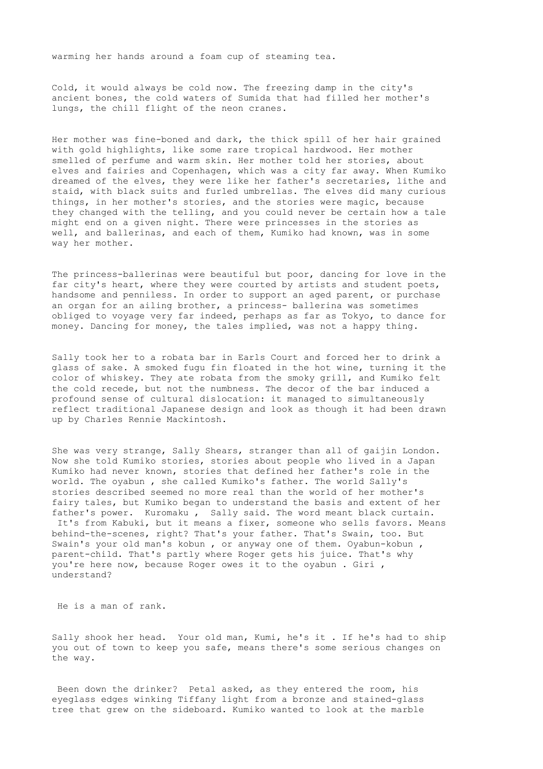warming her hands around a foam cup of steaming tea.

Cold, it would always be cold now. The freezing damp in the city's ancient bones, the cold waters of Sumida that had filled her mother's lungs, the chill flight of the neon cranes.

Her mother was fine-boned and dark, the thick spill of her hair grained with gold highlights, like some rare tropical hardwood. Her mother smelled of perfume and warm skin. Her mother told her stories, about elves and fairies and Copenhagen, which was a city far away. When Kumiko dreamed of the elves, they were like her father's secretaries, lithe and staid, with black suits and furled umbrellas. The elves did many curious things, in her mother's stories, and the stories were magic, because they changed with the telling, and you could never be certain how a tale might end on a given night. There were princesses in the stories as well, and ballerinas, and each of them, Kumiko had known, was in some way her mother.

The princess-ballerinas were beautiful but poor, dancing for love in the far city's heart, where they were courted by artists and student poets, handsome and penniless. In order to support an aged parent, or purchase an organ for an ailing brother, a princess- ballerina was sometimes obliged to voyage very far indeed, perhaps as far as Tokyo, to dance for money. Dancing for money, the tales implied, was not a happy thing.

Sally took her to a robata bar in Earls Court and forced her to drink a glass of sake. A smoked fugu fin floated in the hot wine, turning it the color of whiskey. They ate robata from the smoky grill, and Kumiko felt the cold recede, but not the numbness. The decor of the bar induced a profound sense of cultural dislocation: it managed to simultaneously reflect traditional Japanese design and look as though it had been drawn up by Charles Rennie Mackintosh.

She was very strange, Sally Shears, stranger than all of gaijin London. Now she told Kumiko stories, stories about people who lived in a Japan Kumiko had never known, stories that defined her father's role in the world. The oyabun , she called Kumiko's father. The world Sally's stories described seemed no more real than the world of her mother's fairy tales, but Kumiko began to understand the basis and extent of her father's power. Kuromaku , Sally said. The word meant black curtain. It's from Kabuki, but it means a fixer, someone who sells favors. Means behind-the-scenes, right? That's your father. That's Swain, too. But Swain's your old man's kobun , or anyway one of them. Oyabun-kobun , parent-child. That's partly where Roger gets his juice. That's why you're here now, because Roger owes it to the oyabun . Giri , understand?

He is a man of rank.

Sally shook her head. Your old man, Kumi, he's it . If he's had to ship you out of town to keep you safe, means there's some serious changes on the way.

Been down the drinker? Petal asked, as they entered the room, his eyeglass edges winking Tiffany light from a bronze and stained-glass tree that grew on the sideboard. Kumiko wanted to look at the marble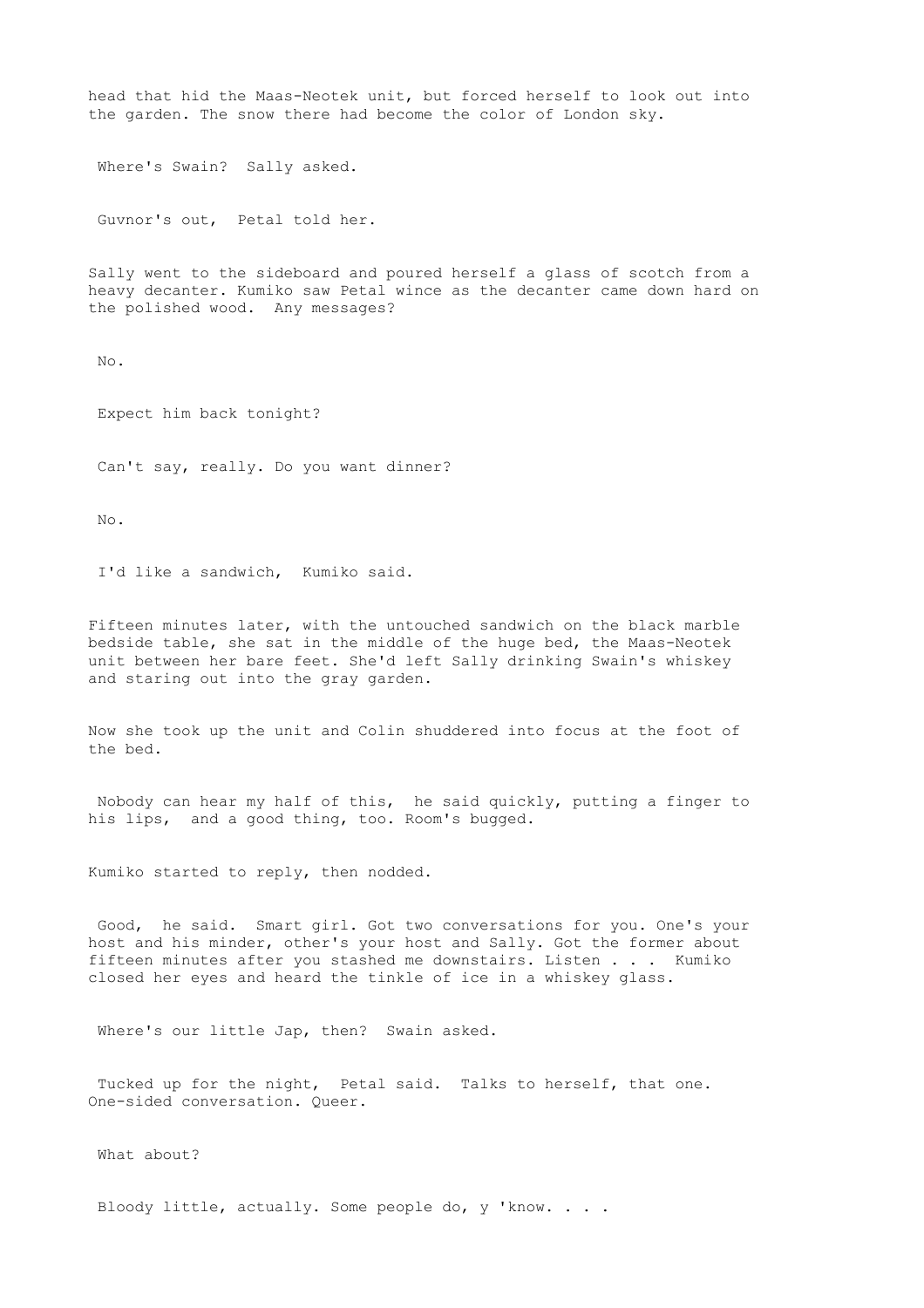head that hid the Maas-Neotek unit, but forced herself to look out into the garden. The snow there had become the color of London sky.

 Where's Swain?  Sally asked.

 Guvnor's out,  Petal told her.

Sally went to the sideboard and poured herself a glass of scotch from a heavy decanter. Kumiko saw Petal wince as the decanter came down hard on the polished wood.  Any messages?

 No.

 Expect him back tonight?

 Can't say, really. Do you want dinner?

 No.

 I'd like a sandwich,  Kumiko said.

Fifteen minutes later, with the untouched sandwich on the black marble bedside table, she sat in the middle of the huge bed, the Maas-Neotek unit between her bare feet. She'd left Sally drinking Swain's whiskey and staring out into the gray garden.

Now she took up the unit and Colin shuddered into focus at the foot of the bed.

 Nobody can hear my half of this,  he said quickly, putting a finger to his lips,  and a good thing, too. Room's bugged.

Kumiko started to reply, then nodded.

 Good,  he said.  Smart girl. Got two conversations for you. One's your host and his minder, other's your host and Sally. Got the former about fifteen minutes after you stashed me downstairs. Listen . . .  Kumiko closed her eyes and heard the tinkle of ice in a whiskey glass.

 Where's our little Jap, then?  Swain asked.

 Tucked up for the night,  Petal said.  Talks to herself, that one. One-sided conversation. Queer.

 What about?

 Bloody little, actually. Some people do, y 'know. . . .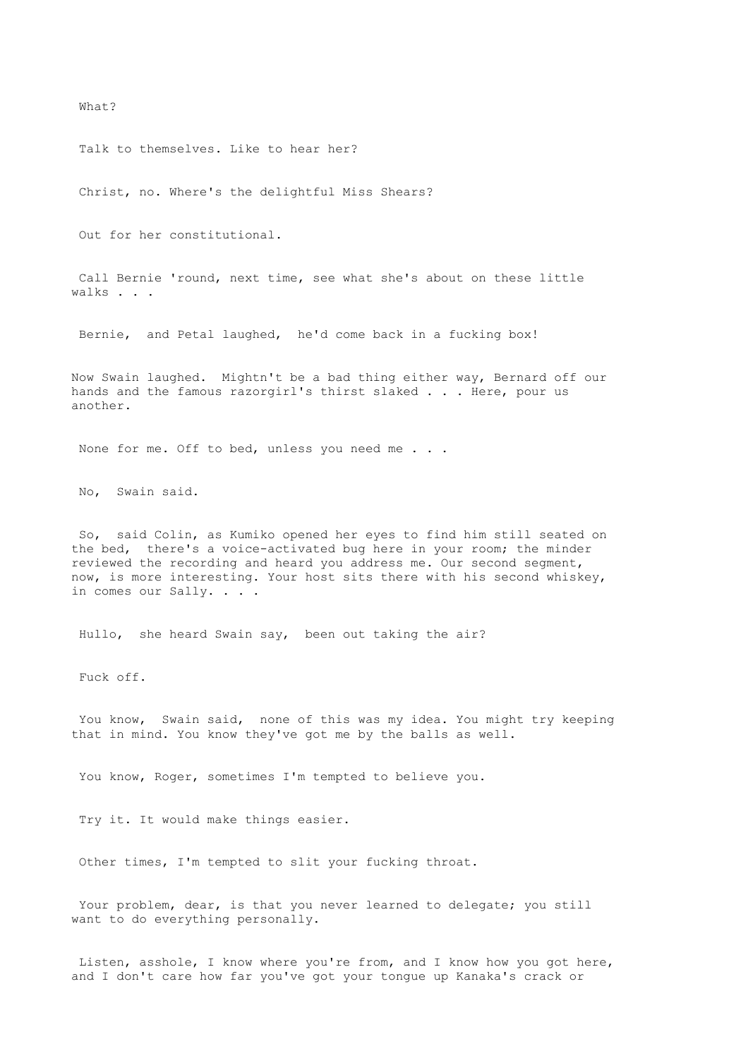What?

Talk to themselves. Like to hear her?

Christ, no. Where's the delightful Miss Shears?

Out for her constitutional.

Call Bernie 'round, next time, see what she's about on these little walks . . .

Bernie, and Petal laughed, he'd come back in a fucking box!

Now Swain laughed. Mightn't be a bad thing either way, Bernard off our hands and the famous razorgirl's thirst slaked . . . Here, pour us another.

None for me. Off to bed, unless you need me . . .

No, Swain said.

So, said Colin, as Kumiko opened her eyes to find him still seated on the bed, there's a voice-activated bug here in your room; the minder reviewed the recording and heard you address me. Our second segment, now, is more interesting. Your host sits there with his second whiskey, in comes our Sally. . . .

Hullo, she heard Swain say, been out taking the air?

Fuck off.

You know, Swain said, none of this was my idea. You might try keeping that in mind. You know they've got me by the balls as well.

You know, Roger, sometimes I'm tempted to believe you.

Try it. It would make things easier.

Other times, I'm tempted to slit your fucking throat.

Your problem, dear, is that you never learned to delegate; you still want to do everything personally.

Listen, asshole, I know where you're from, and I know how you got here, and I don't care how far you've got your tongue up Kanaka's crack or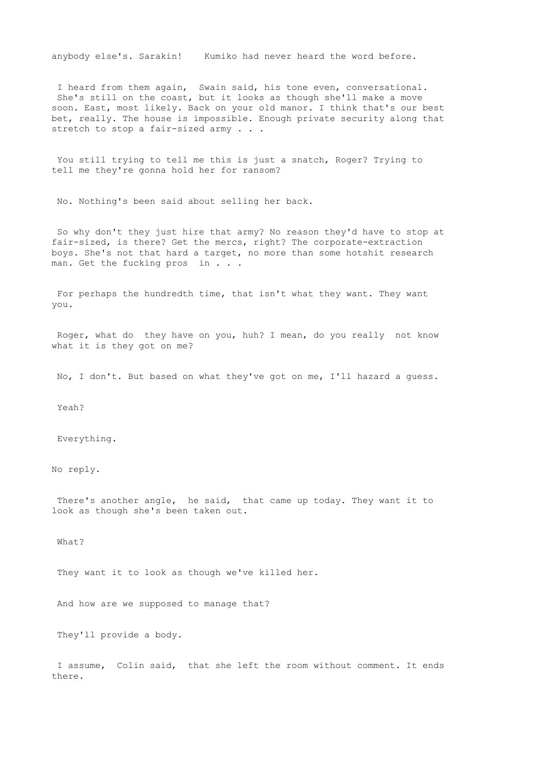anybody else's. Sarakin! Kumiko had never heard the word before.

I heard from them again, Swain said, his tone even, conversational. She's still on the coast, but it looks as though she'll make a move soon. East, most likely. Back on your old manor. I think that's our best bet, really. The house is impossible. Enough private security along that stretch to stop a fair-sized army . . .

You still trying to tell me this is just a snatch, Roger? Trying to tell me they're gonna hold her for ransom?

No. Nothing's been said about selling her back.

So why don't they just hire that army? No reason they'd have to stop at fair-sized, is there? Get the mercs, right? The corporate-extraction boys. She's not that hard a target, no more than some hotshit research man. Get the fucking pros in . . .

For perhaps the hundredth time, that isn't what they want. They want you.

Roger, what do they have on you, huh? I mean, do you really not know what it is they got on me?

No, I don't. But based on what they've got on me, I'll hazard a guess.

Yeah?

Everything.

No reply.

There's another angle, he said, that came up today. They want it to look as though she's been taken out.

What?

They want it to look as though we've killed her.

And how are we supposed to manage that?

They'll provide a body.

I assume, Colin said, that she left the room without comment. It ends there.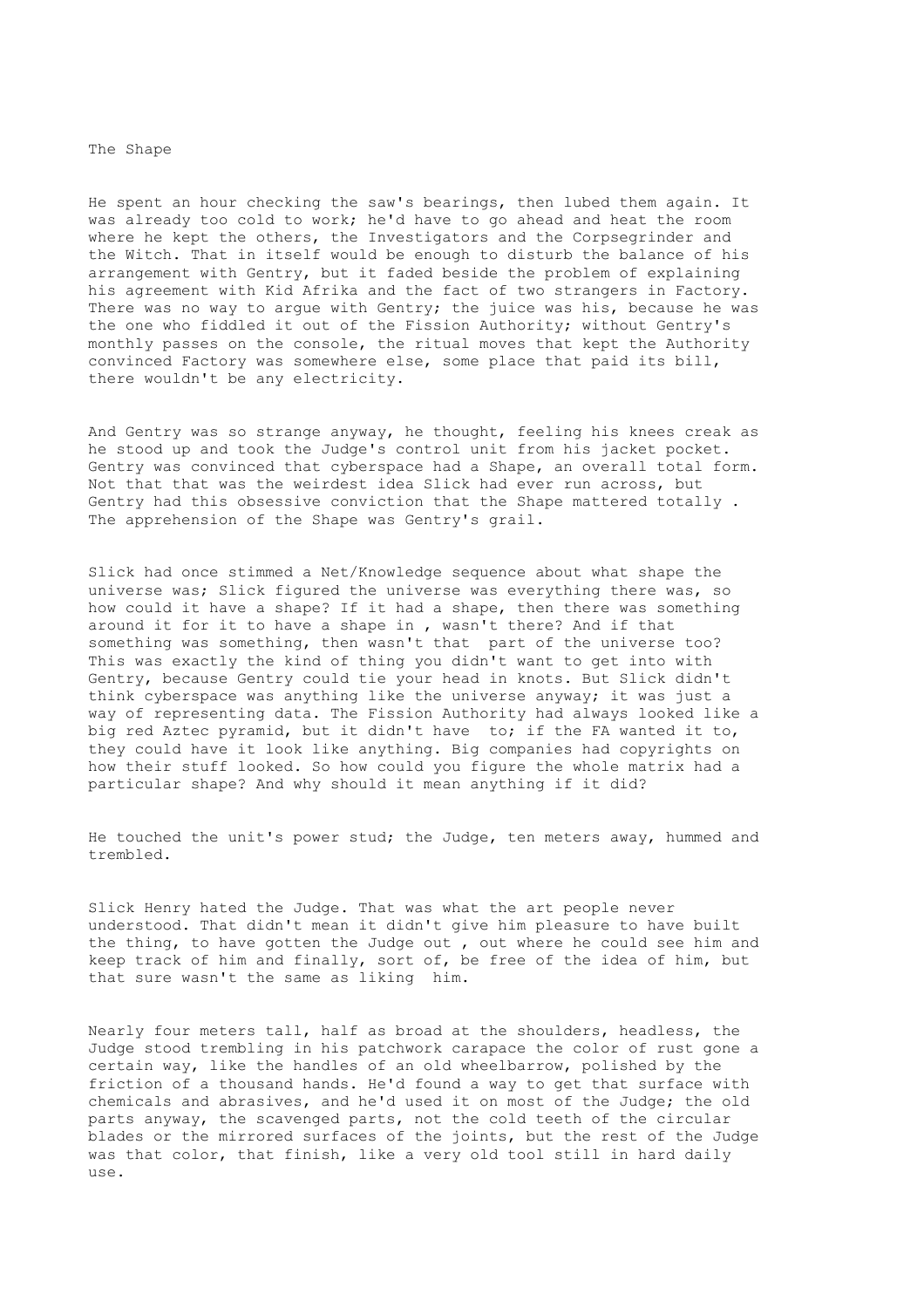The Shape

He spent an hour checking the saw's bearings, then lubed them again. It was already too cold to work; he'd have to go ahead and heat the room where he kept the others, the Investigators and the Corpsegrinder and the Witch. That in itself would be enough to disturb the balance of his arrangement with Gentry, but it faded beside the problem of explaining his agreement with Kid Afrika and the fact of two strangers in Factory. There was no way to argue with Gentry; the juice was his, because he was the one who fiddled it out of the Fission Authority; without Gentry's monthly passes on the console, the ritual moves that kept the Authority convinced Factory was somewhere else, some place that paid its bill, there wouldn't be any electricity.

And Gentry was so strange anyway, he thought, feeling his knees creak as he stood up and took the Judge's control unit from his jacket pocket. Gentry was convinced that cyberspace had a Shape, an overall total form. Not that that was the weirdest idea Slick had ever run across, but Gentry had this obsessive conviction that the Shape mattered totally . The apprehension of the Shape was Gentry's grail.

Slick had once stimmed a Net/Knowledge sequence about what shape the universe was; Slick figured the universe was everything there was, so how could it have a shape? If it had a shape, then there was something around it for it to have a shape in , wasn't there? And if that something was something, then wasn't that  part of the universe too? This was exactly the kind of thing you didn't want to get into with Gentry, because Gentry could tie your head in knots. But Slick didn't think cyberspace was anything like the universe anyway; it was just a way of representing data. The Fission Authority had always looked like a big red Aztec pyramid, but it didn't have  to; if the FA wanted it to, they could have it look like anything. Big companies had copyrights on how their stuff looked. So how could you figure the whole matrix had a particular shape? And why should it mean anything if it did?

He touched the unit's power stud; the Judge, ten meters away, hummed and trembled.

Slick Henry hated the Judge. That was what the art people never understood. That didn't mean it didn't give him pleasure to have built the thing, to have gotten the Judge out , out where he could see him and keep track of him and finally, sort of, be free of the idea of him, but that sure wasn't the same as liking  him.

Nearly four meters tall, half as broad at the shoulders, headless, the Judge stood trembling in his patchwork carapace the color of rust gone a certain way, like the handles of an old wheelbarrow, polished by the friction of a thousand hands. He'd found a way to get that surface with chemicals and abrasives, and he'd used it on most of the Judge; the old parts anyway, the scavenged parts, not the cold teeth of the circular blades or the mirrored surfaces of the joints, but the rest of the Judge was that color, that finish, like a very old tool still in hard daily use.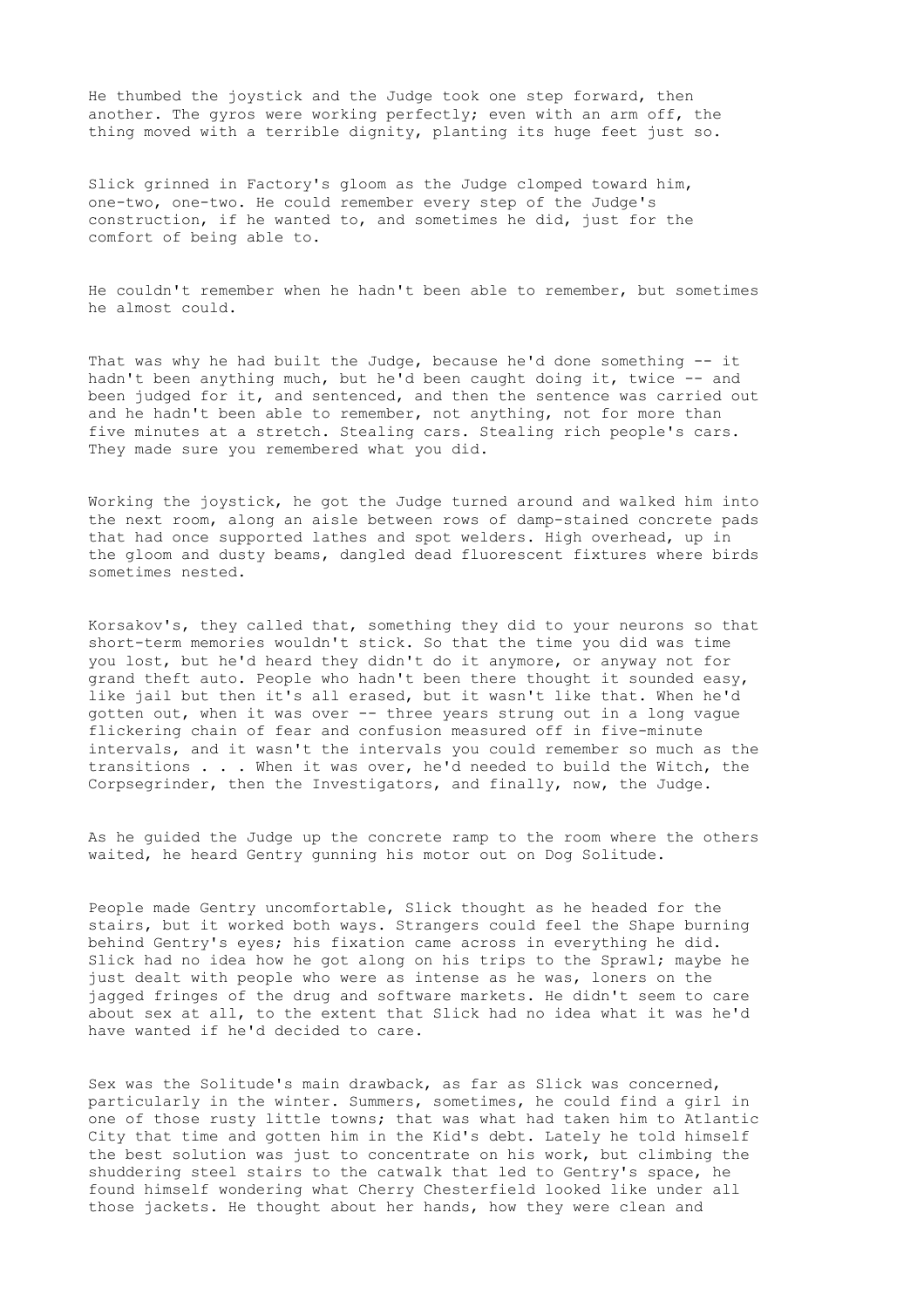He thumbed the joystick and the Judge took one step forward, then another. The gyros were working perfectly; even with an arm off, the thing moved with a terrible dignity, planting its huge feet just so.

Slick grinned in Factory's gloom as the Judge clomped toward him, one-two, one-two. He could remember every step of the Judge's construction, if he wanted to, and sometimes he did, just for the comfort of being able to.

He couldn't remember when he hadn't been able to remember, but sometimes he almost could.

That was why he had built the Judge, because he'd done something -- it hadn't been anything much, but he'd been caught doing it, twice -- and been judged for it, and sentenced, and then the sentence was carried out and he hadn't been able to remember, not anything, not for more than five minutes at a stretch. Stealing cars. Stealing rich people's cars. They made sure you remembered what you did.

Working the joystick, he got the Judge turned around and walked him into the next room, along an aisle between rows of damp-stained concrete pads that had once supported lathes and spot welders. High overhead, up in the gloom and dusty beams, dangled dead fluorescent fixtures where birds sometimes nested.

Korsakov's, they called that, something they did to your neurons so that short-term memories wouldn't stick. So that the time you did was time you lost, but he'd heard they didn't do it anymore, or anyway not for grand theft auto. People who hadn't been there thought it sounded easy, like jail but then it's all erased, but it wasn't like that. When he'd gotten out, when it was over -- three years strung out in a long vague flickering chain of fear and confusion measured off in five-minute intervals, and it wasn't the intervals you could remember so much as the transitions . . . When it was over, he'd needed to build the Witch, the Corpsegrinder, then the Investigators, and finally, now, the Judge.

As he guided the Judge up the concrete ramp to the room where the others waited, he heard Gentry gunning his motor out on Dog Solitude.

People made Gentry uncomfortable, Slick thought as he headed for the stairs, but it worked both ways. Strangers could feel the Shape burning behind Gentry's eyes; his fixation came across in everything he did. Slick had no idea how he got along on his trips to the Sprawl; maybe he just dealt with people who were as intense as he was, loners on the jagged fringes of the drug and software markets. He didn't seem to care about sex at all, to the extent that Slick had no idea what it was he'd have wanted if he'd decided to care.

Sex was the Solitude's main drawback, as far as Slick was concerned, particularly in the winter. Summers, sometimes, he could find a girl in one of those rusty little towns; that was what had taken him to Atlantic City that time and gotten him in the Kid's debt. Lately he told himself the best solution was just to concentrate on his work, but climbing the shuddering steel stairs to the catwalk that led to Gentry's space, he found himself wondering what Cherry Chesterfield looked like under all those jackets. He thought about her hands, how they were clean and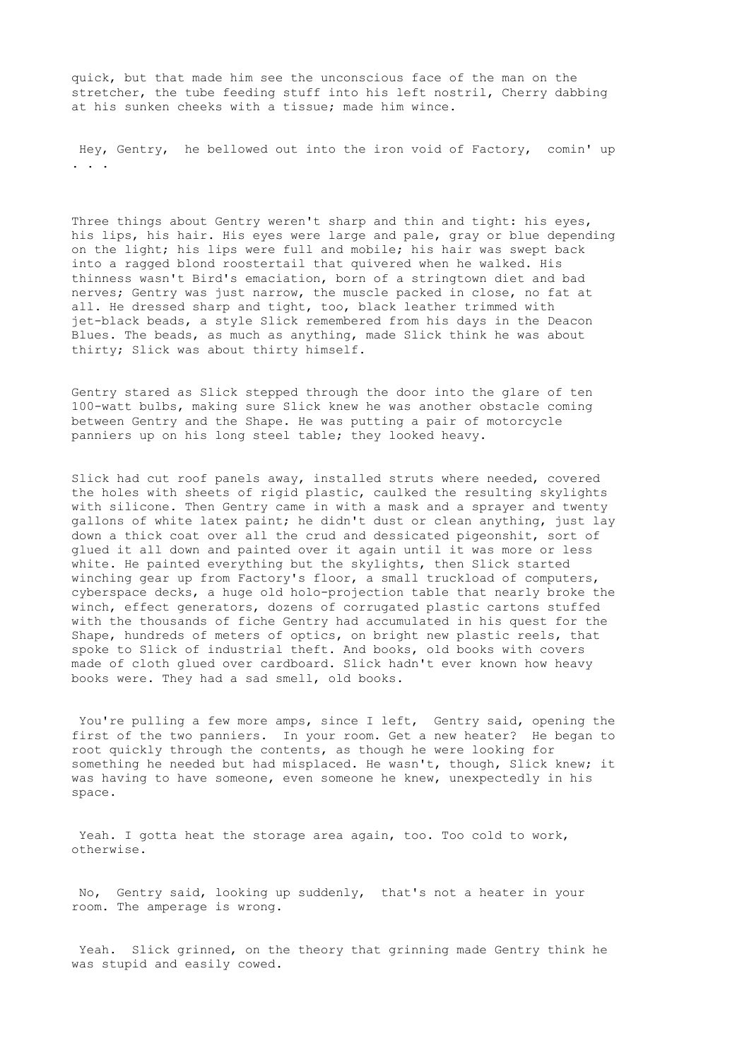quick, but that made him see the unconscious face of the man on the stretcher, the tube feeding stuff into his left nostril, Cherry dabbing at his sunken cheeks with a tissue; made him wince.

 Hey, Gentry,  he bellowed out into the iron void of Factory,  comin' up . . .

Three things about Gentry weren't sharp and thin and tight: his eyes, his lips, his hair. His eyes were large and pale, gray or blue depending on the light; his lips were full and mobile; his hair was swept back into a ragged blond roostertail that quivered when he walked. His thinness wasn't Bird's emaciation, born of a stringtown diet and bad nerves; Gentry was just narrow, the muscle packed in close, no fat at all. He dressed sharp and tight, too, black leather trimmed with jet-black beads, a style Slick remembered from his days in the Deacon Blues. The beads, as much as anything, made Slick think he was about thirty; Slick was about thirty himself.

Gentry stared as Slick stepped through the door into the glare of ten 100-watt bulbs, making sure Slick knew he was another obstacle coming between Gentry and the Shape. He was putting a pair of motorcycle panniers up on his long steel table; they looked heavy.

Slick had cut roof panels away, installed struts where needed, covered the holes with sheets of rigid plastic, caulked the resulting skylights with silicone. Then Gentry came in with a mask and a sprayer and twenty gallons of white latex paint; he didn't dust or clean anything, just lay down a thick coat over all the crud and dessicated pigeonshit, sort of glued it all down and painted over it again until it was more or less white. He painted everything but the skylights, then Slick started winching gear up from Factory's floor, a small truckload of computers, cyberspace decks, a huge old holo-projection table that nearly broke the winch, effect generators, dozens of corrugated plastic cartons stuffed with the thousands of fiche Gentry had accumulated in his quest for the Shape, hundreds of meters of optics, on bright new plastic reels, that spoke to Slick of industrial theft. And books, old books with covers made of cloth glued over cardboard. Slick hadn't ever known how heavy books were. They had a sad smell, old books.

 You're pulling a few more amps, since I left,  Gentry said, opening the first of the two panniers.  In your room. Get a new heater?  He began to root quickly through the contents, as though he were looking for something he needed but had misplaced. He wasn't, though, Slick knew; it was having to have someone, even someone he knew, unexpectedly in his space.

 Yeah. I gotta heat the storage area again, too. Too cold to work, otherwise.

 No,  Gentry said, looking up suddenly,  that's not a heater in your room. The amperage is wrong.

 Yeah.  Slick grinned, on the theory that grinning made Gentry think he was stupid and easily cowed.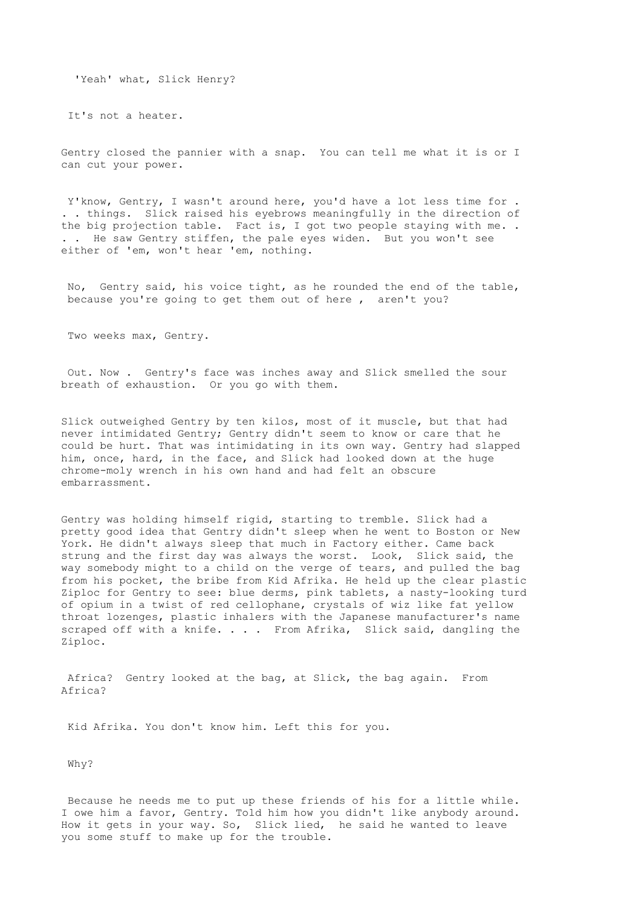'Yeah' what, Slick Henry?

It's not a heater.

Gentry closed the pannier with a snap. You can tell me what it is or I can cut your power.

Y'know, Gentry, I wasn't around here, you'd have a lot less time for . . . things. Slick raised his eyebrows meaningfully in the direction of the big projection table. Fact is, I got two people staying with me. . . . He saw Gentry stiffen, the pale eyes widen. But you won't see either of 'em, won't hear 'em, nothing.

No, Gentry said, his voice tight, as he rounded the end of the table, because you're going to get them out of here , aren't you?

Two weeks max, Gentry.

Out. Now . Gentry's face was inches away and Slick smelled the sour breath of exhaustion. Or you go with them.

Slick outweighed Gentry by ten kilos, most of it muscle, but that had never intimidated Gentry; Gentry didn't seem to know or care that he could be hurt. That was intimidating in its own way. Gentry had slapped him, once, hard, in the face, and Slick had looked down at the huge chrome-moly wrench in his own hand and had felt an obscure embarrassment.

Gentry was holding himself rigid, starting to tremble. Slick had a pretty good idea that Gentry didn't sleep when he went to Boston or New York. He didn't always sleep that much in Factory either. Came back strung and the first day was always the worst. Look, Slick said, the way somebody might to a child on the verge of tears, and pulled the bag from his pocket, the bribe from Kid Afrika. He held up the clear plastic Ziploc for Gentry to see: blue derms, pink tablets, a nasty-looking turd of opium in a twist of red cellophane, crystals of wiz like fat yellow throat lozenges, plastic inhalers with the Japanese manufacturer's name scraped off with a knife. . . . From Afrika, Slick said, dangling the Ziploc.

Africa? Gentry looked at the bag, at Slick, the bag again. From Africa?

Kid Afrika. You don't know him. Left this for you.

Why?

Because he needs me to put up these friends of his for a little while. I owe him a favor, Gentry. Told him how you didn't like anybody around. How it gets in your way. So, Slick lied, he said he wanted to leave you some stuff to make up for the trouble.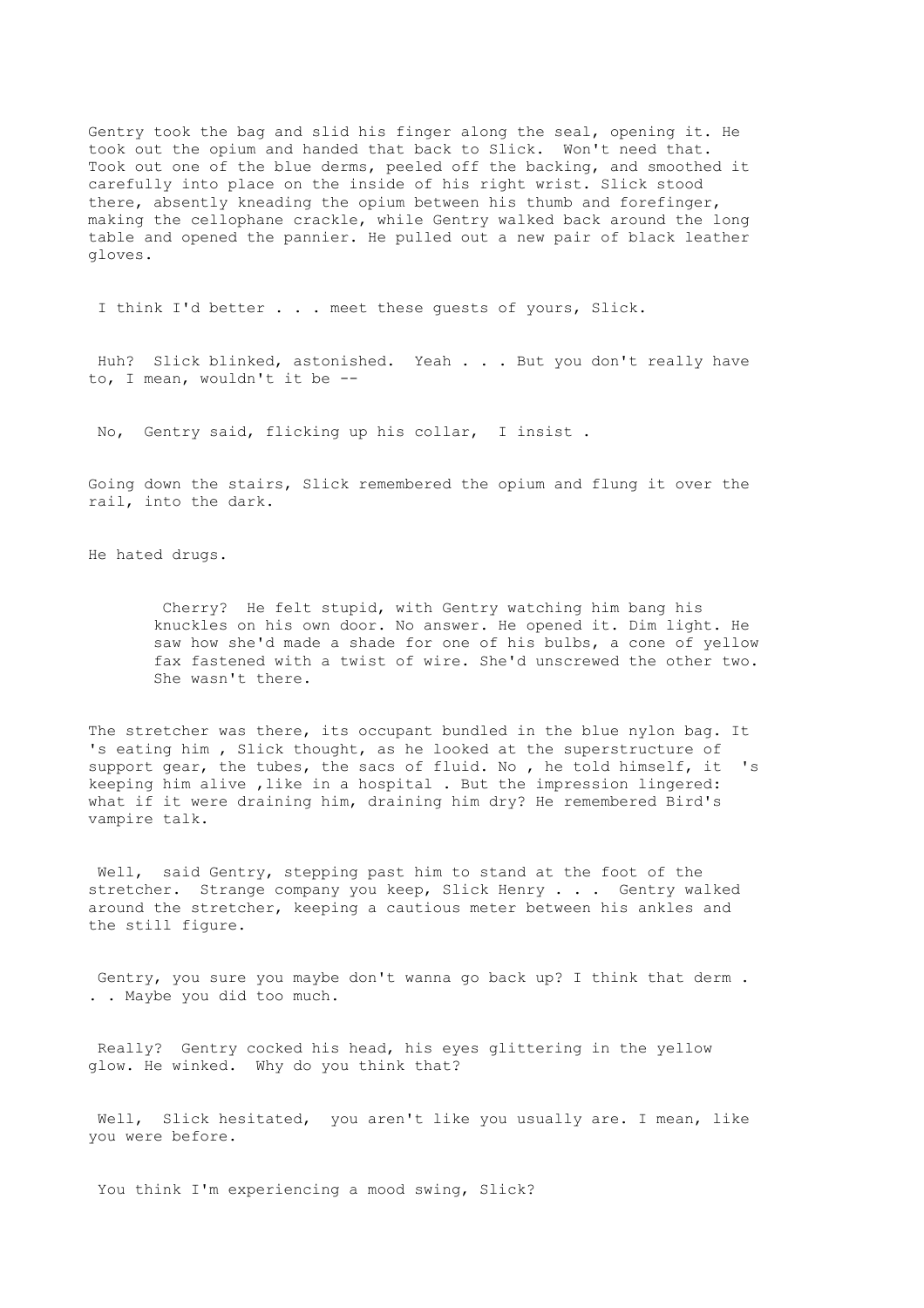Gentry took the bag and slid his finger along the seal, opening it. He took out the opium and handed that back to Slick. Won't need that. Took out one of the blue derms, peeled off the backing, and smoothed it carefully into place on the inside of his right wrist. Slick stood there, absently kneading the opium between his thumb and forefinger, making the cellophane crackle, while Gentry walked back around the long table and opened the pannier. He pulled out a new pair of black leather gloves.

I think I'd better . . . meet these guests of yours, Slick.

Huh? Slick blinked, astonished. Yeah . . . But you don't really have to, I mean, wouldn't it be --

No, Gentry said, flicking up his collar, I insist .

Going down the stairs, Slick remembered the opium and flung it over the rail, into the dark.

He hated drugs.

> Cherry? He felt stupid, with Gentry watching him bang his knuckles on his own door. No answer. He opened it. Dim light. He saw how she'd made a shade for one of his bulbs, a cone of yellow fax fastened with a twist of wire. She'd unscrewed the other two. She wasn't there.

The stretcher was there, its occupant bundled in the blue nylon bag. It 's eating him , Slick thought, as he looked at the superstructure of support gear, the tubes, the sacs of fluid. No , he told himself, it 's keeping him alive ,like in a hospital . But the impression lingered: what if it were draining him, draining him dry? He remembered Bird's vampire talk.

Well, said Gentry, stepping past him to stand at the foot of the stretcher. Strange company you keep, Slick Henry . . . Gentry walked around the stretcher, keeping a cautious meter between his ankles and the still figure.

Gentry, you sure you maybe don't wanna go back up? I think that derm . . . Maybe you did too much.

Really? Gentry cocked his head, his eyes glittering in the yellow glow. He winked. Why do you think that?

Well, Slick hesitated, you aren't like you usually are. I mean, like you were before.

You think I'm experiencing a mood swing, Slick?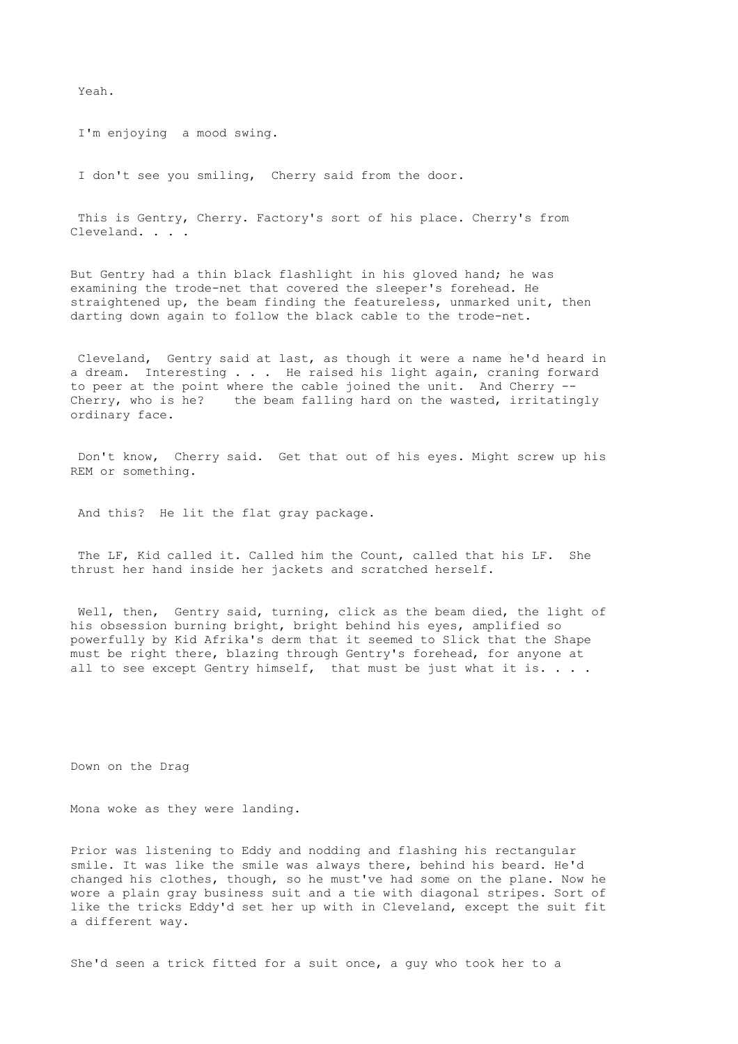Yeah.

I'm enjoying  a mood swing.

I don't see you smiling,  Cherry said from the door.

This is Gentry, Cherry. Factory's sort of his place. Cherry's from Cleveland. . . .

But Gentry had a thin black flashlight in his gloved hand; he was examining the trode-net that covered the sleeper's forehead. He straightened up, the beam finding the featureless, unmarked unit, then darting down again to follow the black cable to the trode-net.

Cleveland,  Gentry said at last, as though it were a name he'd heard in a dream.  Interesting . . .  He raised his light again, craning forward to peer at the point where the cable joined the unit.  And Cherry -- Cherry, who is he?    the beam falling hard on the wasted, irritatingly ordinary face.

Don't know,  Cherry said.  Get that out of his eyes. Might screw up his REM or something.

And this?  He lit the flat gray package.

The LF, Kid called it. Called him the Count, called that his LF.  She thrust her hand inside her jackets and scratched herself.

Well, then,  Gentry said, turning, click as the beam died, the light of his obsession burning bright, bright behind his eyes, amplified so powerfully by Kid Afrika's derm that it seemed to Slick that the Shape must be right there, blazing through Gentry's forehead, for anyone at all to see except Gentry himself,  that must be just what it is. . . .

## Down on the Drag

Mona woke as they were landing.

Prior was listening to Eddy and nodding and flashing his rectangular smile. It was like the smile was always there, behind his beard. He'd changed his clothes, though, so he must've had some on the plane. Now he wore a plain gray business suit and a tie with diagonal stripes. Sort of like the tricks Eddy'd set her up with in Cleveland, except the suit fit a different way.

She'd seen a trick fitted for a suit once, a guy who took her to a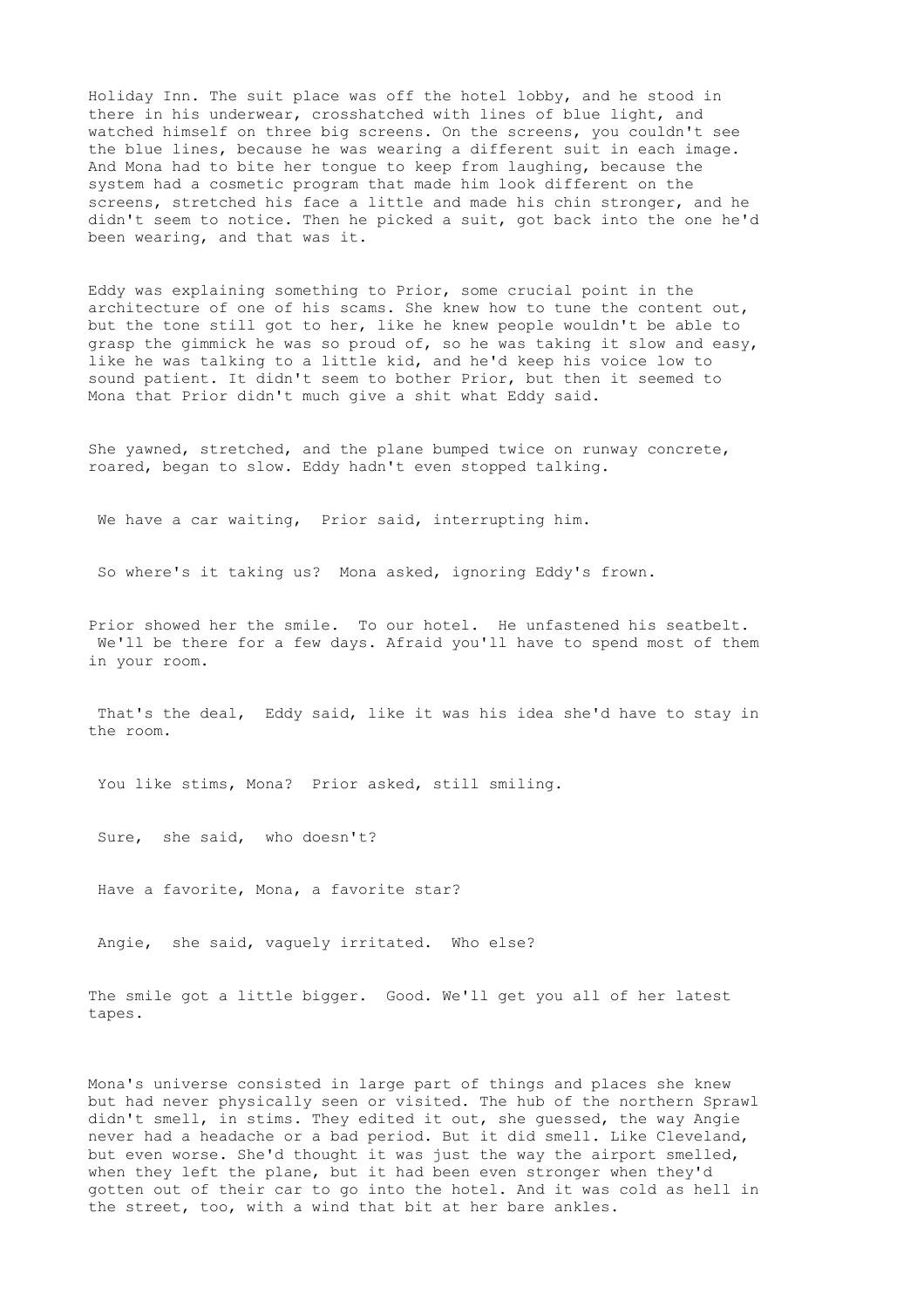Holiday Inn. The suit place was off the hotel lobby, and he stood in there in his underwear, crosshatched with lines of blue light, and watched himself on three big screens. On the screens, you couldn't see the blue lines, because he was wearing a different suit in each image. And Mona had to bite her tongue to keep from laughing, because the system had a cosmetic program that made him look different on the screens, stretched his face a little and made his chin stronger, and he didn't seem to notice. Then he picked a suit, got back into the one he'd been wearing, and that was it.

Eddy was explaining something to Prior, some crucial point in the architecture of one of his scams. She knew how to tune the content out, but the tone still got to her, like he knew people wouldn't be able to grasp the gimmick he was so proud of, so he was taking it slow and easy, like he was talking to a little kid, and he'd keep his voice low to sound patient. It didn't seem to bother Prior, but then it seemed to Mona that Prior didn't much give a shit what Eddy said.

She yawned, stretched, and the plane bumped twice on runway concrete, roared, began to slow. Eddy hadn't even stopped talking.

We have a car waiting, Prior said, interrupting him.

So where's it taking us? Mona asked, ignoring Eddy's frown.

Prior showed her the smile. To our hotel. He unfastened his seatbelt. We'll be there for a few days. Afraid you'll have to spend most of them in your room.

That's the deal, Eddy said, like it was his idea she'd have to stay in the room.

You like stims, Mona? Prior asked, still smiling.

Sure, she said, who doesn't?

Have a favorite, Mona, a favorite star?

Angie, she said, vaguely irritated. Who else?

The smile got a little bigger. Good. We'll get you all of her latest tapes.

Mona's universe consisted in large part of things and places she knew but had never physically seen or visited. The hub of the northern Sprawl didn't smell, in stims. They edited it out, she guessed, the way Angie never had a headache or a bad period. But it did smell. Like Cleveland, but even worse. She'd thought it was just the way the airport smelled, when they left the plane, but it had been even stronger when they'd gotten out of their car to go into the hotel. And it was cold as hell in the street, too, with a wind that bit at her bare ankles.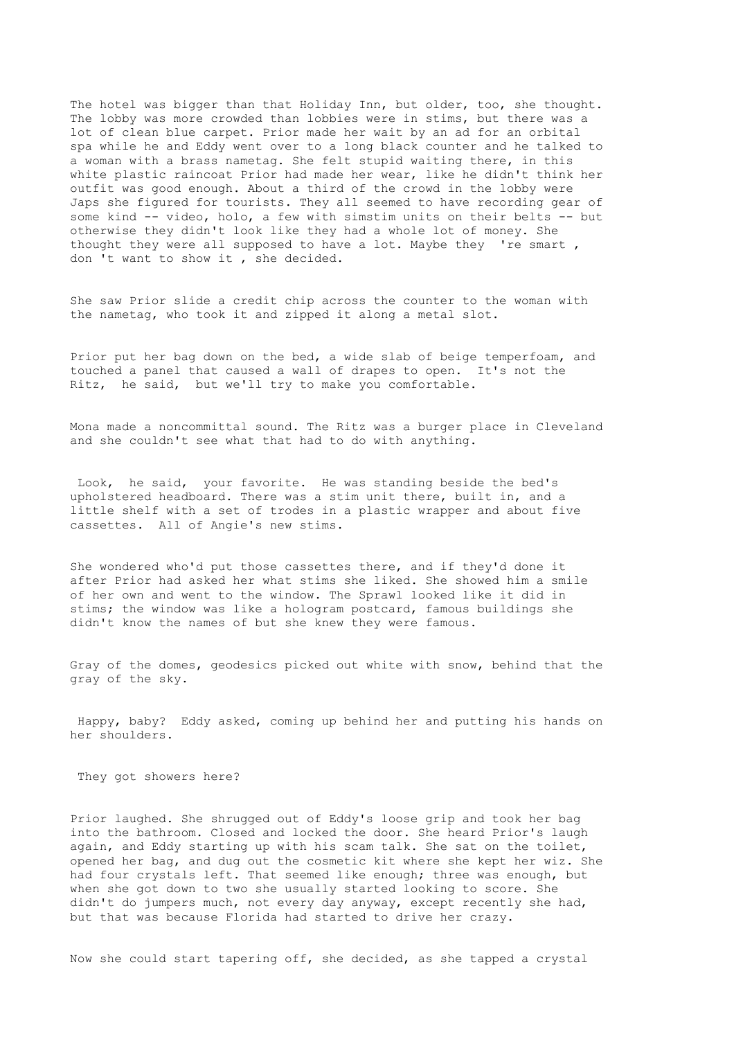The hotel was bigger than that Holiday Inn, but older, too, she thought. The lobby was more crowded than lobbies were in stims, but there was a lot of clean blue carpet. Prior made her wait by an ad for an orbital spa while he and Eddy went over to a long black counter and he talked to a woman with a brass nametag. She felt stupid waiting there, in this white plastic raincoat Prior had made her wear, like he didn't think her outfit was good enough. About a third of the crowd in the lobby were Japs she figured for tourists. They all seemed to have recording gear of some kind -- video, holo, a few with simstim units on their belts -- but otherwise they didn't look like they had a whole lot of money. She thought they were all supposed to have a lot. Maybe they 're smart , don 't want to show it , she decided.

She saw Prior slide a credit chip across the counter to the woman with the nametag, who took it and zipped it along a metal slot.

Prior put her bag down on the bed, a wide slab of beige temperfoam, and touched a panel that caused a wall of drapes to open. It's not the Ritz, he said, but we'll try to make you comfortable.

Mona made a noncommittal sound. The Ritz was a burger place in Cleveland and she couldn't see what that had to do with anything.

Look, he said, your favorite. He was standing beside the bed's upholstered headboard. There was a stim unit there, built in, and a little shelf with a set of trodes in a plastic wrapper and about five cassettes. All of Angie's new stims.

She wondered who'd put those cassettes there, and if they'd done it after Prior had asked her what stims she liked. She showed him a smile of her own and went to the window. The Sprawl looked like it did in stims; the window was like a hologram postcard, famous buildings she didn't know the names of but she knew they were famous.

Gray of the domes, geodesics picked out white with snow, behind that the gray of the sky.

Happy, baby? Eddy asked, coming up behind her and putting his hands on her shoulders.

They got showers here?

Prior laughed. She shrugged out of Eddy's loose grip and took her bag into the bathroom. Closed and locked the door. She heard Prior's laugh again, and Eddy starting up with his scam talk. She sat on the toilet, opened her bag, and dug out the cosmetic kit where she kept her wiz. She had four crystals left. That seemed like enough; three was enough, but when she got down to two she usually started looking to score. She didn't do jumpers much, not every day anyway, except recently she had, but that was because Florida had started to drive her crazy.

Now she could start tapering off, she decided, as she tapped a crystal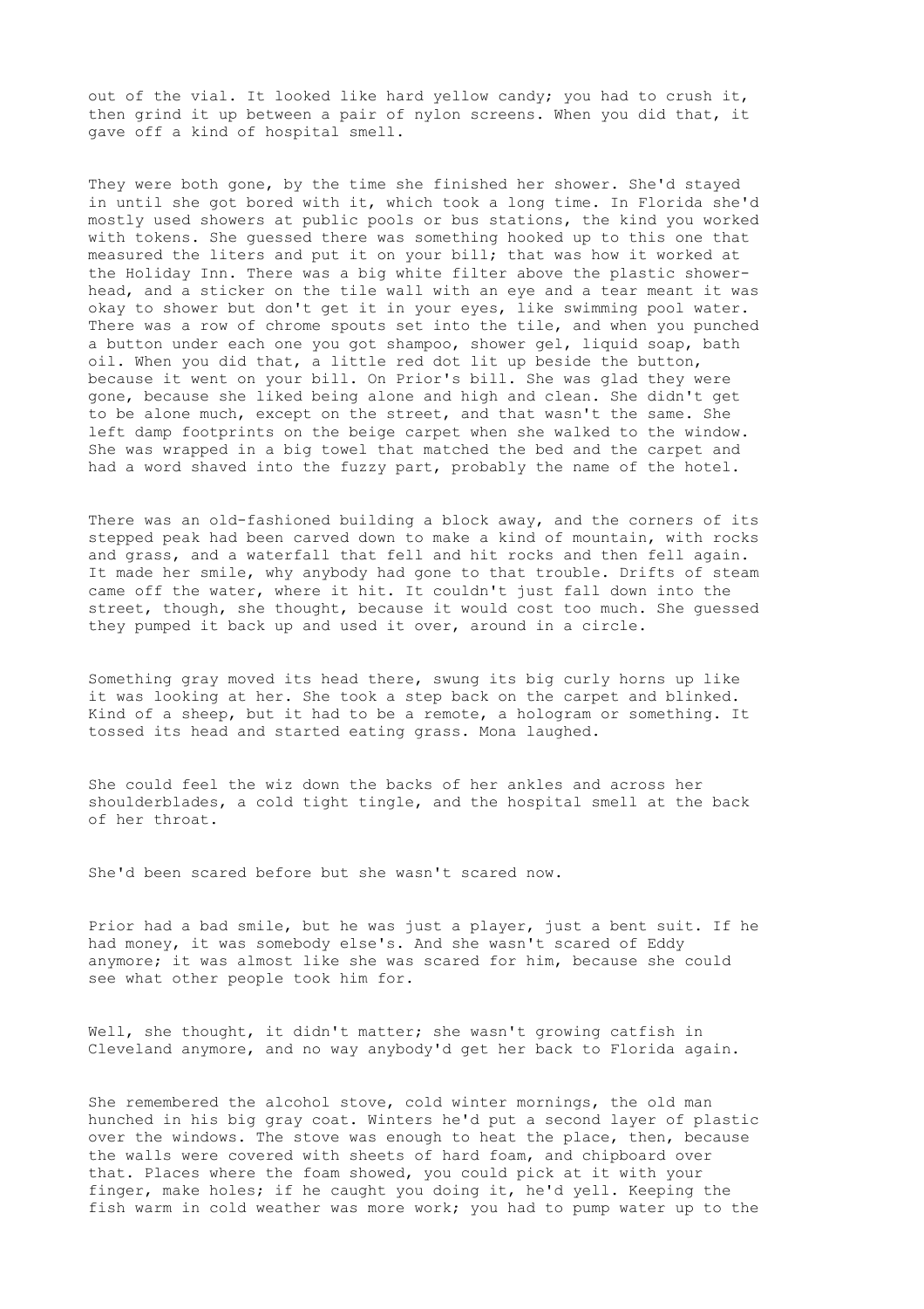out of the vial. It looked like hard yellow candy; you had to crush it, then grind it up between a pair of nylon screens. When you did that, it gave off a kind of hospital smell.

They were both gone, by the time she finished her shower. She'd stayed in until she got bored with it, which took a long time. In Florida she'd mostly used showers at public pools or bus stations, the kind you worked with tokens. She guessed there was something hooked up to this one that measured the liters and put it on your bill; that was how it worked at the Holiday Inn. There was a big white filter above the plastic shower-head, and a sticker on the tile wall with an eye and a tear meant it was okay to shower but don't get it in your eyes, like swimming pool water. There was a row of chrome spouts set into the tile, and when you punched a button under each one you got shampoo, shower gel, liquid soap, bath oil. When you did that, a little red dot lit up beside the button, because it went on your bill. On Prior's bill. She was glad they were gone, because she liked being alone and high and clean. She didn't get to be alone much, except on the street, and that wasn't the same. She left damp footprints on the beige carpet when she walked to the window. She was wrapped in a big towel that matched the bed and the carpet and had a word shaved into the fuzzy part, probably the name of the hotel.

There was an old-fashioned building a block away, and the corners of its stepped peak had been carved down to make a kind of mountain, with rocks and grass, and a waterfall that fell and hit rocks and then fell again. It made her smile, why anybody had gone to that trouble. Drifts of steam came off the water, where it hit. It couldn't just fall down into the street, though, she thought, because it would cost too much. She guessed they pumped it back up and used it over, around in a circle.

Something gray moved its head there, swung its big curly horns up like it was looking at her. She took a step back on the carpet and blinked. Kind of a sheep, but it had to be a remote, a hologram or something. It tossed its head and started eating grass. Mona laughed.

She could feel the wiz down the backs of her ankles and across her shoulderblades, a cold tight tingle, and the hospital smell at the back of her throat.

She'd been scared before but she wasn't scared now.

Prior had a bad smile, but he was just a player, just a bent suit. If he had money, it was somebody else's. And she wasn't scared of Eddy anymore; it was almost like she was scared for him, because she could see what other people took him for.

Well, she thought, it didn't matter; she wasn't growing catfish in Cleveland anymore, and no way anybody'd get her back to Florida again.

She remembered the alcohol stove, cold winter mornings, the old man hunched in his big gray coat. Winters he'd put a second layer of plastic over the windows. The stove was enough to heat the place, then, because the walls were covered with sheets of hard foam, and chipboard over that. Places where the foam showed, you could pick at it with your finger, make holes; if he caught you doing it, he'd yell. Keeping the fish warm in cold weather was more work; you had to pump water up to the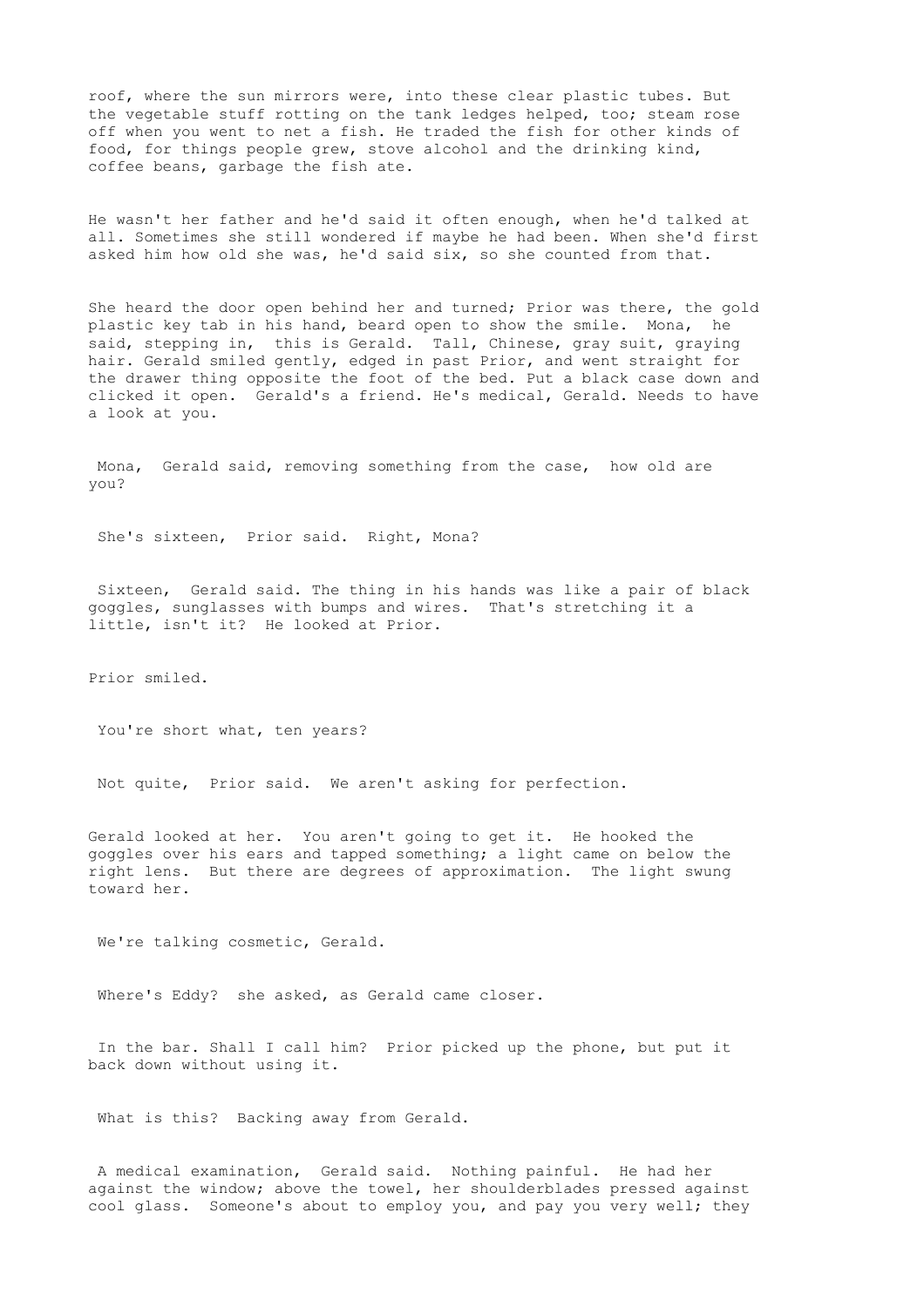roof, where the sun mirrors were, into these clear plastic tubes. But the vegetable stuff rotting on the tank ledges helped, too; steam rose off when you went to net a fish. He traded the fish for other kinds of food, for things people grew, stove alcohol and the drinking kind, coffee beans, garbage the fish ate.

He wasn't her father and he'd said it often enough, when he'd talked at all. Sometimes she still wondered if maybe he had been. When she'd first asked him how old she was, he'd said six, so she counted from that.

She heard the door open behind her and turned; Prior was there, the gold plastic key tab in his hand, beard open to show the smile. Mona, he said, stepping in, this is Gerald. Tall, Chinese, gray suit, graying hair. Gerald smiled gently, edged in past Prior, and went straight for the drawer thing opposite the foot of the bed. Put a black case down and clicked it open. Gerald's a friend. He's medical, Gerald. Needs to have a look at you.

Mona, Gerald said, removing something from the case, how old are you?

She's sixteen, Prior said. Right, Mona?

Sixteen, Gerald said. The thing in his hands was like a pair of black goggles, sunglasses with bumps and wires. That's stretching it a little, isn't it? He looked at Prior.

Prior smiled.

You're short what, ten years?

Not quite, Prior said. We aren't asking for perfection.

Gerald looked at her. You aren't going to get it. He hooked the goggles over his ears and tapped something; a light came on below the right lens. But there are degrees of approximation. The light swung toward her.

We're talking cosmetic, Gerald.

Where's Eddy? she asked, as Gerald came closer.

In the bar. Shall I call him? Prior picked up the phone, but put it back down without using it.

What is this? Backing away from Gerald.

A medical examination, Gerald said. Nothing painful. He had her against the window; above the towel, her shoulderblades pressed against cool glass. Someone's about to employ you, and pay you very well; they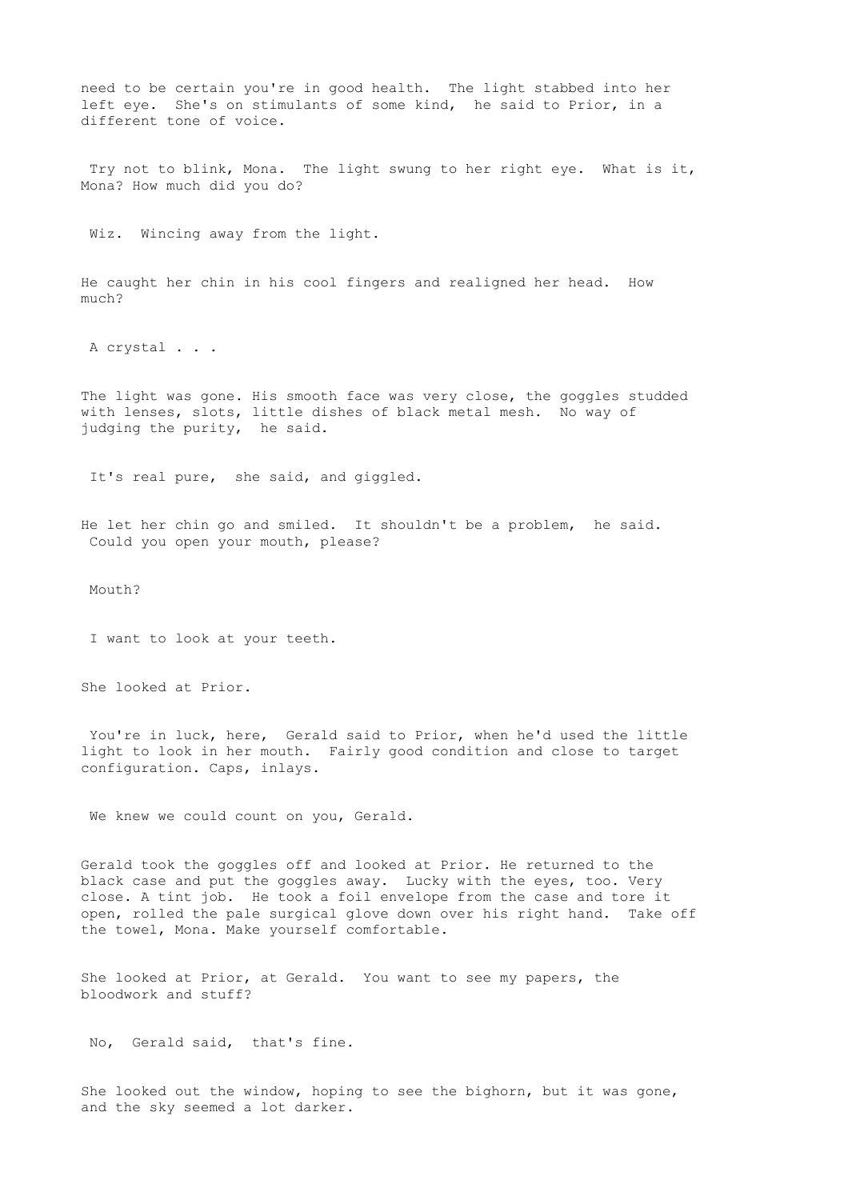need to be certain you're in good health. The light stabbed into her left eye. She's on stimulants of some kind, he said to Prior, in a different tone of voice.

Try not to blink, Mona. The light swung to her right eye. What is it, Mona? How much did you do?

Wiz. Wincing away from the light.

He caught her chin in his cool fingers and realigned her head. How much?

A crystal . . .

The light was gone. His smooth face was very close, the goggles studded with lenses, slots, little dishes of black metal mesh. No way of judging the purity, he said.

It's real pure, she said, and giggled.

He let her chin go and smiled. It shouldn't be a problem, he said. Could you open your mouth, please?

Mouth?

I want to look at your teeth.

She looked at Prior.

You're in luck, here, Gerald said to Prior, when he'd used the little light to look in her mouth. Fairly good condition and close to target configuration. Caps, inlays.

We knew we could count on you, Gerald.

Gerald took the goggles off and looked at Prior. He returned to the black case and put the goggles away. Lucky with the eyes, too. Very close. A tint job. He took a foil envelope from the case and tore it open, rolled the pale surgical glove down over his right hand. Take off the towel, Mona. Make yourself comfortable.

She looked at Prior, at Gerald. You want to see my papers, the bloodwork and stuff?

No, Gerald said, that's fine.

She looked out the window, hoping to see the bighorn, but it was gone, and the sky seemed a lot darker.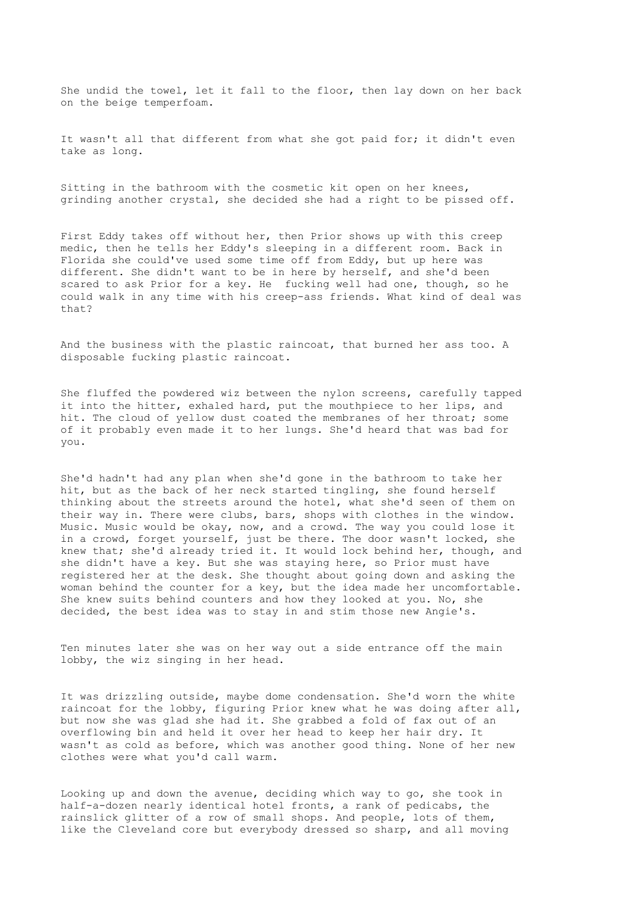She undid the towel, let it fall to the floor, then lay down on her back on the beige temperfoam.

It wasn't all that different from what she got paid for; it didn't even take as long.

Sitting in the bathroom with the cosmetic kit open on her knees, grinding another crystal, she decided she had a right to be pissed off.

First Eddy takes off without her, then Prior shows up with this creep medic, then he tells her Eddy's sleeping in a different room. Back in Florida she could've used some time off from Eddy, but up here was different. She didn't want to be in here by herself, and she'd been scared to ask Prior for a key. He  fucking well had one, though, so he could walk in any time with his creep-ass friends. What kind of deal was that?

And the business with the plastic raincoat, that burned her ass too. A disposable fucking plastic raincoat.

She fluffed the powdered wiz between the nylon screens, carefully tapped it into the hitter, exhaled hard, put the mouthpiece to her lips, and hit. The cloud of yellow dust coated the membranes of her throat; some of it probably even made it to her lungs. She'd heard that was bad for you.

She'd hadn't had any plan when she'd gone in the bathroom to take her hit, but as the back of her neck started tingling, she found herself thinking about the streets around the hotel, what she'd seen of them on their way in. There were clubs, bars, shops with clothes in the window. Music. Music would be okay, now, and a crowd. The way you could lose it in a crowd, forget yourself, just be there. The door wasn't locked, she knew that; she'd already tried it. It would lock behind her, though, and she didn't have a key. But she was staying here, so Prior must have registered her at the desk. She thought about going down and asking the woman behind the counter for a key, but the idea made her uncomfortable. She knew suits behind counters and how they looked at you. No, she decided, the best idea was to stay in and stim those new Angie's.

Ten minutes later she was on her way out a side entrance off the main lobby, the wiz singing in her head.

It was drizzling outside, maybe dome condensation. She'd worn the white raincoat for the lobby, figuring Prior knew what he was doing after all, but now she was glad she had it. She grabbed a fold of fax out of an overflowing bin and held it over her head to keep her hair dry. It wasn't as cold as before, which was another good thing. None of her new clothes were what you'd call warm.

Looking up and down the avenue, deciding which way to go, she took in half-a-dozen nearly identical hotel fronts, a rank of pedicabs, the rainslick glitter of a row of small shops. And people, lots of them, like the Cleveland core but everybody dressed so sharp, and all moving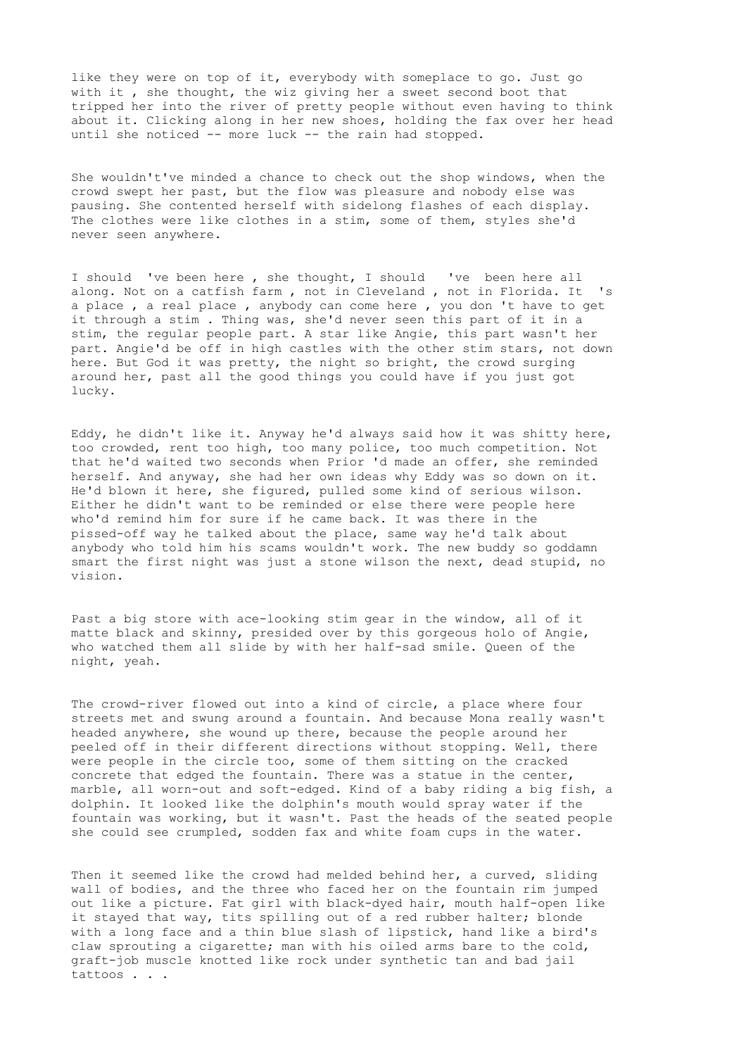like they were on top of it, everybody with someplace to go. Just go with it , she thought, the wiz giving her a sweet second boot that tripped her into the river of pretty people without even having to think about it. Clicking along in her new shoes, holding the fax over her head until she noticed -- more luck -- the rain had stopped.

She wouldn't've minded a chance to check out the shop windows, when the crowd swept her past, but the flow was pleasure and nobody else was pausing. She contented herself with sidelong flashes of each display. The clothes were like clothes in a stim, some of them, styles she'd never seen anywhere.

I should 've been here , she thought, I should 've been here all along. Not on a catfish farm , not in Cleveland , not in Florida. It 's a place , a real place , anybody can come here , you don 't have to get it through a stim . Thing was, she'd never seen this part of it in a stim, the regular people part. A star like Angie, this part wasn't her part. Angie'd be off in high castles with the other stim stars, not down here. But God it was pretty, the night so bright, the crowd surging around her, past all the good things you could have if you just got lucky.

Eddy, he didn't like it. Anyway he'd always said how it was shitty here, too crowded, rent too high, too many police, too much competition. Not that he'd waited two seconds when Prior 'd made an offer, she reminded herself. And anyway, she had her own ideas why Eddy was so down on it. He'd blown it here, she figured, pulled some kind of serious wilson. Either he didn't want to be reminded or else there were people here who'd remind him for sure if he came back. It was there in the pissed-off way he talked about the place, same way he'd talk about anybody who told him his scams wouldn't work. The new buddy so goddamn smart the first night was just a stone wilson the next, dead stupid, no vision.

Past a big store with ace-looking stim gear in the window, all of it matte black and skinny, presided over by this gorgeous holo of Angie, who watched them all slide by with her half-sad smile. Queen of the night, yeah.

The crowd-river flowed out into a kind of circle, a place where four streets met and swung around a fountain. And because Mona really wasn't headed anywhere, she wound up there, because the people around her peeled off in their different directions without stopping. Well, there were people in the circle too, some of them sitting on the cracked concrete that edged the fountain. There was a statue in the center, marble, all worn-out and soft-edged. Kind of a baby riding a big fish, a dolphin. It looked like the dolphin's mouth would spray water if the fountain was working, but it wasn't. Past the heads of the seated people she could see crumpled, sodden fax and white foam cups in the water.

Then it seemed like the crowd had melded behind her, a curved, sliding wall of bodies, and the three who faced her on the fountain rim jumped out like a picture. Fat girl with black-dyed hair, mouth half-open like it stayed that way, tits spilling out of a red rubber halter; blonde with a long face and a thin blue slash of lipstick, hand like a bird's claw sprouting a cigarette; man with his oiled arms bare to the cold, graft-job muscle knotted like rock under synthetic tan and bad jail tattoos . . .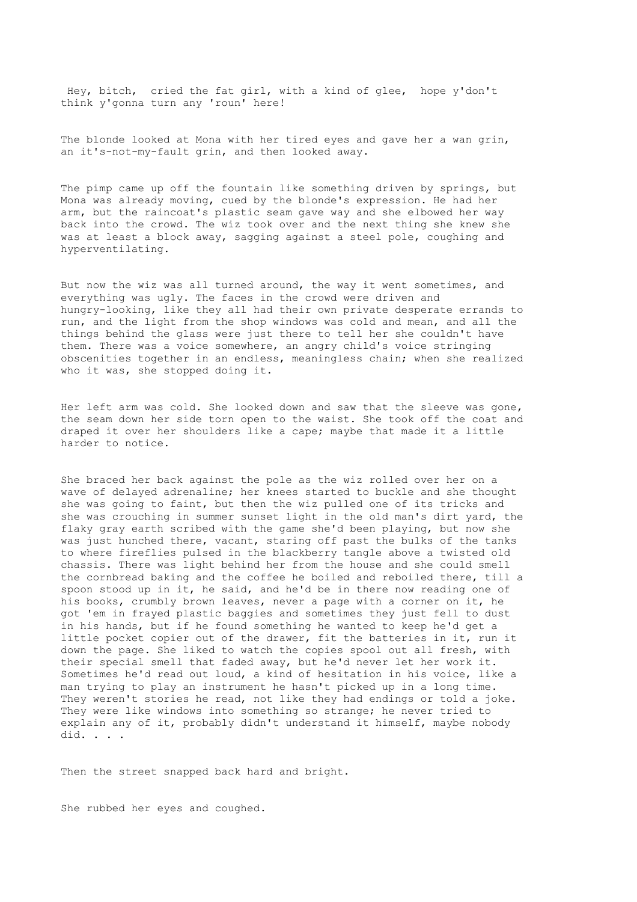Hey, bitch, cried the fat girl, with a kind of glee, hope y'don't think y'gonna turn any 'roun' here!

The blonde looked at Mona with her tired eyes and gave her a wan grin, an it's-not-my-fault grin, and then looked away.

The pimp came up off the fountain like something driven by springs, but Mona was already moving, cued by the blonde's expression. He had her arm, but the raincoat's plastic seam gave way and she elbowed her way back into the crowd. The wiz took over and the next thing she knew she was at least a block away, sagging against a steel pole, coughing and hyperventilating.

But now the wiz was all turned around, the way it went sometimes, and everything was ugly. The faces in the crowd were driven and hungry-looking, like they all had their own private desperate errands to run, and the light from the shop windows was cold and mean, and all the things behind the glass were just there to tell her she couldn't have them. There was a voice somewhere, an angry child's voice stringing obscenities together in an endless, meaningless chain; when she realized who it was, she stopped doing it.

Her left arm was cold. She looked down and saw that the sleeve was gone, the seam down her side torn open to the waist. She took off the coat and draped it over her shoulders like a cape; maybe that made it a little harder to notice.

She braced her back against the pole as the wiz rolled over her on a wave of delayed adrenaline; her knees started to buckle and she thought she was going to faint, but then the wiz pulled one of its tricks and she was crouching in summer sunset light in the old man's dirt yard, the flaky gray earth scribed with the game she'd been playing, but now she was just hunched there, vacant, staring off past the bulks of the tanks to where fireflies pulsed in the blackberry tangle above a twisted old chassis. There was light behind her from the house and she could smell the cornbread baking and the coffee he boiled and reboiled there, till a spoon stood up in it, he said, and he'd be in there now reading one of his books, crumbly brown leaves, never a page with a corner on it, he got 'em in frayed plastic baggies and sometimes they just fell to dust in his hands, but if he found something he wanted to keep he'd get a little pocket copier out of the drawer, fit the batteries in it, run it down the page. She liked to watch the copies spool out all fresh, with their special smell that faded away, but he'd never let her work it. Sometimes he'd read out loud, a kind of hesitation in his voice, like a man trying to play an instrument he hasn't picked up in a long time. They weren't stories he read, not like they had endings or told a joke. They were like windows into something so strange; he never tried to explain any of it, probably didn't understand it himself, maybe nobody did. . . .

Then the street snapped back hard and bright.

She rubbed her eyes and coughed.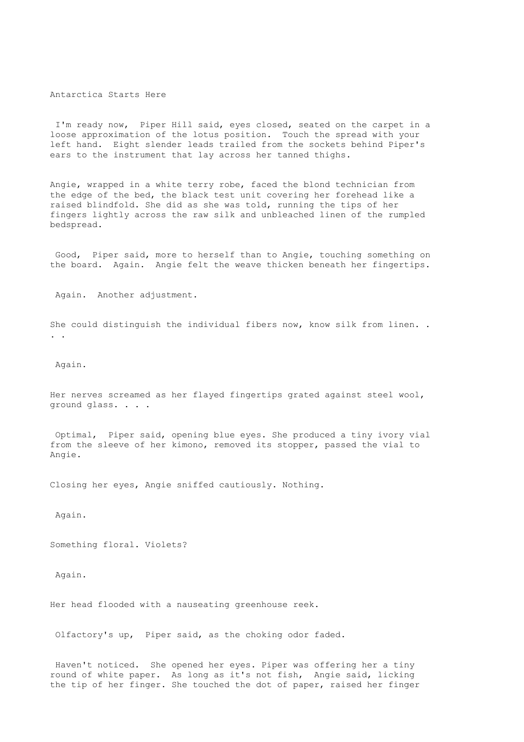Antarctica Starts Here

 I'm ready now,  Piper Hill said, eyes closed, seated on the carpet in a loose approximation of the lotus position.  Touch the spread with your left hand.  Eight slender leads trailed from the sockets behind Piper's ears to the instrument that lay across her tanned thighs.

Angie, wrapped in a white terry robe, faced the blond technician from the edge of the bed, the black test unit covering her forehead like a raised blindfold. She did as she was told, running the tips of her fingers lightly across the raw silk and unbleached linen of the rumpled bedspread.

 Good,  Piper said, more to herself than to Angie, touching something on the board.  Again.  Angie felt the weave thicken beneath her fingertips.

 Again.  Another adjustment.

She could distinguish the individual fibers now, know silk from linen. . . .

 Again.

Her nerves screamed as her flayed fingertips grated against steel wool, ground glass. . . .

 Optimal,  Piper said, opening blue eyes. She produced a tiny ivory vial from the sleeve of her kimono, removed its stopper, passed the vial to Angie.

Closing her eyes, Angie sniffed cautiously. Nothing.

 Again.

Something floral. Violets?

 Again.

Her head flooded with a nauseating greenhouse reek.

 Olfactory's up,  Piper said, as the choking odor faded.

 Haven't noticed.  She opened her eyes. Piper was offering her a tiny round of white paper.  As long as it's not fish,  Angie said, licking the tip of her finger. She touched the dot of paper, raised her finger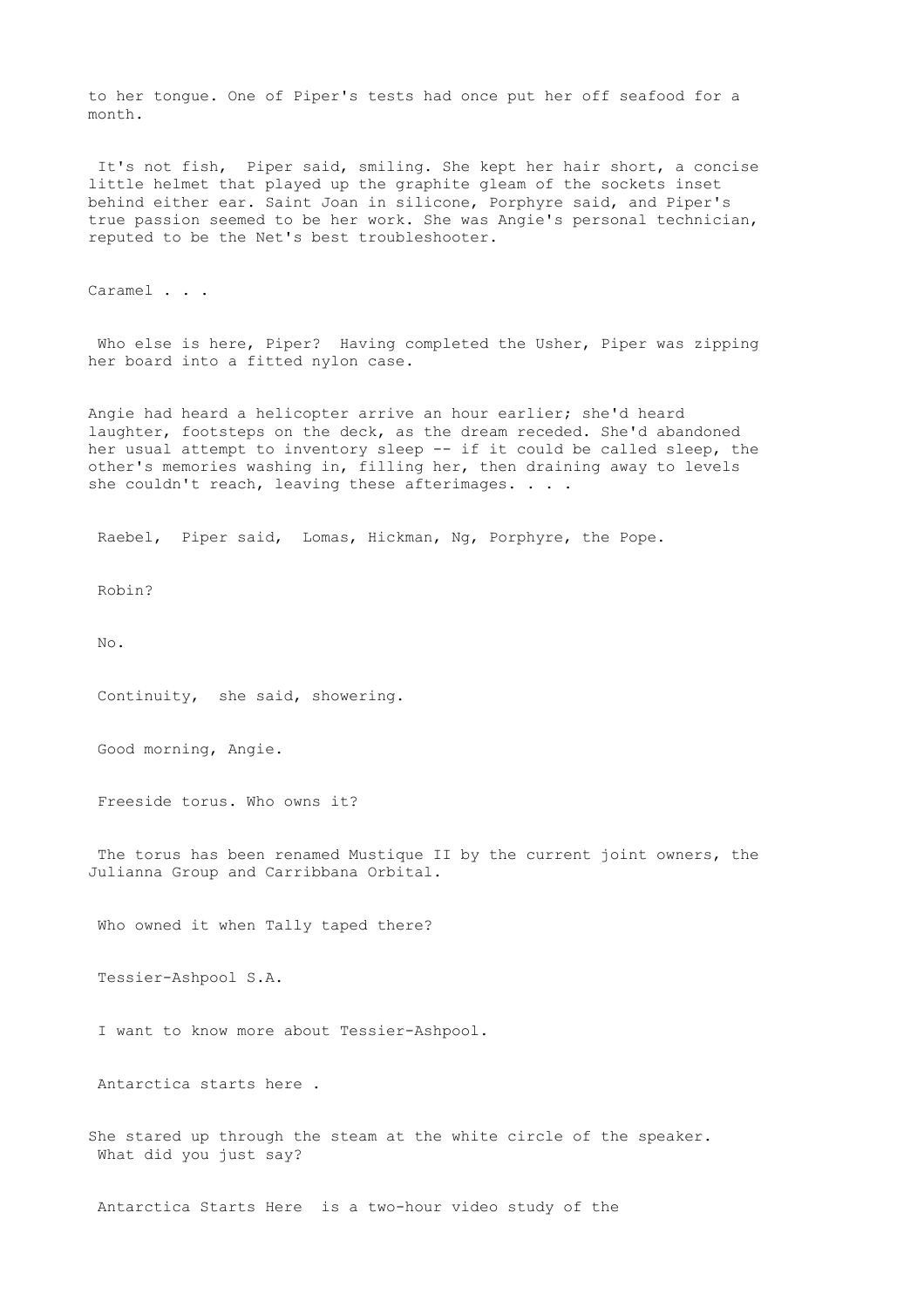to her tongue. One of Piper's tests had once put her off seafood for a month.

It's not fish, Piper said, smiling. She kept her hair short, a concise little helmet that played up the graphite gleam of the sockets inset behind either ear. Saint Joan in silicone, Porphyre said, and Piper's true passion seemed to be her work. She was Angie's personal technician, reputed to be the Net's best troubleshooter.

Caramel . . .

Who else is here, Piper? Having completed the Usher, Piper was zipping her board into a fitted nylon case.

Angie had heard a helicopter arrive an hour earlier; she'd heard laughter, footsteps on the deck, as the dream receded. She'd abandoned her usual attempt to inventory sleep -- if it could be called sleep, the other's memories washing in, filling her, then draining away to levels she couldn't reach, leaving these afterimages. . . .

Raebel, Piper said, Lomas, Hickman, Ng, Porphyre, the Pope.

Robin?

No.

Continuity, she said, showering.

Good morning, Angie.

Freeside torus. Who owns it?

The torus has been renamed Mustique II by the current joint owners, the Julianna Group and Carribbana Orbital.

Who owned it when Tally taped there?

Tessier-Ashpool S.A.

I want to know more about Tessier-Ashpool.

Antarctica starts here .

She stared up through the steam at the white circle of the speaker. What did you just say?

Antarctica Starts Here is a two-hour video study of the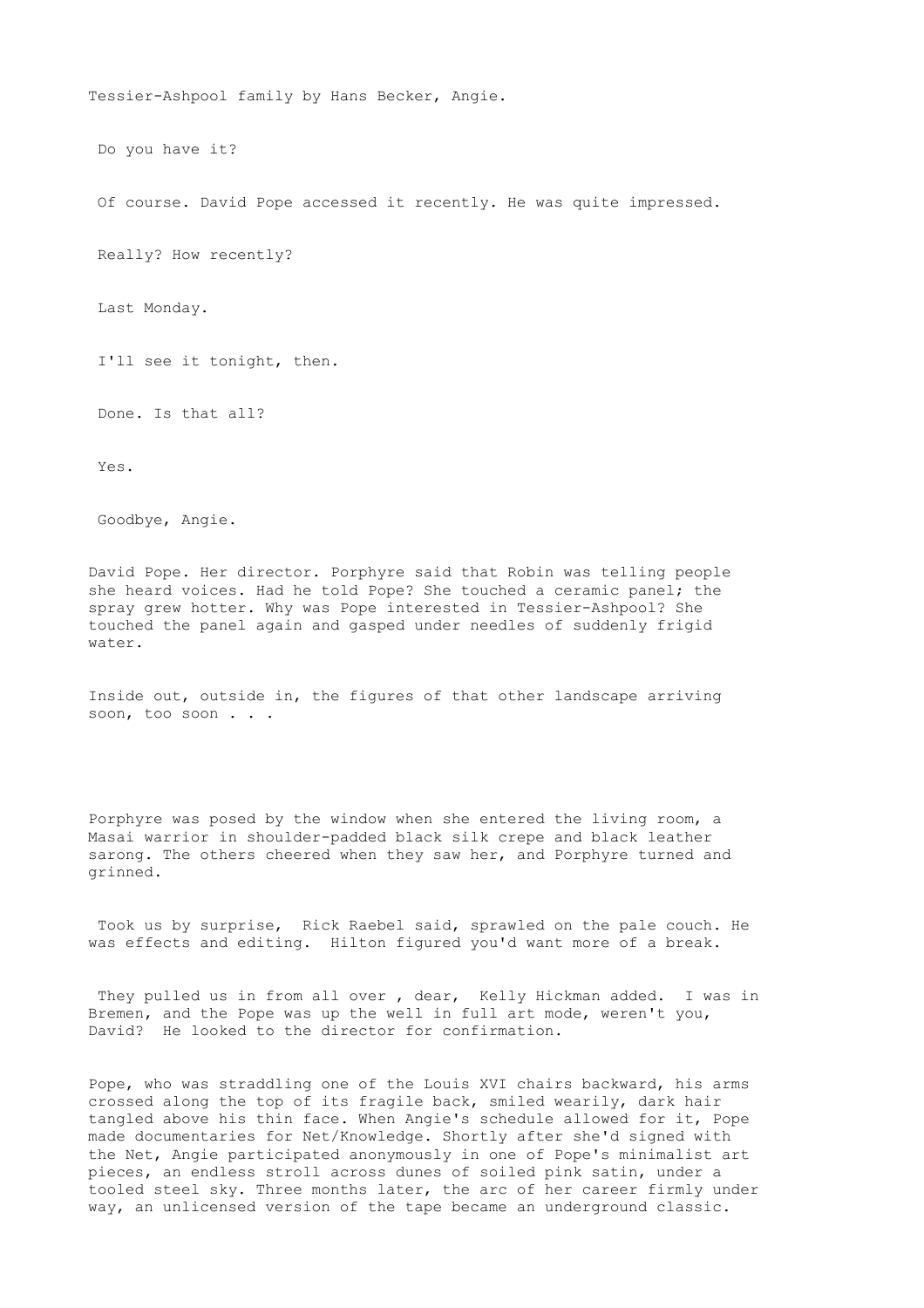Tessier-Ashpool family by Hans Becker, Angie.

Do you have it?

Of course. David Pope accessed it recently. He was quite impressed.

Really? How recently?

Last Monday.

I'll see it tonight, then.

Done. Is that all?

Yes.

Goodbye, Angie.

David Pope. Her director. Porphyre said that Robin was telling people she heard voices. Had he told Pope? She touched a ceramic panel; the spray grew hotter. Why was Pope interested in Tessier-Ashpool? She touched the panel again and gasped under needles of suddenly frigid water.

Inside out, outside in, the figures of that other landscape arriving soon, too soon . . .

Porphyre was posed by the window when she entered the living room, a Masai warrior in shoulder-padded black silk crepe and black leather sarong. The others cheered when they saw her, and Porphyre turned and grinned.

Took us by surprise, Rick Raebel said, sprawled on the pale couch. He was effects and editing. Hilton figured you'd want more of a break.

They pulled us in from all over , dear, Kelly Hickman added. I was in Bremen, and the Pope was up the well in full art mode, weren't you, David? He looked to the director for confirmation.

Pope, who was straddling one of the Louis XVI chairs backward, his arms crossed along the top of its fragile back, smiled wearily, dark hair tangled above his thin face. When Angie's schedule allowed for it, Pope made documentaries for Net/Knowledge. Shortly after she'd signed with the Net, Angie participated anonymously in one of Pope's minimalist art pieces, an endless stroll across dunes of soiled pink satin, under a tooled steel sky. Three months later, the arc of her career firmly under way, an unlicensed version of the tape became an underground classic.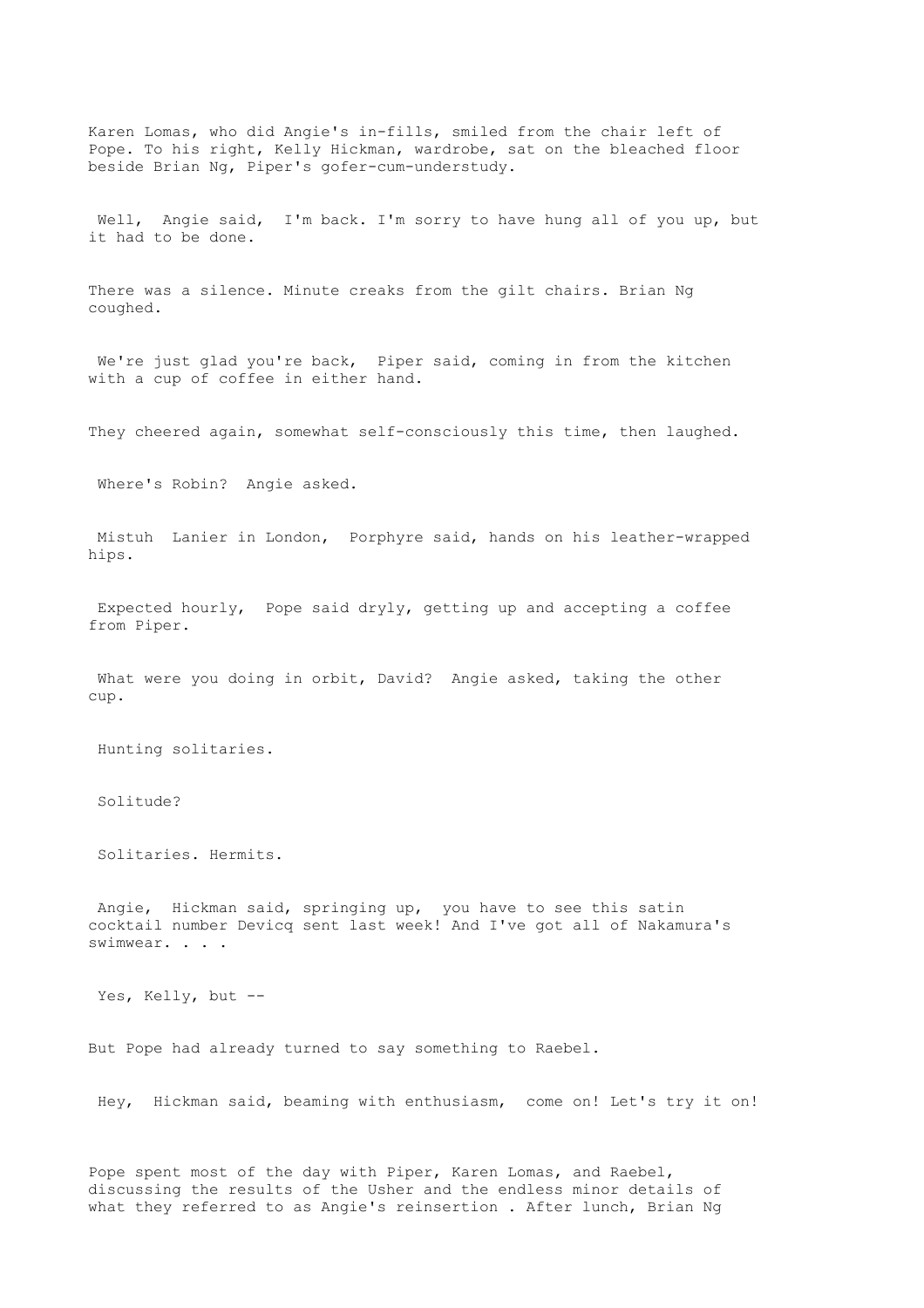Karen Lomas, who did Angie's in-fills, smiled from the chair left of Pope. To his right, Kelly Hickman, wardrobe, sat on the bleached floor beside Brian Ng, Piper's gofer-cum-understudy.

Well, Angie said, I'm back. I'm sorry to have hung all of you up, but it had to be done.

There was a silence. Minute creaks from the gilt chairs. Brian Ng coughed.

We're just glad you're back, Piper said, coming in from the kitchen with a cup of coffee in either hand.

They cheered again, somewhat self-consciously this time, then laughed.

Where's Robin? Angie asked.

Mistuh Lanier in London, Porphyre said, hands on his leather-wrapped hips.

Expected hourly, Pope said dryly, getting up and accepting a coffee from Piper.

What were you doing in orbit, David? Angie asked, taking the other cup.

Hunting solitaries.

Solitude?

Solitaries. Hermits.

Angie, Hickman said, springing up, you have to see this satin cocktail number Devicq sent last week! And I've got all of Nakamura's swimwear. . . .

Yes, Kelly, but --

But Pope had already turned to say something to Raebel.

Hey, Hickman said, beaming with enthusiasm, come on! Let's try it on!

Pope spent most of the day with Piper, Karen Lomas, and Raebel, discussing the results of the Usher and the endless minor details of what they referred to as Angie's reinsertion . After lunch, Brian Ng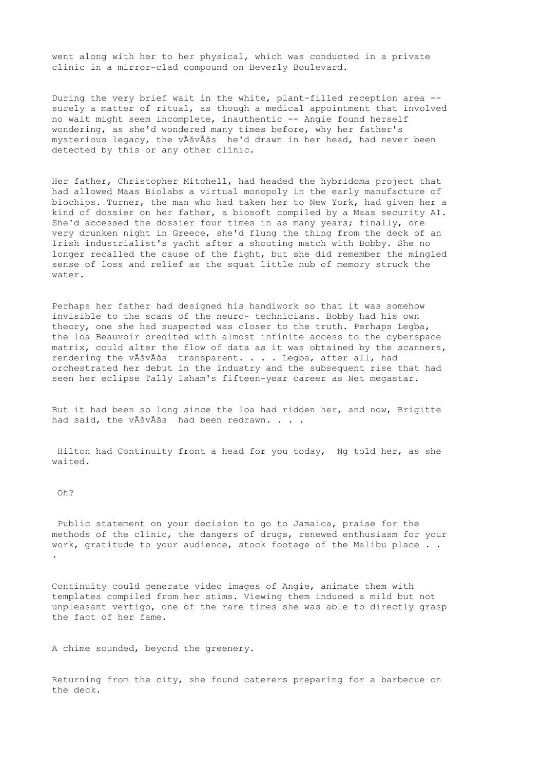went along with her to her physical, which was conducted in a private clinic in a mirror-clad compound on Beverly Boulevard.

During the very brief wait in the white, plant-filled reception area -- surely a matter of ritual, as though a medical appointment that involved no wait might seem incomplete, inauthentic -- Angie found herself wondering, as she'd wondered many times before, why her father's mysterious legacy, the vÃšvÃšs he'd drawn in her head, had never been detected by this or any other clinic.

Her father, Christopher Mitchell, had headed the hybridoma project that had allowed Maas Biolabs a virtual monopoly in the early manufacture of biochips. Turner, the man who had taken her to New York, had given her a kind of dossier on her father, a biosoft compiled by a Maas security AI. She'd accessed the dossier four times in as many years; finally, one very drunken night in Greece, she'd flung the thing from the deck of an Irish industrialist's yacht after a shouting match with Bobby. She no longer recalled the cause of the fight, but she did remember the mingled sense of loss and relief as the squat little nub of memory struck the water.

Perhaps her father had designed his handiwork so that it was somehow invisible to the scans of the neuro- technicians. Bobby had his own theory, one she had suspected was closer to the truth. Perhaps Legba, the loa Beauvoir credited with almost infinite access to the cyberspace matrix, could alter the flow of data as it was obtained by the scanners, rendering the vÃšvÃšs transparent. . . . Legba, after all, had orchestrated her debut in the industry and the subsequent rise that had seen her eclipse Tally Isham's fifteen-year career as Net megastar.

But it had been so long since the loa had ridden her, and now, Brigitte had said, the vÃšvÃšs had been redrawn. . . .

Hilton had Continuity front a head for you today, Ng told her, as she waited.

Oh?

Public statement on your decision to go to Jamaica, praise for the methods of the clinic, the dangers of drugs, renewed enthusiasm for your work, gratitude to your audience, stock footage of the Malibu place . . .

Continuity could generate video images of Angie, animate them with templates compiled from her stims. Viewing them induced a mild but not unpleasant vertigo, one of the rare times she was able to directly grasp the fact of her fame.

A chime sounded, beyond the greenery.

Returning from the city, she found caterers preparing for a barbecue on the deck.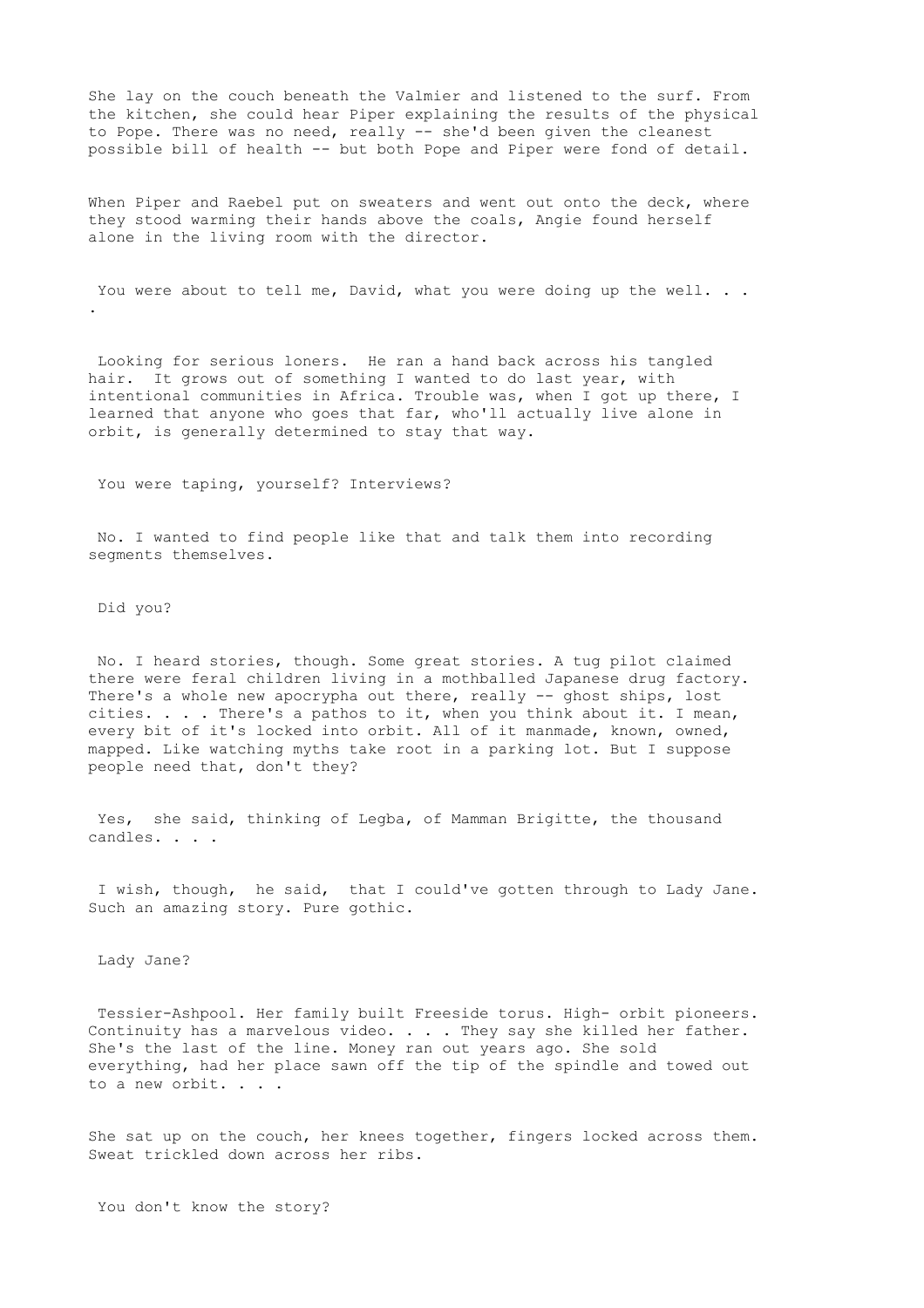She lay on the couch beneath the Valmier and listened to the surf. From the kitchen, she could hear Piper explaining the results of the physical to Pope. There was no need, really -- she'd been given the cleanest possible bill of health -- but both Pope and Piper were fond of detail.

When Piper and Raebel put on sweaters and went out onto the deck, where they stood warming their hands above the coals, Angie found herself alone in the living room with the director.

You were about to tell me, David, what you were doing up the well. . . .

Looking for serious loners. He ran a hand back across his tangled hair. It grows out of something I wanted to do last year, with intentional communities in Africa. Trouble was, when I got up there, I learned that anyone who goes that far, who'll actually live alone in orbit, is generally determined to stay that way.

You were taping, yourself? Interviews?

No. I wanted to find people like that and talk them into recording segments themselves.

Did you?

No. I heard stories, though. Some great stories. A tug pilot claimed there were feral children living in a mothballed Japanese drug factory. There's a whole new apocrypha out there, really -- ghost ships, lost cities. . . . There's a pathos to it, when you think about it. I mean, every bit of it's locked into orbit. All of it manmade, known, owned, mapped. Like watching myths take root in a parking lot. But I suppose people need that, don't they?

Yes, she said, thinking of Legba, of Mamman Brigitte, the thousand candles. . . .

I wish, though, he said, that I could've gotten through to Lady Jane. Such an amazing story. Pure gothic.

Lady Jane?

Tessier-Ashpool. Her family built Freeside torus. High- orbit pioneers. Continuity has a marvelous video. . . . They say she killed her father. She's the last of the line. Money ran out years ago. She sold everything, had her place sawn off the tip of the spindle and towed out to a new orbit. . . .

She sat up on the couch, her knees together, fingers locked across them. Sweat trickled down across her ribs.

You don't know the story?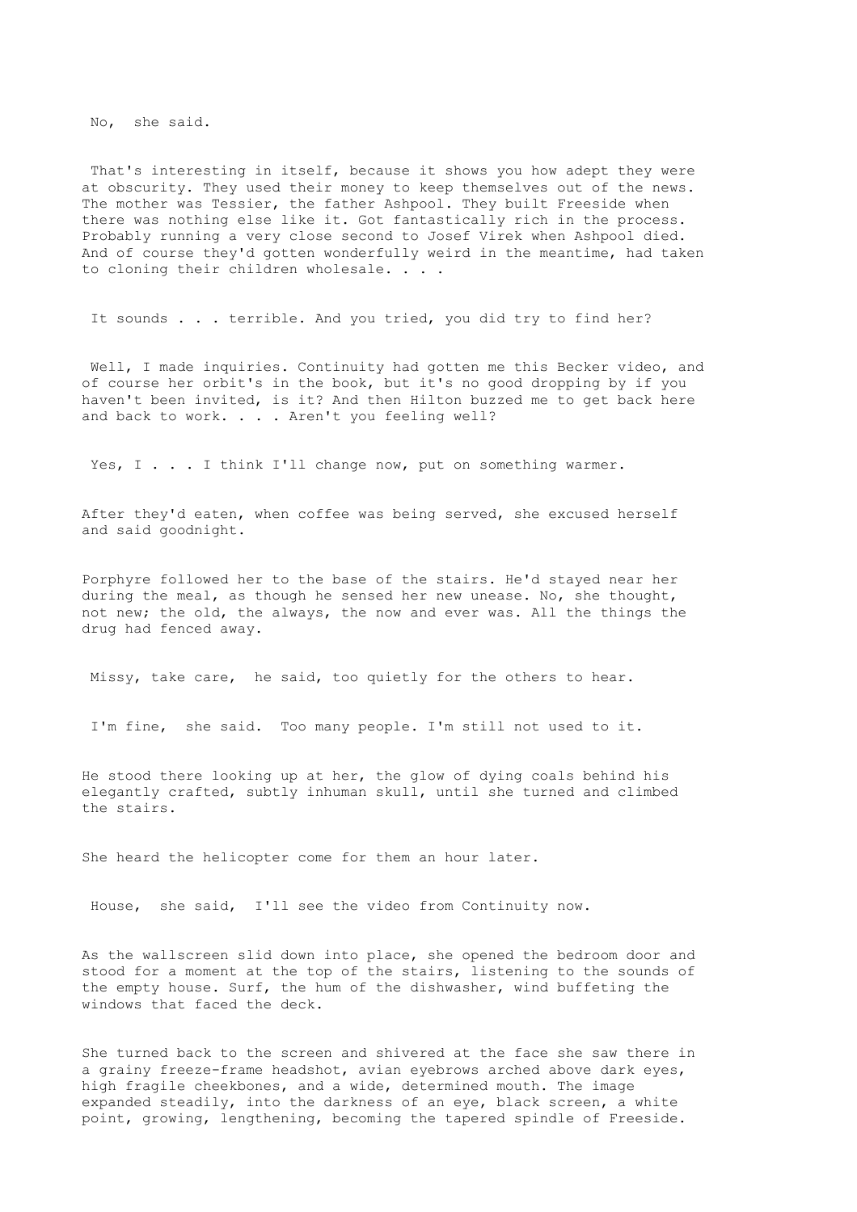No,  she said.

That's interesting in itself, because it shows you how adept they were at obscurity. They used their money to keep themselves out of the news. The mother was Tessier, the father Ashpool. They built Freeside when there was nothing else like it. Got fantastically rich in the process. Probably running a very close second to Josef Virek when Ashpool died. And of course they'd gotten wonderfully weird in the meantime, had taken to cloning their children wholesale. . . .

It sounds . . . terrible. And you tried, you did try to find her?

Well, I made inquiries. Continuity had gotten me this Becker video, and of course her orbit's in the book, but it's no good dropping by if you haven't been invited, is it? And then Hilton buzzed me to get back here and back to work. . . . Aren't you feeling well?

Yes, I . . . I think I'll change now, put on something warmer.

After they'd eaten, when coffee was being served, she excused herself and said goodnight.

Porphyre followed her to the base of the stairs. He'd stayed near her during the meal, as though he sensed her new unease. No, she thought, not new; the old, the always, the now and ever was. All the things the drug had fenced away.

Missy, take care,  he said, too quietly for the others to hear.

I'm fine,  she said.  Too many people. I'm still not used to it.

He stood there looking up at her, the glow of dying coals behind his elegantly crafted, subtly inhuman skull, until she turned and climbed the stairs.

She heard the helicopter come for them an hour later.

House,  she said,  I'll see the video from Continuity now.

As the wallscreen slid down into place, she opened the bedroom door and stood for a moment at the top of the stairs, listening to the sounds of the empty house. Surf, the hum of the dishwasher, wind buffeting the windows that faced the deck.

She turned back to the screen and shivered at the face she saw there in a grainy freeze-frame headshot, avian eyebrows arched above dark eyes, high fragile cheekbones, and a wide, determined mouth. The image expanded steadily, into the darkness of an eye, black screen, a white point, growing, lengthening, becoming the tapered spindle of Freeside.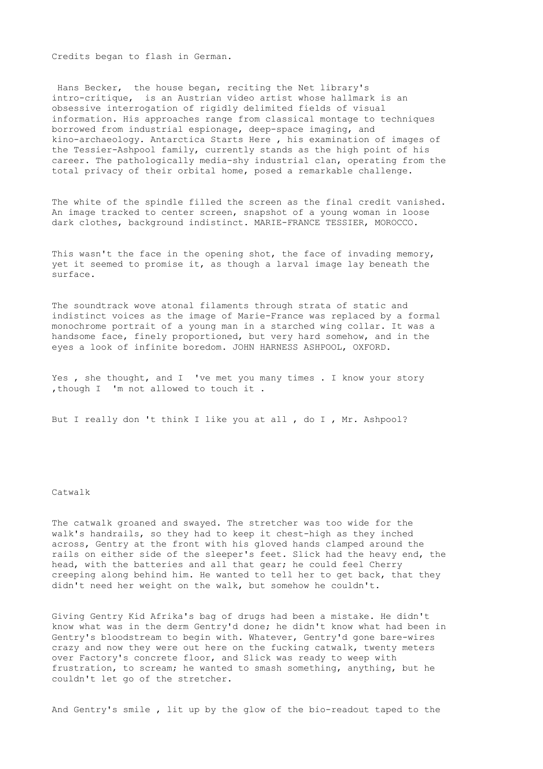Credits began to flash in German.

Hans Becker, the house began, reciting the Net library's intro-critique, is an Austrian video artist whose hallmark is an obsessive interrogation of rigidly delimited fields of visual information. His approaches range from classical montage to techniques borrowed from industrial espionage, deep-space imaging, and kino-archaeology. Antarctica Starts Here , his examination of images of the Tessier-Ashpool family, currently stands as the high point of his career. The pathologically media-shy industrial clan, operating from the total privacy of their orbital home, posed a remarkable challenge.

The white of the spindle filled the screen as the final credit vanished. An image tracked to center screen, snapshot of a young woman in loose dark clothes, background indistinct. MARIE-FRANCE TESSIER, MOROCCO.

This wasn't the face in the opening shot, the face of invading memory, yet it seemed to promise it, as though a larval image lay beneath the surface.

The soundtrack wove atonal filaments through strata of static and indistinct voices as the image of Marie-France was replaced by a formal monochrome portrait of a young man in a starched wing collar. It was a handsome face, finely proportioned, but very hard somehow, and in the eyes a look of infinite boredom. JOHN HARNESS ASHPOOL, OXFORD.

Yes , she thought, and I 've met you many times . I know your story ,though I 'm not allowed to touch it .

But I really don 't think I like you at all , do I , Mr. Ashpool?

## Catwalk

The catwalk groaned and swayed. The stretcher was too wide for the walk's handrails, so they had to keep it chest-high as they inched across, Gentry at the front with his gloved hands clamped around the rails on either side of the sleeper's feet. Slick had the heavy end, the head, with the batteries and all that gear; he could feel Cherry creeping along behind him. He wanted to tell her to get back, that they didn't need her weight on the walk, but somehow he couldn't.

Giving Gentry Kid Afrika's bag of drugs had been a mistake. He didn't know what was in the derm Gentry'd done; he didn't know what had been in Gentry's bloodstream to begin with. Whatever, Gentry'd gone bare-wires crazy and now they were out here on the fucking catwalk, twenty meters over Factory's concrete floor, and Slick was ready to weep with frustration, to scream; he wanted to smash something, anything, but he couldn't let go of the stretcher.

And Gentry's smile , lit up by the glow of the bio-readout taped to the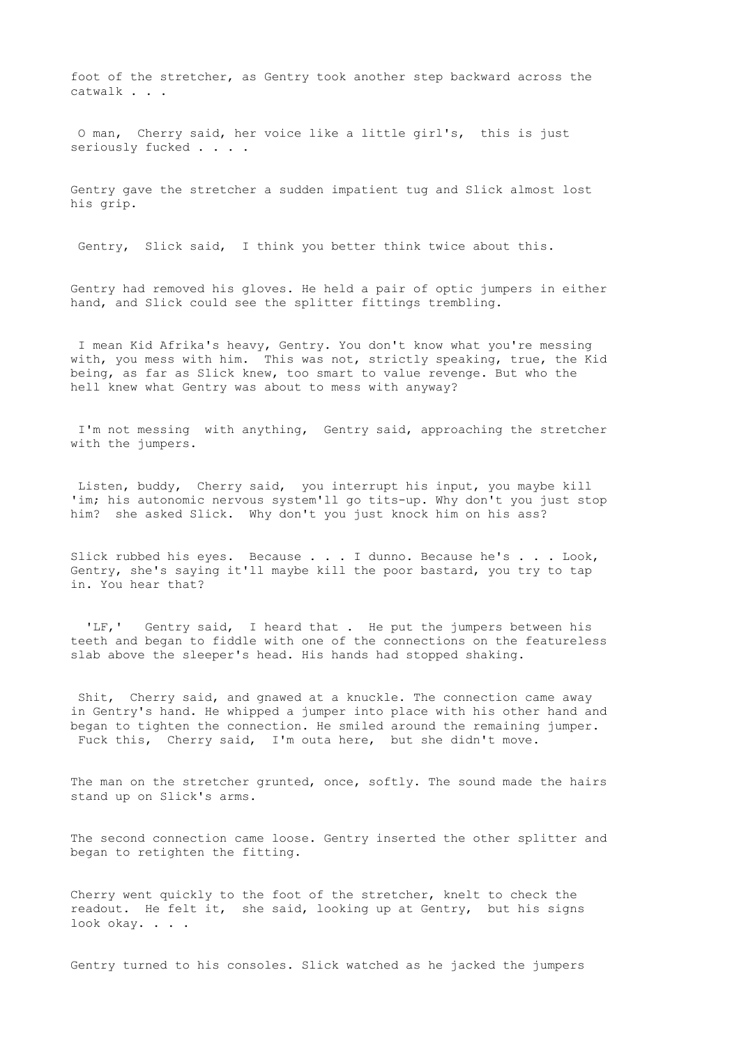foot of the stretcher, as Gentry took another step backward across the catwalk . . .

O man, Cherry said, her voice like a little girl's, this is just seriously fucked . . . .

Gentry gave the stretcher a sudden impatient tug and Slick almost lost his grip.

Gentry, Slick said, I think you better think twice about this.

Gentry had removed his gloves. He held a pair of optic jumpers in either hand, and Slick could see the splitter fittings trembling.

I mean Kid Afrika's heavy, Gentry. You don't know what you're messing with, you mess with him. This was not, strictly speaking, true, the Kid being, as far as Slick knew, too smart to value revenge. But who the hell knew what Gentry was about to mess with anyway?

I'm not messing with anything, Gentry said, approaching the stretcher with the jumpers.

Listen, buddy, Cherry said, you interrupt his input, you maybe kill 'im; his autonomic nervous system'll go tits-up. Why don't you just stop him? she asked Slick. Why don't you just knock him on his ass?

Slick rubbed his eyes. Because . . . I dunno. Because he's . . . Look, Gentry, she's saying it'll maybe kill the poor bastard, you try to tap in. You hear that?

'LF,' Gentry said, I heard that . He put the jumpers between his teeth and began to fiddle with one of the connections on the featureless slab above the sleeper's head. His hands had stopped shaking.

Shit, Cherry said, and gnawed at a knuckle. The connection came away in Gentry's hand. He whipped a jumper into place with his other hand and began to tighten the connection. He smiled around the remaining jumper. Fuck this, Cherry said, I'm outa here, but she didn't move.

The man on the stretcher grunted, once, softly. The sound made the hairs stand up on Slick's arms.

The second connection came loose. Gentry inserted the other splitter and began to retighten the fitting.

Cherry went quickly to the foot of the stretcher, knelt to check the readout. He felt it, she said, looking up at Gentry, but his signs look okay. . . .

Gentry turned to his consoles. Slick watched as he jacked the jumpers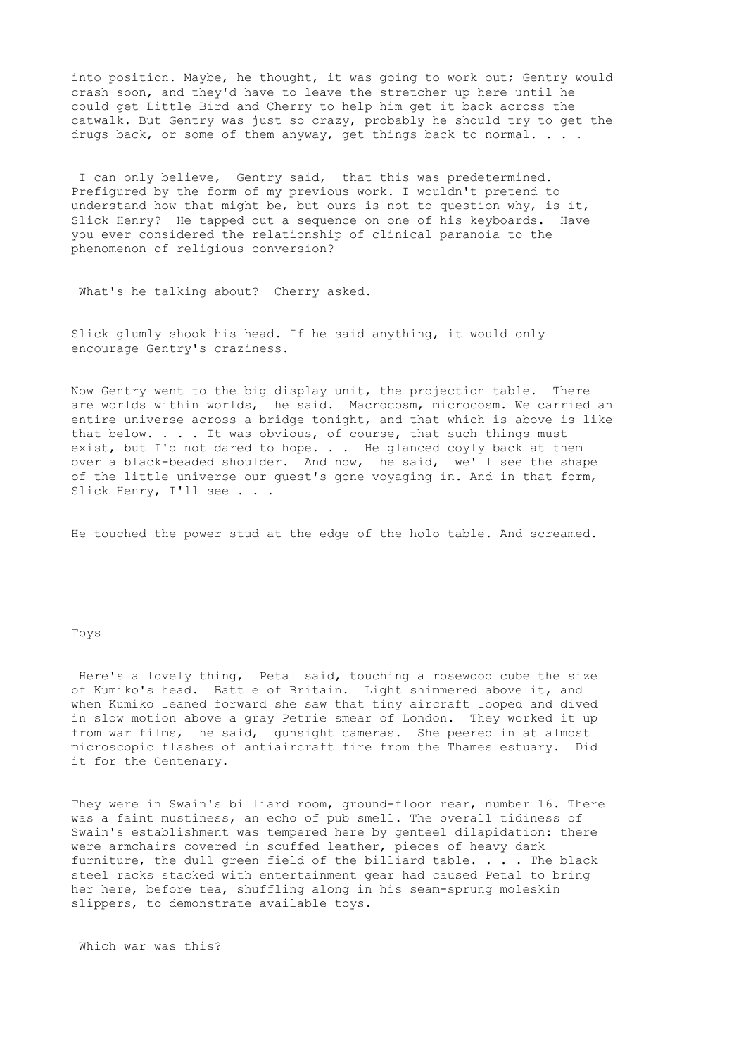into position. Maybe, he thought, it was going to work out; Gentry would crash soon, and they'd have to leave the stretcher up here until he could get Little Bird and Cherry to help him get it back across the catwalk. But Gentry was just so crazy, probably he should try to get the drugs back, or some of them anyway, get things back to normal. . . .

I can only believe, Gentry said, that this was predetermined. Prefigured by the form of my previous work. I wouldn't pretend to understand how that might be, but ours is not to question why, is it, Slick Henry? He tapped out a sequence on one of his keyboards. Have you ever considered the relationship of clinical paranoia to the phenomenon of religious conversion?

What's he talking about? Cherry asked.

Slick glumly shook his head. If he said anything, it would only encourage Gentry's craziness.

Now Gentry went to the big display unit, the projection table. There are worlds within worlds, he said. Macrocosm, microcosm. We carried an entire universe across a bridge tonight, and that which is above is like that below. . . . It was obvious, of course, that such things must exist, but I'd not dared to hope. . . He glanced coyly back at them over a black-beaded shoulder. And now, he said, we'll see the shape of the little universe our guest's gone voyaging in. And in that form, Slick Henry, I'll see . . .

He touched the power stud at the edge of the holo table. And screamed.

## Toys

Here's a lovely thing, Petal said, touching a rosewood cube the size of Kumiko's head. Battle of Britain. Light shimmered above it, and when Kumiko leaned forward she saw that tiny aircraft looped and dived in slow motion above a gray Petrie smear of London. They worked it up from war films, he said, gunsight cameras. She peered in at almost microscopic flashes of antiaircraft fire from the Thames estuary. Did it for the Centenary.

They were in Swain's billiard room, ground-floor rear, number 16. There was a faint mustiness, an echo of pub smell. The overall tidiness of Swain's establishment was tempered here by genteel dilapidation: there were armchairs covered in scuffed leather, pieces of heavy dark furniture, the dull green field of the billiard table. . . . The black steel racks stacked with entertainment gear had caused Petal to bring her here, before tea, shuffling along in his seam-sprung moleskin slippers, to demonstrate available toys.

Which war was this?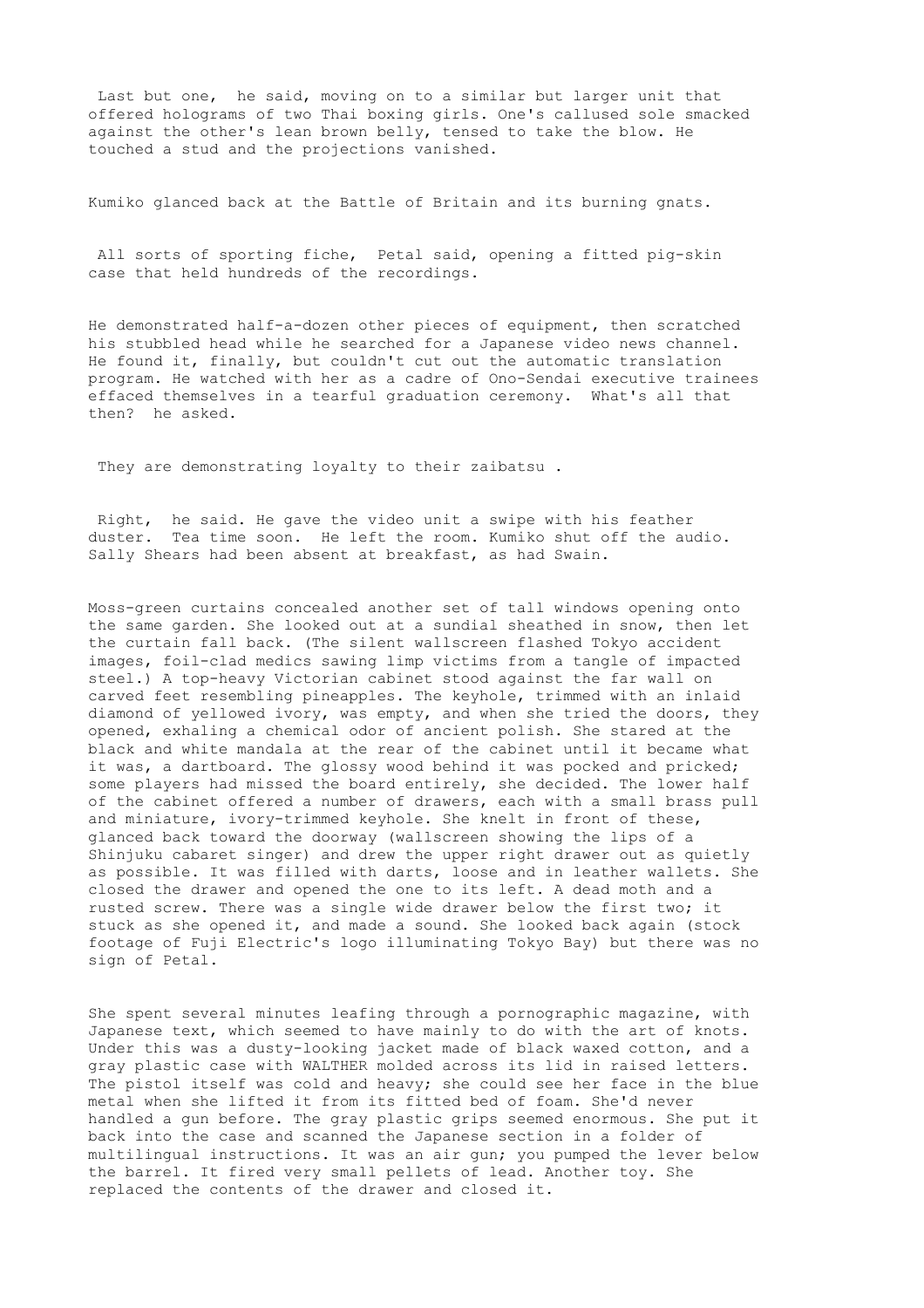Last but one,  he said, moving on to a similar but larger unit that offered holograms of two Thai boxing girls. One's callused sole smacked against the other's lean brown belly, tensed to take the blow. He touched a stud and the projections vanished.

Kumiko glanced back at the Battle of Britain and its burning gnats.

All sorts of sporting fiche,  Petal said, opening a fitted pig-skin case that held hundreds of the recordings.

He demonstrated half-a-dozen other pieces of equipment, then scratched his stubbled head while he searched for a Japanese video news channel. He found it, finally, but couldn't cut out the automatic translation program. He watched with her as a cadre of Ono-Sendai executive trainees effaced themselves in a tearful graduation ceremony.  What's all that then?  he asked.

They are demonstrating loyalty to their zaibatsu .

Right,  he said. He gave the video unit a swipe with his feather duster.  Tea time soon.  He left the room. Kumiko shut off the audio. Sally Shears had been absent at breakfast, as had Swain.

Moss-green curtains concealed another set of tall windows opening onto the same garden. She looked out at a sundial sheathed in snow, then let the curtain fall back. (The silent wallscreen flashed Tokyo accident images, foil-clad medics sawing limp victims from a tangle of impacted steel.) A top-heavy Victorian cabinet stood against the far wall on carved feet resembling pineapples. The keyhole, trimmed with an inlaid diamond of yellowed ivory, was empty, and when she tried the doors, they opened, exhaling a chemical odor of ancient polish. She stared at the black and white mandala at the rear of the cabinet until it became what it was, a dartboard. The glossy wood behind it was pocked and pricked; some players had missed the board entirely, she decided. The lower half of the cabinet offered a number of drawers, each with a small brass pull and miniature, ivory-trimmed keyhole. She knelt in front of these, glanced back toward the doorway (wallscreen showing the lips of a Shinjuku cabaret singer) and drew the upper right drawer out as quietly as possible. It was filled with darts, loose and in leather wallets. She closed the drawer and opened the one to its left. A dead moth and a rusted screw. There was a single wide drawer below the first two; it stuck as she opened it, and made a sound. She looked back again (stock footage of Fuji Electric's logo illuminating Tokyo Bay) but there was no sign of Petal.

She spent several minutes leafing through a pornographic magazine, with Japanese text, which seemed to have mainly to do with the art of knots. Under this was a dusty-looking jacket made of black waxed cotton, and a gray plastic case with WALTHER molded across its lid in raised letters. The pistol itself was cold and heavy; she could see her face in the blue metal when she lifted it from its fitted bed of foam. She'd never handled a gun before. The gray plastic grips seemed enormous. She put it back into the case and scanned the Japanese section in a folder of multilingual instructions. It was an air gun; you pumped the lever below the barrel. It fired very small pellets of lead. Another toy. She replaced the contents of the drawer and closed it.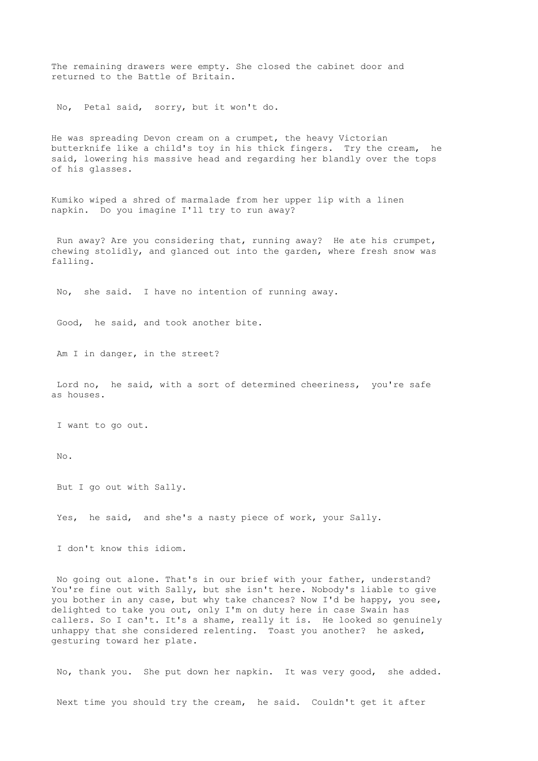The remaining drawers were empty. She closed the cabinet door and returned to the Battle of Britain.

No, Petal said, sorry, but it won't do.

He was spreading Devon cream on a crumpet, the heavy Victorian butterknife like a child's toy in his thick fingers. Try the cream, he said, lowering his massive head and regarding her blandly over the tops of his glasses.

Kumiko wiped a shred of marmalade from her upper lip with a linen napkin. Do you imagine I'll try to run away?

Run away? Are you considering that, running away? He ate his crumpet, chewing stolidly, and glanced out into the garden, where fresh snow was falling.

No, she said. I have no intention of running away.

Good, he said, and took another bite.

Am I in danger, in the street?

Lord no, he said, with a sort of determined cheeriness, you're safe as houses.

I want to go out.

No.

But I go out with Sally.

Yes, he said, and she's a nasty piece of work, your Sally.

I don't know this idiom.

No going out alone. That's in our brief with your father, understand? You're fine out with Sally, but she isn't here. Nobody's liable to give you bother in any case, but why take chances? Now I'd be happy, you see, delighted to take you out, only I'm on duty here in case Swain has callers. So I can't. It's a shame, really it is. He looked so genuinely unhappy that she considered relenting. Toast you another? he asked, gesturing toward her plate.

No, thank you. She put down her napkin. It was very good, she added.

Next time you should try the cream, he said. Couldn't get it after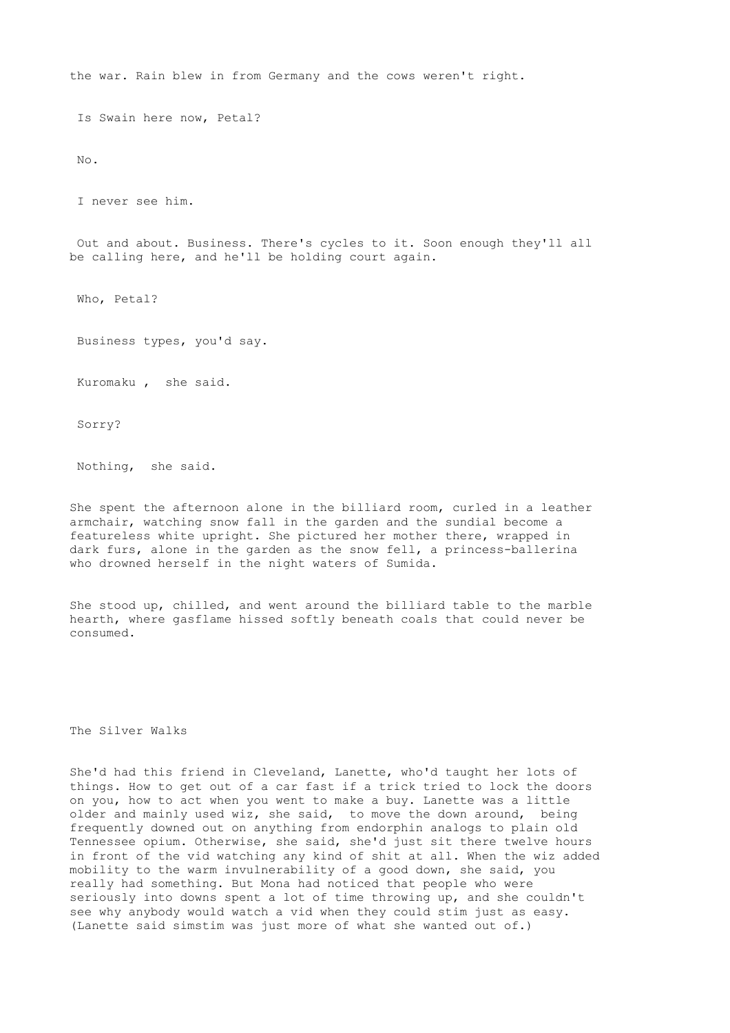the war. Rain blew in from Germany and the cows weren't right.

Is Swain here now, Petal?

No.

I never see him.

Out and about. Business. There's cycles to it. Soon enough they'll all be calling here, and he'll be holding court again.

Who, Petal?

Business types, you'd say.

Kuromaku , she said.

Sorry?

Nothing, she said.

She spent the afternoon alone in the billiard room, curled in a leather armchair, watching snow fall in the garden and the sundial become a featureless white upright. She pictured her mother there, wrapped in dark furs, alone in the garden as the snow fell, a princess-ballerina who drowned herself in the night waters of Sumida.

She stood up, chilled, and went around the billiard table to the marble hearth, where gasflame hissed softly beneath coals that could never be consumed.

## The Silver Walks

She'd had this friend in Cleveland, Lanette, who'd taught her lots of things. How to get out of a car fast if a trick tried to lock the doors on you, how to act when you went to make a buy. Lanette was a little older and mainly used wiz, she said, to move the down around, being frequently downed out on anything from endorphin analogs to plain old Tennessee opium. Otherwise, she said, she'd just sit there twelve hours in front of the vid watching any kind of shit at all. When the wiz added mobility to the warm invulnerability of a good down, she said, you really had something. But Mona had noticed that people who were seriously into downs spent a lot of time throwing up, and she couldn't see why anybody would watch a vid when they could stim just as easy. (Lanette said simstim was just more of what she wanted out of.)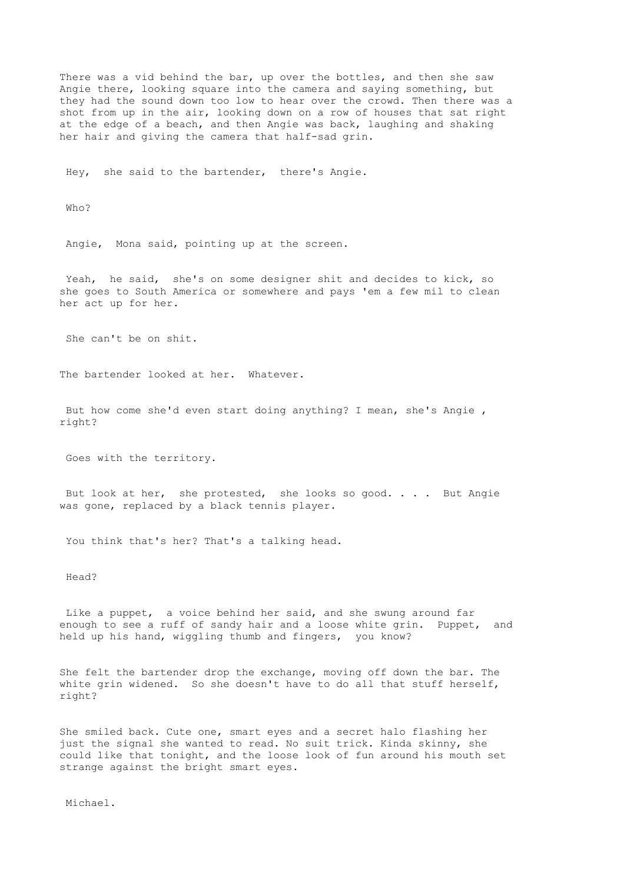There was a vid behind the bar, up over the bottles, and then she saw Angie there, looking square into the camera and saying something, but they had the sound down too low to hear over the crowd. Then there was a shot from up in the air, looking down on a row of houses that sat right at the edge of a beach, and then Angie was back, laughing and shaking her hair and giving the camera that half-sad grin.

Hey, she said to the bartender, there's Angie.

Who?

Angie, Mona said, pointing up at the screen.

Yeah, he said, she's on some designer shit and decides to kick, so she goes to South America or somewhere and pays 'em a few mil to clean her act up for her.

She can't be on shit.

The bartender looked at her. Whatever.

But how come she'd even start doing anything? I mean, she's Angie , right?

Goes with the territory.

But look at her, she protested, she looks so good. . . . But Angie was gone, replaced by a black tennis player.

You think that's her? That's a talking head.

Head?

Like a puppet, a voice behind her said, and she swung around far enough to see a ruff of sandy hair and a loose white grin. Puppet, and held up his hand, wiggling thumb and fingers, you know?

She felt the bartender drop the exchange, moving off down the bar. The white grin widened. So she doesn't have to do all that stuff herself, right?

She smiled back. Cute one, smart eyes and a secret halo flashing her just the signal she wanted to read. No suit trick. Kinda skinny, she could like that tonight, and the loose look of fun around his mouth set strange against the bright smart eyes.

Michael.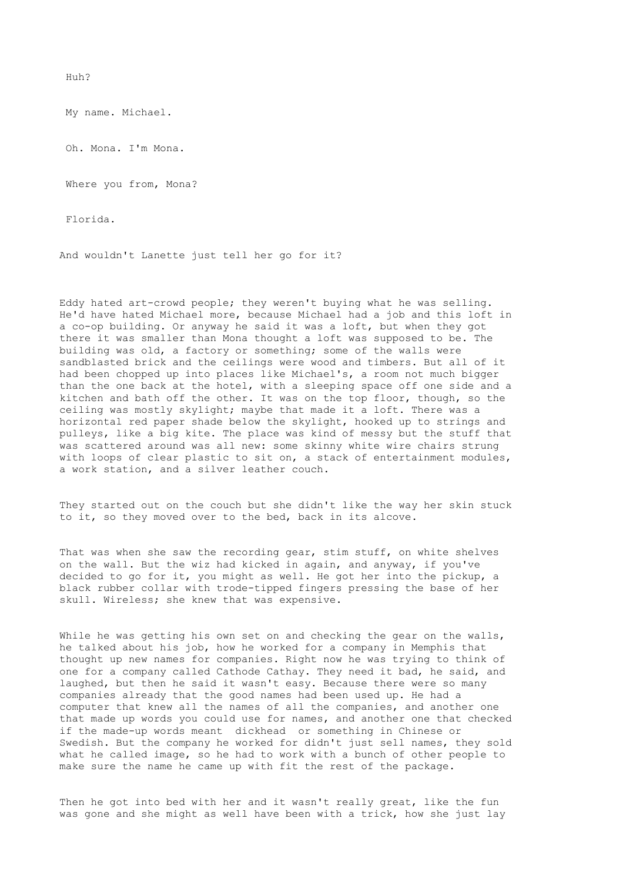Huh?

My name. Michael.

Oh. Mona. I'm Mona.

Where you from, Mona?

Florida.

And wouldn't Lanette just tell her go for it?

Eddy hated art-crowd people; they weren't buying what he was selling. He'd have hated Michael more, because Michael had a job and this loft in a co-op building. Or anyway he said it was a loft, but when they got there it was smaller than Mona thought a loft was supposed to be. The building was old, a factory or something; some of the walls were sandblasted brick and the ceilings were wood and timbers. But all of it had been chopped up into places like Michael's, a room not much bigger than the one back at the hotel, with a sleeping space off one side and a kitchen and bath off the other. It was on the top floor, though, so the ceiling was mostly skylight; maybe that made it a loft. There was a horizontal red paper shade below the skylight, hooked up to strings and pulleys, like a big kite. The place was kind of messy but the stuff that was scattered around was all new: some skinny white wire chairs strung with loops of clear plastic to sit on, a stack of entertainment modules, a work station, and a silver leather couch.

They started out on the couch but she didn't like the way her skin stuck to it, so they moved over to the bed, back in its alcove.

That was when she saw the recording gear, stim stuff, on white shelves on the wall. But the wiz had kicked in again, and anyway, if you've decided to go for it, you might as well. He got her into the pickup, a black rubber collar with trode-tipped fingers pressing the base of her skull. Wireless; she knew that was expensive.

While he was getting his own set on and checking the gear on the walls, he talked about his job, how he worked for a company in Memphis that thought up new names for companies. Right now he was trying to think of one for a company called Cathode Cathay. They need it bad, he said, and laughed, but then he said it wasn't easy. Because there were so many companies already that the good names had been used up. He had a computer that knew all the names of all the companies, and another one that made up words you could use for names, and another one that checked if the made-up words meant dickhead or something in Chinese or Swedish. But the company he worked for didn't just sell names, they sold what he called image, so he had to work with a bunch of other people to make sure the name he came up with fit the rest of the package.

Then he got into bed with her and it wasn't really great, like the fun was gone and she might as well have been with a trick, how she just lay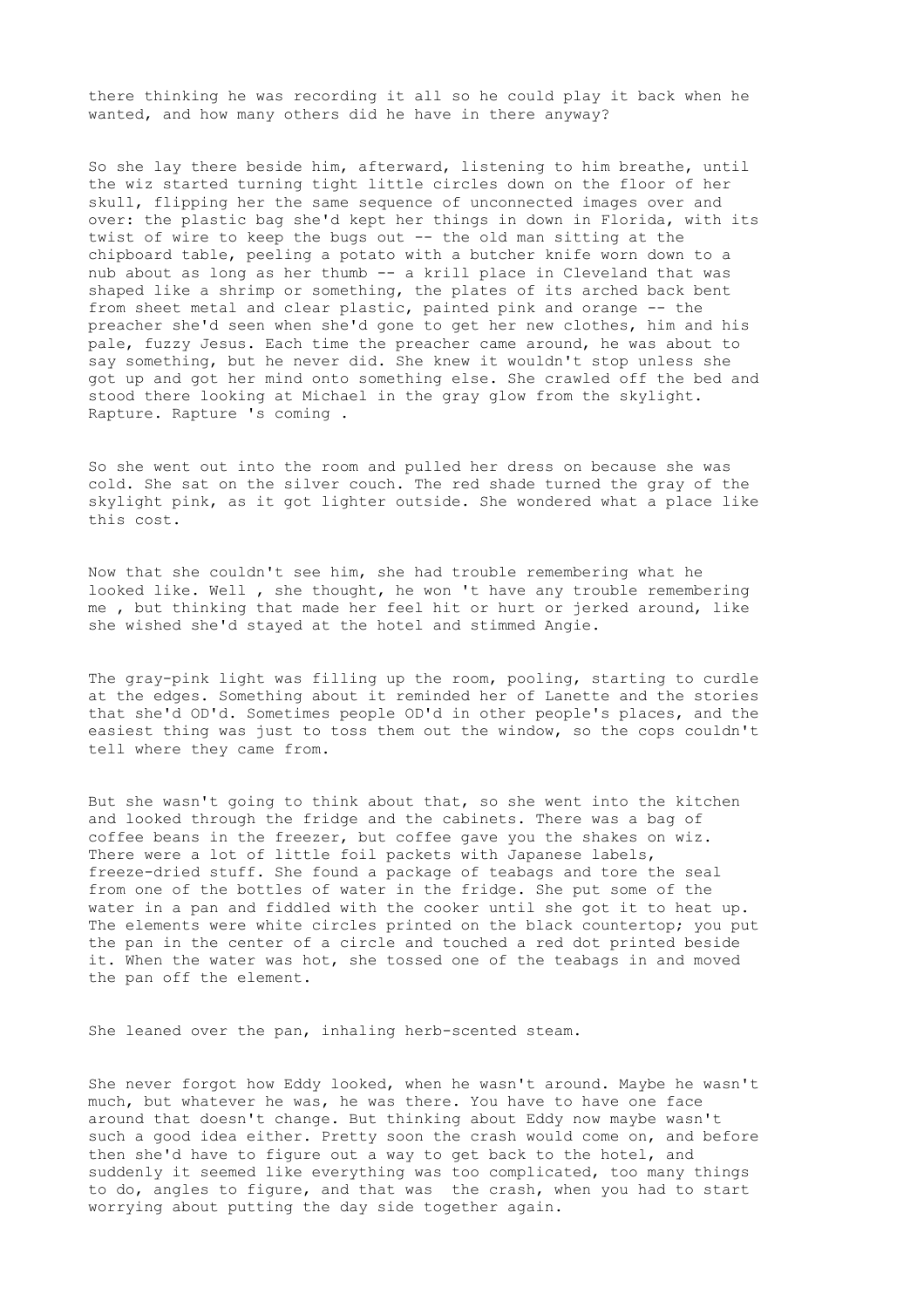there thinking he was recording it all so he could play it back when he wanted, and how many others did he have in there anyway?

So she lay there beside him, afterward, listening to him breathe, until the wiz started turning tight little circles down on the floor of her skull, flipping her the same sequence of unconnected images over and over: the plastic bag she'd kept her things in down in Florida, with its twist of wire to keep the bugs out -- the old man sitting at the chipboard table, peeling a potato with a butcher knife worn down to a nub about as long as her thumb -- a krill place in Cleveland that was shaped like a shrimp or something, the plates of its arched back bent from sheet metal and clear plastic, painted pink and orange -- the preacher she'd seen when she'd gone to get her new clothes, him and his pale, fuzzy Jesus. Each time the preacher came around, he was about to say something, but he never did. She knew it wouldn't stop unless she got up and got her mind onto something else. She crawled off the bed and stood there looking at Michael in the gray glow from the skylight. Rapture. Rapture 's coming .

So she went out into the room and pulled her dress on because she was cold. She sat on the silver couch. The red shade turned the gray of the skylight pink, as it got lighter outside. She wondered what a place like this cost.

Now that she couldn't see him, she had trouble remembering what he looked like. Well , she thought, he won 't have any trouble remembering me , but thinking that made her feel hit or hurt or jerked around, like she wished she'd stayed at the hotel and stimmed Angie.

The gray-pink light was filling up the room, pooling, starting to curdle at the edges. Something about it reminded her of Lanette and the stories that she'd OD'd. Sometimes people OD'd in other people's places, and the easiest thing was just to toss them out the window, so the cops couldn't tell where they came from.

But she wasn't going to think about that, so she went into the kitchen and looked through the fridge and the cabinets. There was a bag of coffee beans in the freezer, but coffee gave you the shakes on wiz. There were a lot of little foil packets with Japanese labels, freeze-dried stuff. She found a package of teabags and tore the seal from one of the bottles of water in the fridge. She put some of the water in a pan and fiddled with the cooker until she got it to heat up. The elements were white circles printed on the black countertop; you put the pan in the center of a circle and touched a red dot printed beside it. When the water was hot, she tossed one of the teabags in and moved the pan off the element.

She leaned over the pan, inhaling herb-scented steam.

She never forgot how Eddy looked, when he wasn't around. Maybe he wasn't much, but whatever he was, he was there. You have to have one face around that doesn't change. But thinking about Eddy now maybe wasn't such a good idea either. Pretty soon the crash would come on, and before then she'd have to figure out a way to get back to the hotel, and suddenly it seemed like everything was too complicated, too many things to do, angles to figure, and that was the crash, when you had to start worrying about putting the day side together again.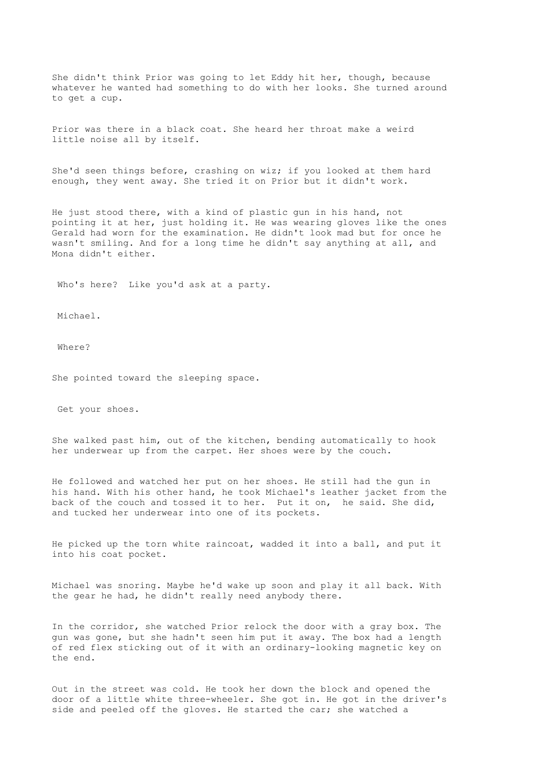She didn't think Prior was going to let Eddy hit her, though, because whatever he wanted had something to do with her looks. She turned around to get a cup.

Prior was there in a black coat. She heard her throat make a weird little noise all by itself.

She'd seen things before, crashing on wiz; if you looked at them hard enough, they went away. She tried it on Prior but it didn't work.

He just stood there, with a kind of plastic gun in his hand, not pointing it at her, just holding it. He was wearing gloves like the ones Gerald had worn for the examination. He didn't look mad but for once he wasn't smiling. And for a long time he didn't say anything at all, and Mona didn't either.

Who's here? Like you'd ask at a party.

Michael.

Where?

She pointed toward the sleeping space.

Get your shoes.

She walked past him, out of the kitchen, bending automatically to hook her underwear up from the carpet. Her shoes were by the couch.

He followed and watched her put on her shoes. He still had the gun in his hand. With his other hand, he took Michael's leather jacket from the back of the couch and tossed it to her. Put it on, he said. She did, and tucked her underwear into one of its pockets.

He picked up the torn white raincoat, wadded it into a ball, and put it into his coat pocket.

Michael was snoring. Maybe he'd wake up soon and play it all back. With the gear he had, he didn't really need anybody there.

In the corridor, she watched Prior relock the door with a gray box. The gun was gone, but she hadn't seen him put it away. The box had a length of red flex sticking out of it with an ordinary-looking magnetic key on the end.

Out in the street was cold. He took her down the block and opened the door of a little white three-wheeler. She got in. He got in the driver's side and peeled off the gloves. He started the car; she watched a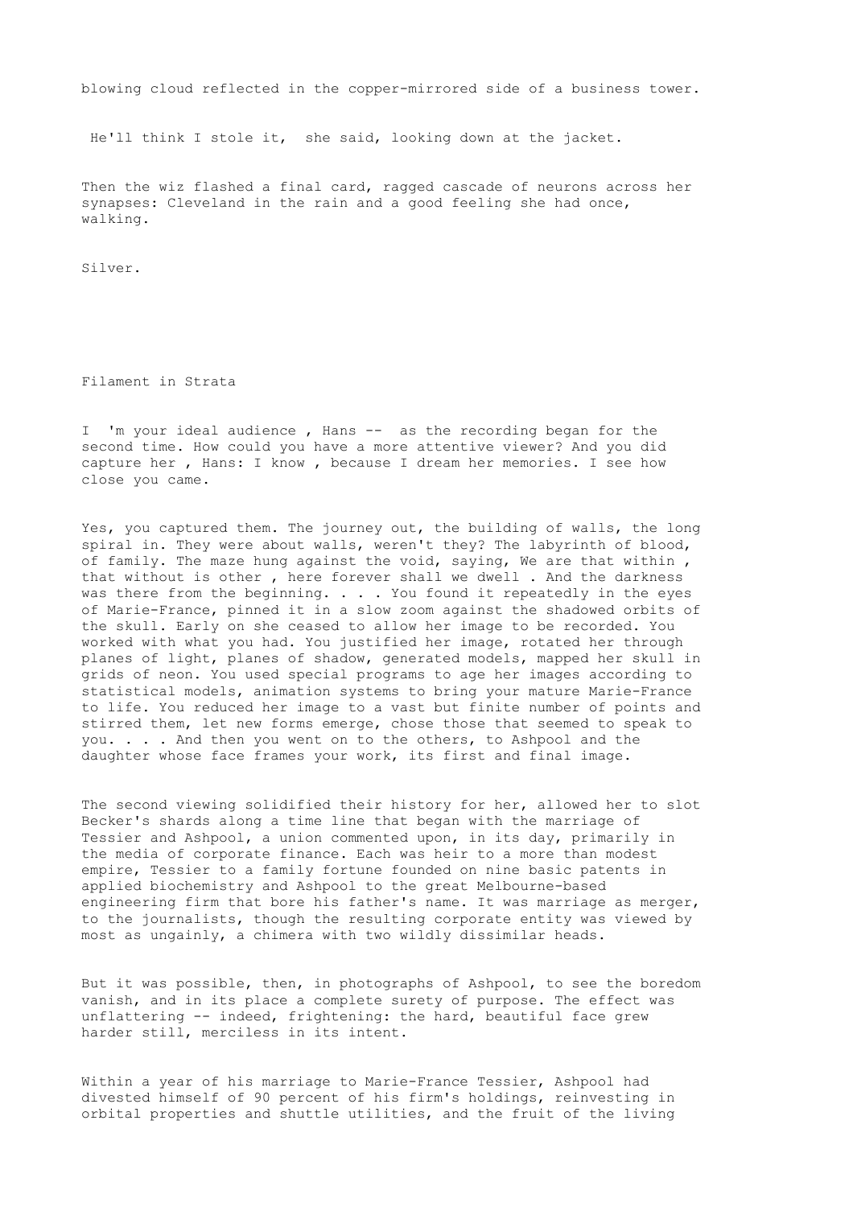blowing cloud reflected in the copper-mirrored side of a business tower.

He'll think I stole it, she said, looking down at the jacket.

Then the wiz flashed a final card, ragged cascade of neurons across her synapses: Cleveland in the rain and a good feeling she had once, walking.

Silver.

## Filament in Strata

I 'm your ideal audience , Hans -- as the recording began for the second time. How could you have a more attentive viewer? And you did capture her , Hans: I know , because I dream her memories. I see how close you came.

Yes, you captured them. The journey out, the building of walls, the long spiral in. They were about walls, weren't they? The labyrinth of blood, of family. The maze hung against the void, saying, We are that within , that without is other , here forever shall we dwell . And the darkness was there from the beginning. . . . You found it repeatedly in the eyes of Marie-France, pinned it in a slow zoom against the shadowed orbits of the skull. Early on she ceased to allow her image to be recorded. You worked with what you had. You justified her image, rotated her through planes of light, planes of shadow, generated models, mapped her skull in grids of neon. You used special programs to age her images according to statistical models, animation systems to bring your mature Marie-France to life. You reduced her image to a vast but finite number of points and stirred them, let new forms emerge, chose those that seemed to speak to you. . . . And then you went on to the others, to Ashpool and the daughter whose face frames your work, its first and final image.

The second viewing solidified their history for her, allowed her to slot Becker's shards along a time line that began with the marriage of Tessier and Ashpool, a union commented upon, in its day, primarily in the media of corporate finance. Each was heir to a more than modest empire, Tessier to a family fortune founded on nine basic patents in applied biochemistry and Ashpool to the great Melbourne-based engineering firm that bore his father's name. It was marriage as merger, to the journalists, though the resulting corporate entity was viewed by most as ungainly, a chimera with two wildly dissimilar heads.

But it was possible, then, in photographs of Ashpool, to see the boredom vanish, and in its place a complete surety of purpose. The effect was unflattering -- indeed, frightening: the hard, beautiful face grew harder still, merciless in its intent.

Within a year of his marriage to Marie-France Tessier, Ashpool had divested himself of 90 percent of his firm's holdings, reinvesting in orbital properties and shuttle utilities, and the fruit of the living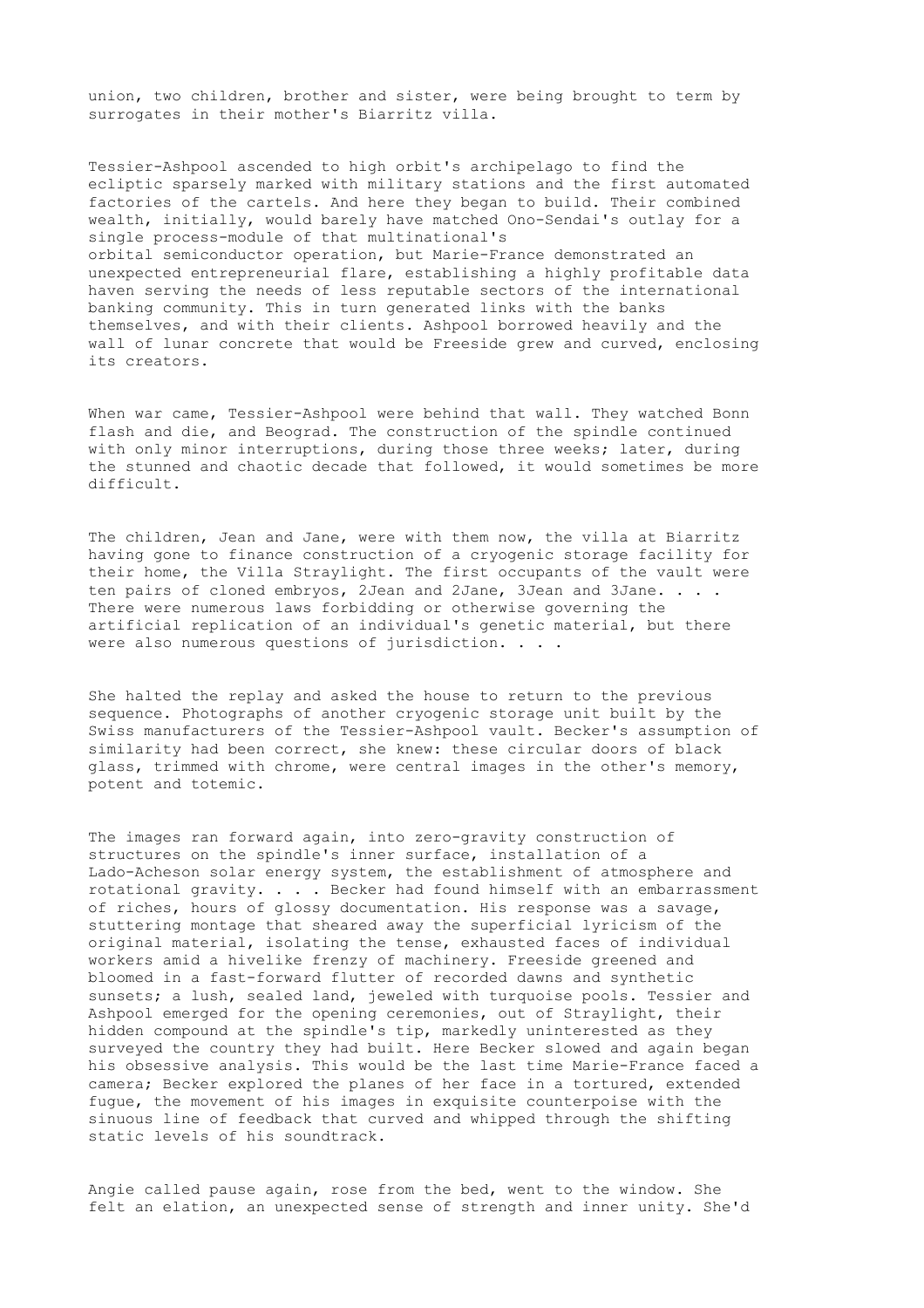union, two children, brother and sister, were being brought to term by surrogates in their mother's Biarritz villa.

Tessier-Ashpool ascended to high orbit's archipelago to find the ecliptic sparsely marked with military stations and the first automated factories of the cartels. And here they began to build. Their combined wealth, initially, would barely have matched Ono-Sendai's outlay for a single process-module of that multinational's orbital semiconductor operation, but Marie-France demonstrated an unexpected entrepreneurial flare, establishing a highly profitable data haven serving the needs of less reputable sectors of the international banking community. This in turn generated links with the banks themselves, and with their clients. Ashpool borrowed heavily and the wall of lunar concrete that would be Freeside grew and curved, enclosing its creators.

When war came, Tessier-Ashpool were behind that wall. They watched Bonn flash and die, and Beograd. The construction of the spindle continued with only minor interruptions, during those three weeks; later, during the stunned and chaotic decade that followed, it would sometimes be more difficult.

The children, Jean and Jane, were with them now, the villa at Biarritz having gone to finance construction of a cryogenic storage facility for their home, the Villa Straylight. The first occupants of the vault were ten pairs of cloned embryos, 2Jean and 2Jane, 3Jean and 3Jane. . . . There were numerous laws forbidding or otherwise governing the artificial replication of an individual's genetic material, but there were also numerous questions of jurisdiction. . . .

She halted the replay and asked the house to return to the previous sequence. Photographs of another cryogenic storage unit built by the Swiss manufacturers of the Tessier-Ashpool vault. Becker's assumption of similarity had been correct, she knew: these circular doors of black glass, trimmed with chrome, were central images in the other's memory, potent and totemic.

The images ran forward again, into zero-gravity construction of structures on the spindle's inner surface, installation of a Lado-Acheson solar energy system, the establishment of atmosphere and rotational gravity. . . . Becker had found himself with an embarrassment of riches, hours of glossy documentation. His response was a savage, stuttering montage that sheared away the superficial lyricism of the original material, isolating the tense, exhausted faces of individual workers amid a hivelike frenzy of machinery. Freeside greened and bloomed in a fast-forward flutter of recorded dawns and synthetic sunsets; a lush, sealed land, jeweled with turquoise pools. Tessier and Ashpool emerged for the opening ceremonies, out of Straylight, their hidden compound at the spindle's tip, markedly uninterested as they surveyed the country they had built. Here Becker slowed and again began his obsessive analysis. This would be the last time Marie-France faced a camera; Becker explored the planes of her face in a tortured, extended fugue, the movement of his images in exquisite counterpoise with the sinuous line of feedback that curved and whipped through the shifting static levels of his soundtrack.

Angie called pause again, rose from the bed, went to the window. She felt an elation, an unexpected sense of strength and inner unity. She'd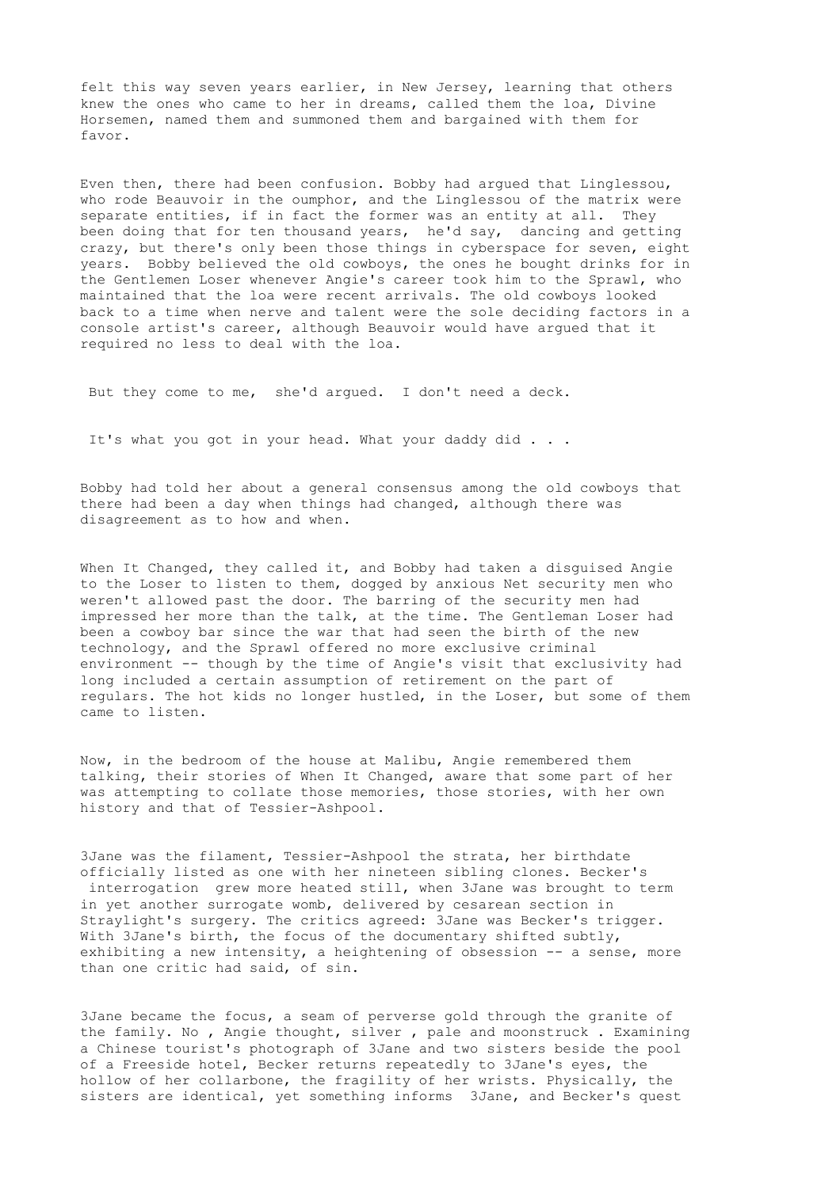felt this way seven years earlier, in New Jersey, learning that others knew the ones who came to her in dreams, called them the loa, Divine Horsemen, named them and summoned them and bargained with them for favor.

Even then, there had been confusion. Bobby had argued that Linglessou, who rode Beauvoir in the oumphor, and the Linglessou of the matrix were separate entities, if in fact the former was an entity at all. They been doing that for ten thousand years, he'd say, dancing and getting crazy, but there's only been those things in cyberspace for seven, eight years. Bobby believed the old cowboys, the ones he bought drinks for in the Gentlemen Loser whenever Angie's career took him to the Sprawl, who maintained that the loa were recent arrivals. The old cowboys looked back to a time when nerve and talent were the sole deciding factors in a console artist's career, although Beauvoir would have argued that it required no less to deal with the loa.

But they come to me, she'd argued. I don't need a deck.

It's what you got in your head. What your daddy did . . .

Bobby had told her about a general consensus among the old cowboys that there had been a day when things had changed, although there was disagreement as to how and when.

When It Changed, they called it, and Bobby had taken a disguised Angie to the Loser to listen to them, dogged by anxious Net security men who weren't allowed past the door. The barring of the security men had impressed her more than the talk, at the time. The Gentleman Loser had been a cowboy bar since the war that had seen the birth of the new technology, and the Sprawl offered no more exclusive criminal environment -- though by the time of Angie's visit that exclusivity had long included a certain assumption of retirement on the part of regulars. The hot kids no longer hustled, in the Loser, but some of them came to listen.

Now, in the bedroom of the house at Malibu, Angie remembered them talking, their stories of When It Changed, aware that some part of her was attempting to collate those memories, those stories, with her own history and that of Tessier-Ashpool.

3Jane was the filament, Tessier-Ashpool the strata, her birthdate officially listed as one with her nineteen sibling clones. Becker's interrogation grew more heated still, when 3Jane was brought to term in yet another surrogate womb, delivered by cesarean section in Straylight's surgery. The critics agreed: 3Jane was Becker's trigger. With 3Jane's birth, the focus of the documentary shifted subtly, exhibiting a new intensity, a heightening of obsession -- a sense, more than one critic had said, of sin.

3Jane became the focus, a seam of perverse gold through the granite of the family. No , Angie thought, silver , pale and moonstruck . Examining a Chinese tourist's photograph of 3Jane and two sisters beside the pool of a Freeside hotel, Becker returns repeatedly to 3Jane's eyes, the hollow of her collarbone, the fragility of her wrists. Physically, the sisters are identical, yet something informs 3Jane, and Becker's quest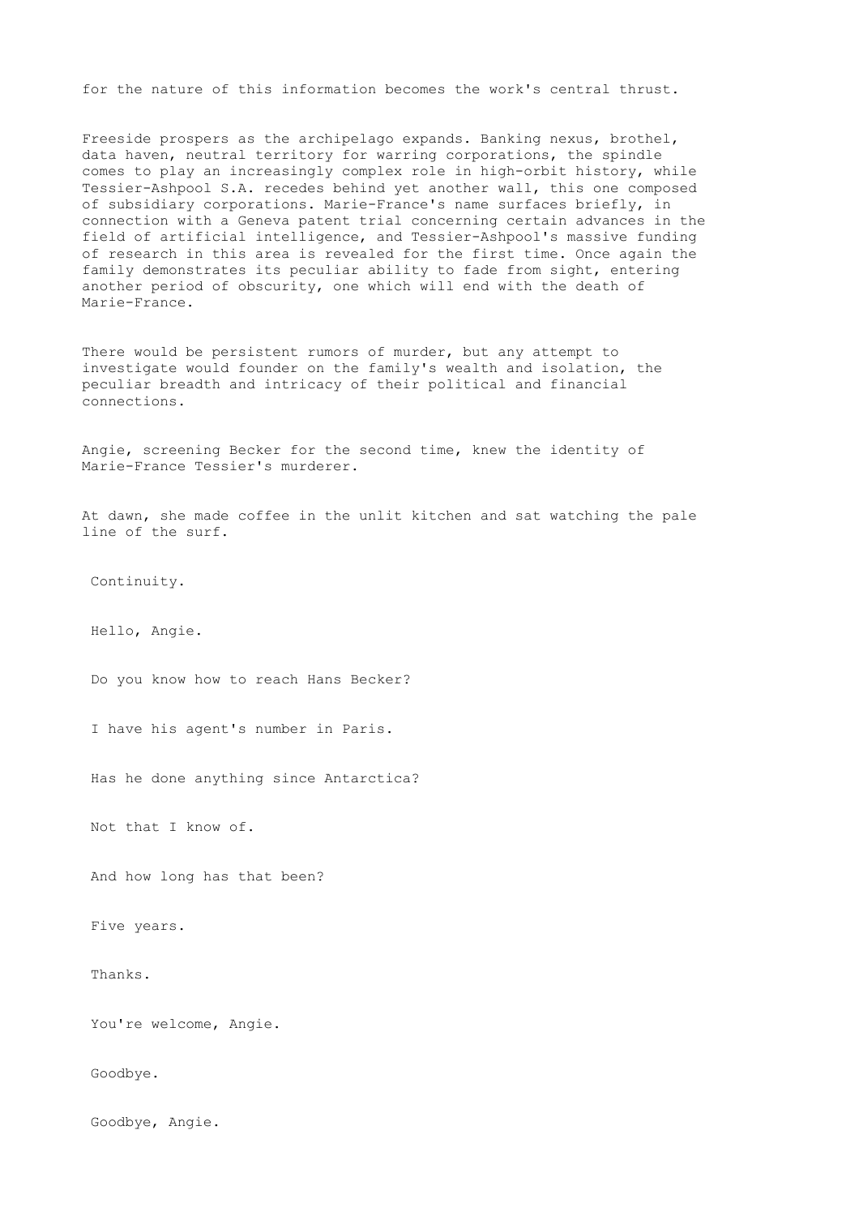for the nature of this information becomes the work's central thrust.

Freeside prospers as the archipelago expands. Banking nexus, brothel, data haven, neutral territory for warring corporations, the spindle comes to play an increasingly complex role in high-orbit history, while Tessier-Ashpool S.A. recedes behind yet another wall, this one composed of subsidiary corporations. Marie-France's name surfaces briefly, in connection with a Geneva patent trial concerning certain advances in the field of artificial intelligence, and Tessier-Ashpool's massive funding of research in this area is revealed for the first time. Once again the family demonstrates its peculiar ability to fade from sight, entering another period of obscurity, one which will end with the death of Marie-France.

There would be persistent rumors of murder, but any attempt to investigate would founder on the family's wealth and isolation, the peculiar breadth and intricacy of their political and financial connections.

Angie, screening Becker for the second time, knew the identity of Marie-France Tessier's murderer.

At dawn, she made coffee in the unlit kitchen and sat watching the pale line of the surf.

Continuity.

Hello, Angie.

Do you know how to reach Hans Becker?

I have his agent's number in Paris.

Has he done anything since Antarctica?

Not that I know of.

And how long has that been?

Five years.

Thanks.

You're welcome, Angie.

Goodbye.

Goodbye, Angie.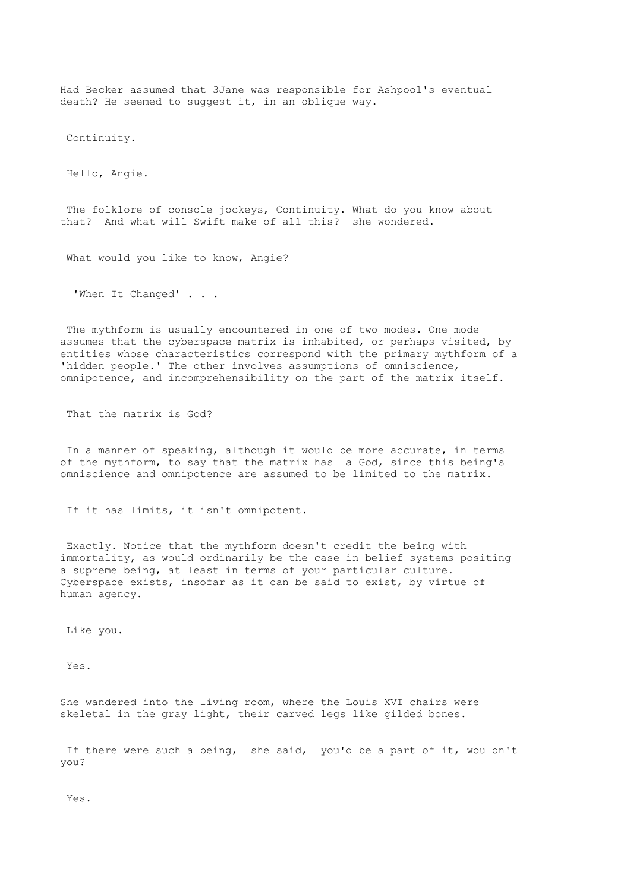Had Becker assumed that 3Jane was responsible for Ashpool's eventual death? He seemed to suggest it, in an oblique way.

Continuity.

Hello, Angie.

The folklore of console jockeys, Continuity. What do you know about that? And what will Swift make of all this? she wondered.

What would you like to know, Angie?

'When It Changed' . . .

The mythform is usually encountered in one of two modes. One mode assumes that the cyberspace matrix is inhabited, or perhaps visited, by entities whose characteristics correspond with the primary mythform of a 'hidden people.' The other involves assumptions of omniscience, omnipotence, and incomprehensibility on the part of the matrix itself.

That the matrix is God?

In a manner of speaking, although it would be more accurate, in terms of the mythform, to say that the matrix has a God, since this being's omniscience and omnipotence are assumed to be limited to the matrix.

If it has limits, it isn't omnipotent.

Exactly. Notice that the mythform doesn't credit the being with immortality, as would ordinarily be the case in belief systems positing a supreme being, at least in terms of your particular culture. Cyberspace exists, insofar as it can be said to exist, by virtue of human agency.

Like you.

Yes.

She wandered into the living room, where the Louis XVI chairs were skeletal in the gray light, their carved legs like gilded bones.

If there were such a being, she said, you'd be a part of it, wouldn't you?

Yes.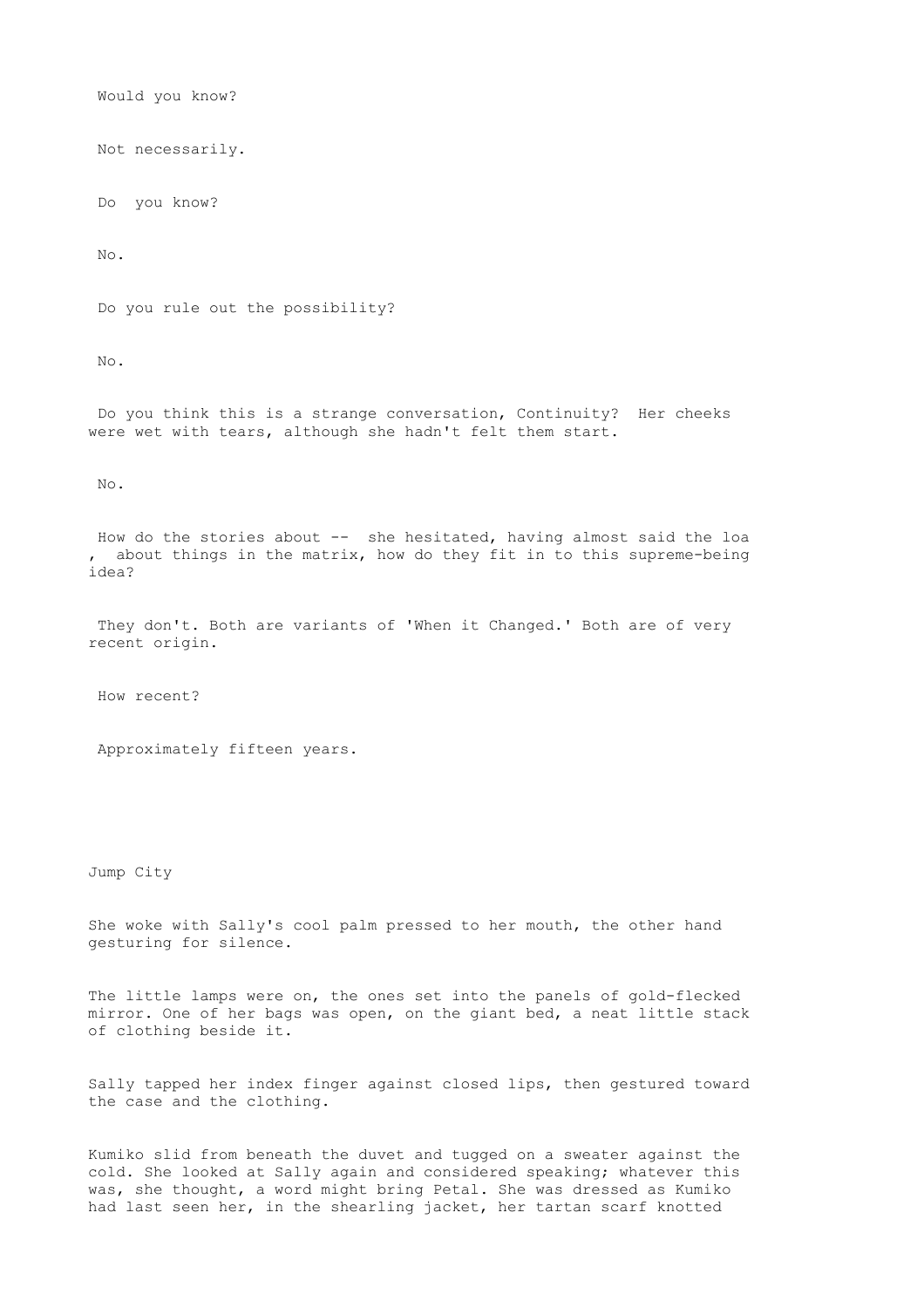Would you know?

Not necessarily.

Do you know?

No.

Do you rule out the possibility?

No.

Do you think this is a strange conversation, Continuity? Her cheeks were wet with tears, although she hadn't felt them start.

No.

How do the stories about -- she hesitated, having almost said the loa, about things in the matrix, how do they fit in to this supreme-being idea?

They don't. Both are variants of 'When it Changed.' Both are of very recent origin.

How recent?

Approximately fifteen years.

## Jump City

She woke with Sally's cool palm pressed to her mouth, the other hand gesturing for silence.

The little lamps were on, the ones set into the panels of gold-flecked mirror. One of her bags was open, on the giant bed, a neat little stack of clothing beside it.

Sally tapped her index finger against closed lips, then gestured toward the case and the clothing.

Kumiko slid from beneath the duvet and tugged on a sweater against the cold. She looked at Sally again and considered speaking; whatever this was, she thought, a word might bring Petal. She was dressed as Kumiko had last seen her, in the shearling jacket, her tartan scarf knotted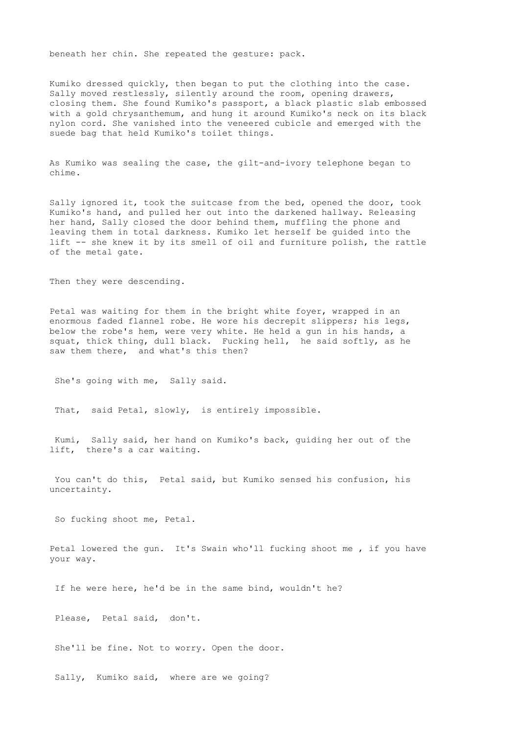beneath her chin. She repeated the gesture: pack.

Kumiko dressed quickly, then began to put the clothing into the case. Sally moved restlessly, silently around the room, opening drawers, closing them. She found Kumiko's passport, a black plastic slab embossed with a gold chrysanthemum, and hung it around Kumiko's neck on its black nylon cord. She vanished into the veneered cubicle and emerged with the suede bag that held Kumiko's toilet things.

As Kumiko was sealing the case, the gilt-and-ivory telephone began to chime.

Sally ignored it, took the suitcase from the bed, opened the door, took Kumiko's hand, and pulled her out into the darkened hallway. Releasing her hand, Sally closed the door behind them, muffling the phone and leaving them in total darkness. Kumiko let herself be guided into the lift -- she knew it by its smell of oil and furniture polish, the rattle of the metal gate.

Then they were descending.

Petal was waiting for them in the bright white foyer, wrapped in an enormous faded flannel robe. He wore his decrepit slippers; his legs, below the robe's hem, were very white. He held a gun in his hands, a squat, thick thing, dull black. Fucking hell, he said softly, as he saw them there, and what's this then?

She's going with me, Sally said.

That, said Petal, slowly, is entirely impossible.

Kumi, Sally said, her hand on Kumiko's back, guiding her out of the lift, there's a car waiting.

You can't do this, Petal said, but Kumiko sensed his confusion, his uncertainty.

So fucking shoot me, Petal.

Petal lowered the gun. It's Swain who'll fucking shoot me , if you have your way.

If he were here, he'd be in the same bind, wouldn't he?

Please, Petal said, don't.

She'll be fine. Not to worry. Open the door.

Sally, Kumiko said, where are we going?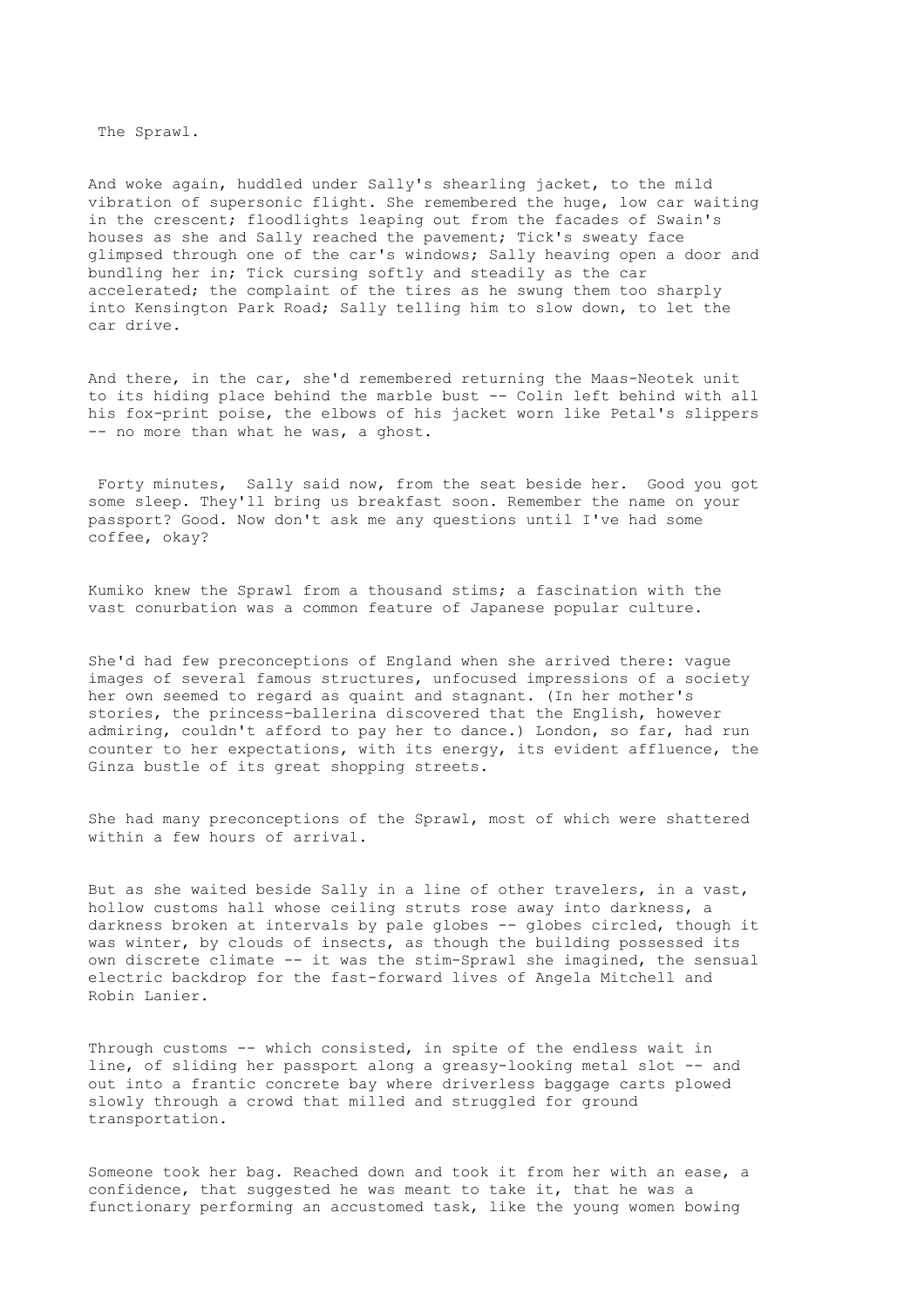The Sprawl.

And woke again, huddled under Sally's shearling jacket, to the mild vibration of supersonic flight. She remembered the huge, low car waiting in the crescent; floodlights leaping out from the facades of Swain's houses as she and Sally reached the pavement; Tick's sweaty face glimpsed through one of the car's windows; Sally heaving open a door and bundling her in; Tick cursing softly and steadily as the car accelerated; the complaint of the tires as he swung them too sharply into Kensington Park Road; Sally telling him to slow down, to let the car drive.

And there, in the car, she'd remembered returning the Maas-Neotek unit to its hiding place behind the marble bust -- Colin left behind with all his fox-print poise, the elbows of his jacket worn like Petal's slippers -- no more than what he was, a ghost.

Forty minutes, Sally said now, from the seat beside her. Good you got some sleep. They'll bring us breakfast soon. Remember the name on your passport? Good. Now don't ask me any questions until I've had some coffee, okay?

Kumiko knew the Sprawl from a thousand stims; a fascination with the vast conurbation was a common feature of Japanese popular culture.

She'd had few preconceptions of England when she arrived there: vague images of several famous structures, unfocused impressions of a society her own seemed to regard as quaint and stagnant. (In her mother's stories, the princess-ballerina discovered that the English, however admiring, couldn't afford to pay her to dance.) London, so far, had run counter to her expectations, with its energy, its evident affluence, the Ginza bustle of its great shopping streets.

She had many preconceptions of the Sprawl, most of which were shattered within a few hours of arrival.

But as she waited beside Sally in a line of other travelers, in a vast, hollow customs hall whose ceiling struts rose away into darkness, a darkness broken at intervals by pale globes -- globes circled, though it was winter, by clouds of insects, as though the building possessed its own discrete climate -- it was the stim-Sprawl she imagined, the sensual electric backdrop for the fast-forward lives of Angela Mitchell and Robin Lanier.

Through customs -- which consisted, in spite of the endless wait in line, of sliding her passport along a greasy-looking metal slot -- and out into a frantic concrete bay where driverless baggage carts plowed slowly through a crowd that milled and struggled for ground transportation.

Someone took her bag. Reached down and took it from her with an ease, a confidence, that suggested he was meant to take it, that he was a functionary performing an accustomed task, like the young women bowing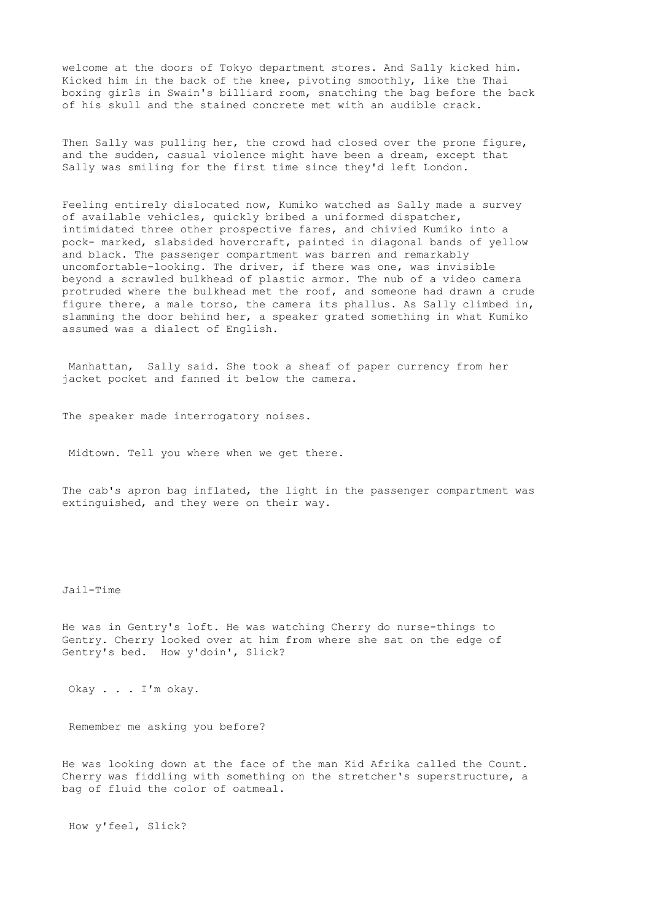welcome at the doors of Tokyo department stores. And Sally kicked him. Kicked him in the back of the knee, pivoting smoothly, like the Thai boxing girls in Swain's billiard room, snatching the bag before the back of his skull and the stained concrete met with an audible crack.

Then Sally was pulling her, the crowd had closed over the prone figure, and the sudden, casual violence might have been a dream, except that Sally was smiling for the first time since they'd left London.

Feeling entirely dislocated now, Kumiko watched as Sally made a survey of available vehicles, quickly bribed a uniformed dispatcher, intimidated three other prospective fares, and chivied Kumiko into a pock- marked, slabsided hovercraft, painted in diagonal bands of yellow and black. The passenger compartment was barren and remarkably uncomfortable-looking. The driver, if there was one, was invisible beyond a scrawled bulkhead of plastic armor. The nub of a video camera protruded where the bulkhead met the roof, and someone had drawn a crude figure there, a male torso, the camera its phallus. As Sally climbed in, slamming the door behind her, a speaker grated something in what Kumiko assumed was a dialect of English.

Manhattan, Sally said. She took a sheaf of paper currency from her jacket pocket and fanned it below the camera.

The speaker made interrogatory noises.

Midtown. Tell you where when we get there.

The cab's apron bag inflated, the light in the passenger compartment was extinguished, and they were on their way.

## Jail-Time

He was in Gentry's loft. He was watching Cherry do nurse-things to Gentry. Cherry looked over at him from where she sat on the edge of Gentry's bed. How y'doin', Slick?

Okay . . . I'm okay.

Remember me asking you before?

He was looking down at the face of the man Kid Afrika called the Count. Cherry was fiddling with something on the stretcher's superstructure, a bag of fluid the color of oatmeal.

How y'feel, Slick?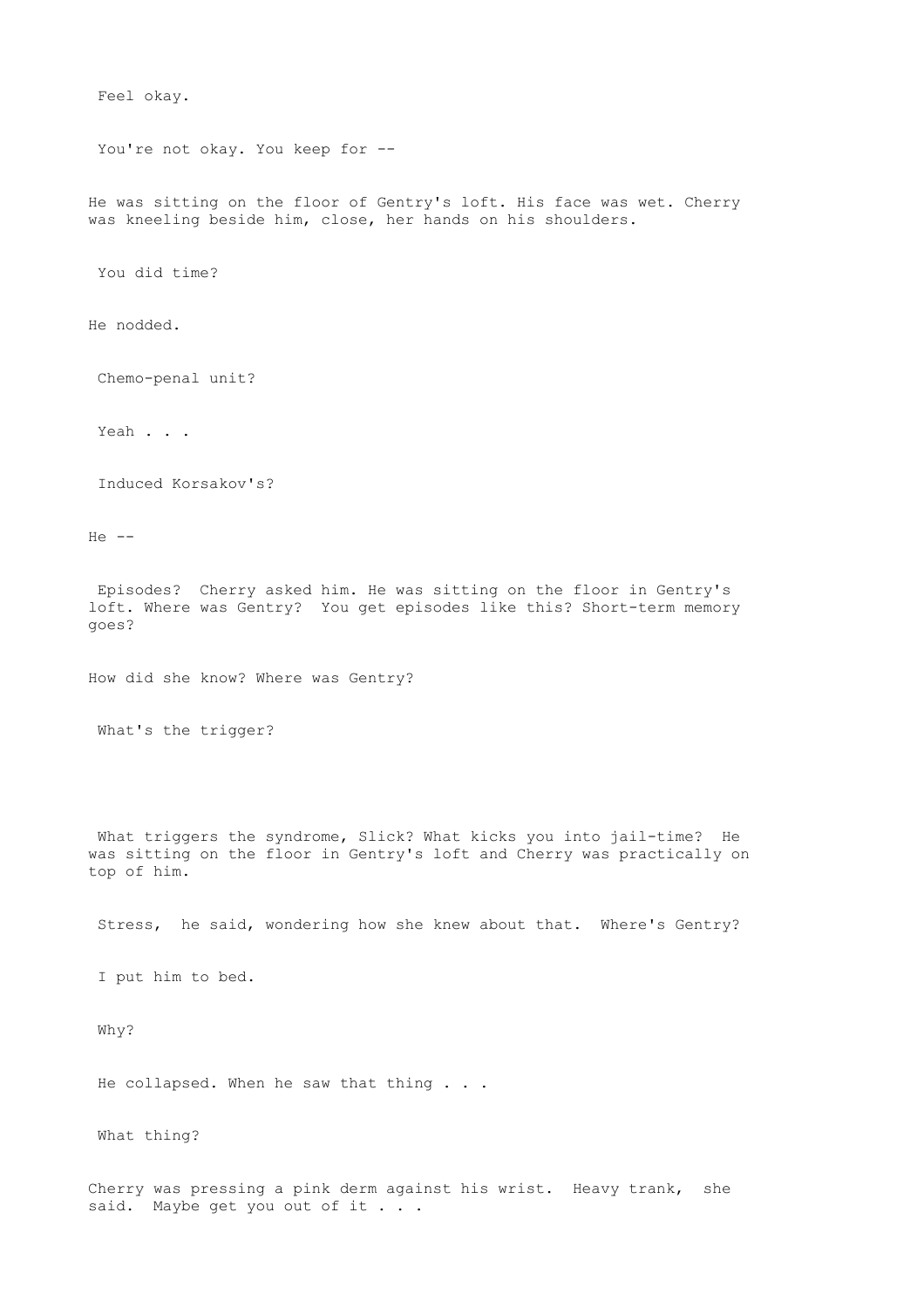Feel okay.

You're not okay. You keep for --

He was sitting on the floor of Gentry's loft. His face was wet. Cherry was kneeling beside him, close, her hands on his shoulders.

You did time?

He nodded.

Chemo-penal unit?

Yeah . . .

Induced Korsakov's?

He --

Episodes? Cherry asked him. He was sitting on the floor in Gentry's loft. Where was Gentry? You get episodes like this? Short-term memory goes?

How did she know? Where was Gentry?

What's the trigger?

What triggers the syndrome, Slick? What kicks you into jail-time? He was sitting on the floor in Gentry's loft and Cherry was practically on top of him.

Stress, he said, wondering how she knew about that. Where's Gentry?

I put him to bed.

Why?

He collapsed. When he saw that thing . . .

What thing?

Cherry was pressing a pink derm against his wrist. Heavy trank, she said. Maybe get you out of it . . .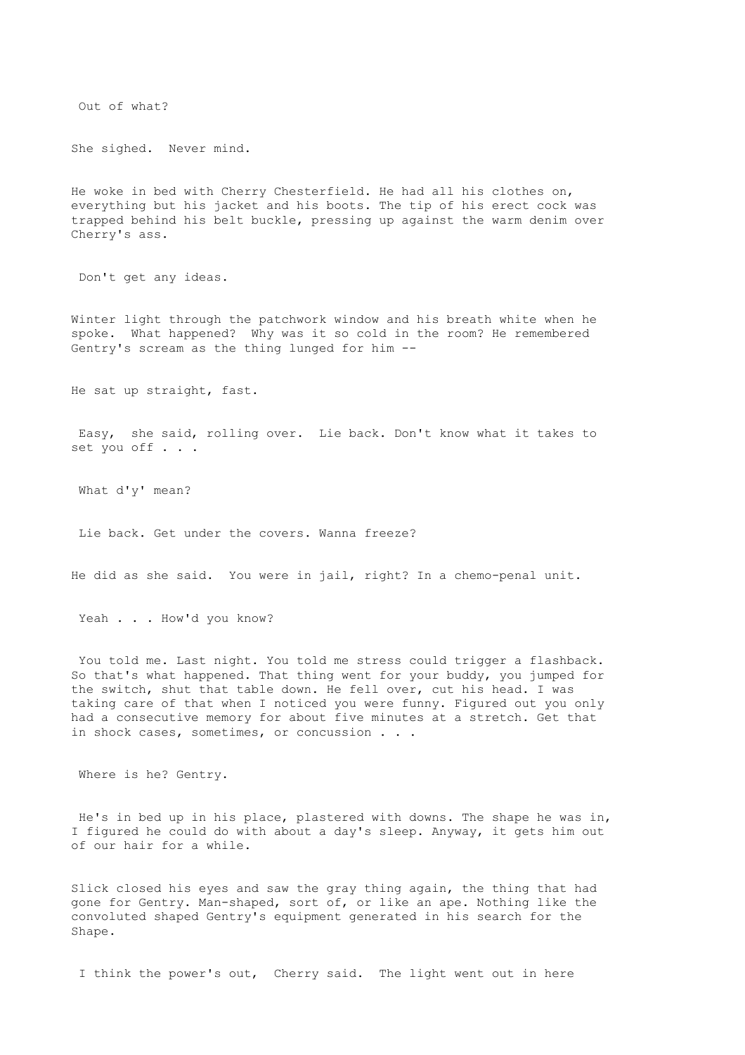Out of what?

She sighed. Never mind.

He woke in bed with Cherry Chesterfield. He had all his clothes on, everything but his jacket and his boots. The tip of his erect cock was trapped behind his belt buckle, pressing up against the warm denim over Cherry's ass.

Don't get any ideas.

Winter light through the patchwork window and his breath white when he spoke. What happened? Why was it so cold in the room? He remembered Gentry's scream as the thing lunged for him --

He sat up straight, fast.

Easy, she said, rolling over. Lie back. Don't know what it takes to set you off . . .

What d'y' mean?

Lie back. Get under the covers. Wanna freeze?

He did as she said. You were in jail, right? In a chemo-penal unit.

Yeah . . . How'd you know?

You told me. Last night. You told me stress could trigger a flashback. So that's what happened. That thing went for your buddy, you jumped for the switch, shut that table down. He fell over, cut his head. I was taking care of that when I noticed you were funny. Figured out you only had a consecutive memory for about five minutes at a stretch. Get that in shock cases, sometimes, or concussion . . .

Where is he? Gentry.

He's in bed up in his place, plastered with downs. The shape he was in, I figured he could do with about a day's sleep. Anyway, it gets him out of our hair for a while.

Slick closed his eyes and saw the gray thing again, the thing that had gone for Gentry. Man-shaped, sort of, or like an ape. Nothing like the convoluted shaped Gentry's equipment generated in his search for the Shape.

I think the power's out, Cherry said. The light went out in here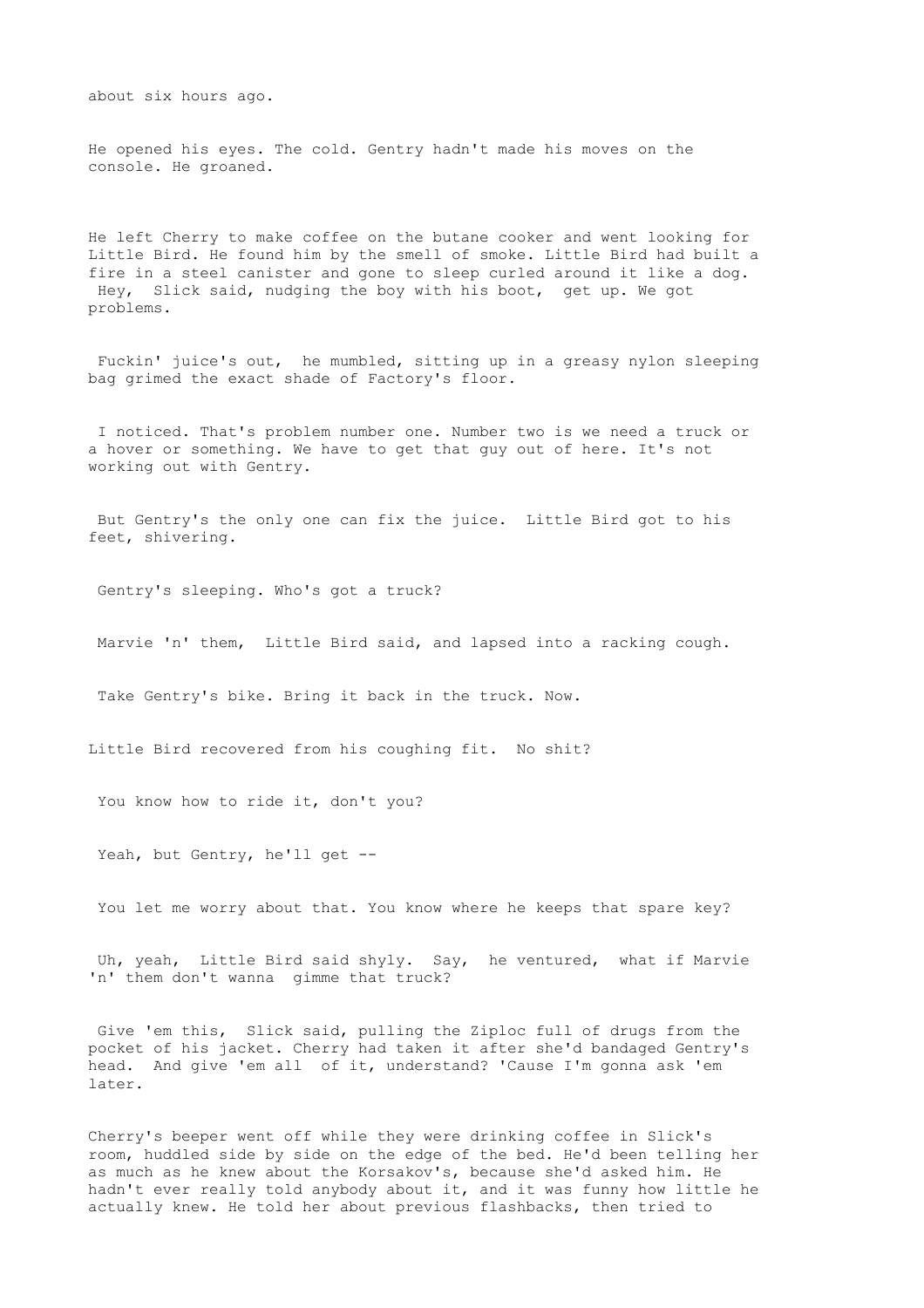about six hours ago.

He opened his eyes. The cold. Gentry hadn't made his moves on the console. He groaned.

He left Cherry to make coffee on the butane cooker and went looking for Little Bird. He found him by the smell of smoke. Little Bird had built a fire in a steel canister and gone to sleep curled around it like a dog. Hey, Slick said, nudging the boy with his boot, get up. We got problems.

Fuckin' juice's out, he mumbled, sitting up in a greasy nylon sleeping bag grimed the exact shade of Factory's floor.

I noticed. That's problem number one. Number two is we need a truck or a hover or something. We have to get that guy out of here. It's not working out with Gentry.

But Gentry's the only one can fix the juice. Little Bird got to his feet, shivering.

Gentry's sleeping. Who's got a truck?

Marvie 'n' them, Little Bird said, and lapsed into a racking cough.

Take Gentry's bike. Bring it back in the truck. Now.

Little Bird recovered from his coughing fit. No shit?

You know how to ride it, don't you?

Yeah, but Gentry, he'll get --

You let me worry about that. You know where he keeps that spare key?

Uh, yeah, Little Bird said shyly. Say, he ventured, what if Marvie 'n' them don't wanna gimme that truck?

Give 'em this, Slick said, pulling the Ziploc full of drugs from the pocket of his jacket. Cherry had taken it after she'd bandaged Gentry's head. And give 'em all of it, understand? 'Cause I'm gonna ask 'em later.

Cherry's beeper went off while they were drinking coffee in Slick's room, huddled side by side on the edge of the bed. He'd been telling her as much as he knew about the Korsakov's, because she'd asked him. He hadn't ever really told anybody about it, and it was funny how little he actually knew. He told her about previous flashbacks, then tried to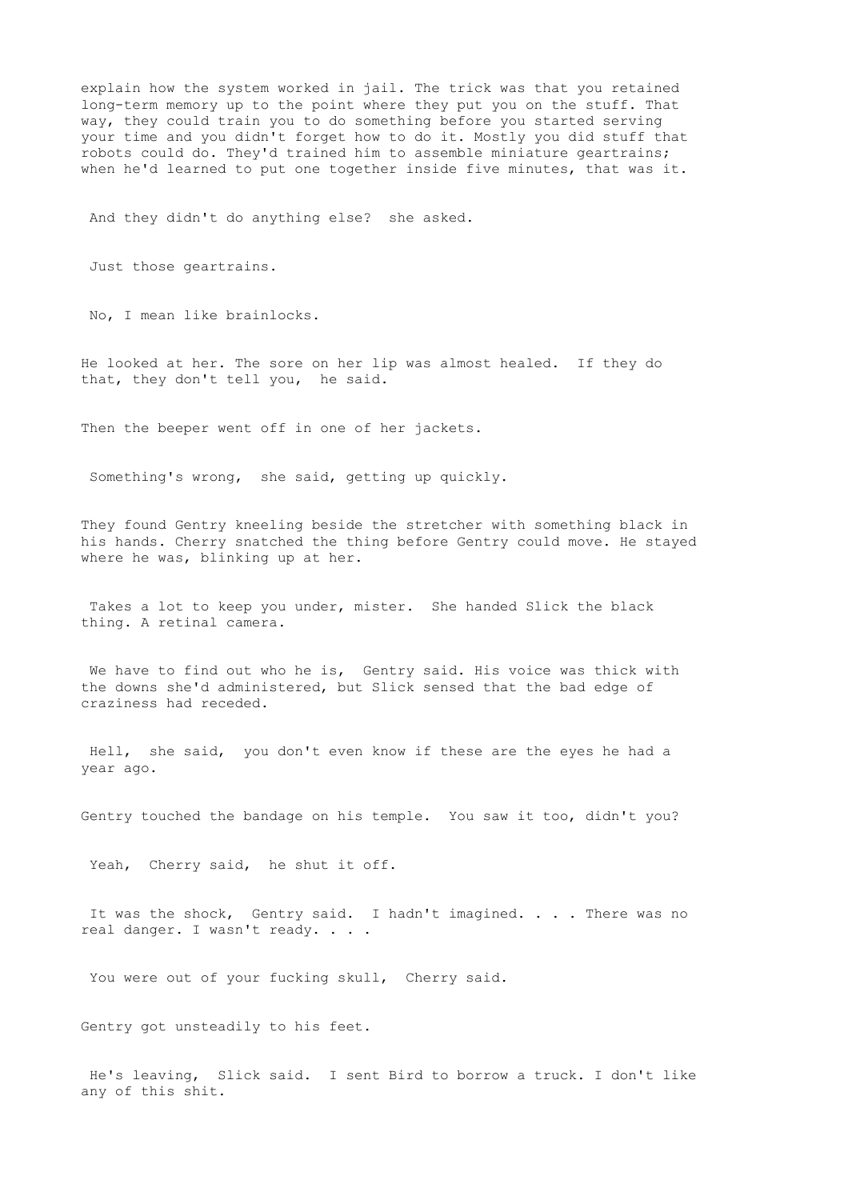explain how the system worked in jail. The trick was that you retained long-term memory up to the point where they put you on the stuff. That way, they could train you to do something before you started serving your time and you didn't forget how to do it. Mostly you did stuff that robots could do. They'd trained him to assemble miniature geartrains; when he'd learned to put one together inside five minutes, that was it.

And they didn't do anything else? she asked.

Just those geartrains.

No, I mean like brainlocks.

He looked at her. The sore on her lip was almost healed. If they do that, they don't tell you, he said.

Then the beeper went off in one of her jackets.

Something's wrong, she said, getting up quickly.

They found Gentry kneeling beside the stretcher with something black in his hands. Cherry snatched the thing before Gentry could move. He stayed where he was, blinking up at her.

Takes a lot to keep you under, mister. She handed Slick the black thing. A retinal camera.

We have to find out who he is, Gentry said. His voice was thick with the downs she'd administered, but Slick sensed that the bad edge of craziness had receded.

Hell, she said, you don't even know if these are the eyes he had a year ago.

Gentry touched the bandage on his temple. You saw it too, didn't you?

Yeah, Cherry said, he shut it off.

It was the shock, Gentry said. I hadn't imagined. . . . There was no real danger. I wasn't ready. . . .

You were out of your fucking skull, Cherry said.

Gentry got unsteadily to his feet.

He's leaving, Slick said. I sent Bird to borrow a truck. I don't like any of this shit.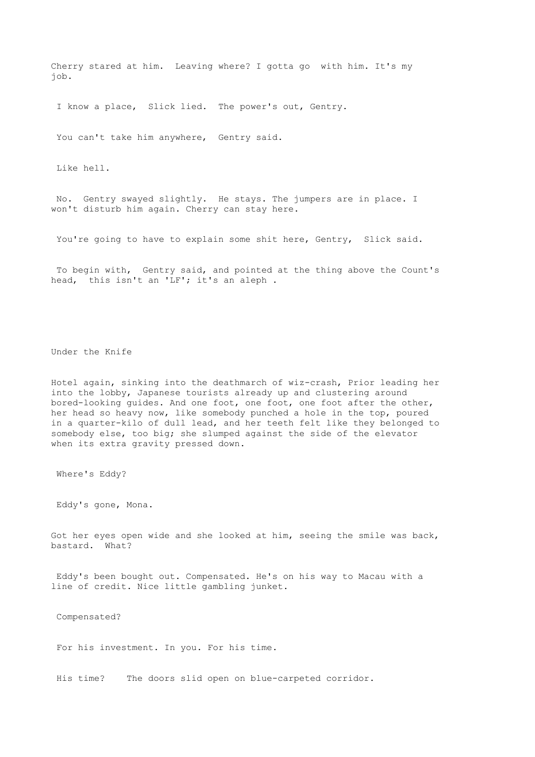Cherry stared at him. Leaving where? I gotta go with him. It's my job.

I know a place, Slick lied. The power's out, Gentry.

You can't take him anywhere, Gentry said.

Like hell.

No. Gentry swayed slightly. He stays. The jumpers are in place. I won't disturb him again. Cherry can stay here.

You're going to have to explain some shit here, Gentry, Slick said.

To begin with, Gentry said, and pointed at the thing above the Count's head, this isn't an 'LF'; it's an aleph .

## Under the Knife

Hotel again, sinking into the deathmarch of wiz-crash, Prior leading her into the lobby, Japanese tourists already up and clustering around bored-looking guides. And one foot, one foot, one foot after the other, her head so heavy now, like somebody punched a hole in the top, poured in a quarter-kilo of dull lead, and her teeth felt like they belonged to somebody else, too big; she slumped against the side of the elevator when its extra gravity pressed down.

Where's Eddy?

Eddy's gone, Mona.

Got her eyes open wide and she looked at him, seeing the smile was back, bastard. What?

Eddy's been bought out. Compensated. He's on his way to Macau with a line of credit. Nice little gambling junket.

Compensated?

For his investment. In you. For his time.

His time? The doors slid open on blue-carpeted corridor.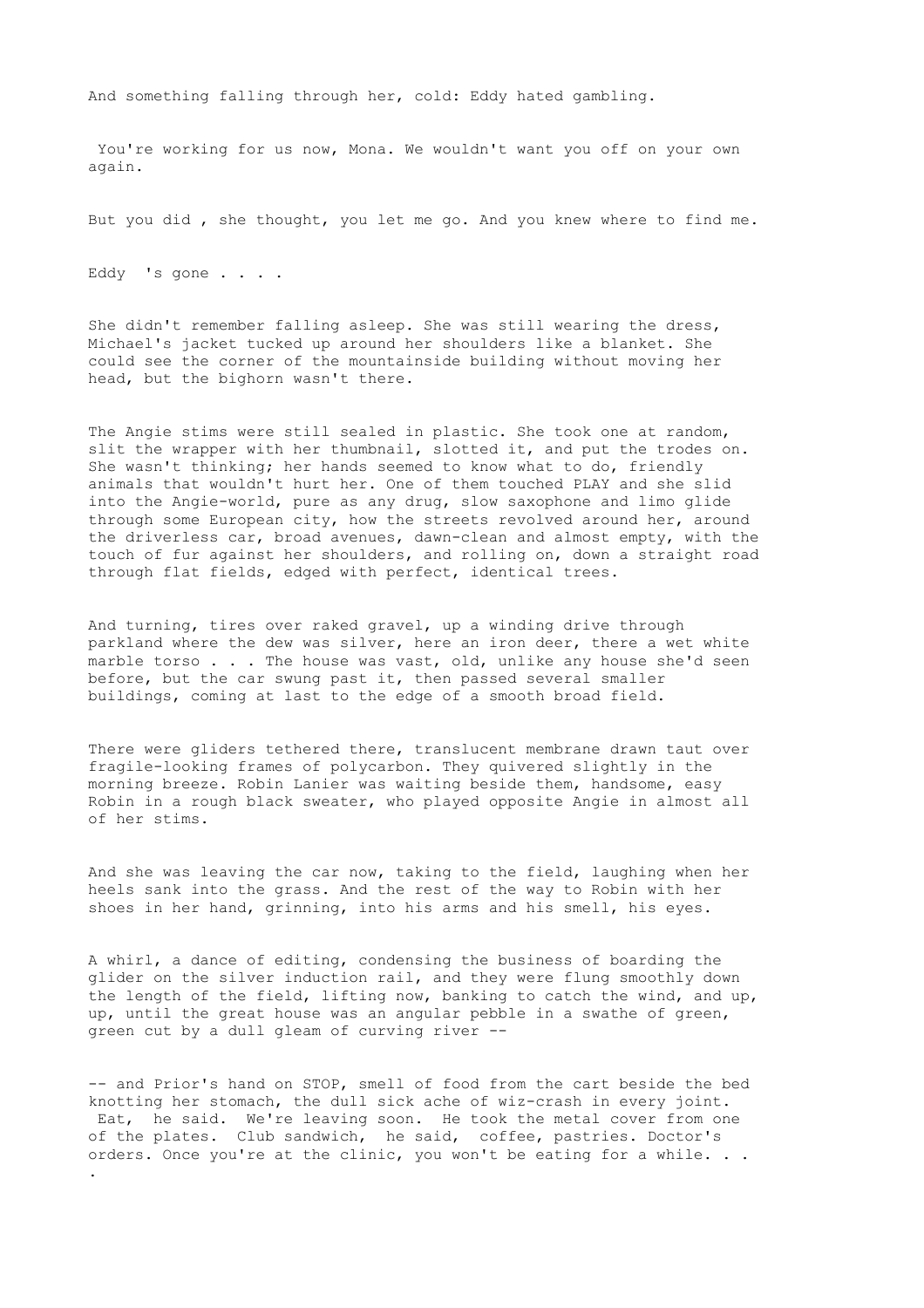And something falling through her, cold: Eddy hated gambling.

You're working for us now, Mona. We wouldn't want you off on your own again.

But you did , she thought, you let me go. And you knew where to find me.

Eddy 's gone . . . .

She didn't remember falling asleep. She was still wearing the dress, Michael's jacket tucked up around her shoulders like a blanket. She could see the corner of the mountainside building without moving her head, but the bighorn wasn't there.

The Angie stims were still sealed in plastic. She took one at random, slit the wrapper with her thumbnail, slotted it, and put the trodes on. She wasn't thinking; her hands seemed to know what to do, friendly animals that wouldn't hurt her. One of them touched PLAY and she slid into the Angie-world, pure as any drug, slow saxophone and limo glide through some European city, how the streets revolved around her, around the driverless car, broad avenues, dawn-clean and almost empty, with the touch of fur against her shoulders, and rolling on, down a straight road through flat fields, edged with perfect, identical trees.

And turning, tires over raked gravel, up a winding drive through parkland where the dew was silver, here an iron deer, there a wet white marble torso . . . The house was vast, old, unlike any house she'd seen before, but the car swung past it, then passed several smaller buildings, coming at last to the edge of a smooth broad field.

There were gliders tethered there, translucent membrane drawn taut over fragile-looking frames of polycarbon. They quivered slightly in the morning breeze. Robin Lanier was waiting beside them, handsome, easy Robin in a rough black sweater, who played opposite Angie in almost all of her stims.

And she was leaving the car now, taking to the field, laughing when her heels sank into the grass. And the rest of the way to Robin with her shoes in her hand, grinning, into his arms and his smell, his eyes.

A whirl, a dance of editing, condensing the business of boarding the glider on the silver induction rail, and they were flung smoothly down the length of the field, lifting now, banking to catch the wind, and up, up, until the great house was an angular pebble in a swathe of green, green cut by a dull gleam of curving river --

-- and Prior's hand on STOP, smell of food from the cart beside the bed knotting her stomach, the dull sick ache of wiz-crash in every joint. Eat, he said. We're leaving soon. He took the metal cover from one of the plates. Club sandwich, he said, coffee, pastries. Doctor's orders. Once you're at the clinic, you won't be eating for a while. . . .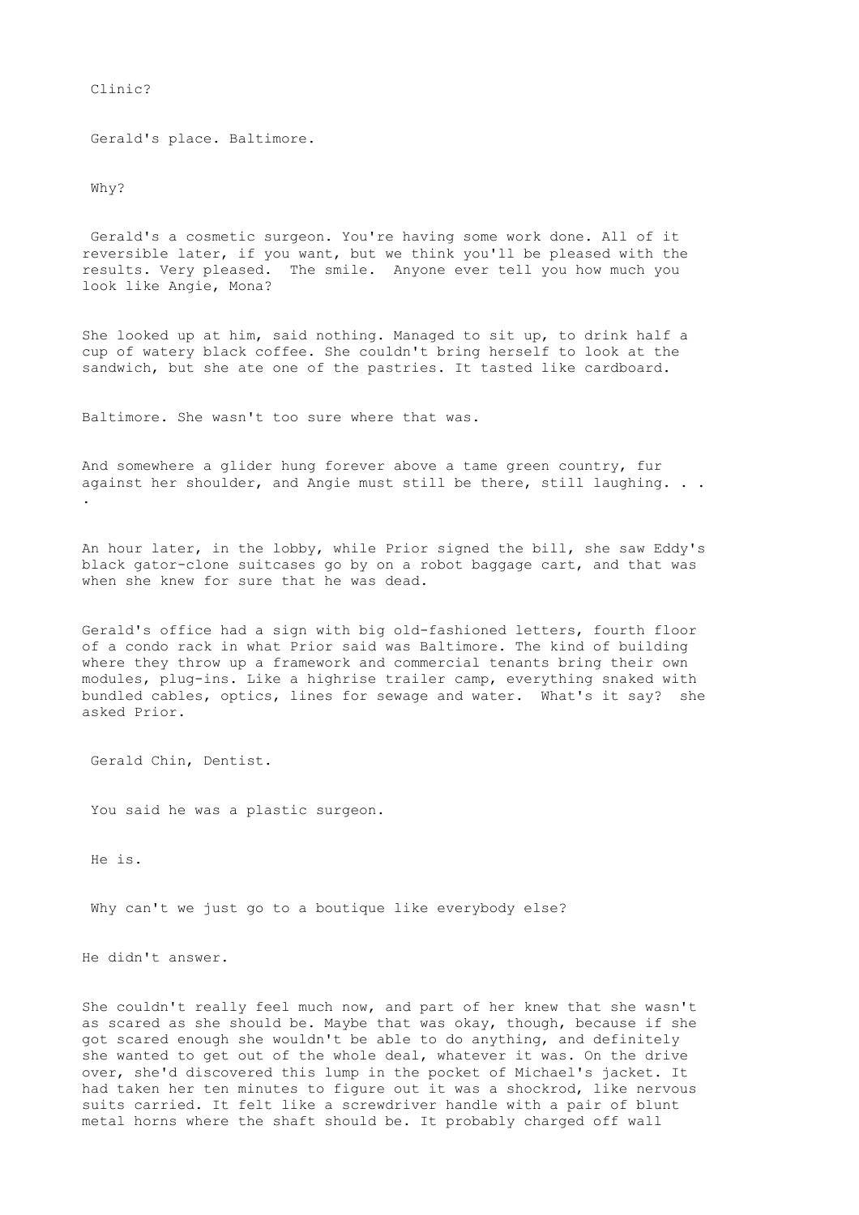Clinic?

Gerald's place. Baltimore.

Why?

Gerald's a cosmetic surgeon. You're having some work done. All of it reversible later, if you want, but we think you'll be pleased with the results. Very pleased. The smile. Anyone ever tell you how much you look like Angie, Mona?

She looked up at him, said nothing. Managed to sit up, to drink half a cup of watery black coffee. She couldn't bring herself to look at the sandwich, but she ate one of the pastries. It tasted like cardboard.

Baltimore. She wasn't too sure where that was.

And somewhere a glider hung forever above a tame green country, fur against her shoulder, and Angie must still be there, still laughing. . . .

An hour later, in the lobby, while Prior signed the bill, she saw Eddy's black gator-clone suitcases go by on a robot baggage cart, and that was when she knew for sure that he was dead.

Gerald's office had a sign with big old-fashioned letters, fourth floor of a condo rack in what Prior said was Baltimore. The kind of building where they throw up a framework and commercial tenants bring their own modules, plug-ins. Like a highrise trailer camp, everything snaked with bundled cables, optics, lines for sewage and water. What's it say? she asked Prior.

Gerald Chin, Dentist.

You said he was a plastic surgeon.

He is.

Why can't we just go to a boutique like everybody else?

He didn't answer.

She couldn't really feel much now, and part of her knew that she wasn't as scared as she should be. Maybe that was okay, though, because if she got scared enough she wouldn't be able to do anything, and definitely she wanted to get out of the whole deal, whatever it was. On the drive over, she'd discovered this lump in the pocket of Michael's jacket. It had taken her ten minutes to figure out it was a shockrod, like nervous suits carried. It felt like a screwdriver handle with a pair of blunt metal horns where the shaft should be. It probably charged off wall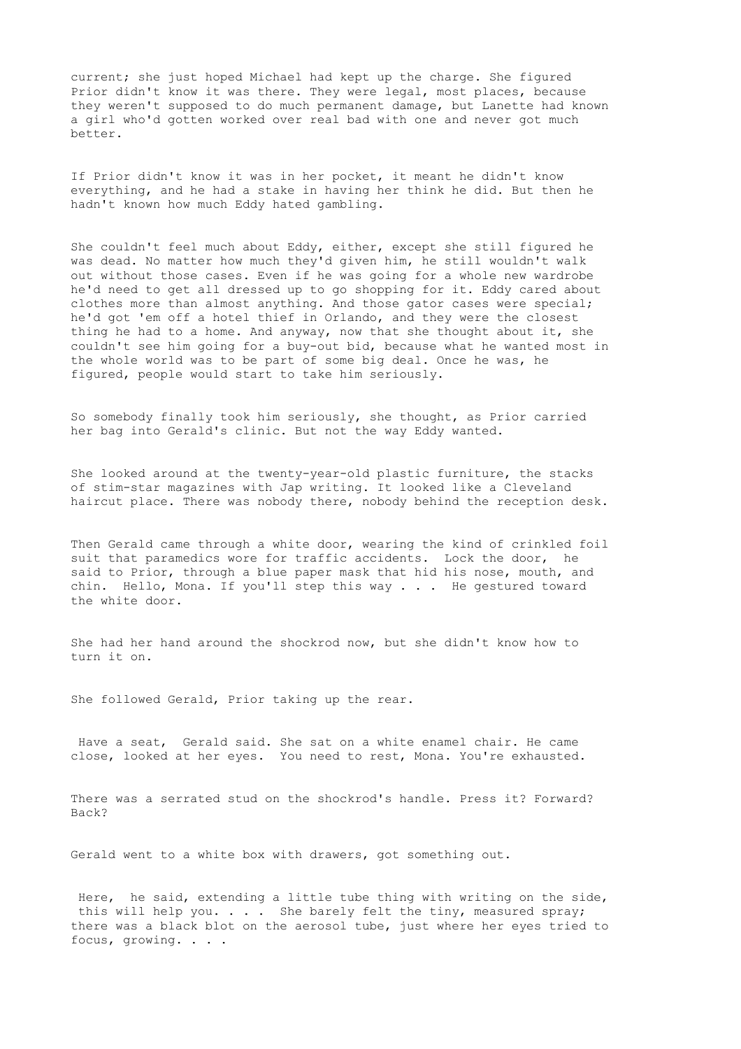current; she just hoped Michael had kept up the charge. She figured Prior didn't know it was there. They were legal, most places, because they weren't supposed to do much permanent damage, but Lanette had known a girl who'd gotten worked over real bad with one and never got much better.

If Prior didn't know it was in her pocket, it meant he didn't know everything, and he had a stake in having her think he did. But then he hadn't known how much Eddy hated gambling.

She couldn't feel much about Eddy, either, except she still figured he was dead. No matter how much they'd given him, he still wouldn't walk out without those cases. Even if he was going for a whole new wardrobe he'd need to get all dressed up to go shopping for it. Eddy cared about clothes more than almost anything. And those gator cases were special; he'd got 'em off a hotel thief in Orlando, and they were the closest thing he had to a home. And anyway, now that she thought about it, she couldn't see him going for a buy-out bid, because what he wanted most in the whole world was to be part of some big deal. Once he was, he figured, people would start to take him seriously.

So somebody finally took him seriously, she thought, as Prior carried her bag into Gerald's clinic. But not the way Eddy wanted.

She looked around at the twenty-year-old plastic furniture, the stacks of stim-star magazines with Jap writing. It looked like a Cleveland haircut place. There was nobody there, nobody behind the reception desk.

Then Gerald came through a white door, wearing the kind of crinkled foil suit that paramedics wore for traffic accidents. Lock the door, he said to Prior, through a blue paper mask that hid his nose, mouth, and chin. Hello, Mona. If you'll step this way . . . He gestured toward the white door.

She had her hand around the shockrod now, but she didn't know how to turn it on.

She followed Gerald, Prior taking up the rear.

Have a seat, Gerald said. She sat on a white enamel chair. He came close, looked at her eyes. You need to rest, Mona. You're exhausted.

There was a serrated stud on the shockrod's handle. Press it? Forward? Back?

Gerald went to a white box with drawers, got something out.

Here, he said, extending a little tube thing with writing on the side, this will help you. . . . She barely felt the tiny, measured spray; there was a black blot on the aerosol tube, just where her eyes tried to focus, growing. . . .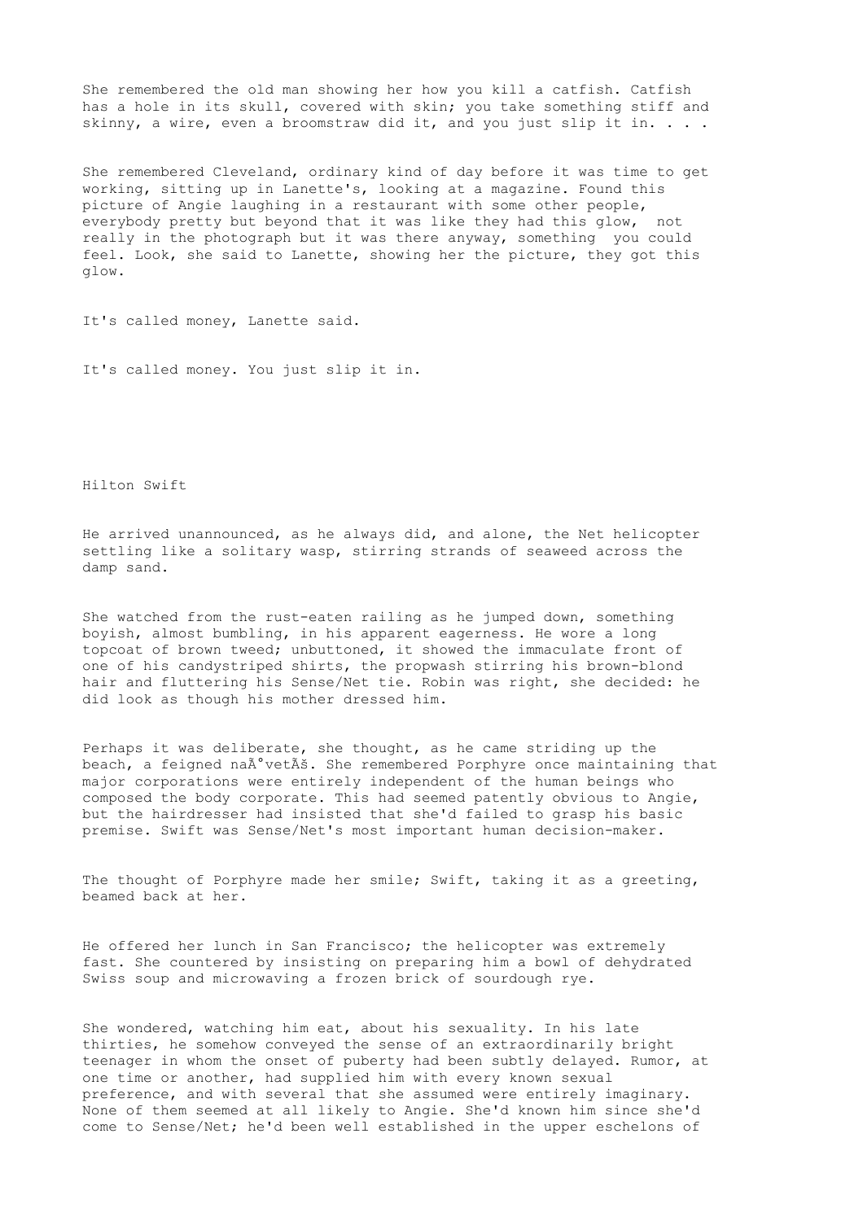She remembered the old man showing her how you kill a catfish. Catfish has a hole in its skull, covered with skin; you take something stiff and skinny, a wire, even a broomstraw did it, and you just slip it in. . . .

She remembered Cleveland, ordinary kind of day before it was time to get working, sitting up in Lanette's, looking at a magazine. Found this picture of Angie laughing in a restaurant with some other people, everybody pretty but beyond that it was like they had this glow, not really in the photograph but it was there anyway, something you could feel. Look, she said to Lanette, showing her the picture, they got this glow.

It's called money, Lanette said.

It's called money. You just slip it in.

## Hilton Swift

He arrived unannounced, as he always did, and alone, the Net helicopter settling like a solitary wasp, stirring strands of seaweed across the damp sand.

She watched from the rust-eaten railing as he jumped down, something boyish, almost bumbling, in his apparent eagerness. He wore a long topcoat of brown tweed; unbuttoned, it showed the immaculate front of one of his candystriped shirts, the propwash stirring his brown-blond hair and fluttering his Sense/Net tie. Robin was right, she decided: he did look as though his mother dressed him.

Perhaps it was deliberate, she thought, as he came striding up the beach, a feigned naÃ°vetÃš. She remembered Porphyre once maintaining that major corporations were entirely independent of the human beings who composed the body corporate. This had seemed patently obvious to Angie, but the hairdresser had insisted that she'd failed to grasp his basic premise. Swift was Sense/Net's most important human decision-maker.

The thought of Porphyre made her smile; Swift, taking it as a greeting, beamed back at her.

He offered her lunch in San Francisco; the helicopter was extremely fast. She countered by insisting on preparing him a bowl of dehydrated Swiss soup and microwaving a frozen brick of sourdough rye.

She wondered, watching him eat, about his sexuality. In his late thirties, he somehow conveyed the sense of an extraordinarily bright teenager in whom the onset of puberty had been subtly delayed. Rumor, at one time or another, had supplied him with every known sexual preference, and with several that she assumed were entirely imaginary. None of them seemed at all likely to Angie. She'd known him since she'd come to Sense/Net; he'd been well established in the upper eschelons of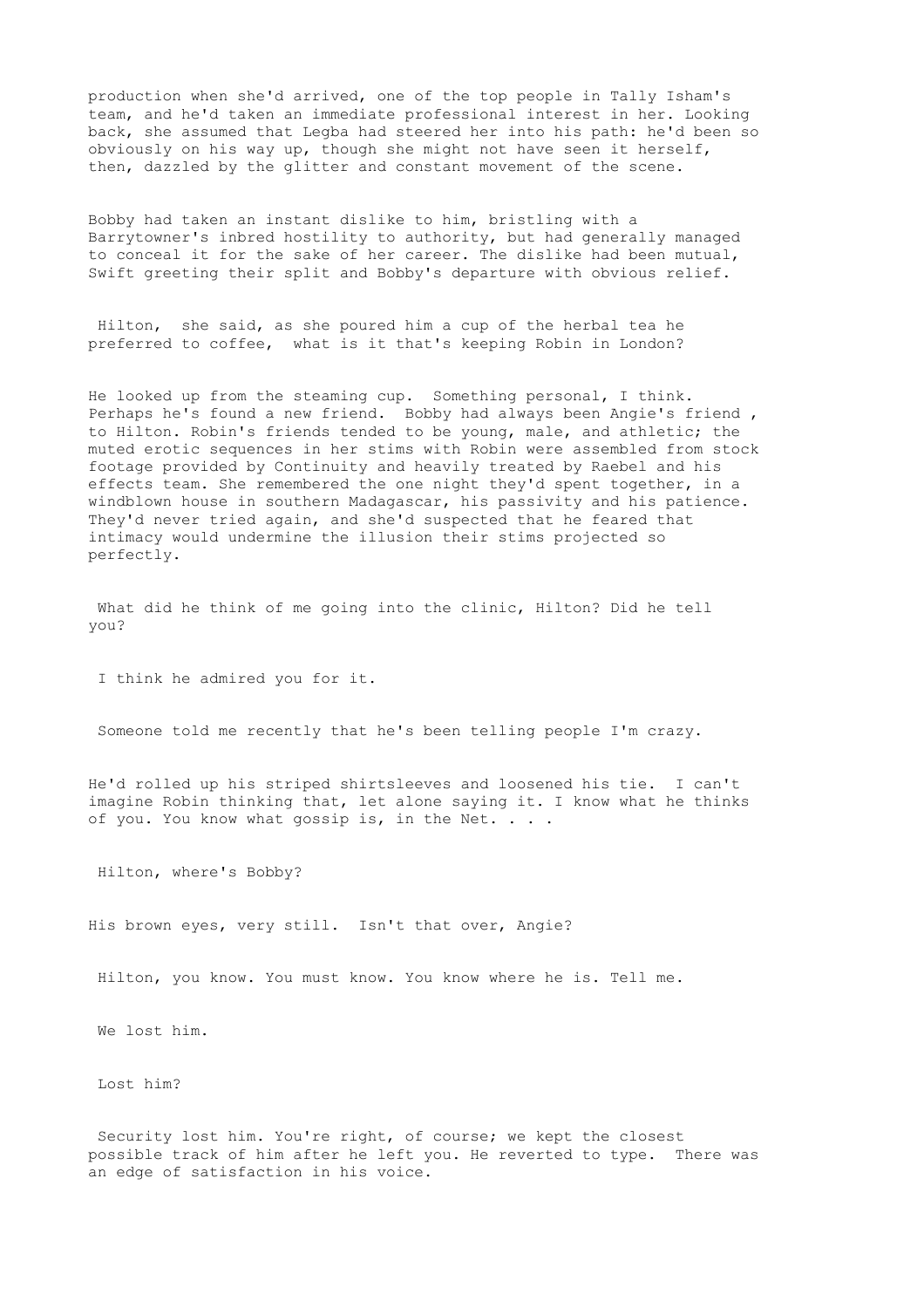production when she'd arrived, one of the top people in Tally Isham's team, and he'd taken an immediate professional interest in her. Looking back, she assumed that Legba had steered her into his path: he'd been so obviously on his way up, though she might not have seen it herself, then, dazzled by the glitter and constant movement of the scene.

Bobby had taken an instant dislike to him, bristling with a Barrytowner's inbred hostility to authority, but had generally managed to conceal it for the sake of her career. The dislike had been mutual, Swift greeting their split and Bobby's departure with obvious relief.

Hilton, she said, as she poured him a cup of the herbal tea he preferred to coffee, what is it that's keeping Robin in London?

He looked up from the steaming cup. Something personal, I think. Perhaps he's found a new friend. Bobby had always been Angie's friend , to Hilton. Robin's friends tended to be young, male, and athletic; the muted erotic sequences in her stims with Robin were assembled from stock footage provided by Continuity and heavily treated by Raebel and his effects team. She remembered the one night they'd spent together, in a windblown house in southern Madagascar, his passivity and his patience. They'd never tried again, and she'd suspected that he feared that intimacy would undermine the illusion their stims projected so perfectly.

What did he think of me going into the clinic, Hilton? Did he tell you?

I think he admired you for it.

Someone told me recently that he's been telling people I'm crazy.

He'd rolled up his striped shirtsleeves and loosened his tie. I can't imagine Robin thinking that, let alone saying it. I know what he thinks of you. You know what gossip is, in the Net. . . .

Hilton, where's Bobby?

His brown eyes, very still. Isn't that over, Angie?

Hilton, you know. You must know. You know where he is. Tell me.

We lost him.

Lost him?

Security lost him. You're right, of course; we kept the closest possible track of him after he left you. He reverted to type. There was an edge of satisfaction in his voice.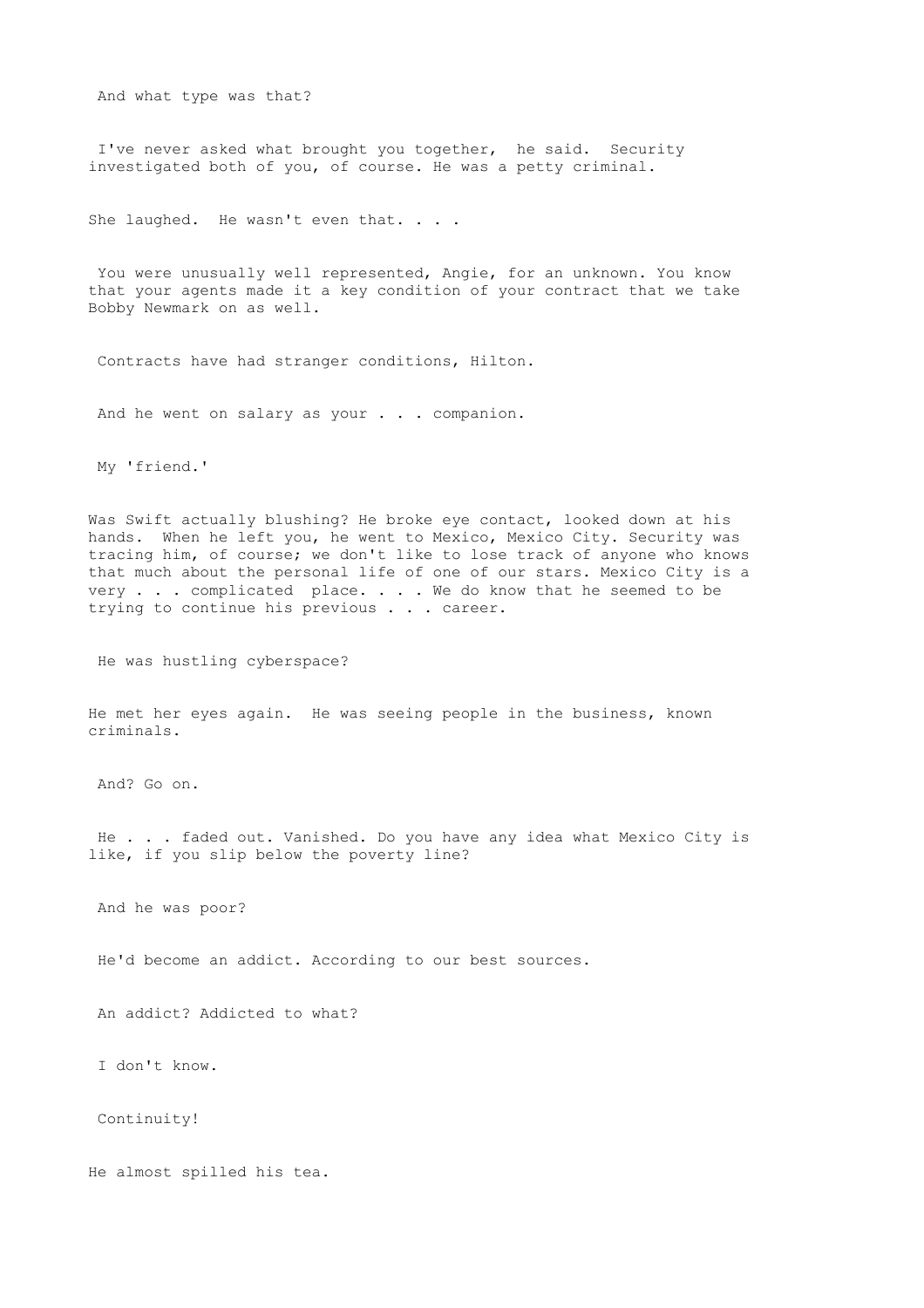And what type was that?

I've never asked what brought you together, he said. Security investigated both of you, of course. He was a petty criminal.

She laughed. He wasn't even that. . . .

You were unusually well represented, Angie, for an unknown. You know that your agents made it a key condition of your contract that we take Bobby Newmark on as well.

Contracts have had stranger conditions, Hilton.

And he went on salary as your . . . companion.

My 'friend.'

Was Swift actually blushing? He broke eye contact, looked down at his hands. When he left you, he went to Mexico, Mexico City. Security was tracing him, of course; we don't like to lose track of anyone who knows that much about the personal life of one of our stars. Mexico City is a very . . . complicated place. . . . We do know that he seemed to be trying to continue his previous . . . career.

He was hustling cyberspace?

He met her eyes again. He was seeing people in the business, known criminals.

And? Go on.

He . . . faded out. Vanished. Do you have any idea what Mexico City is like, if you slip below the poverty line?

And he was poor?

He'd become an addict. According to our best sources.

An addict? Addicted to what?

I don't know.

Continuity!

He almost spilled his tea.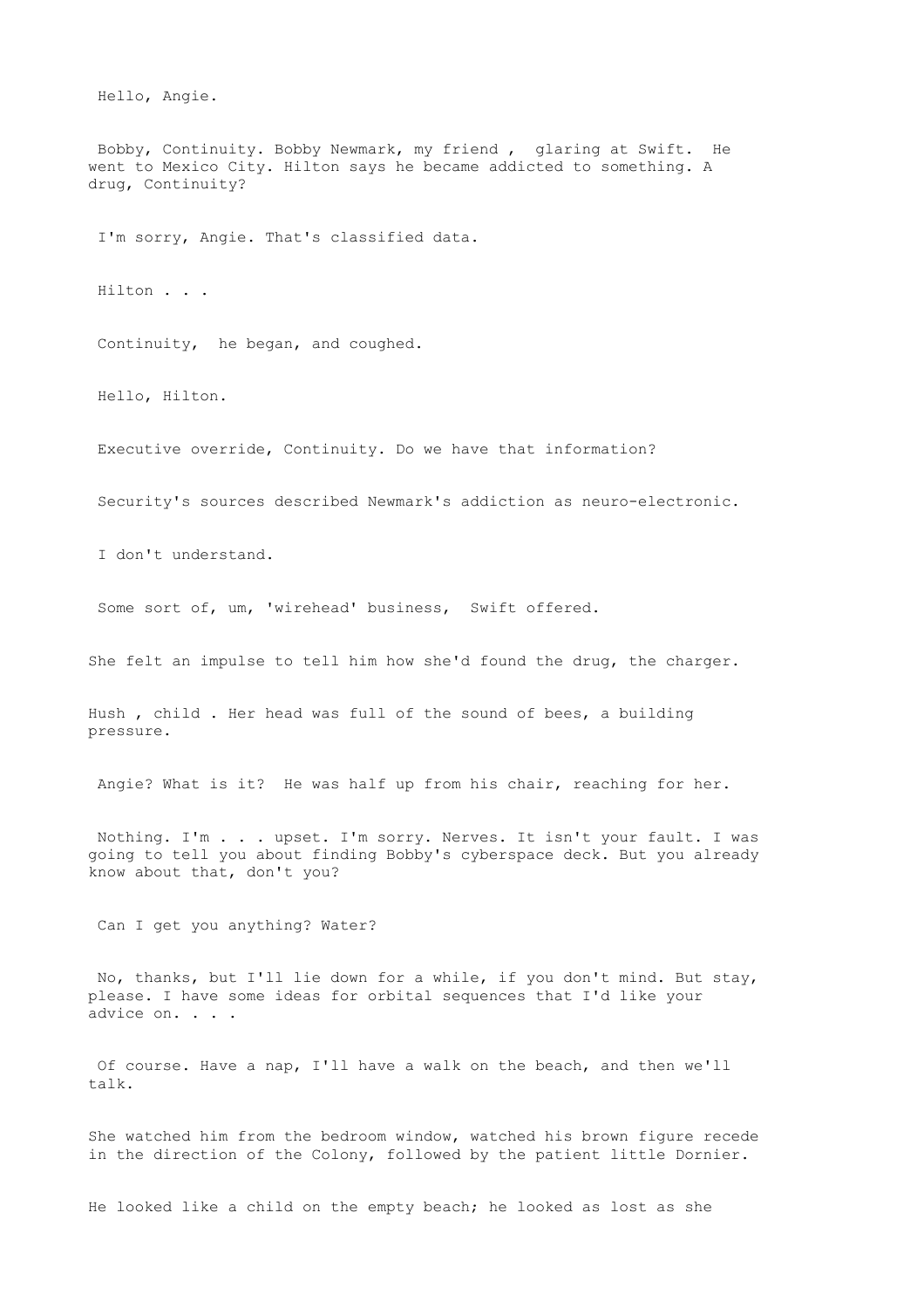Hello, Angie.

Bobby, Continuity. Bobby Newmark, my friend , glaring at Swift. He went to Mexico City. Hilton says he became addicted to something. A drug, Continuity?

I'm sorry, Angie. That's classified data.

Hilton . . .

Continuity, he began, and coughed.

Hello, Hilton.

Executive override, Continuity. Do we have that information?

Security's sources described Newmark's addiction as neuro-electronic.

I don't understand.

Some sort of, um, 'wirehead' business, Swift offered.

She felt an impulse to tell him how she'd found the drug, the charger.

Hush , child . Her head was full of the sound of bees, a building pressure.

Angie? What is it? He was half up from his chair, reaching for her.

Nothing. I'm . . . upset. I'm sorry. Nerves. It isn't your fault. I was going to tell you about finding Bobby's cyberspace deck. But you already know about that, don't you?

Can I get you anything? Water?

No, thanks, but I'll lie down for a while, if you don't mind. But stay, please. I have some ideas for orbital sequences that I'd like your advice on. . . .

Of course. Have a nap, I'll have a walk on the beach, and then we'll talk.

She watched him from the bedroom window, watched his brown figure recede in the direction of the Colony, followed by the patient little Dornier.

He looked like a child on the empty beach; he looked as lost as she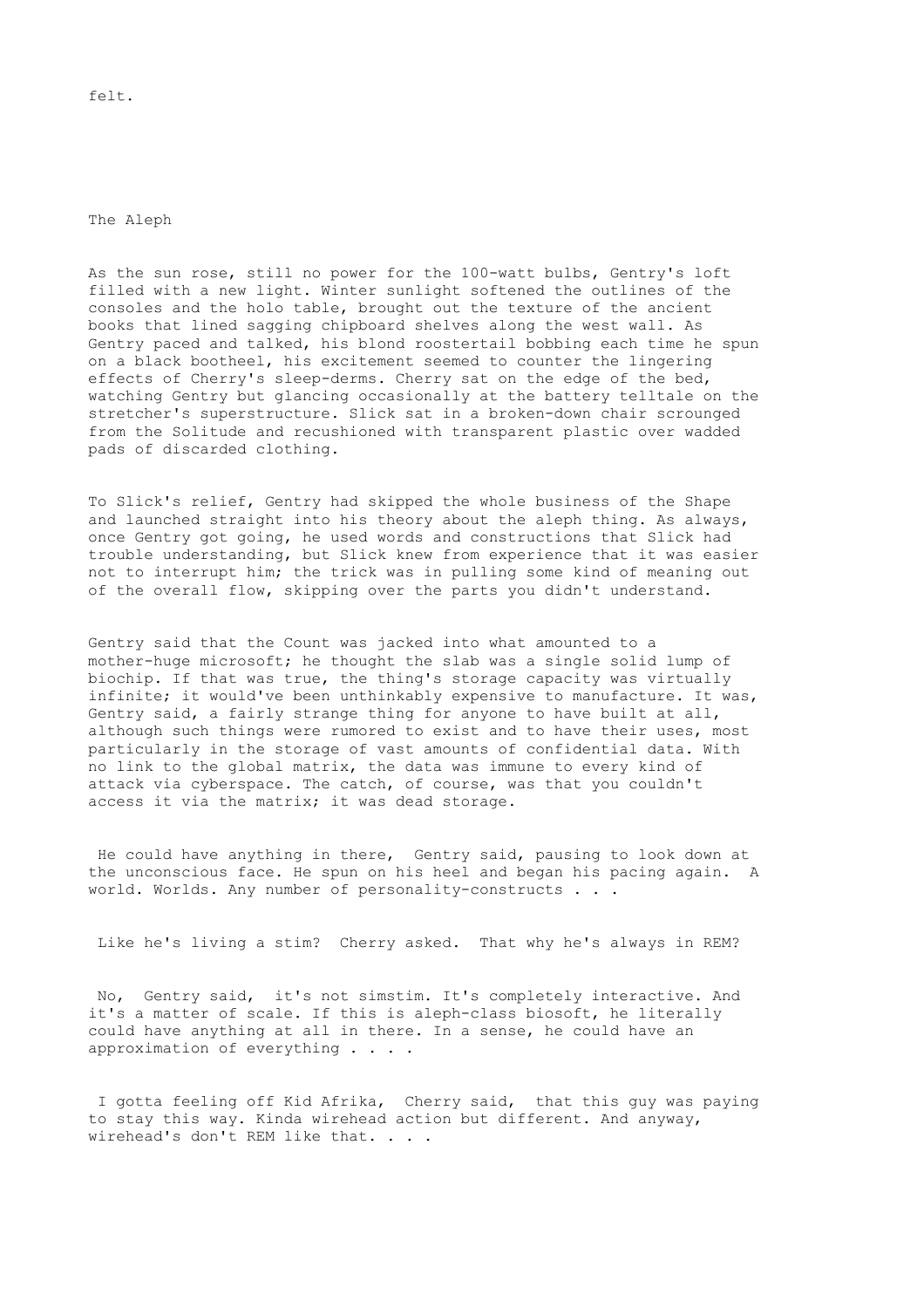felt.

# The Aleph

As the sun rose, still no power for the 100-watt bulbs, Gentry's loft filled with a new light. Winter sunlight softened the outlines of the consoles and the holo table, brought out the texture of the ancient books that lined sagging chipboard shelves along the west wall. As Gentry paced and talked, his blond roostertail bobbing each time he spun on a black bootheel, his excitement seemed to counter the lingering effects of Cherry's sleep-derms. Cherry sat on the edge of the bed, watching Gentry but glancing occasionally at the battery telltale on the stretcher's superstructure. Slick sat in a broken-down chair scrounged from the Solitude and recushioned with transparent plastic over wadded pads of discarded clothing.

To Slick's relief, Gentry had skipped the whole business of the Shape and launched straight into his theory about the aleph thing. As always, once Gentry got going, he used words and constructions that Slick had trouble understanding, but Slick knew from experience that it was easier not to interrupt him; the trick was in pulling some kind of meaning out of the overall flow, skipping over the parts you didn't understand.

Gentry said that the Count was jacked into what amounted to a mother-huge microsoft; he thought the slab was a single solid lump of biochip. If that was true, the thing's storage capacity was virtually infinite; it would've been unthinkably expensive to manufacture. It was, Gentry said, a fairly strange thing for anyone to have built at all, although such things were rumored to exist and to have their uses, most particularly in the storage of vast amounts of confidential data. With no link to the global matrix, the data was immune to every kind of attack via cyberspace. The catch, of course, was that you couldn't access it via the matrix; it was dead storage.

He could have anything in there, Gentry said, pausing to look down at the unconscious face. He spun on his heel and began his pacing again. A world. Worlds. Any number of personality-constructs . . .

Like he's living a stim? Cherry asked. That why he's always in REM?

No, Gentry said, it's not simstim. It's completely interactive. And it's a matter of scale. If this is aleph-class biosoft, he literally could have anything at all in there. In a sense, he could have an approximation of everything . . . .

I gotta feeling off Kid Afrika, Cherry said, that this guy was paying to stay this way. Kinda wirehead action but different. And anyway, wirehead's don't REM like that. . . .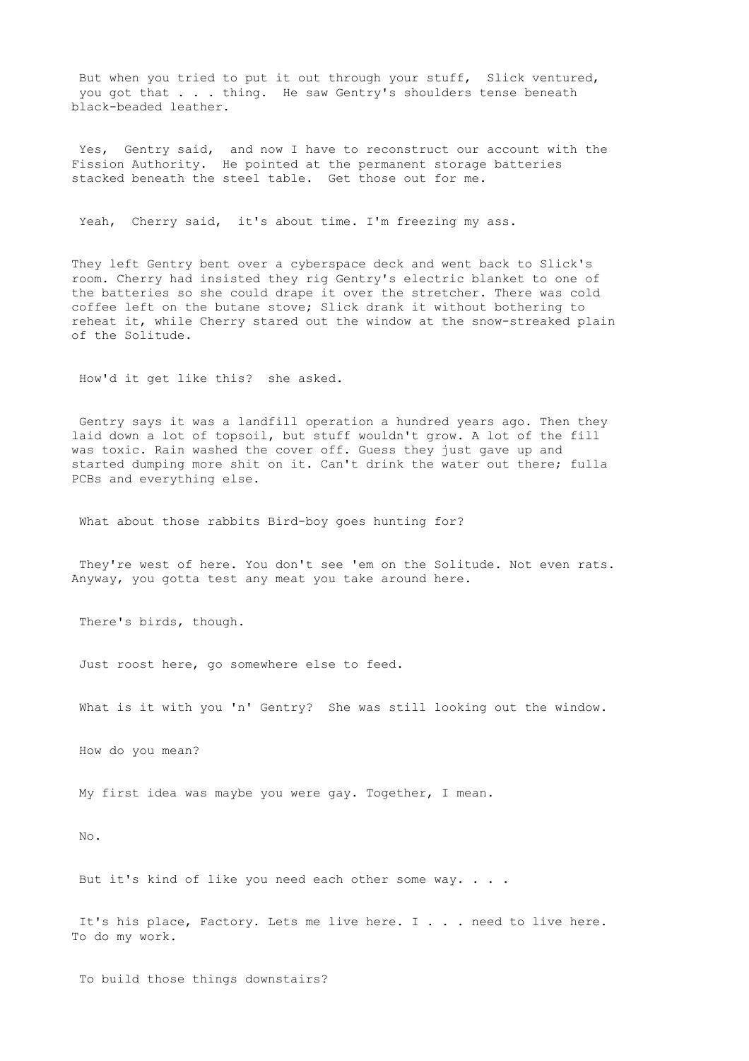But when you tried to put it out through your stuff, Slick ventured, you got that . . . thing. He saw Gentry's shoulders tense beneath black-beaded leather.

Yes, Gentry said, and now I have to reconstruct our account with the Fission Authority. He pointed at the permanent storage batteries stacked beneath the steel table. Get those out for me.

Yeah, Cherry said, it's about time. I'm freezing my ass.

They left Gentry bent over a cyberspace deck and went back to Slick's room. Cherry had insisted they rig Gentry's electric blanket to one of the batteries so she could drape it over the stretcher. There was cold coffee left on the butane stove; Slick drank it without bothering to reheat it, while Cherry stared out the window at the snow-streaked plain of the Solitude.

How'd it get like this? she asked.

Gentry says it was a landfill operation a hundred years ago. Then they laid down a lot of topsoil, but stuff wouldn't grow. A lot of the fill was toxic. Rain washed the cover off. Guess they just gave up and started dumping more shit on it. Can't drink the water out there; fulla PCBs and everything else.

What about those rabbits Bird-boy goes hunting for?

They're west of here. You don't see 'em on the Solitude. Not even rats. Anyway, you gotta test any meat you take around here.

There's birds, though.

Just roost here, go somewhere else to feed.

What is it with you 'n' Gentry? She was still looking out the window.

How do you mean?

My first idea was maybe you were gay. Together, I mean.

No.

But it's kind of like you need each other some way. . . .

It's his place, Factory. Lets me live here. I . . . need to live here. To do my work.

To build those things downstairs?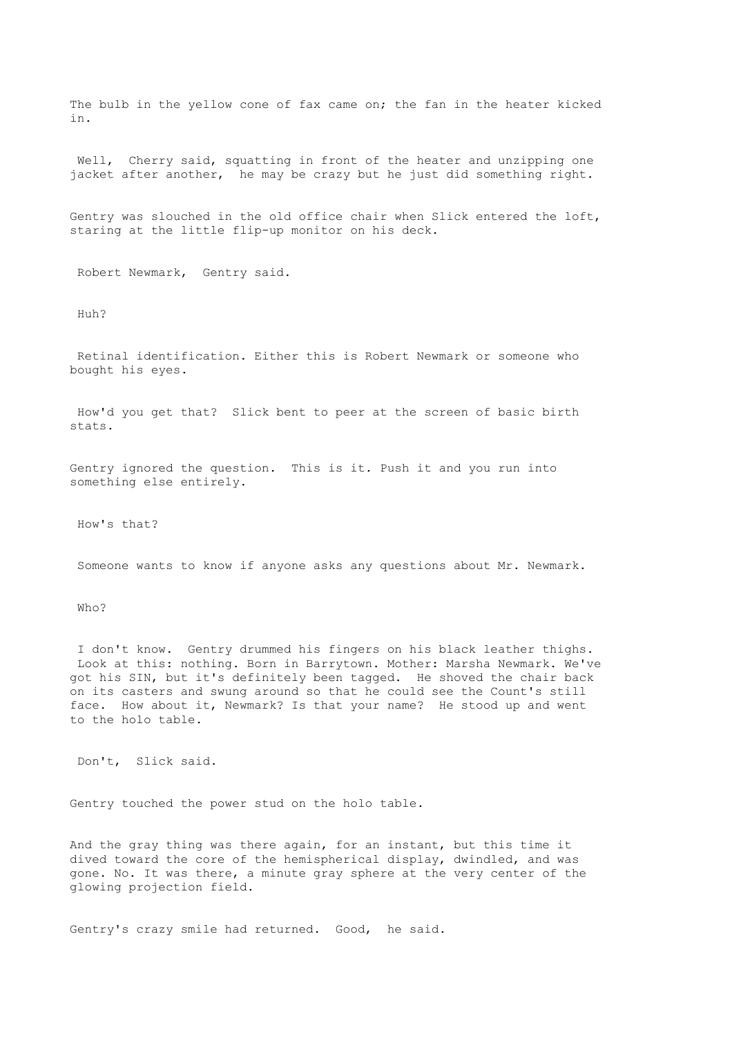The bulb in the yellow cone of fax came on; the fan in the heater kicked in.

Well, Cherry said, squatting in front of the heater and unzipping one jacket after another, he may be crazy but he just did something right.

Gentry was slouched in the old office chair when Slick entered the loft, staring at the little flip-up monitor on his deck.

Robert Newmark, Gentry said.

Huh?

Retinal identification. Either this is Robert Newmark or someone who bought his eyes.

How'd you get that? Slick bent to peer at the screen of basic birth stats.

Gentry ignored the question. This is it. Push it and you run into something else entirely.

How's that?

Someone wants to know if anyone asks any questions about Mr. Newmark.

Who?

I don't know. Gentry drummed his fingers on his black leather thighs. Look at this: nothing. Born in Barrytown. Mother: Marsha Newmark. We've got his SIN, but it's definitely been tagged. He shoved the chair back on its casters and swung around so that he could see the Count's still face. How about it, Newmark? Is that your name? He stood up and went to the holo table.

Don't, Slick said.

Gentry touched the power stud on the holo table.

And the gray thing was there again, for an instant, but this time it dived toward the core of the hemispherical display, dwindled, and was gone. No. It was there, a minute gray sphere at the very center of the glowing projection field.

Gentry's crazy smile had returned. Good, he said.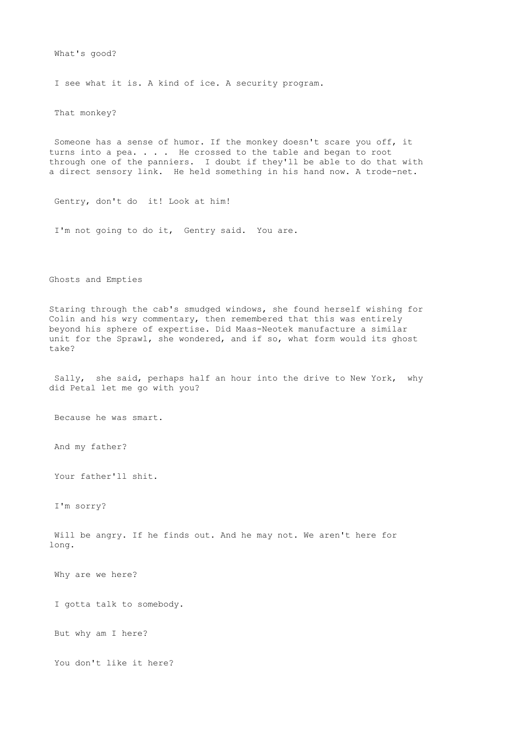What's good?

I see what it is. A kind of ice. A security program.

That monkey?

Someone has a sense of humor. If the monkey doesn't scare you off, it turns into a pea. . . . He crossed to the table and began to root through one of the panniers. I doubt if they'll be able to do that with a direct sensory link. He held something in his hand now. A trode-net.

Gentry, don't do it! Look at him!

I'm not going to do it, Gentry said. You are.

## Ghosts and Empties

Staring through the cab's smudged windows, she found herself wishing for Colin and his wry commentary, then remembered that this was entirely beyond his sphere of expertise. Did Maas-Neotek manufacture a similar unit for the Sprawl, she wondered, and if so, what form would its ghost take?

Sally, she said, perhaps half an hour into the drive to New York, why did Petal let me go with you?

Because he was smart.

And my father?

Your father'll shit.

I'm sorry?

Will be angry. If he finds out. And he may not. We aren't here for long.

Why are we here?

I gotta talk to somebody.

But why am I here?

You don't like it here?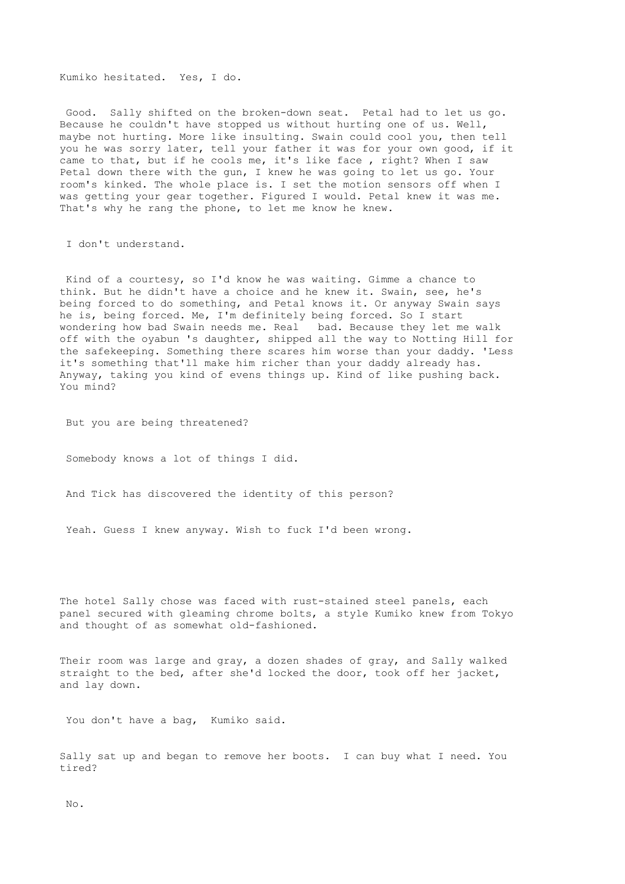Kumiko hesitated. Yes, I do.

Good. Sally shifted on the broken-down seat. Petal had to let us go. Because he couldn't have stopped us without hurting one of us. Well, maybe not hurting. More like insulting. Swain could cool you, then tell you he was sorry later, tell your father it was for your own good, if it came to that, but if he cools me, it's like face , right? When I saw Petal down there with the gun, I knew he was going to let us go. Your room's kinked. The whole place is. I set the motion sensors off when I was getting your gear together. Figured I would. Petal knew it was me. That's why he rang the phone, to let me know he knew.

I don't understand.

Kind of a courtesy, so I'd know he was waiting. Gimme a chance to think. But he didn't have a choice and he knew it. Swain, see, he's being forced to do something, and Petal knows it. Or anyway Swain says he is, being forced. Me, I'm definitely being forced. So I start wondering how bad Swain needs me. Real bad. Because they let me walk off with the oyabun 's daughter, shipped all the way to Notting Hill for the safekeeping. Something there scares him worse than your daddy. 'Less it's something that'll make him richer than your daddy already has. Anyway, taking you kind of evens things up. Kind of like pushing back. You mind?

But you are being threatened?

Somebody knows a lot of things I did.

And Tick has discovered the identity of this person?

Yeah. Guess I knew anyway. Wish to fuck I'd been wrong.

The hotel Sally chose was faced with rust-stained steel panels, each panel secured with gleaming chrome bolts, a style Kumiko knew from Tokyo and thought of as somewhat old-fashioned.

Their room was large and gray, a dozen shades of gray, and Sally walked straight to the bed, after she'd locked the door, took off her jacket, and lay down.

You don't have a bag, Kumiko said.

Sally sat up and began to remove her boots. I can buy what I need. You tired?

No.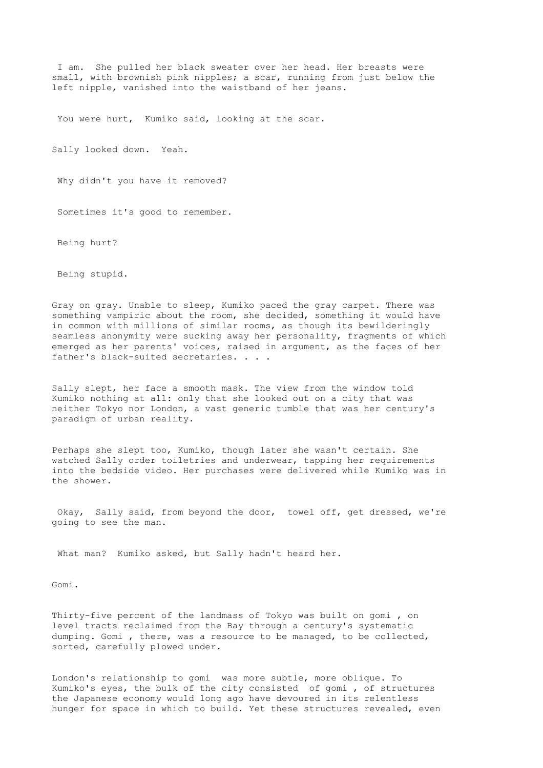I am.  She pulled her black sweater over her head. Her breasts were small, with brownish pink nipples; a scar, running from just below the left nipple, vanished into the waistband of her jeans.

You were hurt,  Kumiko said, looking at the scar.

Sally looked down.  Yeah.

Why didn't you have it removed?

Sometimes it's good to remember.

Being hurt?

Being stupid.

Gray on gray. Unable to sleep, Kumiko paced the gray carpet. There was something vampiric about the room, she decided, something it would have in common with millions of similar rooms, as though its bewilderingly seamless anonymity were sucking away her personality, fragments of which emerged as her parents' voices, raised in argument, as the faces of her father's black-suited secretaries. . . .

Sally slept, her face a smooth mask. The view from the window told Kumiko nothing at all: only that she looked out on a city that was neither Tokyo nor London, a vast generic tumble that was her century's paradigm of urban reality.

Perhaps she slept too, Kumiko, though later she wasn't certain. She watched Sally order toiletries and underwear, tapping her requirements into the bedside video. Her purchases were delivered while Kumiko was in the shower.

Okay,  Sally said, from beyond the door,  towel off, get dressed, we're going to see the man.

What man?  Kumiko asked, but Sally hadn't heard her.

Gomi.

Thirty-five percent of the landmass of Tokyo was built on gomi , on level tracts reclaimed from the Bay through a century's systematic dumping. Gomi , there, was a resource to be managed, to be collected, sorted, carefully plowed under.

London's relationship to gomi  was more subtle, more oblique. To Kumiko's eyes, the bulk of the city consisted  of gomi , of structures the Japanese economy would long ago have devoured in its relentless hunger for space in which to build. Yet these structures revealed, even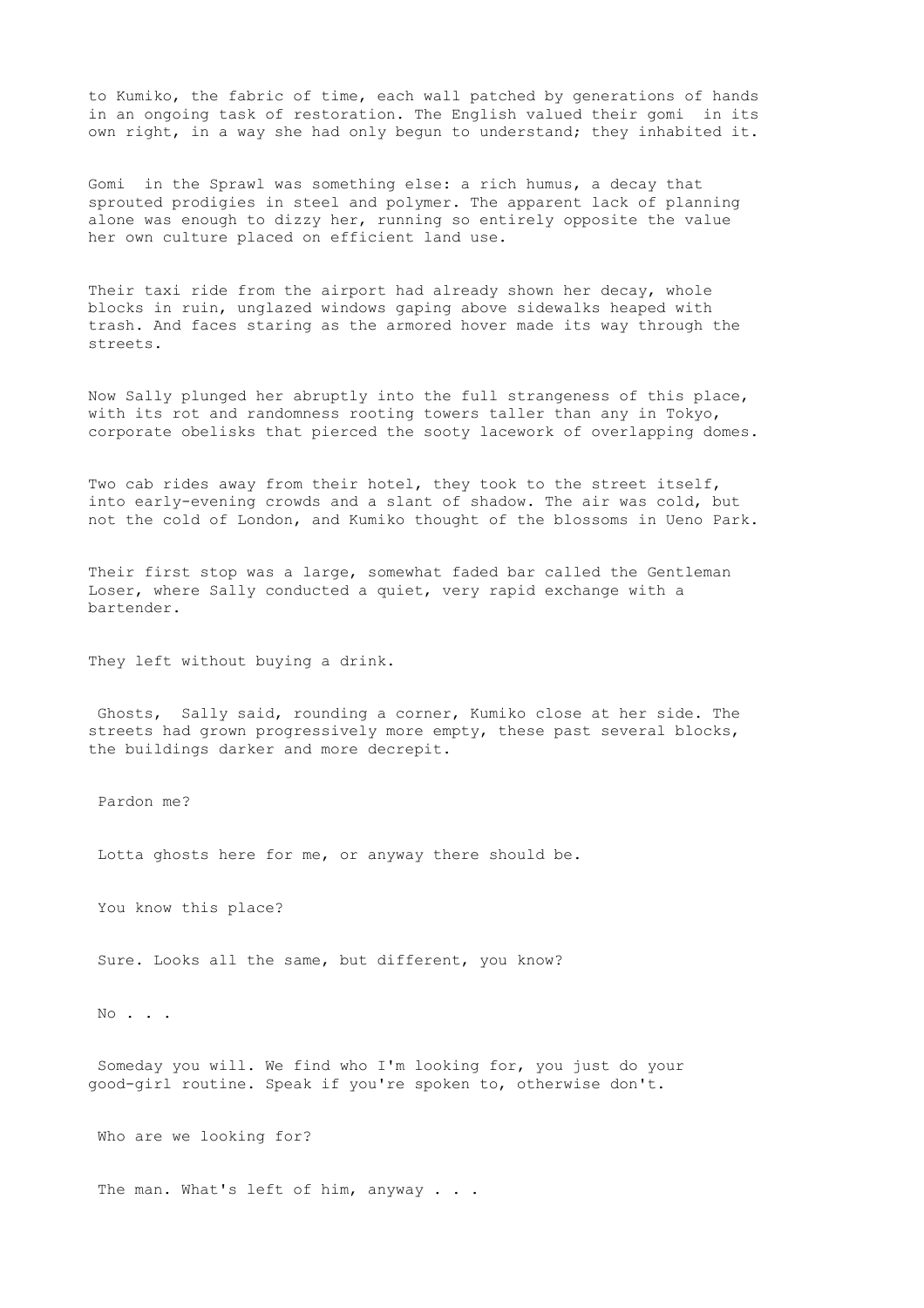to Kumiko, the fabric of time, each wall patched by generations of hands in an ongoing task of restoration. The English valued their gomi in its own right, in a way she had only begun to understand; they inhabited it.

Gomi in the Sprawl was something else: a rich humus, a decay that sprouted prodigies in steel and polymer. The apparent lack of planning alone was enough to dizzy her, running so entirely opposite the value her own culture placed on efficient land use.

Their taxi ride from the airport had already shown her decay, whole blocks in ruin, unglazed windows gaping above sidewalks heaped with trash. And faces staring as the armored hover made its way through the streets.

Now Sally plunged her abruptly into the full strangeness of this place, with its rot and randomness rooting towers taller than any in Tokyo, corporate obelisks that pierced the sooty lacework of overlapping domes.

Two cab rides away from their hotel, they took to the street itself, into early-evening crowds and a slant of shadow. The air was cold, but not the cold of London, and Kumiko thought of the blossoms in Ueno Park.

Their first stop was a large, somewhat faded bar called the Gentleman Loser, where Sally conducted a quiet, very rapid exchange with a bartender.

They left without buying a drink.

Ghosts, Sally said, rounding a corner, Kumiko close at her side. The streets had grown progressively more empty, these past several blocks, the buildings darker and more decrepit.

Pardon me?

Lotta ghosts here for me, or anyway there should be.

You know this place?

Sure. Looks all the same, but different, you know?

No . . .

Someday you will. We find who I'm looking for, you just do your good-girl routine. Speak if you're spoken to, otherwise don't.

Who are we looking for?

The man. What's left of him, anyway . . .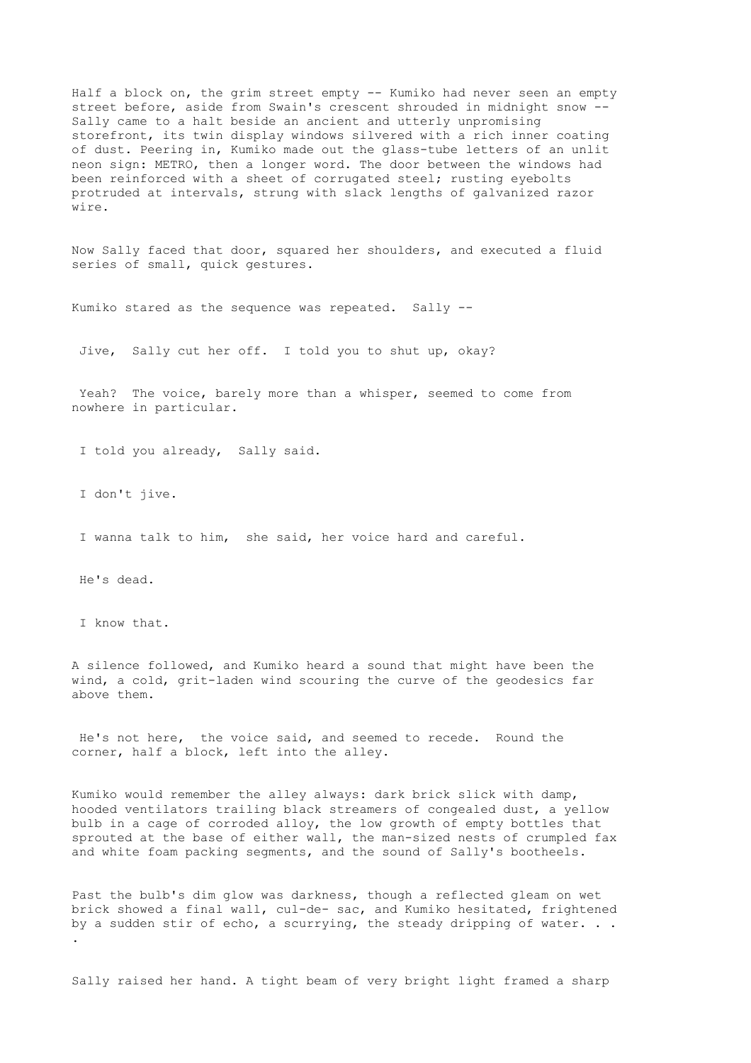Half a block on, the grim street empty -- Kumiko had never seen an empty street before, aside from Swain's crescent shrouded in midnight snow -- Sally came to a halt beside an ancient and utterly unpromising storefront, its twin display windows silvered with a rich inner coating of dust. Peering in, Kumiko made out the glass-tube letters of an unlit neon sign: METRO, then a longer word. The door between the windows had been reinforced with a sheet of corrugated steel; rusting eyebolts protruded at intervals, strung with slack lengths of galvanized razor wire.

Now Sally faced that door, squared her shoulders, and executed a fluid series of small, quick gestures.

Kumiko stared as the sequence was repeated. Sally --

Jive, Sally cut her off. I told you to shut up, okay?

Yeah? The voice, barely more than a whisper, seemed to come from nowhere in particular.

I told you already, Sally said.

I don't jive.

I wanna talk to him, she said, her voice hard and careful.

He's dead.

I know that.

A silence followed, and Kumiko heard a sound that might have been the wind, a cold, grit-laden wind scouring the curve of the geodesics far above them.

He's not here, the voice said, and seemed to recede. Round the corner, half a block, left into the alley.

Kumiko would remember the alley always: dark brick slick with damp, hooded ventilators trailing black streamers of congealed dust, a yellow bulb in a cage of corroded alloy, the low growth of empty bottles that sprouted at the base of either wall, the man-sized nests of crumpled fax and white foam packing segments, and the sound of Sally's bootheels.

Past the bulb's dim glow was darkness, though a reflected gleam on wet brick showed a final wall, cul-de- sac, and Kumiko hesitated, frightened by a sudden stir of echo, a scurrying, the steady dripping of water. . . .

Sally raised her hand. A tight beam of very bright light framed a sharp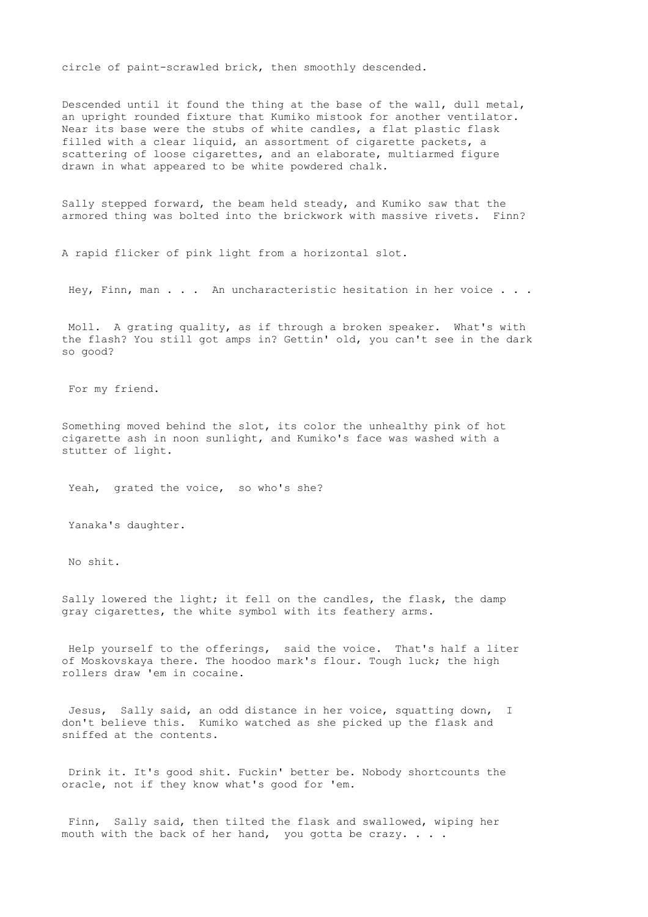circle of paint-scrawled brick, then smoothly descended.

Descended until it found the thing at the base of the wall, dull metal, an upright rounded fixture that Kumiko mistook for another ventilator. Near its base were the stubs of white candles, a flat plastic flask filled with a clear liquid, an assortment of cigarette packets, a scattering of loose cigarettes, and an elaborate, multiarmed figure drawn in what appeared to be white powdered chalk.

Sally stepped forward, the beam held steady, and Kumiko saw that the armored thing was bolted into the brickwork with massive rivets. Finn?

A rapid flicker of pink light from a horizontal slot.

Hey, Finn, man . . . An uncharacteristic hesitation in her voice . . .

Moll. A grating quality, as if through a broken speaker. What's with the flash? You still got amps in? Gettin' old, you can't see in the dark so good?

For my friend.

Something moved behind the slot, its color the unhealthy pink of hot cigarette ash in noon sunlight, and Kumiko's face was washed with a stutter of light.

Yeah, grated the voice, so who's she?

Yanaka's daughter.

No shit.

Sally lowered the light; it fell on the candles, the flask, the damp gray cigarettes, the white symbol with its feathery arms.

Help yourself to the offerings, said the voice. That's half a liter of Moskovskaya there. The hoodoo mark's flour. Tough luck; the high rollers draw 'em in cocaine.

Jesus, Sally said, an odd distance in her voice, squatting down, I don't believe this. Kumiko watched as she picked up the flask and sniffed at the contents.

Drink it. It's good shit. Fuckin' better be. Nobody shortcounts the oracle, not if they know what's good for 'em.

Finn, Sally said, then tilted the flask and swallowed, wiping her mouth with the back of her hand, you gotta be crazy. . . .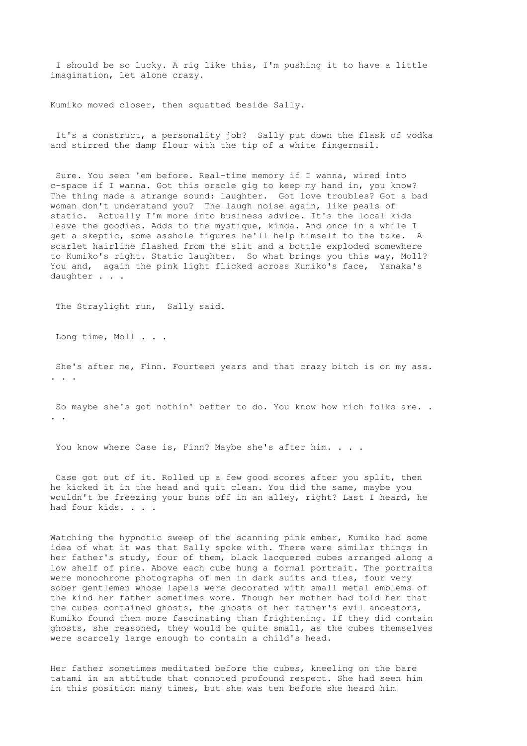I should be so lucky. A rig like this, I'm pushing it to have a little imagination, let alone crazy.

Kumiko moved closer, then squatted beside Sally.

It's a construct, a personality job?  Sally put down the flask of vodka and stirred the damp flour with the tip of a white fingernail.

Sure. You seen 'em before. Real-time memory if I wanna, wired into c-space if I wanna. Got this oracle gig to keep my hand in, you know? The thing made a strange sound: laughter.  Got love troubles? Got a bad woman don't understand you?  The laugh noise again, like peals of static.  Actually I'm more into business advice. It's the local kids leave the goodies. Adds to the mystique, kinda. And once in a while I get a skeptic, some asshole figures he'll help himself to the take.  A scarlet hairline flashed from the slit and a bottle exploded somewhere to Kumiko's right. Static laughter.  So what brings you this way, Moll? You and,  again the pink light flicked across Kumiko's face,  Yanaka's daughter . . .

The Straylight run,  Sally said.

Long time, Moll . . .

She's after me, Finn. Fourteen years and that crazy bitch is on my ass. . . .

So maybe she's got nothin' better to do. You know how rich folks are. . . .

You know where Case is, Finn? Maybe she's after him. . . .

Case got out of it. Rolled up a few good scores after you split, then he kicked it in the head and quit clean. You did the same, maybe you wouldn't be freezing your buns off in an alley, right? Last I heard, he had four kids. . . .

Watching the hypnotic sweep of the scanning pink ember, Kumiko had some idea of what it was that Sally spoke with. There were similar things in her father's study, four of them, black lacquered cubes arranged along a low shelf of pine. Above each cube hung a formal portrait. The portraits were monochrome photographs of men in dark suits and ties, four very sober gentlemen whose lapels were decorated with small metal emblems of the kind her father sometimes wore. Though her mother had told her that the cubes contained ghosts, the ghosts of her father's evil ancestors, Kumiko found them more fascinating than frightening. If they did contain ghosts, she reasoned, they would be quite small, as the cubes themselves were scarcely large enough to contain a child's head.

Her father sometimes meditated before the cubes, kneeling on the bare tatami in an attitude that connoted profound respect. She had seen him in this position many times, but she was ten before she heard him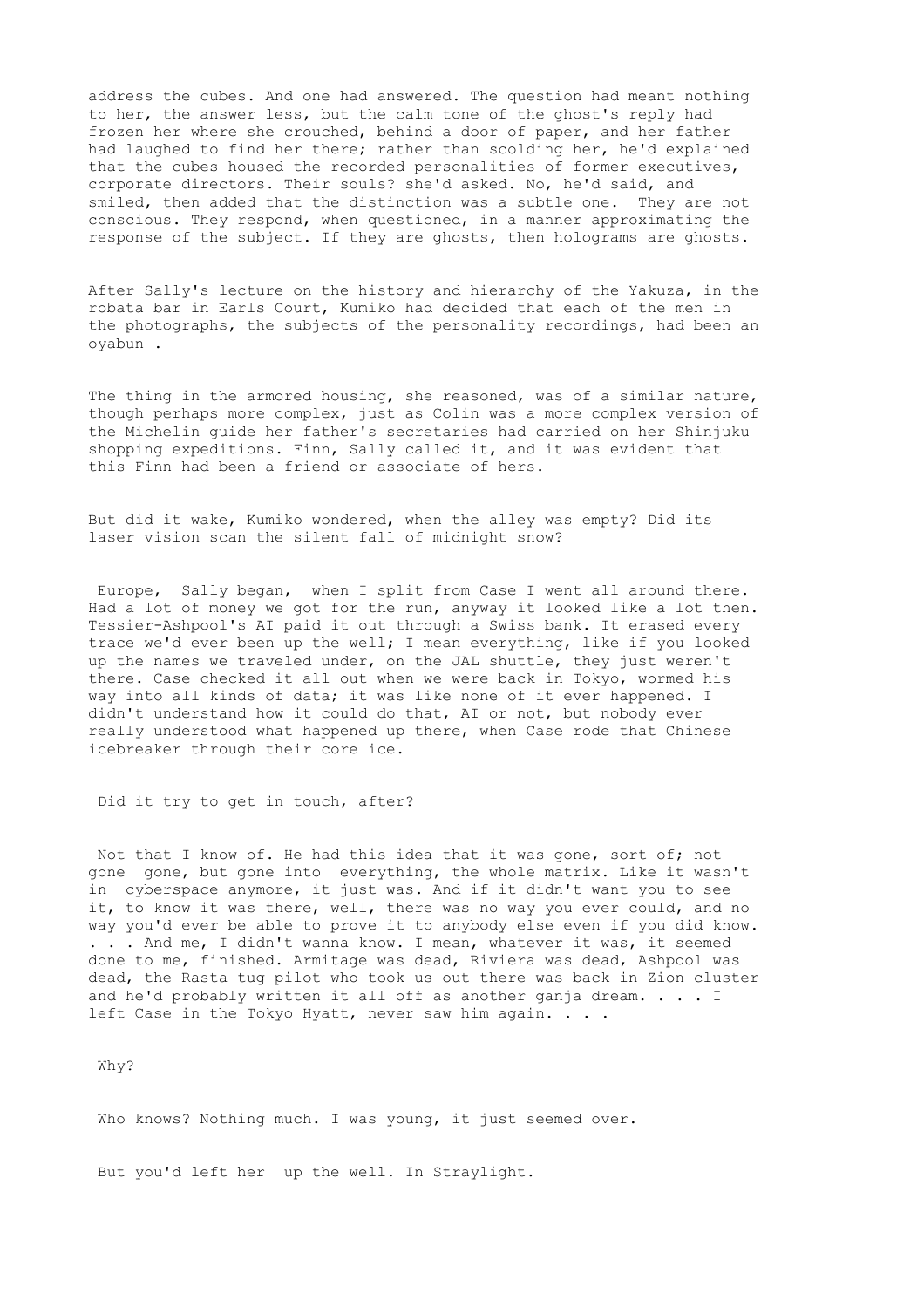address the cubes. And one had answered. The question had meant nothing to her, the answer less, but the calm tone of the ghost's reply had frozen her where she crouched, behind a door of paper, and her father had laughed to find her there; rather than scolding her, he'd explained that the cubes housed the recorded personalities of former executives, corporate directors. Their souls? she'd asked. No, he'd said, and smiled, then added that the distinction was a subtle one. They are not conscious. They respond, when questioned, in a manner approximating the response of the subject. If they are ghosts, then holograms are ghosts.

After Sally's lecture on the history and hierarchy of the Yakuza, in the robata bar in Earls Court, Kumiko had decided that each of the men in the photographs, the subjects of the personality recordings, had been an oyabun .

The thing in the armored housing, she reasoned, was of a similar nature, though perhaps more complex, just as Colin was a more complex version of the Michelin guide her father's secretaries had carried on her Shinjuku shopping expeditions. Finn, Sally called it, and it was evident that this Finn had been a friend or associate of hers.

But did it wake, Kumiko wondered, when the alley was empty? Did its laser vision scan the silent fall of midnight snow?

Europe, Sally began, when I split from Case I went all around there. Had a lot of money we got for the run, anyway it looked like a lot then. Tessier-Ashpool's AI paid it out through a Swiss bank. It erased every trace we'd ever been up the well; I mean everything, like if you looked up the names we traveled under, on the JAL shuttle, they just weren't there. Case checked it all out when we were back in Tokyo, wormed his way into all kinds of data; it was like none of it ever happened. I didn't understand how it could do that, AI or not, but nobody ever really understood what happened up there, when Case rode that Chinese icebreaker through their core ice.

Did it try to get in touch, after?

Not that I know of. He had this idea that it was gone, sort of; not gone gone, but gone into everything, the whole matrix. Like it wasn't in cyberspace anymore, it just was. And if it didn't want you to see it, to know it was there, well, there was no way you ever could, and no way you'd ever be able to prove it to anybody else even if you did know. . . . And me, I didn't wanna know. I mean, whatever it was, it seemed done to me, finished. Armitage was dead, Riviera was dead, Ashpool was dead, the Rasta tug pilot who took us out there was back in Zion cluster and he'd probably written it all off as another ganja dream. . . . I left Case in the Tokyo Hyatt, never saw him again. . . .

Why?

Who knows? Nothing much. I was young, it just seemed over.

But you'd left her up the well. In Straylight.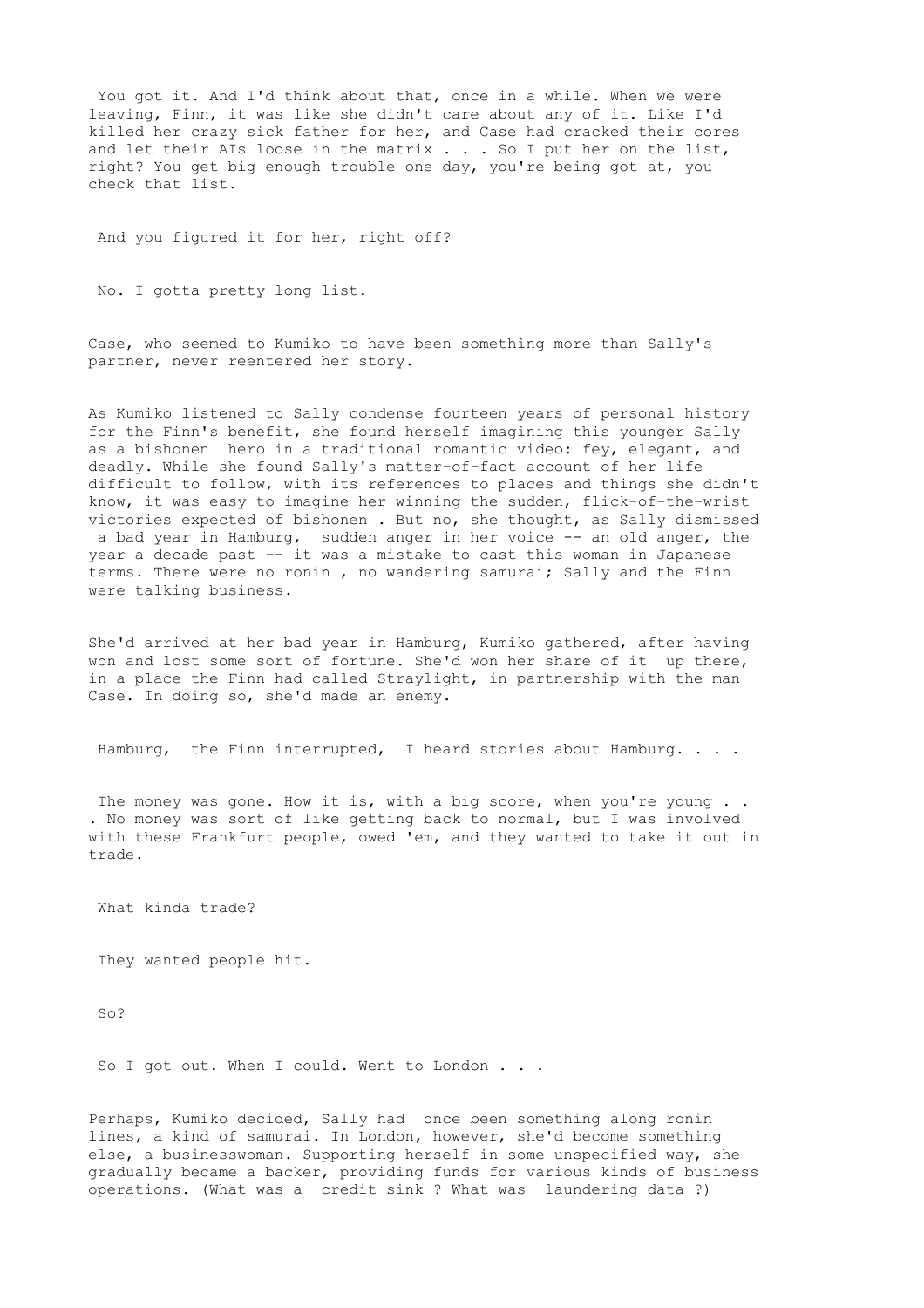You got it. And I'd think about that, once in a while. When we were leaving, Finn, it was like she didn't care about any of it. Like I'd killed her crazy sick father for her, and Case had cracked their cores and let their AIs loose in the matrix . . . So I put her on the list, right? You get big enough trouble one day, you're being got at, you check that list.

And you figured it for her, right off?

No. I gotta pretty long list.

Case, who seemed to Kumiko to have been something more than Sally's partner, never reentered her story.

As Kumiko listened to Sally condense fourteen years of personal history for the Finn's benefit, she found herself imagining this younger Sally as a bishonen hero in a traditional romantic video: fey, elegant, and deadly. While she found Sally's matter-of-fact account of her life difficult to follow, with its references to places and things she didn't know, it was easy to imagine her winning the sudden, flick-of-the-wrist victories expected of bishonen . But no, she thought, as Sally dismissed a bad year in Hamburg, sudden anger in her voice -- an old anger, the year a decade past -- it was a mistake to cast this woman in Japanese terms. There were no ronin , no wandering samurai; Sally and the Finn were talking business.

She'd arrived at her bad year in Hamburg, Kumiko gathered, after having won and lost some sort of fortune. She'd won her share of it up there, in a place the Finn had called Straylight, in partnership with the man Case. In doing so, she'd made an enemy.

Hamburg, the Finn interrupted, I heard stories about Hamburg. . . .

The money was gone. How it is, with a big score, when you're young . . . No money was sort of like getting back to normal, but I was involved with these Frankfurt people, owed 'em, and they wanted to take it out in trade.

What kinda trade?

They wanted people hit.

So?

So I got out. When I could. Went to London . . .

Perhaps, Kumiko decided, Sally had once been something along ronin lines, a kind of samurai. In London, however, she'd become something else, a businesswoman. Supporting herself in some unspecified way, she gradually became a backer, providing funds for various kinds of business operations. (What was a credit sink ? What was laundering data ?)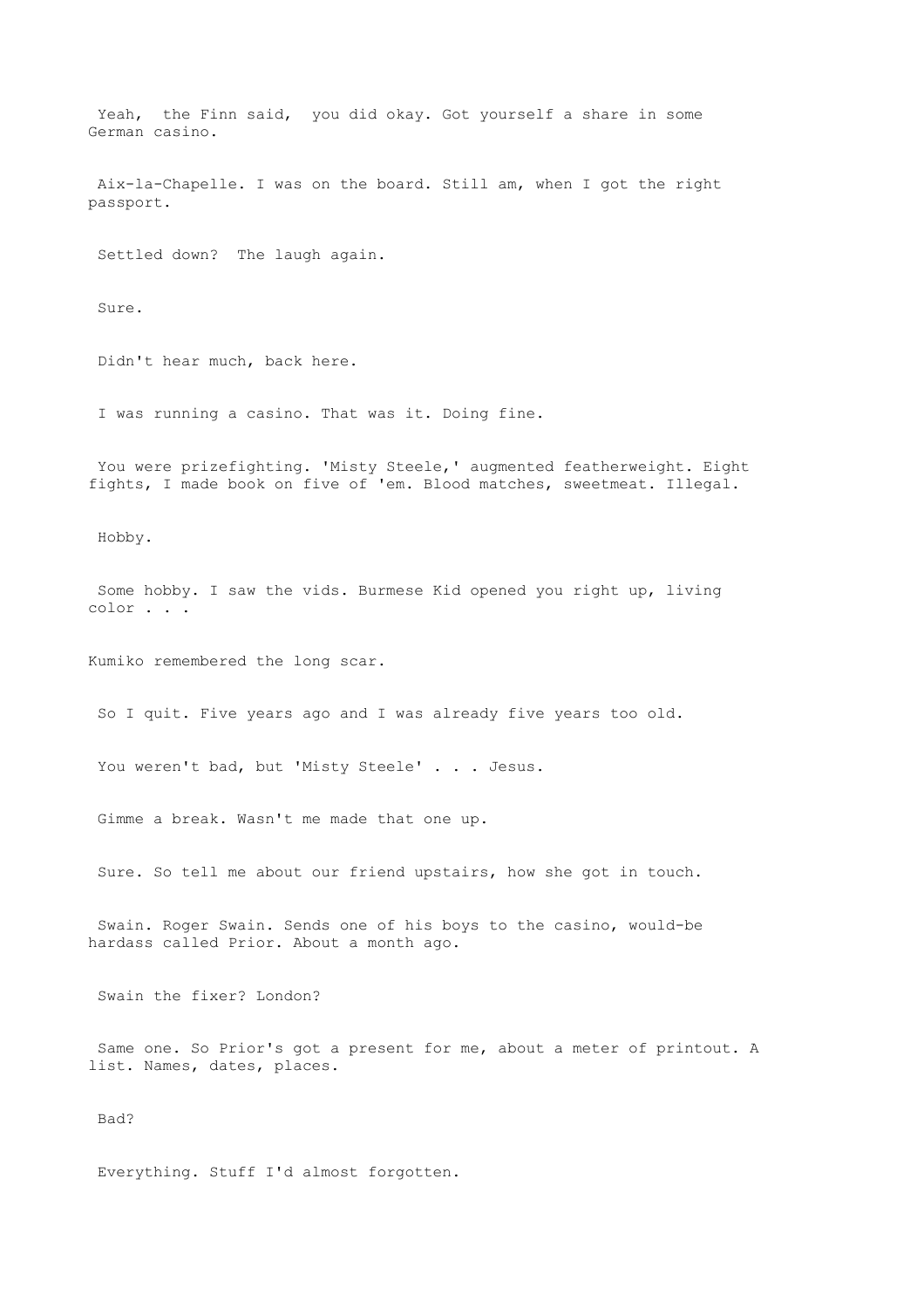Yeah, the Finn said, you did okay. Got yourself a share in some German casino.

Aix-la-Chapelle. I was on the board. Still am, when I got the right passport.

Settled down? The laugh again.

Sure.

Didn't hear much, back here.

I was running a casino. That was it. Doing fine.

You were prizefighting. 'Misty Steele,' augmented featherweight. Eight fights, I made book on five of 'em. Blood matches, sweetmeat. Illegal.

Hobby.

Some hobby. I saw the vids. Burmese Kid opened you right up, living color . . .

Kumiko remembered the long scar.

So I quit. Five years ago and I was already five years too old.

You weren't bad, but 'Misty Steele' . . . Jesus.

Gimme a break. Wasn't me made that one up.

Sure. So tell me about our friend upstairs, how she got in touch.

Swain. Roger Swain. Sends one of his boys to the casino, would-be hardass called Prior. About a month ago.

Swain the fixer? London?

Same one. So Prior's got a present for me, about a meter of printout. A list. Names, dates, places.

Bad?

Everything. Stuff I'd almost forgotten.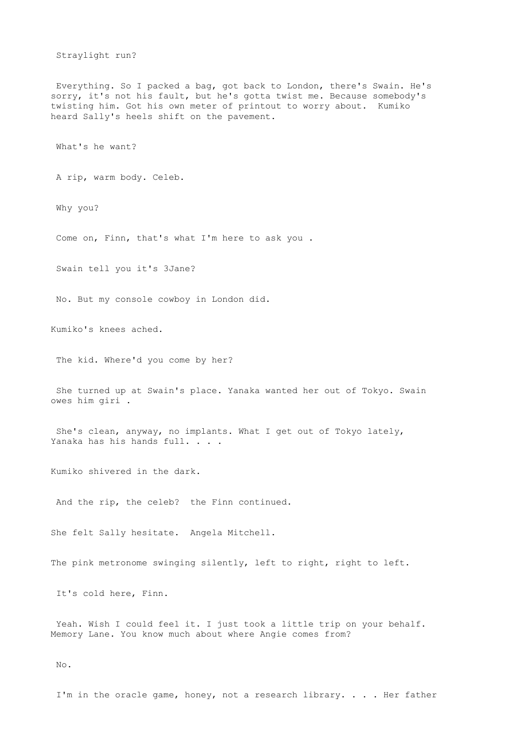Straylight run?

Everything. So I packed a bag, got back to London, there's Swain. He's sorry, it's not his fault, but he's gotta twist me. Because somebody's twisting him. Got his own meter of printout to worry about. Kumiko heard Sally's heels shift on the pavement.

What's he want?

A rip, warm body. Celeb.

Why you?

Come on, Finn, that's what I'm here to ask you .

Swain tell you it's 3Jane?

No. But my console cowboy in London did.

Kumiko's knees ached.

The kid. Where'd you come by her?

She turned up at Swain's place. Yanaka wanted her out of Tokyo. Swain owes him giri .

She's clean, anyway, no implants. What I get out of Tokyo lately, Yanaka has his hands full. . . .

Kumiko shivered in the dark.

And the rip, the celeb? the Finn continued.

She felt Sally hesitate. Angela Mitchell.

The pink metronome swinging silently, left to right, right to left.

It's cold here, Finn.

Yeah. Wish I could feel it. I just took a little trip on your behalf. Memory Lane. You know much about where Angie comes from?

No.

I'm in the oracle game, honey, not a research library. . . . Her father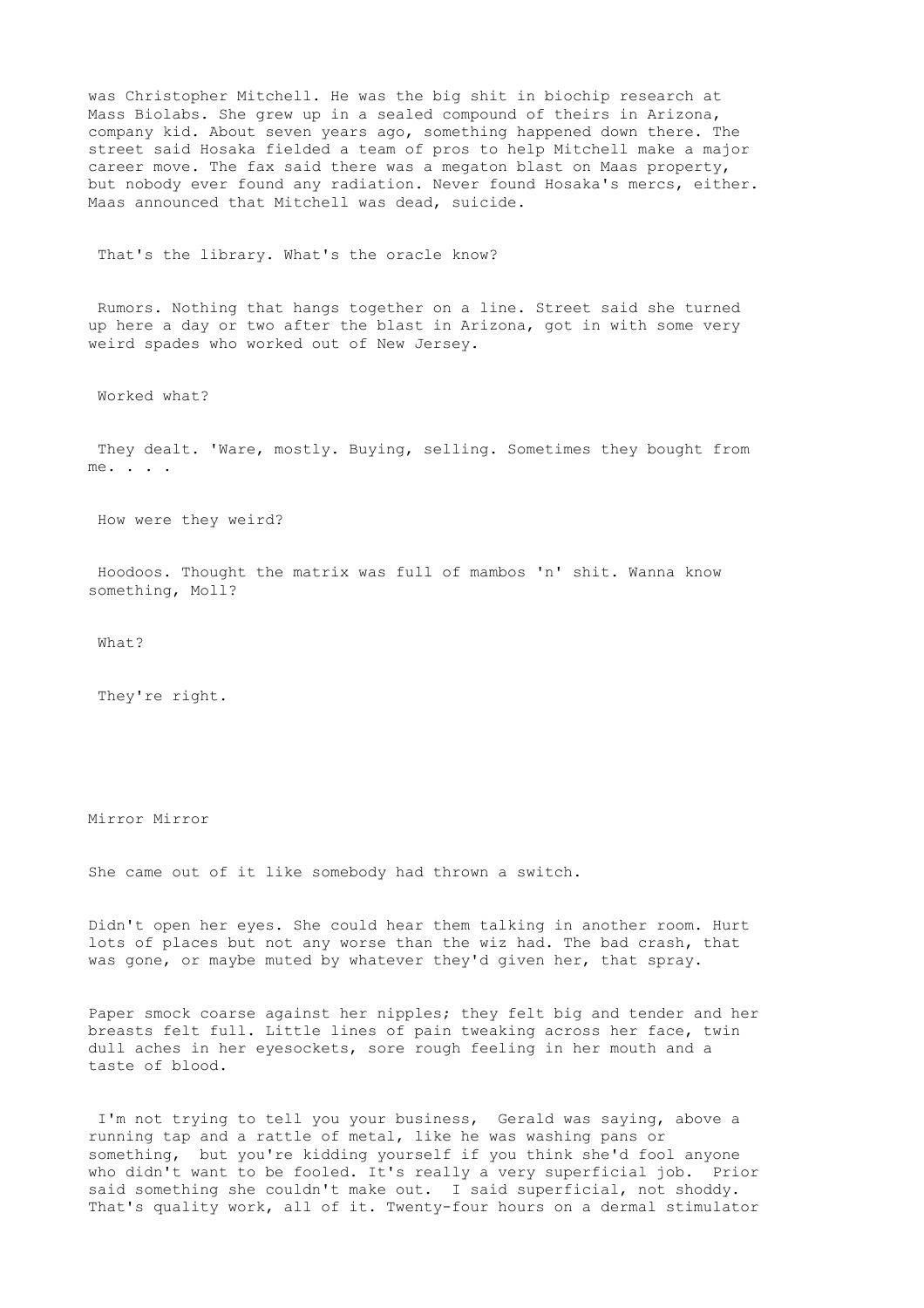was Christopher Mitchell. He was the big shit in biochip research at Mass Biolabs. She grew up in a sealed compound of theirs in Arizona, company kid. About seven years ago, something happened down there. The street said Hosaka fielded a team of pros to help Mitchell make a major career move. The fax said there was a megaton blast on Maas property, but nobody ever found any radiation. Never found Hosaka's mercs, either. Maas announced that Mitchell was dead, suicide.

That's the library. What's the oracle know?

Rumors. Nothing that hangs together on a line. Street said she turned up here a day or two after the blast in Arizona, got in with some very weird spades who worked out of New Jersey.

Worked what?

They dealt. 'Ware, mostly. Buying, selling. Sometimes they bought from me. . . .

How were they weird?

Hoodoos. Thought the matrix was full of mambos 'n' shit. Wanna know something, Moll?

What?

They're right.

## Mirror Mirror

She came out of it like somebody had thrown a switch.

Didn't open her eyes. She could hear them talking in another room. Hurt lots of places but not any worse than the wiz had. The bad crash, that was gone, or maybe muted by whatever they'd given her, that spray.

Paper smock coarse against her nipples; they felt big and tender and her breasts felt full. Little lines of pain tweaking across her face, twin dull aches in her eyesockets, sore rough feeling in her mouth and a taste of blood.

I'm not trying to tell you your business, Gerald was saying, above a running tap and a rattle of metal, like he was washing pans or something, but you're kidding yourself if you think she'd fool anyone who didn't want to be fooled. It's really a very superficial job. Prior said something she couldn't make out. I said superficial, not shoddy. That's quality work, all of it. Twenty-four hours on a dermal stimulator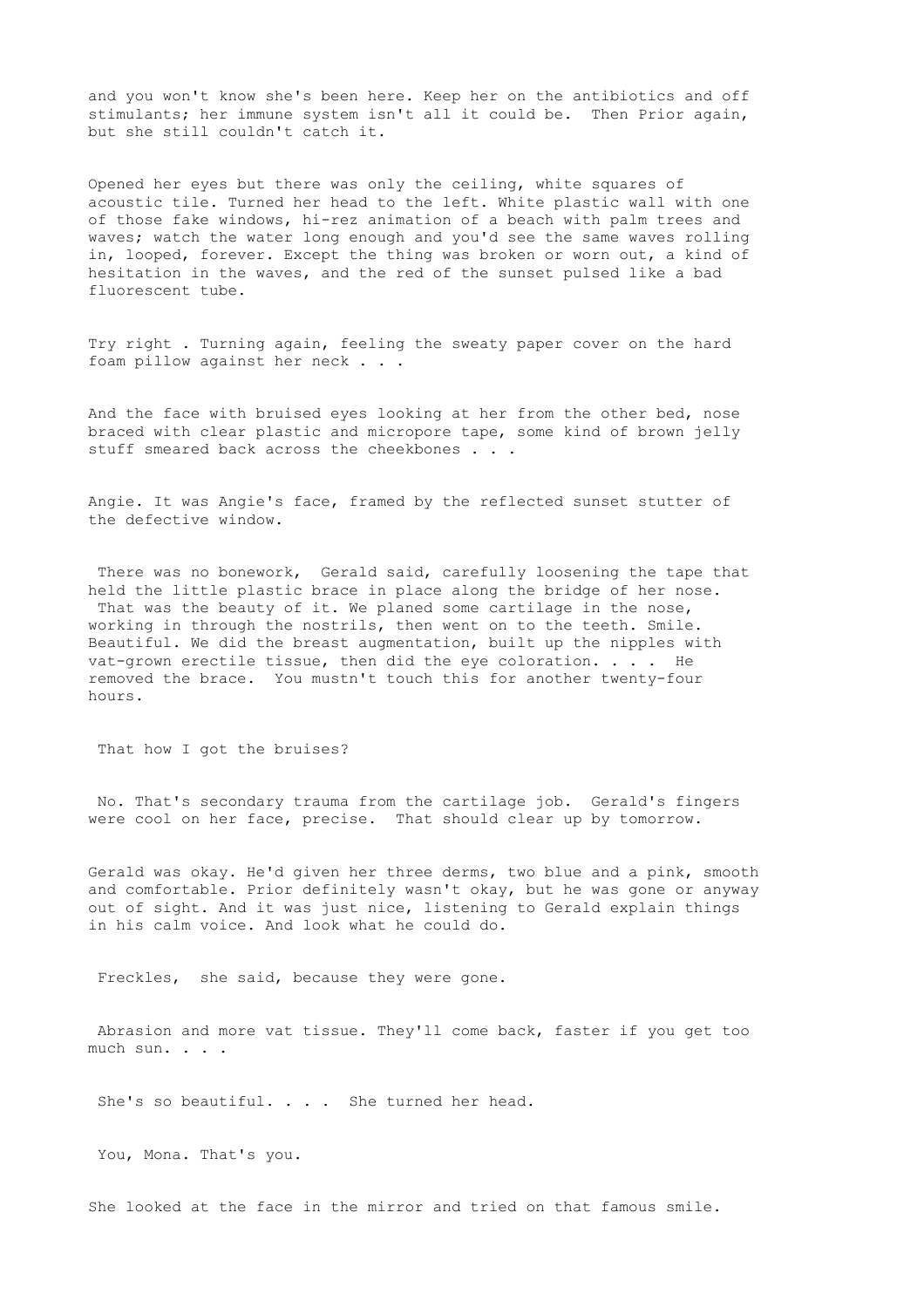and you won't know she's been here. Keep her on the antibiotics and off stimulants; her immune system isn't all it could be. Then Prior again, but she still couldn't catch it.

Opened her eyes but there was only the ceiling, white squares of acoustic tile. Turned her head to the left. White plastic wall with one of those fake windows, hi-rez animation of a beach with palm trees and waves; watch the water long enough and you'd see the same waves rolling in, looped, forever. Except the thing was broken or worn out, a kind of hesitation in the waves, and the red of the sunset pulsed like a bad fluorescent tube.

Try right . Turning again, feeling the sweaty paper cover on the hard foam pillow against her neck . . .

And the face with bruised eyes looking at her from the other bed, nose braced with clear plastic and micropore tape, some kind of brown jelly stuff smeared back across the cheekbones . . .

Angie. It was Angie's face, framed by the reflected sunset stutter of the defective window.

There was no bonework, Gerald said, carefully loosening the tape that held the little plastic brace in place along the bridge of her nose. That was the beauty of it. We planed some cartilage in the nose, working in through the nostrils, then went on to the teeth. Smile. Beautiful. We did the breast augmentation, built up the nipples with vat-grown erectile tissue, then did the eye coloration. . . . He removed the brace. You mustn't touch this for another twenty-four hours.

That how I got the bruises?

No. That's secondary trauma from the cartilage job. Gerald's fingers were cool on her face, precise. That should clear up by tomorrow.

Gerald was okay. He'd given her three derms, two blue and a pink, smooth and comfortable. Prior definitely wasn't okay, but he was gone or anyway out of sight. And it was just nice, listening to Gerald explain things in his calm voice. And look what he could do.

Freckles, she said, because they were gone.

Abrasion and more vat tissue. They'll come back, faster if you get too much sun. . . .

She's so beautiful. . . . She turned her head.

You, Mona. That's you.

She looked at the face in the mirror and tried on that famous smile.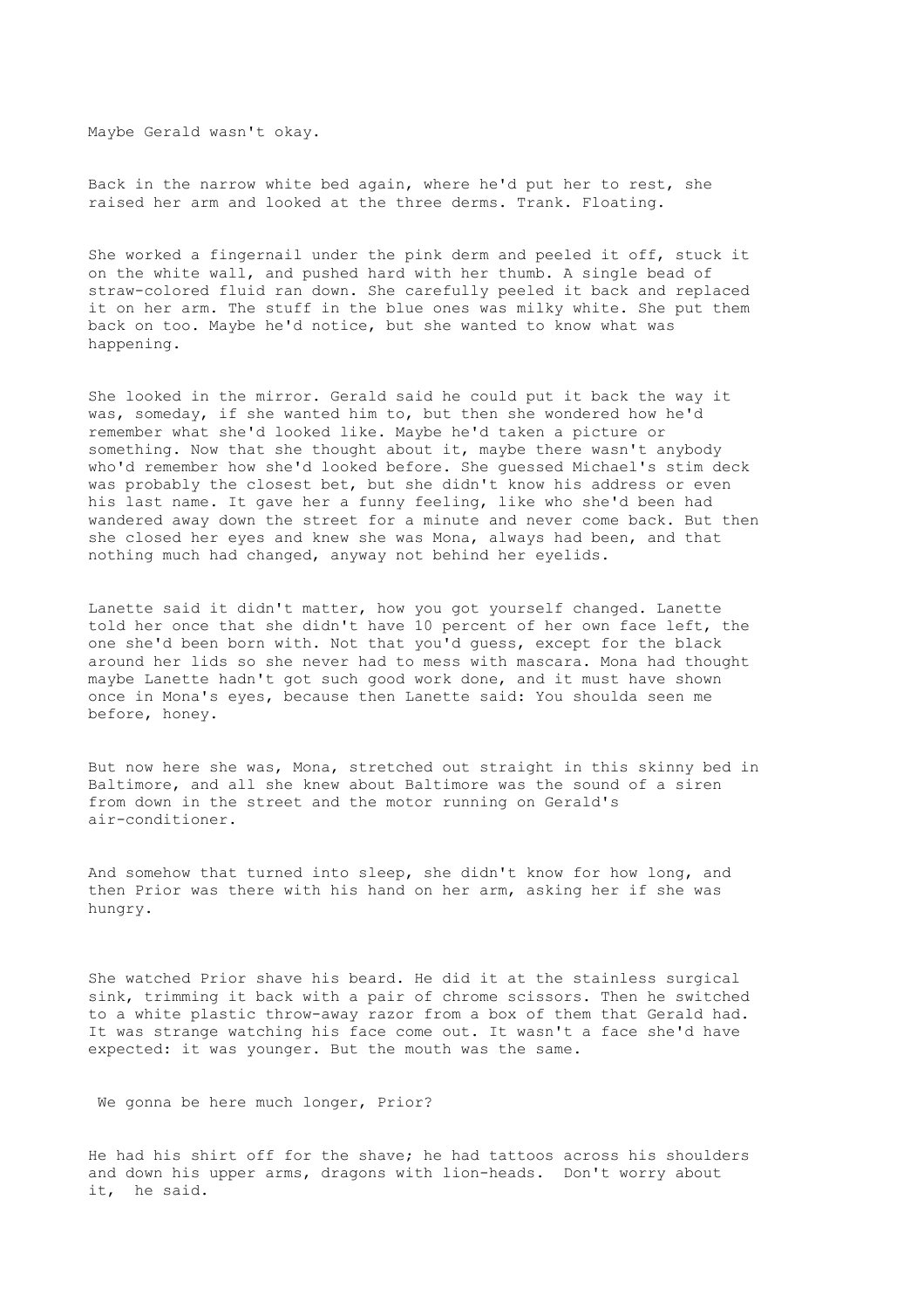Maybe Gerald wasn't okay.

Back in the narrow white bed again, where he'd put her to rest, she raised her arm and looked at the three derms. Trank. Floating.

She worked a fingernail under the pink derm and peeled it off, stuck it on the white wall, and pushed hard with her thumb. A single bead of straw-colored fluid ran down. She carefully peeled it back and replaced it on her arm. The stuff in the blue ones was milky white. She put them back on too. Maybe he'd notice, but she wanted to know what was happening.

She looked in the mirror. Gerald said he could put it back the way it was, someday, if she wanted him to, but then she wondered how he'd remember what she'd looked like. Maybe he'd taken a picture or something. Now that she thought about it, maybe there wasn't anybody who'd remember how she'd looked before. She guessed Michael's stim deck was probably the closest bet, but she didn't know his address or even his last name. It gave her a funny feeling, like who she'd been had wandered away down the street for a minute and never come back. But then she closed her eyes and knew she was Mona, always had been, and that nothing much had changed, anyway not behind her eyelids.

Lanette said it didn't matter, how you got yourself changed. Lanette told her once that she didn't have 10 percent of her own face left, the one she'd been born with. Not that you'd guess, except for the black around her lids so she never had to mess with mascara. Mona had thought maybe Lanette hadn't got such good work done, and it must have shown once in Mona's eyes, because then Lanette said: You shoulda seen me before, honey.

But now here she was, Mona, stretched out straight in this skinny bed in Baltimore, and all she knew about Baltimore was the sound of a siren from down in the street and the motor running on Gerald's air-conditioner.

And somehow that turned into sleep, she didn't know for how long, and then Prior was there with his hand on her arm, asking her if she was hungry.

She watched Prior shave his beard. He did it at the stainless surgical sink, trimming it back with a pair of chrome scissors. Then he switched to a white plastic throw-away razor from a box of them that Gerald had. It was strange watching his face come out. It wasn't a face she'd have expected: it was younger. But the mouth was the same.

We gonna be here much longer, Prior?

He had his shirt off for the shave; he had tattoos across his shoulders and down his upper arms, dragons with lion-heads. Don't worry about it, he said.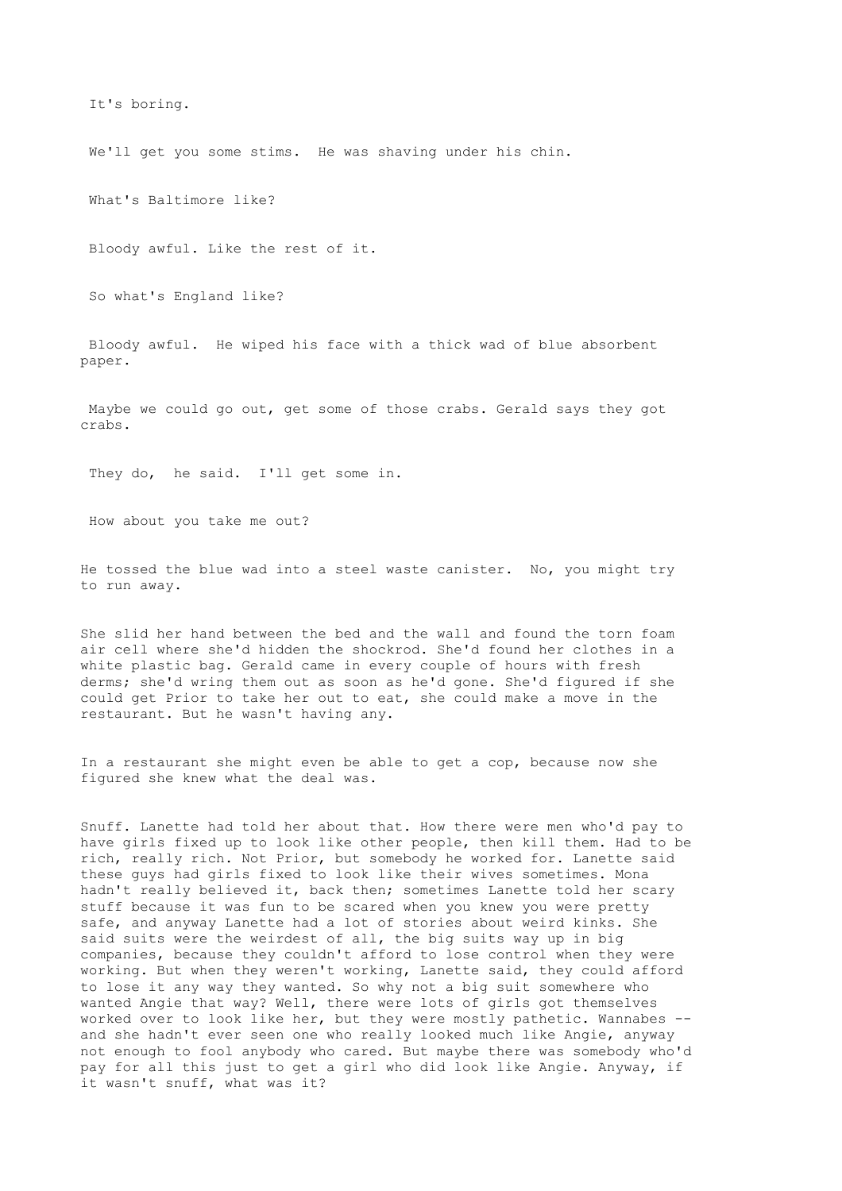It's boring.

We'll get you some stims.  He was shaving under his chin.

What's Baltimore like?

Bloody awful. Like the rest of it.

So what's England like?

Bloody awful.  He wiped his face with a thick wad of blue absorbent paper.

Maybe we could go out, get some of those crabs. Gerald says they got crabs.

They do,  he said.  I'll get some in.

How about you take me out?

He tossed the blue wad into a steel waste canister.  No, you might try to run away.

She slid her hand between the bed and the wall and found the torn foam air cell where she'd hidden the shockrod. She'd found her clothes in a white plastic bag. Gerald came in every couple of hours with fresh derms; she'd wring them out as soon as he'd gone. She'd figured if she could get Prior to take her out to eat, she could make a move in the restaurant. But he wasn't having any.

In a restaurant she might even be able to get a cop, because now she figured she knew what the deal was.

Snuff. Lanette had told her about that. How there were men who'd pay to have girls fixed up to look like other people, then kill them. Had to be rich, really rich. Not Prior, but somebody he worked for. Lanette said these guys had girls fixed to look like their wives sometimes. Mona hadn't really believed it, back then; sometimes Lanette told her scary stuff because it was fun to be scared when you knew you were pretty safe, and anyway Lanette had a lot of stories about weird kinks. She said suits were the weirdest of all, the big suits way up in big companies, because they couldn't afford to lose control when they were working. But when they weren't working, Lanette said, they could afford to lose it any way they wanted. So why not a big suit somewhere who wanted Angie that way? Well, there were lots of girls got themselves worked over to look like her, but they were mostly pathetic. Wannabes -- and she hadn't ever seen one who really looked much like Angie, anyway not enough to fool anybody who cared. But maybe there was somebody who'd pay for all this just to get a girl who did look like Angie. Anyway, if it wasn't snuff, what was it?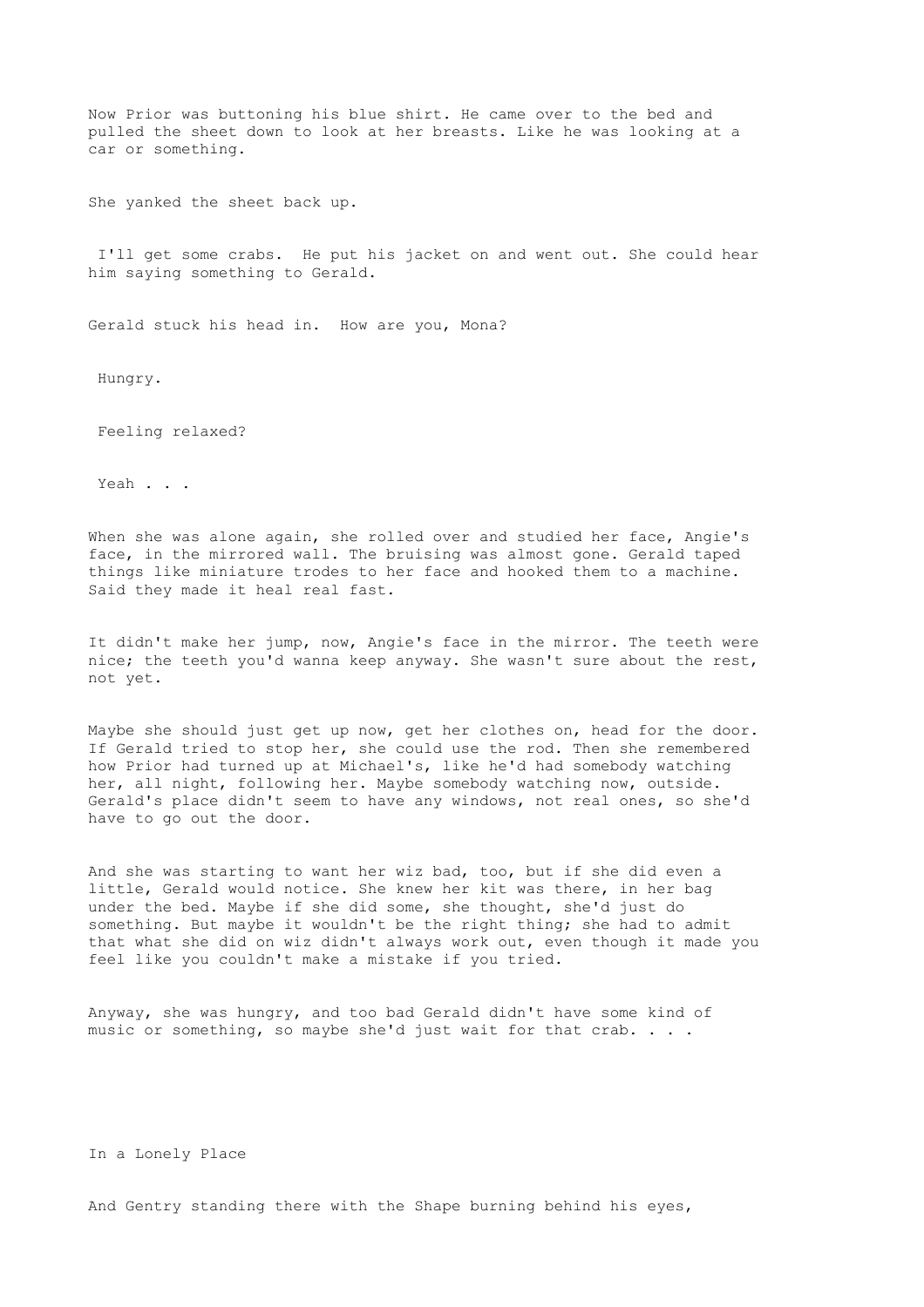Now Prior was buttoning his blue shirt. He came over to the bed and pulled the sheet down to look at her breasts. Like he was looking at a car or something.

She yanked the sheet back up.

I'll get some crabs. He put his jacket on and went out. She could hear him saying something to Gerald.

Gerald stuck his head in. How are you, Mona?

Hungry.

Feeling relaxed?

Yeah . . .

When she was alone again, she rolled over and studied her face, Angie's face, in the mirrored wall. The bruising was almost gone. Gerald taped things like miniature trodes to her face and hooked them to a machine. Said they made it heal real fast.

It didn't make her jump, now, Angie's face in the mirror. The teeth were nice; the teeth you'd wanna keep anyway. She wasn't sure about the rest, not yet.

Maybe she should just get up now, get her clothes on, head for the door. If Gerald tried to stop her, she could use the rod. Then she remembered how Prior had turned up at Michael's, like he'd had somebody watching her, all night, following her. Maybe somebody watching now, outside. Gerald's place didn't seem to have any windows, not real ones, so she'd have to go out the door.

And she was starting to want her wiz bad, too, but if she did even a little, Gerald would notice. She knew her kit was there, in her bag under the bed. Maybe if she did some, she thought, she'd just do something. But maybe it wouldn't be the right thing; she had to admit that what she did on wiz didn't always work out, even though it made you feel like you couldn't make a mistake if you tried.

Anyway, she was hungry, and too bad Gerald didn't have some kind of music or something, so maybe she'd just wait for that crab. . . .

## In a Lonely Place

And Gentry standing there with the Shape burning behind his eyes,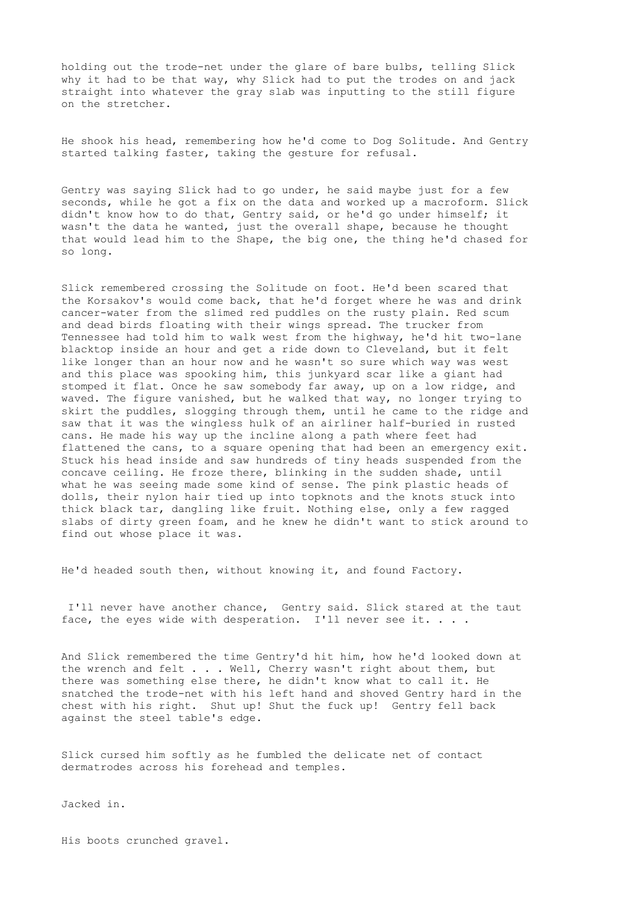holding out the trode-net under the glare of bare bulbs, telling Slick why it had to be that way, why Slick had to put the trodes on and jack straight into whatever the gray slab was inputting to the still figure on the stretcher.

He shook his head, remembering how he'd come to Dog Solitude. And Gentry started talking faster, taking the gesture for refusal.

Gentry was saying Slick had to go under, he said maybe just for a few seconds, while he got a fix on the data and worked up a macroform. Slick didn't know how to do that, Gentry said, or he'd go under himself; it wasn't the data he wanted, just the overall shape, because he thought that would lead him to the Shape, the big one, the thing he'd chased for so long.

Slick remembered crossing the Solitude on foot. He'd been scared that the Korsakov's would come back, that he'd forget where he was and drink cancer-water from the slimed red puddles on the rusty plain. Red scum and dead birds floating with their wings spread. The trucker from Tennessee had told him to walk west from the highway, he'd hit two-lane blacktop inside an hour and get a ride down to Cleveland, but it felt like longer than an hour now and he wasn't so sure which way was west and this place was spooking him, this junkyard scar like a giant had stomped it flat. Once he saw somebody far away, up on a low ridge, and waved. The figure vanished, but he walked that way, no longer trying to skirt the puddles, slogging through them, until he came to the ridge and saw that it was the wingless hulk of an airliner half-buried in rusted cans. He made his way up the incline along a path where feet had flattened the cans, to a square opening that had been an emergency exit. Stuck his head inside and saw hundreds of tiny heads suspended from the concave ceiling. He froze there, blinking in the sudden shade, until what he was seeing made some kind of sense. The pink plastic heads of dolls, their nylon hair tied up into topknots and the knots stuck into thick black tar, dangling like fruit. Nothing else, only a few ragged slabs of dirty green foam, and he knew he didn't want to stick around to find out whose place it was.

He'd headed south then, without knowing it, and found Factory.

I'll never have another chance, Gentry said. Slick stared at the taut face, the eyes wide with desperation. I'll never see it. . . .

And Slick remembered the time Gentry'd hit him, how he'd looked down at the wrench and felt . . . Well, Cherry wasn't right about them, but there was something else there, he didn't know what to call it. He snatched the trode-net with his left hand and shoved Gentry hard in the chest with his right. Shut up! Shut the fuck up! Gentry fell back against the steel table's edge.

Slick cursed him softly as he fumbled the delicate net of contact dermatrodes across his forehead and temples.

Jacked in.

His boots crunched gravel.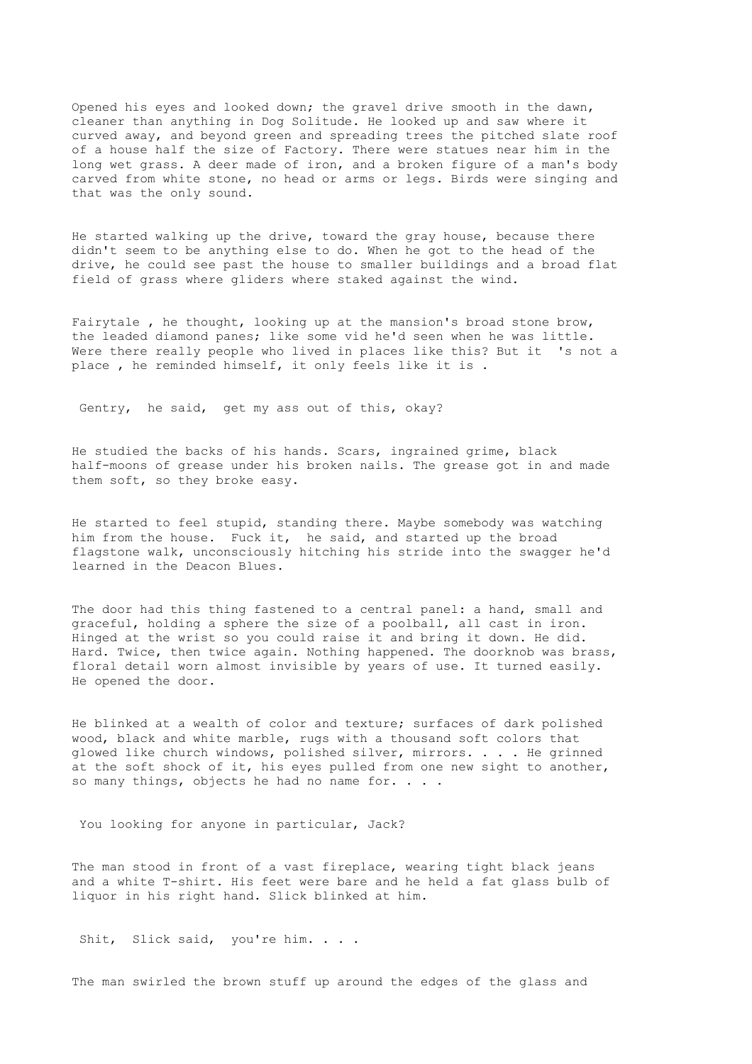Opened his eyes and looked down; the gravel drive smooth in the dawn, cleaner than anything in Dog Solitude. He looked up and saw where it curved away, and beyond green and spreading trees the pitched slate roof of a house half the size of Factory. There were statues near him in the long wet grass. A deer made of iron, and a broken figure of a man's body carved from white stone, no head or arms or legs. Birds were singing and that was the only sound.

He started walking up the drive, toward the gray house, because there didn't seem to be anything else to do. When he got to the head of the drive, he could see past the house to smaller buildings and a broad flat field of grass where gliders where staked against the wind.

Fairytale , he thought, looking up at the mansion's broad stone brow, the leaded diamond panes; like some vid he'd seen when he was little. Were there really people who lived in places like this? But it 's not a place , he reminded himself, it only feels like it is .

Gentry, he said, get my ass out of this, okay?

He studied the backs of his hands. Scars, ingrained grime, black half-moons of grease under his broken nails. The grease got in and made them soft, so they broke easy.

He started to feel stupid, standing there. Maybe somebody was watching him from the house. Fuck it, he said, and started up the broad flagstone walk, unconsciously hitching his stride into the swagger he'd learned in the Deacon Blues.

The door had this thing fastened to a central panel: a hand, small and graceful, holding a sphere the size of a poolball, all cast in iron. Hinged at the wrist so you could raise it and bring it down. He did. Hard. Twice, then twice again. Nothing happened. The doorknob was brass, floral detail worn almost invisible by years of use. It turned easily. He opened the door.

He blinked at a wealth of color and texture; surfaces of dark polished wood, black and white marble, rugs with a thousand soft colors that glowed like church windows, polished silver, mirrors. . . . He grinned at the soft shock of it, his eyes pulled from one new sight to another, so many things, objects he had no name for. . . .

You looking for anyone in particular, Jack?

The man stood in front of a vast fireplace, wearing tight black jeans and a white T-shirt. His feet were bare and he held a fat glass bulb of liquor in his right hand. Slick blinked at him.

Shit, Slick said, you're him. . . .

The man swirled the brown stuff up around the edges of the glass and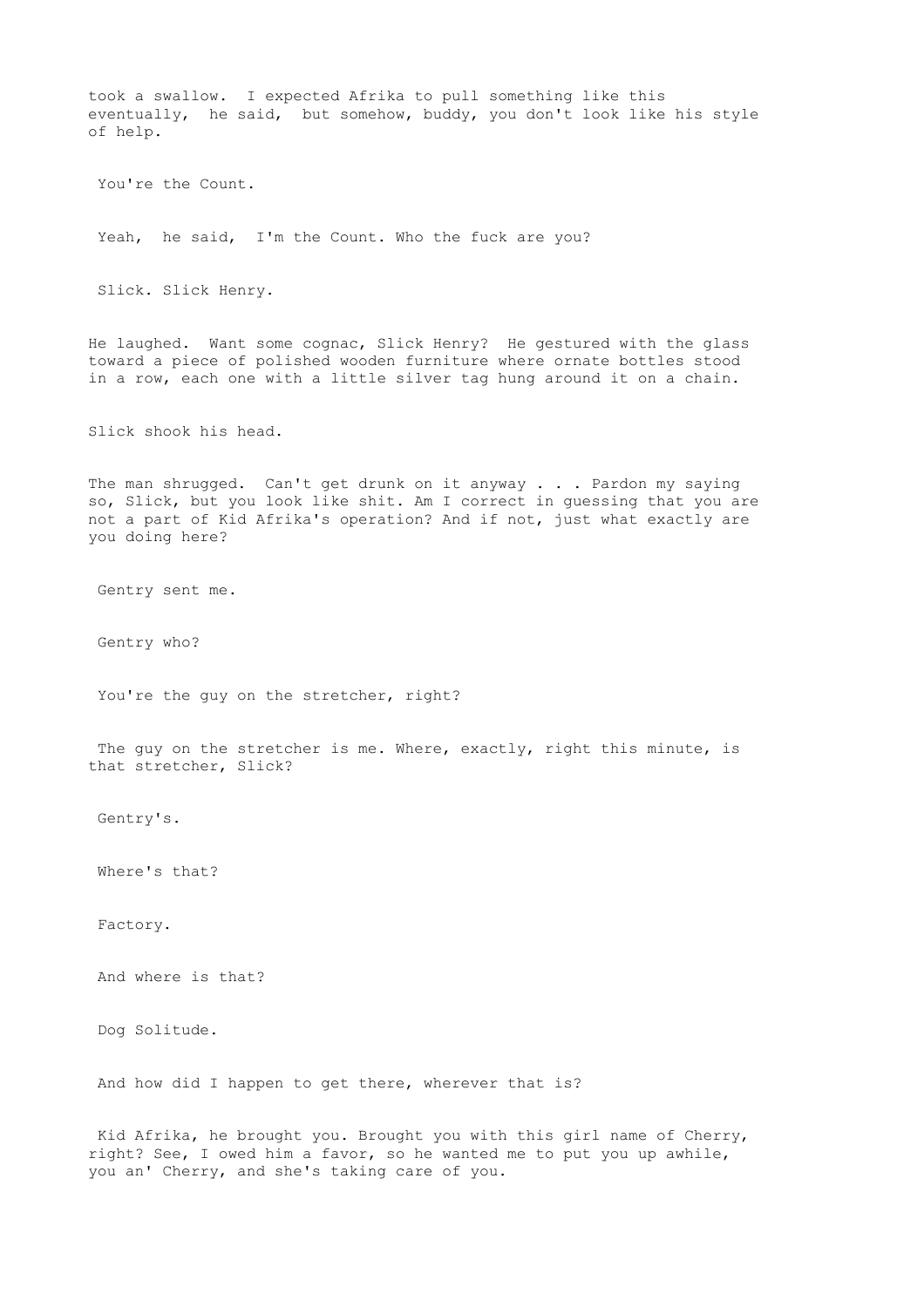took a swallow. I expected Afrika to pull something like this eventually, he said, but somehow, buddy, you don't look like his style of help.

You're the Count.

Yeah, he said, I'm the Count. Who the fuck are you?

Slick. Slick Henry.

He laughed. Want some cognac, Slick Henry? He gestured with the glass toward a piece of polished wooden furniture where ornate bottles stood in a row, each one with a little silver tag hung around it on a chain.

Slick shook his head.

The man shrugged. Can't get drunk on it anyway . . . Pardon my saying so, Slick, but you look like shit. Am I correct in guessing that you are not a part of Kid Afrika's operation? And if not, just what exactly are you doing here?

Gentry sent me.

Gentry who?

You're the guy on the stretcher, right?

The guy on the stretcher is me. Where, exactly, right this minute, is that stretcher, Slick?

Gentry's.

Where's that?

Factory.

And where is that?

Dog Solitude.

And how did I happen to get there, wherever that is?

Kid Afrika, he brought you. Brought you with this girl name of Cherry, right? See, I owed him a favor, so he wanted me to put you up awhile, you an' Cherry, and she's taking care of you.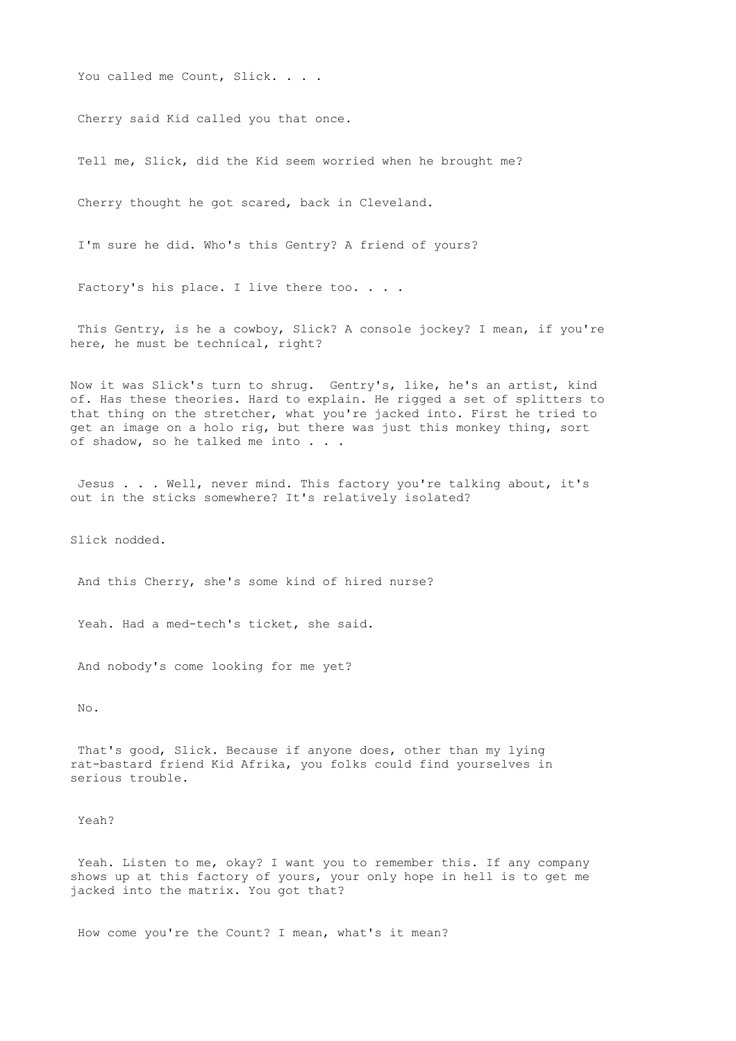You called me Count, Slick. . . .

Cherry said Kid called you that once.

Tell me, Slick, did the Kid seem worried when he brought me?

Cherry thought he got scared, back in Cleveland.

I'm sure he did. Who's this Gentry? A friend of yours?

Factory's his place. I live there too. . . .

This Gentry, is he a cowboy, Slick? A console jockey? I mean, if you're here, he must be technical, right?

Now it was Slick's turn to shrug. Gentry's, like, he's an artist, kind of. Has these theories. Hard to explain. He rigged a set of splitters to that thing on the stretcher, what you're jacked into. First he tried to get an image on a holo rig, but there was just this monkey thing, sort of shadow, so he talked me into . . .

Jesus . . . Well, never mind. This factory you're talking about, it's out in the sticks somewhere? It's relatively isolated?

Slick nodded.

And this Cherry, she's some kind of hired nurse?

Yeah. Had a med-tech's ticket, she said.

And nobody's come looking for me yet?

No.

That's good, Slick. Because if anyone does, other than my lying rat-bastard friend Kid Afrika, you folks could find yourselves in serious trouble.

Yeah?

Yeah. Listen to me, okay? I want you to remember this. If any company shows up at this factory of yours, your only hope in hell is to get me jacked into the matrix. You got that?

How come you're the Count? I mean, what's it mean?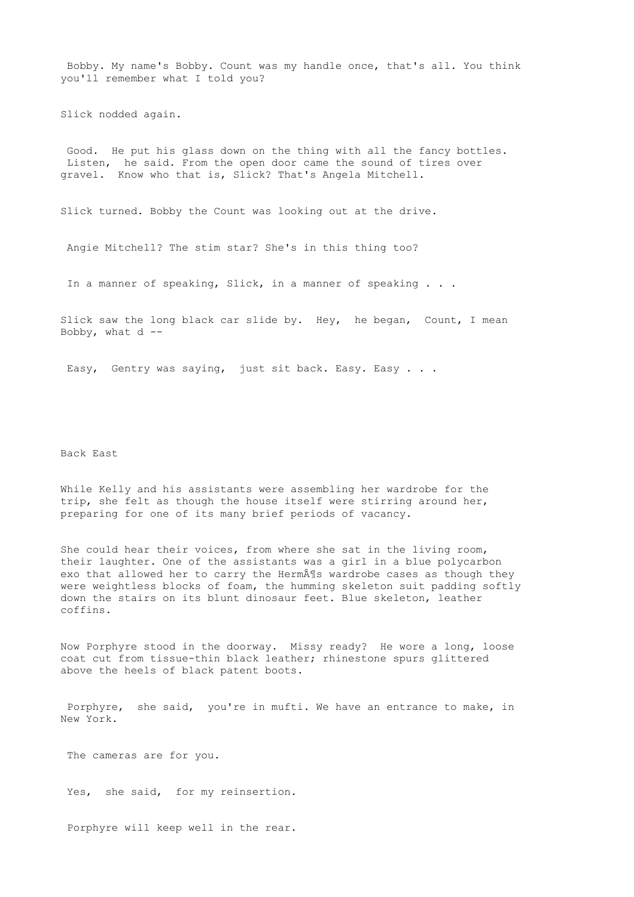Bobby. My name's Bobby. Count was my handle once, that's all. You think you'll remember what I told you?

Slick nodded again.

Good. He put his glass down on the thing with all the fancy bottles. Listen, he said. From the open door came the sound of tires over gravel. Know who that is, Slick? That's Angela Mitchell.

Slick turned. Bobby the Count was looking out at the drive.

Angie Mitchell? The stim star? She's in this thing too?

In a manner of speaking, Slick, in a manner of speaking . . .

Slick saw the long black car slide by. Hey, he began, Count, I mean Bobby, what d --

Easy, Gentry was saying, just sit back. Easy. Easy . . .

## Back East

While Kelly and his assistants were assembling her wardrobe for the trip, she felt as though the house itself were stirring around her, preparing for one of its many brief periods of vacancy.

She could hear their voices, from where she sat in the living room, their laughter. One of the assistants was a girl in a blue polycarbon exo that allowed her to carry the HermÃ¶s wardrobe cases as though they were weightless blocks of foam, the humming skeleton suit padding softly down the stairs on its blunt dinosaur feet. Blue skeleton, leather coffins.

Now Porphyre stood in the doorway. Missy ready? He wore a long, loose coat cut from tissue-thin black leather; rhinestone spurs glittered above the heels of black patent boots.

Porphyre, she said, you're in mufti. We have an entrance to make, in New York.

The cameras are for you.

Yes, she said, for my reinsertion.

Porphyre will keep well in the rear.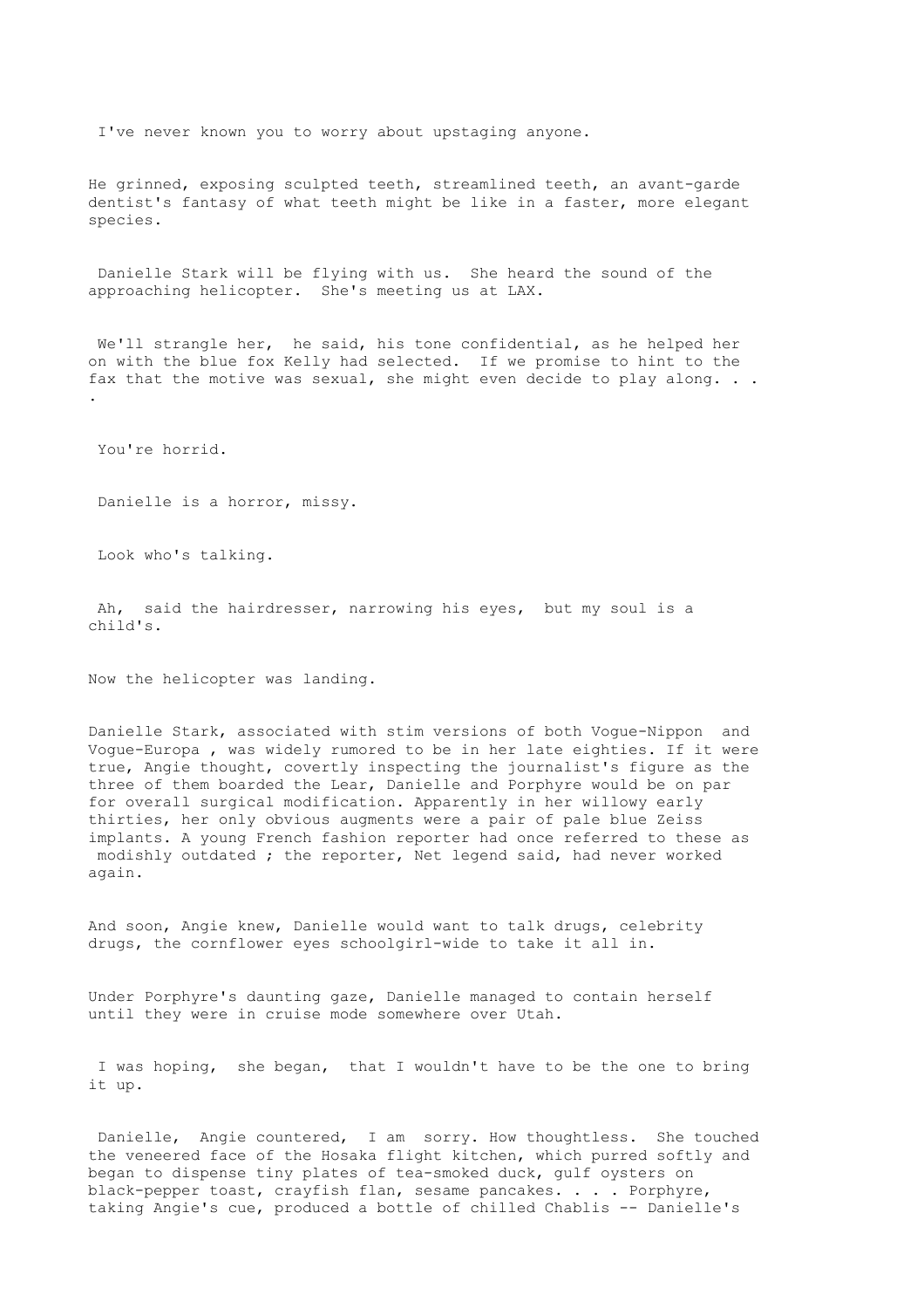I've never known you to worry about upstaging anyone.

He grinned, exposing sculpted teeth, streamlined teeth, an avant-garde dentist's fantasy of what teeth might be like in a faster, more elegant species.

Danielle Stark will be flying with us. She heard the sound of the approaching helicopter. She's meeting us at LAX.

We'll strangle her, he said, his tone confidential, as he helped her on with the blue fox Kelly had selected. If we promise to hint to the fax that the motive was sexual, she might even decide to play along. . . .

You're horrid.

Danielle is a horror, missy.

Look who's talking.

Ah, said the hairdresser, narrowing his eyes, but my soul is a child's.

Now the helicopter was landing.

Danielle Stark, associated with stim versions of both Vogue-Nippon and Vogue-Europa , was widely rumored to be in her late eighties. If it were true, Angie thought, covertly inspecting the journalist's figure as the three of them boarded the Lear, Danielle and Porphyre would be on par for overall surgical modification. Apparently in her willowy early thirties, her only obvious augments were a pair of pale blue Zeiss implants. A young French fashion reporter had once referred to these as modishly outdated ; the reporter, Net legend said, had never worked again.

And soon, Angie knew, Danielle would want to talk drugs, celebrity drugs, the cornflower eyes schoolgirl-wide to take it all in.

Under Porphyre's daunting gaze, Danielle managed to contain herself until they were in cruise mode somewhere over Utah.

I was hoping, she began, that I wouldn't have to be the one to bring it up.

Danielle, Angie countered, I am sorry. How thoughtless. She touched the veneered face of the Hosaka flight kitchen, which purred softly and began to dispense tiny plates of tea-smoked duck, gulf oysters on black-pepper toast, crayfish flan, sesame pancakes. . . . Porphyre, taking Angie's cue, produced a bottle of chilled Chablis -- Danielle's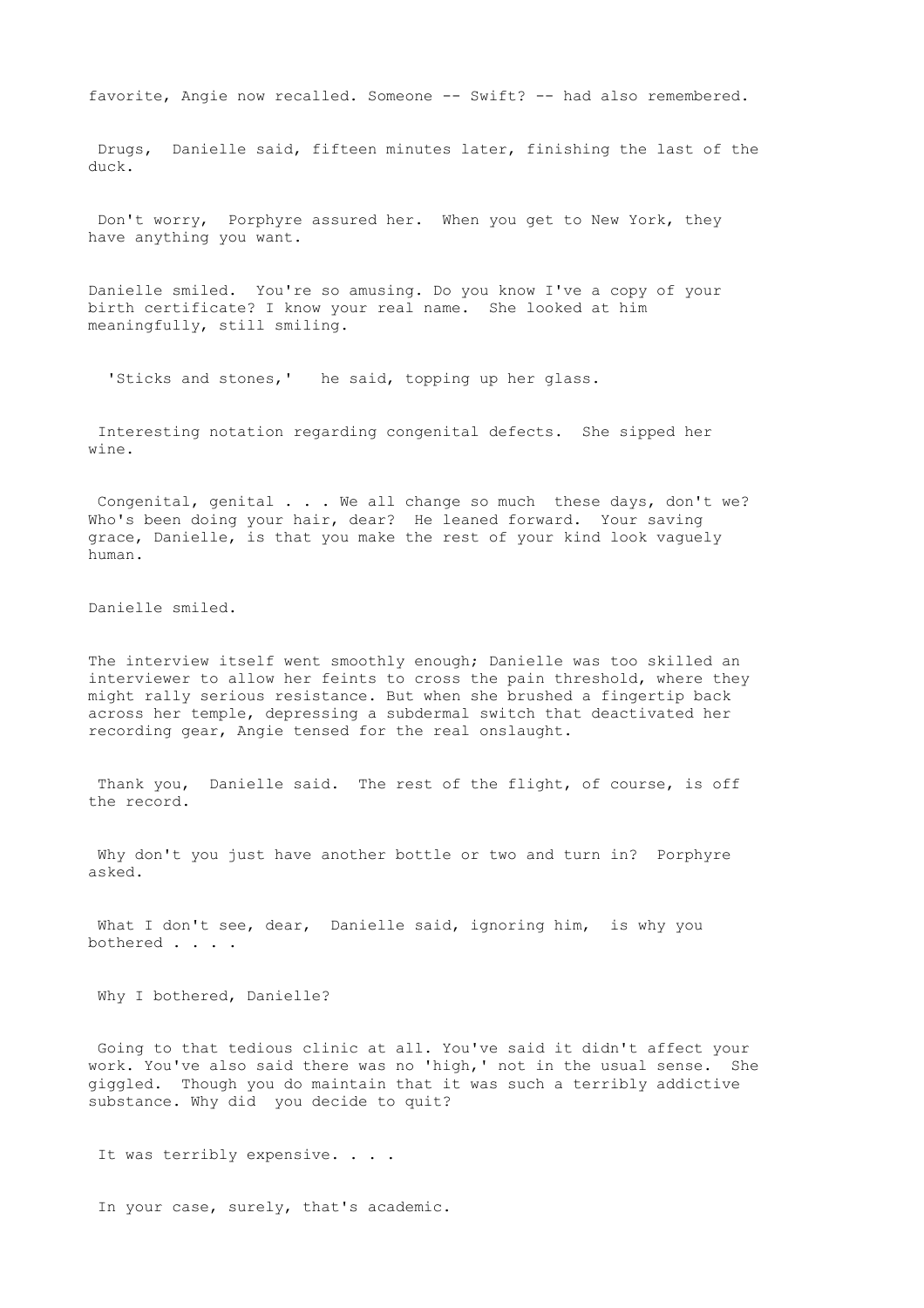favorite, Angie now recalled. Someone -- Swift? -- had also remembered.

Drugs, Danielle said, fifteen minutes later, finishing the last of the duck.

Don't worry, Porphyre assured her. When you get to New York, they have anything you want.

Danielle smiled. You're so amusing. Do you know I've a copy of your birth certificate? I know your real name. She looked at him meaningfully, still smiling.

'Sticks and stones,' he said, topping up her glass.

Interesting notation regarding congenital defects. She sipped her wine.

Congenital, genital . . . We all change so much these days, don't we? Who's been doing your hair, dear? He leaned forward. Your saving grace, Danielle, is that you make the rest of your kind look vaguely human.

Danielle smiled.

The interview itself went smoothly enough; Danielle was too skilled an interviewer to allow her feints to cross the pain threshold, where they might rally serious resistance. But when she brushed a fingertip back across her temple, depressing a subdermal switch that deactivated her recording gear, Angie tensed for the real onslaught.

Thank you, Danielle said. The rest of the flight, of course, is off the record.

Why don't you just have another bottle or two and turn in? Porphyre asked.

What I don't see, dear, Danielle said, ignoring him, is why you bothered . . . .

Why I bothered, Danielle?

Going to that tedious clinic at all. You've said it didn't affect your work. You've also said there was no 'high,' not in the usual sense. She giggled. Though you do maintain that it was such a terribly addictive substance. Why did you decide to quit?

It was terribly expensive. . . .

In your case, surely, that's academic.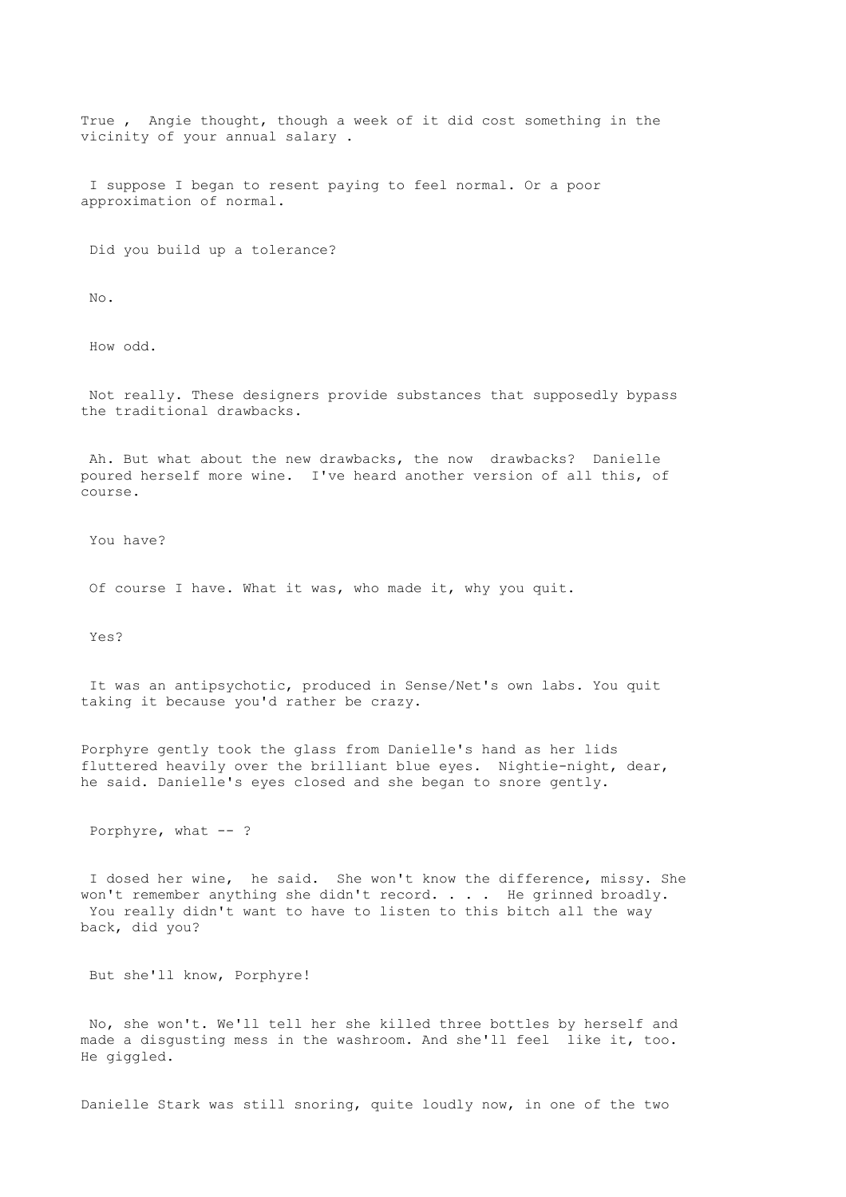True , Angie thought, though a week of it did cost something in the vicinity of your annual salary .

I suppose I began to resent paying to feel normal. Or a poor approximation of normal.

Did you build up a tolerance?

No.

How odd.

Not really. These designers provide substances that supposedly bypass the traditional drawbacks.

Ah. But what about the new drawbacks, the now drawbacks? Danielle poured herself more wine. I've heard another version of all this, of course.

You have?

Of course I have. What it was, who made it, why you quit.

Yes?

It was an antipsychotic, produced in Sense/Net's own labs. You quit taking it because you'd rather be crazy.

Porphyre gently took the glass from Danielle's hand as her lids fluttered heavily over the brilliant blue eyes. Nightie-night, dear, he said. Danielle's eyes closed and she began to snore gently.

Porphyre, what -- ?

I dosed her wine, he said. She won't know the difference, missy. She won't remember anything she didn't record. . . . He grinned broadly. You really didn't want to have to listen to this bitch all the way back, did you?

But she'll know, Porphyre!

No, she won't. We'll tell her she killed three bottles by herself and made a disgusting mess in the washroom. And she'll feel like it, too. He giggled.

Danielle Stark was still snoring, quite loudly now, in one of the two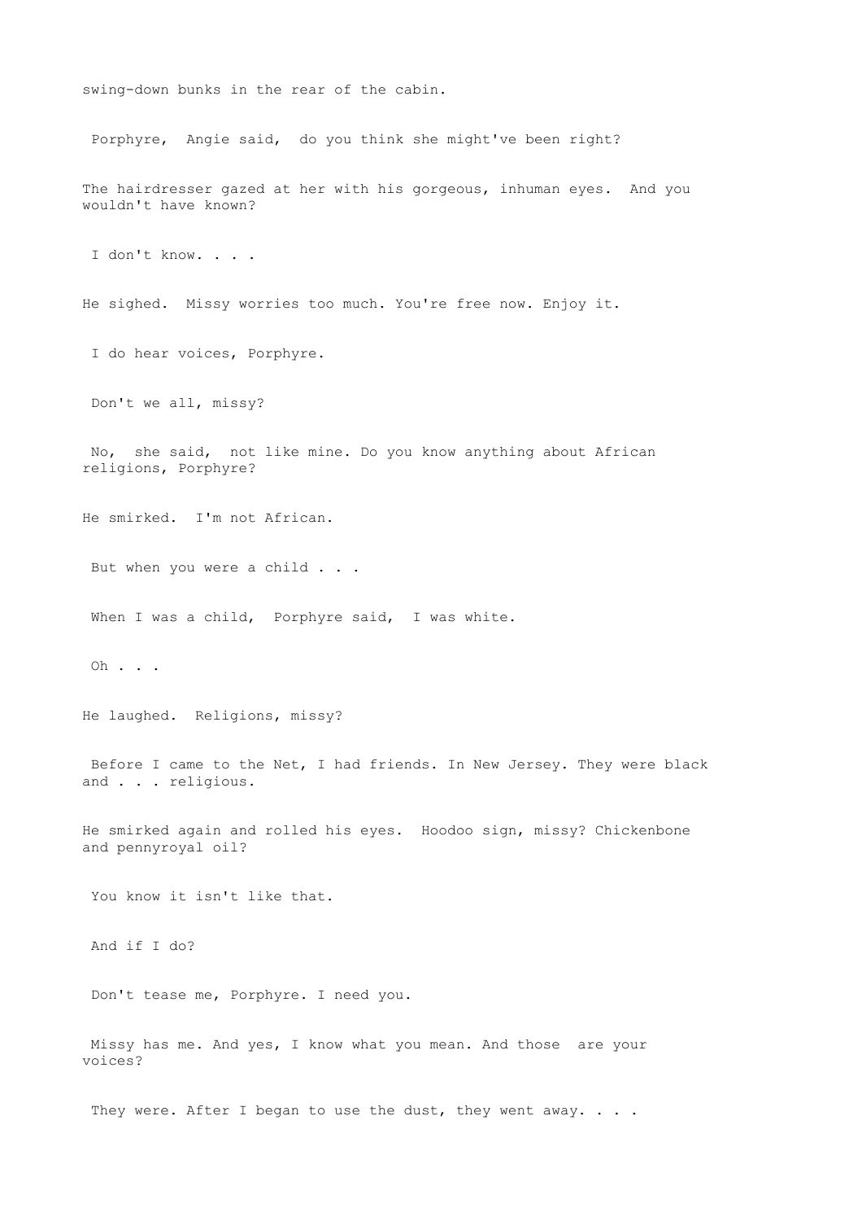swing-down bunks in the rear of the cabin.

Porphyre, Angie said, do you think she might've been right?

The hairdresser gazed at her with his gorgeous, inhuman eyes. And you wouldn't have known?

I don't know. . . .

He sighed. Missy worries too much. You're free now. Enjoy it.

I do hear voices, Porphyre.

Don't we all, missy?

No, she said, not like mine. Do you know anything about African religions, Porphyre?

He smirked. I'm not African.

But when you were a child . . .

When I was a child, Porphyre said, I was white.

Oh . . .

He laughed. Religions, missy?

Before I came to the Net, I had friends. In New Jersey. They were black and . . . religious.

He smirked again and rolled his eyes. Hoodoo sign, missy? Chickenbone and pennyroyal oil?

You know it isn't like that.

And if I do?

Don't tease me, Porphyre. I need you.

Missy has me. And yes, I know what you mean. And those are your voices?

They were. After I began to use the dust, they went away. . . .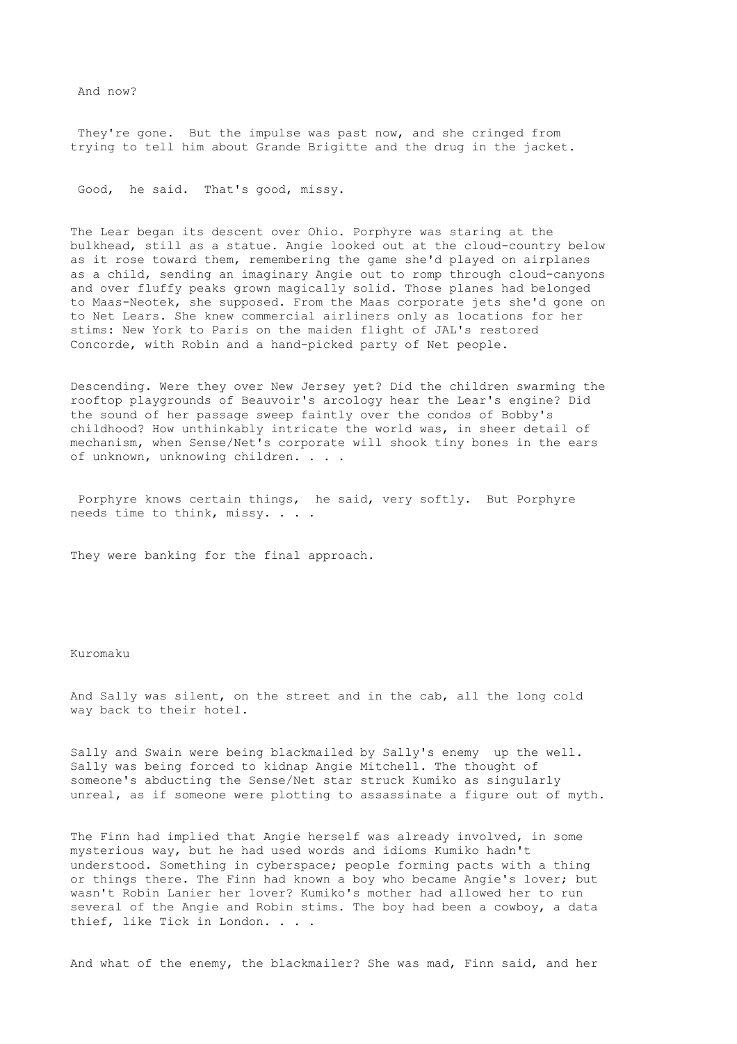And now?

They're gone. But the impulse was past now, and she cringed from trying to tell him about Grande Brigitte and the drug in the jacket.

Good, he said. That's good, missy.

The Lear began its descent over Ohio. Porphyre was staring at the bulkhead, still as a statue. Angie looked out at the cloud-country below as it rose toward them, remembering the game she'd played on airplanes as a child, sending an imaginary Angie out to romp through cloud-canyons and over fluffy peaks grown magically solid. Those planes had belonged to Maas-Neotek, she supposed. From the Maas corporate jets she'd gone on to Net Lears. She knew commercial airliners only as locations for her stims: New York to Paris on the maiden flight of JAL's restored Concorde, with Robin and a hand-picked party of Net people.

Descending. Were they over New Jersey yet? Did the children swarming the rooftop playgrounds of Beauvoir's arcology hear the Lear's engine? Did the sound of her passage sweep faintly over the condos of Bobby's childhood? How unthinkably intricate the world was, in sheer detail of mechanism, when Sense/Net's corporate will shook tiny bones in the ears of unknown, unknowing children. . . .

Porphyre knows certain things, he said, very softly. But Porphyre needs time to think, missy. . . .

They were banking for the final approach.

## Kuromaku

And Sally was silent, on the street and in the cab, all the long cold way back to their hotel.

Sally and Swain were being blackmailed by Sally's enemy up the well. Sally was being forced to kidnap Angie Mitchell. The thought of someone's abducting the Sense/Net star struck Kumiko as singularly unreal, as if someone were plotting to assassinate a figure out of myth.

The Finn had implied that Angie herself was already involved, in some mysterious way, but he had used words and idioms Kumiko hadn't understood. Something in cyberspace; people forming pacts with a thing or things there. The Finn had known a boy who became Angie's lover; but wasn't Robin Lanier her lover? Kumiko's mother had allowed her to run several of the Angie and Robin stims. The boy had been a cowboy, a data thief, like Tick in London. . . .

And what of the enemy, the blackmailer? She was mad, Finn said, and her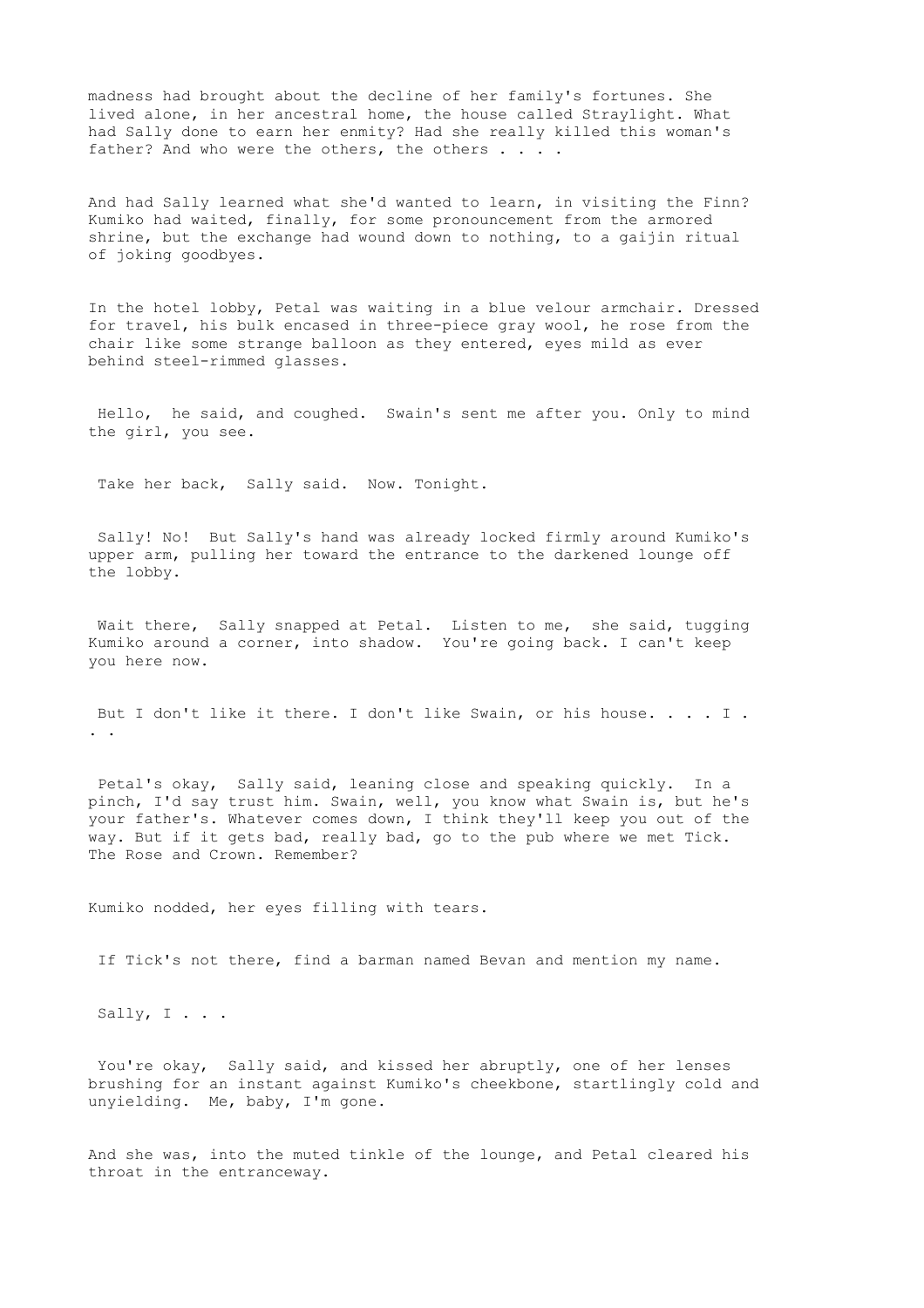madness had brought about the decline of her family's fortunes. She lived alone, in her ancestral home, the house called Straylight. What had Sally done to earn her enmity? Had she really killed this woman's father? And who were the others, the others . . . .

And had Sally learned what she'd wanted to learn, in visiting the Finn? Kumiko had waited, finally, for some pronouncement from the armored shrine, but the exchange had wound down to nothing, to a gaijin ritual of joking goodbyes.

In the hotel lobby, Petal was waiting in a blue velour armchair. Dressed for travel, his bulk encased in three-piece gray wool, he rose from the chair like some strange balloon as they entered, eyes mild as ever behind steel-rimmed glasses.

Hello, he said, and coughed. Swain's sent me after you. Only to mind the girl, you see.

Take her back, Sally said. Now. Tonight.

Sally! No! But Sally's hand was already locked firmly around Kumiko's upper arm, pulling her toward the entrance to the darkened lounge off the lobby.

Wait there, Sally snapped at Petal. Listen to me, she said, tugging Kumiko around a corner, into shadow. You're going back. I can't keep you here now.

But I don't like it there. I don't like Swain, or his house. . . . I . . .

Petal's okay, Sally said, leaning close and speaking quickly. In a pinch, I'd say trust him. Swain, well, you know what Swain is, but he's your father's. Whatever comes down, I think they'll keep you out of the way. But if it gets bad, really bad, go to the pub where we met Tick. The Rose and Crown. Remember?

Kumiko nodded, her eyes filling with tears.

If Tick's not there, find a barman named Bevan and mention my name.

Sally, I . . .

You're okay, Sally said, and kissed her abruptly, one of her lenses brushing for an instant against Kumiko's cheekbone, startlingly cold and unyielding. Me, baby, I'm gone.

And she was, into the muted tinkle of the lounge, and Petal cleared his throat in the entranceway.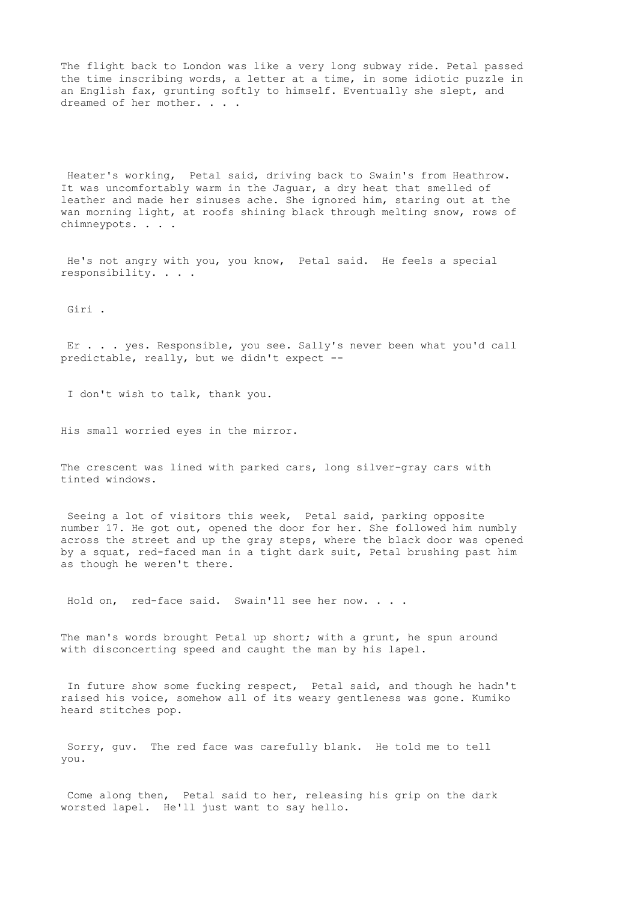The flight back to London was like a very long subway ride. Petal passed the time inscribing words, a letter at a time, in some idiotic puzzle in an English fax, grunting softly to himself. Eventually she slept, and dreamed of her mother. . . .

Heater's working, Petal said, driving back to Swain's from Heathrow. It was uncomfortably warm in the Jaguar, a dry heat that smelled of leather and made her sinuses ache. She ignored him, staring out at the wan morning light, at roofs shining black through melting snow, rows of chimneypots. . . .

He's not angry with you, you know, Petal said. He feels a special responsibility. . . .

Giri .

Er . . . yes. Responsible, you see. Sally's never been what you'd call predictable, really, but we didn't expect --

I don't wish to talk, thank you.

His small worried eyes in the mirror.

The crescent was lined with parked cars, long silver-gray cars with tinted windows.

Seeing a lot of visitors this week, Petal said, parking opposite number 17. He got out, opened the door for her. She followed him numbly across the street and up the gray steps, where the black door was opened by a squat, red-faced man in a tight dark suit, Petal brushing past him as though he weren't there.

Hold on, red-face said. Swain'll see her now. . . .

The man's words brought Petal up short; with a grunt, he spun around with disconcerting speed and caught the man by his lapel.

In future show some fucking respect, Petal said, and though he hadn't raised his voice, somehow all of its weary gentleness was gone. Kumiko heard stitches pop.

Sorry, guv. The red face was carefully blank. He told me to tell you.

Come along then, Petal said to her, releasing his grip on the dark worsted lapel. He'll just want to say hello.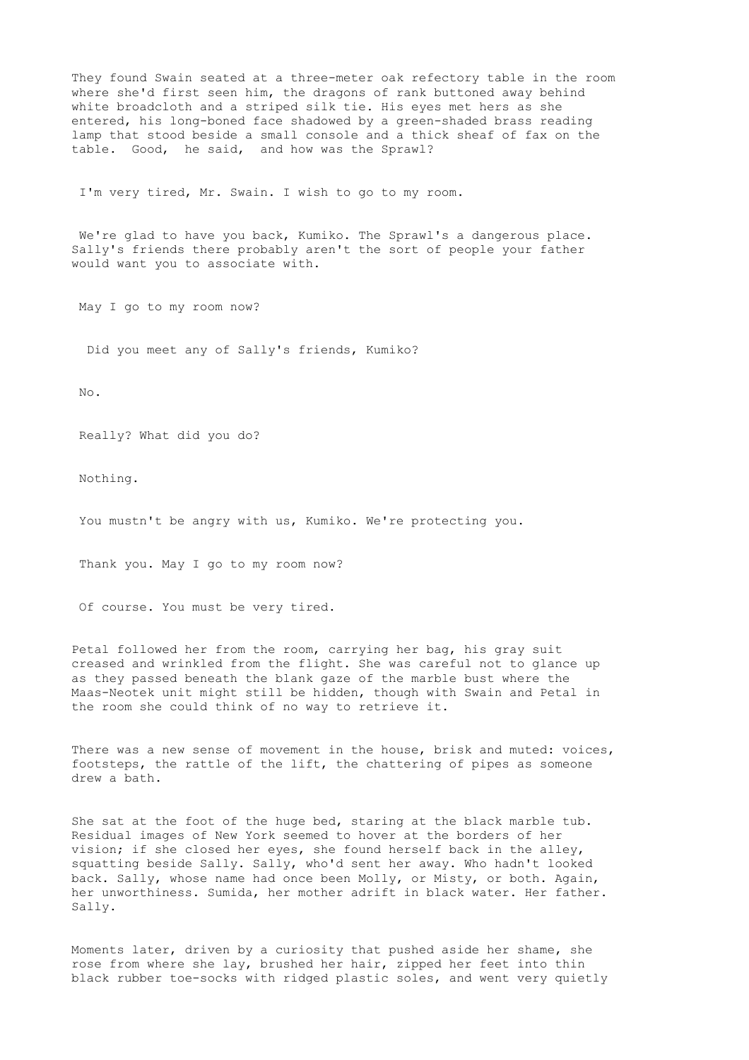They found Swain seated at a three-meter oak refectory table in the room where she'd first seen him, the dragons of rank buttoned away behind white broadcloth and a striped silk tie. His eyes met hers as she entered, his long-boned face shadowed by a green-shaded brass reading lamp that stood beside a small console and a thick sheaf of fax on the table. Good, he said, and how was the Sprawl?

I'm very tired, Mr. Swain. I wish to go to my room.

We're glad to have you back, Kumiko. The Sprawl's a dangerous place. Sally's friends there probably aren't the sort of people your father would want you to associate with.

May I go to my room now?

Did you meet any of Sally's friends, Kumiko?

No.

Really? What did you do?

Nothing.

You mustn't be angry with us, Kumiko. We're protecting you.

Thank you. May I go to my room now?

Of course. You must be very tired.

Petal followed her from the room, carrying her bag, his gray suit creased and wrinkled from the flight. She was careful not to glance up as they passed beneath the blank gaze of the marble bust where the Maas-Neotek unit might still be hidden, though with Swain and Petal in the room she could think of no way to retrieve it.

There was a new sense of movement in the house, brisk and muted: voices, footsteps, the rattle of the lift, the chattering of pipes as someone drew a bath.

She sat at the foot of the huge bed, staring at the black marble tub. Residual images of New York seemed to hover at the borders of her vision; if she closed her eyes, she found herself back in the alley, squatting beside Sally. Sally, who'd sent her away. Who hadn't looked back. Sally, whose name had once been Molly, or Misty, or both. Again, her unworthiness. Sumida, her mother adrift in black water. Her father. Sally.

Moments later, driven by a curiosity that pushed aside her shame, she rose from where she lay, brushed her hair, zipped her feet into thin black rubber toe-socks with ridged plastic soles, and went very quietly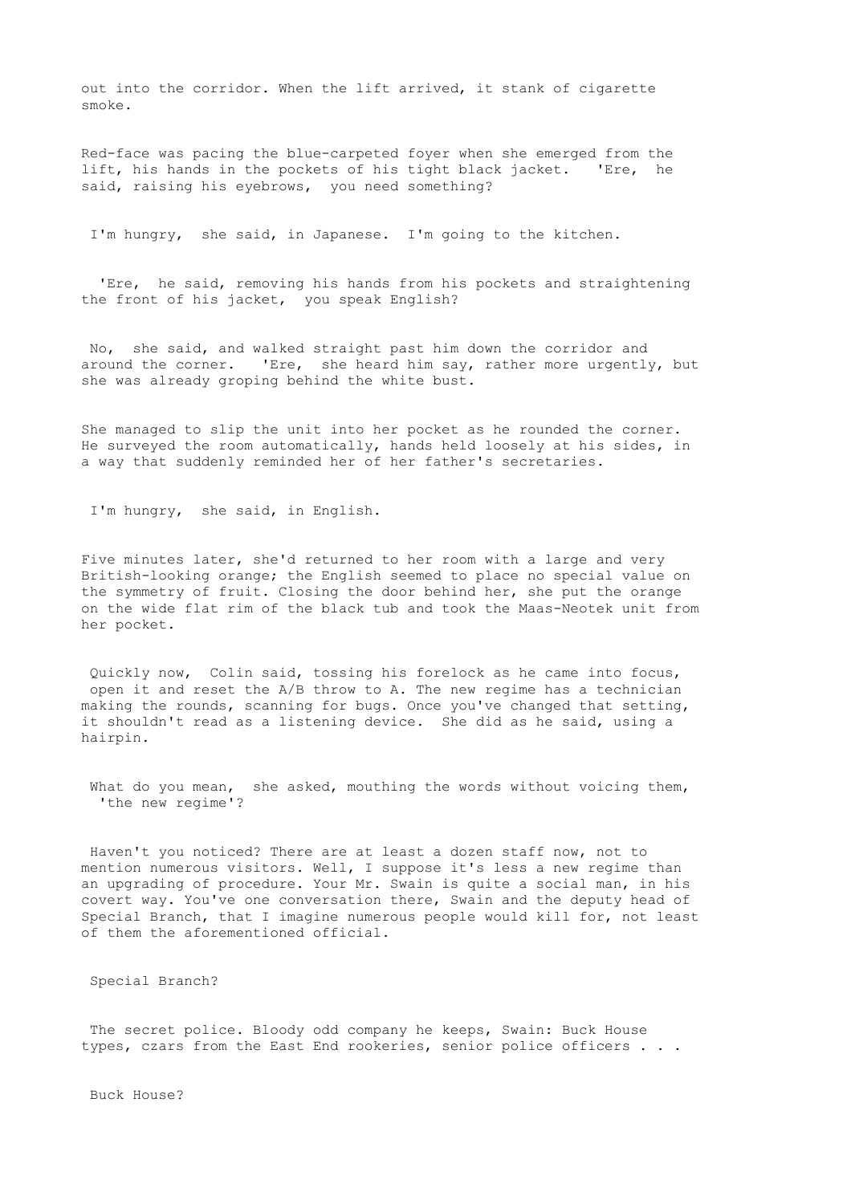out into the corridor. When the lift arrived, it stank of cigarette smoke.

Red-face was pacing the blue-carpeted foyer when she emerged from the lift, his hands in the pockets of his tight black jacket.  'Ere,  he said, raising his eyebrows,  you need something?

I'm hungry,  she said, in Japanese.  I'm going to the kitchen.

'Ere,  he said, removing his hands from his pockets and straightening the front of his jacket,  you speak English?

No,  she said, and walked straight past him down the corridor and around the corner.  'Ere,  she heard him say, rather more urgently, but she was already groping behind the white bust.

She managed to slip the unit into her pocket as he rounded the corner. He surveyed the room automatically, hands held loosely at his sides, in a way that suddenly reminded her of her father's secretaries.

I'm hungry,  she said, in English.

Five minutes later, she'd returned to her room with a large and very British-looking orange; the English seemed to place no special value on the symmetry of fruit. Closing the door behind her, she put the orange on the wide flat rim of the black tub and took the Maas-Neotek unit from her pocket.

Quickly now,  Colin said, tossing his forelock as he came into focus,  open it and reset the A/B throw to A. The new regime has a technician making the rounds, scanning for bugs. Once you've changed that setting, it shouldn't read as a listening device.  She did as he said, using a hairpin.

What do you mean,  she asked, mouthing the words without voicing them,  'the new regime'?

Haven't you noticed? There are at least a dozen staff now, not to mention numerous visitors. Well, I suppose it's less a new regime than an upgrading of procedure. Your Mr. Swain is quite a social man, in his covert way. You've one conversation there, Swain and the deputy head of Special Branch, that I imagine numerous people would kill for, not least of them the aforementioned official.

Special Branch?

The secret police. Bloody odd company he keeps, Swain: Buck House types, czars from the East End rookeries, senior police officers . . .

Buck House?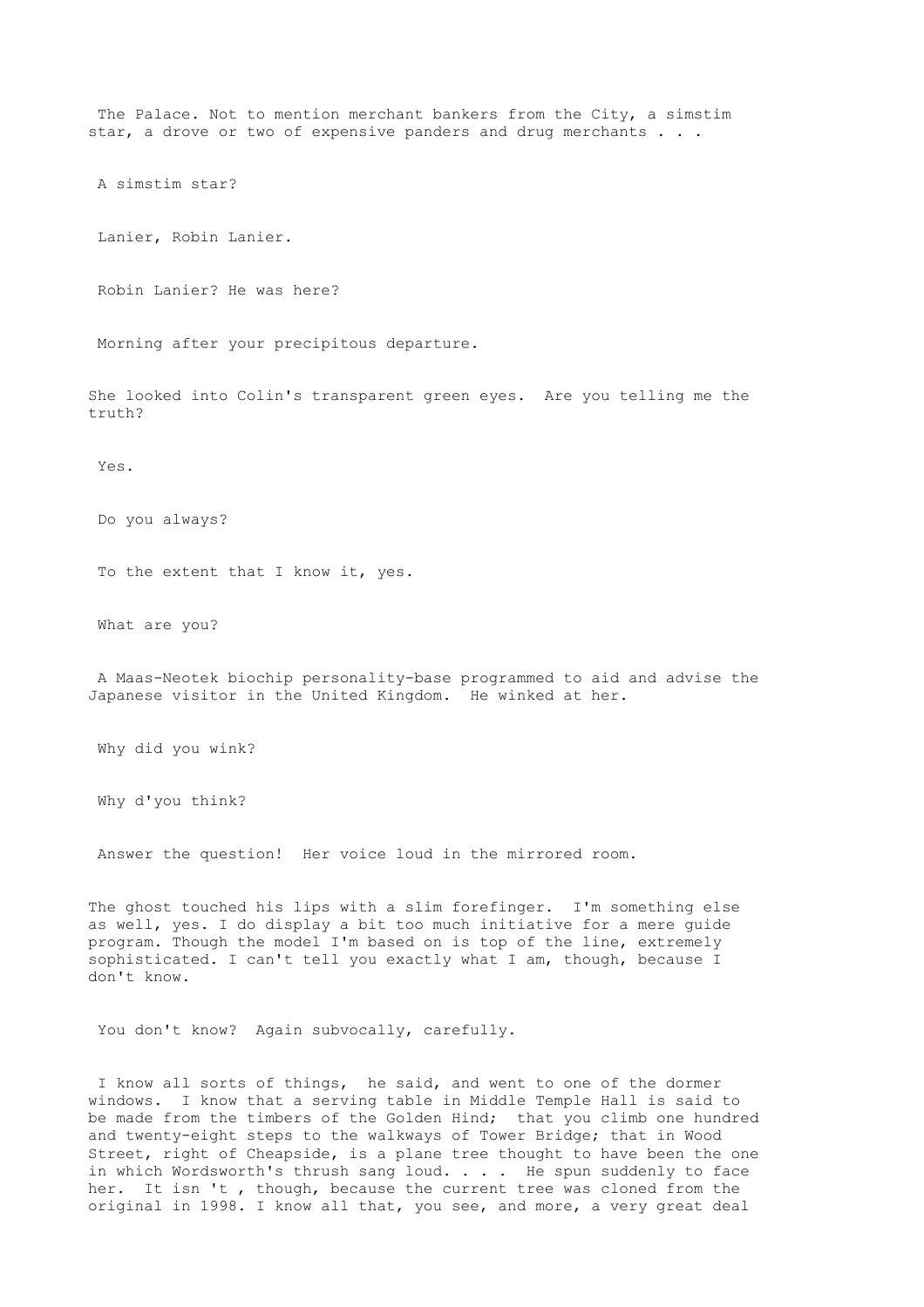The Palace. Not to mention merchant bankers from the City, a simstim star, a drove or two of expensive panders and drug merchants . . .

A simstim star?

Lanier, Robin Lanier.

Robin Lanier? He was here?

Morning after your precipitous departure.

She looked into Colin's transparent green eyes. Are you telling me the truth?

Yes.

Do you always?

To the extent that I know it, yes.

What are you?

A Maas-Neotek biochip personality-base programmed to aid and advise the Japanese visitor in the United Kingdom. He winked at her.

Why did you wink?

Why d'you think?

Answer the question! Her voice loud in the mirrored room.

The ghost touched his lips with a slim forefinger. I'm something else as well, yes. I do display a bit too much initiative for a mere guide program. Though the model I'm based on is top of the line, extremely sophisticated. I can't tell you exactly what I am, though, because I don't know.

You don't know? Again subvocally, carefully.

I know all sorts of things, he said, and went to one of the dormer windows. I know that a serving table in Middle Temple Hall is said to be made from the timbers of the Golden Hind; that you climb one hundred and twenty-eight steps to the walkways of Tower Bridge; that in Wood Street, right of Cheapside, is a plane tree thought to have been the one in which Wordsworth's thrush sang loud. . . . He spun suddenly to face her. It isn 't , though, because the current tree was cloned from the original in 1998. I know all that, you see, and more, a very great deal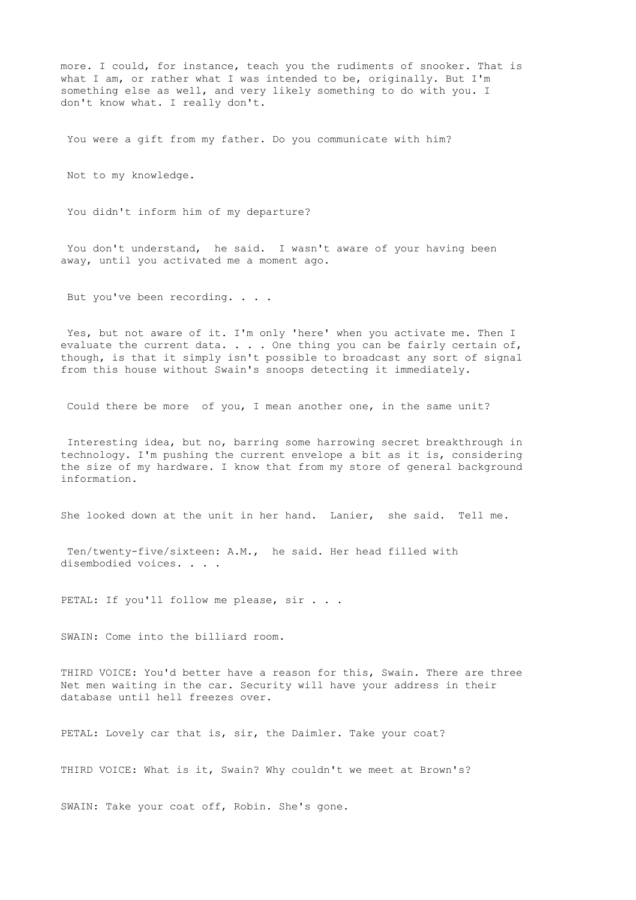more. I could, for instance, teach you the rudiments of snooker. That is what I am, or rather what I was intended to be, originally. But I'm something else as well, and very likely something to do with you. I don't know what. I really don't.

You were a gift from my father. Do you communicate with him?

Not to my knowledge.

You didn't inform him of my departure?

You don't understand, he said. I wasn't aware of your having been away, until you activated me a moment ago.

But you've been recording. . . .

Yes, but not aware of it. I'm only 'here' when you activate me. Then I evaluate the current data. . . . One thing you can be fairly certain of, though, is that it simply isn't possible to broadcast any sort of signal from this house without Swain's snoops detecting it immediately.

Could there be more of you, I mean another one, in the same unit?

Interesting idea, but no, barring some harrowing secret breakthrough in technology. I'm pushing the current envelope a bit as it is, considering the size of my hardware. I know that from my store of general background information.

She looked down at the unit in her hand. Lanier, she said. Tell me.

Ten/twenty-five/sixteen: A.M., he said. Her head filled with disembodied voices. . . .

PETAL: If you'll follow me please, sir . . .

SWAIN: Come into the billiard room.

THIRD VOICE: You'd better have a reason for this, Swain. There are three Net men waiting in the car. Security will have your address in their database until hell freezes over.

PETAL: Lovely car that is, sir, the Daimler. Take your coat?

THIRD VOICE: What is it, Swain? Why couldn't we meet at Brown's?

SWAIN: Take your coat off, Robin. She's gone.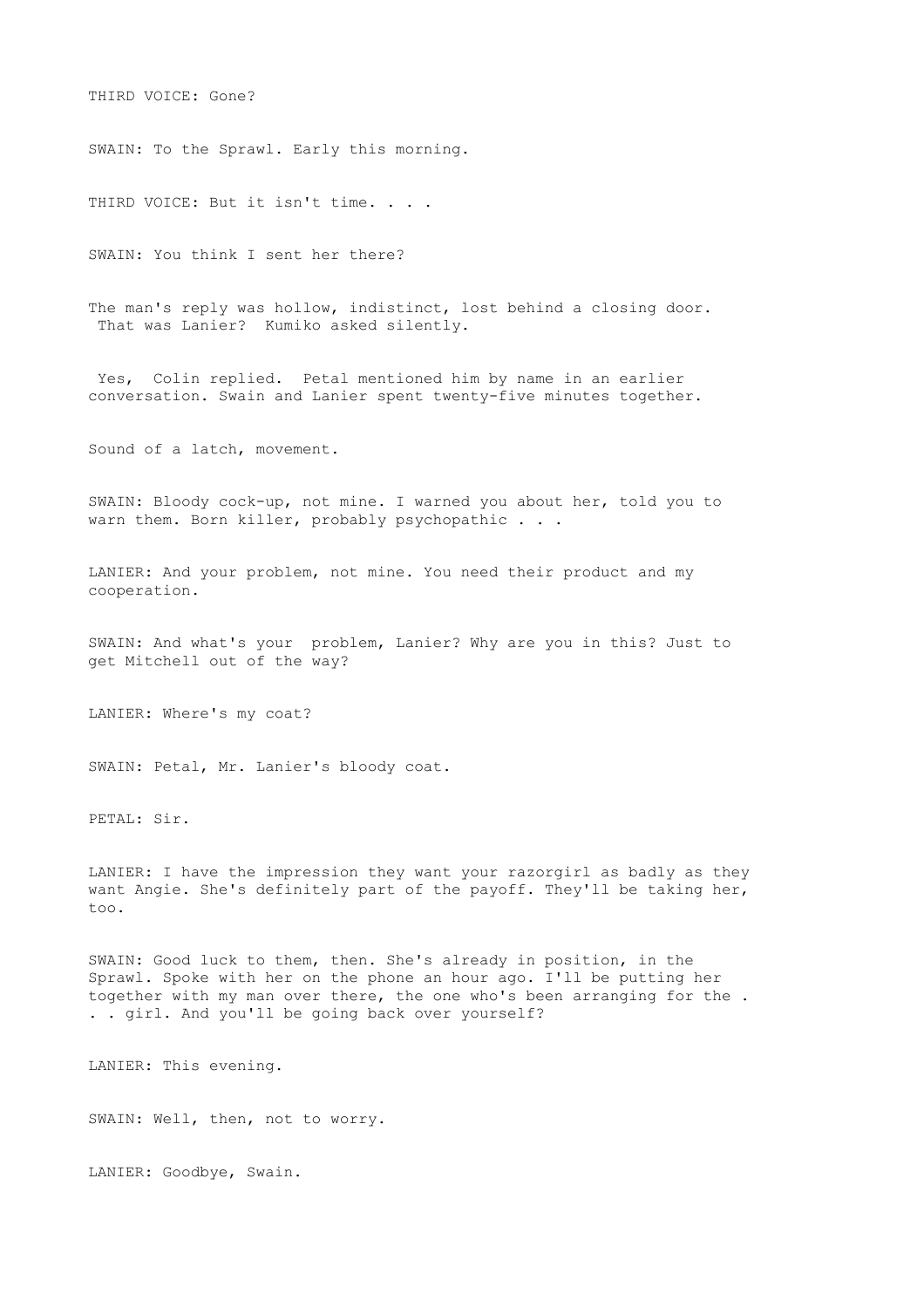THIRD VOICE: Gone?

SWAIN: To the Sprawl. Early this morning.

THIRD VOICE: But it isn't time. . . .

SWAIN: You think I sent her there?

The man's reply was hollow, indistinct, lost behind a closing door. That was Lanier? Kumiko asked silently.

Yes, Colin replied. Petal mentioned him by name in an earlier conversation. Swain and Lanier spent twenty-five minutes together.

Sound of a latch, movement.

SWAIN: Bloody cock-up, not mine. I warned you about her, told you to warn them. Born killer, probably psychopathic . . .

LANIER: And your problem, not mine. You need their product and my cooperation.

SWAIN: And what's your problem, Lanier? Why are you in this? Just to get Mitchell out of the way?

LANIER: Where's my coat?

SWAIN: Petal, Mr. Lanier's bloody coat.

PETAL: Sir.

LANIER: I have the impression they want your razorgirl as badly as they want Angie. She's definitely part of the payoff. They'll be taking her, too.

SWAIN: Good luck to them, then. She's already in position, in the Sprawl. Spoke with her on the phone an hour ago. I'll be putting her together with my man over there, the one who's been arranging for the . . . girl. And you'll be going back over yourself?

LANIER: This evening.

SWAIN: Well, then, not to worry.

LANIER: Goodbye, Swain.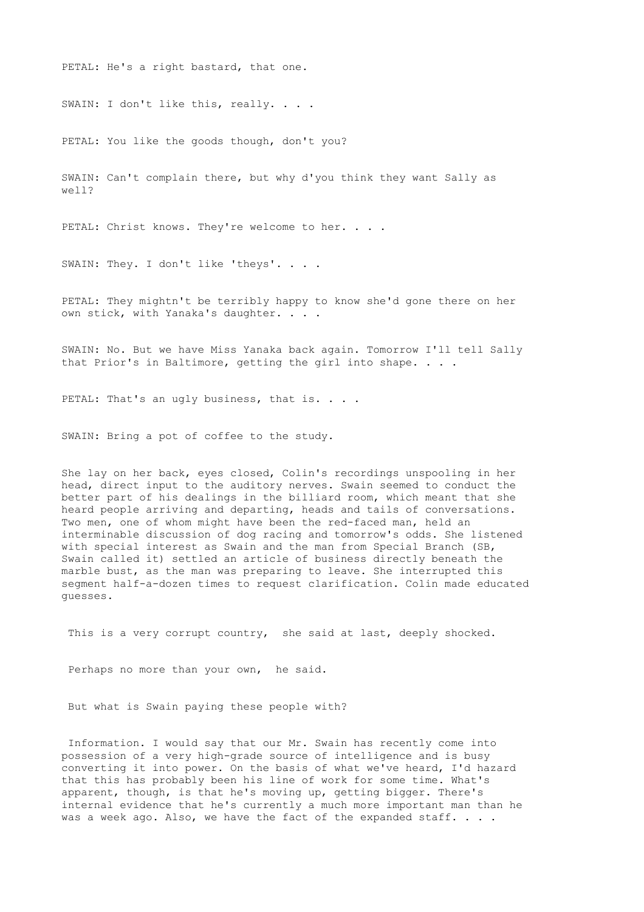PETAL: He's a right bastard, that one.

SWAIN: I don't like this, really. . . .

PETAL: You like the goods though, don't you?

SWAIN: Can't complain there, but why d'you think they want Sally as well?

PETAL: Christ knows. They're welcome to her. . . .

SWAIN: They. I don't like 'theys'. . . .

PETAL: They mightn't be terribly happy to know she'd gone there on her own stick, with Yanaka's daughter. . . .

SWAIN: No. But we have Miss Yanaka back again. Tomorrow I'll tell Sally that Prior's in Baltimore, getting the girl into shape. . . .

PETAL: That's an ugly business, that is. . . .

SWAIN: Bring a pot of coffee to the study.

She lay on her back, eyes closed, Colin's recordings unspooling in her head, direct input to the auditory nerves. Swain seemed to conduct the better part of his dealings in the billiard room, which meant that she heard people arriving and departing, heads and tails of conversations. Two men, one of whom might have been the red-faced man, held an interminable discussion of dog racing and tomorrow's odds. She listened with special interest as Swain and the man from Special Branch (SB, Swain called it) settled an article of business directly beneath the marble bust, as the man was preparing to leave. She interrupted this segment half-a-dozen times to request clarification. Colin made educated guesses.

This is a very corrupt country, she said at last, deeply shocked.

Perhaps no more than your own, he said.

But what is Swain paying these people with?

Information. I would say that our Mr. Swain has recently come into possession of a very high-grade source of intelligence and is busy converting it into power. On the basis of what we've heard, I'd hazard that this has probably been his line of work for some time. What's apparent, though, is that he's moving up, getting bigger. There's internal evidence that he's currently a much more important man than he was a week ago. Also, we have the fact of the expanded staff. . . .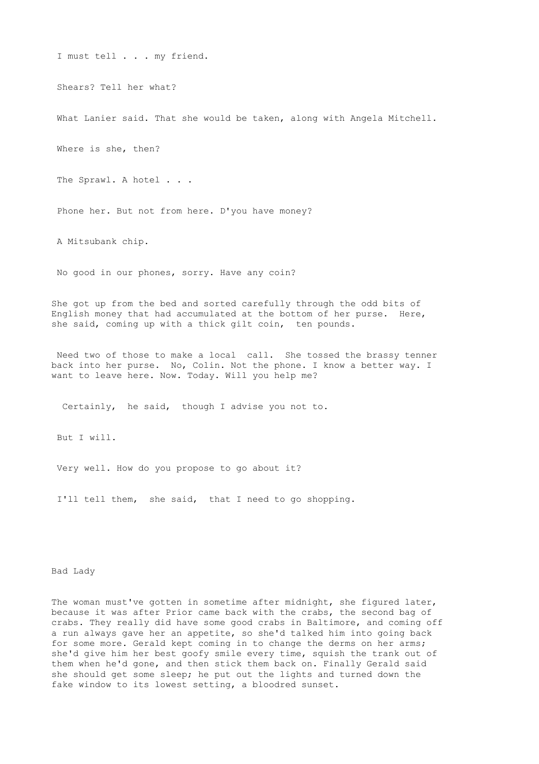I must tell . . . my friend.

Shears? Tell her what?

What Lanier said. That she would be taken, along with Angela Mitchell.

Where is she, then?

The Sprawl. A hotel . . .

Phone her. But not from here. D'you have money?

A Mitsubank chip.

No good in our phones, sorry. Have any coin?

She got up from the bed and sorted carefully through the odd bits of English money that had accumulated at the bottom of her purse. Here, she said, coming up with a thick gilt coin, ten pounds.

Need two of those to make a local call. She tossed the brassy tenner back into her purse. No, Colin. Not the phone. I know a better way. I want to leave here. Now. Today. Will you help me?

Certainly, he said, though I advise you not to.

But I will.

Very well. How do you propose to go about it?

I'll tell them, she said, that I need to go shopping.

## Bad Lady

The woman must've gotten in sometime after midnight, she figured later, because it was after Prior came back with the crabs, the second bag of crabs. They really did have some good crabs in Baltimore, and coming off a run always gave her an appetite, so she'd talked him into going back for some more. Gerald kept coming in to change the derms on her arms; she'd give him her best goofy smile every time, squish the trank out of them when he'd gone, and then stick them back on. Finally Gerald said she should get some sleep; he put out the lights and turned down the fake window to its lowest setting, a bloodred sunset.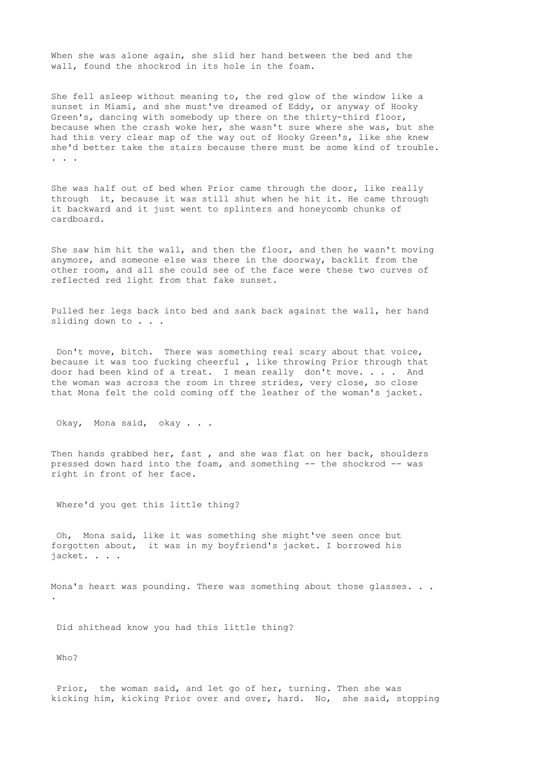When she was alone again, she slid her hand between the bed and the wall, found the shockrod in its hole in the foam.

She fell asleep without meaning to, the red glow of the window like a sunset in Miami, and she must've dreamed of Eddy, or anyway of Hooky Green's, dancing with somebody up there on the thirty-third floor, because when the crash woke her, she wasn't sure where she was, but she had this very clear map of the way out of Hooky Green's, like she knew she'd better take the stairs because there must be some kind of trouble. . . .

She was half out of bed when Prior came through the door, like really through it, because it was still shut when he hit it. He came through it backward and it just went to splinters and honeycomb chunks of cardboard.

She saw him hit the wall, and then the floor, and then he wasn't moving anymore, and someone else was there in the doorway, backlit from the other room, and all she could see of the face were these two curves of reflected red light from that fake sunset.

Pulled her legs back into bed and sank back against the wall, her hand sliding down to . . .

Don't move, bitch. There was something real scary about that voice, because it was too fucking cheerful , like throwing Prior through that door had been kind of a treat. I mean really don't move. . . . And the woman was across the room in three strides, very close, so close that Mona felt the cold coming off the leather of the woman's jacket.

Okay, Mona said, okay . . .

Then hands grabbed her, fast , and she was flat on her back, shoulders pressed down hard into the foam, and something -- the shockrod -- was right in front of her face.

Where'd you get this little thing?

Oh, Mona said, like it was something she might've seen once but forgotten about, it was in my boyfriend's jacket. I borrowed his jacket. . . .

Mona's heart was pounding. There was something about those glasses. . . .

Did shithead know you had this little thing?

Who?

Prior, the woman said, and let go of her, turning. Then she was kicking him, kicking Prior over and over, hard. No, she said, stopping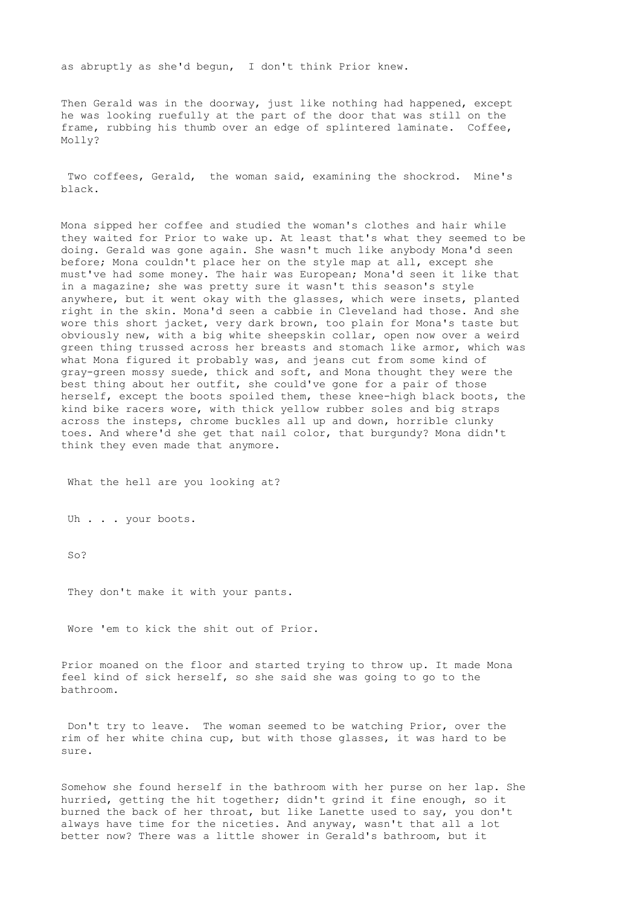as abruptly as she'd begun, I don't think Prior knew.

Then Gerald was in the doorway, just like nothing had happened, except he was looking ruefully at the part of the door that was still on the frame, rubbing his thumb over an edge of splintered laminate. Coffee, Molly?

Two coffees, Gerald, the woman said, examining the shockrod. Mine's black.

Mona sipped her coffee and studied the woman's clothes and hair while they waited for Prior to wake up. At least that's what they seemed to be doing. Gerald was gone again. She wasn't much like anybody Mona'd seen before; Mona couldn't place her on the style map at all, except she must've had some money. The hair was European; Mona'd seen it like that in a magazine; she was pretty sure it wasn't this season's style anywhere, but it went okay with the glasses, which were insets, planted right in the skin. Mona'd seen a cabbie in Cleveland had those. And she wore this short jacket, very dark brown, too plain for Mona's taste but obviously new, with a big white sheepskin collar, open now over a weird green thing trussed across her breasts and stomach like armor, which was what Mona figured it probably was, and jeans cut from some kind of gray-green mossy suede, thick and soft, and Mona thought they were the best thing about her outfit, she could've gone for a pair of those herself, except the boots spoiled them, these knee-high black boots, the kind bike racers wore, with thick yellow rubber soles and big straps across the insteps, chrome buckles all up and down, horrible clunky toes. And where'd she get that nail color, that burgundy? Mona didn't think they even made that anymore.

What the hell are you looking at?

Uh . . . your boots.

So?

They don't make it with your pants.

Wore 'em to kick the shit out of Prior.

Prior moaned on the floor and started trying to throw up. It made Mona feel kind of sick herself, so she said she was going to go to the bathroom.

Don't try to leave. The woman seemed to be watching Prior, over the rim of her white china cup, but with those glasses, it was hard to be sure.

Somehow she found herself in the bathroom with her purse on her lap. She hurried, getting the hit together; didn't grind it fine enough, so it burned the back of her throat, but like Lanette used to say, you don't always have time for the niceties. And anyway, wasn't that all a lot better now? There was a little shower in Gerald's bathroom, but it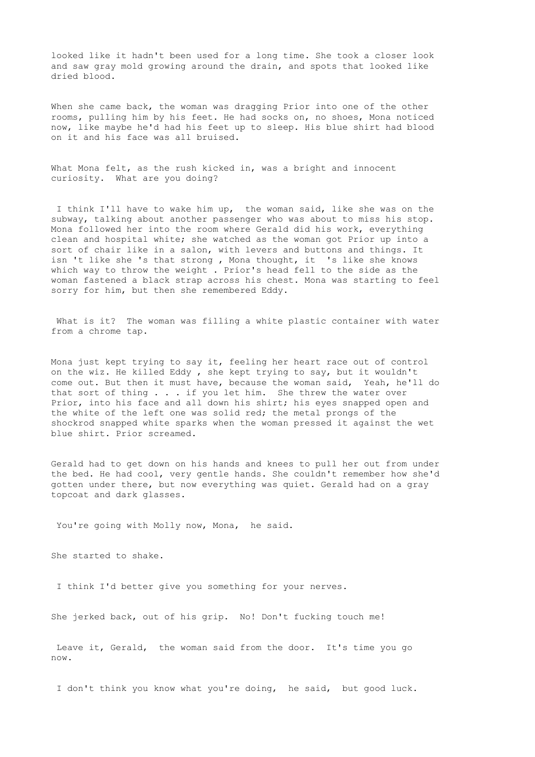looked like it hadn't been used for a long time. She took a closer look and saw gray mold growing around the drain, and spots that looked like dried blood.

When she came back, the woman was dragging Prior into one of the other rooms, pulling him by his feet. He had socks on, no shoes, Mona noticed now, like maybe he'd had his feet up to sleep. His blue shirt had blood on it and his face was all bruised.

What Mona felt, as the rush kicked in, was a bright and innocent curiosity. What are you doing?

I think I'll have to wake him up, the woman said, like she was on the subway, talking about another passenger who was about to miss his stop. Mona followed her into the room where Gerald did his work, everything clean and hospital white; she watched as the woman got Prior up into a sort of chair like in a salon, with levers and buttons and things. It isn 't like she 's that strong , Mona thought, it 's like she knows which way to throw the weight . Prior's head fell to the side as the woman fastened a black strap across his chest. Mona was starting to feel sorry for him, but then she remembered Eddy.

What is it? The woman was filling a white plastic container with water from a chrome tap.

Mona just kept trying to say it, feeling her heart race out of control on the wiz. He killed Eddy , she kept trying to say, but it wouldn't come out. But then it must have, because the woman said, Yeah, he'll do that sort of thing . . . if you let him. She threw the water over Prior, into his face and all down his shirt; his eyes snapped open and the white of the left one was solid red; the metal prongs of the shockrod snapped white sparks when the woman pressed it against the wet blue shirt. Prior screamed.

Gerald had to get down on his hands and knees to pull her out from under the bed. He had cool, very gentle hands. She couldn't remember how she'd gotten under there, but now everything was quiet. Gerald had on a gray topcoat and dark glasses.

You're going with Molly now, Mona, he said.

She started to shake.

I think I'd better give you something for your nerves.

She jerked back, out of his grip. No! Don't fucking touch me!

Leave it, Gerald, the woman said from the door. It's time you go now.

I don't think you know what you're doing, he said, but good luck.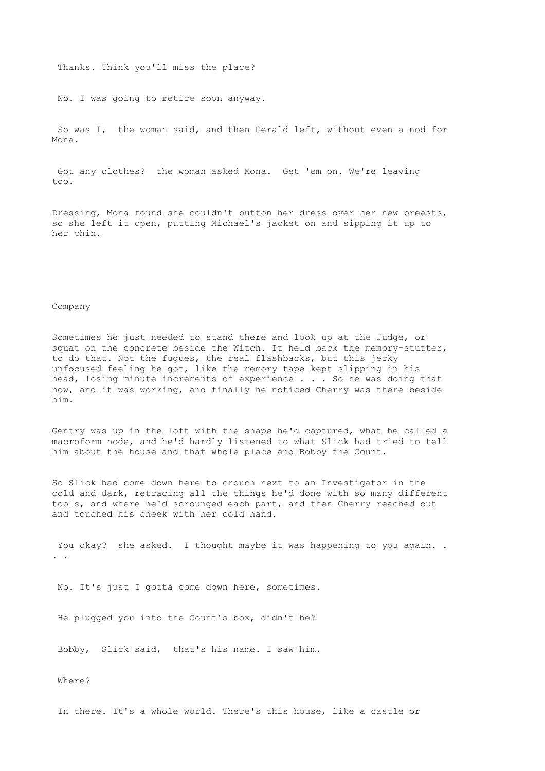Thanks. Think you'll miss the place?

No. I was going to retire soon anyway.

So was I,  the woman said, and then Gerald left, without even a nod for Mona.

Got any clothes?  the woman asked Mona.  Get 'em on. We're leaving too.

Dressing, Mona found she couldn't button her dress over her new breasts, so she left it open, putting Michael's jacket on and sipping it up to her chin.

## Company

Sometimes he just needed to stand there and look up at the Judge, or squat on the concrete beside the Witch. It held back the memory-stutter, to do that. Not the fugues, the real flashbacks, but this jerky unfocused feeling he got, like the memory tape kept slipping in his head, losing minute increments of experience . . . So he was doing that now, and it was working, and finally he noticed Cherry was there beside him.

Gentry was up in the loft with the shape he'd captured, what he called a macroform node, and he'd hardly listened to what Slick had tried to tell him about the house and that whole place and Bobby the Count.

So Slick had come down here to crouch next to an Investigator in the cold and dark, retracing all the things he'd done with so many different tools, and where he'd scrounged each part, and then Cherry reached out and touched his cheek with her cold hand.

You okay?  she asked.  I thought maybe it was happening to you again. . . .

No. It's just I gotta come down here, sometimes.

He plugged you into the Count's box, didn't he?

Bobby,  Slick said,  that's his name. I saw him.

Where?

In there. It's a whole world. There's this house, like a castle or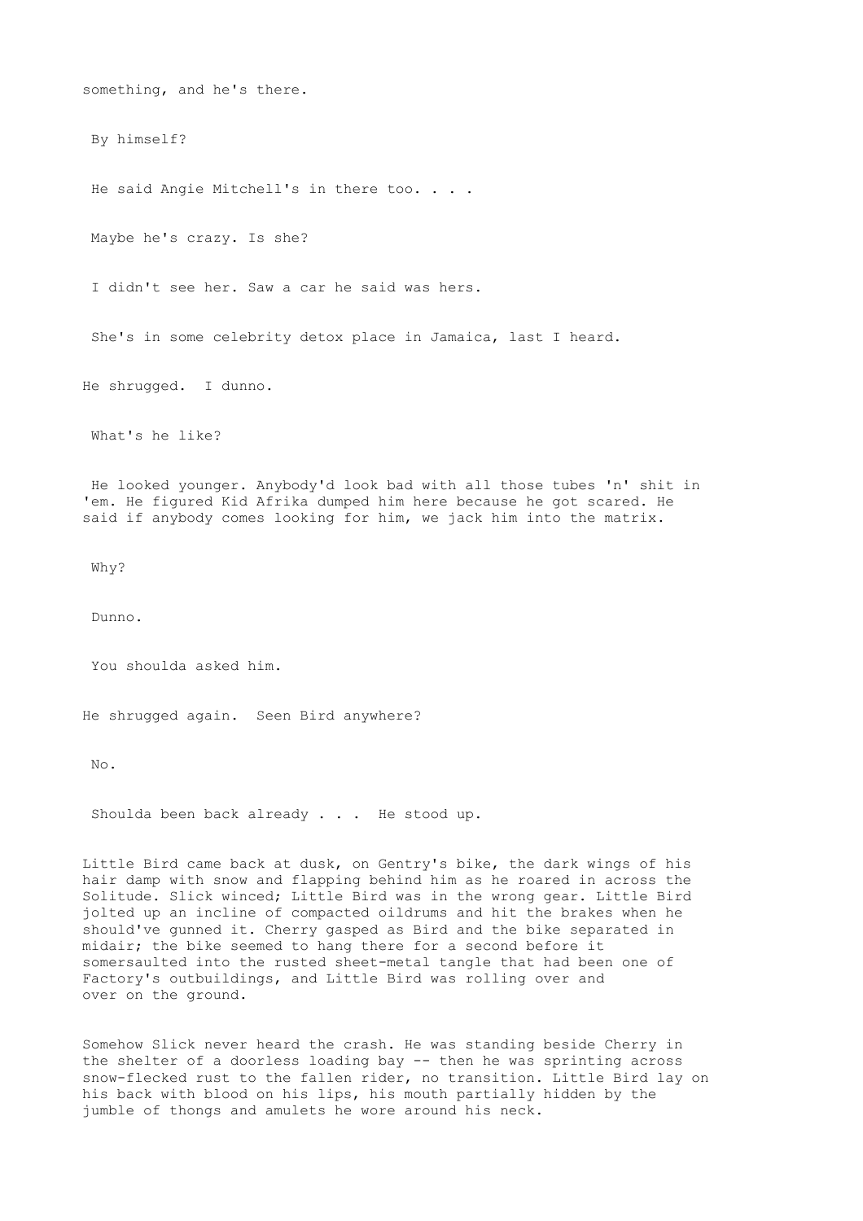something, and he's there.

By himself?

He said Angie Mitchell's in there too. . . .

Maybe he's crazy. Is she?

I didn't see her. Saw a car he said was hers.

She's in some celebrity detox place in Jamaica, last I heard.

He shrugged. I dunno.

What's he like?

He looked younger. Anybody'd look bad with all those tubes 'n' shit in 'em. He figured Kid Afrika dumped him here because he got scared. He said if anybody comes looking for him, we jack him into the matrix.

Why?

Dunno.

You shoulda asked him.

He shrugged again. Seen Bird anywhere?

No.

Shoulda been back already . . . He stood up.

Little Bird came back at dusk, on Gentry's bike, the dark wings of his hair damp with snow and flapping behind him as he roared in across the Solitude. Slick winced; Little Bird was in the wrong gear. Little Bird jolted up an incline of compacted oildrums and hit the brakes when he should've gunned it. Cherry gasped as Bird and the bike separated in midair; the bike seemed to hang there for a second before it somersaulted into the rusted sheet-metal tangle that had been one of Factory's outbuildings, and Little Bird was rolling over and over on the ground.

Somehow Slick never heard the crash. He was standing beside Cherry in the shelter of a doorless loading bay -- then he was sprinting across snow-flecked rust to the fallen rider, no transition. Little Bird lay on his back with blood on his lips, his mouth partially hidden by the jumble of thongs and amulets he wore around his neck.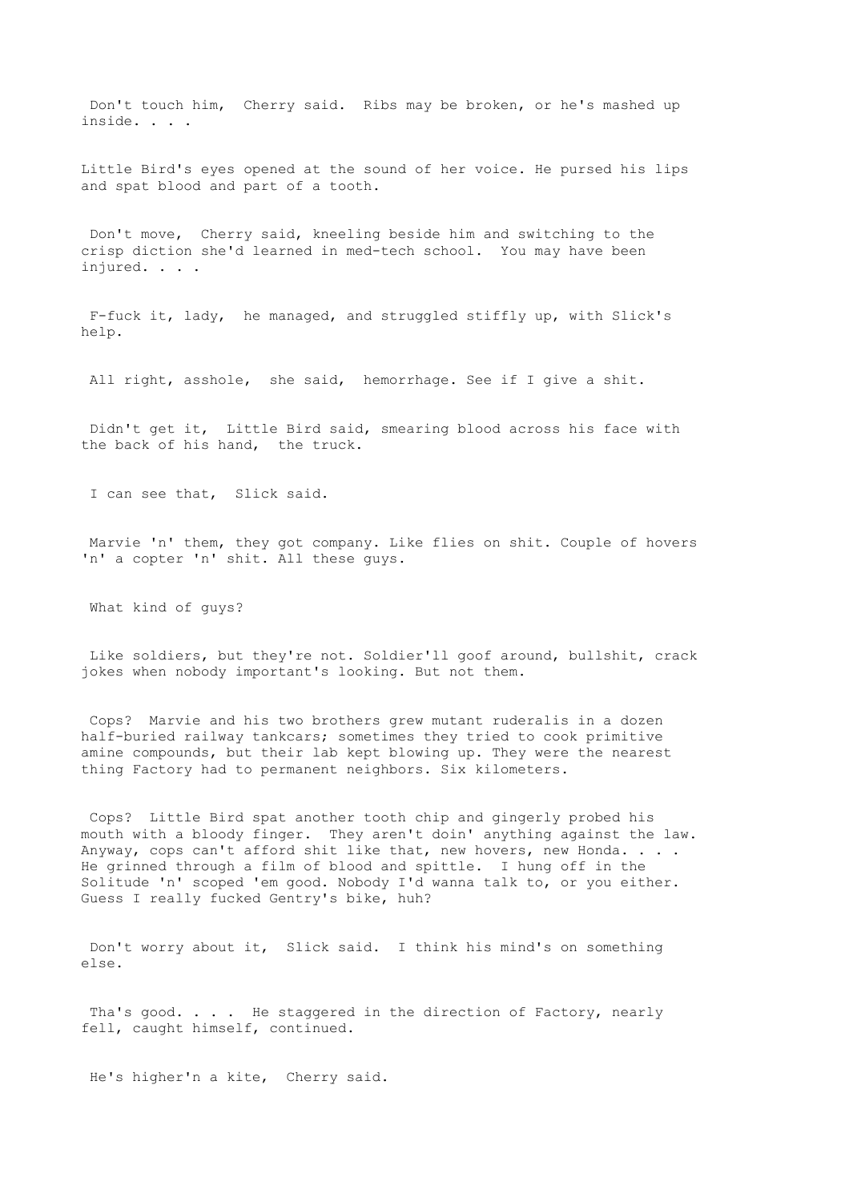Don't touch him,  Cherry said.  Ribs may be broken, or he's mashed up inside. . . .

Little Bird's eyes opened at the sound of her voice. He pursed his lips and spat blood and part of a tooth.

Don't move,  Cherry said, kneeling beside him and switching to the crisp diction she'd learned in med-tech school.  You may have been injured. . . .

F-fuck it, lady,  he managed, and struggled stiffly up, with Slick's help.

All right, asshole,  she said,  hemorrhage. See if I give a shit.

Didn't get it,  Little Bird said, smearing blood across his face with the back of his hand,  the truck.

I can see that,  Slick said.

Marvie 'n' them, they got company. Like flies on shit. Couple of hovers 'n' a copter 'n' shit. All these guys.

What kind of guys?

Like soldiers, but they're not. Soldier'll goof around, bullshit, crack jokes when nobody important's looking. But not them.

Cops?  Marvie and his two brothers grew mutant ruderalis in a dozen half-buried railway tankcars; sometimes they tried to cook primitive amine compounds, but their lab kept blowing up. They were the nearest thing Factory had to permanent neighbors. Six kilometers.

Cops?  Little Bird spat another tooth chip and gingerly probed his mouth with a bloody finger.  They aren't doin' anything against the law. Anyway, cops can't afford shit like that, new hovers, new Honda. . . . He grinned through a film of blood and spittle.  I hung off in the Solitude 'n' scoped 'em good. Nobody I'd wanna talk to, or you either. Guess I really fucked Gentry's bike, huh?

Don't worry about it,  Slick said.  I think his mind's on something else.

Tha's good. . . .  He staggered in the direction of Factory, nearly fell, caught himself, continued.

He's higher'n a kite,  Cherry said.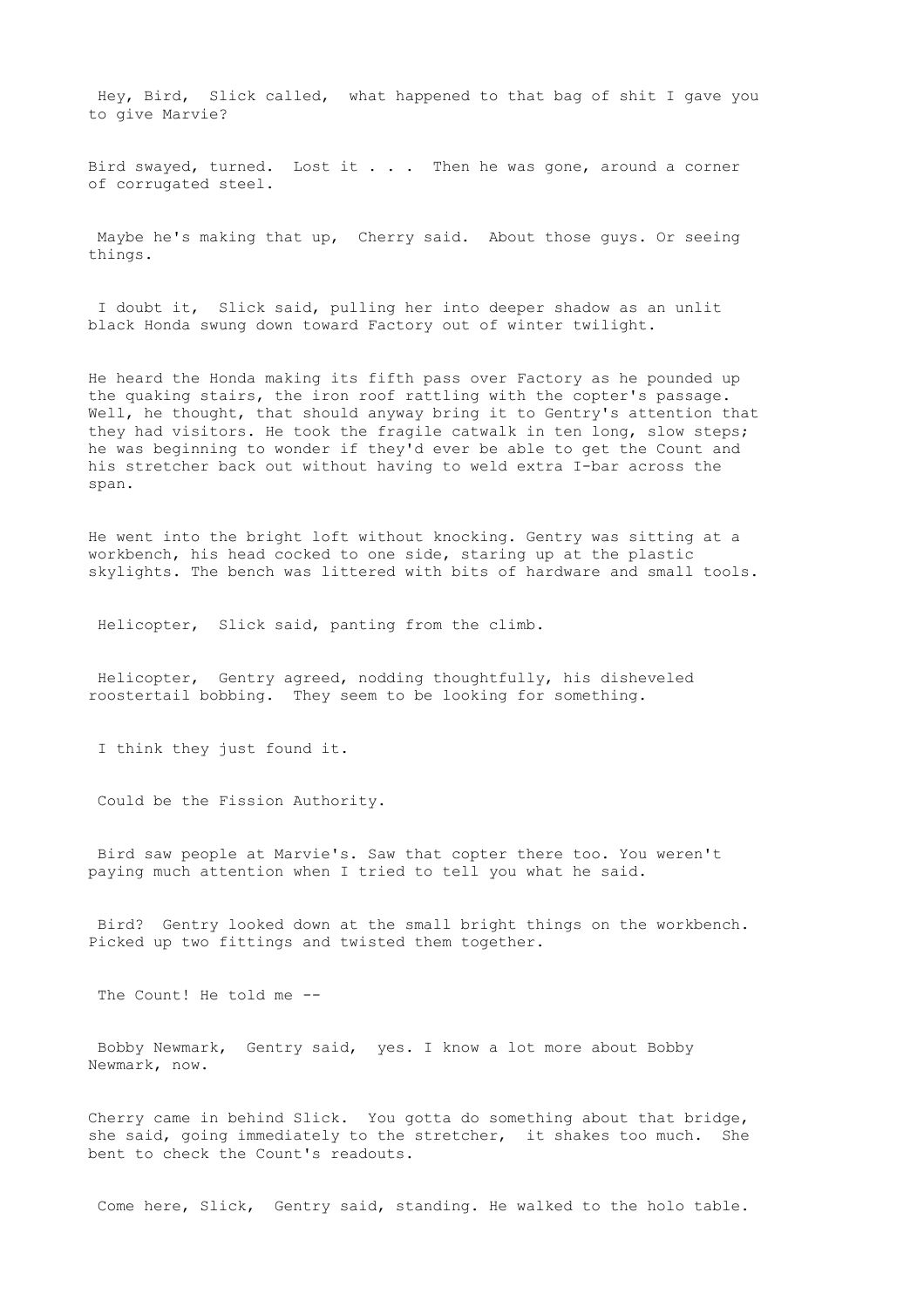Hey, Bird, Slick called, what happened to that bag of shit I gave you to give Marvie?

Bird swayed, turned. Lost it . . . Then he was gone, around a corner of corrugated steel.

Maybe he's making that up, Cherry said. About those guys. Or seeing things.

I doubt it, Slick said, pulling her into deeper shadow as an unlit black Honda swung down toward Factory out of winter twilight.

He heard the Honda making its fifth pass over Factory as he pounded up the quaking stairs, the iron roof rattling with the copter's passage. Well, he thought, that should anyway bring it to Gentry's attention that they had visitors. He took the fragile catwalk in ten long, slow steps; he was beginning to wonder if they'd ever be able to get the Count and his stretcher back out without having to weld extra I-bar across the span.

He went into the bright loft without knocking. Gentry was sitting at a workbench, his head cocked to one side, staring up at the plastic skylights. The bench was littered with bits of hardware and small tools.

Helicopter, Slick said, panting from the climb.

Helicopter, Gentry agreed, nodding thoughtfully, his disheveled roostertail bobbing. They seem to be looking for something.

I think they just found it.

Could be the Fission Authority.

Bird saw people at Marvie's. Saw that copter there too. You weren't paying much attention when I tried to tell you what he said.

Bird? Gentry looked down at the small bright things on the workbench. Picked up two fittings and twisted them together.

The Count! He told me --

Bobby Newmark, Gentry said, yes. I know a lot more about Bobby Newmark, now.

Cherry came in behind Slick. You gotta do something about that bridge, she said, going immediately to the stretcher, it shakes too much. She bent to check the Count's readouts.

Come here, Slick, Gentry said, standing. He walked to the holo table.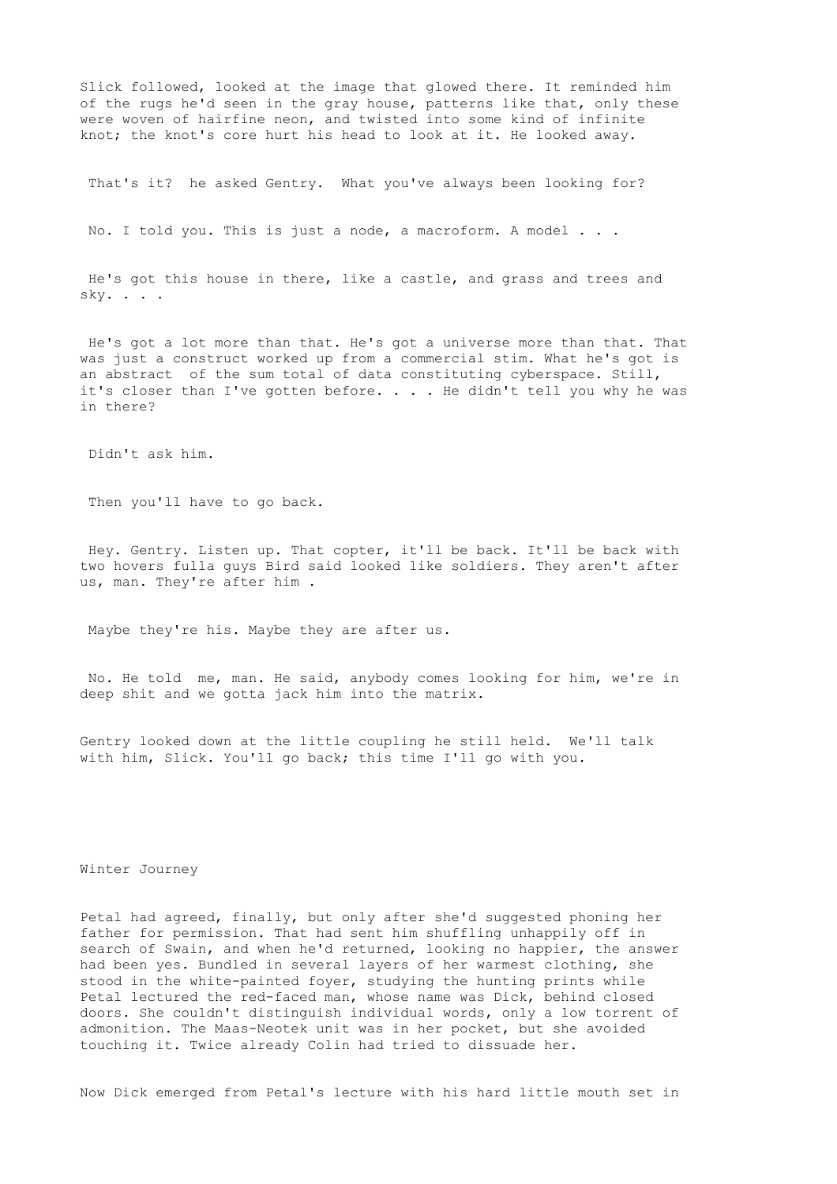Slick followed, looked at the image that glowed there. It reminded him of the rugs he'd seen in the gray house, patterns like that, only these were woven of hairfine neon, and twisted into some kind of infinite knot; the knot's core hurt his head to look at it. He looked away.

That's it? he asked Gentry. What you've always been looking for?

No. I told you. This is just a node, a macroform. A model . . .

He's got this house in there, like a castle, and grass and trees and sky. . . .

He's got a lot more than that. He's got a universe more than that. That was just a construct worked up from a commercial stim. What he's got is an abstract of the sum total of data constituting cyberspace. Still, it's closer than I've gotten before. . . . He didn't tell you why he was in there?

Didn't ask him.

Then you'll have to go back.

Hey. Gentry. Listen up. That copter, it'll be back. It'll be back with two hovers fulla guys Bird said looked like soldiers. They aren't after us, man. They're after him .

Maybe they're his. Maybe they are after us.

No. He told me, man. He said, anybody comes looking for him, we're in deep shit and we gotta jack him into the matrix.

Gentry looked down at the little coupling he still held. We'll talk with him, Slick. You'll go back; this time I'll go with you.

## Winter Journey

Petal had agreed, finally, but only after she'd suggested phoning her father for permission. That had sent him shuffling unhappily off in search of Swain, and when he'd returned, looking no happier, the answer had been yes. Bundled in several layers of her warmest clothing, she stood in the white-painted foyer, studying the hunting prints while Petal lectured the red-faced man, whose name was Dick, behind closed doors. She couldn't distinguish individual words, only a low torrent of admonition. The Maas-Neotek unit was in her pocket, but she avoided touching it. Twice already Colin had tried to dissuade her.

Now Dick emerged from Petal's lecture with his hard little mouth set in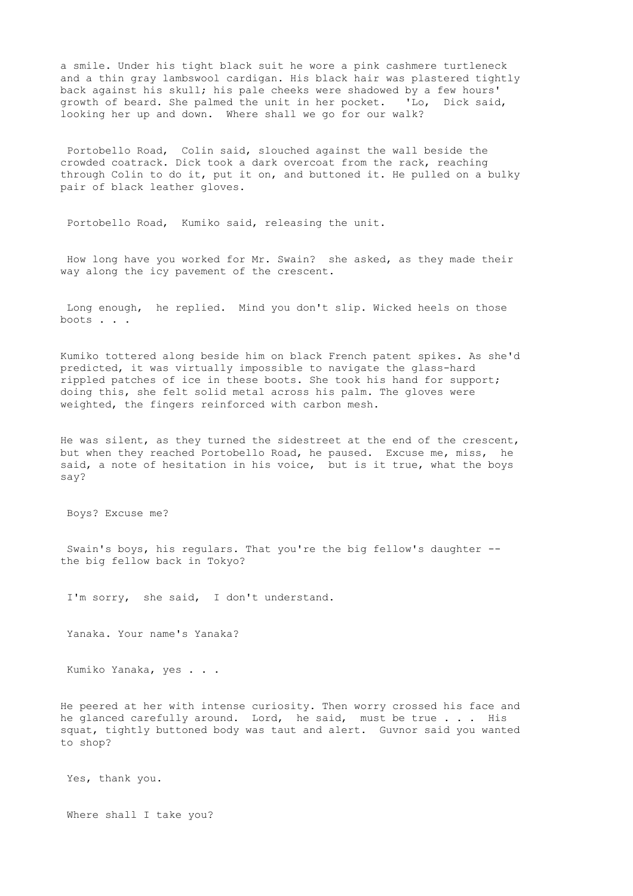a smile. Under his tight black suit he wore a pink cashmere turtleneck and a thin gray lambswool cardigan. His black hair was plastered tightly back against his skull; his pale cheeks were shadowed by a few hours' growth of beard. She palmed the unit in her pocket.  'Lo,  Dick said, looking her up and down.  Where shall we go for our walk?

Portobello Road,  Colin said, slouched against the wall beside the crowded coatrack. Dick took a dark overcoat from the rack, reaching through Colin to do it, put it on, and buttoned it. He pulled on a bulky pair of black leather gloves.

Portobello Road,  Kumiko said, releasing the unit.

How long have you worked for Mr. Swain?  she asked, as they made their way along the icy pavement of the crescent.

Long enough,  he replied.  Mind you don't slip. Wicked heels on those boots . . .

Kumiko tottered along beside him on black French patent spikes. As she'd predicted, it was virtually impossible to navigate the glass-hard rippled patches of ice in these boots. She took his hand for support; doing this, she felt solid metal across his palm. The gloves were weighted, the fingers reinforced with carbon mesh.

He was silent, as they turned the sidestreet at the end of the crescent, but when they reached Portobello Road, he paused.  Excuse me, miss,  he said, a note of hesitation in his voice,  but is it true, what the boys say?

Boys? Excuse me?

Swain's boys, his regulars. That you're the big fellow's daughter -- the big fellow back in Tokyo?

I'm sorry,  she said,  I don't understand.

Yanaka. Your name's Yanaka?

Kumiko Yanaka, yes . . .

He peered at her with intense curiosity. Then worry crossed his face and he glanced carefully around.  Lord,  he said,  must be true . . .  His squat, tightly buttoned body was taut and alert.  Guvnor said you wanted to shop?

Yes, thank you.

Where shall I take you?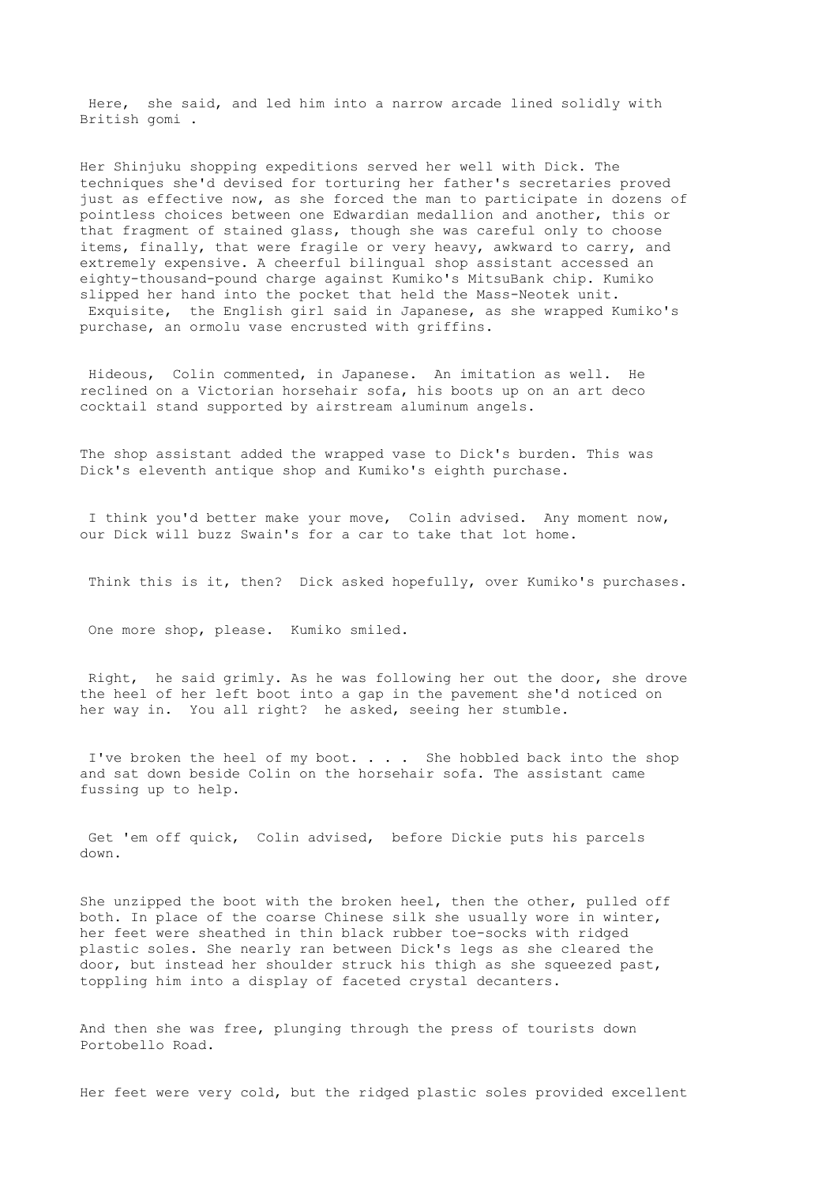Here, she said, and led him into a narrow arcade lined solidly with British gomi .

Her Shinjuku shopping expeditions served her well with Dick. The techniques she'd devised for torturing her father's secretaries proved just as effective now, as she forced the man to participate in dozens of pointless choices between one Edwardian medallion and another, this or that fragment of stained glass, though she was careful only to choose items, finally, that were fragile or very heavy, awkward to carry, and extremely expensive. A cheerful bilingual shop assistant accessed an eighty-thousand-pound charge against Kumiko's MitsuBank chip. Kumiko slipped her hand into the pocket that held the Mass-Neotek unit.
Exquisite, the English girl said in Japanese, as she wrapped Kumiko's purchase, an ormolu vase encrusted with griffins.

Hideous, Colin commented, in Japanese. An imitation as well. He reclined on a Victorian horsehair sofa, his boots up on an art deco cocktail stand supported by airstream aluminum angels.

The shop assistant added the wrapped vase to Dick's burden. This was Dick's eleventh antique shop and Kumiko's eighth purchase.

I think you'd better make your move, Colin advised. Any moment now, our Dick will buzz Swain's for a car to take that lot home.

Think this is it, then? Dick asked hopefully, over Kumiko's purchases.

One more shop, please. Kumiko smiled.

Right, he said grimly. As he was following her out the door, she drove the heel of her left boot into a gap in the pavement she'd noticed on her way in. You all right? he asked, seeing her stumble.

I've broken the heel of my boot. . . . She hobbled back into the shop and sat down beside Colin on the horsehair sofa. The assistant came fussing up to help.

Get 'em off quick, Colin advised, before Dickie puts his parcels down.

She unzipped the boot with the broken heel, then the other, pulled off both. In place of the coarse Chinese silk she usually wore in winter, her feet were sheathed in thin black rubber toe-socks with ridged plastic soles. She nearly ran between Dick's legs as she cleared the door, but instead her shoulder struck his thigh as she squeezed past, toppling him into a display of faceted crystal decanters.

And then she was free, plunging through the press of tourists down Portobello Road.

Her feet were very cold, but the ridged plastic soles provided excellent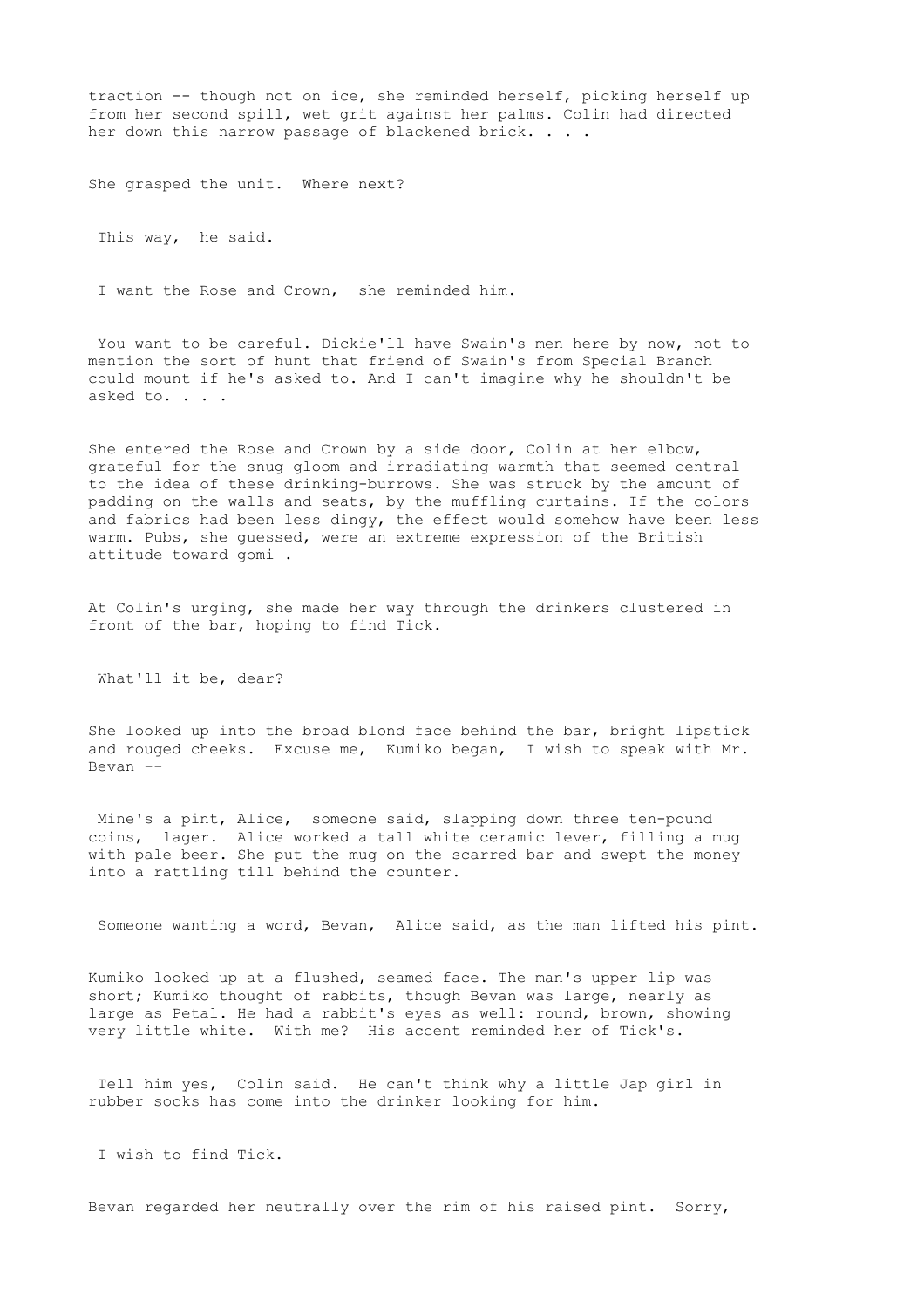traction -- though not on ice, she reminded herself, picking herself up from her second spill, wet grit against her palms. Colin had directed her down this narrow passage of blackened brick. . . .

She grasped the unit.  Where next?

 This way,  he said.

 I want the Rose and Crown,  she reminded him.

 You want to be careful. Dickie'll have Swain's men here by now, not to mention the sort of hunt that friend of Swain's from Special Branch could mount if he's asked to. And I can't imagine why he shouldn't be asked to. . . .

She entered the Rose and Crown by a side door, Colin at her elbow, grateful for the snug gloom and irradiating warmth that seemed central to the idea of these drinking-burrows. She was struck by the amount of padding on the walls and seats, by the muffling curtains. If the colors and fabrics had been less dingy, the effect would somehow have been less warm. Pubs, she guessed, were an extreme expression of the British attitude toward gomi .

At Colin's urging, she made her way through the drinkers clustered in front of the bar, hoping to find Tick.

 What'll it be, dear?

She looked up into the broad blond face behind the bar, bright lipstick and rouged cheeks.  Excuse me,  Kumiko began,  I wish to speak with Mr. Bevan --

 Mine's a pint, Alice,  someone said, slapping down three ten-pound coins,  lager.  Alice worked a tall white ceramic lever, filling a mug with pale beer. She put the mug on the scarred bar and swept the money into a rattling till behind the counter.

 Someone wanting a word, Bevan,  Alice said, as the man lifted his pint.

Kumiko looked up at a flushed, seamed face. The man's upper lip was short; Kumiko thought of rabbits, though Bevan was large, nearly as large as Petal. He had a rabbit's eyes as well: round, brown, showing very little white.  With me?  His accent reminded her of Tick's.

 Tell him yes,  Colin said.  He can't think why a little Jap girl in rubber socks has come into the drinker looking for him.

 I wish to find Tick.

Bevan regarded her neutrally over the rim of his raised pint.  Sorry,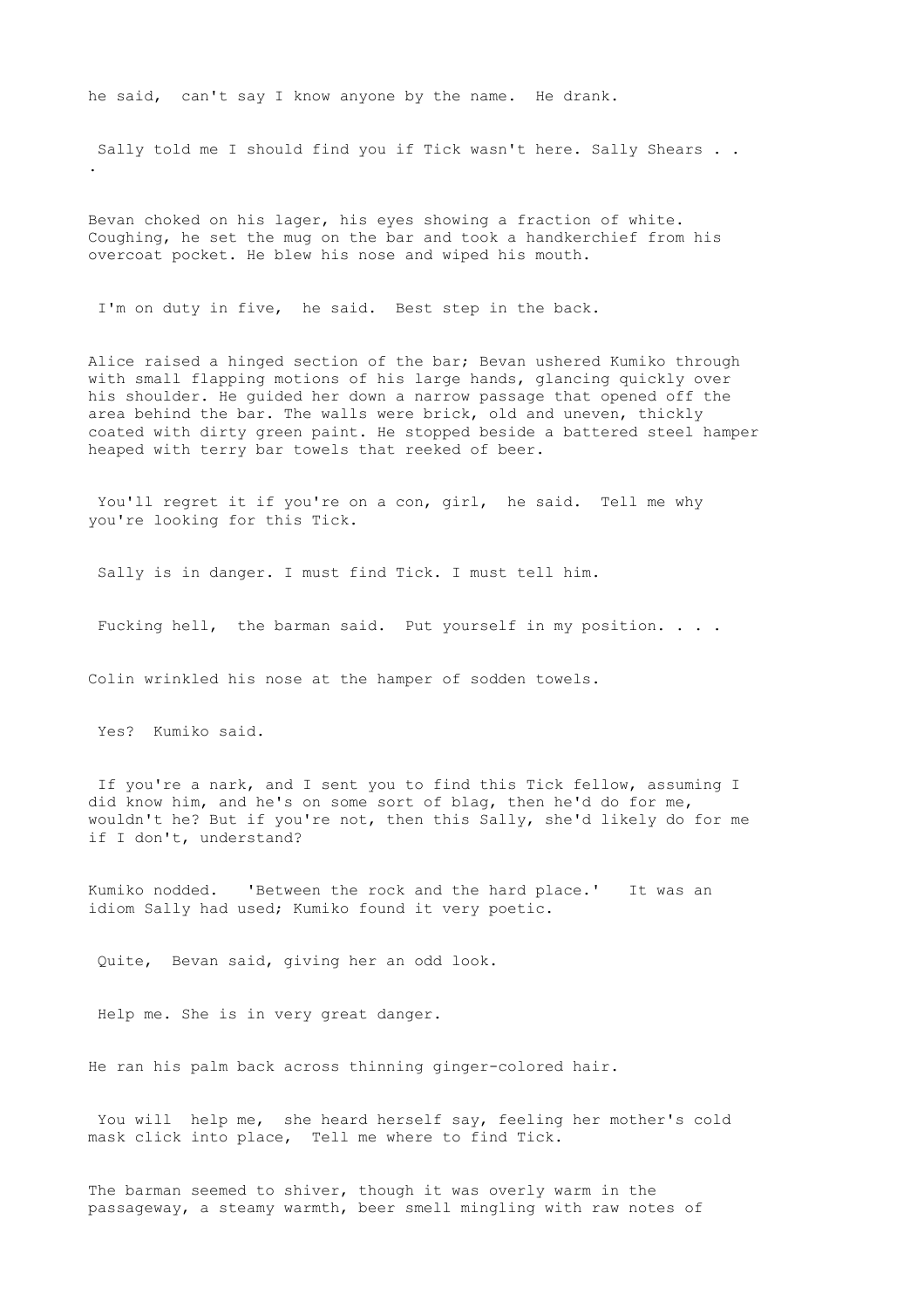he said, can't say I know anyone by the name. He drank.

Sally told me I should find you if Tick wasn't here. Sally Shears . . .

Bevan choked on his lager, his eyes showing a fraction of white. Coughing, he set the mug on the bar and took a handkerchief from his overcoat pocket. He blew his nose and wiped his mouth.

I'm on duty in five, he said. Best step in the back.

Alice raised a hinged section of the bar; Bevan ushered Kumiko through with small flapping motions of his large hands, glancing quickly over his shoulder. He guided her down a narrow passage that opened off the area behind the bar. The walls were brick, old and uneven, thickly coated with dirty green paint. He stopped beside a battered steel hamper heaped with terry bar towels that reeked of beer.

You'll regret it if you're on a con, girl, he said. Tell me why you're looking for this Tick.

Sally is in danger. I must find Tick. I must tell him.

Fucking hell, the barman said. Put yourself in my position. . . .

Colin wrinkled his nose at the hamper of sodden towels.

Yes? Kumiko said.

If you're a nark, and I sent you to find this Tick fellow, assuming I did know him, and he's on some sort of blag, then he'd do for me, wouldn't he? But if you're not, then this Sally, she'd likely do for me if I don't, understand?

Kumiko nodded. 'Between the rock and the hard place.' It was an idiom Sally had used; Kumiko found it very poetic.

Quite, Bevan said, giving her an odd look.

Help me. She is in very great danger.

He ran his palm back across thinning ginger-colored hair.

You will help me, she heard herself say, feeling her mother's cold mask click into place, Tell me where to find Tick.

The barman seemed to shiver, though it was overly warm in the passageway, a steamy warmth, beer smell mingling with raw notes of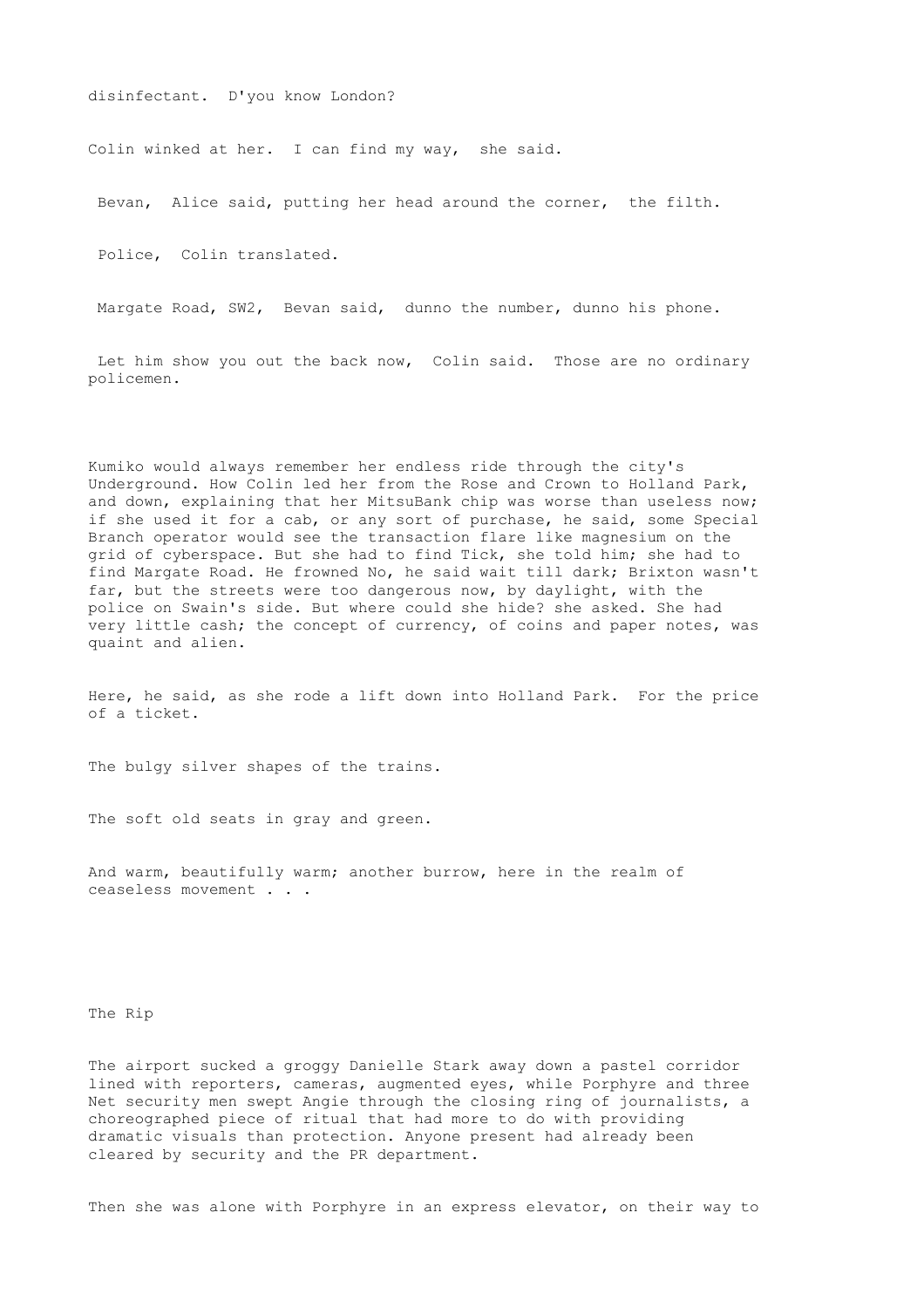disinfectant. D'you know London?

Colin winked at her. I can find my way, she said.

Bevan, Alice said, putting her head around the corner, the filth.

Police, Colin translated.

Margate Road, SW2, Bevan said, dunno the number, dunno his phone.

Let him show you out the back now, Colin said. Those are no ordinary policemen.

Kumiko would always remember her endless ride through the city's Underground. How Colin led her from the Rose and Crown to Holland Park, and down, explaining that her MitsuBank chip was worse than useless now; if she used it for a cab, or any sort of purchase, he said, some Special Branch operator would see the transaction flare like magnesium on the grid of cyberspace. But she had to find Tick, she told him; she had to find Margate Road. He frowned No, he said wait till dark; Brixton wasn't far, but the streets were too dangerous now, by daylight, with the police on Swain's side. But where could she hide? she asked. She had very little cash; the concept of currency, of coins and paper notes, was quaint and alien.

Here, he said, as she rode a lift down into Holland Park. For the price of a ticket.

The bulgy silver shapes of the trains.

The soft old seats in gray and green.

And warm, beautifully warm; another burrow, here in the realm of ceaseless movement . . .

## The Rip

The airport sucked a groggy Danielle Stark away down a pastel corridor lined with reporters, cameras, augmented eyes, while Porphyre and three Net security men swept Angie through the closing ring of journalists, a choreographed piece of ritual that had more to do with providing dramatic visuals than protection. Anyone present had already been cleared by security and the PR department.

Then she was alone with Porphyre in an express elevator, on their way to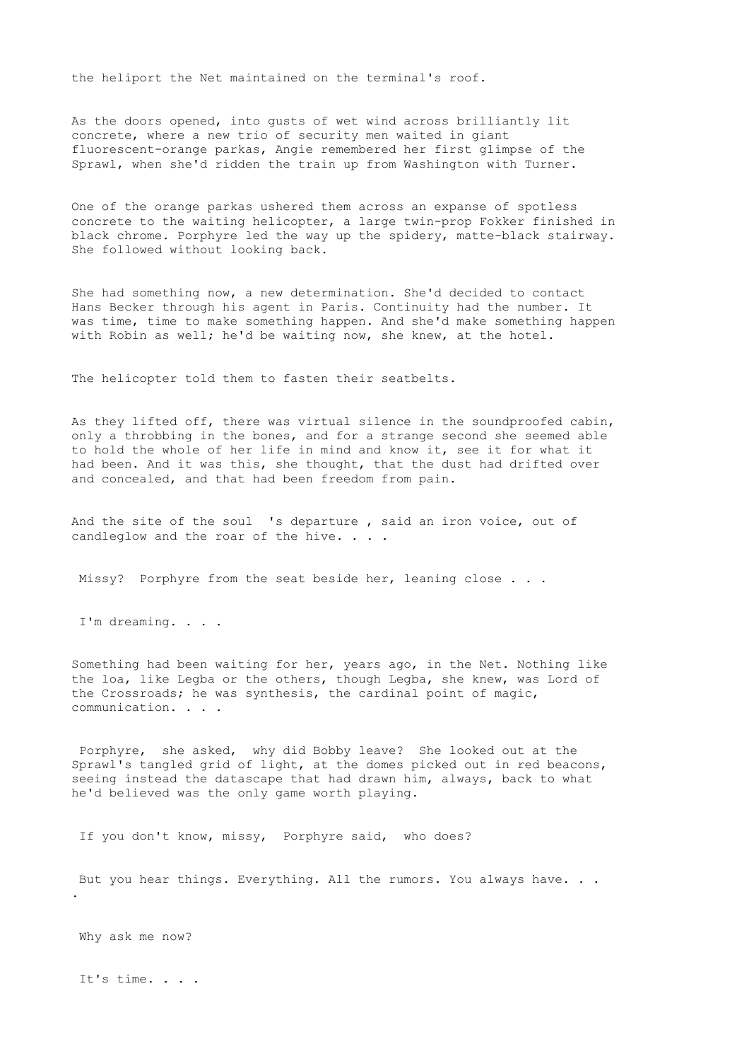the heliport the Net maintained on the terminal's roof.

As the doors opened, into gusts of wet wind across brilliantly lit concrete, where a new trio of security men waited in giant fluorescent-orange parkas, Angie remembered her first glimpse of the Sprawl, when she'd ridden the train up from Washington with Turner.

One of the orange parkas ushered them across an expanse of spotless concrete to the waiting helicopter, a large twin-prop Fokker finished in black chrome. Porphyre led the way up the spidery, matte-black stairway. She followed without looking back.

She had something now, a new determination. She'd decided to contact Hans Becker through his agent in Paris. Continuity had the number. It was time, time to make something happen. And she'd make something happen with Robin as well; he'd be waiting now, she knew, at the hotel.

The helicopter told them to fasten their seatbelts.

As they lifted off, there was virtual silence in the soundproofed cabin, only a throbbing in the bones, and for a strange second she seemed able to hold the whole of her life in mind and know it, see it for what it had been. And it was this, she thought, that the dust had drifted over and concealed, and that had been freedom from pain.

And the site of the soul 's departure , said an iron voice, out of candleglow and the roar of the hive. . . .

Missy? Porphyre from the seat beside her, leaning close . . .

I'm dreaming. . . .

Something had been waiting for her, years ago, in the Net. Nothing like the loa, like Legba or the others, though Legba, she knew, was Lord of the Crossroads; he was synthesis, the cardinal point of magic, communication. . . .

Porphyre, she asked, why did Bobby leave? She looked out at the Sprawl's tangled grid of light, at the domes picked out in red beacons, seeing instead the datascape that had drawn him, always, back to what he'd believed was the only game worth playing.

If you don't know, missy, Porphyre said, who does?

But you hear things. Everything. All the rumors. You always have. . . .

Why ask me now?

It's time. . . .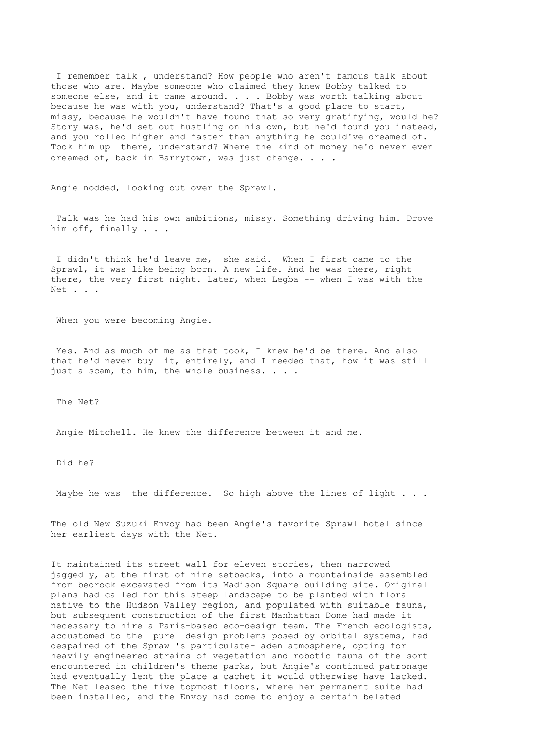I remember talk , understand? How people who aren't famous talk about those who are. Maybe someone who claimed they knew Bobby talked to someone else, and it came around. . . . Bobby was worth talking about because he was with you, understand? That's a good place to start, missy, because he wouldn't have found that so very gratifying, would he? Story was, he'd set out hustling on his own, but he'd found you instead, and you rolled higher and faster than anything he could've dreamed of. Took him up there, understand? Where the kind of money he'd never even dreamed of, back in Barrytown, was just change. . . .

Angie nodded, looking out over the Sprawl.

Talk was he had his own ambitions, missy. Something driving him. Drove him off, finally . . .

I didn't think he'd leave me, she said. When I first came to the Sprawl, it was like being born. A new life. And he was there, right there, the very first night. Later, when Legba -- when I was with the Net . . .

When you were becoming Angie.

Yes. And as much of me as that took, I knew he'd be there. And also that he'd never buy it, entirely, and I needed that, how it was still just a scam, to him, the whole business. . . .

The Net?

Angie Mitchell. He knew the difference between it and me.

Did he?

Maybe he was the difference. So high above the lines of light . . .

The old New Suzuki Envoy had been Angie's favorite Sprawl hotel since her earliest days with the Net.

It maintained its street wall for eleven stories, then narrowed jaggedly, at the first of nine setbacks, into a mountainside assembled from bedrock excavated from its Madison Square building site. Original plans had called for this steep landscape to be planted with flora native to the Hudson Valley region, and populated with suitable fauna, but subsequent construction of the first Manhattan Dome had made it necessary to hire a Paris-based eco-design team. The French ecologists, accustomed to the pure design problems posed by orbital systems, had despaired of the Sprawl's particulate-laden atmosphere, opting for heavily engineered strains of vegetation and robotic fauna of the sort encountered in children's theme parks, but Angie's continued patronage had eventually lent the place a cachet it would otherwise have lacked. The Net leased the five topmost floors, where her permanent suite had been installed, and the Envoy had come to enjoy a certain belated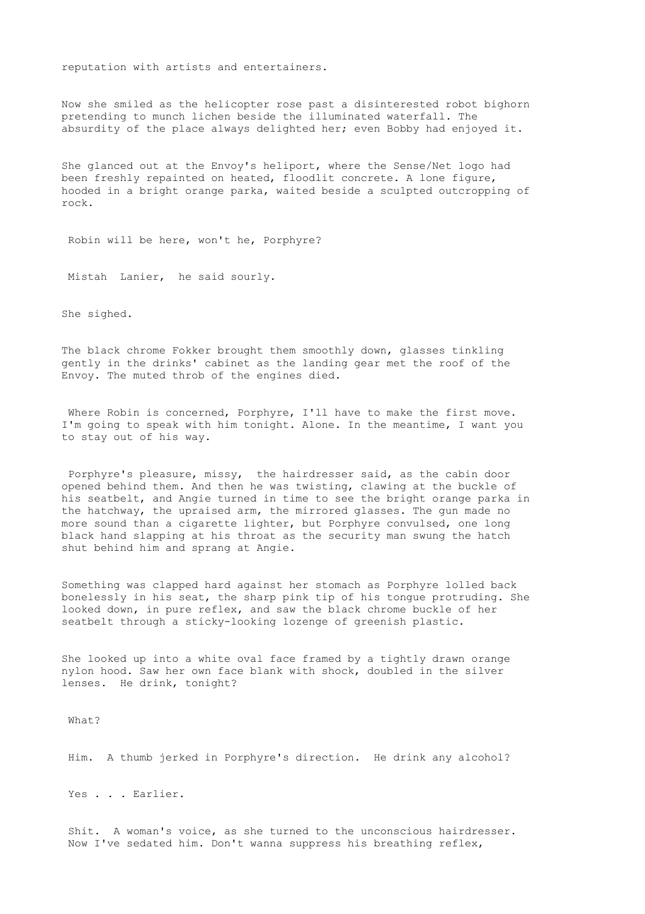reputation with artists and entertainers.

Now she smiled as the helicopter rose past a disinterested robot bighorn pretending to munch lichen beside the illuminated waterfall. The absurdity of the place always delighted her; even Bobby had enjoyed it.

She glanced out at the Envoy's heliport, where the Sense/Net logo had been freshly repainted on heated, floodlit concrete. A lone figure, hooded in a bright orange parka, waited beside a sculpted outcropping of rock.

Robin will be here, won't he, Porphyre?

Mistah Lanier, he said sourly.

She sighed.

The black chrome Fokker brought them smoothly down, glasses tinkling gently in the drinks' cabinet as the landing gear met the roof of the Envoy. The muted throb of the engines died.

Where Robin is concerned, Porphyre, I'll have to make the first move. I'm going to speak with him tonight. Alone. In the meantime, I want you to stay out of his way.

Porphyre's pleasure, missy, the hairdresser said, as the cabin door opened behind them. And then he was twisting, clawing at the buckle of his seatbelt, and Angie turned in time to see the bright orange parka in the hatchway, the upraised arm, the mirrored glasses. The gun made no more sound than a cigarette lighter, but Porphyre convulsed, one long black hand slapping at his throat as the security man swung the hatch shut behind him and sprang at Angie.

Something was clapped hard against her stomach as Porphyre lolled back bonelessly in his seat, the sharp pink tip of his tongue protruding. She looked down, in pure reflex, and saw the black chrome buckle of her seatbelt through a sticky-looking lozenge of greenish plastic.

She looked up into a white oval face framed by a tightly drawn orange nylon hood. Saw her own face blank with shock, doubled in the silver lenses. He drink, tonight?

What?

Him. A thumb jerked in Porphyre's direction. He drink any alcohol?

Yes . . . Earlier.

Shit. A woman's voice, as she turned to the unconscious hairdresser. Now I've sedated him. Don't wanna suppress his breathing reflex,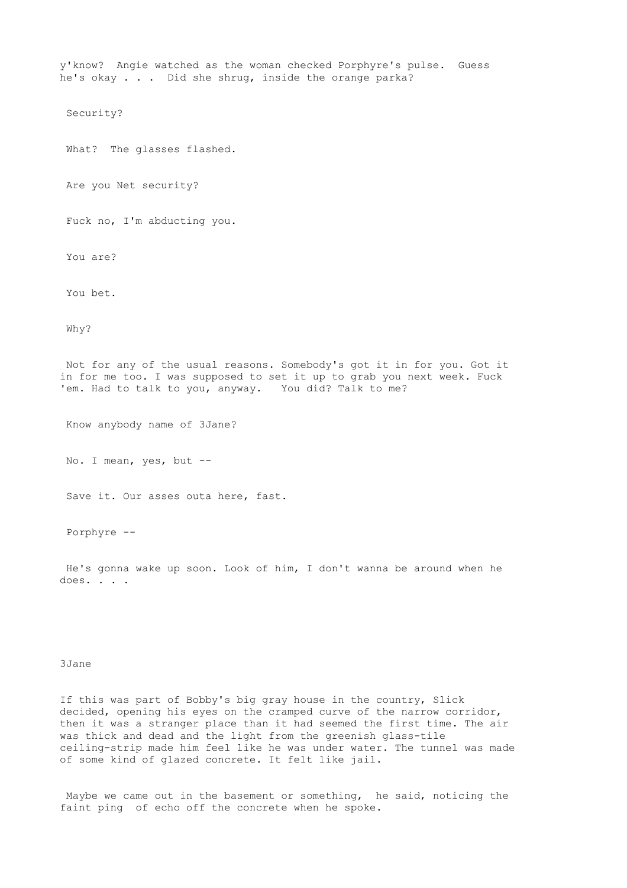y'know? Angie watched as the woman checked Porphyre's pulse. Guess he's okay . . . Did she shrug, inside the orange parka?

Security?

What? The glasses flashed.

Are you Net security?

Fuck no, I'm abducting you.

You are?

You bet.

Why?

Not for any of the usual reasons. Somebody's got it in for you. Got it in for me too. I was supposed to set it up to grab you next week. Fuck 'em. Had to talk to you, anyway. You did? Talk to me?

Know anybody name of 3Jane?

No. I mean, yes, but --

Save it. Our asses outa here, fast.

Porphyre --

He's gonna wake up soon. Look of him, I don't wanna be around when he does. . . .

## 3Jane

If this was part of Bobby's big gray house in the country, Slick decided, opening his eyes on the cramped curve of the narrow corridor, then it was a stranger place than it had seemed the first time. The air was thick and dead and the light from the greenish glass-tile ceiling-strip made him feel like he was under water. The tunnel was made of some kind of glazed concrete. It felt like jail.

Maybe we came out in the basement or something, he said, noticing the faint ping of echo off the concrete when he spoke.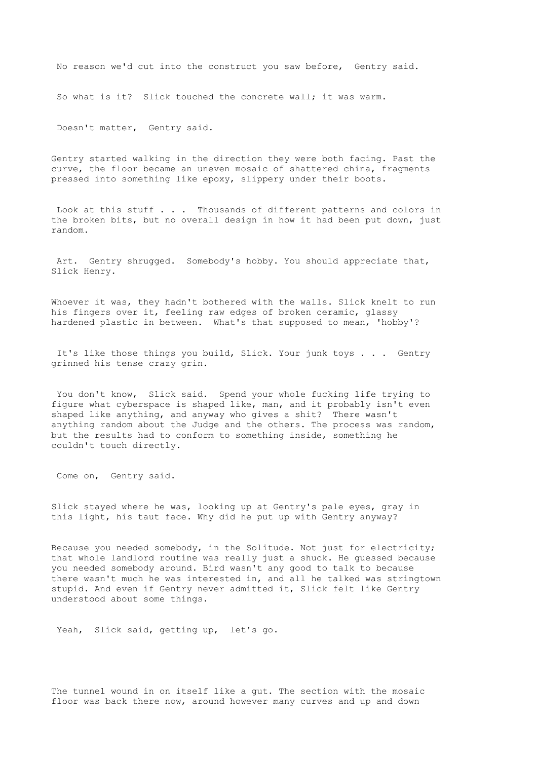No reason we'd cut into the construct you saw before,  Gentry said.

So what is it?  Slick touched the concrete wall; it was warm.

Doesn't matter,  Gentry said.

Gentry started walking in the direction they were both facing. Past the curve, the floor became an uneven mosaic of shattered china, fragments pressed into something like epoxy, slippery under their boots.

Look at this stuff . . .  Thousands of different patterns and colors in the broken bits, but no overall design in how it had been put down, just random.

Art.  Gentry shrugged.  Somebody's hobby. You should appreciate that, Slick Henry.

Whoever it was, they hadn't bothered with the walls. Slick knelt to run his fingers over it, feeling raw edges of broken ceramic, glassy hardened plastic in between.  What's that supposed to mean, 'hobby'?

It's like those things you build, Slick. Your junk toys . . .  Gentry grinned his tense crazy grin.

You don't know,  Slick said.  Spend your whole fucking life trying to figure what cyberspace is shaped like, man, and it probably isn't even shaped like anything, and anyway who gives a shit?  There wasn't anything random about the Judge and the others. The process was random, but the results had to conform to something inside, something he couldn't touch directly.

Come on,  Gentry said.

Slick stayed where he was, looking up at Gentry's pale eyes, gray in this light, his taut face. Why did he put up with Gentry anyway?

Because you needed somebody, in the Solitude. Not just for electricity; that whole landlord routine was really just a shuck. He guessed because you needed somebody around. Bird wasn't any good to talk to because there wasn't much he was interested in, and all he talked was stringtown stupid. And even if Gentry never admitted it, Slick felt like Gentry understood about some things.

Yeah,  Slick said, getting up,  let's go.

The tunnel wound in on itself like a gut. The section with the mosaic floor was back there now, around however many curves and up and down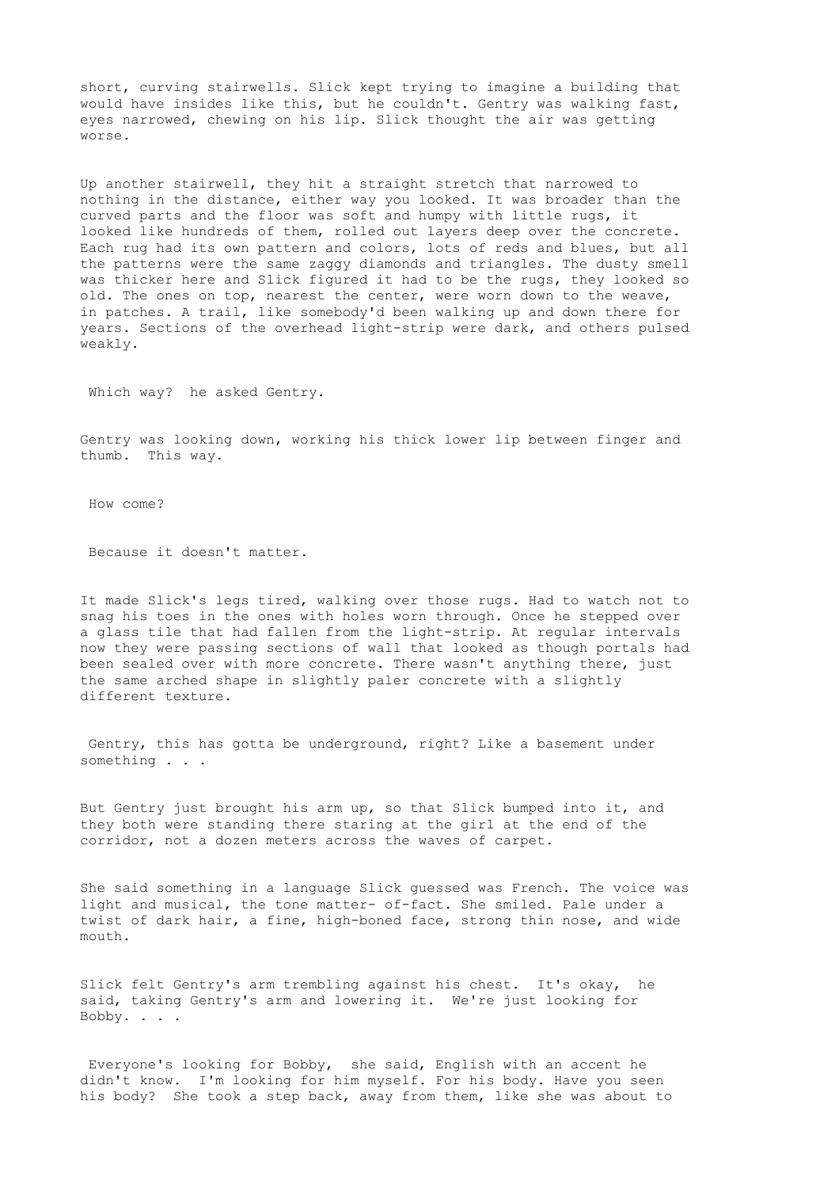short, curving stairwells. Slick kept trying to imagine a building that would have insides like this, but he couldn't. Gentry was walking fast, eyes narrowed, chewing on his lip. Slick thought the air was getting worse.

Up another stairwell, they hit a straight stretch that narrowed to nothing in the distance, either way you looked. It was broader than the curved parts and the floor was soft and humpy with little rugs, it looked like hundreds of them, rolled out layers deep over the concrete. Each rug had its own pattern and colors, lots of reds and blues, but all the patterns were the same zaggy diamonds and triangles. The dusty smell was thicker here and Slick figured it had to be the rugs, they looked so old. The ones on top, nearest the center, were worn down to the weave, in patches. A trail, like somebody'd been walking up and down there for years. Sections of the overhead light-strip were dark, and others pulsed weakly.

Which way? he asked Gentry.

Gentry was looking down, working his thick lower lip between finger and thumb. This way.

How come?

Because it doesn't matter.

It made Slick's legs tired, walking over those rugs. Had to watch not to snag his toes in the ones with holes worn through. Once he stepped over a glass tile that had fallen from the light-strip. At regular intervals now they were passing sections of wall that looked as though portals had been sealed over with more concrete. There wasn't anything there, just the same arched shape in slightly paler concrete with a slightly different texture.

Gentry, this has gotta be underground, right? Like a basement under something . . .

But Gentry just brought his arm up, so that Slick bumped into it, and they both were standing there staring at the girl at the end of the corridor, not a dozen meters across the waves of carpet.

She said something in a language Slick guessed was French. The voice was light and musical, the tone matter- of-fact. She smiled. Pale under a twist of dark hair, a fine, high-boned face, strong thin nose, and wide mouth.

Slick felt Gentry's arm trembling against his chest. It's okay, he said, taking Gentry's arm and lowering it. We're just looking for Bobby. . . .

Everyone's looking for Bobby, she said, English with an accent he didn't know. I'm looking for him myself. For his body. Have you seen his body? She took a step back, away from them, like she was about to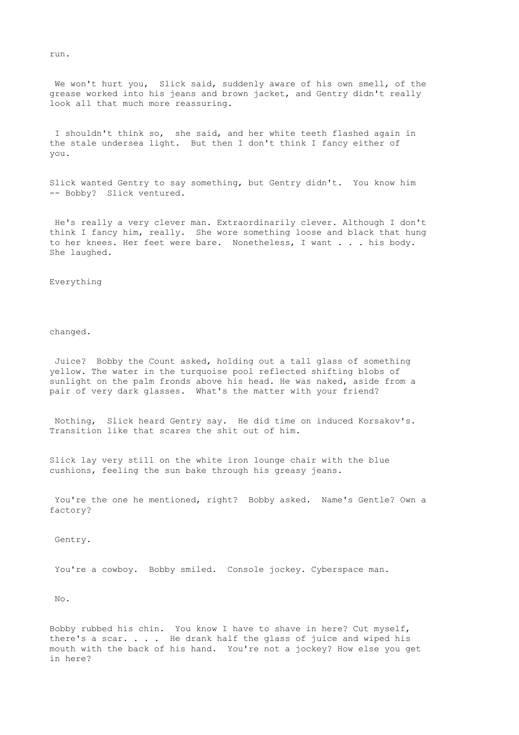run.

We won't hurt you, Slick said, suddenly aware of his own smell, of the grease worked into his jeans and brown jacket, and Gentry didn't really look all that much more reassuring.

I shouldn't think so, she said, and her white teeth flashed again in the stale undersea light. But then I don't think I fancy either of you.

Slick wanted Gentry to say something, but Gentry didn't. You know him -- Bobby? Slick ventured.

He's really a very clever man. Extraordinarily clever. Although I don't think I fancy him, really. She wore something loose and black that hung to her knees. Her feet were bare. Nonetheless, I want . . . his body. She laughed.

Everything

changed.

Juice? Bobby the Count asked, holding out a tall glass of something yellow. The water in the turquoise pool reflected shifting blobs of sunlight on the palm fronds above his head. He was naked, aside from a pair of very dark glasses. What's the matter with your friend?

Nothing, Slick heard Gentry say. He did time on induced Korsakov's. Transition like that scares the shit out of him.

Slick lay very still on the white iron lounge chair with the blue cushions, feeling the sun bake through his greasy jeans.

You're the one he mentioned, right? Bobby asked. Name's Gentle? Own a factory?

Gentry.

You're a cowboy. Bobby smiled. Console jockey. Cyberspace man.

No.

Bobby rubbed his chin. You know I have to shave in here? Cut myself, there's a scar. . . . He drank half the glass of juice and wiped his mouth with the back of his hand. You're not a jockey? How else you get in here?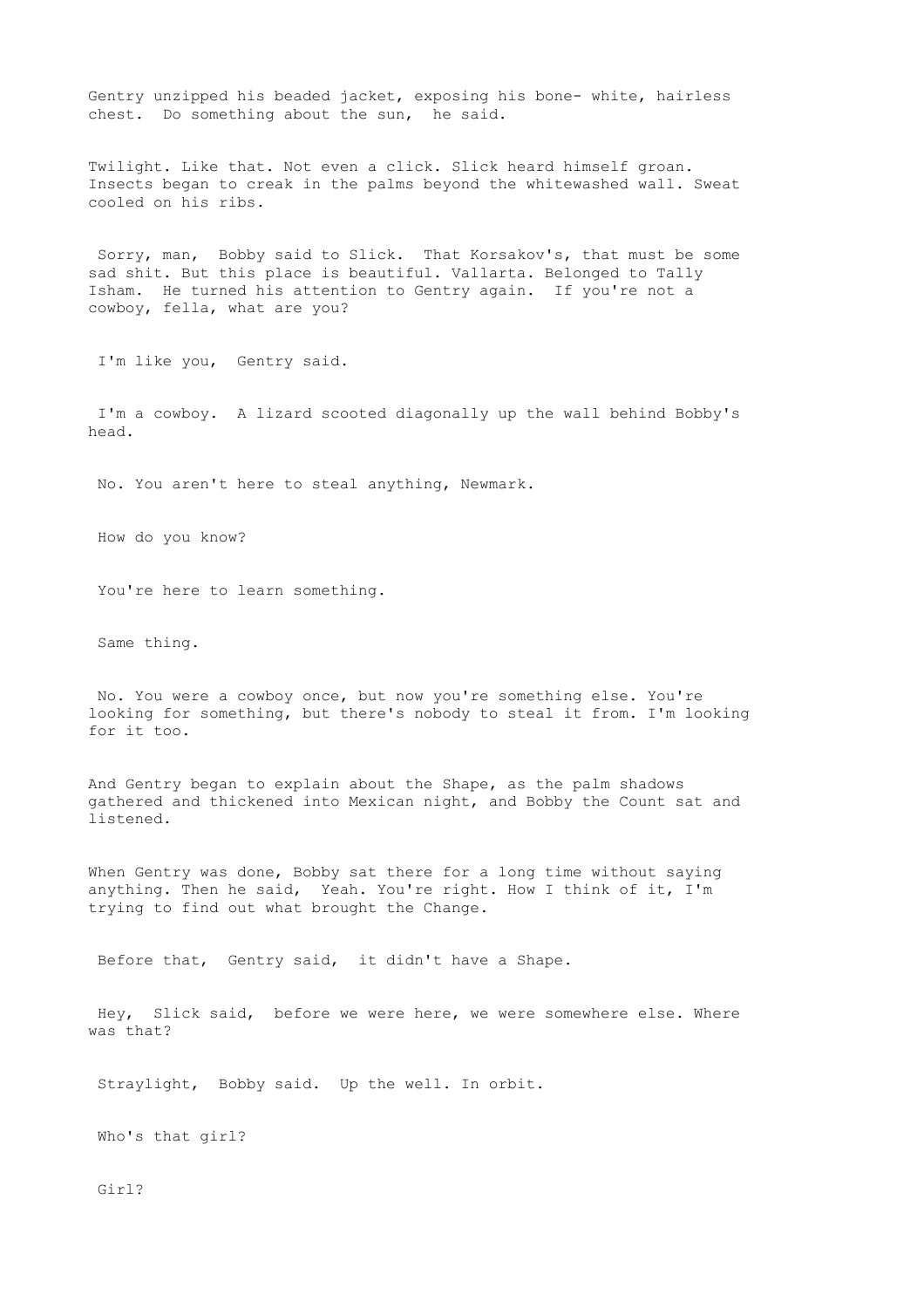Gentry unzipped his beaded jacket, exposing his bone- white, hairless chest. Do something about the sun, he said.

Twilight. Like that. Not even a click. Slick heard himself groan. Insects began to creak in the palms beyond the whitewashed wall. Sweat cooled on his ribs.

Sorry, man, Bobby said to Slick. That Korsakov's, that must be some sad shit. But this place is beautiful. Vallarta. Belonged to Tally Isham. He turned his attention to Gentry again. If you're not a cowboy, fella, what are you?

I'm like you, Gentry said.

I'm a cowboy. A lizard scooted diagonally up the wall behind Bobby's head.

No. You aren't here to steal anything, Newmark.

How do you know?

You're here to learn something.

Same thing.

No. You were a cowboy once, but now you're something else. You're looking for something, but there's nobody to steal it from. I'm looking for it too.

And Gentry began to explain about the Shape, as the palm shadows gathered and thickened into Mexican night, and Bobby the Count sat and listened.

When Gentry was done, Bobby sat there for a long time without saying anything. Then he said, Yeah. You're right. How I think of it, I'm trying to find out what brought the Change.

Before that, Gentry said, it didn't have a Shape.

Hey, Slick said, before we were here, we were somewhere else. Where was that?

Straylight, Bobby said. Up the well. In orbit.

Who's that girl?

Girl?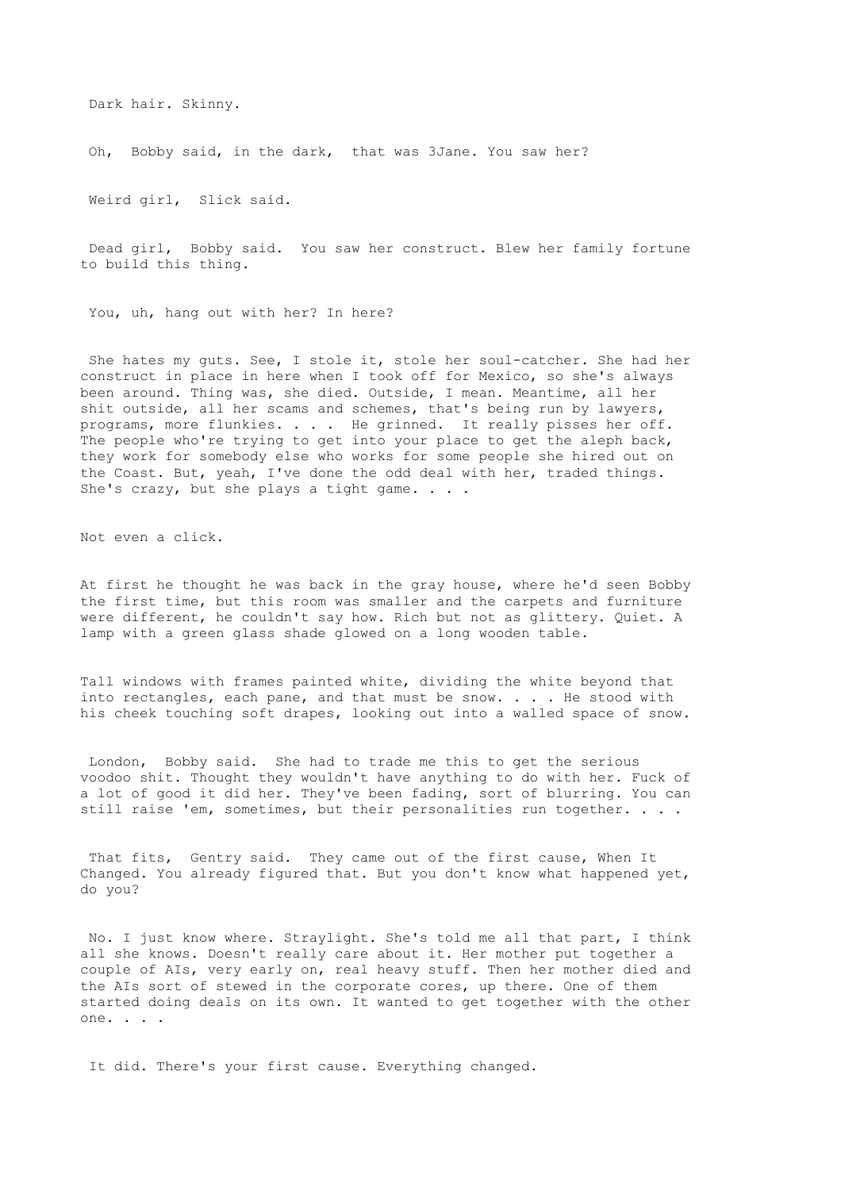Dark hair. Skinny.

Oh, Bobby said, in the dark, that was 3Jane. You saw her?

Weird girl, Slick said.

Dead girl, Bobby said. You saw her construct. Blew her family fortune to build this thing.

You, uh, hang out with her? In here?

She hates my guts. See, I stole it, stole her soul-catcher. She had her construct in place in here when I took off for Mexico, so she's always been around. Thing was, she died. Outside, I mean. Meantime, all her shit outside, all her scams and schemes, that's being run by lawyers, programs, more flunkies. . . . He grinned. It really pisses her off. The people who're trying to get into your place to get the aleph back, they work for somebody else who works for some people she hired out on the Coast. But, yeah, I've done the odd deal with her, traded things. She's crazy, but she plays a tight game. . . .

Not even a click.

At first he thought he was back in the gray house, where he'd seen Bobby the first time, but this room was smaller and the carpets and furniture were different, he couldn't say how. Rich but not as glittery. Quiet. A lamp with a green glass shade glowed on a long wooden table.

Tall windows with frames painted white, dividing the white beyond that into rectangles, each pane, and that must be snow. . . . He stood with his cheek touching soft drapes, looking out into a walled space of snow.

London, Bobby said. She had to trade me this to get the serious voodoo shit. Thought they wouldn't have anything to do with her. Fuck of a lot of good it did her. They've been fading, sort of blurring. You can still raise 'em, sometimes, but their personalities run together. . . .

That fits, Gentry said. They came out of the first cause, When It Changed. You already figured that. But you don't know what happened yet, do you?

No. I just know where. Straylight. She's told me all that part, I think all she knows. Doesn't really care about it. Her mother put together a couple of AIs, very early on, real heavy stuff. Then her mother died and the AIs sort of stewed in the corporate cores, up there. One of them started doing deals on its own. It wanted to get together with the other one. . . .

It did. There's your first cause. Everything changed.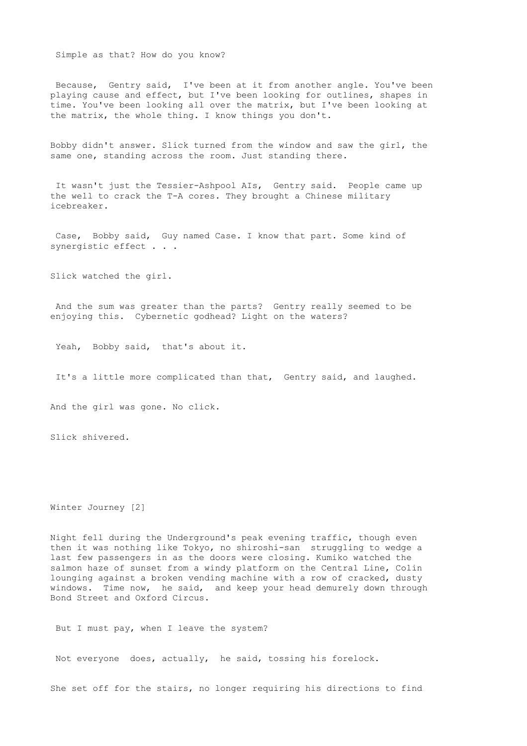Simple as that? How do you know?

Because, Gentry said, I've been at it from another angle. You've been playing cause and effect, but I've been looking for outlines, shapes in time. You've been looking all over the matrix, but I've been looking at the matrix, the whole thing. I know things you don't.

Bobby didn't answer. Slick turned from the window and saw the girl, the same one, standing across the room. Just standing there.

It wasn't just the Tessier-Ashpool AIs, Gentry said. People came up the well to crack the T-A cores. They brought a Chinese military icebreaker.

Case, Bobby said, Guy named Case. I know that part. Some kind of synergistic effect . . .

Slick watched the girl.

And the sum was greater than the parts? Gentry really seemed to be enjoying this. Cybernetic godhead? Light on the waters?

Yeah, Bobby said, that's about it.

It's a little more complicated than that, Gentry said, and laughed.

And the girl was gone. No click.

Slick shivered.

## Winter Journey [2]

Night fell during the Underground's peak evening traffic, though even then it was nothing like Tokyo, no shiroshi-san struggling to wedge a last few passengers in as the doors were closing. Kumiko watched the salmon haze of sunset from a windy platform on the Central Line, Colin lounging against a broken vending machine with a row of cracked, dusty windows. Time now, he said, and keep your head demurely down through Bond Street and Oxford Circus.

But I must pay, when I leave the system?

Not everyone does, actually, he said, tossing his forelock.

She set off for the stairs, no longer requiring his directions to find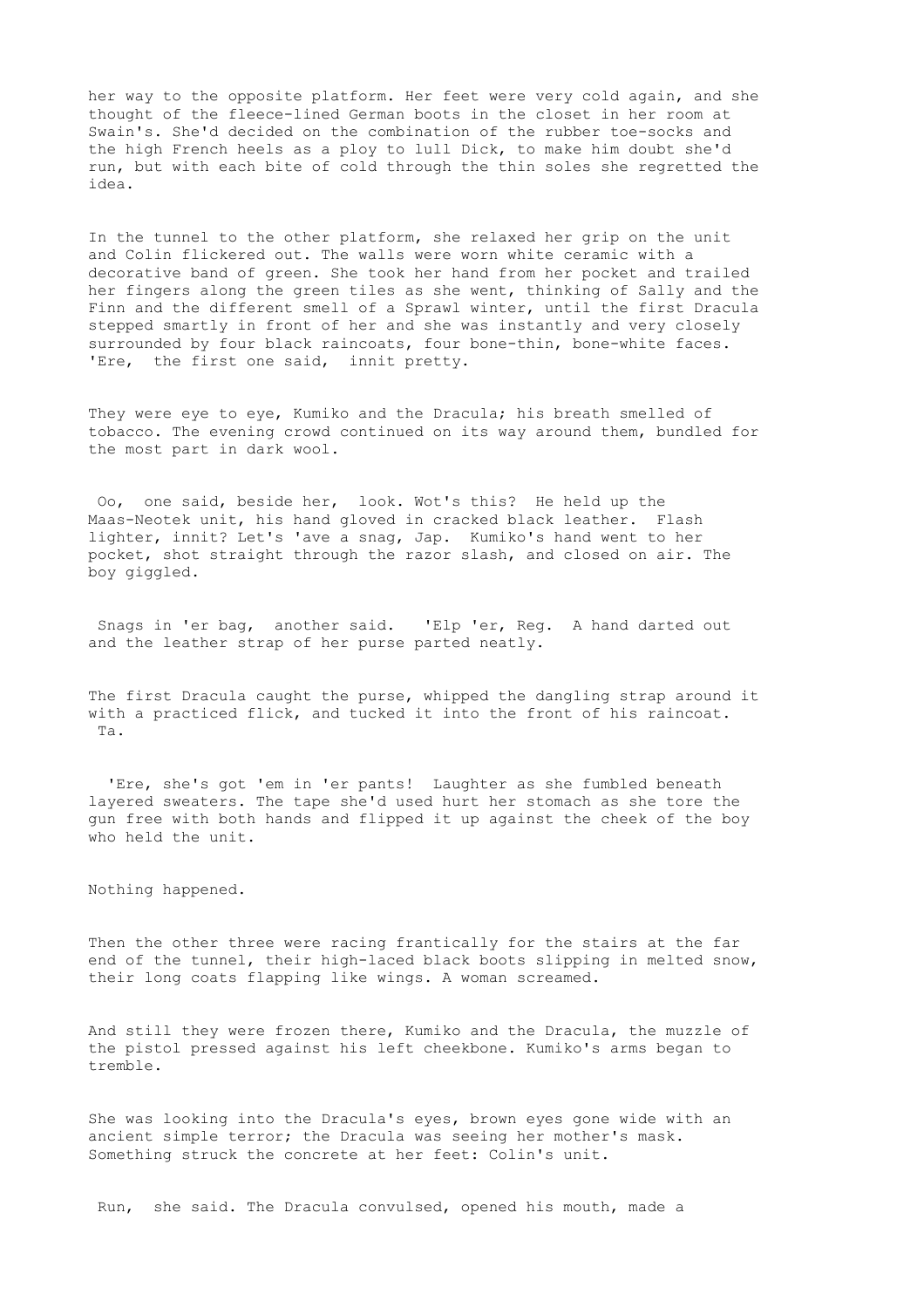her way to the opposite platform. Her feet were very cold again, and she thought of the fleece-lined German boots in the closet in her room at Swain's. She'd decided on the combination of the rubber toe-socks and the high French heels as a ploy to lull Dick, to make him doubt she'd run, but with each bite of cold through the thin soles she regretted the idea.

In the tunnel to the other platform, she relaxed her grip on the unit and Colin flickered out. The walls were worn white ceramic with a decorative band of green. She took her hand from her pocket and trailed her fingers along the green tiles as she went, thinking of Sally and the Finn and the different smell of a Sprawl winter, until the first Dracula stepped smartly in front of her and she was instantly and very closely surrounded by four black raincoats, four bone-thin, bone-white faces. 'Ere, the first one said, innit pretty.

They were eye to eye, Kumiko and the Dracula; his breath smelled of tobacco. The evening crowd continued on its way around them, bundled for the most part in dark wool.

Oo, one said, beside her, look. Wot's this? He held up the Maas-Neotek unit, his hand gloved in cracked black leather. Flash lighter, innit? Let's 'ave a snag, Jap. Kumiko's hand went to her pocket, shot straight through the razor slash, and closed on air. The boy giggled.

Snags in 'er bag, another said. 'Elp 'er, Reg. A hand darted out and the leather strap of her purse parted neatly.

The first Dracula caught the purse, whipped the dangling strap around it with a practiced flick, and tucked it into the front of his raincoat. Ta.

'Ere, she's got 'em in 'er pants! Laughter as she fumbled beneath layered sweaters. The tape she'd used hurt her stomach as she tore the gun free with both hands and flipped it up against the cheek of the boy who held the unit.

Nothing happened.

Then the other three were racing frantically for the stairs at the far end of the tunnel, their high-laced black boots slipping in melted snow, their long coats flapping like wings. A woman screamed.

And still they were frozen there, Kumiko and the Dracula, the muzzle of the pistol pressed against his left cheekbone. Kumiko's arms began to tremble.

She was looking into the Dracula's eyes, brown eyes gone wide with an ancient simple terror; the Dracula was seeing her mother's mask. Something struck the concrete at her feet: Colin's unit.

Run, she said. The Dracula convulsed, opened his mouth, made a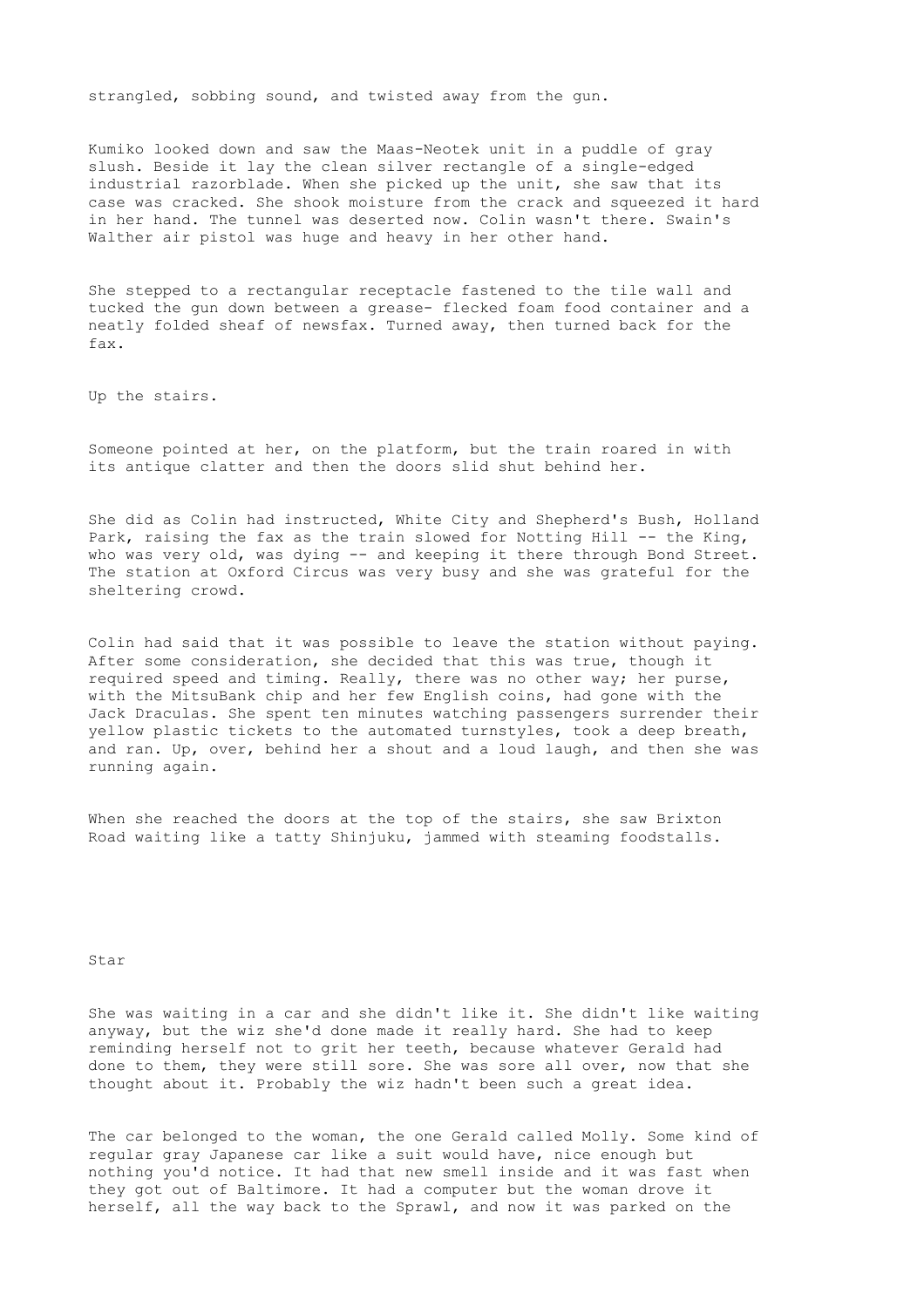strangled, sobbing sound, and twisted away from the gun.

Kumiko looked down and saw the Maas-Neotek unit in a puddle of gray slush. Beside it lay the clean silver rectangle of a single-edged industrial razorblade. When she picked up the unit, she saw that its case was cracked. She shook moisture from the crack and squeezed it hard in her hand. The tunnel was deserted now. Colin wasn't there. Swain's Walther air pistol was huge and heavy in her other hand.

She stepped to a rectangular receptacle fastened to the tile wall and tucked the gun down between a grease- flecked foam food container and a neatly folded sheaf of newsfax. Turned away, then turned back for the fax.

Up the stairs.

Someone pointed at her, on the platform, but the train roared in with its antique clatter and then the doors slid shut behind her.

She did as Colin had instructed, White City and Shepherd's Bush, Holland Park, raising the fax as the train slowed for Notting Hill -- the King, who was very old, was dying -- and keeping it there through Bond Street. The station at Oxford Circus was very busy and she was grateful for the sheltering crowd.

Colin had said that it was possible to leave the station without paying. After some consideration, she decided that this was true, though it required speed and timing. Really, there was no other way; her purse, with the MitsuBank chip and her few English coins, had gone with the Jack Draculas. She spent ten minutes watching passengers surrender their yellow plastic tickets to the automated turnstyles, took a deep breath, and ran. Up, over, behind her a shout and a loud laugh, and then she was running again.

When she reached the doors at the top of the stairs, she saw Brixton Road waiting like a tatty Shinjuku, jammed with steaming foodstalls.

## Star

She was waiting in a car and she didn't like it. She didn't like waiting anyway, but the wiz she'd done made it really hard. She had to keep reminding herself not to grit her teeth, because whatever Gerald had done to them, they were still sore. She was sore all over, now that she thought about it. Probably the wiz hadn't been such a great idea.

The car belonged to the woman, the one Gerald called Molly. Some kind of regular gray Japanese car like a suit would have, nice enough but nothing you'd notice. It had that new smell inside and it was fast when they got out of Baltimore. It had a computer but the woman drove it herself, all the way back to the Sprawl, and now it was parked on the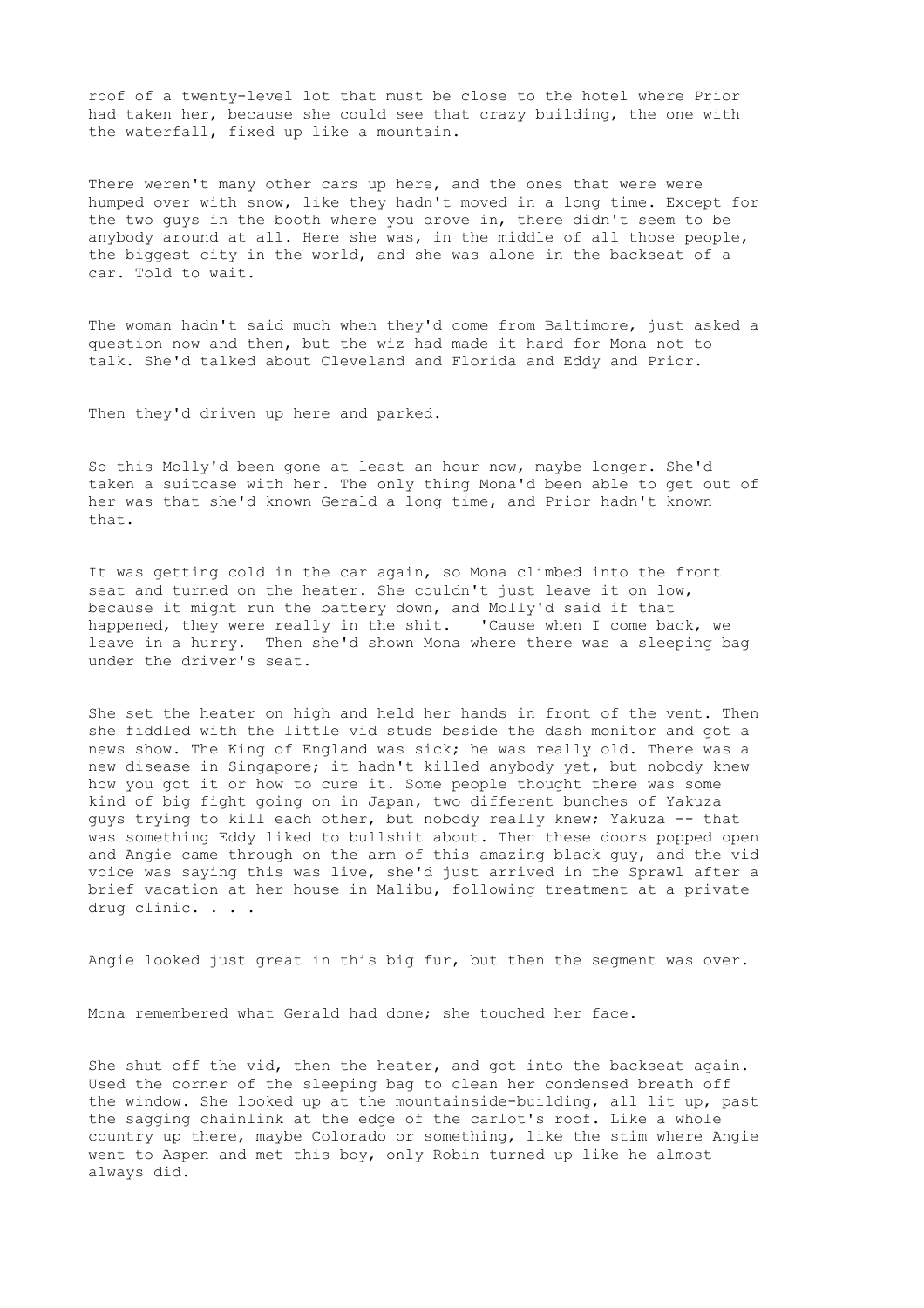roof of a twenty-level lot that must be close to the hotel where Prior had taken her, because she could see that crazy building, the one with the waterfall, fixed up like a mountain.

There weren't many other cars up here, and the ones that were were humped over with snow, like they hadn't moved in a long time. Except for the two guys in the booth where you drove in, there didn't seem to be anybody around at all. Here she was, in the middle of all those people, the biggest city in the world, and she was alone in the backseat of a car. Told to wait.

The woman hadn't said much when they'd come from Baltimore, just asked a question now and then, but the wiz had made it hard for Mona not to talk. She'd talked about Cleveland and Florida and Eddy and Prior.

Then they'd driven up here and parked.

So this Molly'd been gone at least an hour now, maybe longer. She'd taken a suitcase with her. The only thing Mona'd been able to get out of her was that she'd known Gerald a long time, and Prior hadn't known that.

It was getting cold in the car again, so Mona climbed into the front seat and turned on the heater. She couldn't just leave it on low, because it might run the battery down, and Molly'd said if that happened, they were really in the shit. 'Cause when I come back, we leave in a hurry. Then she'd shown Mona where there was a sleeping bag under the driver's seat.

She set the heater on high and held her hands in front of the vent. Then she fiddled with the little vid studs beside the dash monitor and got a news show. The King of England was sick; he was really old. There was a new disease in Singapore; it hadn't killed anybody yet, but nobody knew how you got it or how to cure it. Some people thought there was some kind of big fight going on in Japan, two different bunches of Yakuza guys trying to kill each other, but nobody really knew; Yakuza -- that was something Eddy liked to bullshit about. Then these doors popped open and Angie came through on the arm of this amazing black guy, and the vid voice was saying this was live, she'd just arrived in the Sprawl after a brief vacation at her house in Malibu, following treatment at a private drug clinic. . . .

Angie looked just great in this big fur, but then the segment was over.

Mona remembered what Gerald had done; she touched her face.

She shut off the vid, then the heater, and got into the backseat again. Used the corner of the sleeping bag to clean her condensed breath off the window. She looked up at the mountainside-building, all lit up, past the sagging chainlink at the edge of the carlot's roof. Like a whole country up there, maybe Colorado or something, like the stim where Angie went to Aspen and met this boy, only Robin turned up like he almost always did.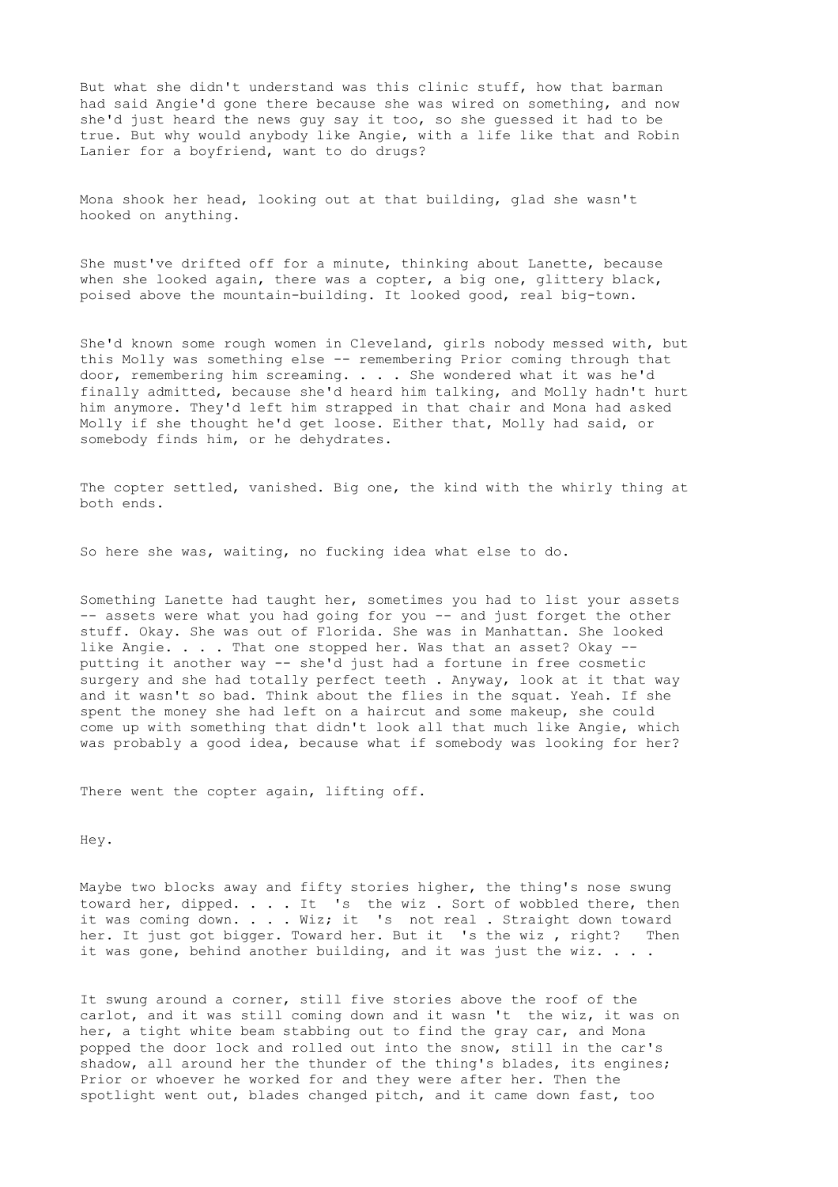But what she didn't understand was this clinic stuff, how that barman had said Angie'd gone there because she was wired on something, and now she'd just heard the news guy say it too, so she guessed it had to be true. But why would anybody like Angie, with a life like that and Robin Lanier for a boyfriend, want to do drugs?

Mona shook her head, looking out at that building, glad she wasn't hooked on anything.

She must've drifted off for a minute, thinking about Lanette, because when she looked again, there was a copter, a big one, glittery black, poised above the mountain-building. It looked good, real big-town.

She'd known some rough women in Cleveland, girls nobody messed with, but this Molly was something else -- remembering Prior coming through that door, remembering him screaming. . . . She wondered what it was he'd finally admitted, because she'd heard him talking, and Molly hadn't hurt him anymore. They'd left him strapped in that chair and Mona had asked Molly if she thought he'd get loose. Either that, Molly had said, or somebody finds him, or he dehydrates.

The copter settled, vanished. Big one, the kind with the whirly thing at both ends.

So here she was, waiting, no fucking idea what else to do.

Something Lanette had taught her, sometimes you had to list your assets -- assets were what you had going for you -- and just forget the other stuff. Okay. She was out of Florida. She was in Manhattan. She looked like Angie. . . . That one stopped her. Was that an asset? Okay -- putting it another way -- she'd just had a fortune in free cosmetic surgery and she had totally perfect teeth . Anyway, look at it that way and it wasn't so bad. Think about the flies in the squat. Yeah. If she spent the money she had left on a haircut and some makeup, she could come up with something that didn't look all that much like Angie, which was probably a good idea, because what if somebody was looking for her?

There went the copter again, lifting off.

Hey.

Maybe two blocks away and fifty stories higher, the thing's nose swung toward her, dipped. . . . It 's the wiz . Sort of wobbled there, then it was coming down. . . . Wiz; it 's not real . Straight down toward her. It just got bigger. Toward her. But it 's the wiz , right? Then it was gone, behind another building, and it was just the wiz. . . .

It swung around a corner, still five stories above the roof of the carlot, and it was still coming down and it wasn 't the wiz, it was on her, a tight white beam stabbing out to find the gray car, and Mona popped the door lock and rolled out into the snow, still in the car's shadow, all around her the thunder of the thing's blades, its engines; Prior or whoever he worked for and they were after her. Then the spotlight went out, blades changed pitch, and it came down fast, too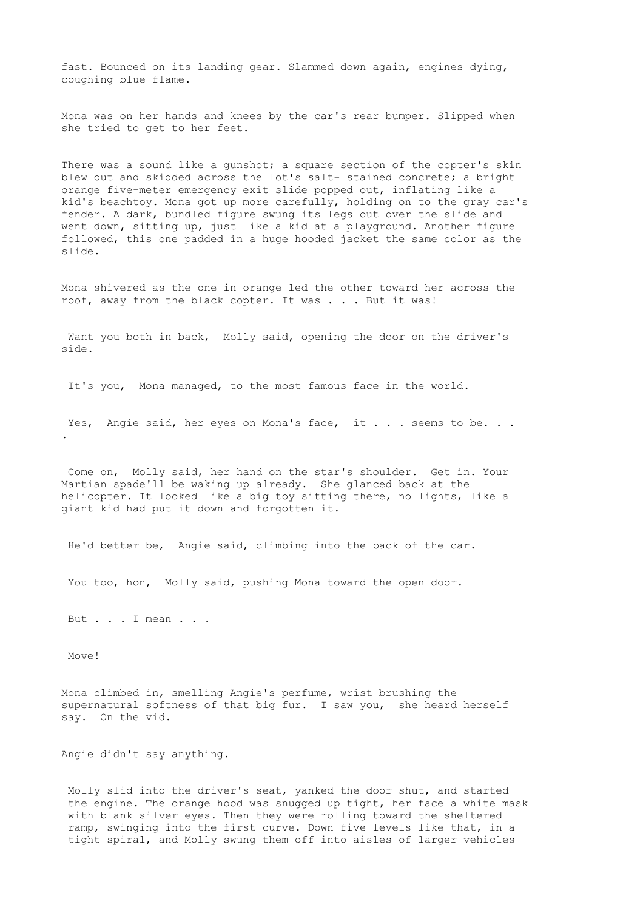fast. Bounced on its landing gear. Slammed down again, engines dying, coughing blue flame.

Mona was on her hands and knees by the car's rear bumper. Slipped when she tried to get to her feet.

There was a sound like a gunshot; a square section of the copter's skin blew out and skidded across the lot's salt- stained concrete; a bright orange five-meter emergency exit slide popped out, inflating like a kid's beachtoy. Mona got up more carefully, holding on to the gray car's fender. A dark, bundled figure swung its legs out over the slide and went down, sitting up, just like a kid at a playground. Another figure followed, this one padded in a huge hooded jacket the same color as the slide.

Mona shivered as the one in orange led the other toward her across the roof, away from the black copter. It was . . . But it was!

Want you both in back, Molly said, opening the door on the driver's side.

It's you, Mona managed, to the most famous face in the world.

Yes, Angie said, her eyes on Mona's face, it . . . seems to be. . . .

Come on, Molly said, her hand on the star's shoulder. Get in. Your Martian spade'll be waking up already. She glanced back at the helicopter. It looked like a big toy sitting there, no lights, like a giant kid had put it down and forgotten it.

He'd better be, Angie said, climbing into the back of the car.

You too, hon, Molly said, pushing Mona toward the open door.

But . . . I mean . . .

Move!

Mona climbed in, smelling Angie's perfume, wrist brushing the supernatural softness of that big fur. I saw you, she heard herself say. On the vid.

Angie didn't say anything.

Molly slid into the driver's seat, yanked the door shut, and started the engine. The orange hood was snugged up tight, her face a white mask with blank silver eyes. Then they were rolling toward the sheltered ramp, swinging into the first curve. Down five levels like that, in a tight spiral, and Molly swung them off into aisles of larger vehicles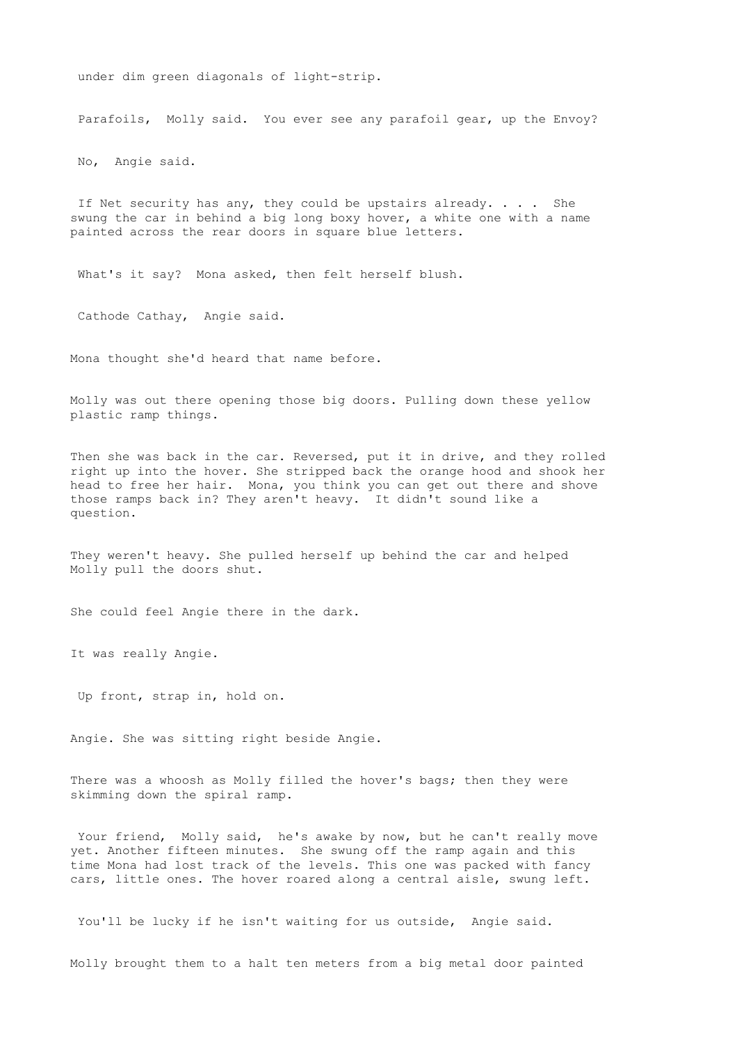under dim green diagonals of light-strip.

Parafoils,  Molly said.  You ever see any parafoil gear, up the Envoy?

No,  Angie said.

If Net security has any, they could be upstairs already. . . .  She swung the car in behind a big long boxy hover, a white one with a name painted across the rear doors in square blue letters.

What's it say?  Mona asked, then felt herself blush.

Cathode Cathay,  Angie said.

Mona thought she'd heard that name before.

Molly was out there opening those big doors. Pulling down these yellow plastic ramp things.

Then she was back in the car. Reversed, put it in drive, and they rolled right up into the hover. She stripped back the orange hood and shook her head to free her hair.  Mona, you think you can get out there and shove those ramps back in? They aren't heavy.  It didn't sound like a question.

They weren't heavy. She pulled herself up behind the car and helped Molly pull the doors shut.

She could feel Angie there in the dark.

It was really Angie.

Up front, strap in, hold on.

Angie. She was sitting right beside Angie.

There was a whoosh as Molly filled the hover's bags; then they were skimming down the spiral ramp.

Your friend,  Molly said,  he's awake by now, but he can't really move yet. Another fifteen minutes.  She swung off the ramp again and this time Mona had lost track of the levels. This one was packed with fancy cars, little ones. The hover roared along a central aisle, swung left.

You'll be lucky if he isn't waiting for us outside,  Angie said.

Molly brought them to a halt ten meters from a big metal door painted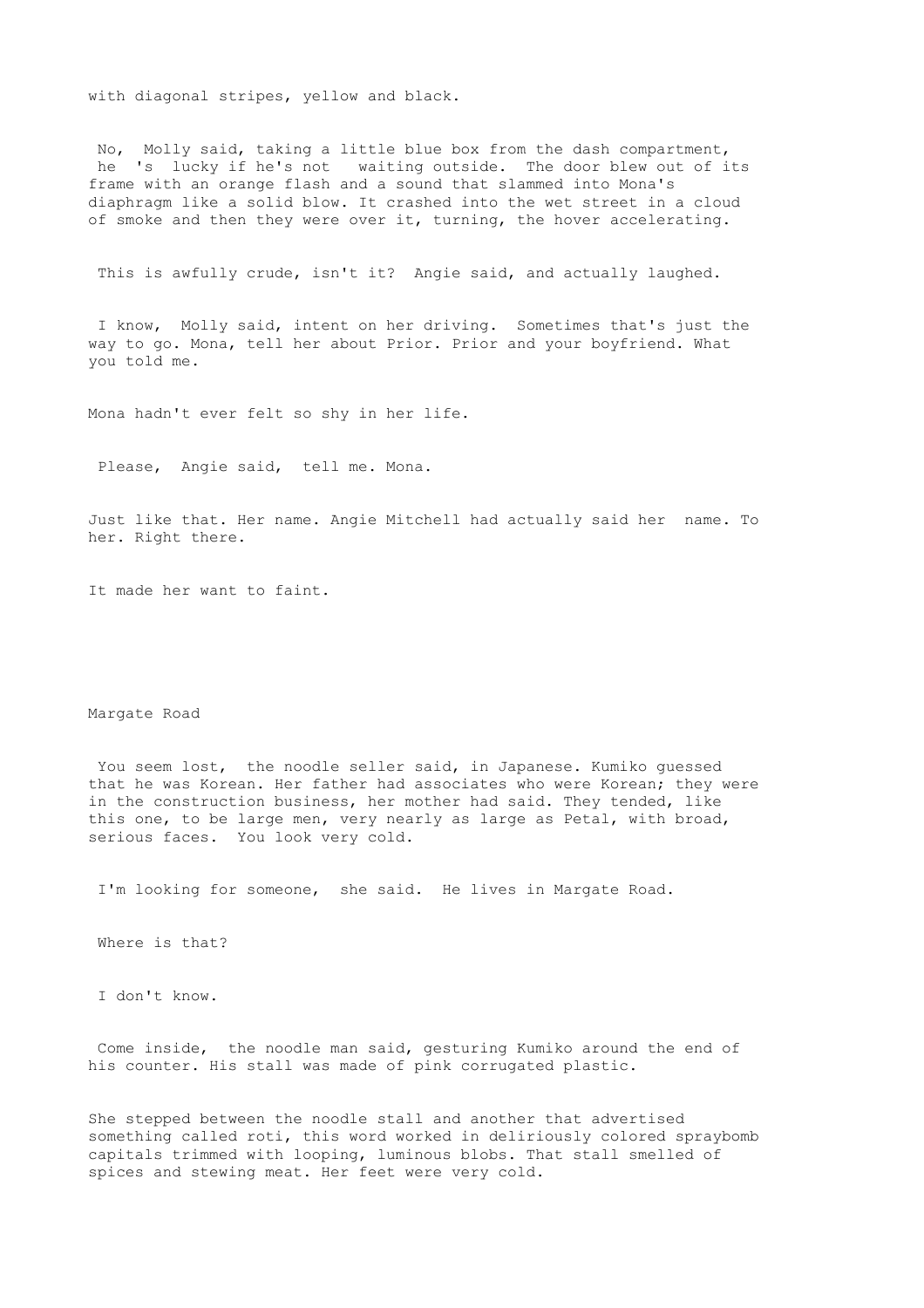with diagonal stripes, yellow and black.

No, Molly said, taking a little blue box from the dash compartment, he 's lucky if he's not waiting outside. The door blew out of its frame with an orange flash and a sound that slammed into Mona's diaphragm like a solid blow. It crashed into the wet street in a cloud of smoke and then they were over it, turning, the hover accelerating.

This is awfully crude, isn't it? Angie said, and actually laughed.

I know, Molly said, intent on her driving. Sometimes that's just the way to go. Mona, tell her about Prior. Prior and your boyfriend. What you told me.

Mona hadn't ever felt so shy in her life.

Please, Angie said, tell me. Mona.

Just like that. Her name. Angie Mitchell had actually said her name. To her. Right there.

It made her want to faint.

## Margate Road

You seem lost, the noodle seller said, in Japanese. Kumiko guessed that he was Korean. Her father had associates who were Korean; they were in the construction business, her mother had said. They tended, like this one, to be large men, very nearly as large as Petal, with broad, serious faces. You look very cold.

I'm looking for someone, she said. He lives in Margate Road.

Where is that?

I don't know.

Come inside, the noodle man said, gesturing Kumiko around the end of his counter. His stall was made of pink corrugated plastic.

She stepped between the noodle stall and another that advertised something called roti, this word worked in deliriously colored spraybomb capitals trimmed with looping, luminous blobs. That stall smelled of spices and stewing meat. Her feet were very cold.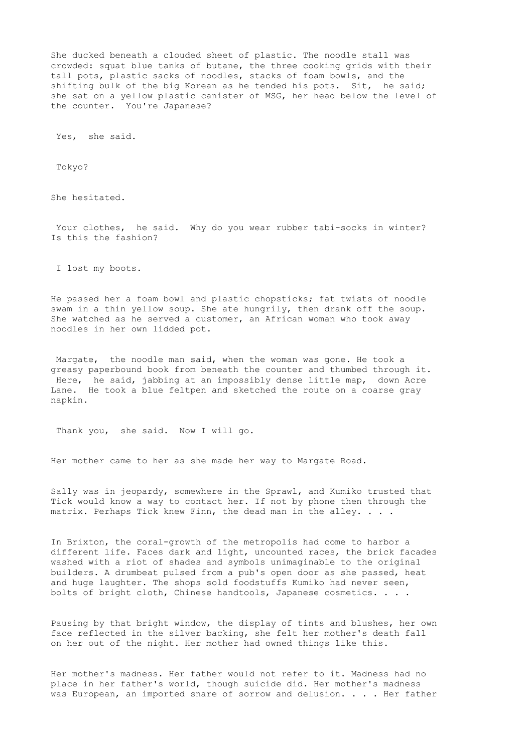She ducked beneath a clouded sheet of plastic. The noodle stall was crowded: squat blue tanks of butane, the three cooking grids with their tall pots, plastic sacks of noodles, stacks of foam bowls, and the shifting bulk of the big Korean as he tended his pots. Sit, he said; she sat on a yellow plastic canister of MSG, her head below the level of the counter. You're Japanese?

Yes, she said.

Tokyo?

She hesitated.

Your clothes, he said. Why do you wear rubber tabi-socks in winter? Is this the fashion?

I lost my boots.

He passed her a foam bowl and plastic chopsticks; fat twists of noodle swam in a thin yellow soup. She ate hungrily, then drank off the soup. She watched as he served a customer, an African woman who took away noodles in her own lidded pot.

Margate, the noodle man said, when the woman was gone. He took a greasy paperbound book from beneath the counter and thumbed through it. Here, he said, jabbing at an impossibly dense little map, down Acre Lane. He took a blue feltpen and sketched the route on a coarse gray napkin.

Thank you, she said. Now I will go.

Her mother came to her as she made her way to Margate Road.

Sally was in jeopardy, somewhere in the Sprawl, and Kumiko trusted that Tick would know a way to contact her. If not by phone then through the matrix. Perhaps Tick knew Finn, the dead man in the alley. . . .

In Brixton, the coral-growth of the metropolis had come to harbor a different life. Faces dark and light, uncounted races, the brick facades washed with a riot of shades and symbols unimaginable to the original builders. A drumbeat pulsed from a pub's open door as she passed, heat and huge laughter. The shops sold foodstuffs Kumiko had never seen, bolts of bright cloth, Chinese handtools, Japanese cosmetics. . . .

Pausing by that bright window, the display of tints and blushes, her own face reflected in the silver backing, she felt her mother's death fall on her out of the night. Her mother had owned things like this.

Her mother's madness. Her father would not refer to it. Madness had no place in her father's world, though suicide did. Her mother's madness was European, an imported snare of sorrow and delusion. . . . Her father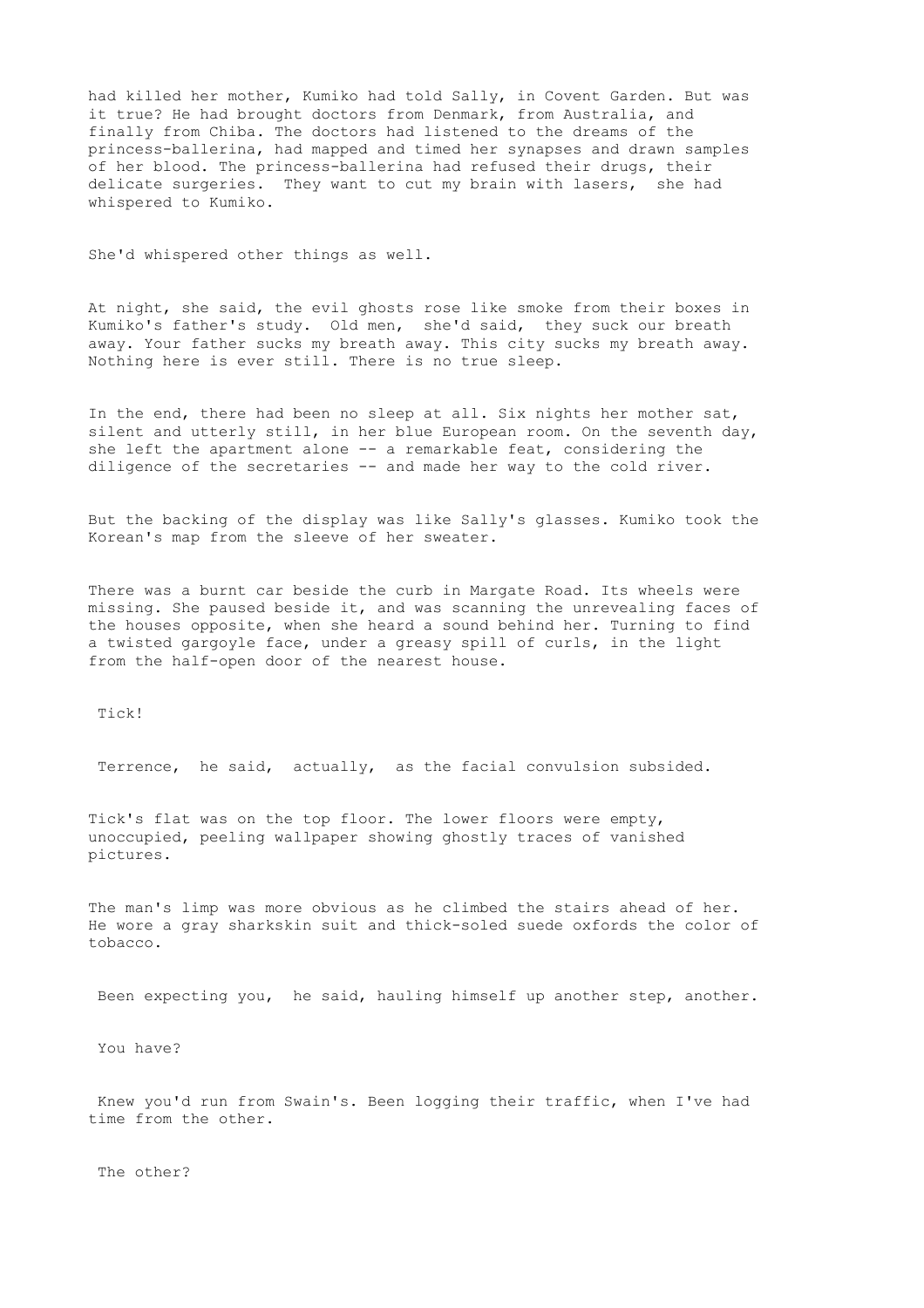had killed her mother, Kumiko had told Sally, in Covent Garden. But was it true? He had brought doctors from Denmark, from Australia, and finally from Chiba. The doctors had listened to the dreams of the princess-ballerina, had mapped and timed her synapses and drawn samples of her blood. The princess-ballerina had refused their drugs, their delicate surgeries. They want to cut my brain with lasers, she had whispered to Kumiko.

She'd whispered other things as well.

At night, she said, the evil ghosts rose like smoke from their boxes in Kumiko's father's study. Old men, she'd said, they suck our breath away. Your father sucks my breath away. This city sucks my breath away. Nothing here is ever still. There is no true sleep.

In the end, there had been no sleep at all. Six nights her mother sat, silent and utterly still, in her blue European room. On the seventh day, she left the apartment alone -- a remarkable feat, considering the diligence of the secretaries -- and made her way to the cold river.

But the backing of the display was like Sally's glasses. Kumiko took the Korean's map from the sleeve of her sweater.

There was a burnt car beside the curb in Margate Road. Its wheels were missing. She paused beside it, and was scanning the unrevealing faces of the houses opposite, when she heard a sound behind her. Turning to find a twisted gargoyle face, under a greasy spill of curls, in the light from the half-open door of the nearest house.

Tick!

Terrence, he said, actually, as the facial convulsion subsided.

Tick's flat was on the top floor. The lower floors were empty, unoccupied, peeling wallpaper showing ghostly traces of vanished pictures.

The man's limp was more obvious as he climbed the stairs ahead of her. He wore a gray sharkskin suit and thick-soled suede oxfords the color of tobacco.

Been expecting you, he said, hauling himself up another step, another.

You have?

Knew you'd run from Swain's. Been logging their traffic, when I've had time from the other.

The other?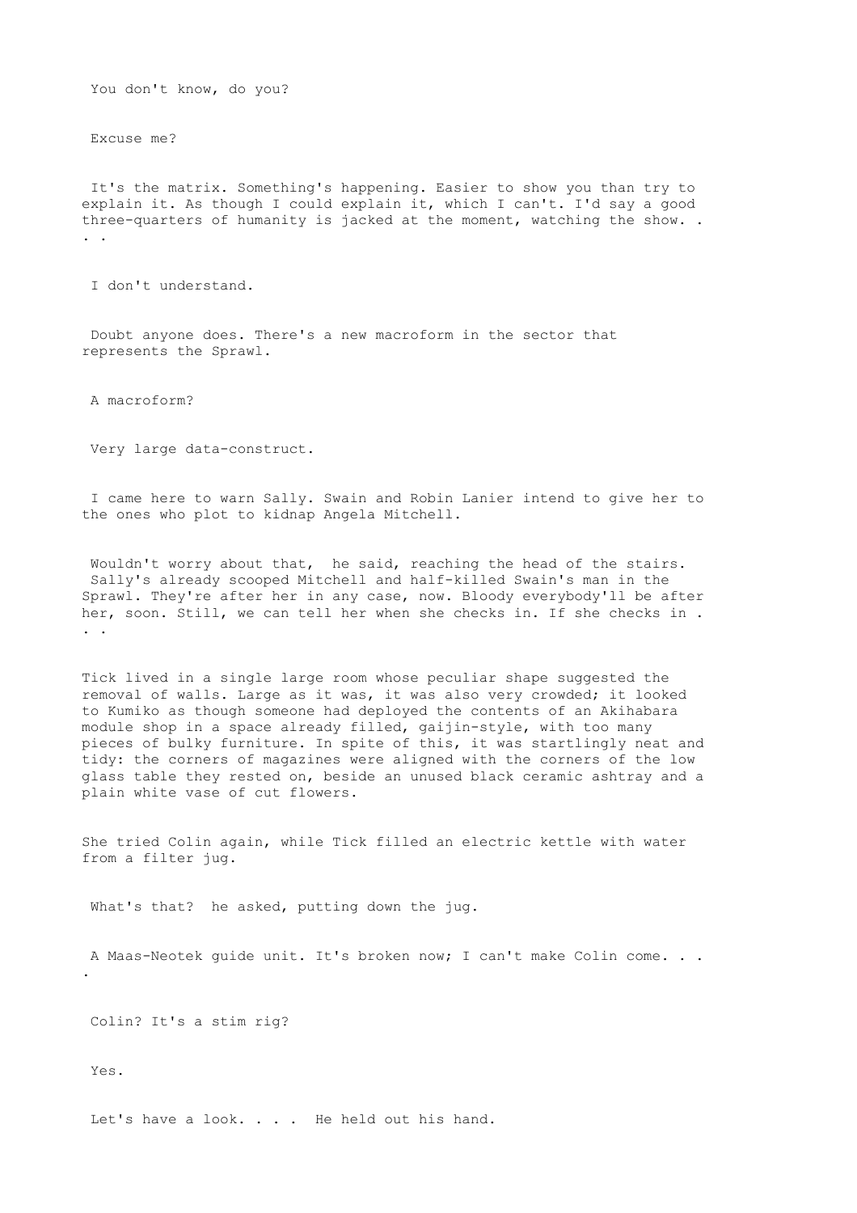You don't know, do you?

Excuse me?

It's the matrix. Something's happening. Easier to show you than try to explain it. As though I could explain it, which I can't. I'd say a good three-quarters of humanity is jacked at the moment, watching the show. . . .

I don't understand.

Doubt anyone does. There's a new macroform in the sector that represents the Sprawl.

A macroform?

Very large data-construct.

I came here to warn Sally. Swain and Robin Lanier intend to give her to the ones who plot to kidnap Angela Mitchell.

Wouldn't worry about that, he said, reaching the head of the stairs. Sally's already scooped Mitchell and half-killed Swain's man in the Sprawl. They're after her in any case, now. Bloody everybody'll be after her, soon. Still, we can tell her when she checks in. If she checks in . . .

Tick lived in a single large room whose peculiar shape suggested the removal of walls. Large as it was, it was also very crowded; it looked to Kumiko as though someone had deployed the contents of an Akihabara module shop in a space already filled, gaijin-style, with too many pieces of bulky furniture. In spite of this, it was startlingly neat and tidy: the corners of magazines were aligned with the corners of the low glass table they rested on, beside an unused black ceramic ashtray and a plain white vase of cut flowers.

She tried Colin again, while Tick filled an electric kettle with water from a filter jug.

What's that? he asked, putting down the jug.

A Maas-Neotek guide unit. It's broken now; I can't make Colin come. . . .

Colin? It's a stim rig?

Yes.

Let's have a look. . . . He held out his hand.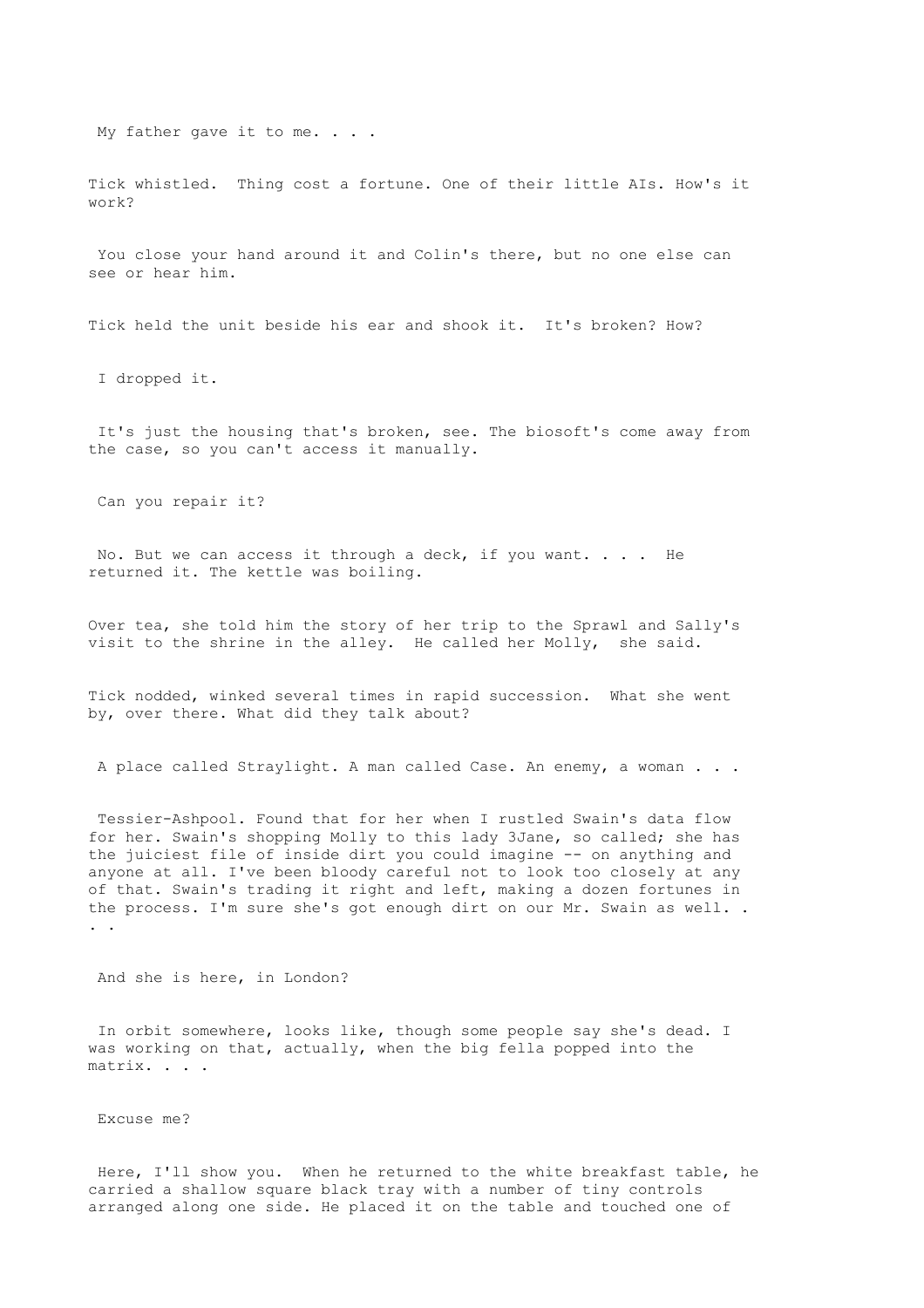My father gave it to me. . . .

Tick whistled.  Thing cost a fortune. One of their little AIs. How's it work?

You close your hand around it and Colin's there, but no one else can see or hear him.

Tick held the unit beside his ear and shook it.  It's broken? How?

I dropped it.

It's just the housing that's broken, see. The biosoft's come away from the case, so you can't access it manually.

Can you repair it?

No. But we can access it through a deck, if you want. . . .  He returned it. The kettle was boiling.

Over tea, she told him the story of her trip to the Sprawl and Sally's visit to the shrine in the alley.  He called her Molly,  she said.

Tick nodded, winked several times in rapid succession.  What she went by, over there. What did they talk about?

A place called Straylight. A man called Case. An enemy, a woman . . .

Tessier-Ashpool. Found that for her when I rustled Swain's data flow for her. Swain's shopping Molly to this lady 3Jane, so called; she has the juiciest file of inside dirt you could imagine -- on anything and anyone at all. I've been bloody careful not to look too closely at any of that. Swain's trading it right and left, making a dozen fortunes in the process. I'm sure she's got enough dirt on our Mr. Swain as well. . . .

And she is here, in London?

In orbit somewhere, looks like, though some people say she's dead. I was working on that, actually, when the big fella popped into the matrix. . . .

Excuse me?

Here, I'll show you.  When he returned to the white breakfast table, he carried a shallow square black tray with a number of tiny controls arranged along one side. He placed it on the table and touched one of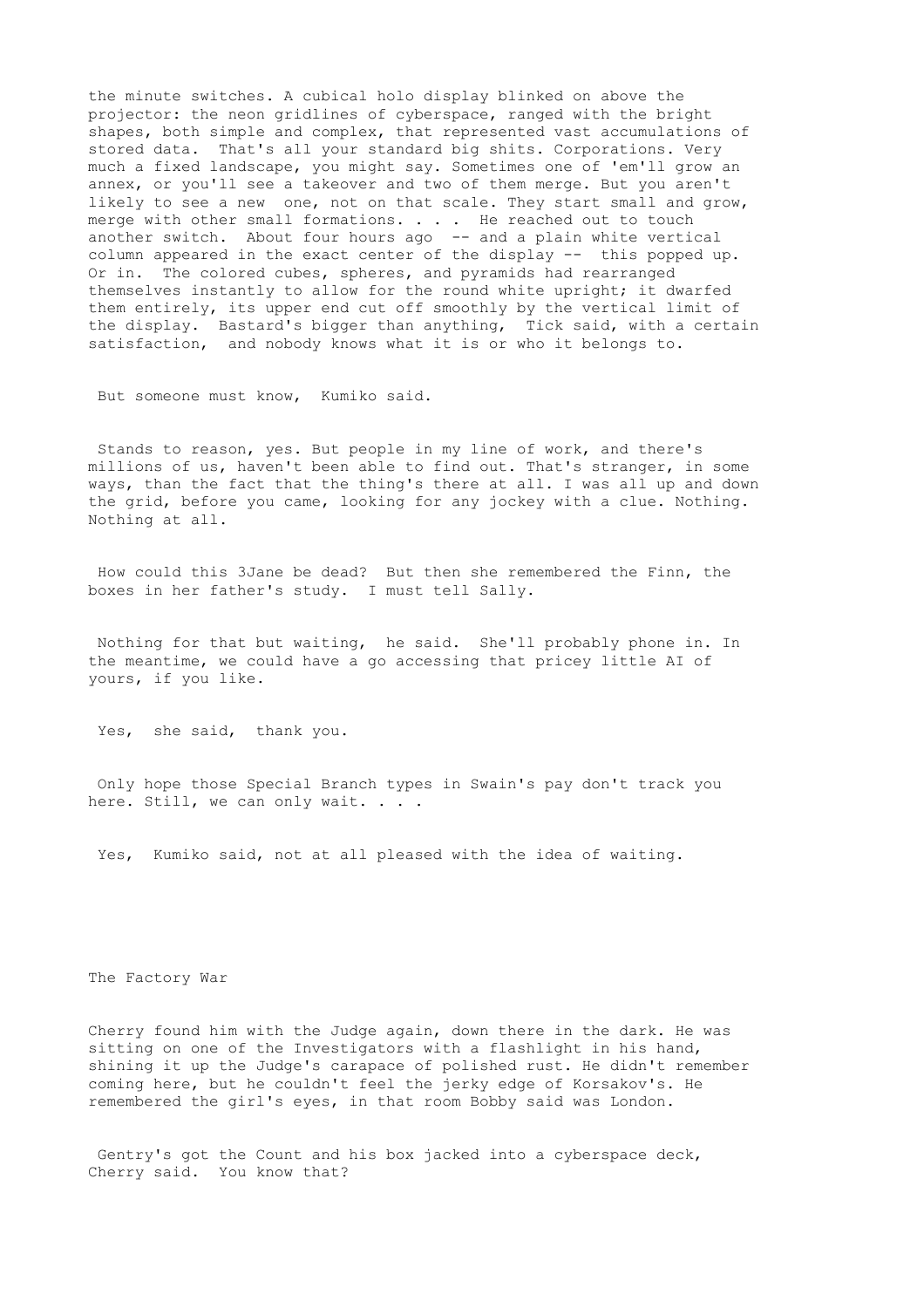the minute switches. A cubical holo display blinked on above the projector: the neon gridlines of cyberspace, ranged with the bright shapes, both simple and complex, that represented vast accumulations of stored data. That's all your standard big shits. Corporations. Very much a fixed landscape, you might say. Sometimes one of 'em'll grow an annex, or you'll see a takeover and two of them merge. But you aren't likely to see a new one, not on that scale. They start small and grow, merge with other small formations. . . . He reached out to touch another switch. About four hours ago -- and a plain white vertical column appeared in the exact center of the display -- this popped up. Or in. The colored cubes, spheres, and pyramids had rearranged themselves instantly to allow for the round white upright; it dwarfed them entirely, its upper end cut off smoothly by the vertical limit of the display. Bastard's bigger than anything, Tick said, with a certain satisfaction, and nobody knows what it is or who it belongs to.

But someone must know, Kumiko said.

Stands to reason, yes. But people in my line of work, and there's millions of us, haven't been able to find out. That's stranger, in some ways, than the fact that the thing's there at all. I was all up and down the grid, before you came, looking for any jockey with a clue. Nothing. Nothing at all.

How could this 3Jane be dead? But then she remembered the Finn, the boxes in her father's study. I must tell Sally.

Nothing for that but waiting, he said. She'll probably phone in. In the meantime, we could have a go accessing that pricey little AI of yours, if you like.

Yes, she said, thank you.

Only hope those Special Branch types in Swain's pay don't track you here. Still, we can only wait. . . .

Yes, Kumiko said, not at all pleased with the idea of waiting.

## The Factory War

Cherry found him with the Judge again, down there in the dark. He was sitting on one of the Investigators with a flashlight in his hand, shining it up the Judge's carapace of polished rust. He didn't remember coming here, but he couldn't feel the jerky edge of Korsakov's. He remembered the girl's eyes, in that room Bobby said was London.

Gentry's got the Count and his box jacked into a cyberspace deck, Cherry said. You know that?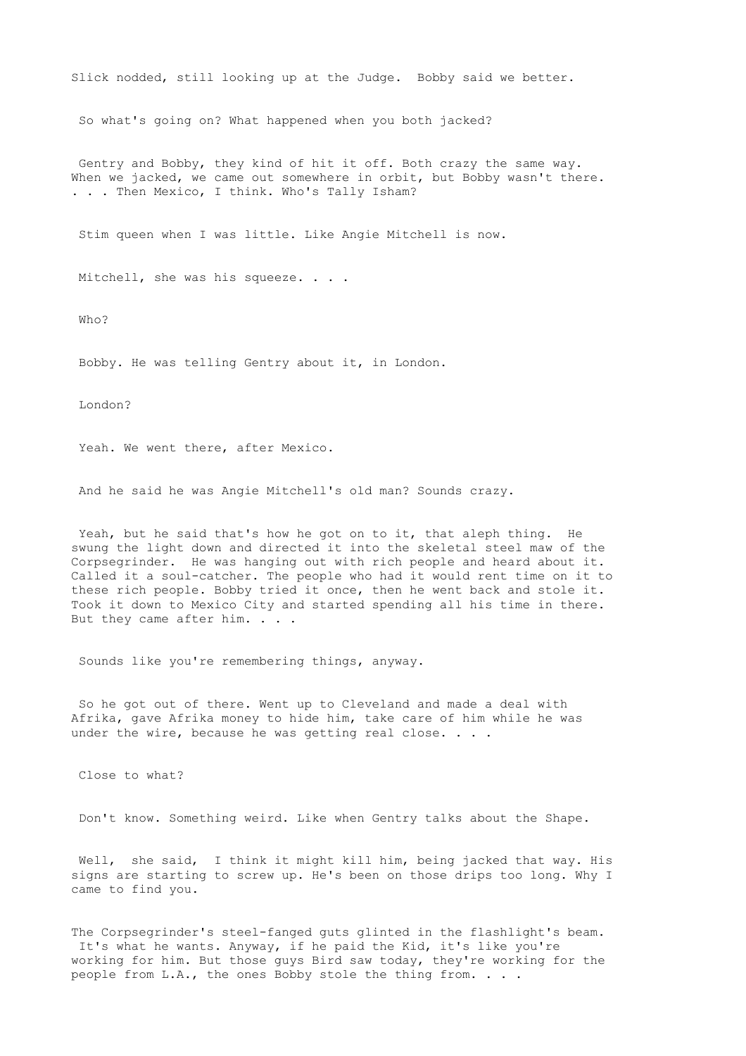Slick nodded, still looking up at the Judge. Bobby said we better.

So what's going on? What happened when you both jacked?

Gentry and Bobby, they kind of hit it off. Both crazy the same way. When we jacked, we came out somewhere in orbit, but Bobby wasn't there. . . . Then Mexico, I think. Who's Tally Isham?

Stim queen when I was little. Like Angie Mitchell is now.

Mitchell, she was his squeeze. . . .

Who?

Bobby. He was telling Gentry about it, in London.

London?

Yeah. We went there, after Mexico.

And he said he was Angie Mitchell's old man? Sounds crazy.

Yeah, but he said that's how he got on to it, that aleph thing. He swung the light down and directed it into the skeletal steel maw of the Corpsegrinder. He was hanging out with rich people and heard about it. Called it a soul-catcher. The people who had it would rent time on it to these rich people. Bobby tried it once, then he went back and stole it. Took it down to Mexico City and started spending all his time in there. But they came after him. . . .

Sounds like you're remembering things, anyway.

So he got out of there. Went up to Cleveland and made a deal with Afrika, gave Afrika money to hide him, take care of him while he was under the wire, because he was getting real close. . . .

Close to what?

Don't know. Something weird. Like when Gentry talks about the Shape.

Well, she said, I think it might kill him, being jacked that way. His signs are starting to screw up. He's been on those drips too long. Why I came to find you.

The Corpsegrinder's steel-fanged guts glinted in the flashlight's beam. It's what he wants. Anyway, if he paid the Kid, it's like you're working for him. But those guys Bird saw today, they're working for the people from L.A., the ones Bobby stole the thing from. . . .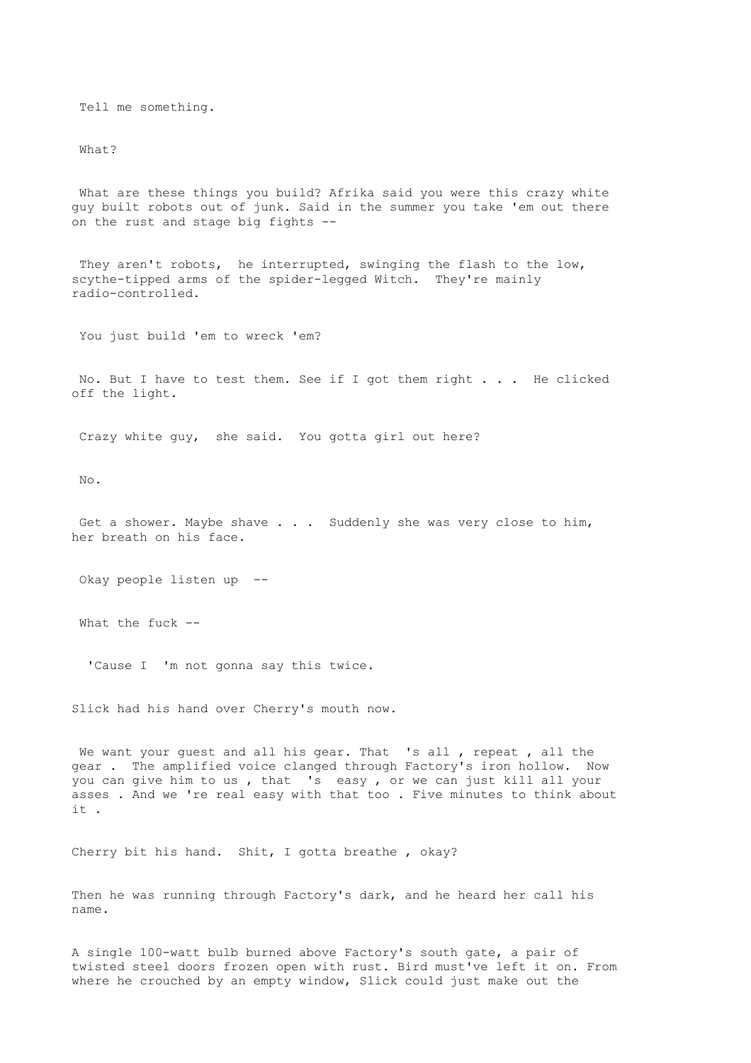Tell me something.

What?

What are these things you build? Afrika said you were this crazy white guy built robots out of junk. Said in the summer you take 'em out there on the rust and stage big fights --

They aren't robots, he interrupted, swinging the flash to the low, scythe-tipped arms of the spider-legged Witch. They're mainly radio-controlled.

You just build 'em to wreck 'em?

No. But I have to test them. See if I got them right . . . He clicked off the light.

Crazy white guy, she said. You gotta girl out here?

No.

Get a shower. Maybe shave . . . Suddenly she was very close to him, her breath on his face.

Okay people listen up --

What the fuck --

'Cause I 'm not gonna say this twice.

Slick had his hand over Cherry's mouth now.

We want your guest and all his gear. That 's all , repeat , all the gear . The amplified voice clanged through Factory's iron hollow. Now you can give him to us , that 's easy , or we can just kill all your asses . And we 're real easy with that too . Five minutes to think about it .

Cherry bit his hand. Shit, I gotta breathe , okay?

Then he was running through Factory's dark, and he heard her call his name.

A single 100-watt bulb burned above Factory's south gate, a pair of twisted steel doors frozen open with rust. Bird must've left it on. From where he crouched by an empty window, Slick could just make out the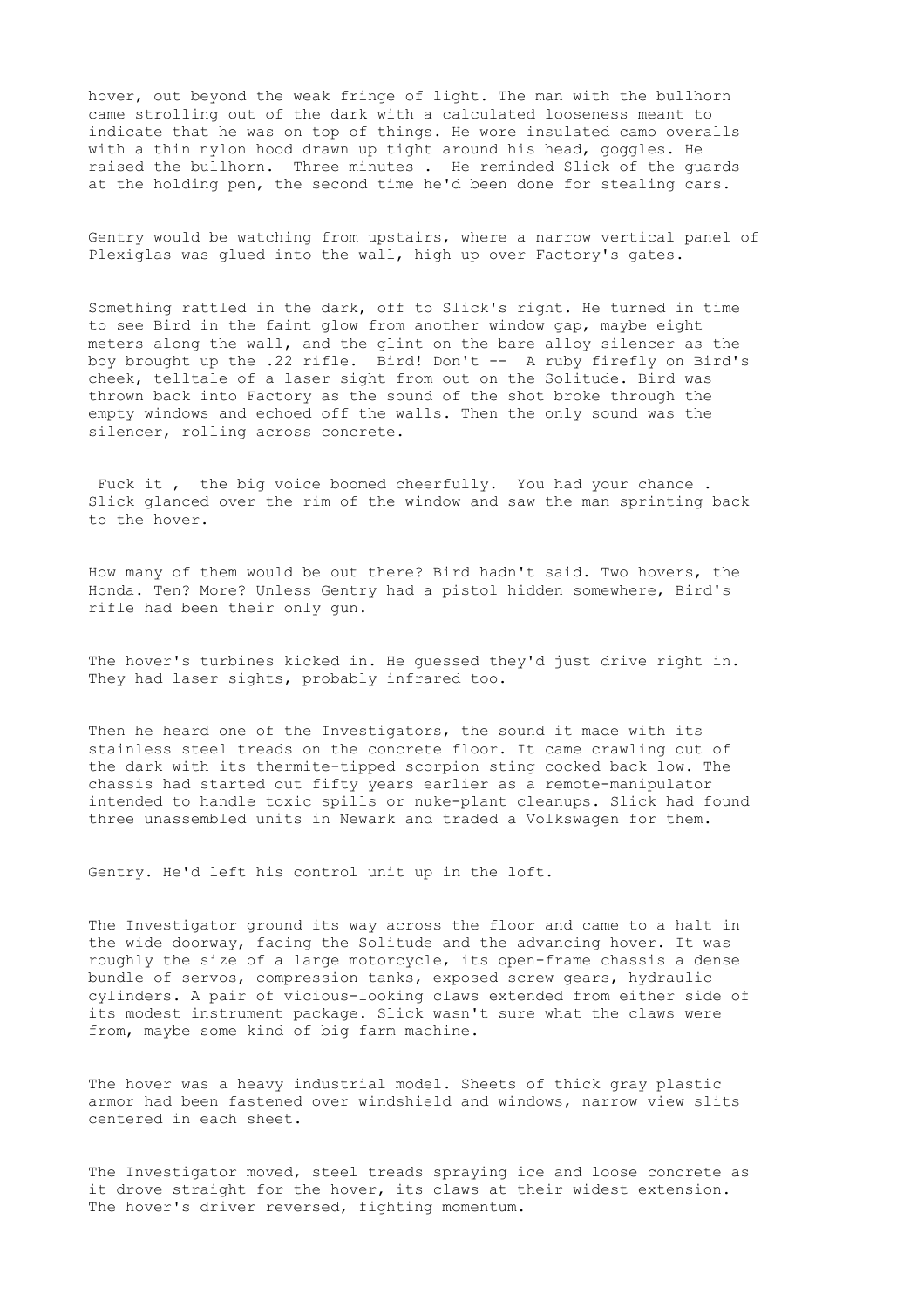hover, out beyond the weak fringe of light. The man with the bullhorn came strolling out of the dark with a calculated looseness meant to indicate that he was on top of things. He wore insulated camo overalls with a thin nylon hood drawn up tight around his head, goggles. He raised the bullhorn. Three minutes . He reminded Slick of the guards at the holding pen, the second time he'd been done for stealing cars.

Gentry would be watching from upstairs, where a narrow vertical panel of Plexiglas was glued into the wall, high up over Factory's gates.

Something rattled in the dark, off to Slick's right. He turned in time to see Bird in the faint glow from another window gap, maybe eight meters along the wall, and the glint on the bare alloy silencer as the boy brought up the .22 rifle. Bird! Don't -- A ruby firefly on Bird's cheek, telltale of a laser sight from out on the Solitude. Bird was thrown back into Factory as the sound of the shot broke through the empty windows and echoed off the walls. Then the only sound was the silencer, rolling across concrete.

Fuck it , the big voice boomed cheerfully. You had your chance . Slick glanced over the rim of the window and saw the man sprinting back to the hover.

How many of them would be out there? Bird hadn't said. Two hovers, the Honda. Ten? More? Unless Gentry had a pistol hidden somewhere, Bird's rifle had been their only gun.

The hover's turbines kicked in. He guessed they'd just drive right in. They had laser sights, probably infrared too.

Then he heard one of the Investigators, the sound it made with its stainless steel treads on the concrete floor. It came crawling out of the dark with its thermite-tipped scorpion sting cocked back low. The chassis had started out fifty years earlier as a remote-manipulator intended to handle toxic spills or nuke-plant cleanups. Slick had found three unassembled units in Newark and traded a Volkswagen for them.

Gentry. He'd left his control unit up in the loft.

The Investigator ground its way across the floor and came to a halt in the wide doorway, facing the Solitude and the advancing hover. It was roughly the size of a large motorcycle, its open-frame chassis a dense bundle of servos, compression tanks, exposed screw gears, hydraulic cylinders. A pair of vicious-looking claws extended from either side of its modest instrument package. Slick wasn't sure what the claws were from, maybe some kind of big farm machine.

The hover was a heavy industrial model. Sheets of thick gray plastic armor had been fastened over windshield and windows, narrow view slits centered in each sheet.

The Investigator moved, steel treads spraying ice and loose concrete as it drove straight for the hover, its claws at their widest extension. The hover's driver reversed, fighting momentum.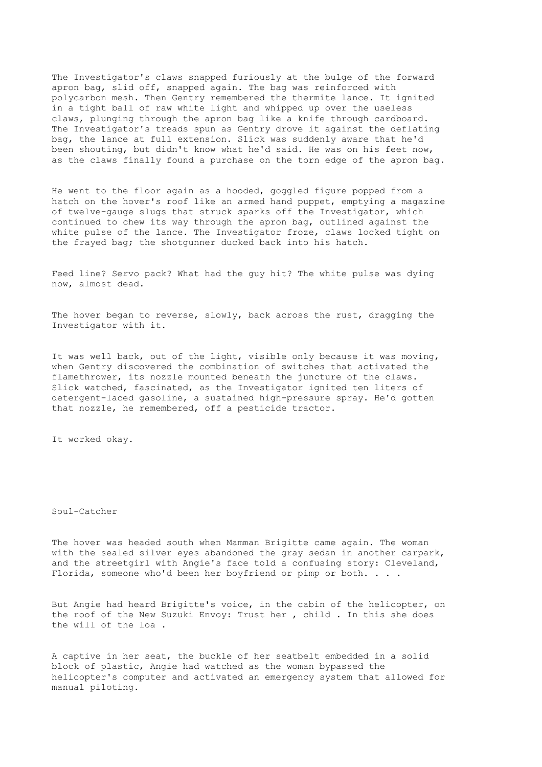The Investigator's claws snapped furiously at the bulge of the forward apron bag, slid off, snapped again. The bag was reinforced with polycarbon mesh. Then Gentry remembered the thermite lance. It ignited in a tight ball of raw white light and whipped up over the useless claws, plunging through the apron bag like a knife through cardboard. The Investigator's treads spun as Gentry drove it against the deflating bag, the lance at full extension. Slick was suddenly aware that he'd been shouting, but didn't know what he'd said. He was on his feet now, as the claws finally found a purchase on the torn edge of the apron bag.

He went to the floor again as a hooded, goggled figure popped from a hatch on the hover's roof like an armed hand puppet, emptying a magazine of twelve-gauge slugs that struck sparks off the Investigator, which continued to chew its way through the apron bag, outlined against the white pulse of the lance. The Investigator froze, claws locked tight on the frayed bag; the shotgunner ducked back into his hatch.

Feed line? Servo pack? What had the guy hit? The white pulse was dying now, almost dead.

The hover began to reverse, slowly, back across the rust, dragging the Investigator with it.

It was well back, out of the light, visible only because it was moving, when Gentry discovered the combination of switches that activated the flamethrower, its nozzle mounted beneath the juncture of the claws. Slick watched, fascinated, as the Investigator ignited ten liters of detergent-laced gasoline, a sustained high-pressure spray. He'd gotten that nozzle, he remembered, off a pesticide tractor.

It worked okay.

## Soul-Catcher

The hover was headed south when Mamman Brigitte came again. The woman with the sealed silver eyes abandoned the gray sedan in another carpark, and the streetgirl with Angie's face told a confusing story: Cleveland, Florida, someone who'd been her boyfriend or pimp or both. . . .

But Angie had heard Brigitte's voice, in the cabin of the helicopter, on the roof of the New Suzuki Envoy: *Trust her, child. In this she does the will of the loa.*

A captive in her seat, the buckle of her seatbelt embedded in a solid block of plastic, Angie had watched as the woman bypassed the helicopter's computer and activated an emergency system that allowed for manual piloting.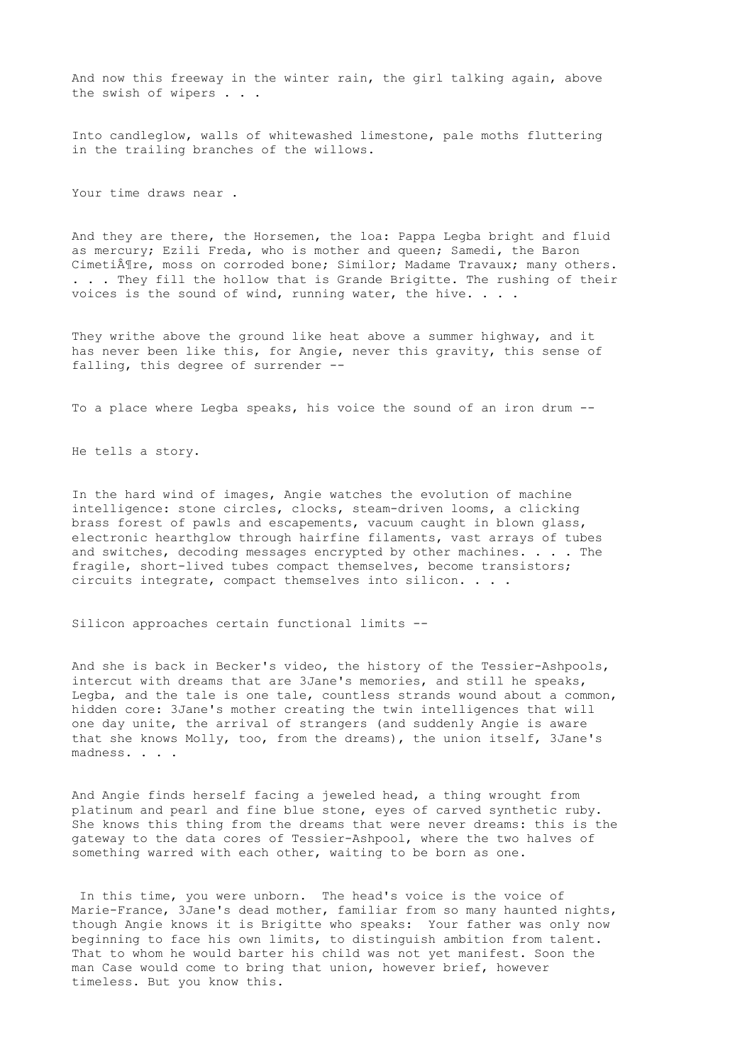And now this freeway in the winter rain, the girl talking again, above the swish of wipers . . .

Into candleglow, walls of whitewashed limestone, pale moths fluttering in the trailing branches of the willows.

Your time draws near .

And they are there, the Horsemen, the loa: Pappa Legba bright and fluid as mercury; Ezili Freda, who is mother and queen; Samedi, the Baron CimetiÃ¶re, moss on corroded bone; Similor; Madame Travaux; many others. . . . They fill the hollow that is Grande Brigitte. The rushing of their voices is the sound of wind, running water, the hive. . . .

They writhe above the ground like heat above a summer highway, and it has never been like this, for Angie, never this gravity, this sense of falling, this degree of surrender --

To a place where Legba speaks, his voice the sound of an iron drum --

He tells a story.

In the hard wind of images, Angie watches the evolution of machine intelligence: stone circles, clocks, steam-driven looms, a clicking brass forest of pawls and escapements, vacuum caught in blown glass, electronic hearthglow through hairfine filaments, vast arrays of tubes and switches, decoding messages encrypted by other machines. . . . The fragile, short-lived tubes compact themselves, become transistors; circuits integrate, compact themselves into silicon. . . .

Silicon approaches certain functional limits --

And she is back in Becker's video, the history of the Tessier-Ashpools, intercut with dreams that are 3Jane's memories, and still he speaks, Legba, and the tale is one tale, countless strands wound about a common, hidden core: 3Jane's mother creating the twin intelligences that will one day unite, the arrival of strangers (and suddenly Angie is aware that she knows Molly, too, from the dreams), the union itself, 3Jane's madness. . . .

And Angie finds herself facing a jeweled head, a thing wrought from platinum and pearl and fine blue stone, eyes of carved synthetic ruby. She knows this thing from the dreams that were never dreams: this is the gateway to the data cores of Tessier-Ashpool, where the two halves of something warred with each other, waiting to be born as one.

In this time, you were unborn. The head's voice is the voice of Marie-France, 3Jane's dead mother, familiar from so many haunted nights, though Angie knows it is Brigitte who speaks: Your father was only now beginning to face his own limits, to distinguish ambition from talent. That to whom he would barter his child was not yet manifest. Soon the man Case would come to bring that union, however brief, however timeless. But you know this.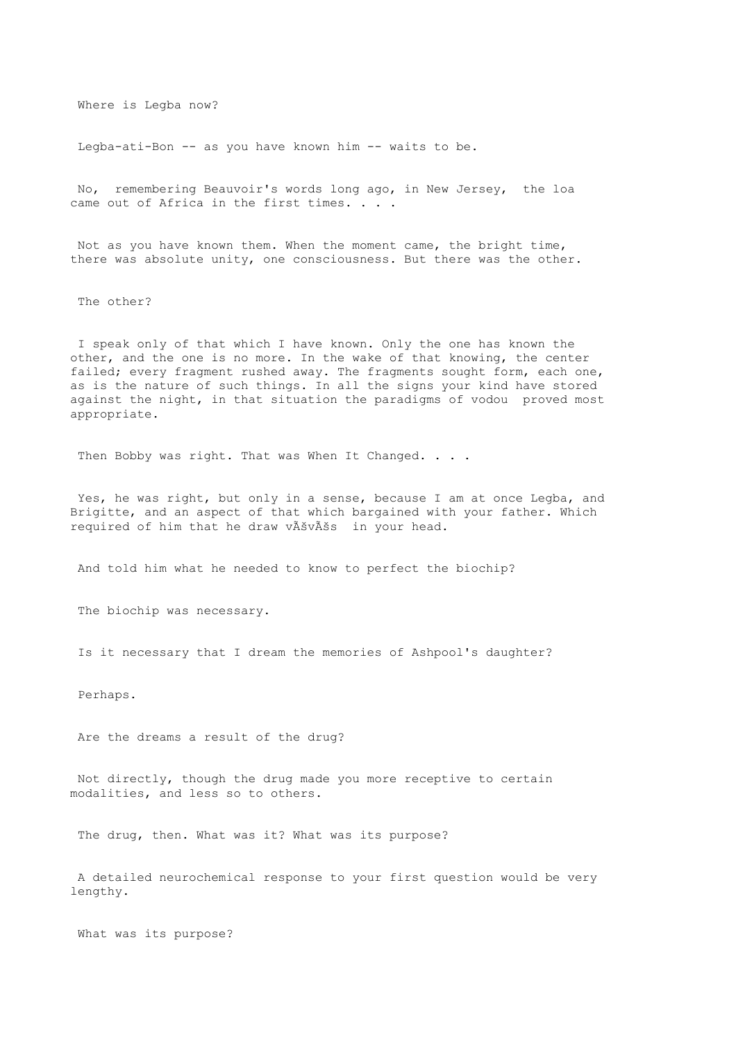Where is Legba now?

Legba-ati-Bon -- as you have known him -- waits to be.

No, remembering Beauvoir's words long ago, in New Jersey, the loa came out of Africa in the first times. . . .

Not as you have known them. When the moment came, the bright time, there was absolute unity, one consciousness. But there was the other.

The other?

I speak only of that which I have known. Only the one has known the other, and the one is no more. In the wake of that knowing, the center failed; every fragment rushed away. The fragments sought form, each one, as is the nature of such things. In all the signs your kind have stored against the night, in that situation the paradigms of vodou proved most appropriate.

Then Bobby was right. That was When It Changed. . . .

Yes, he was right, but only in a sense, because I am at once Legba, and Brigitte, and an aspect of that which bargained with your father. Which required of him that he draw vÃšvÃšs in your head.

And told him what he needed to know to perfect the biochip?

The biochip was necessary.

Is it necessary that I dream the memories of Ashpool's daughter?

Perhaps.

Are the dreams a result of the drug?

Not directly, though the drug made you more receptive to certain modalities, and less so to others.

The drug, then. What was it? What was its purpose?

A detailed neurochemical response to your first question would be very lengthy.

What was its purpose?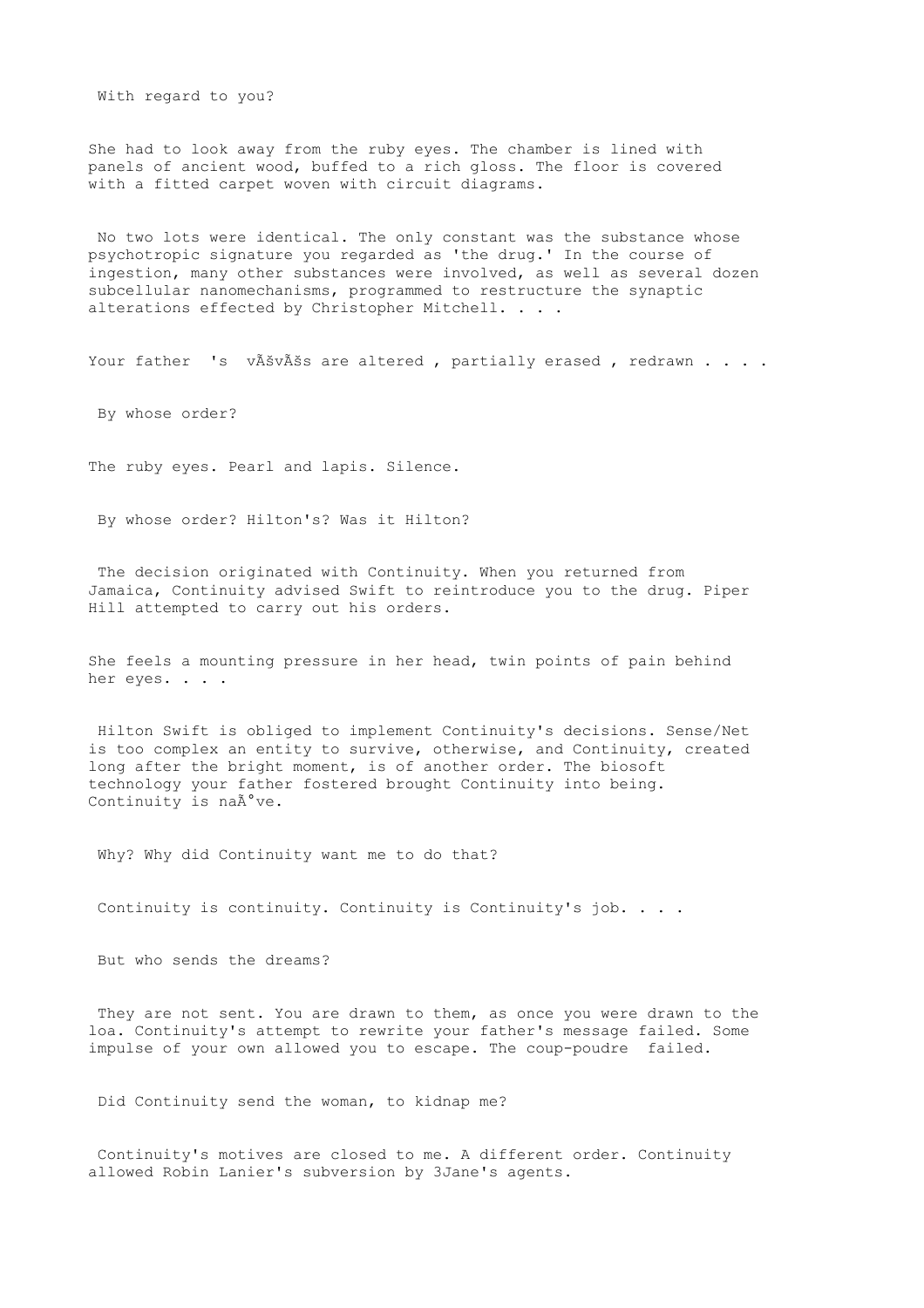With regard to you?

She had to look away from the ruby eyes. The chamber is lined with panels of ancient wood, buffed to a rich gloss. The floor is covered with a fitted carpet woven with circuit diagrams.

No two lots were identical. The only constant was the substance whose psychotropic signature you regarded as 'the drug.' In the course of ingestion, many other substances were involved, as well as several dozen subcellular nanomechanisms, programmed to restructure the synaptic alterations effected by Christopher Mitchell. . . .

Your father 's vÃšvÃšs are altered , partially erased , redrawn . . . .

By whose order?

The ruby eyes. Pearl and lapis. Silence.

By whose order? Hilton's? Was it Hilton?

The decision originated with Continuity. When you returned from Jamaica, Continuity advised Swift to reintroduce you to the drug. Piper Hill attempted to carry out his orders.

She feels a mounting pressure in her head, twin points of pain behind her eyes. . . .

Hilton Swift is obliged to implement Continuity's decisions. Sense/Net is too complex an entity to survive, otherwise, and Continuity, created long after the bright moment, is of another order. The biosoft technology your father fostered brought Continuity into being. Continuity is naÃ°ve.

Why? Why did Continuity want me to do that?

Continuity is continuity. Continuity is Continuity's job. . . .

But who sends the dreams?

They are not sent. You are drawn to them, as once you were drawn to the loa. Continuity's attempt to rewrite your father's message failed. Some impulse of your own allowed you to escape. The coup-poudre failed.

Did Continuity send the woman, to kidnap me?

Continuity's motives are closed to me. A different order. Continuity allowed Robin Lanier's subversion by 3Jane's agents.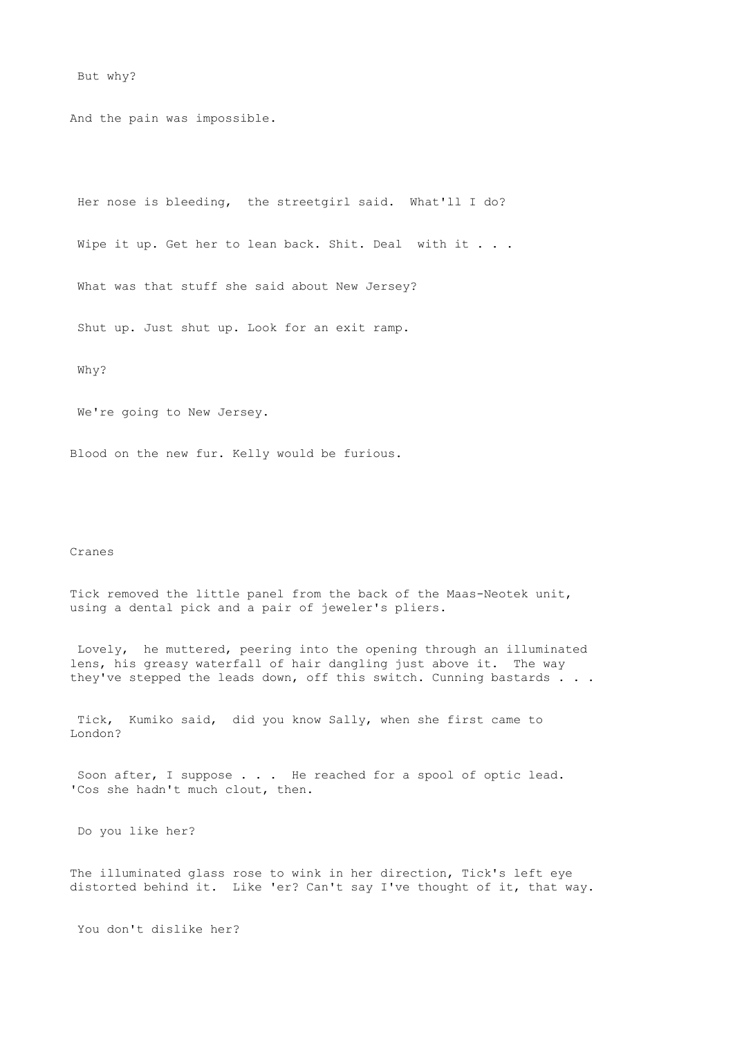But why?

And the pain was impossible.

Her nose is bleeding, the streetgirl said. What'll I do?

Wipe it up. Get her to lean back. Shit. Deal with it . . .

What was that stuff she said about New Jersey?

Shut up. Just shut up. Look for an exit ramp.

Why?

We're going to New Jersey.

Blood on the new fur. Kelly would be furious.

## Cranes

Tick removed the little panel from the back of the Maas-Neotek unit, using a dental pick and a pair of jeweler's pliers.

Lovely, he muttered, peering into the opening through an illuminated lens, his greasy waterfall of hair dangling just above it. The way they've stepped the leads down, off this switch. Cunning bastards . . .

Tick, Kumiko said, did you know Sally, when she first came to London?

Soon after, I suppose . . . He reached for a spool of optic lead. 'Cos she hadn't much clout, then.

Do you like her?

The illuminated glass rose to wink in her direction, Tick's left eye distorted behind it. Like 'er? Can't say I've thought of it, that way.

You don't dislike her?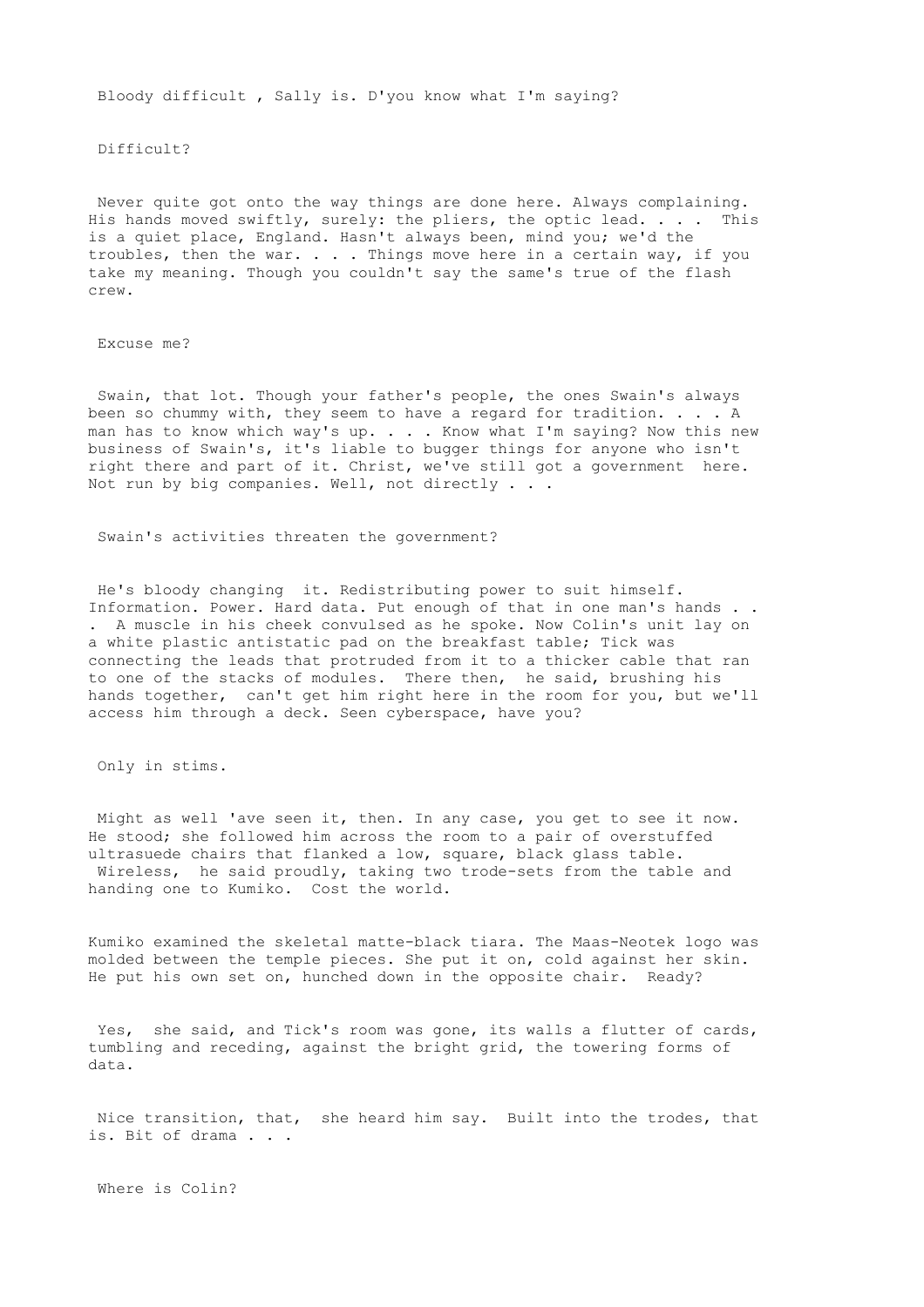Bloody difficult , Sally is. D'you know what I'm saying?

Difficult?

Never quite got onto the way things are done here. Always complaining. His hands moved swiftly, surely: the pliers, the optic lead. . . .  This is a quiet place, England. Hasn't always been, mind you; we'd the troubles, then the war. . . . Things move here in a certain way, if you take my meaning. Though you couldn't say the same's true of the flash crew.

Excuse me?

Swain, that lot. Though your father's people, the ones Swain's always been so chummy with, they seem to have a regard for tradition. . . . A man has to know which way's up. . . . Know what I'm saying? Now this new business of Swain's, it's liable to bugger things for anyone who isn't right there and part of it. Christ, we've still got a government  here. Not run by big companies. Well, not directly . . .

Swain's activities threaten the government?

He's bloody changing  it. Redistributing power to suit himself. Information. Power. Hard data. Put enough of that in one man's hands . . .  A muscle in his cheek convulsed as he spoke. Now Colin's unit lay on a white plastic antistatic pad on the breakfast table; Tick was connecting the leads that protruded from it to a thicker cable that ran to one of the stacks of modules.  There then,  he said, brushing his hands together,  can't get him right here in the room for you, but we'll access him through a deck. Seen cyberspace, have you?

Only in stims.

Might as well 'ave seen it, then. In any case, you get to see it now. He stood; she followed him across the room to a pair of overstuffed ultrasuede chairs that flanked a low, square, black glass table. Wireless,  he said proudly, taking two trode-sets from the table and handing one to Kumiko.  Cost the world.

Kumiko examined the skeletal matte-black tiara. The Maas-Neotek logo was molded between the temple pieces. She put it on, cold against her skin. He put his own set on, hunched down in the opposite chair.  Ready?

Yes,  she said, and Tick's room was gone, its walls a flutter of cards, tumbling and receding, against the bright grid, the towering forms of data.

Nice transition, that,  she heard him say.  Built into the trodes, that is. Bit of drama . . .

Where is Colin?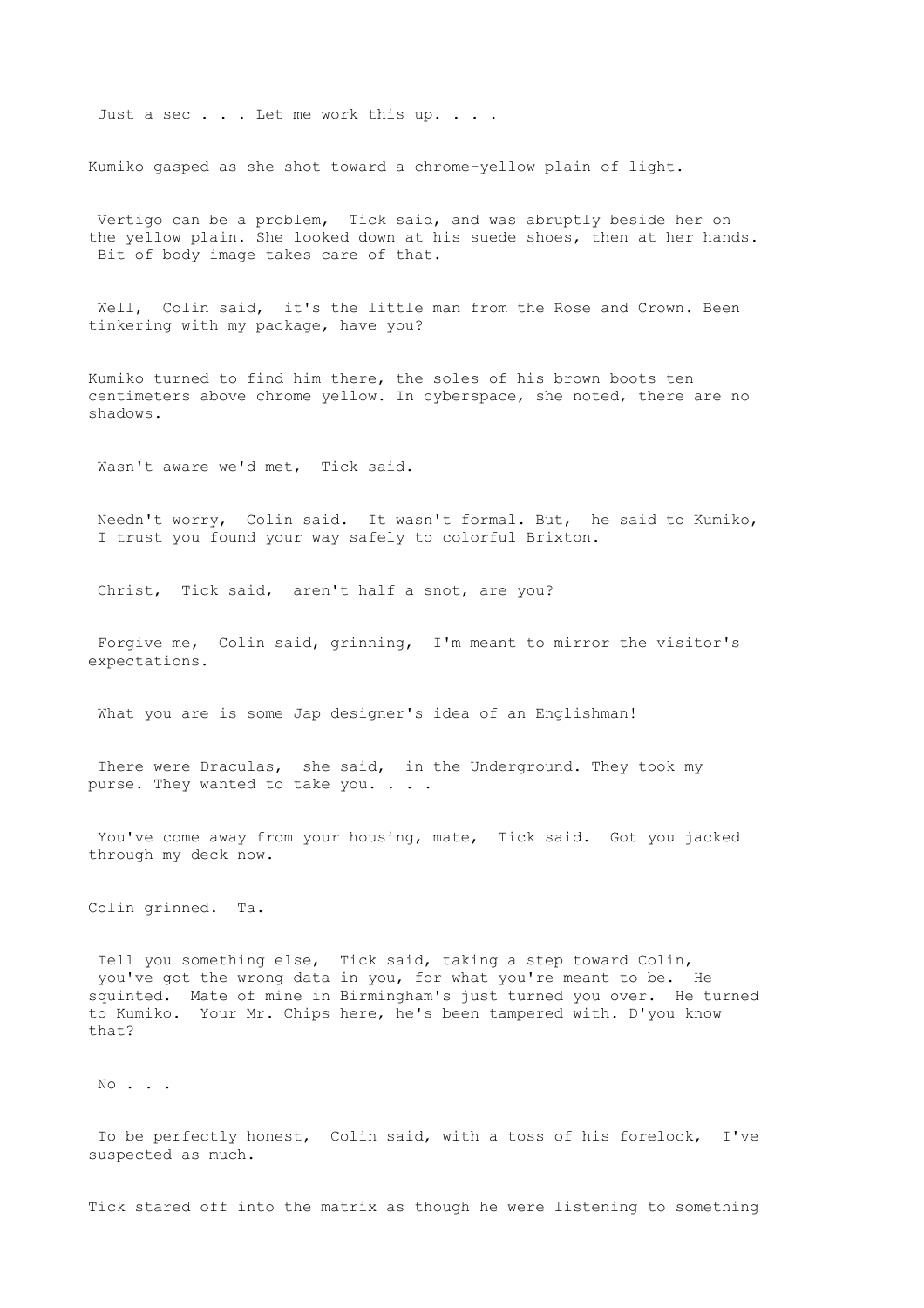Just a sec . . . Let me work this up. . . .

Kumiko gasped as she shot toward a chrome-yellow plain of light.

Vertigo can be a problem, Tick said, and was abruptly beside her on the yellow plain. She looked down at his suede shoes, then at her hands. Bit of body image takes care of that.

Well, Colin said, it's the little man from the Rose and Crown. Been tinkering with my package, have you?

Kumiko turned to find him there, the soles of his brown boots ten centimeters above chrome yellow. In cyberspace, she noted, there are no shadows.

Wasn't aware we'd met, Tick said.

Needn't worry, Colin said. It wasn't formal. But, he said to Kumiko, I trust you found your way safely to colorful Brixton.

Christ, Tick said, aren't half a snot, are you?

Forgive me, Colin said, grinning, I'm meant to mirror the visitor's expectations.

What you are is some Jap designer's idea of an Englishman!

There were Draculas, she said, in the Underground. They took my purse. They wanted to take you. . . .

You've come away from your housing, mate, Tick said. Got you jacked through my deck now.

Colin grinned. Ta.

Tell you something else, Tick said, taking a step toward Colin, you've got the wrong data in you, for what you're meant to be. He squinted. Mate of mine in Birmingham's just turned you over. He turned to Kumiko. Your Mr. Chips here, he's been tampered with. D'you know that?

No . . .

To be perfectly honest, Colin said, with a toss of his forelock, I've suspected as much.

Tick stared off into the matrix as though he were listening to something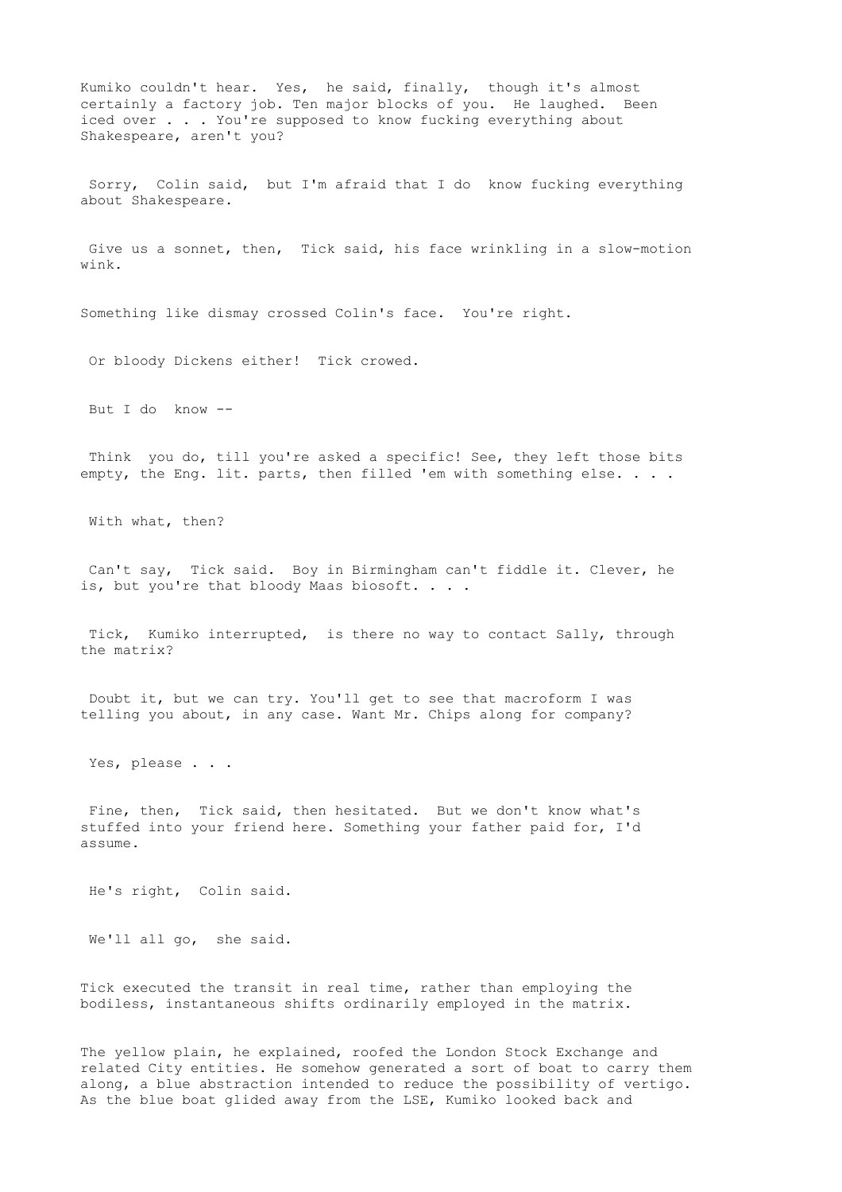Kumiko couldn't hear. Yes, he said, finally, though it's almost certainly a factory job. Ten major blocks of you. He laughed. Been iced over . . . You're supposed to know fucking everything about Shakespeare, aren't you?

Sorry, Colin said, but I'm afraid that I do know fucking everything about Shakespeare.

Give us a sonnet, then, Tick said, his face wrinkling in a slow-motion wink.

Something like dismay crossed Colin's face. You're right.

Or bloody Dickens either! Tick crowed.

But I do know --

Think you do, till you're asked a specific! See, they left those bits empty, the Eng. lit. parts, then filled 'em with something else. . . .

With what, then?

Can't say, Tick said. Boy in Birmingham can't fiddle it. Clever, he is, but you're that bloody Maas biosoft. . . .

Tick, Kumiko interrupted, is there no way to contact Sally, through the matrix?

Doubt it, but we can try. You'll get to see that macroform I was telling you about, in any case. Want Mr. Chips along for company?

Yes, please . . .

Fine, then, Tick said, then hesitated. But we don't know what's stuffed into your friend here. Something your father paid for, I'd assume.

He's right, Colin said.

We'll all go, she said.

Tick executed the transit in real time, rather than employing the bodiless, instantaneous shifts ordinarily employed in the matrix.

The yellow plain, he explained, roofed the London Stock Exchange and related City entities. He somehow generated a sort of boat to carry them along, a blue abstraction intended to reduce the possibility of vertigo. As the blue boat glided away from the LSE, Kumiko looked back and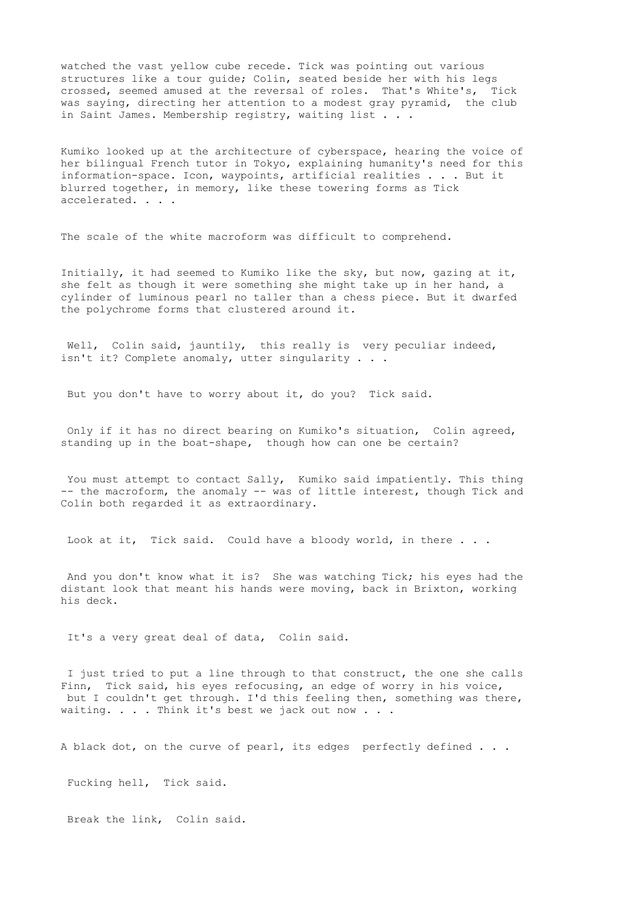watched the vast yellow cube recede. Tick was pointing out various structures like a tour guide; Colin, seated beside her with his legs crossed, seemed amused at the reversal of roles. That's White's, Tick was saying, directing her attention to a modest gray pyramid, the club in Saint James. Membership registry, waiting list . . .

Kumiko looked up at the architecture of cyberspace, hearing the voice of her bilingual French tutor in Tokyo, explaining humanity's need for this information-space. Icon, waypoints, artificial realities . . . But it blurred together, in memory, like these towering forms as Tick accelerated. . . .

The scale of the white macroform was difficult to comprehend.

Initially, it had seemed to Kumiko like the sky, but now, gazing at it, she felt as though it were something she might take up in her hand, a cylinder of luminous pearl no taller than a chess piece. But it dwarfed the polychrome forms that clustered around it.

Well, Colin said, jauntily, this really is very peculiar indeed, isn't it? Complete anomaly, utter singularity . . .

But you don't have to worry about it, do you? Tick said.

Only if it has no direct bearing on Kumiko's situation, Colin agreed, standing up in the boat-shape, though how can one be certain?

You must attempt to contact Sally, Kumiko said impatiently. This thing -- the macroform, the anomaly -- was of little interest, though Tick and Colin both regarded it as extraordinary.

Look at it, Tick said. Could have a bloody world, in there . . .

And you don't know what it is? She was watching Tick; his eyes had the distant look that meant his hands were moving, back in Brixton, working his deck.

It's a very great deal of data, Colin said.

I just tried to put a line through to that construct, the one she calls Finn, Tick said, his eyes refocusing, an edge of worry in his voice, but I couldn't get through. I'd this feeling then, something was there, waiting. . . . Think it's best we jack out now . . .

A black dot, on the curve of pearl, its edges perfectly defined . . .

Fucking hell, Tick said.

Break the link, Colin said.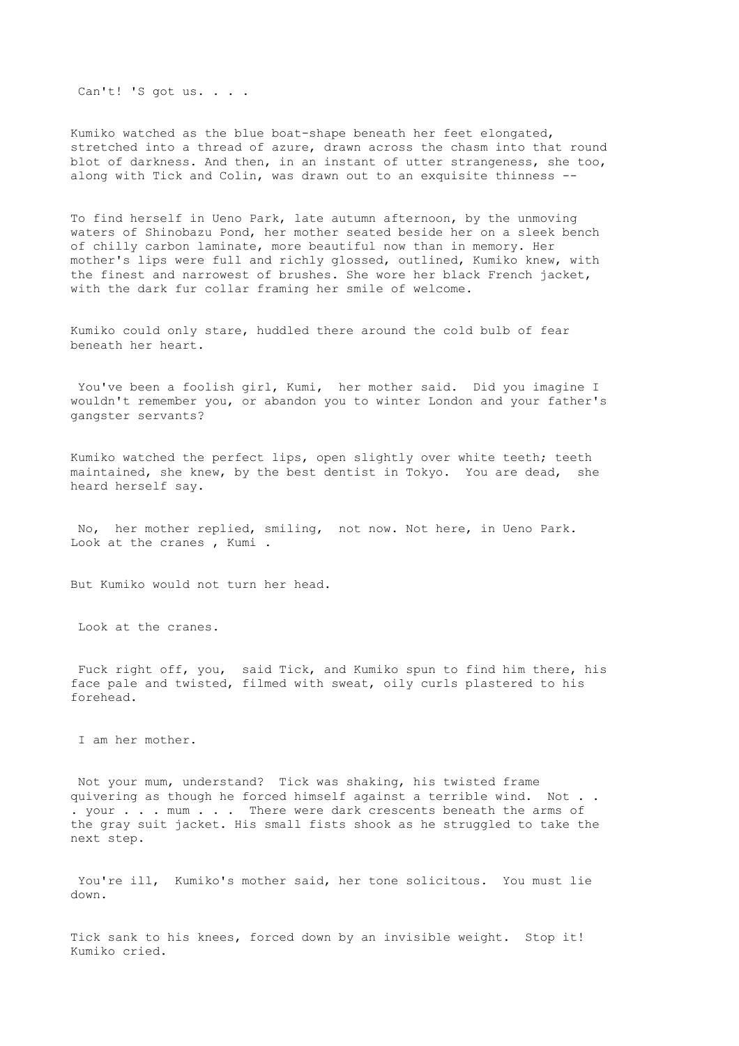Can't! 'S got us. . . .

Kumiko watched as the blue boat-shape beneath her feet elongated, stretched into a thread of azure, drawn across the chasm into that round blot of darkness. And then, in an instant of utter strangeness, she too, along with Tick and Colin, was drawn out to an exquisite thinness --

To find herself in Ueno Park, late autumn afternoon, by the unmoving waters of Shinobazu Pond, her mother seated beside her on a sleek bench of chilly carbon laminate, more beautiful now than in memory. Her mother's lips were full and richly glossed, outlined, Kumiko knew, with the finest and narrowest of brushes. She wore her black French jacket, with the dark fur collar framing her smile of welcome.

Kumiko could only stare, huddled there around the cold bulb of fear beneath her heart.

You've been a foolish girl, Kumi, her mother said. Did you imagine I wouldn't remember you, or abandon you to winter London and your father's gangster servants?

Kumiko watched the perfect lips, open slightly over white teeth; teeth maintained, she knew, by the best dentist in Tokyo. You are dead, she heard herself say.

No, her mother replied, smiling, not now. Not here, in Ueno Park. Look at the cranes , Kumi .

But Kumiko would not turn her head.

Look at the cranes.

Fuck right off, you, said Tick, and Kumiko spun to find him there, his face pale and twisted, filmed with sweat, oily curls plastered to his forehead.

I am her mother.

Not your mum, understand? Tick was shaking, his twisted frame quivering as though he forced himself against a terrible wind. Not . . . your . . . mum . . . There were dark crescents beneath the arms of the gray suit jacket. His small fists shook as he struggled to take the next step.

You're ill, Kumiko's mother said, her tone solicitous. You must lie down.

Tick sank to his knees, forced down by an invisible weight. Stop it! Kumiko cried.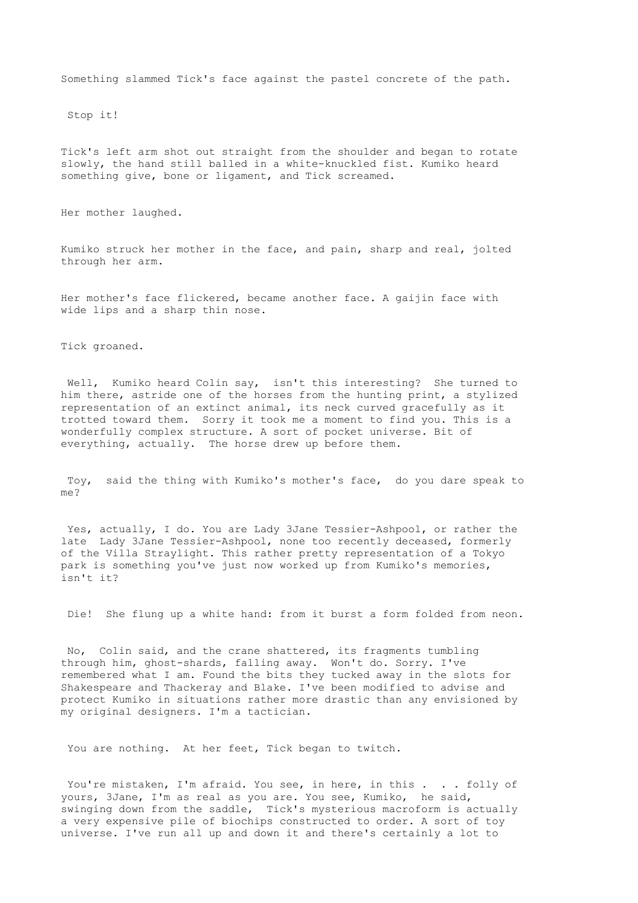Something slammed Tick's face against the pastel concrete of the path.

Stop it!

Tick's left arm shot out straight from the shoulder and began to rotate slowly, the hand still balled in a white-knuckled fist. Kumiko heard something give, bone or ligament, and Tick screamed.

Her mother laughed.

Kumiko struck her mother in the face, and pain, sharp and real, jolted through her arm.

Her mother's face flickered, became another face. A gaijin face with wide lips and a sharp thin nose.

Tick groaned.

Well, Kumiko heard Colin say, isn't this interesting? She turned to him there, astride one of the horses from the hunting print, a stylized representation of an extinct animal, its neck curved gracefully as it trotted toward them. Sorry it took me a moment to find you. This is a wonderfully complex structure. A sort of pocket universe. Bit of everything, actually. The horse drew up before them.

Toy, said the thing with Kumiko's mother's face, do you dare speak to me?

Yes, actually, I do. You are Lady 3Jane Tessier-Ashpool, or rather the late Lady 3Jane Tessier-Ashpool, none too recently deceased, formerly of the Villa Straylight. This rather pretty representation of a Tokyo park is something you've just now worked up from Kumiko's memories, isn't it?

Die! She flung up a white hand: from it burst a form folded from neon.

No, Colin said, and the crane shattered, its fragments tumbling through him, ghost-shards, falling away. Won't do. Sorry. I've remembered what I am. Found the bits they tucked away in the slots for Shakespeare and Thackeray and Blake. I've been modified to advise and protect Kumiko in situations rather more drastic than any envisioned by my original designers. I'm a tactician.

You are nothing. At her feet, Tick began to twitch.

You're mistaken, I'm afraid. You see, in here, in this . . . folly of yours, 3Jane, I'm as real as you are. You see, Kumiko, he said, swinging down from the saddle, Tick's mysterious macroform is actually a very expensive pile of biochips constructed to order. A sort of toy universe. I've run all up and down it and there's certainly a lot to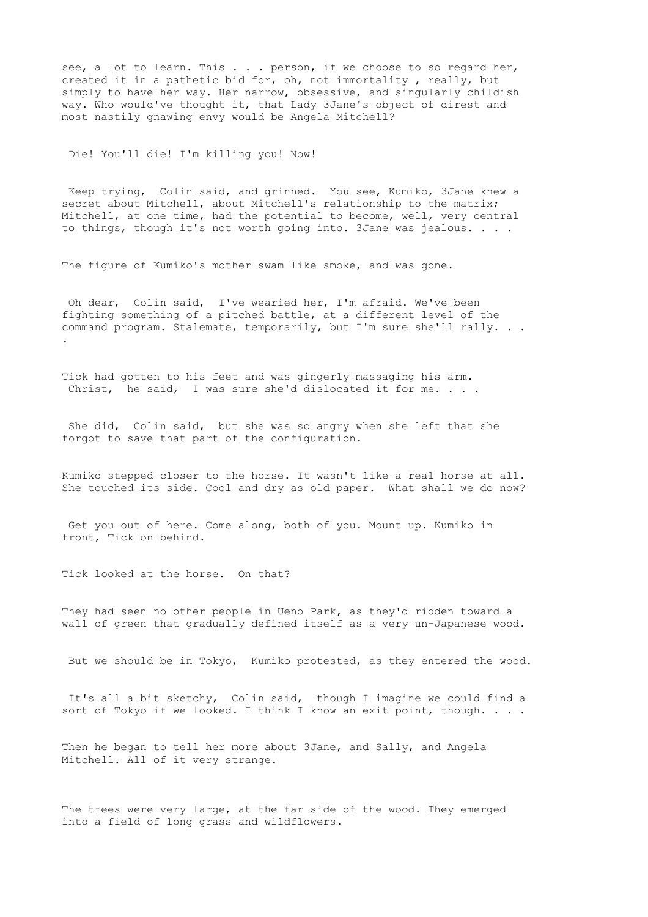see, a lot to learn. This . . . person, if we choose to so regard her, created it in a pathetic bid for, oh, not immortality , really, but simply to have her way. Her narrow, obsessive, and singularly childish way. Who would've thought it, that Lady 3Jane's object of direst and most nastily gnawing envy would be Angela Mitchell?

Die! You'll die! I'm killing you! Now!

Keep trying, Colin said, and grinned. You see, Kumiko, 3Jane knew a secret about Mitchell, about Mitchell's relationship to the matrix; Mitchell, at one time, had the potential to become, well, very central to things, though it's not worth going into. 3Jane was jealous. . . .

The figure of Kumiko's mother swam like smoke, and was gone.

Oh dear, Colin said, I've wearied her, I'm afraid. We've been fighting something of a pitched battle, at a different level of the command program. Stalemate, temporarily, but I'm sure she'll rally. . . .

Tick had gotten to his feet and was gingerly massaging his arm. Christ, he said, I was sure she'd dislocated it for me. . . .

She did, Colin said, but she was so angry when she left that she forgot to save that part of the configuration.

Kumiko stepped closer to the horse. It wasn't like a real horse at all. She touched its side. Cool and dry as old paper. What shall we do now?

Get you out of here. Come along, both of you. Mount up. Kumiko in front, Tick on behind.

Tick looked at the horse. On that?

They had seen no other people in Ueno Park, as they'd ridden toward a wall of green that gradually defined itself as a very un-Japanese wood.

But we should be in Tokyo, Kumiko protested, as they entered the wood.

It's all a bit sketchy, Colin said, though I imagine we could find a sort of Tokyo if we looked. I think I know an exit point, though. . . .

Then he began to tell her more about 3Jane, and Sally, and Angela Mitchell. All of it very strange.

The trees were very large, at the far side of the wood. They emerged into a field of long grass and wildflowers.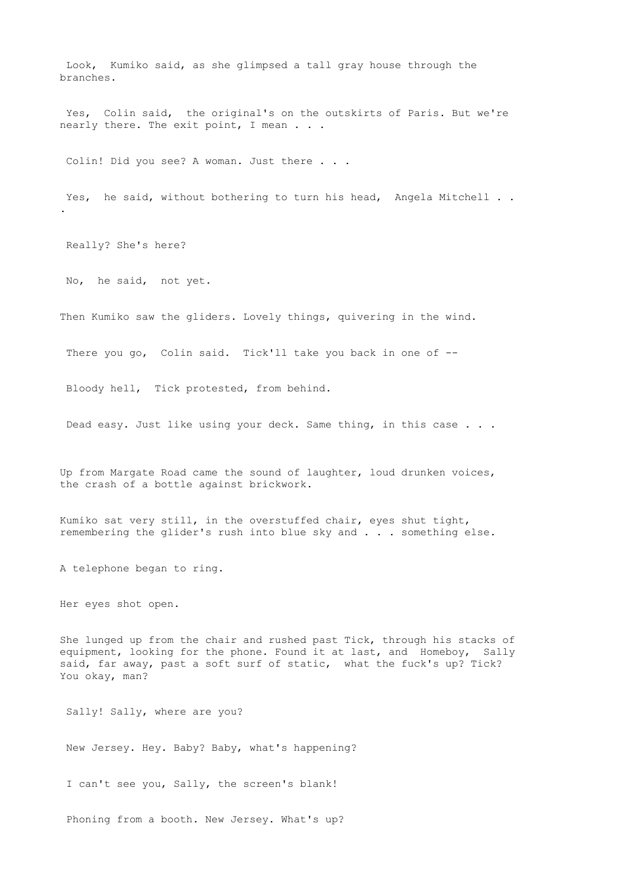Look, Kumiko said, as she glimpsed a tall gray house through the branches.

Yes, Colin said, the original's on the outskirts of Paris. But we're nearly there. The exit point, I mean . . .

Colin! Did you see? A woman. Just there . . .

Yes, he said, without bothering to turn his head, Angela Mitchell . . .

Really? She's here?

No, he said, not yet.

Then Kumiko saw the gliders. Lovely things, quivering in the wind.

There you go, Colin said. Tick'll take you back in one of --

Bloody hell, Tick protested, from behind.

Dead easy. Just like using your deck. Same thing, in this case . . .

Up from Margate Road came the sound of laughter, loud drunken voices, the crash of a bottle against brickwork.

Kumiko sat very still, in the overstuffed chair, eyes shut tight, remembering the glider's rush into blue sky and . . . something else.

A telephone began to ring.

Her eyes shot open.

She lunged up from the chair and rushed past Tick, through his stacks of equipment, looking for the phone. Found it at last, and Homeboy, Sally said, far away, past a soft surf of static, what the fuck's up? Tick? You okay, man?

Sally! Sally, where are you?

New Jersey. Hey. Baby? Baby, what's happening?

I can't see you, Sally, the screen's blank!

Phoning from a booth. New Jersey. What's up?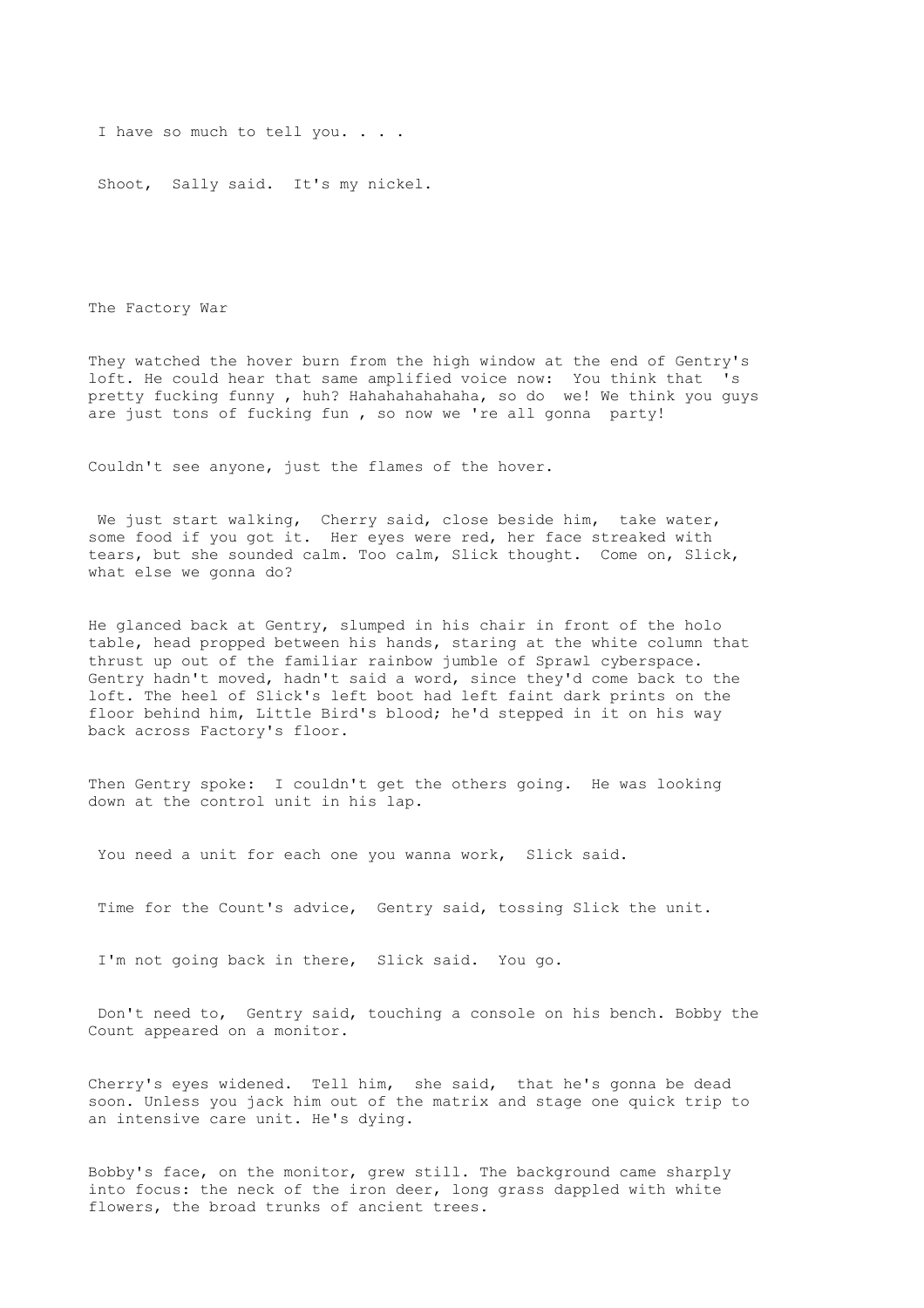I have so much to tell you. . . .

Shoot, Sally said. It's my nickel.

## The Factory War

They watched the hover burn from the high window at the end of Gentry's loft. He could hear that same amplified voice now: You think that 's pretty fucking funny , huh? Hahahahahahaha, so do we! We think you guys are just tons of fucking fun , so now we 're all gonna party!

Couldn't see anyone, just the flames of the hover.

We just start walking, Cherry said, close beside him, take water, some food if you got it. Her eyes were red, her face streaked with tears, but she sounded calm. Too calm, Slick thought. Come on, Slick, what else we gonna do?

He glanced back at Gentry, slumped in his chair in front of the holo table, head propped between his hands, staring at the white column that thrust up out of the familiar rainbow jumble of Sprawl cyberspace. Gentry hadn't moved, hadn't said a word, since they'd come back to the loft. The heel of Slick's left boot had left faint dark prints on the floor behind him, Little Bird's blood; he'd stepped in it on his way back across Factory's floor.

Then Gentry spoke: I couldn't get the others going. He was looking down at the control unit in his lap.

You need a unit for each one you wanna work, Slick said.

Time for the Count's advice, Gentry said, tossing Slick the unit.

I'm not going back in there, Slick said. You go.

Don't need to, Gentry said, touching a console on his bench. Bobby the Count appeared on a monitor.

Cherry's eyes widened. Tell him, she said, that he's gonna be dead soon. Unless you jack him out of the matrix and stage one quick trip to an intensive care unit. He's dying.

Bobby's face, on the monitor, grew still. The background came sharply into focus: the neck of the iron deer, long grass dappled with white flowers, the broad trunks of ancient trees.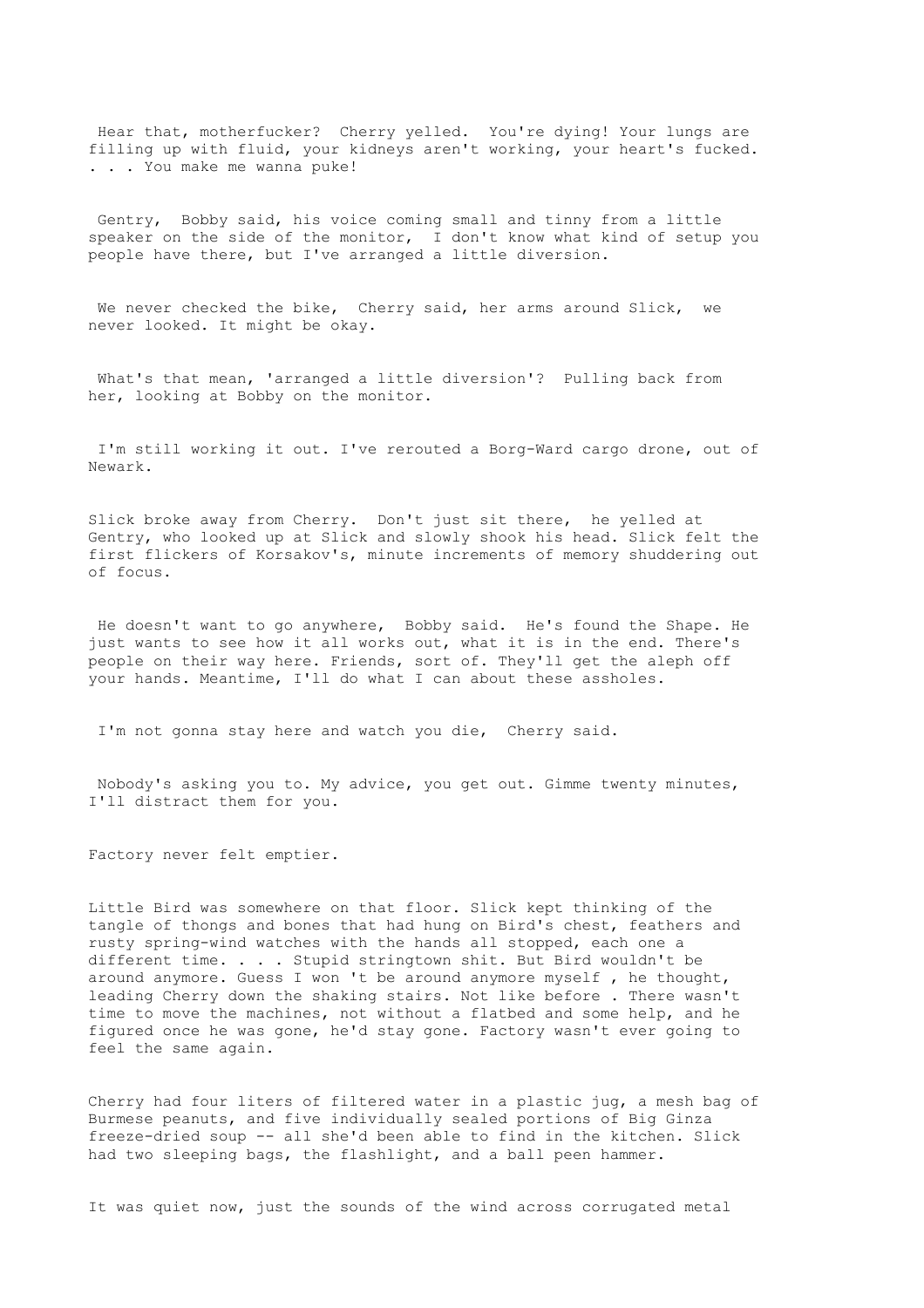Hear that, motherfucker? Cherry yelled. You're dying! Your lungs are filling up with fluid, your kidneys aren't working, your heart's fucked. . . . You make me wanna puke!

Gentry, Bobby said, his voice coming small and tinny from a little speaker on the side of the monitor, I don't know what kind of setup you people have there, but I've arranged a little diversion.

We never checked the bike, Cherry said, her arms around Slick, we never looked. It might be okay.

What's that mean, 'arranged a little diversion'? Pulling back from her, looking at Bobby on the monitor.

I'm still working it out. I've rerouted a Borg-Ward cargo drone, out of Newark.

Slick broke away from Cherry. Don't just sit there, he yelled at Gentry, who looked up at Slick and slowly shook his head. Slick felt the first flickers of Korsakov's, minute increments of memory shuddering out of focus.

He doesn't want to go anywhere, Bobby said. He's found the Shape. He just wants to see how it all works out, what it is in the end. There's people on their way here. Friends, sort of. They'll get the aleph off your hands. Meantime, I'll do what I can about these assholes.

I'm not gonna stay here and watch you die, Cherry said.

Nobody's asking you to. My advice, you get out. Gimme twenty minutes, I'll distract them for you.

Factory never felt emptier.

Little Bird was somewhere on that floor. Slick kept thinking of the tangle of thongs and bones that had hung on Bird's chest, feathers and rusty spring-wind watches with the hands all stopped, each one a different time. . . . Stupid stringtown shit. But Bird wouldn't be around anymore. Guess I won 't be around anymore myself , he thought, leading Cherry down the shaking stairs. Not like before . There wasn't time to move the machines, not without a flatbed and some help, and he figured once he was gone, he'd stay gone. Factory wasn't ever going to feel the same again.

Cherry had four liters of filtered water in a plastic jug, a mesh bag of Burmese peanuts, and five individually sealed portions of Big Ginza freeze-dried soup -- all she'd been able to find in the kitchen. Slick had two sleeping bags, the flashlight, and a ball peen hammer.

It was quiet now, just the sounds of the wind across corrugated metal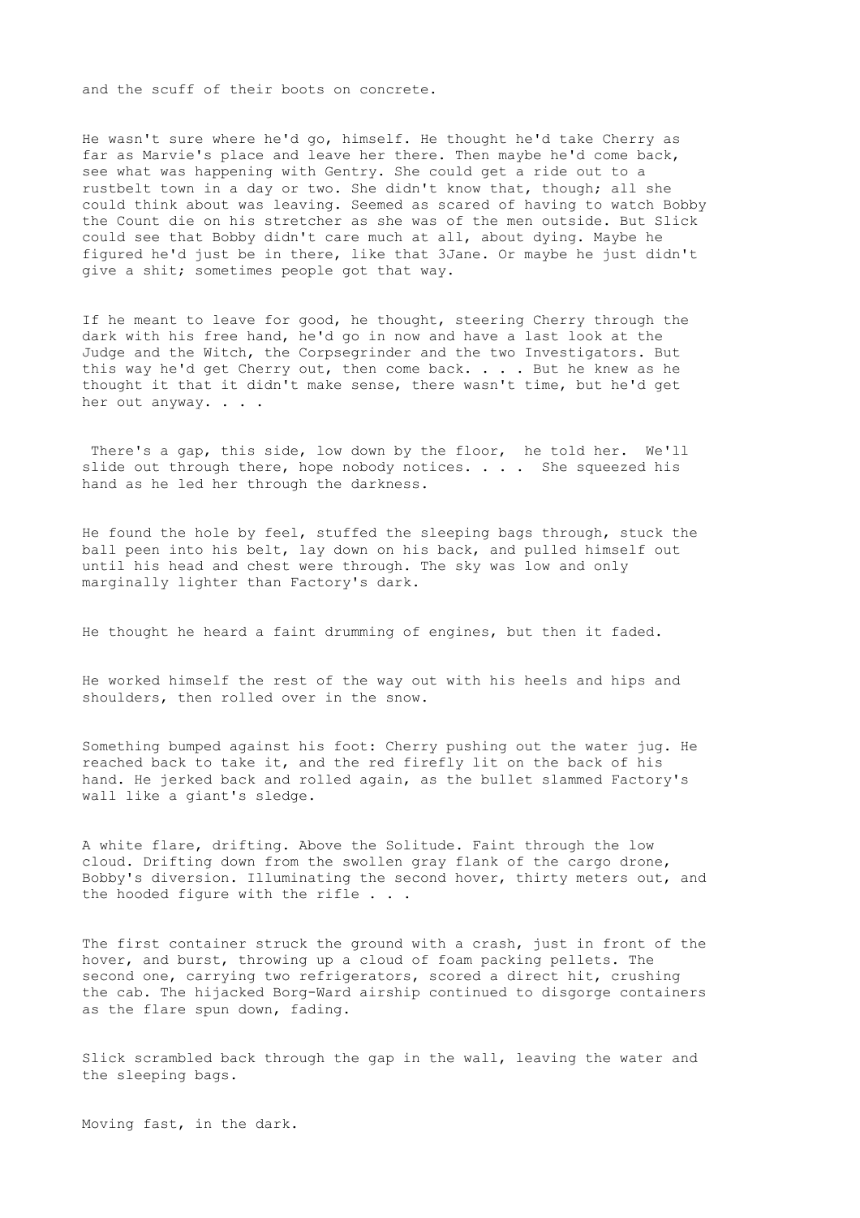and the scuff of their boots on concrete.

He wasn't sure where he'd go, himself. He thought he'd take Cherry as far as Marvie's place and leave her there. Then maybe he'd come back, see what was happening with Gentry. She could get a ride out to a rustbelt town in a day or two. She didn't know that, though; all she could think about was leaving. Seemed as scared of having to watch Bobby the Count die on his stretcher as she was of the men outside. But Slick could see that Bobby didn't care much at all, about dying. Maybe he figured he'd just be in there, like that 3Jane. Or maybe he just didn't give a shit; sometimes people got that way.

If he meant to leave for good, he thought, steering Cherry through the dark with his free hand, he'd go in now and have a last look at the Judge and the Witch, the Corpsegrinder and the two Investigators. But this way he'd get Cherry out, then come back. . . . But he knew as he thought it that it didn't make sense, there wasn't time, but he'd get her out anyway. . . .

There's a gap, this side, low down by the floor, he told her. We'll slide out through there, hope nobody notices. . . . She squeezed his hand as he led her through the darkness.

He found the hole by feel, stuffed the sleeping bags through, stuck the ball peen into his belt, lay down on his back, and pulled himself out until his head and chest were through. The sky was low and only marginally lighter than Factory's dark.

He thought he heard a faint drumming of engines, but then it faded.

He worked himself the rest of the way out with his heels and hips and shoulders, then rolled over in the snow.

Something bumped against his foot: Cherry pushing out the water jug. He reached back to take it, and the red firefly lit on the back of his hand. He jerked back and rolled again, as the bullet slammed Factory's wall like a giant's sledge.

A white flare, drifting. Above the Solitude. Faint through the low cloud. Drifting down from the swollen gray flank of the cargo drone, Bobby's diversion. Illuminating the second hover, thirty meters out, and the hooded figure with the rifle . . .

The first container struck the ground with a crash, just in front of the hover, and burst, throwing up a cloud of foam packing pellets. The second one, carrying two refrigerators, scored a direct hit, crushing the cab. The hijacked Borg-Ward airship continued to disgorge containers as the flare spun down, fading.

Slick scrambled back through the gap in the wall, leaving the water and the sleeping bags.

Moving fast, in the dark.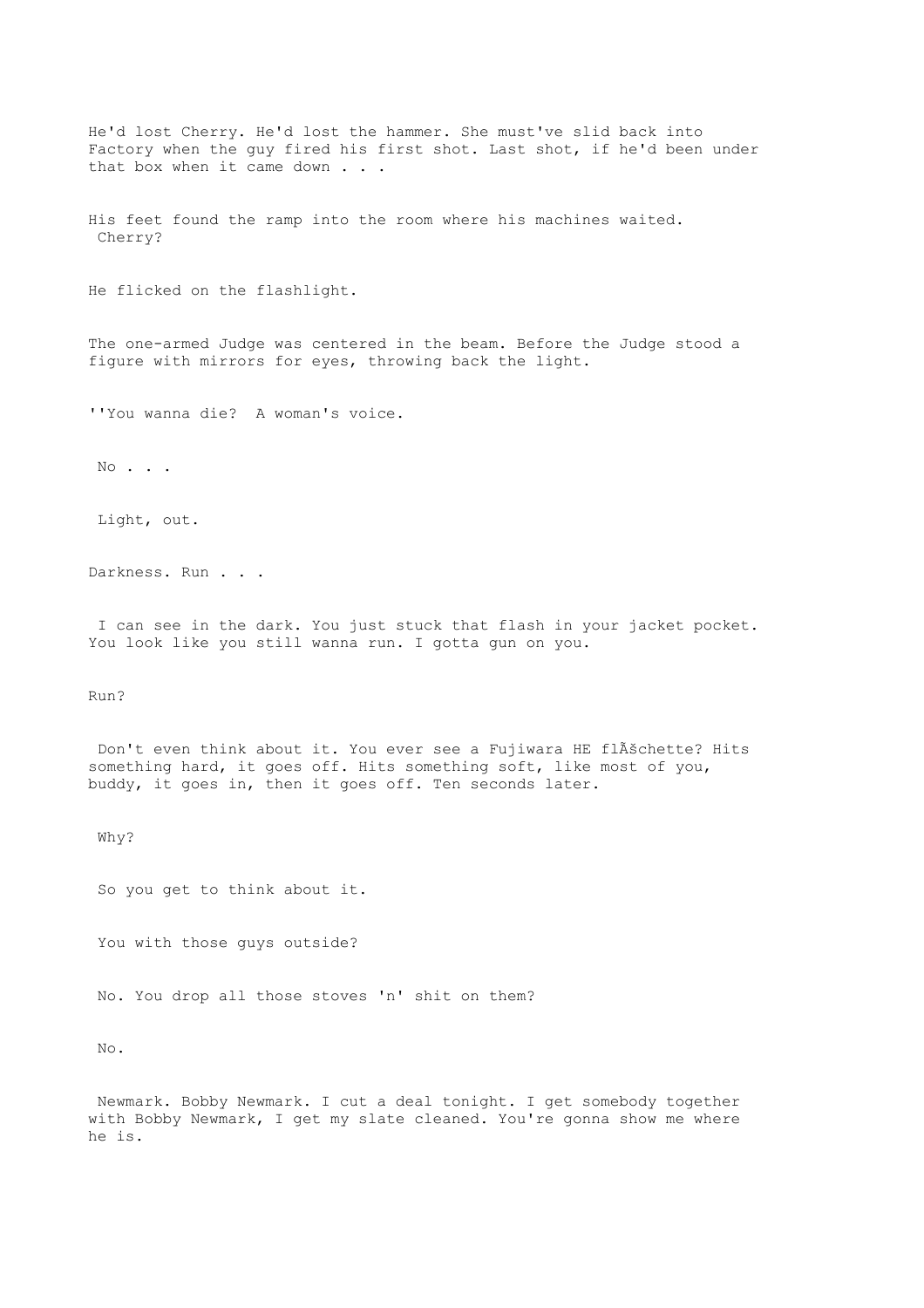He'd lost Cherry. He'd lost the hammer. She must've slid back into Factory when the guy fired his first shot. Last shot, if he'd been under that box when it came down . . .

His feet found the ramp into the room where his machines waited. Cherry?

He flicked on the flashlight.

The one-armed Judge was centered in the beam. Before the Judge stood a figure with mirrors for eyes, throwing back the light.

''You wanna die? A woman's voice.

No . . .

Light, out.

Darkness. Run . . .

I can see in the dark. You just stuck that flash in your jacket pocket. You look like you still wanna run. I gotta gun on you.

Run?

Don't even think about it. You ever see a Fujiwara HE flÃšchette? Hits something hard, it goes off. Hits something soft, like most of you, buddy, it goes in, then it goes off. Ten seconds later.

Why?

So you get to think about it.

You with those guys outside?

No. You drop all those stoves 'n' shit on them?

No.

Newmark. Bobby Newmark. I cut a deal tonight. I get somebody together with Bobby Newmark, I get my slate cleaned. You're gonna show me where he is.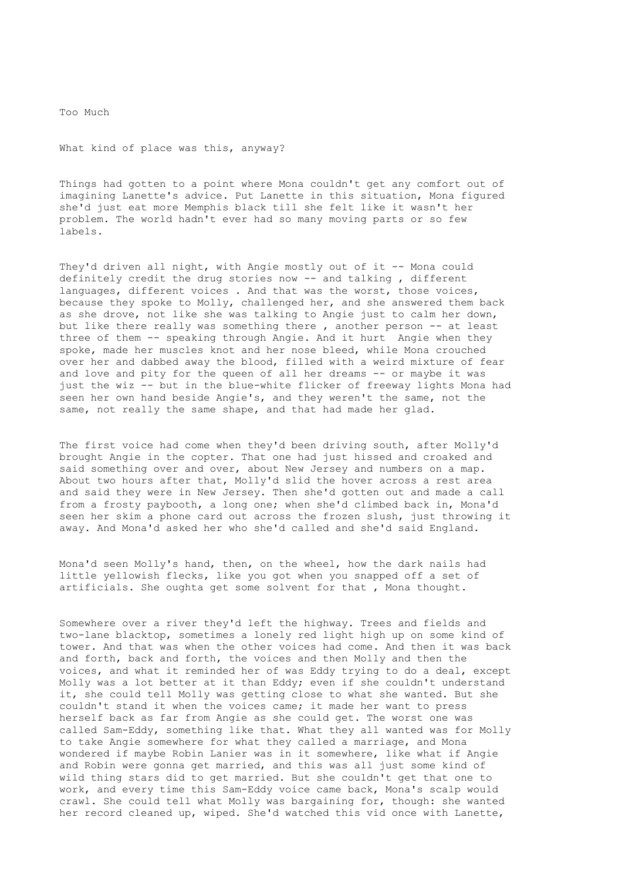Too Much

What kind of place was this, anyway?

Things had gotten to a point where Mona couldn't get any comfort out of imagining Lanette's advice. Put Lanette in this situation, Mona figured she'd just eat more Memphis black till she felt like it wasn't her problem. The world hadn't ever had so many moving parts or so few labels.

They'd driven all night, with Angie mostly out of it -- Mona could definitely credit the drug stories now -- and talking , different languages, different voices . And that was the worst, those voices, because they spoke to Molly, challenged her, and she answered them back as she drove, not like she was talking to Angie just to calm her down, but like there really was something there , another person -- at least three of them -- speaking through Angie. And it hurt Angie when they spoke, made her muscles knot and her nose bleed, while Mona crouched over her and dabbed away the blood, filled with a weird mixture of fear and love and pity for the queen of all her dreams -- or maybe it was just the wiz -- but in the blue-white flicker of freeway lights Mona had seen her own hand beside Angie's, and they weren't the same, not the same, not really the same shape, and that had made her glad.

The first voice had come when they'd been driving south, after Molly'd brought Angie in the copter. That one had just hissed and croaked and said something over and over, about New Jersey and numbers on a map. About two hours after that, Molly'd slid the hover across a rest area and said they were in New Jersey. Then she'd gotten out and made a call from a frosty paybooth, a long one; when she'd climbed back in, Mona'd seen her skim a phone card out across the frozen slush, just throwing it away. And Mona'd asked her who she'd called and she'd said England.

Mona'd seen Molly's hand, then, on the wheel, how the dark nails had little yellowish flecks, like you got when you snapped off a set of artificials. She oughta get some solvent for that , Mona thought.

Somewhere over a river they'd left the highway. Trees and fields and two-lane blacktop, sometimes a lonely red light high up on some kind of tower. And that was when the other voices had come. And then it was back and forth, back and forth, the voices and then Molly and then the voices, and what it reminded her of was Eddy trying to do a deal, except Molly was a lot better at it than Eddy; even if she couldn't understand it, she could tell Molly was getting close to what she wanted. But she couldn't stand it when the voices came; it made her want to press herself back as far from Angie as she could get. The worst one was called Sam-Eddy, something like that. What they all wanted was for Molly to take Angie somewhere for what they called a marriage, and Mona wondered if maybe Robin Lanier was in it somewhere, like what if Angie and Robin were gonna get married, and this was all just some kind of wild thing stars did to get married. But she couldn't get that one to work, and every time this Sam-Eddy voice came back, Mona's scalp would crawl. She could tell what Molly was bargaining for, though: she wanted her record cleaned up, wiped. She'd watched this vid once with Lanette,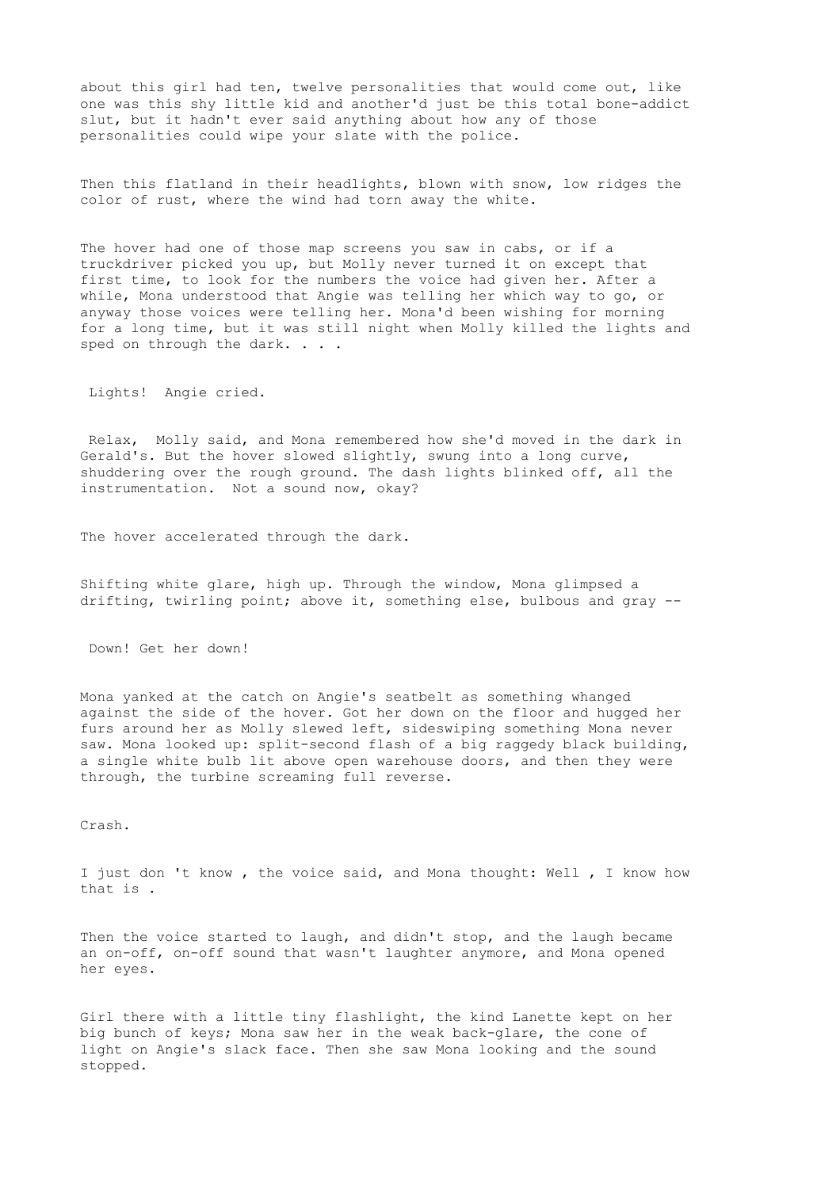about this girl had ten, twelve personalities that would come out, like one was this shy little kid and another'd just be this total bone-addict slut, but it hadn't ever said anything about how any of those personalities could wipe your slate with the police.

Then this flatland in their headlights, blown with snow, low ridges the color of rust, where the wind had torn away the white.

The hover had one of those map screens you saw in cabs, or if a truckdriver picked you up, but Molly never turned it on except that first time, to look for the numbers the voice had given her. After a while, Mona understood that Angie was telling her which way to go, or anyway those voices were telling her. Mona'd been wishing for morning for a long time, but it was still night when Molly killed the lights and sped on through the dark. . . .

Lights! Angie cried.

Relax, Molly said, and Mona remembered how she'd moved in the dark in Gerald's. But the hover slowed slightly, swung into a long curve, shuddering over the rough ground. The dash lights blinked off, all the instrumentation. Not a sound now, okay?

The hover accelerated through the dark.

Shifting white glare, high up. Through the window, Mona glimpsed a drifting, twirling point; above it, something else, bulbous and gray --

Down! Get her down!

Mona yanked at the catch on Angie's seatbelt as something whanged against the side of the hover. Got her down on the floor and hugged her furs around her as Molly slewed left, sideswiping something Mona never saw. Mona looked up: split-second flash of a big raggedy black building, a single white bulb lit above open warehouse doors, and then they were through, the turbine screaming full reverse.

Crash.

I just don 't know , the voice said, and Mona thought: Well , I know how that is .

Then the voice started to laugh, and didn't stop, and the laugh became an on-off, on-off sound that wasn't laughter anymore, and Mona opened her eyes.

Girl there with a little tiny flashlight, the kind Lanette kept on her big bunch of keys; Mona saw her in the weak back-glare, the cone of light on Angie's slack face. Then she saw Mona looking and the sound stopped.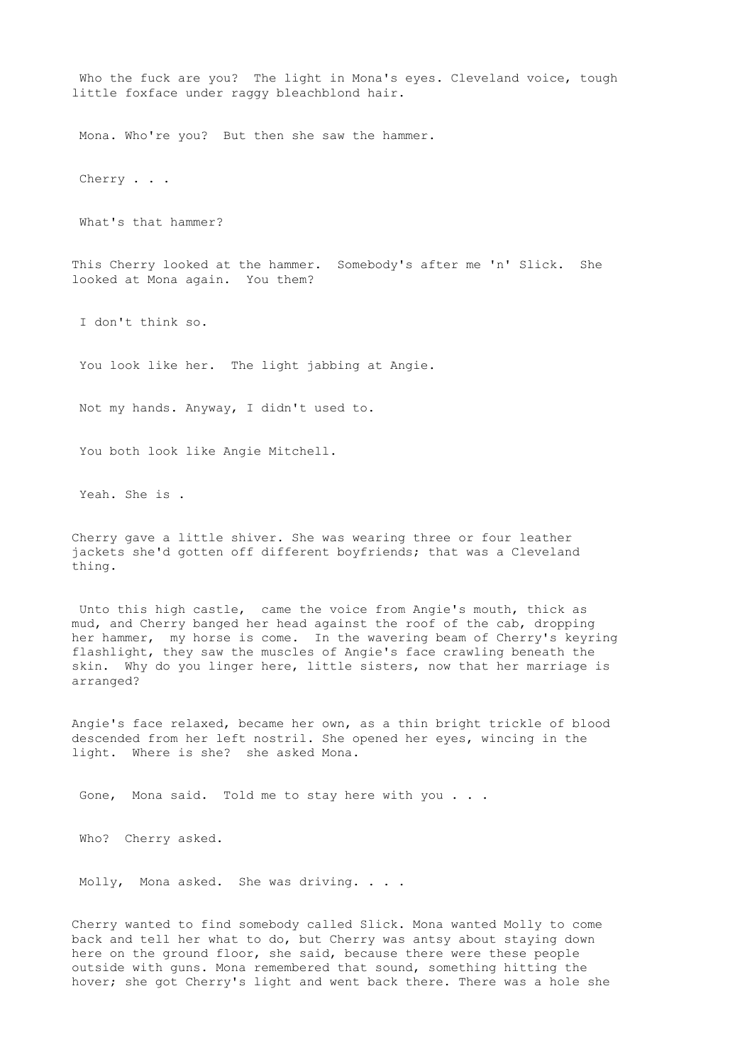Who the fuck are you?  The light in Mona's eyes. Cleveland voice, tough little foxface under raggy bleachblond hair.

Mona. Who're you?  But then she saw the hammer.

Cherry . . .

What's that hammer?

This Cherry looked at the hammer.  Somebody's after me 'n' Slick.  She looked at Mona again.  You them?

I don't think so.

You look like her.  The light jabbing at Angie.

Not my hands. Anyway, I didn't used to.

You both look like Angie Mitchell.

Yeah. She is .

Cherry gave a little shiver. She was wearing three or four leather jackets she'd gotten off different boyfriends; that was a Cleveland thing.

Unto this high castle,  came the voice from Angie's mouth, thick as mud, and Cherry banged her head against the roof of the cab, dropping her hammer,  my horse is come.  In the wavering beam of Cherry's keyring flashlight, they saw the muscles of Angie's face crawling beneath the skin.  Why do you linger here, little sisters, now that her marriage is arranged?

Angie's face relaxed, became her own, as a thin bright trickle of blood descended from her left nostril. She opened her eyes, wincing in the light.  Where is she?  she asked Mona.

Gone,  Mona said.  Told me to stay here with you . . .

Who?  Cherry asked.

Molly,  Mona asked.  She was driving. . . .

Cherry wanted to find somebody called Slick. Mona wanted Molly to come back and tell her what to do, but Cherry was antsy about staying down here on the ground floor, she said, because there were these people outside with guns. Mona remembered that sound, something hitting the hover; she got Cherry's light and went back there. There was a hole she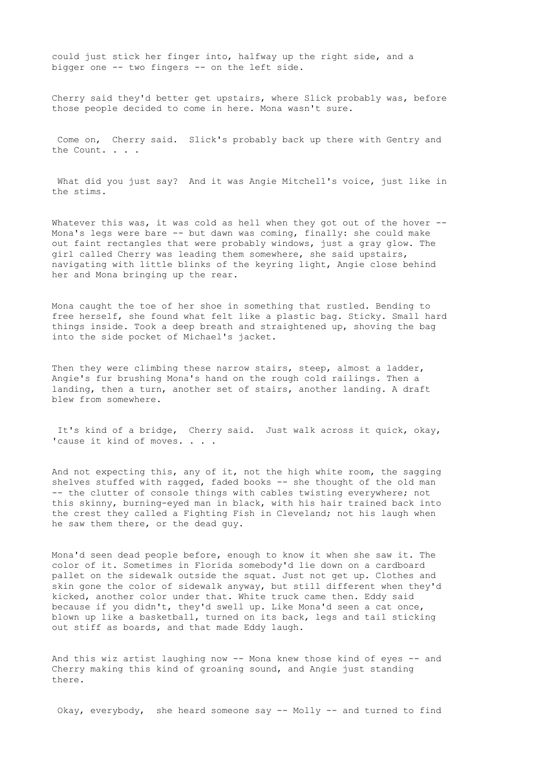could just stick her finger into, halfway up the right side, and a bigger one -- two fingers -- on the left side.

Cherry said they'd better get upstairs, where Slick probably was, before those people decided to come in here. Mona wasn't sure.

Come on, Cherry said. Slick's probably back up there with Gentry and the Count. . . .

What did you just say? And it was Angie Mitchell's voice, just like in the stims.

Whatever this was, it was cold as hell when they got out of the hover -- Mona's legs were bare -- but dawn was coming, finally: she could make out faint rectangles that were probably windows, just a gray glow. The girl called Cherry was leading them somewhere, she said upstairs, navigating with little blinks of the keyring light, Angie close behind her and Mona bringing up the rear.

Mona caught the toe of her shoe in something that rustled. Bending to free herself, she found what felt like a plastic bag. Sticky. Small hard things inside. Took a deep breath and straightened up, shoving the bag into the side pocket of Michael's jacket.

Then they were climbing these narrow stairs, steep, almost a ladder, Angie's fur brushing Mona's hand on the rough cold railings. Then a landing, then a turn, another set of stairs, another landing. A draft blew from somewhere.

It's kind of a bridge, Cherry said. Just walk across it quick, okay, 'cause it kind of moves. . . .

And not expecting this, any of it, not the high white room, the sagging shelves stuffed with ragged, faded books -- she thought of the old man -- the clutter of console things with cables twisting everywhere; not this skinny, burning-eyed man in black, with his hair trained back into the crest they called a Fighting Fish in Cleveland; not his laugh when he saw them there, or the dead guy.

Mona'd seen dead people before, enough to know it when she saw it. The color of it. Sometimes in Florida somebody'd lie down on a cardboard pallet on the sidewalk outside the squat. Just not get up. Clothes and skin gone the color of sidewalk anyway, but still different when they'd kicked, another color under that. White truck came then. Eddy said because if you didn't, they'd swell up. Like Mona'd seen a cat once, blown up like a basketball, turned on its back, legs and tail sticking out stiff as boards, and that made Eddy laugh.

And this wiz artist laughing now -- Mona knew those kind of eyes -- and Cherry making this kind of groaning sound, and Angie just standing there.

Okay, everybody, she heard someone say -- Molly -- and turned to find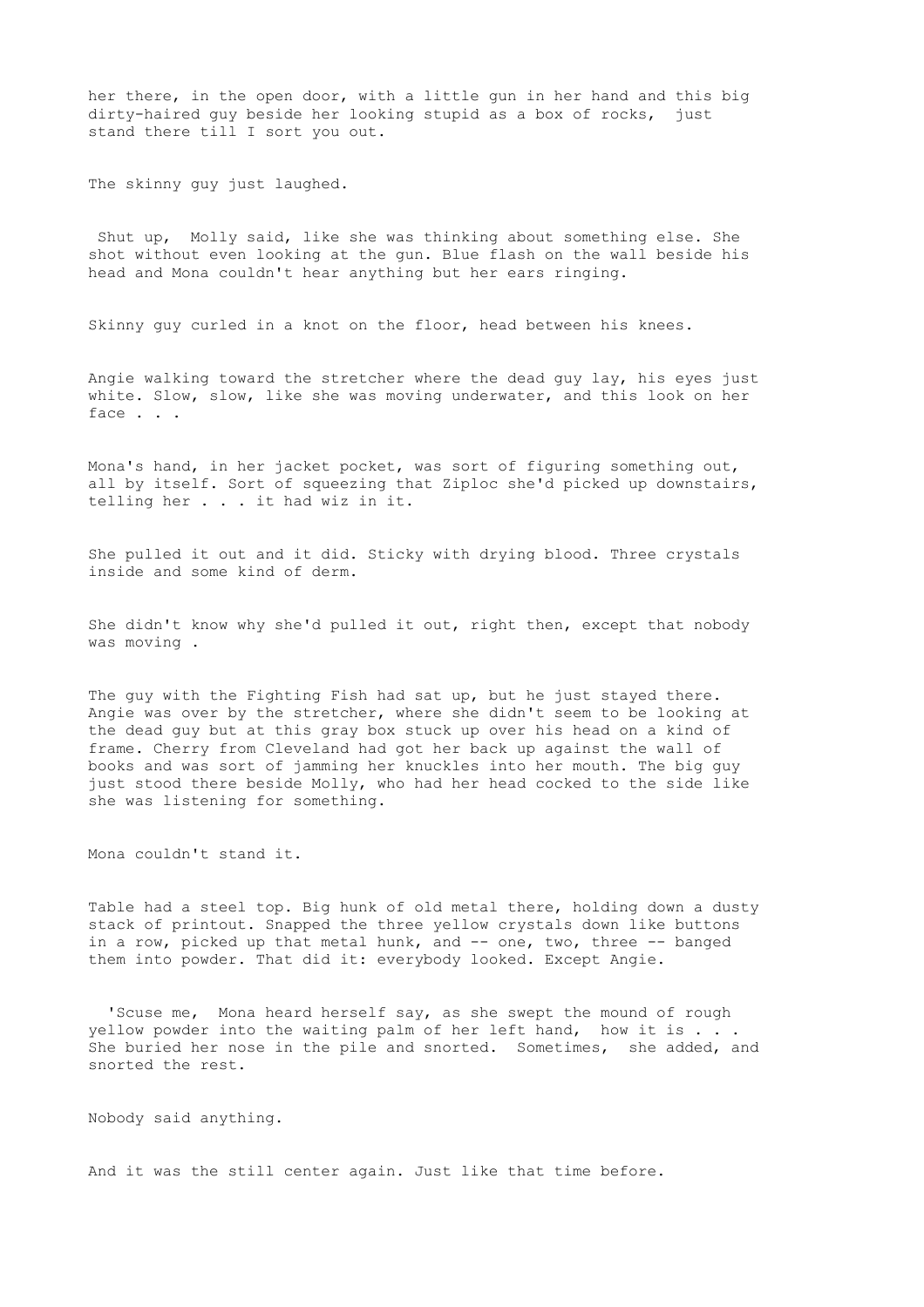her there, in the open door, with a little gun in her hand and this big dirty-haired guy beside her looking stupid as a box of rocks,  just stand there till I sort you out.

The skinny guy just laughed.

 Shut up,  Molly said, like she was thinking about something else. She shot without even looking at the gun. Blue flash on the wall beside his head and Mona couldn't hear anything but her ears ringing.

Skinny guy curled in a knot on the floor, head between his knees.

Angie walking toward the stretcher where the dead guy lay, his eyes just white. Slow, slow, like she was moving underwater, and this look on her face . . .

Mona's hand, in her jacket pocket, was sort of figuring something out, all by itself. Sort of squeezing that Ziploc she'd picked up downstairs, telling her . . . it had wiz in it.

She pulled it out and it did. Sticky with drying blood. Three crystals inside and some kind of derm.

She didn't know why she'd pulled it out, right then, except that nobody was moving .

The guy with the Fighting Fish had sat up, but he just stayed there. Angie was over by the stretcher, where she didn't seem to be looking at the dead guy but at this gray box stuck up over his head on a kind of frame. Cherry from Cleveland had got her back up against the wall of books and was sort of jamming her knuckles into her mouth. The big guy just stood there beside Molly, who had her head cocked to the side like she was listening for something.

Mona couldn't stand it.

Table had a steel top. Big hunk of old metal there, holding down a dusty stack of printout. Snapped the three yellow crystals down like buttons in a row, picked up that metal hunk, and -- one, two, three -- banged them into powder. That did it: everybody looked. Except Angie.

  'Scuse me,  Mona heard herself say, as she swept the mound of rough yellow powder into the waiting palm of her left hand,  how it is . . . She buried her nose in the pile and snorted.  Sometimes,  she added, and snorted the rest.

Nobody said anything.

And it was the still center again. Just like that time before.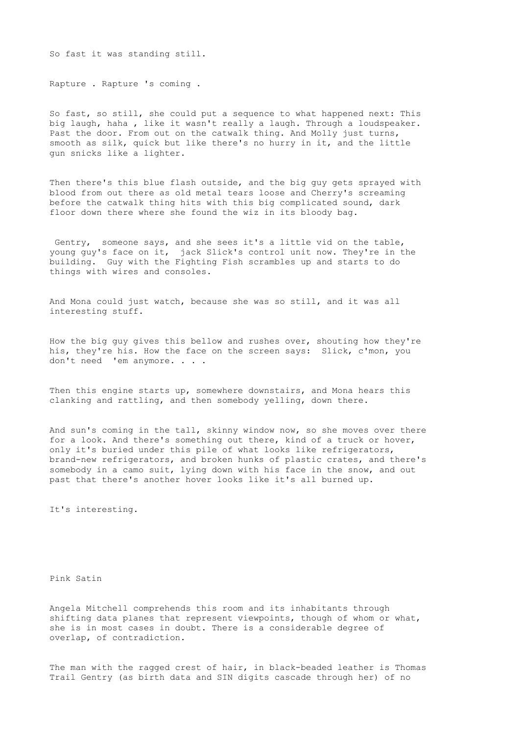So fast it was standing still.

Rapture . Rapture 's coming .

So fast, so still, she could put a sequence to what happened next: This big laugh, haha , like it wasn't really a laugh. Through a loudspeaker. Past the door. From out on the catwalk thing. And Molly just turns, smooth as silk, quick but like there's no hurry in it, and the little gun snicks like a lighter.

Then there's this blue flash outside, and the big guy gets sprayed with blood from out there as old metal tears loose and Cherry's screaming before the catwalk thing hits with this big complicated sound, dark floor down there where she found the wiz in its bloody bag.

Gentry, someone says, and she sees it's a little vid on the table, young guy's face on it, jack Slick's control unit now. They're in the building. Guy with the Fighting Fish scrambles up and starts to do things with wires and consoles.

And Mona could just watch, because she was so still, and it was all interesting stuff.

How the big guy gives this bellow and rushes over, shouting how they're his, they're his. How the face on the screen says: Slick, c'mon, you don't need 'em anymore. . . .

Then this engine starts up, somewhere downstairs, and Mona hears this clanking and rattling, and then somebody yelling, down there.

And sun's coming in the tall, skinny window now, so she moves over there for a look. And there's something out there, kind of a truck or hover, only it's buried under this pile of what looks like refrigerators, brand-new refrigerators, and broken hunks of plastic crates, and there's somebody in a camo suit, lying down with his face in the snow, and out past that there's another hover looks like it's all burned up.

It's interesting.

## Pink Satin

Angela Mitchell comprehends this room and its inhabitants through shifting data planes that represent viewpoints, though of whom or what, she is in most cases in doubt. There is a considerable degree of overlap, of contradiction.

The man with the ragged crest of hair, in black-beaded leather is Thomas Trail Gentry (as birth data and SIN digits cascade through her) of no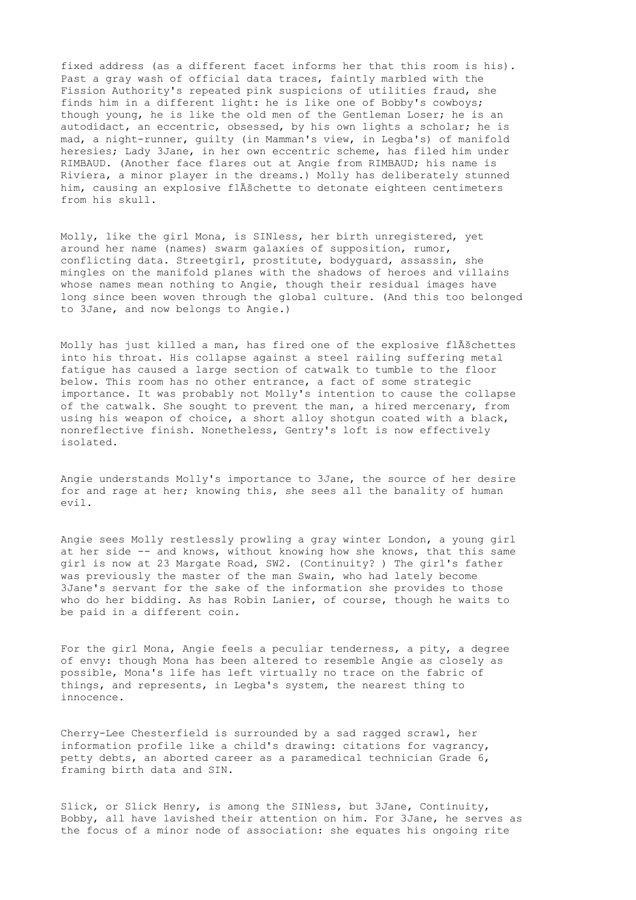fixed address (as a different facet informs her that this room is his). Past a gray wash of official data traces, faintly marbled with the Fission Authority's repeated pink suspicions of utilities fraud, she finds him in a different light: he is like one of Bobby's cowboys; though young, he is like the old men of the Gentleman Loser; he is an autodidact, an eccentric, obsessed, by his own lights a scholar; he is mad, a night-runner, guilty (in Mamman's view, in Legba's) of manifold heresies; Lady 3Jane, in her own eccentric scheme, has filed him under RIMBAUD. (Another face flares out at Angie from RIMBAUD; his name is Riviera, a minor player in the dreams.) Molly has deliberately stunned him, causing an explosive flÃšchette to detonate eighteen centimeters from his skull.

Molly, like the girl Mona, is SINless, her birth unregistered, yet around her name (names) swarm galaxies of supposition, rumor, conflicting data. Streetgirl, prostitute, bodyguard, assassin, she mingles on the manifold planes with the shadows of heroes and villains whose names mean nothing to Angie, though their residual images have long since been woven through the global culture. (And this too belonged to 3Jane, and now belongs to Angie.)

Molly has just killed a man, has fired one of the explosive flÃšchettes into his throat. His collapse against a steel railing suffering metal fatigue has caused a large section of catwalk to tumble to the floor below. This room has no other entrance, a fact of some strategic importance. It was probably not Molly's intention to cause the collapse of the catwalk. She sought to prevent the man, a hired mercenary, from using his weapon of choice, a short alloy shotgun coated with a black, nonreflective finish. Nonetheless, Gentry's loft is now effectively isolated.

Angie understands Molly's importance to 3Jane, the source of her desire for and rage at her; knowing this, she sees all the banality of human evil.

Angie sees Molly restlessly prowling a gray winter London, a young girl at her side -- and knows, without knowing how she knows, that this same girl is now at 23 Margate Road, SW2. (Continuity? ) The girl's father was previously the master of the man Swain, who had lately become 3Jane's servant for the sake of the information she provides to those who do her bidding. As has Robin Lanier, of course, though he waits to be paid in a different coin.

For the girl Mona, Angie feels a peculiar tenderness, a pity, a degree of envy: though Mona has been altered to resemble Angie as closely as possible, Mona's life has left virtually no trace on the fabric of things, and represents, in Legba's system, the nearest thing to innocence.

Cherry-Lee Chesterfield is surrounded by a sad ragged scrawl, her information profile like a child's drawing: citations for vagrancy, petty debts, an aborted career as a paramedical technician Grade 6, framing birth data and SIN.

Slick, or Slick Henry, is among the SINless, but 3Jane, Continuity, Bobby, all have lavished their attention on him. For 3Jane, he serves as the focus of a minor node of association: she equates his ongoing rite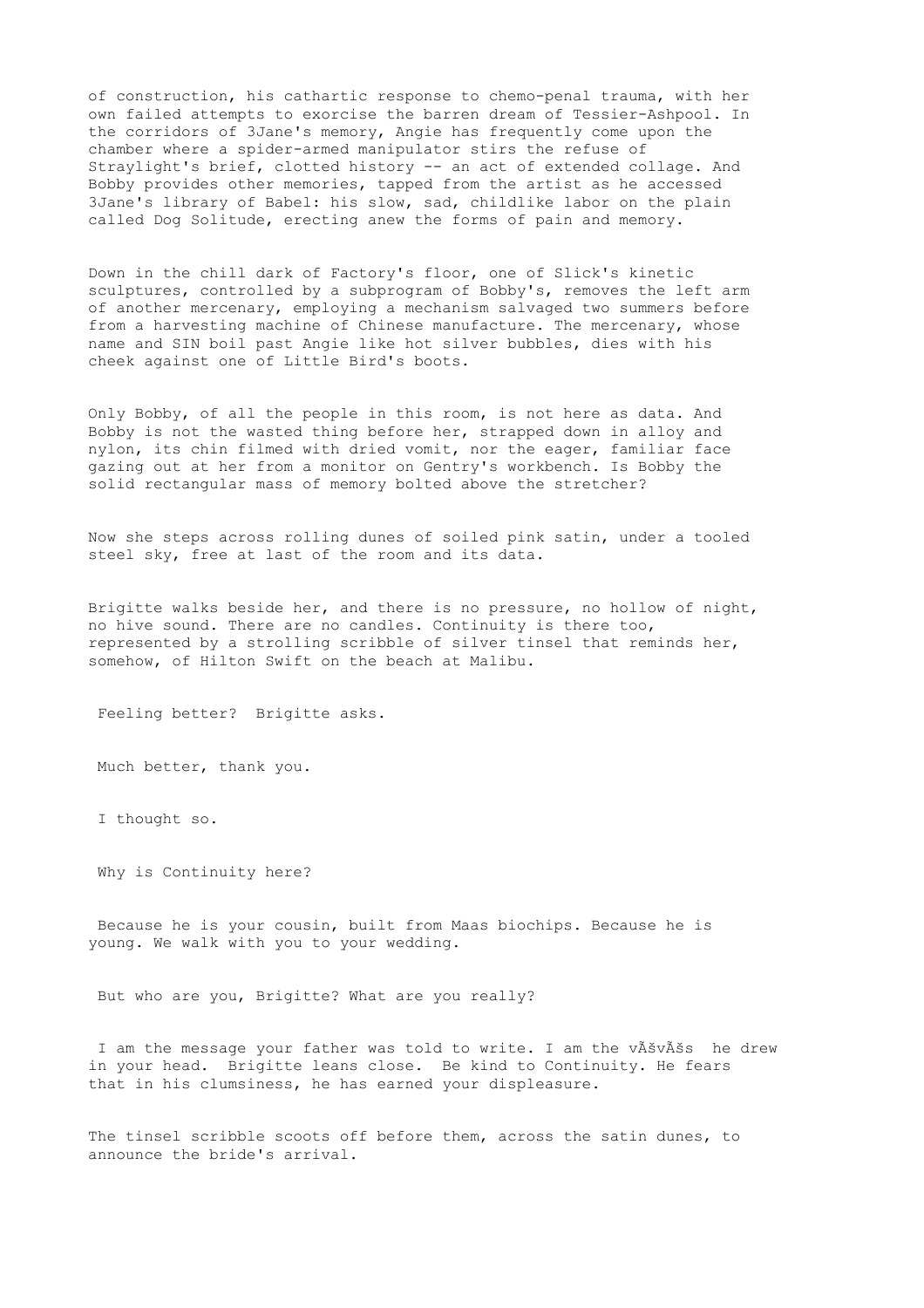of construction, his cathartic response to chemo-penal trauma, with her own failed attempts to exorcise the barren dream of Tessier-Ashpool. In the corridors of 3Jane's memory, Angie has frequently come upon the chamber where a spider-armed manipulator stirs the refuse of Straylight's brief, clotted history -- an act of extended collage. And Bobby provides other memories, tapped from the artist as he accessed 3Jane's library of Babel: his slow, sad, childlike labor on the plain called Dog Solitude, erecting anew the forms of pain and memory.

Down in the chill dark of Factory's floor, one of Slick's kinetic sculptures, controlled by a subprogram of Bobby's, removes the left arm of another mercenary, employing a mechanism salvaged two summers before from a harvesting machine of Chinese manufacture. The mercenary, whose name and SIN boil past Angie like hot silver bubbles, dies with his cheek against one of Little Bird's boots.

Only Bobby, of all the people in this room, is not here as data. And Bobby is not the wasted thing before her, strapped down in alloy and nylon, its chin filmed with dried vomit, nor the eager, familiar face gazing out at her from a monitor on Gentry's workbench. Is Bobby the solid rectangular mass of memory bolted above the stretcher?

Now she steps across rolling dunes of soiled pink satin, under a tooled steel sky, free at last of the room and its data.

Brigitte walks beside her, and there is no pressure, no hollow of night, no hive sound. There are no candles. Continuity is there too, represented by a strolling scribble of silver tinsel that reminds her, somehow, of Hilton Swift on the beach at Malibu.

Feeling better? Brigitte asks.

Much better, thank you.

I thought so.

Why is Continuity here?

Because he is your cousin, built from Maas biochips. Because he is young. We walk with you to your wedding.

But who are you, Brigitte? What are you really?

I am the message your father was told to write. I am the vĂšvĂšs he drew in your head. Brigitte leans close. Be kind to Continuity. He fears that in his clumsiness, he has earned your displeasure.

The tinsel scribble scoots off before them, across the satin dunes, to announce the bride's arrival.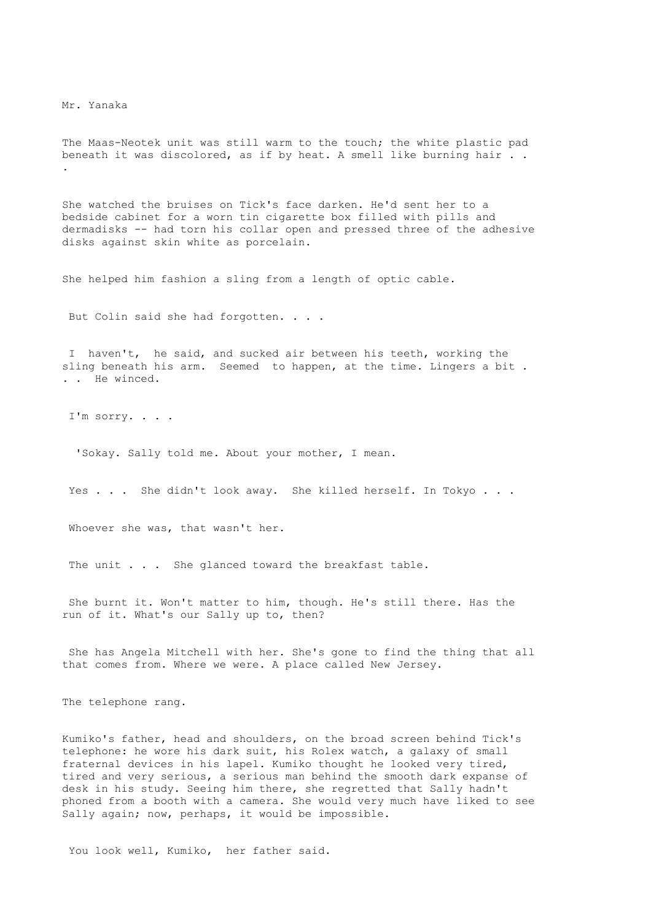Mr. Yanaka

The Maas-Neotek unit was still warm to the touch; the white plastic pad beneath it was discolored, as if by heat. A smell like burning hair . . .

She watched the bruises on Tick's face darken. He'd sent her to a bedside cabinet for a worn tin cigarette box filled with pills and dermadisks -- had torn his collar open and pressed three of the adhesive disks against skin white as porcelain.

She helped him fashion a sling from a length of optic cable.

But Colin said she had forgotten. . . .

I haven't, he said, and sucked air between his teeth, working the sling beneath his arm. Seemed to happen, at the time. Lingers a bit . . . He winced.

I'm sorry. . . .

'Sokay. Sally told me. About your mother, I mean.

Yes . . . She didn't look away. She killed herself. In Tokyo . . .

Whoever she was, that wasn't her.

The unit . . . She glanced toward the breakfast table.

She burnt it. Won't matter to him, though. He's still there. Has the run of it. What's our Sally up to, then?

She has Angela Mitchell with her. She's gone to find the thing that all that comes from. Where we were. A place called New Jersey.

The telephone rang.

Kumiko's father, head and shoulders, on the broad screen behind Tick's telephone: he wore his dark suit, his Rolex watch, a galaxy of small fraternal devices in his lapel. Kumiko thought he looked very tired, tired and very serious, a serious man behind the smooth dark expanse of desk in his study. Seeing him there, she regretted that Sally hadn't phoned from a booth with a camera. She would very much have liked to see Sally again; now, perhaps, it would be impossible.

You look well, Kumiko, her father said.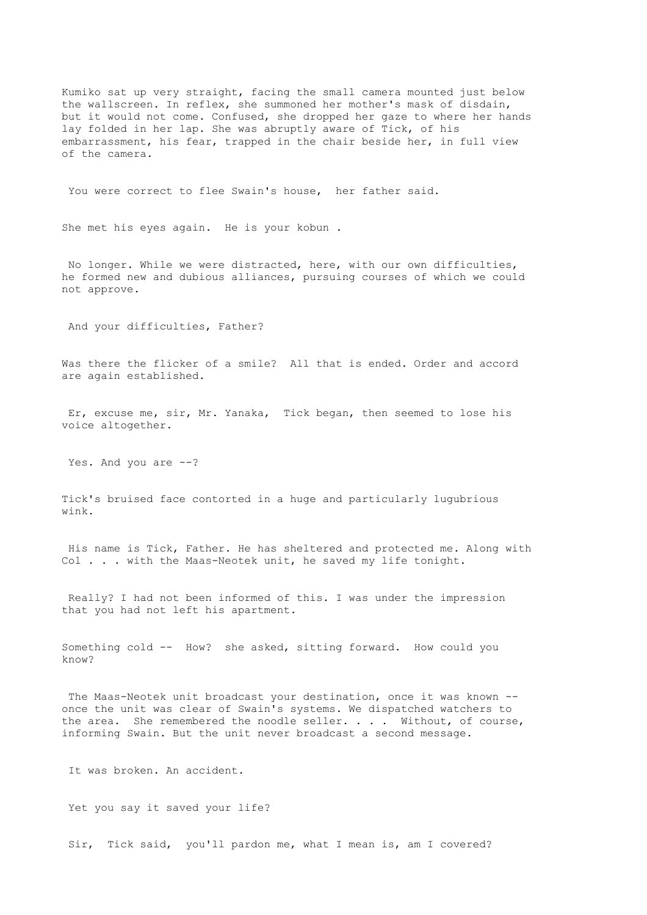Kumiko sat up very straight, facing the small camera mounted just below the wallscreen. In reflex, she summoned her mother's mask of disdain, but it would not come. Confused, she dropped her gaze to where her hands lay folded in her lap. She was abruptly aware of Tick, of his embarrassment, his fear, trapped in the chair beside her, in full view of the camera.

You were correct to flee Swain's house, her father said.

She met his eyes again. He is your kobun .

No longer. While we were distracted, here, with our own difficulties, he formed new and dubious alliances, pursuing courses of which we could not approve.

And your difficulties, Father?

Was there the flicker of a smile? All that is ended. Order and accord are again established.

Er, excuse me, sir, Mr. Yanaka, Tick began, then seemed to lose his voice altogether.

Yes. And you are --?

Tick's bruised face contorted in a huge and particularly lugubrious wink.

His name is Tick, Father. He has sheltered and protected me. Along with Col . . . with the Maas-Neotek unit, he saved my life tonight.

Really? I had not been informed of this. I was under the impression that you had not left his apartment.

Something cold -- How? she asked, sitting forward. How could you know?

The Maas-Neotek unit broadcast your destination, once it was known -- once the unit was clear of Swain's systems. We dispatched watchers to the area. She remembered the noodle seller. . . . Without, of course, informing Swain. But the unit never broadcast a second message.

It was broken. An accident.

Yet you say it saved your life?

Sir, Tick said, you'll pardon me, what I mean is, am I covered?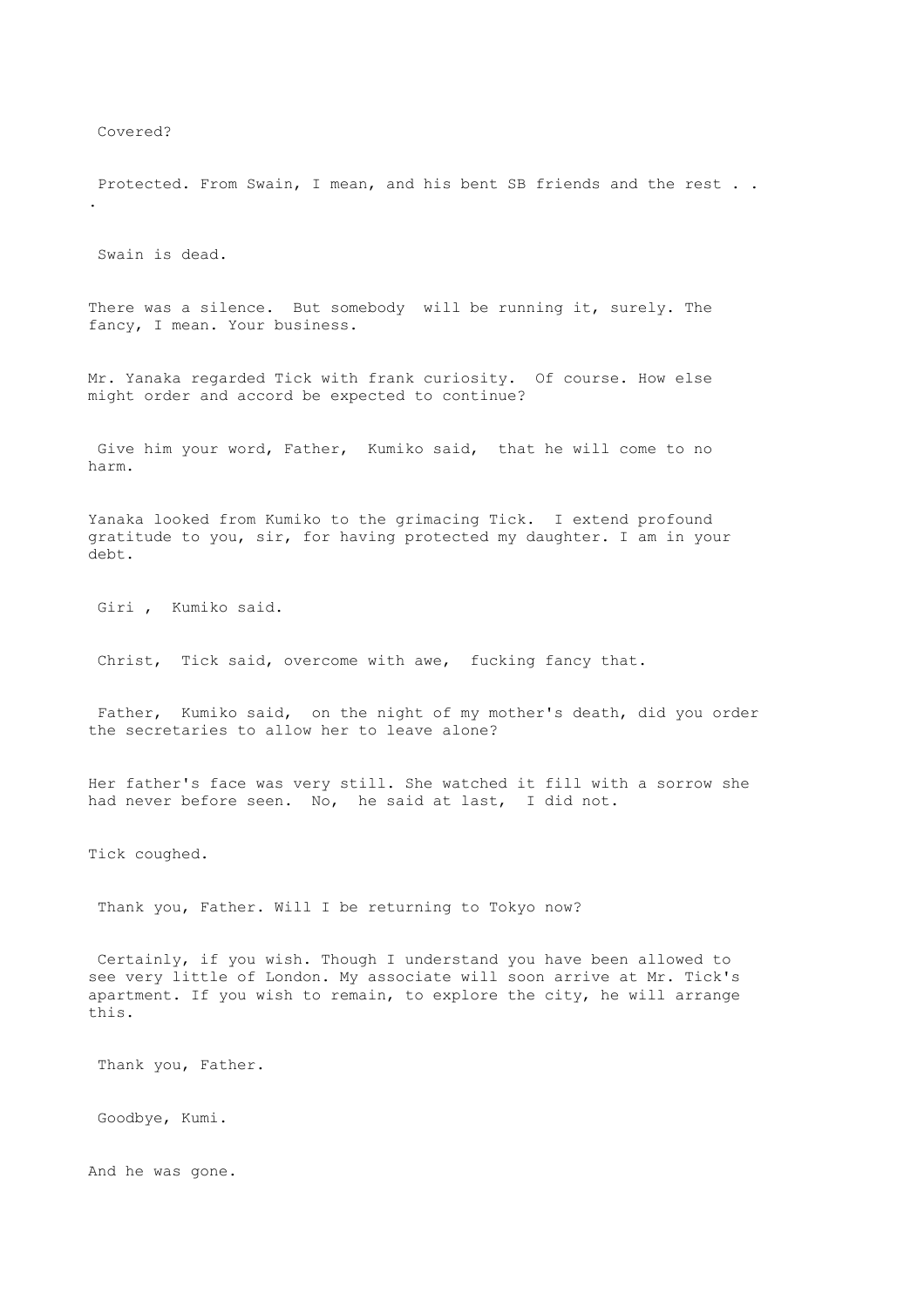Covered?

Protected. From Swain, I mean, and his bent SB friends and the rest . . .

Swain is dead.

There was a silence. But somebody will be running it, surely. The fancy, I mean. Your business.

Mr. Yanaka regarded Tick with frank curiosity. Of course. How else might order and accord be expected to continue?

Give him your word, Father, Kumiko said, that he will come to no harm.

Yanaka looked from Kumiko to the grimacing Tick. I extend profound gratitude to you, sir, for having protected my daughter. I am in your debt.

Giri , Kumiko said.

Christ, Tick said, overcome with awe, fucking fancy that.

Father, Kumiko said, on the night of my mother's death, did you order the secretaries to allow her to leave alone?

Her father's face was very still. She watched it fill with a sorrow she had never before seen. No, he said at last, I did not.

Tick coughed.

Thank you, Father. Will I be returning to Tokyo now?

Certainly, if you wish. Though I understand you have been allowed to see very little of London. My associate will soon arrive at Mr. Tick's apartment. If you wish to remain, to explore the city, he will arrange this.

Thank you, Father.

Goodbye, Kumi.

And he was gone.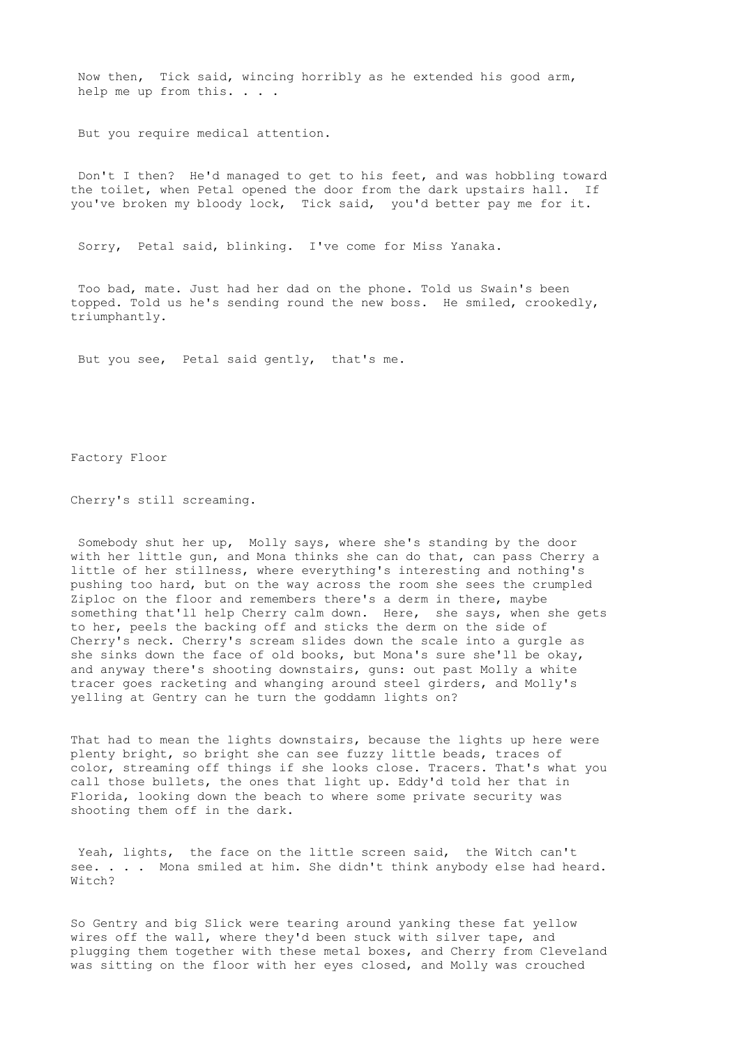Now then, Tick said, wincing horribly as he extended his good arm, help me up from this. . . .

But you require medical attention.

Don't I then? He'd managed to get to his feet, and was hobbling toward the toilet, when Petal opened the door from the dark upstairs hall. If you've broken my bloody lock, Tick said, you'd better pay me for it.

Sorry, Petal said, blinking. I've come for Miss Yanaka.

Too bad, mate. Just had her dad on the phone. Told us Swain's been topped. Told us he's sending round the new boss. He smiled, crookedly, triumphantly.

But you see, Petal said gently, that's me.

## Factory Floor

Cherry's still screaming.

Somebody shut her up, Molly says, where she's standing by the door with her little gun, and Mona thinks she can do that, can pass Cherry a little of her stillness, where everything's interesting and nothing's pushing too hard, but on the way across the room she sees the crumpled Ziploc on the floor and remembers there's a derm in there, maybe something that'll help Cherry calm down. Here, she says, when she gets to her, peels the backing off and sticks the derm on the side of Cherry's neck. Cherry's scream slides down the scale into a gurgle as she sinks down the face of old books, but Mona's sure she'll be okay, and anyway there's shooting downstairs, guns: out past Molly a white tracer goes racketing and whanging around steel girders, and Molly's yelling at Gentry can he turn the goddamn lights on?

That had to mean the lights downstairs, because the lights up here were plenty bright, so bright she can see fuzzy little beads, traces of color, streaming off things if she looks close. Tracers. That's what you call those bullets, the ones that light up. Eddy'd told her that in Florida, looking down the beach to where some private security was shooting them off in the dark.

Yeah, lights, the face on the little screen said, the Witch can't see. . . . Mona smiled at him. She didn't think anybody else had heard. Witch?

So Gentry and big Slick were tearing around yanking these fat yellow wires off the wall, where they'd been stuck with silver tape, and plugging them together with these metal boxes, and Cherry from Cleveland was sitting on the floor with her eyes closed, and Molly was crouched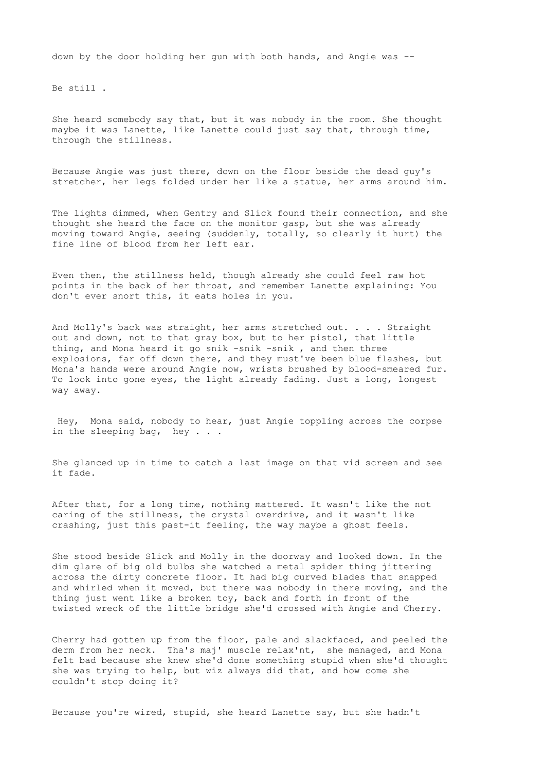down by the door holding her gun with both hands, and Angie was --

Be still .

She heard somebody say that, but it was nobody in the room. She thought maybe it was Lanette, like Lanette could just say that, through time, through the stillness.

Because Angie was just there, down on the floor beside the dead guy's stretcher, her legs folded under her like a statue, her arms around him.

The lights dimmed, when Gentry and Slick found their connection, and she thought she heard the face on the monitor gasp, but she was already moving toward Angie, seeing (suddenly, totally, so clearly it hurt) the fine line of blood from her left ear.

Even then, the stillness held, though already she could feel raw hot points in the back of her throat, and remember Lanette explaining: You don't ever snort this, it eats holes in you.

And Molly's back was straight, her arms stretched out. . . . Straight out and down, not to that gray box, but to her pistol, that little thing, and Mona heard it go snik -snik -snik , and then three explosions, far off down there, and they must've been blue flashes, but Mona's hands were around Angie now, wrists brushed by blood-smeared fur. To look into gone eyes, the light already fading. Just a long, longest way away.

Hey, Mona said, nobody to hear, just Angie toppling across the corpse in the sleeping bag, hey . . .

She glanced up in time to catch a last image on that vid screen and see it fade.

After that, for a long time, nothing mattered. It wasn't like the not caring of the stillness, the crystal overdrive, and it wasn't like crashing, just this past-it feeling, the way maybe a ghost feels.

She stood beside Slick and Molly in the doorway and looked down. In the dim glare of big old bulbs she watched a metal spider thing jittering across the dirty concrete floor. It had big curved blades that snapped and whirled when it moved, but there was nobody in there moving, and the thing just went like a broken toy, back and forth in front of the twisted wreck of the little bridge she'd crossed with Angie and Cherry.

Cherry had gotten up from the floor, pale and slackfaced, and peeled the derm from her neck. Tha's maj' muscle relax'nt, she managed, and Mona felt bad because she knew she'd done something stupid when she'd thought she was trying to help, but wiz always did that, and how come she couldn't stop doing it?

Because you're wired, stupid, she heard Lanette say, but she hadn't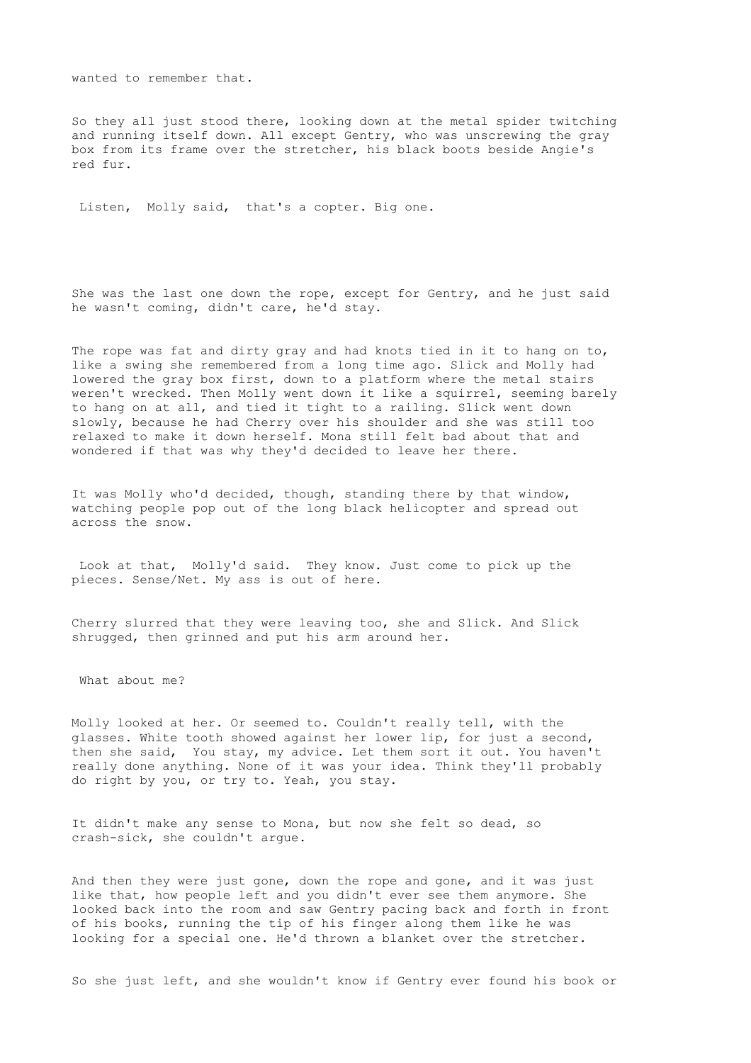wanted to remember that.

So they all just stood there, looking down at the metal spider twitching and running itself down. All except Gentry, who was unscrewing the gray box from its frame over the stretcher, his black boots beside Angie's red fur.

Listen, Molly said, that's a copter. Big one.

She was the last one down the rope, except for Gentry, and he just said he wasn't coming, didn't care, he'd stay.

The rope was fat and dirty gray and had knots tied in it to hang on to, like a swing she remembered from a long time ago. Slick and Molly had lowered the gray box first, down to a platform where the metal stairs weren't wrecked. Then Molly went down it like a squirrel, seeming barely to hang on at all, and tied it tight to a railing. Slick went down slowly, because he had Cherry over his shoulder and she was still too relaxed to make it down herself. Mona still felt bad about that and wondered if that was why they'd decided to leave her there.

It was Molly who'd decided, though, standing there by that window, watching people pop out of the long black helicopter and spread out across the snow.

Look at that, Molly'd said. They know. Just come to pick up the pieces. Sense/Net. My ass is out of here.

Cherry slurred that they were leaving too, she and Slick. And Slick shrugged, then grinned and put his arm around her.

What about me?

Molly looked at her. Or seemed to. Couldn't really tell, with the glasses. White tooth showed against her lower lip, for just a second, then she said, You stay, my advice. Let them sort it out. You haven't really done anything. None of it was your idea. Think they'll probably do right by you, or try to. Yeah, you stay.

It didn't make any sense to Mona, but now she felt so dead, so crash-sick, she couldn't argue.

And then they were just gone, down the rope and gone, and it was just like that, how people left and you didn't ever see them anymore. She looked back into the room and saw Gentry pacing back and forth in front of his books, running the tip of his finger along them like he was looking for a special one. He'd thrown a blanket over the stretcher.

So she just left, and she wouldn't know if Gentry ever found his book or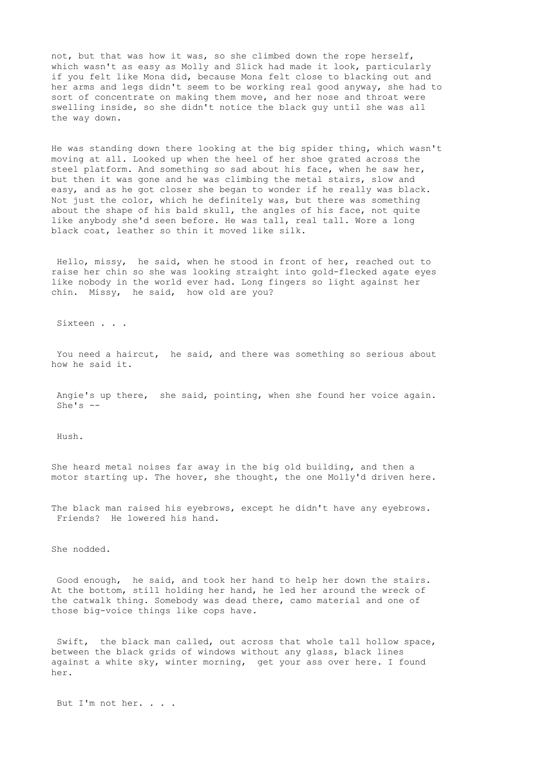not, but that was how it was, so she climbed down the rope herself, which wasn't as easy as Molly and Slick had made it look, particularly if you felt like Mona did, because Mona felt close to blacking out and her arms and legs didn't seem to be working real good anyway, she had to sort of concentrate on making them move, and her nose and throat were swelling inside, so she didn't notice the black guy until she was all the way down.

He was standing down there looking at the big spider thing, which wasn't moving at all. Looked up when the heel of her shoe grated across the steel platform. And something so sad about his face, when he saw her, but then it was gone and he was climbing the metal stairs, slow and easy, and as he got closer she began to wonder if he really was black. Not just the color, which he definitely was, but there was something about the shape of his bald skull, the angles of his face, not quite like anybody she'd seen before. He was tall, real tall. Wore a long black coat, leather so thin it moved like silk.

Hello, missy, he said, when he stood in front of her, reached out to raise her chin so she was looking straight into gold-flecked agate eyes like nobody in the world ever had. Long fingers so light against her chin. Missy, he said, how old are you?

Sixteen . . .

You need a haircut, he said, and there was something so serious about how he said it.

Angie's up there, she said, pointing, when she found her voice again. She's --

Hush.

She heard metal noises far away in the big old building, and then a motor starting up. The hover, she thought, the one Molly'd driven here.

The black man raised his eyebrows, except he didn't have any eyebrows. Friends? He lowered his hand.

She nodded.

Good enough, he said, and took her hand to help her down the stairs. At the bottom, still holding her hand, he led her around the wreck of the catwalk thing. Somebody was dead there, camo material and one of those big-voice things like cops have.

Swift, the black man called, out across that whole tall hollow space, between the black grids of windows without any glass, black lines against a white sky, winter morning, get your ass over here. I found her.

But I'm not her. . . .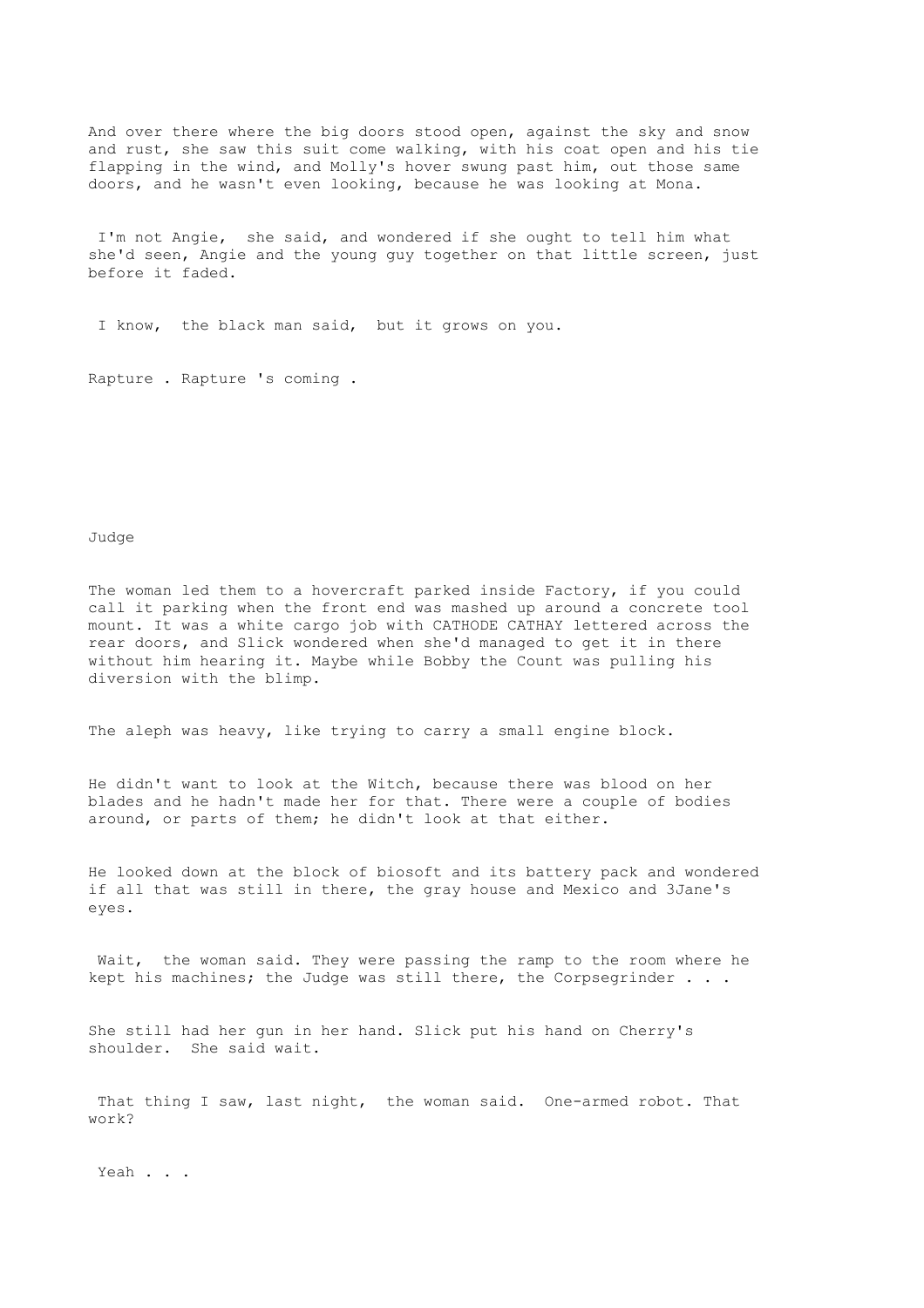And over there where the big doors stood open, against the sky and snow and rust, she saw this suit come walking, with his coat open and his tie flapping in the wind, and Molly's hover swung past him, out those same doors, and he wasn't even looking, because he was looking at Mona.

I'm not Angie, she said, and wondered if she ought to tell him what she'd seen, Angie and the young guy together on that little screen, just before it faded.

I know, the black man said, but it grows on you.

Rapture . Rapture 's coming .

## Judge

The woman led them to a hovercraft parked inside Factory, if you could call it parking when the front end was mashed up around a concrete tool mount. It was a white cargo job with CATHODE CATHAY lettered across the rear doors, and Slick wondered when she'd managed to get it in there without him hearing it. Maybe while Bobby the Count was pulling his diversion with the blimp.

The aleph was heavy, like trying to carry a small engine block.

He didn't want to look at the Witch, because there was blood on her blades and he hadn't made her for that. There were a couple of bodies around, or parts of them; he didn't look at that either.

He looked down at the block of biosoft and its battery pack and wondered if all that was still in there, the gray house and Mexico and 3Jane's eyes.

Wait, the woman said. They were passing the ramp to the room where he kept his machines; the Judge was still there, the Corpsegrinder . . .

She still had her gun in her hand. Slick put his hand on Cherry's shoulder. She said wait.

That thing I saw, last night, the woman said. One-armed robot. That work?

Yeah . . .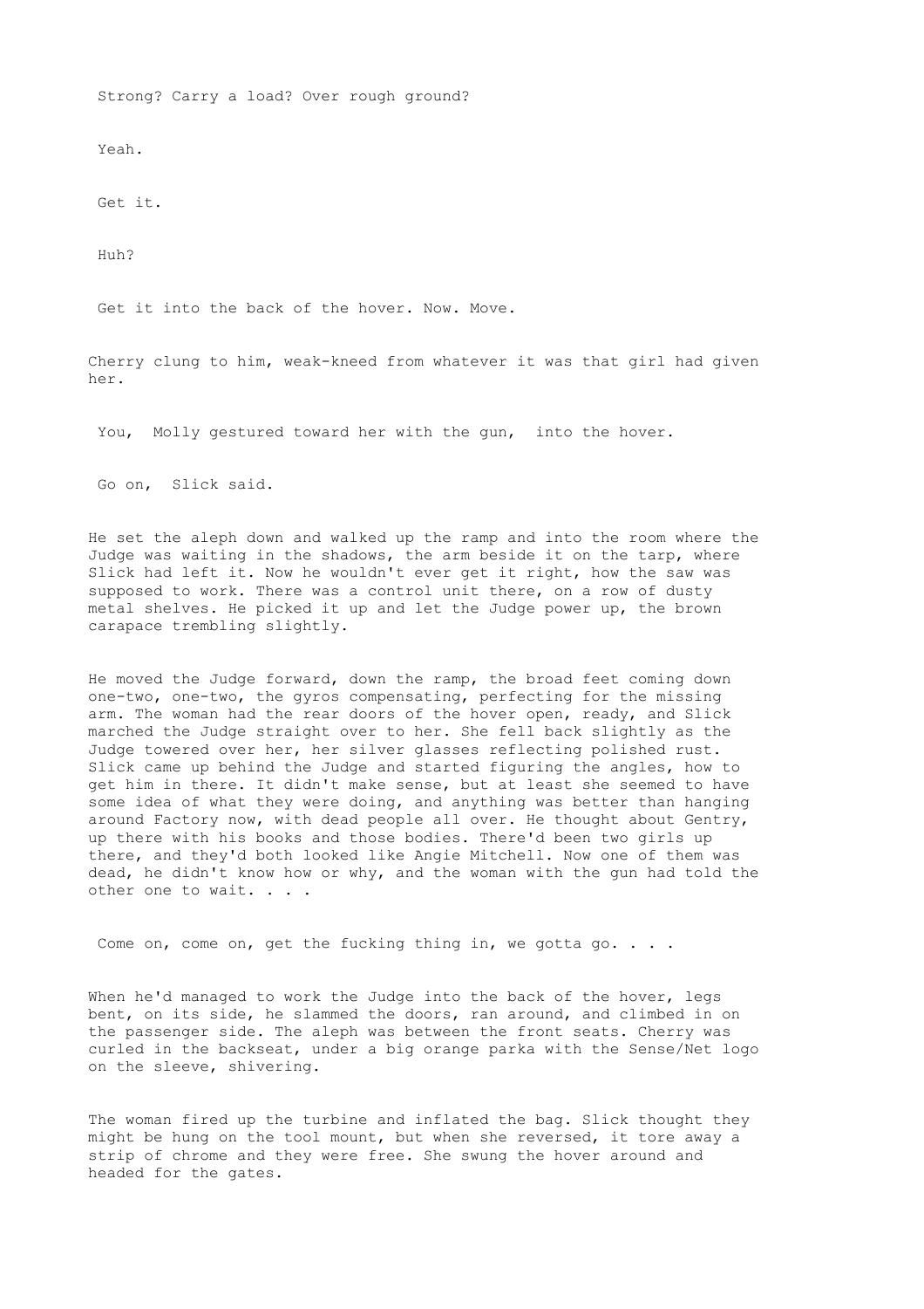Strong? Carry a load? Over rough ground?

Yeah.

Get it.

Huh?

Get it into the back of the hover. Now. Move.

Cherry clung to him, weak-kneed from whatever it was that girl had given her.

You, Molly gestured toward her with the gun, into the hover.

Go on, Slick said.

He set the aleph down and walked up the ramp and into the room where the Judge was waiting in the shadows, the arm beside it on the tarp, where Slick had left it. Now he wouldn't ever get it right, how the saw was supposed to work. There was a control unit there, on a row of dusty metal shelves. He picked it up and let the Judge power up, the brown carapace trembling slightly.

He moved the Judge forward, down the ramp, the broad feet coming down one-two, one-two, the gyros compensating, perfecting for the missing arm. The woman had the rear doors of the hover open, ready, and Slick marched the Judge straight over to her. She fell back slightly as the Judge towered over her, her silver glasses reflecting polished rust. Slick came up behind the Judge and started figuring the angles, how to get him in there. It didn't make sense, but at least she seemed to have some idea of what they were doing, and anything was better than hanging around Factory now, with dead people all over. He thought about Gentry, up there with his books and those bodies. There'd been two girls up there, and they'd both looked like Angie Mitchell. Now one of them was dead, he didn't know how or why, and the woman with the gun had told the other one to wait. . . .

Come on, come on, get the fucking thing in, we gotta go. . . .

When he'd managed to work the Judge into the back of the hover, legs bent, on its side, he slammed the doors, ran around, and climbed in on the passenger side. The aleph was between the front seats. Cherry was curled in the backseat, under a big orange parka with the Sense/Net logo on the sleeve, shivering.

The woman fired up the turbine and inflated the bag. Slick thought they might be hung on the tool mount, but when she reversed, it tore away a strip of chrome and they were free. She swung the hover around and headed for the gates.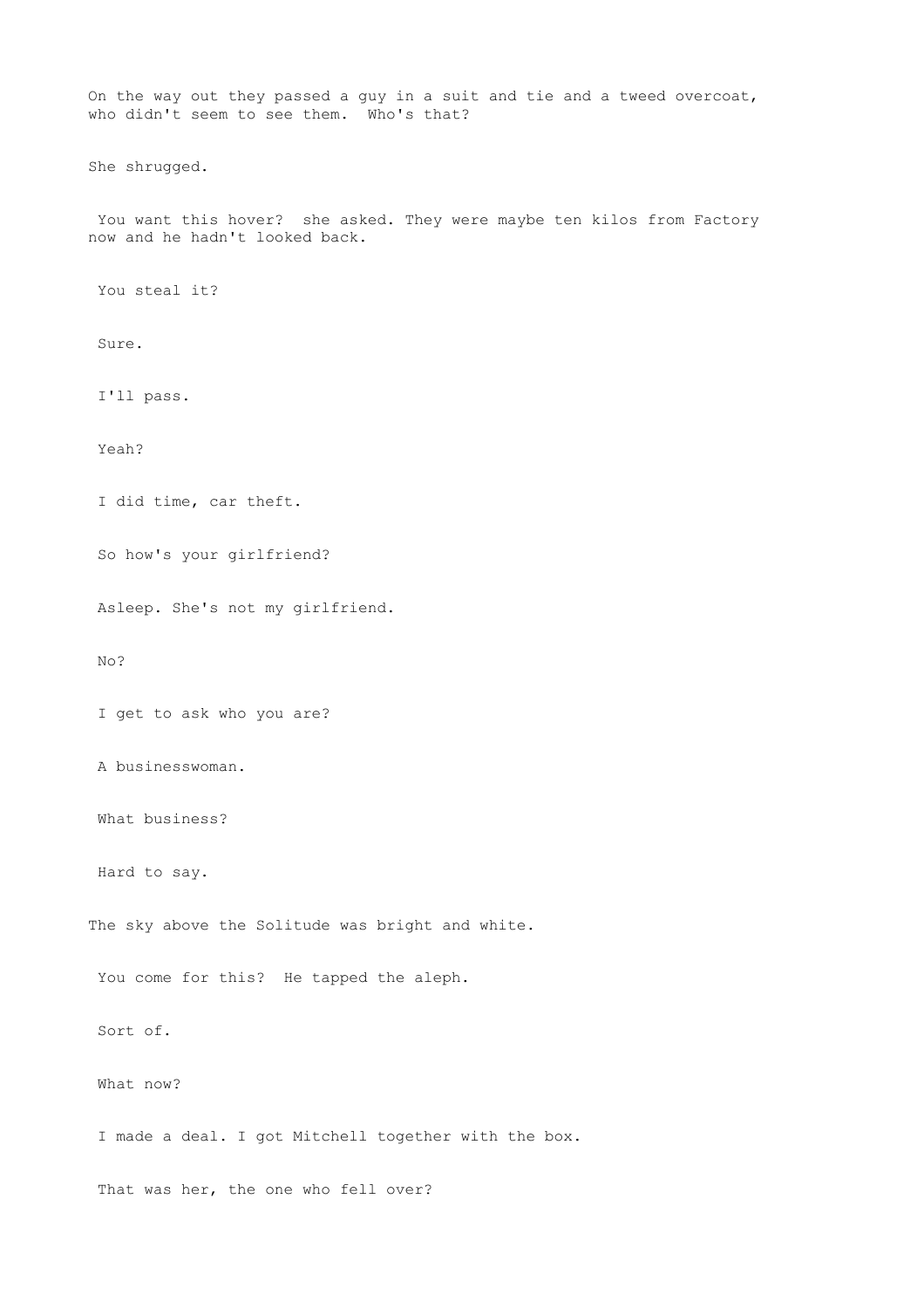On the way out they passed a guy in a suit and tie and a tweed overcoat, who didn't seem to see them. Who's that?

She shrugged.

You want this hover? she asked. They were maybe ten kilos from Factory now and he hadn't looked back.

You steal it?

Sure.

I'll pass.

Yeah?

I did time, car theft.

So how's your girlfriend?

Asleep. She's not my girlfriend.

No?

I get to ask who you are?

A businesswoman.

What business?

Hard to say.

The sky above the Solitude was bright and white.

You come for this? He tapped the aleph.

Sort of.

What now?

I made a deal. I got Mitchell together with the box.

That was her, the one who fell over?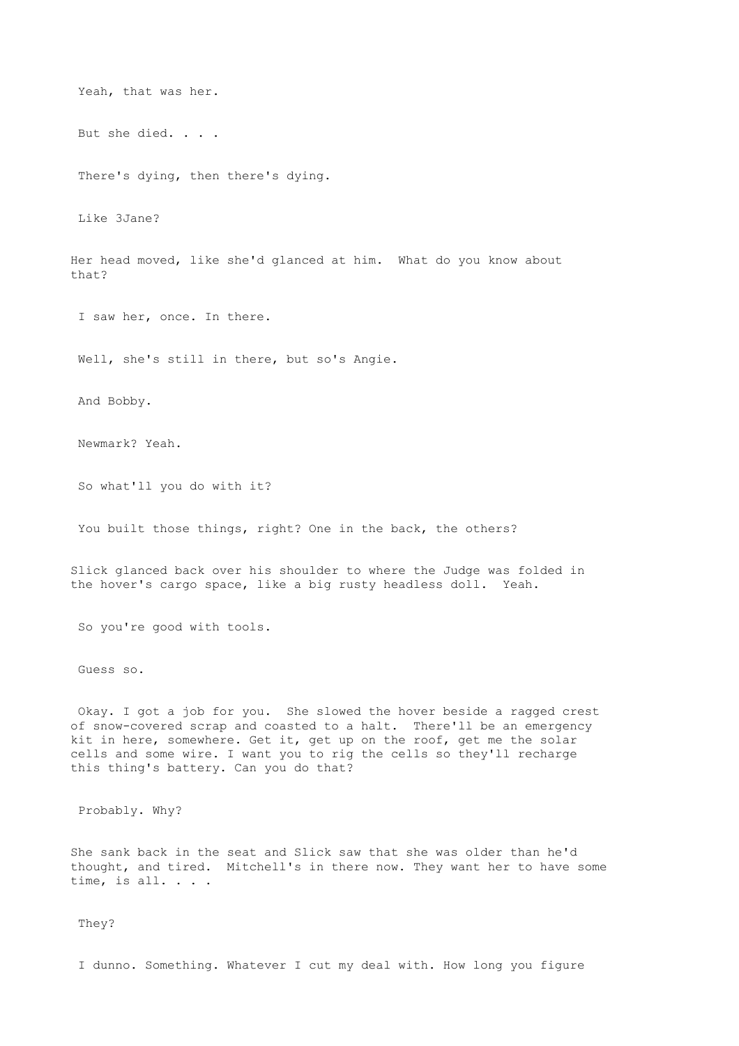Yeah, that was her.

But she died. . . .

There's dying, then there's dying.

Like 3Jane?

Her head moved, like she'd glanced at him. What do you know about that?

I saw her, once. In there.

Well, she's still in there, but so's Angie.

And Bobby.

Newmark? Yeah.

So what'll you do with it?

You built those things, right? One in the back, the others?

Slick glanced back over his shoulder to where the Judge was folded in the hover's cargo space, like a big rusty headless doll. Yeah.

So you're good with tools.

Guess so.

Okay. I got a job for you. She slowed the hover beside a ragged crest of snow-covered scrap and coasted to a halt. There'll be an emergency kit in here, somewhere. Get it, get up on the roof, get me the solar cells and some wire. I want you to rig the cells so they'll recharge this thing's battery. Can you do that?

Probably. Why?

She sank back in the seat and Slick saw that she was older than he'd thought, and tired. Mitchell's in there now. They want her to have some time, is all. . . .

They?

I dunno. Something. Whatever I cut my deal with. How long you figure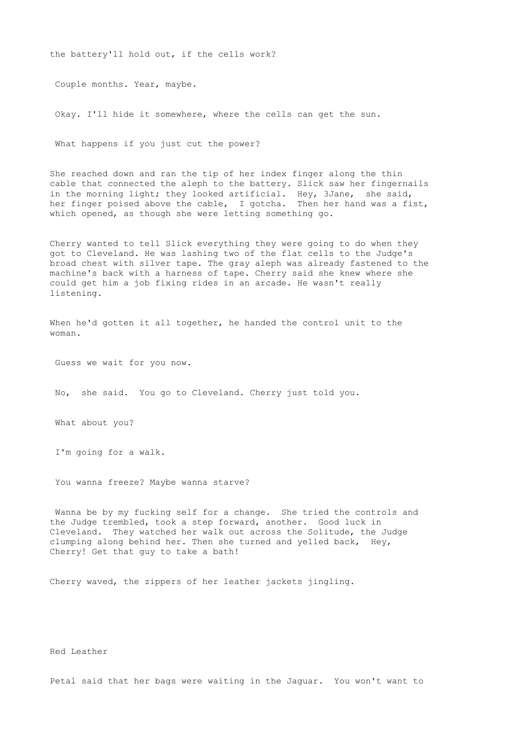the battery'll hold out, if the cells work?

Couple months. Year, maybe.

Okay. I'll hide it somewhere, where the cells can get the sun.

What happens if you just cut the power?

She reached down and ran the tip of her index finger along the thin cable that connected the aleph to the battery. Slick saw her fingernails in the morning light; they looked artificial. Hey, 3Jane, she said, her finger poised above the cable, I gotcha. Then her hand was a fist, which opened, as though she were letting something go.

Cherry wanted to tell Slick everything they were going to do when they got to Cleveland. He was lashing two of the flat cells to the Judge's broad chest with silver tape. The gray aleph was already fastened to the machine's back with a harness of tape. Cherry said she knew where she could get him a job fixing rides in an arcade. He wasn't really listening.

When he'd gotten it all together, he handed the control unit to the woman.

Guess we wait for you now.

No, she said. You go to Cleveland. Cherry just told you.

What about you?

I'm going for a walk.

You wanna freeze? Maybe wanna starve?

Wanna be by my fucking self for a change. She tried the controls and the Judge trembled, took a step forward, another. Good luck in Cleveland. They watched her walk out across the Solitude, the Judge clumping along behind her. Then she turned and yelled back, Hey, Cherry! Get that guy to take a bath!

Cherry waved, the zippers of her leather jackets jingling.

## Red Leather

Petal said that her bags were waiting in the Jaguar. You won't want to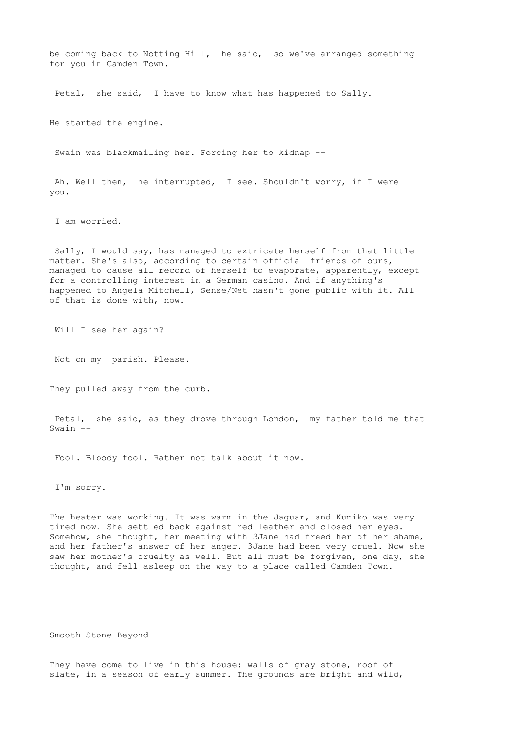be coming back to Notting Hill, he said, so we've arranged something for you in Camden Town.

Petal, she said, I have to know what has happened to Sally.

He started the engine.

Swain was blackmailing her. Forcing her to kidnap --

Ah. Well then, he interrupted, I see. Shouldn't worry, if I were you.

I am worried.

Sally, I would say, has managed to extricate herself from that little matter. She's also, according to certain official friends of ours, managed to cause all record of herself to evaporate, apparently, except for a controlling interest in a German casino. And if anything's happened to Angela Mitchell, Sense/Net hasn't gone public with it. All of that is done with, now.

Will I see her again?

Not on my parish. Please.

They pulled away from the curb.

Petal, she said, as they drove through London, my father told me that Swain --

Fool. Bloody fool. Rather not talk about it now.

I'm sorry.

The heater was working. It was warm in the Jaguar, and Kumiko was very tired now. She settled back against red leather and closed her eyes. Somehow, she thought, her meeting with 3Jane had freed her of her shame, and her father's answer of her anger. 3Jane had been very cruel. Now she saw her mother's cruelty as well. But all must be forgiven, one day, she thought, and fell asleep on the way to a place called Camden Town.

## Smooth Stone Beyond

They have come to live in this house: walls of gray stone, roof of slate, in a season of early summer. The grounds are bright and wild,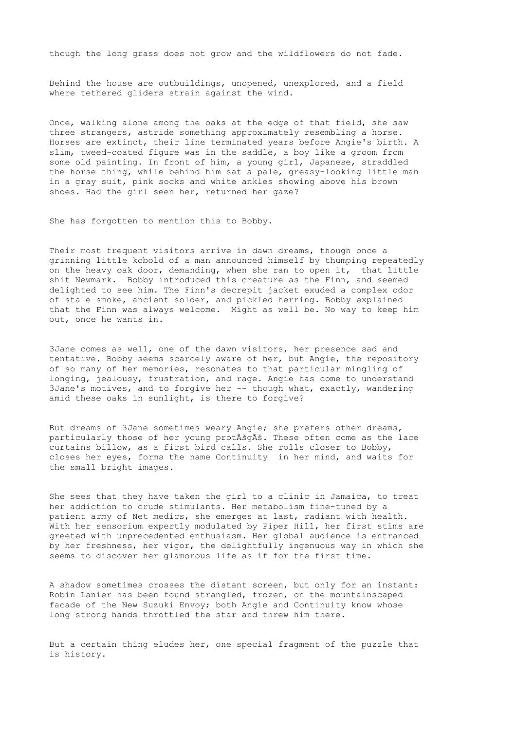though the long grass does not grow and the wildflowers do not fade.

Behind the house are outbuildings, unopened, unexplored, and a field where tethered gliders strain against the wind.

Once, walking alone among the oaks at the edge of that field, she saw three strangers, astride something approximately resembling a horse. Horses are extinct, their line terminated years before Angie's birth. A slim, tweed-coated figure was in the saddle, a boy like a groom from some old painting. In front of him, a young girl, Japanese, straddled the horse thing, while behind him sat a pale, greasy-looking little man in a gray suit, pink socks and white ankles showing above his brown shoes. Had the girl seen her, returned her gaze?

She has forgotten to mention this to Bobby.

Their most frequent visitors arrive in dawn dreams, though once a grinning little kobold of a man announced himself by thumping repeatedly on the heavy oak door, demanding, when she ran to open it, that little shit Newmark. Bobby introduced this creature as the Finn, and seemed delighted to see him. The Finn's decrepit jacket exuded a complex odor of stale smoke, ancient solder, and pickled herring. Bobby explained that the Finn was always welcome. Might as well be. No way to keep him out, once he wants in.

3Jane comes as well, one of the dawn visitors, her presence sad and tentative. Bobby seems scarcely aware of her, but Angie, the repository of so many of her memories, resonates to that particular mingling of longing, jealousy, frustration, and rage. Angie has come to understand 3Jane's motives, and to forgive her -- though what, exactly, wandering amid these oaks in sunlight, is there to forgive?

But dreams of 3Jane sometimes weary Angie; she prefers other dreams, particularly those of her young protÃ©gÃ©. These often come as the lace curtains billow, as a first bird calls. She rolls closer to Bobby, closes her eyes, forms the name Continuity in her mind, and waits for the small bright images.

She sees that they have taken the girl to a clinic in Jamaica, to treat her addiction to crude stimulants. Her metabolism fine-tuned by a patient army of Net medics, she emerges at last, radiant with health. With her sensorium expertly modulated by Piper Hill, her first stims are greeted with unprecedented enthusiasm. Her global audience is entranced by her freshness, her vigor, the delightfully ingenuous way in which she seems to discover her glamorous life as if for the first time.

A shadow sometimes crosses the distant screen, but only for an instant: Robin Lanier has been found strangled, frozen, on the mountainscaped facade of the New Suzuki Envoy; both Angie and Continuity know whose long strong hands throttled the star and threw him there.

But a certain thing eludes her, one special fragment of the puzzle that is history.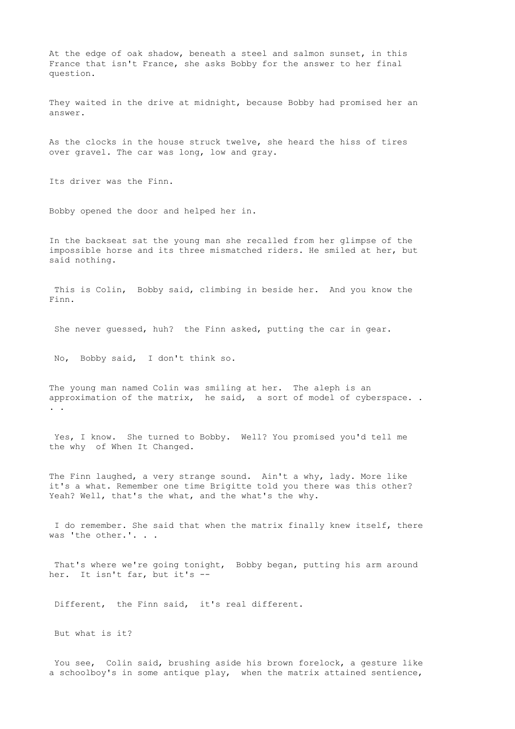At the edge of oak shadow, beneath a steel and salmon sunset, in this France that isn't France, she asks Bobby for the answer to her final question.

They waited in the drive at midnight, because Bobby had promised her an answer.

As the clocks in the house struck twelve, she heard the hiss of tires over gravel. The car was long, low and gray.

Its driver was the Finn.

Bobby opened the door and helped her in.

In the backseat sat the young man she recalled from her glimpse of the impossible horse and its three mismatched riders. He smiled at her, but said nothing.

This is Colin, Bobby said, climbing in beside her. And you know the Finn.

She never guessed, huh? the Finn asked, putting the car in gear.

No, Bobby said, I don't think so.

The young man named Colin was smiling at her. The aleph is an approximation of the matrix, he said, a sort of model of cyberspace. . . .

Yes, I know. She turned to Bobby. Well? You promised you'd tell me the why of When It Changed.

The Finn laughed, a very strange sound. Ain't a why, lady. More like it's a what. Remember one time Brigitte told you there was this other? Yeah? Well, that's the what, and the what's the why.

I do remember. She said that when the matrix finally knew itself, there was 'the other.'. . .

That's where we're going tonight, Bobby began, putting his arm around her. It isn't far, but it's --

Different, the Finn said, it's real different.

But what is it?

You see, Colin said, brushing aside his brown forelock, a gesture like a schoolboy's in some antique play, when the matrix attained sentience,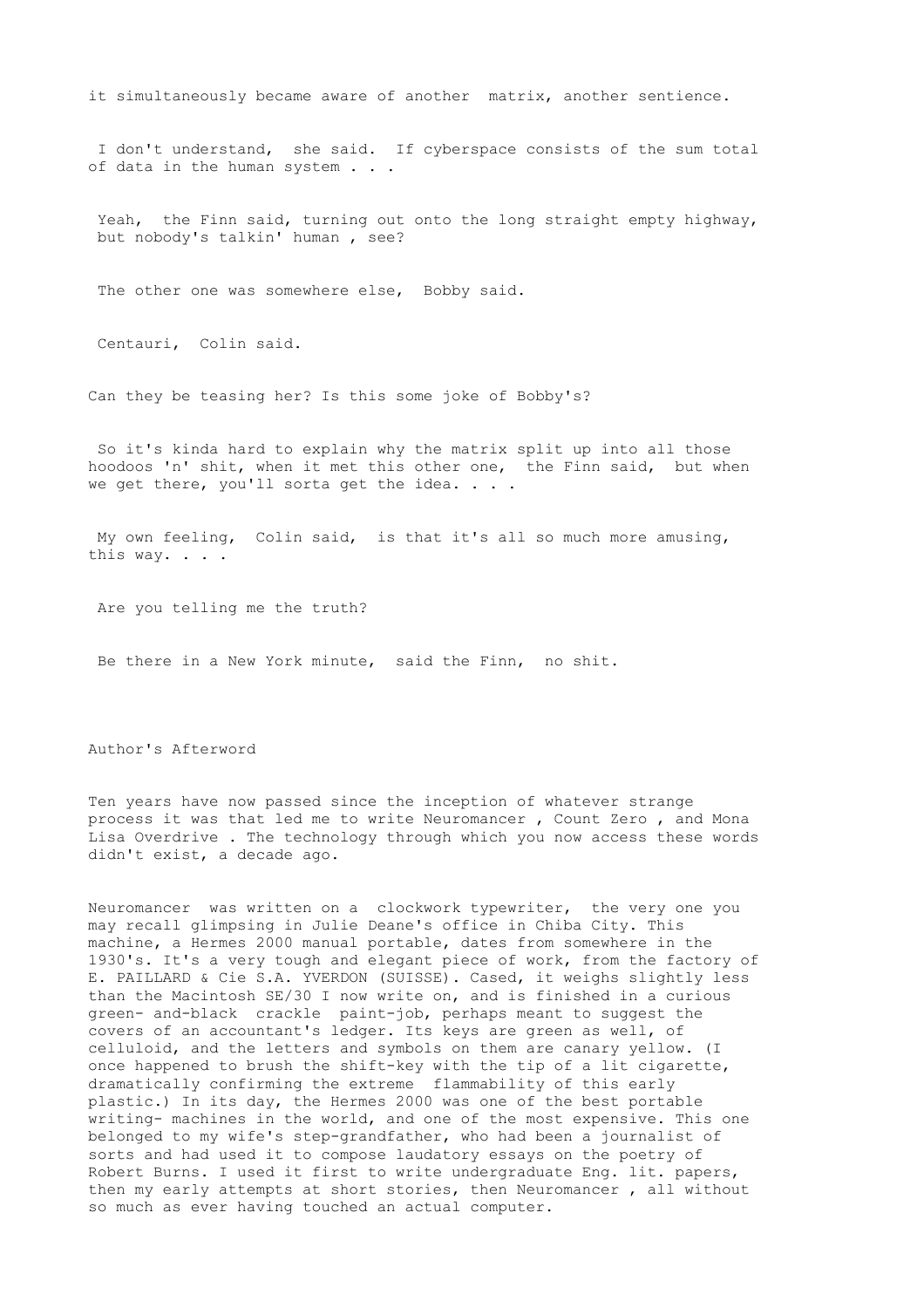it simultaneously became aware of another matrix, another sentience.

I don't understand, she said. If cyberspace consists of the sum total of data in the human system . . .

Yeah, the Finn said, turning out onto the long straight empty highway, but nobody's talkin' human , see?

The other one was somewhere else, Bobby said.

Centauri, Colin said.

Can they be teasing her? Is this some joke of Bobby's?

So it's kinda hard to explain why the matrix split up into all those hoodoos 'n' shit, when it met this other one, the Finn said, but when we get there, you'll sorta get the idea. . . .

My own feeling, Colin said, is that it's all so much more amusing, this way. . . .

Are you telling me the truth?

Be there in a New York minute, said the Finn, no shit.

## Author's Afterword

Ten years have now passed since the inception of whatever strange process it was that led me to write Neuromancer , Count Zero , and Mona Lisa Overdrive . The technology through which you now access these words didn't exist, a decade ago.

Neuromancer was written on a clockwork typewriter, the very one you may recall glimpsing in Julie Deane's office in Chiba City. This machine, a Hermes 2000 manual portable, dates from somewhere in the 1930's. It's a very tough and elegant piece of work, from the factory of E. PAILLARD & Cie S.A. YVERDON (SUISSE). Cased, it weighs slightly less than the Macintosh SE/30 I now write on, and is finished in a curious green- and-black crackle paint-job, perhaps meant to suggest the covers of an accountant's ledger. Its keys are green as well, of celluloid, and the letters and symbols on them are canary yellow. (I once happened to brush the shift-key with the tip of a lit cigarette, dramatically confirming the extreme flammability of this early plastic.) In its day, the Hermes 2000 was one of the best portable writing- machines in the world, and one of the most expensive. This one belonged to my wife's step-grandfather, who had been a journalist of sorts and had used it to compose laudatory essays on the poetry of Robert Burns. I used it first to write undergraduate Eng. lit. papers, then my early attempts at short stories, then Neuromancer , all without so much as ever having touched an actual computer.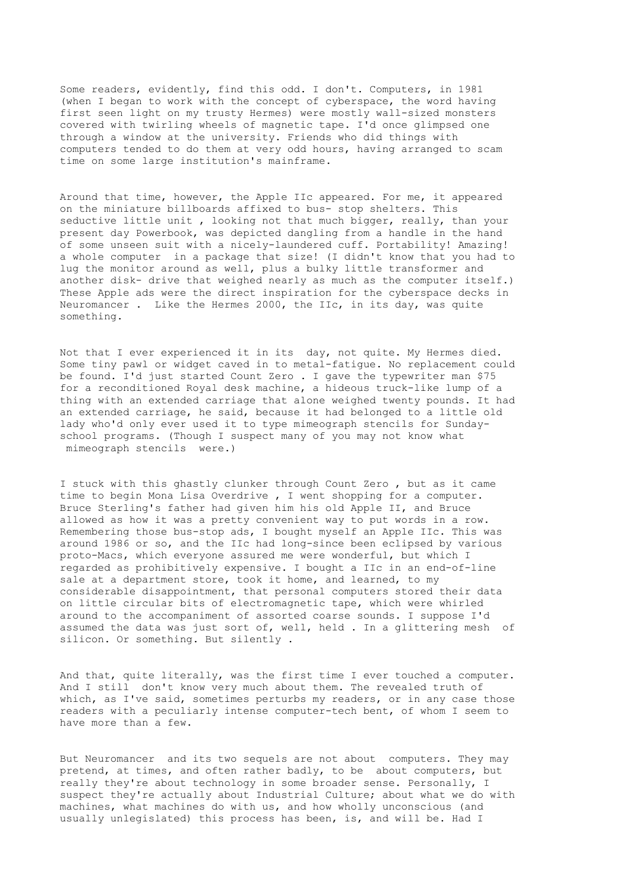Some readers, evidently, find this odd. I don't. Computers, in 1981 (when I began to work with the concept of cyberspace, the word having first seen light on my trusty Hermes) were mostly wall-sized monsters covered with twirling wheels of magnetic tape. I'd once glimpsed one through a window at the university. Friends who did things with computers tended to do them at very odd hours, having arranged to scam time on some large institution's mainframe.

Around that time, however, the Apple IIc appeared. For me, it appeared on the miniature billboards affixed to bus- stop shelters. This seductive little unit , looking not that much bigger, really, than your present day Powerbook, was depicted dangling from a handle in the hand of some unseen suit with a nicely-laundered cuff. Portability! Amazing! a whole computer in a package that size! (I didn't know that you had to lug the monitor around as well, plus a bulky little transformer and another disk- drive that weighed nearly as much as the computer itself.) These Apple ads were the direct inspiration for the cyberspace decks in Neuromancer . Like the Hermes 2000, the IIc, in its day, was quite something.

Not that I ever experienced it in its day, not quite. My Hermes died. Some tiny pawl or widget caved in to metal-fatigue. No replacement could be found. I'd just started Count Zero . I gave the typewriter man $75 for a reconditioned Royal desk machine, a hideous truck-like lump of a thing with an extended carriage that alone weighed twenty pounds. It had an extended carriage, he said, because it had belonged to a little old lady who'd only ever used it to type mimeograph stencils for Sunday-school programs. (Though I suspect many of you may not know what mimeograph stencils were.)

I stuck with this ghastly clunker through Count Zero , but as it came time to begin Mona Lisa Overdrive , I went shopping for a computer. Bruce Sterling's father had given him his old Apple II, and Bruce allowed as how it was a pretty convenient way to put words in a row. Remembering those bus-stop ads, I bought myself an Apple IIc. This was around 1986 or so, and the IIc had long-since been eclipsed by various proto-Macs, which everyone assured me were wonderful, but which I regarded as prohibitively expensive. I bought a IIc in an end-of-line sale at a department store, took it home, and learned, to my considerable disappointment, that personal computers stored their data on little circular bits of electromagnetic tape, which were whirled around to the accompaniment of assorted coarse sounds. I suppose I'd assumed the data was just sort of, well, held . In a glittering mesh of silicon. Or something. But silently .

And that, quite literally, was the first time I ever touched a computer. And I still don't know very much about them. The revealed truth of which, as I've said, sometimes perturbs my readers, or in any case those readers with a peculiarly intense computer-tech bent, of whom I seem to have more than a few.

But Neuromancer and its two sequels are not about computers. They may pretend, at times, and often rather badly, to be about computers, but really they're about technology in some broader sense. Personally, I suspect they're actually about Industrial Culture; about what we do with machines, what machines do with us, and how wholly unconscious (and usually unlegislated) this process has been, is, and will be. Had I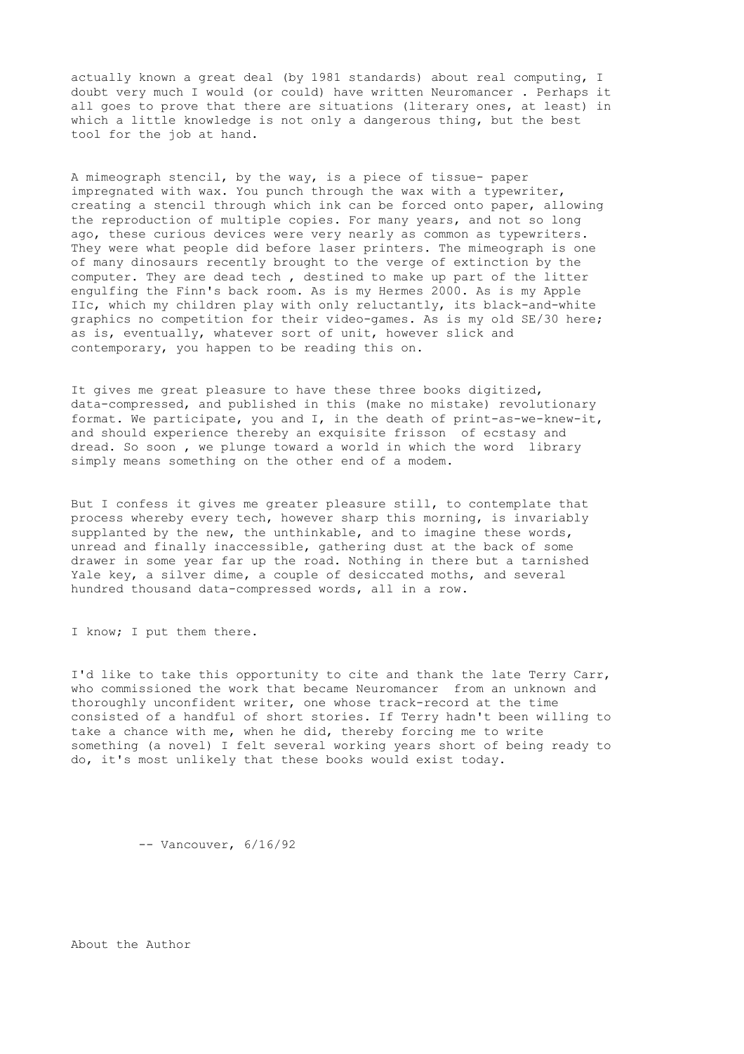actually known a great deal (by 1981 standards) about real computing, I doubt very much I would (or could) have written Neuromancer . Perhaps it all goes to prove that there are situations (literary ones, at least) in which a little knowledge is not only a dangerous thing, but the best tool for the job at hand.

A mimeograph stencil, by the way, is a piece of tissue- paper impregnated with wax. You punch through the wax with a typewriter, creating a stencil through which ink can be forced onto paper, allowing the reproduction of multiple copies. For many years, and not so long ago, these curious devices were very nearly as common as typewriters. They were what people did before laser printers. The mimeograph is one of many dinosaurs recently brought to the verge of extinction by the computer. They are dead tech , destined to make up part of the litter engulfing the Finn's back room. As is my Hermes 2000. As is my Apple IIc, which my children play with only reluctantly, its black-and-white graphics no competition for their video-games. As is my old SE/30 here; as is, eventually, whatever sort of unit, however slick and contemporary, you happen to be reading this on.

It gives me great pleasure to have these three books digitized, data-compressed, and published in this (make no mistake) revolutionary format. We participate, you and I, in the death of print-as-we-knew-it, and should experience thereby an exquisite frisson of ecstasy and dread. So soon , we plunge toward a world in which the word library simply means something on the other end of a modem.

But I confess it gives me greater pleasure still, to contemplate that process whereby every tech, however sharp this morning, is invariably supplanted by the new, the unthinkable, and to imagine these words, unread and finally inaccessible, gathering dust at the back of some drawer in some year far up the road. Nothing in there but a tarnished Yale key, a silver dime, a couple of desiccated moths, and several hundred thousand data-compressed words, all in a row.

I know; I put them there.

I'd like to take this opportunity to cite and thank the late Terry Carr, who commissioned the work that became Neuromancer from an unknown and thoroughly unconfident writer, one whose track-record at the time consisted of a handful of short stories. If Terry hadn't been willing to take a chance with me, when he did, thereby forcing me to write something (a novel) I felt several working years short of being ready to do, it's most unlikely that these books would exist today.

-- Vancouver, 6/16/92

About the Author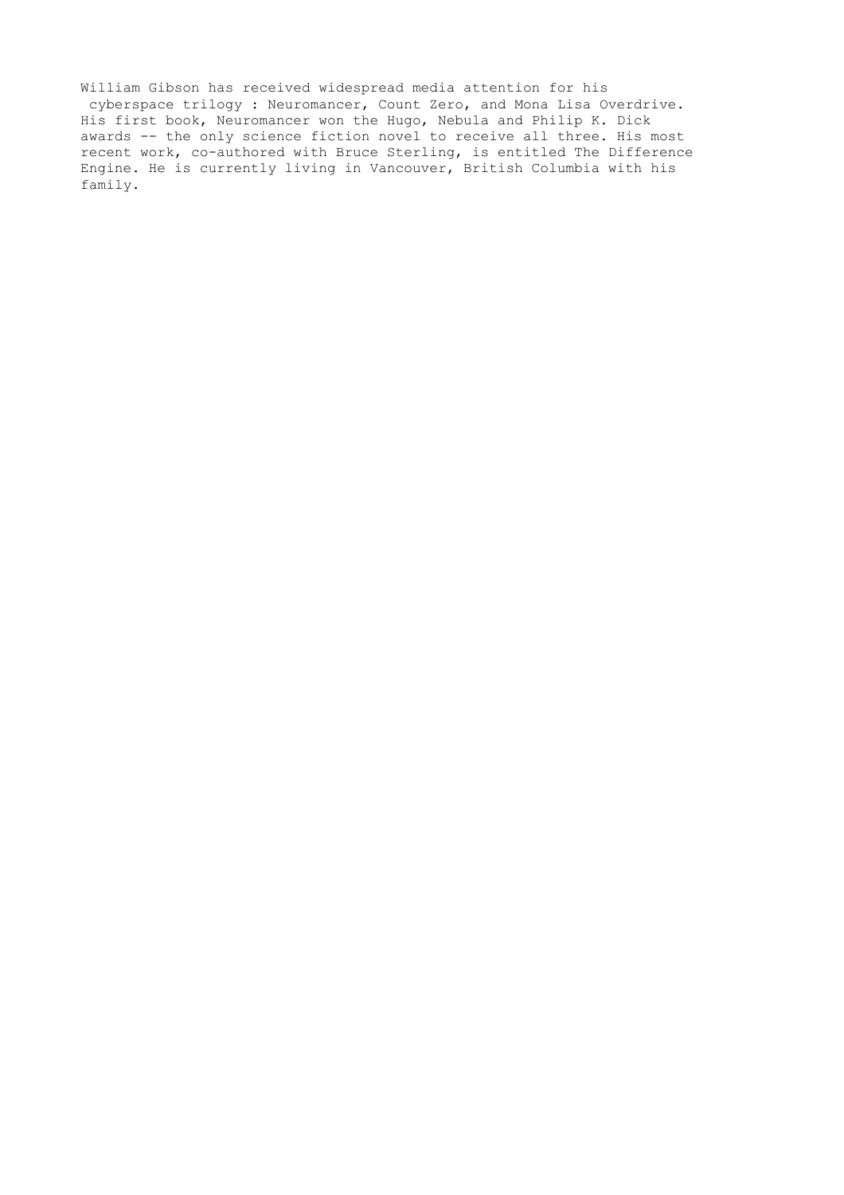William Gibson has received widespread media attention for his cyberspace trilogy : Neuromancer, Count Zero, and Mona Lisa Overdrive. His first book, Neuromancer won the Hugo, Nebula and Philip K. Dick awards -- the only science fiction novel to receive all three. His most recent work, co-authored with Bruce Sterling, is entitled The Difference Engine. He is currently living in Vancouver, British Columbia with his family.